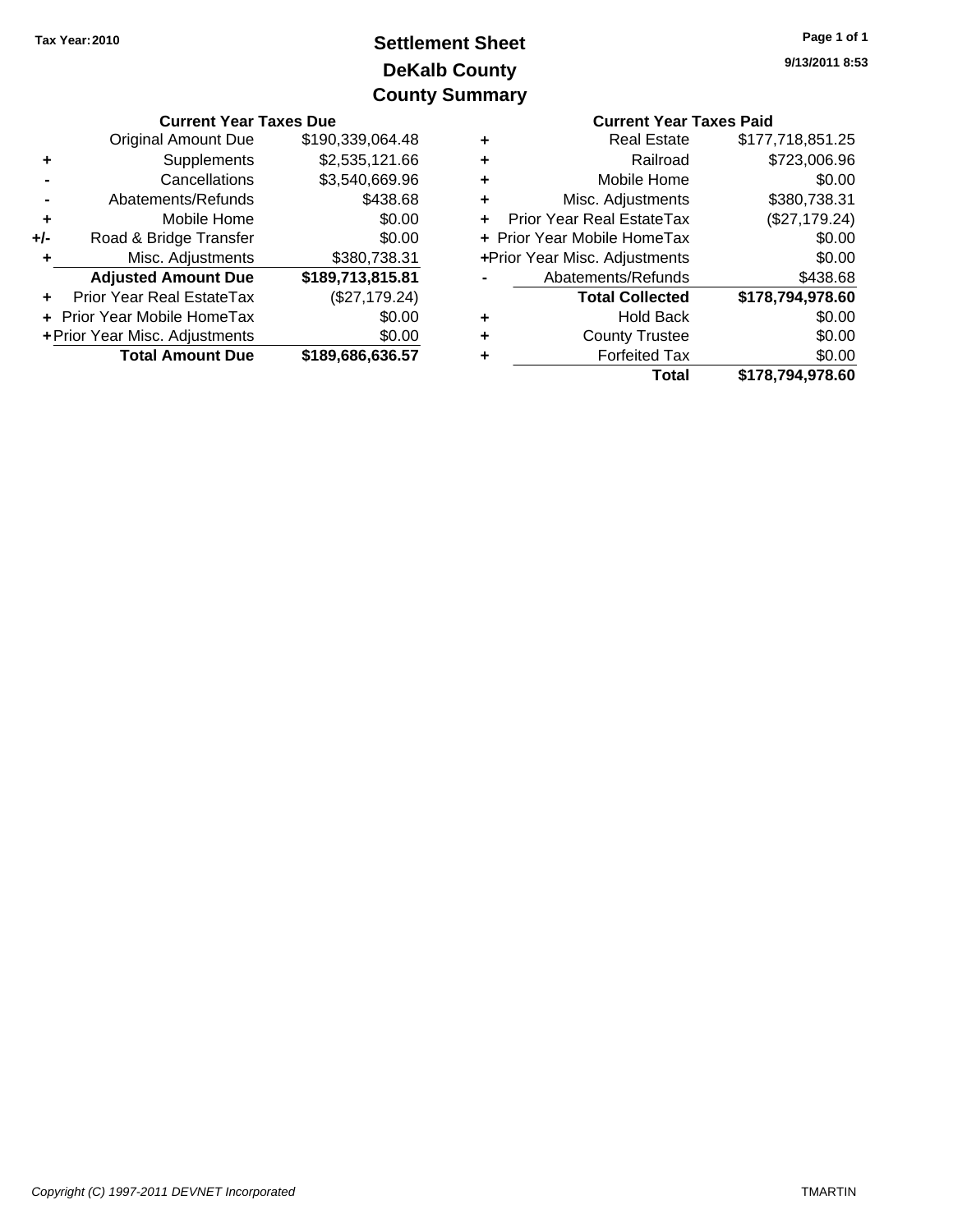Tax Year: 2010

# Settlement Sheet
## DeKalb County
## County Summary

9/13/2011 8:53

### Current Year Taxes Due

| | | |
|---|---|---|
| | Original Amount Due | $190,339,064.48 |
| + | Supplements | $2,535,121.66 |
| - | Cancellations | $3,540,669.96 |
| - | Abatements/Refunds | $438.68 |
| + | Mobile Home | $0.00 |
| +/- | Road & Bridge Transfer | $0.00 |
| + | Misc. Adjustments | $380,738.31 |
| | **Adjusted Amount Due** | **$189,713,815.81** |
| + | Prior Year Real EstateTax | ($27,179.24) |
| + | Prior Year Mobile HomeTax | $0.00 |
| + | Prior Year Misc. Adjustments | $0.00 |
| | **Total Amount Due** | **$189,686,636.57** |

### Current Year Taxes Paid

| | | |
|---|---|---|
| + | Real Estate | $177,718,851.25 |
| + | Railroad | $723,006.96 |
| + | Mobile Home | $0.00 |
| + | Misc. Adjustments | $380,738.31 |
| + | Prior Year Real EstateTax | ($27,179.24) |
| + | Prior Year Mobile HomeTax | $0.00 |
| + | Prior Year Misc. Adjustments | $0.00 |
| - | Abatements/Refunds | $438.68 |
| | **Total Collected** | **$178,794,978.60** |
| + | Hold Back | $0.00 |
| + | County Trustee | $0.00 |
| + | Forfeited Tax | $0.00 |
| | **Total** | **$178,794,978.60** |

*Copyright (C) 1997-2011 DEVNET Incorporated*

TMARTIN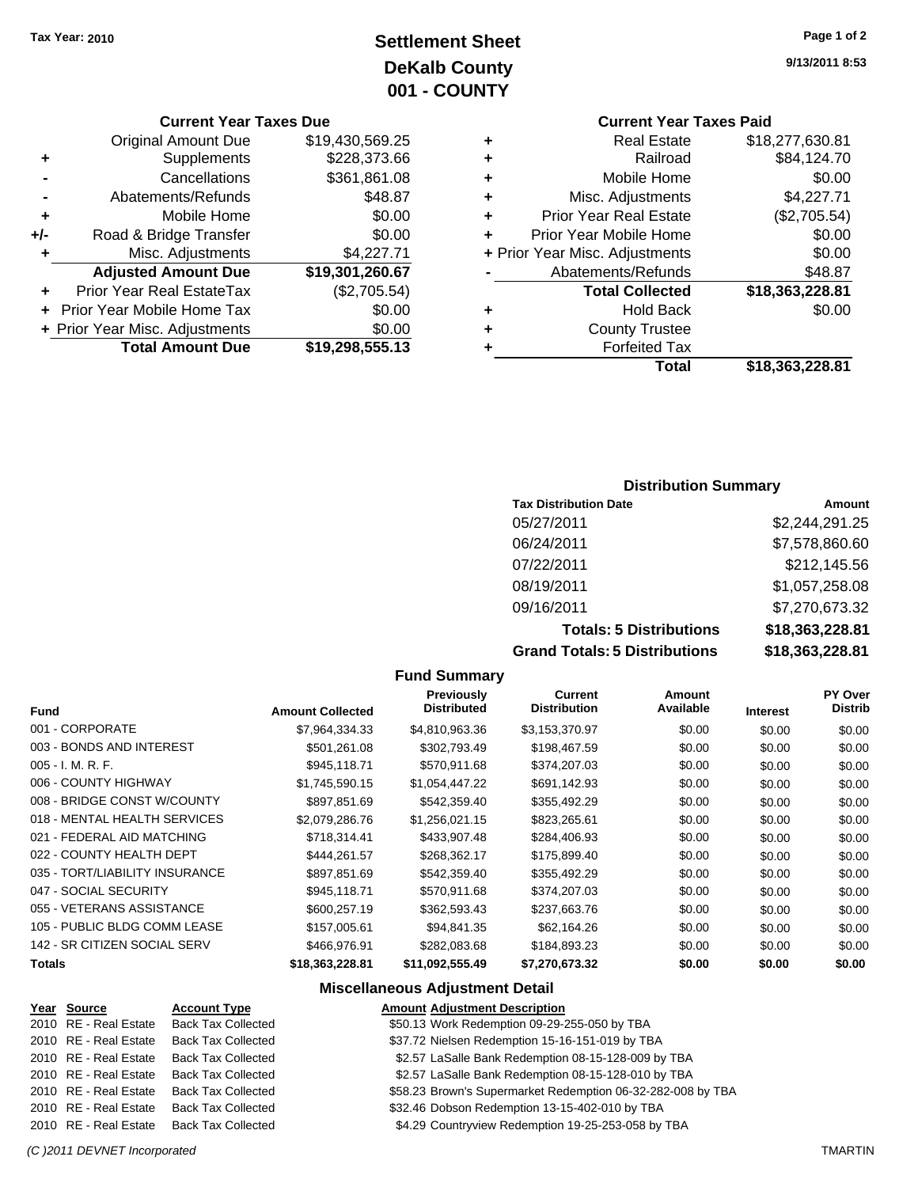Tax Year: 2010

# Settlement Sheet
## DeKalb County
## 001 - COUNTY

9/13/2011 8:53

### Current Year Taxes Due

| | | |
|---|---|---|
| | Original Amount Due | $19,430,569.25 |
| + | Supplements | $228,373.66 |
| - | Cancellations | $361,861.08 |
| - | Abatements/Refunds | $48.87 |
| + | Mobile Home | $0.00 |
| +/- | Road & Bridge Transfer | $0.00 |
| + | Misc. Adjustments | $4,227.71 |
| | **Adjusted Amount Due** | **$19,301,260.67** |
| + | Prior Year Real EstateTax | ($2,705.54) |
| + | Prior Year Mobile Home Tax | $0.00 |
| + | Prior Year Misc. Adjustments | $0.00 |
| | **Total Amount Due** | **$19,298,555.13** |

### Current Year Taxes Paid

| | | |
|---|---|---|
| + | Real Estate | $18,277,630.81 |
| + | Railroad | $84,124.70 |
| + | Mobile Home | $0.00 |
| + | Misc. Adjustments | $4,227.71 |
| + | Prior Year Real Estate | ($2,705.54) |
| + | Prior Year Mobile Home | $0.00 |
| + | Prior Year Misc. Adjustments | $0.00 |
| - | Abatements/Refunds | $48.87 |
| | **Total Collected** | **$18,363,228.81** |
| + | Hold Back | $0.00 |
| + | County Trustee | |
| + | Forfeited Tax | |
| | **Total** | **$18,363,228.81** |

### Distribution Summary

| Tax Distribution Date | Amount |
|---|---|
| 05/27/2011 | $2,244,291.25 |
| 06/24/2011 | $7,578,860.60 |
| 07/22/2011 | $212,145.56 |
| 08/19/2011 | $1,057,258.08 |
| 09/16/2011 | $7,270,673.32 |
| **Totals: 5 Distributions** | **$18,363,228.81** |
| **Grand Totals: 5 Distributions** | **$18,363,228.81** |

### Fund Summary

| Fund | Amount Collected | Previously Distributed | Current Distribution | Amount Available | Interest | PY Over Distrib |
|---|---|---|---|---|---|---|
| 001 - CORPORATE | $7,964,334.33 | $4,810,963.36 | $3,153,370.97 | $0.00 | $0.00 | $0.00 |
| 003 - BONDS AND INTEREST | $501,261.08 | $302,793.49 | $198,467.59 | $0.00 | $0.00 | $0.00 |
| 005 - I. M. R. F. | $945,118.71 | $570,911.68 | $374,207.03 | $0.00 | $0.00 | $0.00 |
| 006 - COUNTY HIGHWAY | $1,745,590.15 | $1,054,447.22 | $691,142.93 | $0.00 | $0.00 | $0.00 |
| 008 - BRIDGE CONST W/COUNTY | $897,851.69 | $542,359.40 | $355,492.29 | $0.00 | $0.00 | $0.00 |
| 018 - MENTAL HEALTH SERVICES | $2,079,286.76 | $1,256,021.15 | $823,265.61 | $0.00 | $0.00 | $0.00 |
| 021 - FEDERAL AID MATCHING | $718,314.41 | $433,907.48 | $284,406.93 | $0.00 | $0.00 | $0.00 |
| 022 - COUNTY HEALTH DEPT | $444,261.57 | $268,362.17 | $175,899.40 | $0.00 | $0.00 | $0.00 |
| 035 - TORT/LIABILITY INSURANCE | $897,851.69 | $542,359.40 | $355,492.29 | $0.00 | $0.00 | $0.00 |
| 047 - SOCIAL SECURITY | $945,118.71 | $570,911.68 | $374,207.03 | $0.00 | $0.00 | $0.00 |
| 055 - VETERANS ASSISTANCE | $600,257.19 | $362,593.43 | $237,663.76 | $0.00 | $0.00 | $0.00 |
| 105 - PUBLIC BLDG COMM LEASE | $157,005.61 | $94,841.35 | $62,164.26 | $0.00 | $0.00 | $0.00 |
| 142 - SR CITIZEN SOCIAL SERV | $466,976.91 | $282,083.68 | $184,893.23 | $0.00 | $0.00 | $0.00 |
| **Totals** | **$18,363,228.81** | **$11,092,555.49** | **$7,270,673.32** | **$0.00** | **$0.00** | **$0.00** |

### Miscellaneous Adjustment Detail

| Year | Source | Account Type | Amount | Adjustment Description |
|---|---|---|---|---|
| 2010 | RE - Real Estate | Back Tax Collected | $50.13 | Work Redemption 09-29-255-050 by TBA |
| 2010 | RE - Real Estate | Back Tax Collected | $37.72 | Nielsen Redemption 15-16-151-019 by TBA |
| 2010 | RE - Real Estate | Back Tax Collected | $2.57 | LaSalle Bank Redemption 08-15-128-009 by TBA |
| 2010 | RE - Real Estate | Back Tax Collected | $2.57 | LaSalle Bank Redemption 08-15-128-010 by TBA |
| 2010 | RE - Real Estate | Back Tax Collected | $58.23 | Brown's Supermarket Redemption 06-32-282-008 by TBA |
| 2010 | RE - Real Estate | Back Tax Collected | $32.46 | Dobson Redemption 13-15-402-010 by TBA |
| 2010 | RE - Real Estate | Back Tax Collected | $4.29 | Countryview Redemption 19-25-253-058 by TBA |

(C )2011 DEVNET Incorporated TMARTIN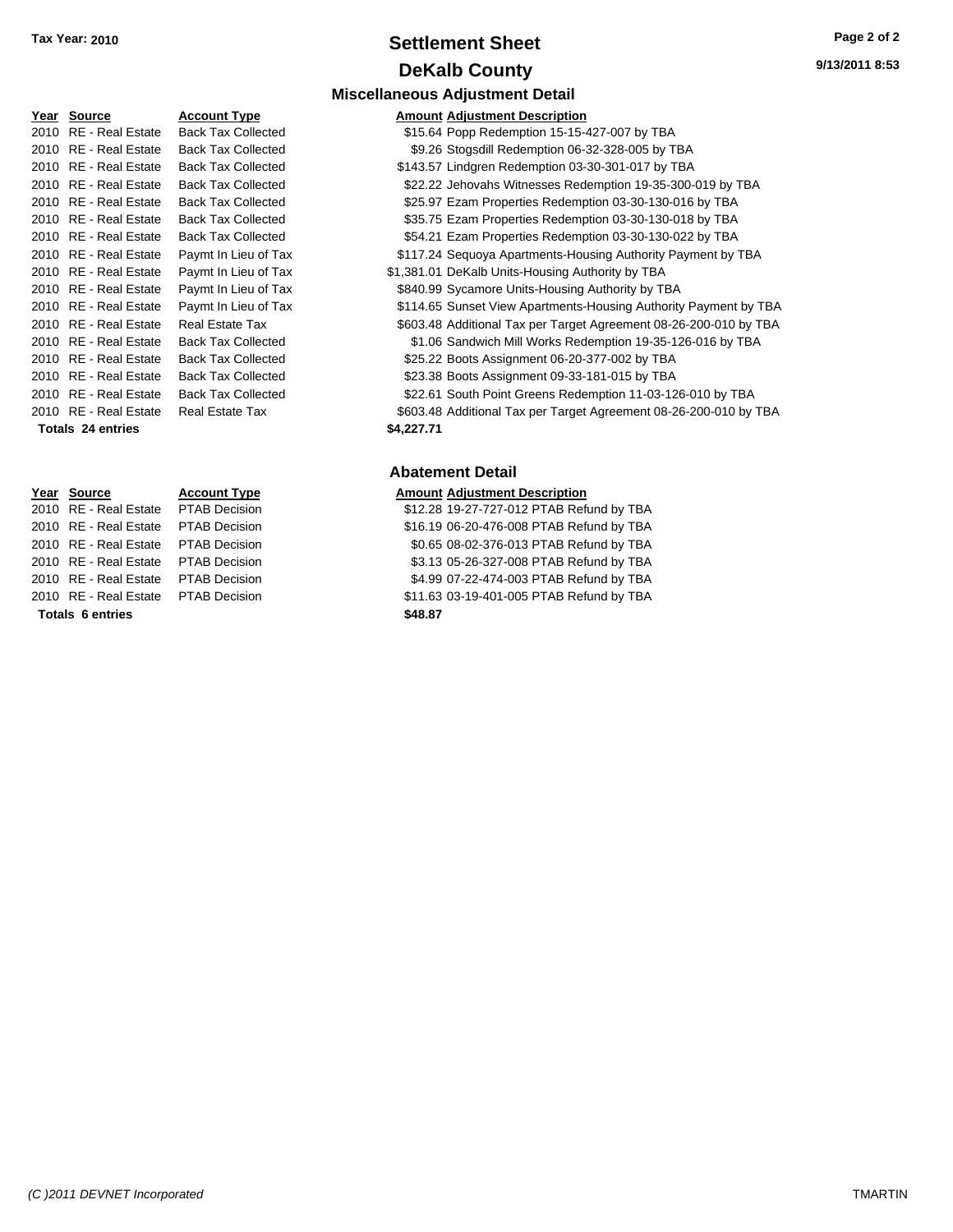**Tax Year: 2010**

# Settlement Sheet

## DeKalb County

### Miscellaneous Adjustment Detail

| Year | Source | Account Type | Amount | Adjustment Description |
|---|---|---|---|---|
| 2010 | RE - Real Estate | Back Tax Collected | $15.64 | Popp Redemption 15-15-427-007 by TBA |
| 2010 | RE - Real Estate | Back Tax Collected | $9.26 | Stogsdill Redemption 06-32-328-005 by TBA |
| 2010 | RE - Real Estate | Back Tax Collected | $143.57 | Lindgren Redemption 03-30-301-017 by TBA |
| 2010 | RE - Real Estate | Back Tax Collected | $22.22 | Jehovahs Witnesses Redemption 19-35-300-019 by TBA |
| 2010 | RE - Real Estate | Back Tax Collected | $25.97 | Ezam Properties Redemption 03-30-130-016 by TBA |
| 2010 | RE - Real Estate | Back Tax Collected | $35.75 | Ezam Properties Redemption 03-30-130-018 by TBA |
| 2010 | RE - Real Estate | Back Tax Collected | $54.21 | Ezam Properties Redemption 03-30-130-022 by TBA |
| 2010 | RE - Real Estate | Paymt In Lieu of Tax | $117.24 | Sequoya Apartments-Housing Authority Payment by TBA |
| 2010 | RE - Real Estate | Paymt In Lieu of Tax | $1,381.01 | DeKalb Units-Housing Authority by TBA |
| 2010 | RE - Real Estate | Paymt In Lieu of Tax | $840.99 | Sycamore Units-Housing Authority by TBA |
| 2010 | RE - Real Estate | Paymt In Lieu of Tax | $114.65 | Sunset View Apartments-Housing Authority Payment by TBA |
| 2010 | RE - Real Estate | Real Estate Tax | $603.48 | Additional Tax per Target Agreement 08-26-200-010 by TBA |
| 2010 | RE - Real Estate | Back Tax Collected | $1.06 | Sandwich Mill Works Redemption 19-35-126-016 by TBA |
| 2010 | RE - Real Estate | Back Tax Collected | $25.22 | Boots Assignment 06-20-377-002 by TBA |
| 2010 | RE - Real Estate | Back Tax Collected | $23.38 | Boots Assignment 09-33-181-015 by TBA |
| 2010 | RE - Real Estate | Back Tax Collected | $22.61 | South Point Greens Redemption 11-03-126-010 by TBA |
| 2010 | RE - Real Estate | Real Estate Tax | $603.48 | Additional Tax per Target Agreement 08-26-200-010 by TBA |
| **Totals 24 entries** | | | **$4,227.71** | |

### Abatement Detail

| Year | Source | Account Type | Amount | Adjustment Description |
|---|---|---|---|---|
| 2010 | RE - Real Estate | PTAB Decision | $12.28 | 19-27-727-012 PTAB Refund by TBA |
| 2010 | RE - Real Estate | PTAB Decision | $16.19 | 06-20-476-008 PTAB Refund by TBA |
| 2010 | RE - Real Estate | PTAB Decision | $0.65 | 08-02-376-013 PTAB Refund by TBA |
| 2010 | RE - Real Estate | PTAB Decision | $3.13 | 05-26-327-008 PTAB Refund by TBA |
| 2010 | RE - Real Estate | PTAB Decision | $4.99 | 07-22-474-003 PTAB Refund by TBA |
| 2010 | RE - Real Estate | PTAB Decision | $11.63 | 03-19-401-005 PTAB Refund by TBA |
| **Totals 6 entries** | | | **$48.87** | |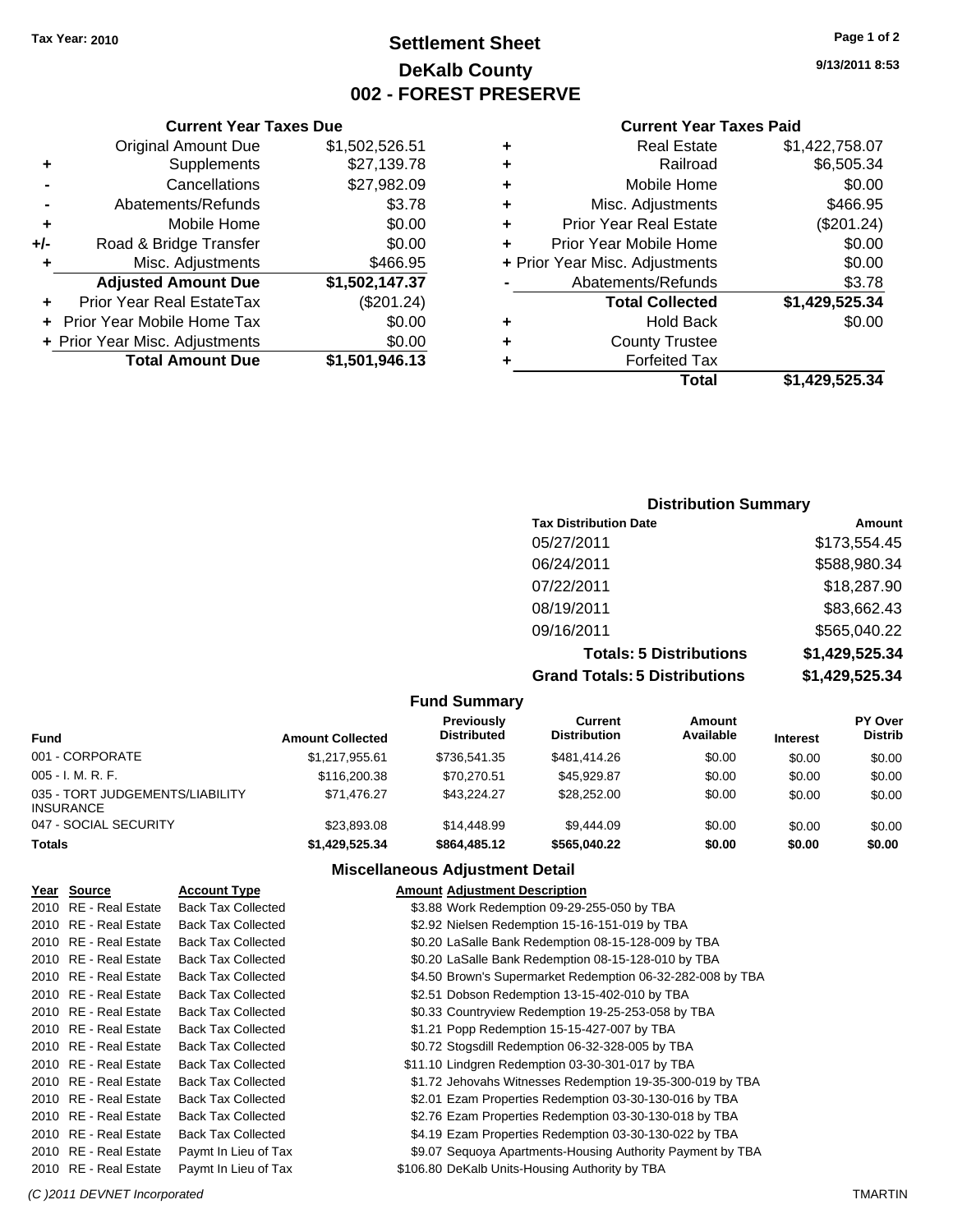Tax Year: 2010

# Settlement Sheet
## DeKalb County
## 002 - FOREST PRESERVE

9/13/2011 8:53

### Current Year Taxes Due

| | | |
|---|---|---|
| | Original Amount Due | $1,502,526.51 |
| + | Supplements | $27,139.78 |
| - | Cancellations | $27,982.09 |
| - | Abatements/Refunds | $3.78 |
| + | Mobile Home | $0.00 |
| +/- | Road & Bridge Transfer | $0.00 |
| + | Misc. Adjustments | $466.95 |
| | **Adjusted Amount Due** | **$1,502,147.37** |
| + | Prior Year Real EstateTax | ($201.24) |
| + | Prior Year Mobile Home Tax | $0.00 |
| + | Prior Year Misc. Adjustments | $0.00 |
| | **Total Amount Due** | **$1,501,946.13** |

### Current Year Taxes Paid

| | | |
|---|---|---|
| + | Real Estate | $1,422,758.07 |
| + | Railroad | $6,505.34 |
| + | Mobile Home | $0.00 |
| + | Misc. Adjustments | $466.95 |
| + | Prior Year Real Estate | ($201.24) |
| + | Prior Year Mobile Home | $0.00 |
| + | Prior Year Misc. Adjustments | $0.00 |
| - | Abatements/Refunds | $3.78 |
| | **Total Collected** | **$1,429,525.34** |
| + | Hold Back | $0.00 |
| + | County Trustee | |
| + | Forfeited Tax | |
| | **Total** | **$1,429,525.34** |

### Distribution Summary

| Tax Distribution Date | Amount |
|---|---|
| 05/27/2011 | $173,554.45 |
| 06/24/2011 | $588,980.34 |
| 07/22/2011 | $18,287.90 |
| 08/19/2011 | $83,662.43 |
| 09/16/2011 | $565,040.22 |
| **Totals: 5 Distributions** | **$1,429,525.34** |
| **Grand Totals: 5 Distributions** | **$1,429,525.34** |

### Fund Summary

| Fund | Amount Collected | Previously Distributed | Current Distribution | Amount Available | Interest | PY Over Distrib |
|---|---|---|---|---|---|---|
| 001 - CORPORATE | $1,217,955.61 | $736,541.35 | $481,414.26 | $0.00 | $0.00 | $0.00 |
| 005 - I. M. R. F. | $116,200.38 | $70,270.51 | $45,929.87 | $0.00 | $0.00 | $0.00 |
| 035 - TORT JUDGEMENTS/LIABILITY INSURANCE | $71,476.27 | $43,224.27 | $28,252.00 | $0.00 | $0.00 | $0.00 |
| 047 - SOCIAL SECURITY | $23,893.08 | $14,448.99 | $9,444.09 | $0.00 | $0.00 | $0.00 |
| **Totals** | **$1,429,525.34** | **$864,485.12** | **$565,040.22** | **$0.00** | **$0.00** | **$0.00** |

### Miscellaneous Adjustment Detail

| Year | Source | Account Type | Amount | Adjustment Description |
|---|---|---|---|---|
| 2010 | RE - Real Estate | Back Tax Collected | $3.88 | Work Redemption 09-29-255-050 by TBA |
| 2010 | RE - Real Estate | Back Tax Collected | $2.92 | Nielsen Redemption 15-16-151-019 by TBA |
| 2010 | RE - Real Estate | Back Tax Collected | $0.20 | LaSalle Bank Redemption 08-15-128-009 by TBA |
| 2010 | RE - Real Estate | Back Tax Collected | $0.20 | LaSalle Bank Redemption 08-15-128-010 by TBA |
| 2010 | RE - Real Estate | Back Tax Collected | $4.50 | Brown's Supermarket Redemption 06-32-282-008 by TBA |
| 2010 | RE - Real Estate | Back Tax Collected | $2.51 | Dobson Redemption 13-15-402-010 by TBA |
| 2010 | RE - Real Estate | Back Tax Collected | $0.33 | Countryview Redemption 19-25-253-058 by TBA |
| 2010 | RE - Real Estate | Back Tax Collected | $1.21 | Popp Redemption 15-15-427-007 by TBA |
| 2010 | RE - Real Estate | Back Tax Collected | $0.72 | Stogsdill Redemption 06-32-328-005 by TBA |
| 2010 | RE - Real Estate | Back Tax Collected | $11.10 | Lindgren Redemption 03-30-301-017 by TBA |
| 2010 | RE - Real Estate | Back Tax Collected | $1.72 | Jehovahs Witnesses Redemption 19-35-300-019 by TBA |
| 2010 | RE - Real Estate | Back Tax Collected | $2.01 | Ezam Properties Redemption 03-30-130-016 by TBA |
| 2010 | RE - Real Estate | Back Tax Collected | $2.76 | Ezam Properties Redemption 03-30-130-018 by TBA |
| 2010 | RE - Real Estate | Back Tax Collected | $4.19 | Ezam Properties Redemption 03-30-130-022 by TBA |
| 2010 | RE - Real Estate | Paymt In Lieu of Tax | $9.07 | Sequoya Apartments-Housing Authority Payment by TBA |
| 2010 | RE - Real Estate | Paymt In Lieu of Tax | $106.80 | DeKalb Units-Housing Authority by TBA |

(C )2011 DEVNET Incorporated TMARTIN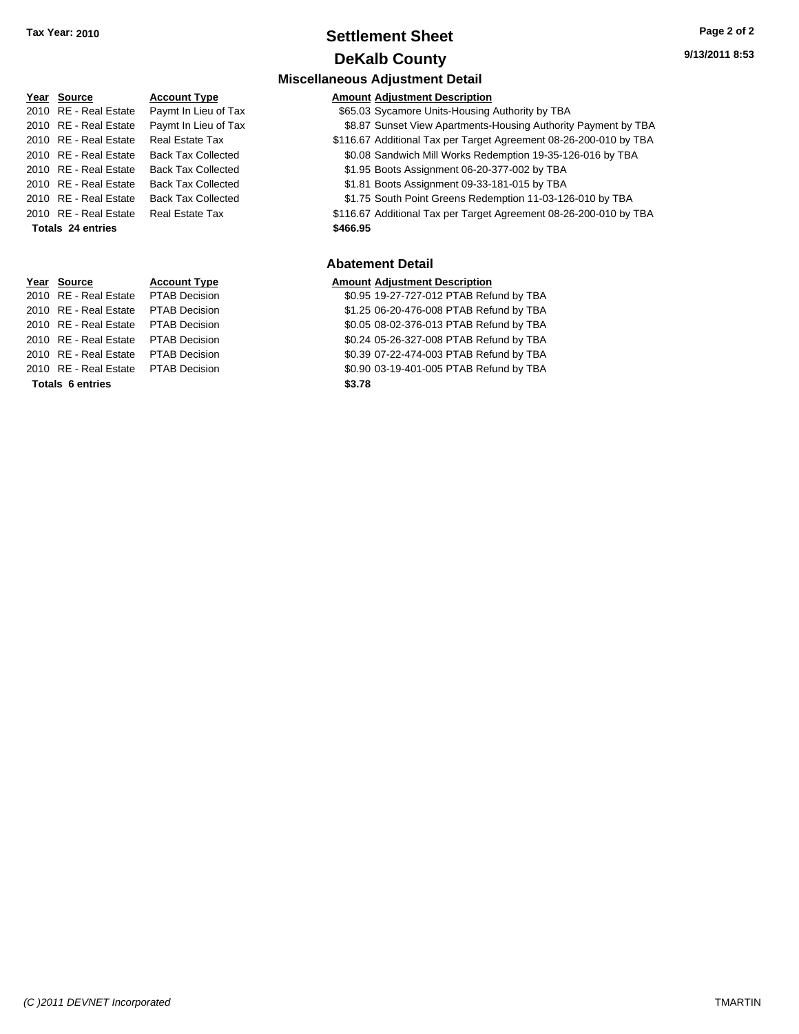**Tax Year: 2010**

# Settlement Sheet

## DeKalb County

9/13/2011 8:53

### Miscellaneous Adjustment Detail

| Year | Source | Account Type | Amount | Adjustment Description |
|---|---|---|---|---|
| 2010 | RE - Real Estate | Paymt In Lieu of Tax | $65.03 | Sycamore Units-Housing Authority by TBA |
| 2010 | RE - Real Estate | Paymt In Lieu of Tax | $8.87 | Sunset View Apartments-Housing Authority Payment by TBA |
| 2010 | RE - Real Estate | Real Estate Tax | $116.67 | Additional Tax per Target Agreement 08-26-200-010 by TBA |
| 2010 | RE - Real Estate | Back Tax Collected | $0.08 | Sandwich Mill Works Redemption 19-35-126-016 by TBA |
| 2010 | RE - Real Estate | Back Tax Collected | $1.95 | Boots Assignment 06-20-377-002 by TBA |
| 2010 | RE - Real Estate | Back Tax Collected | $1.81 | Boots Assignment 09-33-181-015 by TBA |
| 2010 | RE - Real Estate | Back Tax Collected | $1.75 | South Point Greens Redemption 11-03-126-010 by TBA |
| 2010 | RE - Real Estate | Real Estate Tax | $116.67 | Additional Tax per Target Agreement 08-26-200-010 by TBA |
| **Totals** | **24 entries** | | **$466.95** | |

### Abatement Detail

| Year | Source | Account Type | Amount | Adjustment Description |
|---|---|---|---|---|
| 2010 | RE - Real Estate | PTAB Decision | $0.95 | 19-27-727-012 PTAB Refund by TBA |
| 2010 | RE - Real Estate | PTAB Decision | $1.25 | 06-20-476-008 PTAB Refund by TBA |
| 2010 | RE - Real Estate | PTAB Decision | $0.05 | 08-02-376-013 PTAB Refund by TBA |
| 2010 | RE - Real Estate | PTAB Decision | $0.24 | 05-26-327-008 PTAB Refund by TBA |
| 2010 | RE - Real Estate | PTAB Decision | $0.39 | 07-22-474-003 PTAB Refund by TBA |
| 2010 | RE - Real Estate | PTAB Decision | $0.90 | 03-19-401-005 PTAB Refund by TBA |
| **Totals** | **6 entries** | | **$3.78** | |

*(C )2011 DEVNET Incorporated* TMARTIN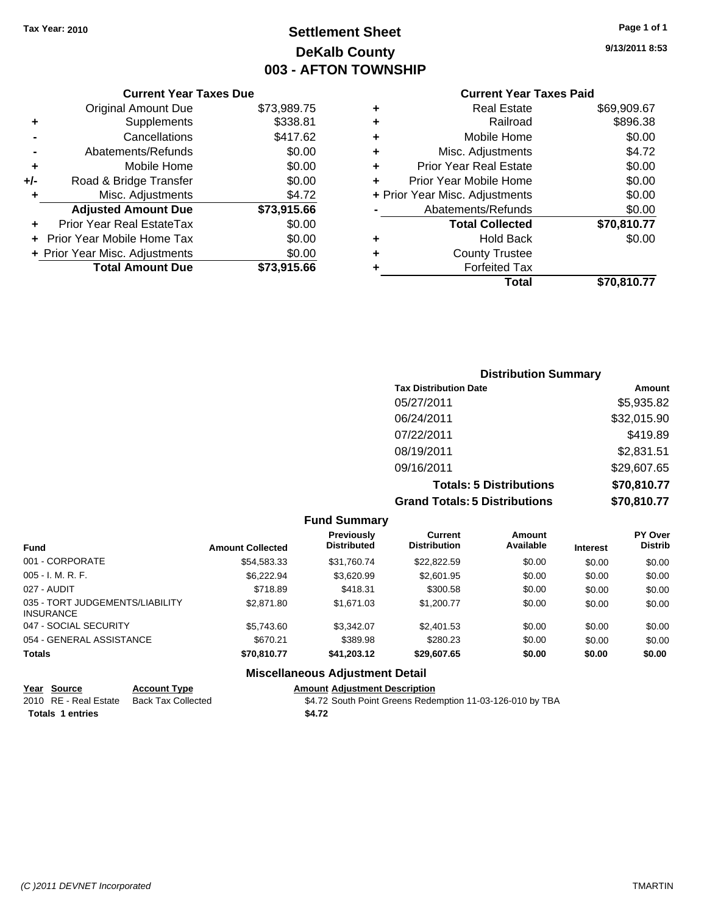**Tax Year: 2010**

# Settlement Sheet
## DeKalb County
## 003 - AFTON TOWNSHIP

9/13/2011 8:53

### Current Year Taxes Due

| | | |
|---|---|---|
| | Original Amount Due | $73,989.75 |
| + | Supplements | $338.81 |
| - | Cancellations | $417.62 |
| - | Abatements/Refunds | $0.00 |
| + | Mobile Home | $0.00 |
| +/- | Road & Bridge Transfer | $0.00 |
| + | Misc. Adjustments | $4.72 |
| | **Adjusted Amount Due** | **$73,915.66** |
| + | Prior Year Real EstateTax | $0.00 |
| + | Prior Year Mobile Home Tax | $0.00 |
| + | Prior Year Misc. Adjustments | $0.00 |
| | **Total Amount Due** | **$73,915.66** |

### Current Year Taxes Paid

| | | |
|---|---|---|
| + | Real Estate | $69,909.67 |
| + | Railroad | $896.38 |
| + | Mobile Home | $0.00 |
| + | Misc. Adjustments | $4.72 |
| + | Prior Year Real Estate | $0.00 |
| + | Prior Year Mobile Home | $0.00 |
| + | Prior Year Misc. Adjustments | $0.00 |
| - | Abatements/Refunds | $0.00 |
| | **Total Collected** | **$70,810.77** |
| + | Hold Back | $0.00 |
| + | County Trustee | |
| + | Forfeited Tax | |
| | **Total** | **$70,810.77** |

### Distribution Summary

| Tax Distribution Date | Amount |
|---|---|
| 05/27/2011 | $5,935.82 |
| 06/24/2011 | $32,015.90 |
| 07/22/2011 | $419.89 |
| 08/19/2011 | $2,831.51 |
| 09/16/2011 | $29,607.65 |
| **Totals: 5 Distributions** | **$70,810.77** |
| **Grand Totals: 5 Distributions** | **$70,810.77** |

### Fund Summary

| Fund | Amount Collected | Previously Distributed | Current Distribution | Amount Available | Interest | PY Over Distrib |
|---|---|---|---|---|---|---|
| 001 - CORPORATE | $54,583.33 | $31,760.74 | $22,822.59 | $0.00 | $0.00 | $0.00 |
| 005 - I. M. R. F. | $6,222.94 | $3,620.99 | $2,601.95 | $0.00 | $0.00 | $0.00 |
| 027 - AUDIT | $718.89 | $418.31 | $300.58 | $0.00 | $0.00 | $0.00 |
| 035 - TORT JUDGEMENTS/LIABILITY INSURANCE | $2,871.80 | $1,671.03 | $1,200.77 | $0.00 | $0.00 | $0.00 |
| 047 - SOCIAL SECURITY | $5,743.60 | $3,342.07 | $2,401.53 | $0.00 | $0.00 | $0.00 |
| 054 - GENERAL ASSISTANCE | $670.21 | $389.98 | $280.23 | $0.00 | $0.00 | $0.00 |
| **Totals** | **$70,810.77** | **$41,203.12** | **$29,607.65** | **$0.00** | **$0.00** | **$0.00** |

### Miscellaneous Adjustment Detail

| Year | Source | Account Type | Amount | Adjustment Description |
|---|---|---|---|---|
| 2010 | RE - Real Estate | Back Tax Collected | $4.72 | South Point Greens Redemption 11-03-126-010 by TBA |
| **Totals 1 entries** | | | **$4.72** | |

(C )2011 DEVNET Incorporated — TMARTIN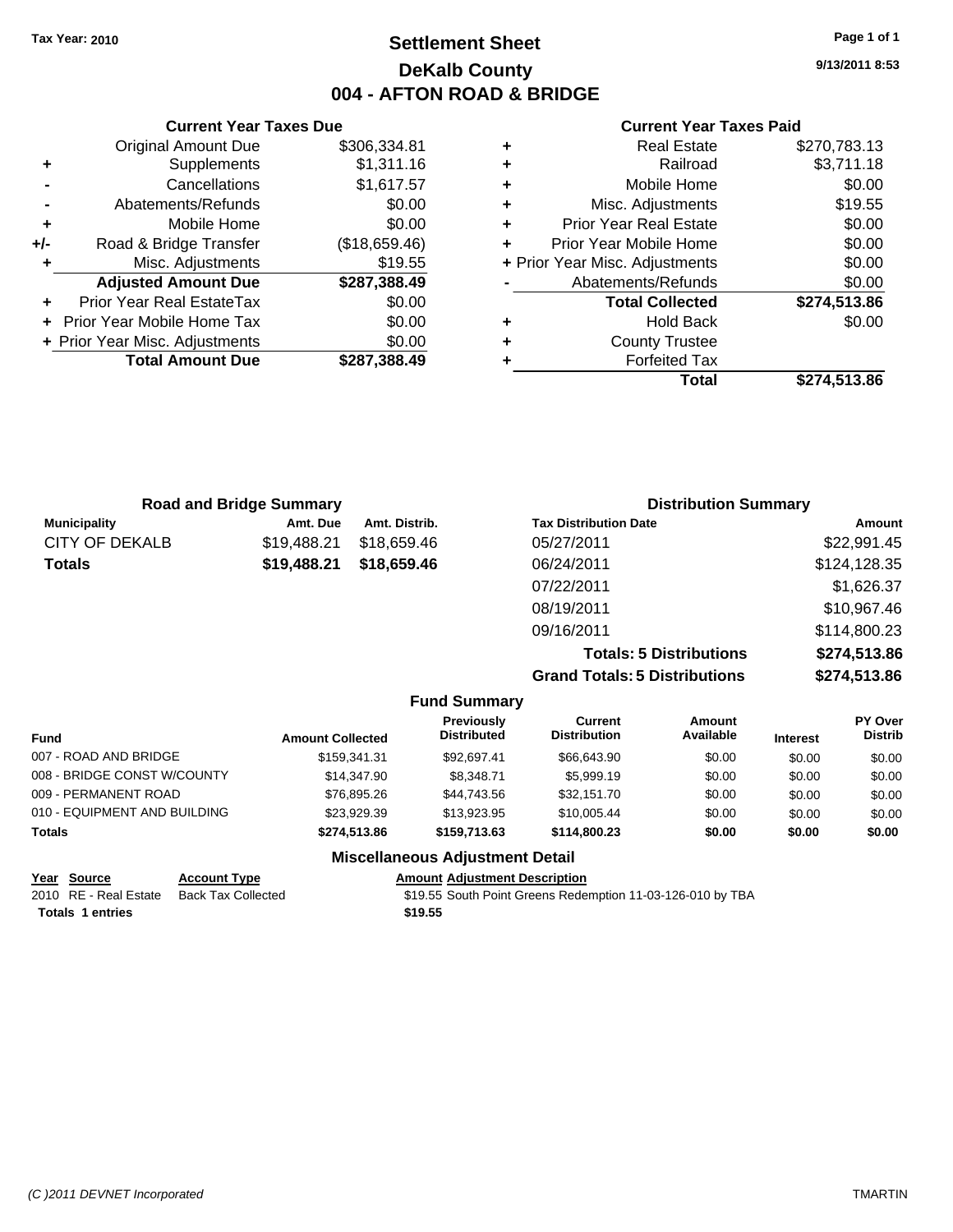**Tax Year: 2010**

# Settlement Sheet
## DeKalb County
## 004 - AFTON ROAD & BRIDGE

9/13/2011 8:53

### Current Year Taxes Due

| | | |
|---|---|---|
| | Original Amount Due | $306,334.81 |
| + | Supplements | $1,311.16 |
| - | Cancellations | $1,617.57 |
| - | Abatements/Refunds | $0.00 |
| + | Mobile Home | $0.00 |
| +/- | Road & Bridge Transfer | ($18,659.46) |
| + | Misc. Adjustments | $19.55 |
| | **Adjusted Amount Due** | **$287,388.49** |
| + | Prior Year Real EstateTax | $0.00 |
| + | Prior Year Mobile Home Tax | $0.00 |
| + | Prior Year Misc. Adjustments | $0.00 |
| | **Total Amount Due** | **$287,388.49** |

### Current Year Taxes Paid

| | | |
|---|---|---|
| + | Real Estate | $270,783.13 |
| + | Railroad | $3,711.18 |
| + | Mobile Home | $0.00 |
| + | Misc. Adjustments | $19.55 |
| + | Prior Year Real Estate | $0.00 |
| + | Prior Year Mobile Home | $0.00 |
| + | Prior Year Misc. Adjustments | $0.00 |
| - | Abatements/Refunds | $0.00 |
| | **Total Collected** | **$274,513.86** |
| + | Hold Back | $0.00 |
| + | County Trustee | |
| + | Forfeited Tax | |
| | **Total** | **$274,513.86** |

### Road and Bridge Summary

| Municipality | Amt. Due | Amt. Distrib. |
|---|---|---|
| CITY OF DEKALB | $19,488.21 | $18,659.46 |
| **Totals** | **$19,488.21** | **$18,659.46** |

### Distribution Summary

| Tax Distribution Date | Amount |
|---|---|
| 05/27/2011 | $22,991.45 |
| 06/24/2011 | $124,128.35 |
| 07/22/2011 | $1,626.37 |
| 08/19/2011 | $10,967.46 |
| 09/16/2011 | $114,800.23 |
| **Totals: 5 Distributions** | **$274,513.86** |
| **Grand Totals: 5 Distributions** | **$274,513.86** |

### Fund Summary

| Fund | Amount Collected | Previously Distributed | Current Distribution | Amount Available | Interest | PY Over Distrib |
|---|---|---|---|---|---|---|
| 007 - ROAD AND BRIDGE | $159,341.31 | $92,697.41 | $66,643.90 | $0.00 | $0.00 | $0.00 |
| 008 - BRIDGE CONST W/COUNTY | $14,347.90 | $8,348.71 | $5,999.19 | $0.00 | $0.00 | $0.00 |
| 009 - PERMANENT ROAD | $76,895.26 | $44,743.56 | $32,151.70 | $0.00 | $0.00 | $0.00 |
| 010 - EQUIPMENT AND BUILDING | $23,929.39 | $13,923.95 | $10,005.44 | $0.00 | $0.00 | $0.00 |
| **Totals** | **$274,513.86** | **$159,713.63** | **$114,800.23** | **$0.00** | **$0.00** | **$0.00** |

### Miscellaneous Adjustment Detail

| Year | Source | Account Type | Amount | Adjustment Description |
|---|---|---|---|---|
| 2010 | RE - Real Estate | Back Tax Collected | $19.55 | South Point Greens Redemption 11-03-126-010 by TBA |
| **Totals 1 entries** | | | **$19.55** | |

(C )2011 DEVNET Incorporated TMARTIN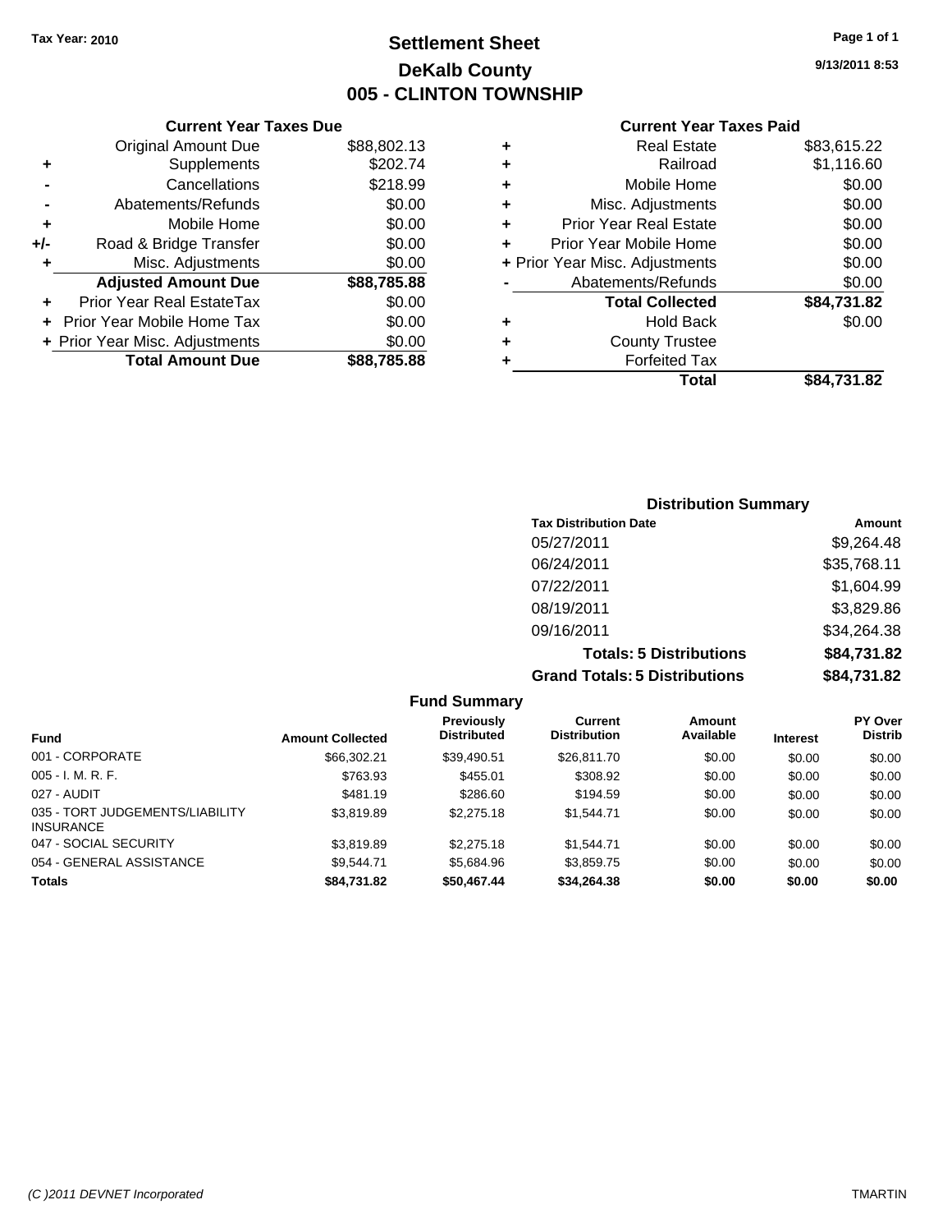**Tax Year: 2010**

# Settlement Sheet
## DeKalb County
## 005 - CLINTON TOWNSHIP

9/13/2011 8:53

### Current Year Taxes Due

| | | |
|---|---|---|
| | Original Amount Due | $88,802.13 |
| + | Supplements | $202.74 |
| - | Cancellations | $218.99 |
| - | Abatements/Refunds | $0.00 |
| + | Mobile Home | $0.00 |
| +/- | Road & Bridge Transfer | $0.00 |
| + | Misc. Adjustments | $0.00 |
| | **Adjusted Amount Due** | **$88,785.88** |
| + | Prior Year Real EstateTax | $0.00 |
| + | Prior Year Mobile Home Tax | $0.00 |
| + | Prior Year Misc. Adjustments | $0.00 |
| | **Total Amount Due** | **$88,785.88** |

### Current Year Taxes Paid

| | | |
|---|---|---|
| + | Real Estate | $83,615.22 |
| + | Railroad | $1,116.60 |
| + | Mobile Home | $0.00 |
| + | Misc. Adjustments | $0.00 |
| + | Prior Year Real Estate | $0.00 |
| + | Prior Year Mobile Home | $0.00 |
| + | Prior Year Misc. Adjustments | $0.00 |
| - | Abatements/Refunds | $0.00 |
| | **Total Collected** | **$84,731.82** |
| + | Hold Back | $0.00 |
| + | County Trustee | |
| + | Forfeited Tax | |
| | **Total** | **$84,731.82** |

### Distribution Summary

| Tax Distribution Date | Amount |
|---|---|
| 05/27/2011 | $9,264.48 |
| 06/24/2011 | $35,768.11 |
| 07/22/2011 | $1,604.99 |
| 08/19/2011 | $3,829.86 |
| 09/16/2011 | $34,264.38 |
| **Totals: 5 Distributions** | **$84,731.82** |
| **Grand Totals: 5 Distributions** | **$84,731.82** |

### Fund Summary

| Fund | Amount Collected | Previously Distributed | Current Distribution | Amount Available | Interest | PY Over Distrib |
|---|---|---|---|---|---|---|
| 001 - CORPORATE | $66,302.21 | $39,490.51 | $26,811.70 | $0.00 | $0.00 | $0.00 |
| 005 - I. M. R. F. | $763.93 | $455.01 | $308.92 | $0.00 | $0.00 | $0.00 |
| 027 - AUDIT | $481.19 | $286.60 | $194.59 | $0.00 | $0.00 | $0.00 |
| 035 - TORT JUDGEMENTS/LIABILITY INSURANCE | $3,819.89 | $2,275.18 | $1,544.71 | $0.00 | $0.00 | $0.00 |
| 047 - SOCIAL SECURITY | $3,819.89 | $2,275.18 | $1,544.71 | $0.00 | $0.00 | $0.00 |
| 054 - GENERAL ASSISTANCE | $9,544.71 | $5,684.96 | $3,859.75 | $0.00 | $0.00 | $0.00 |
| **Totals** | **$84,731.82** | **$50,467.44** | **$34,264.38** | **$0.00** | **$0.00** | **$0.00** |

(C )2011 DEVNET Incorporated TMARTIN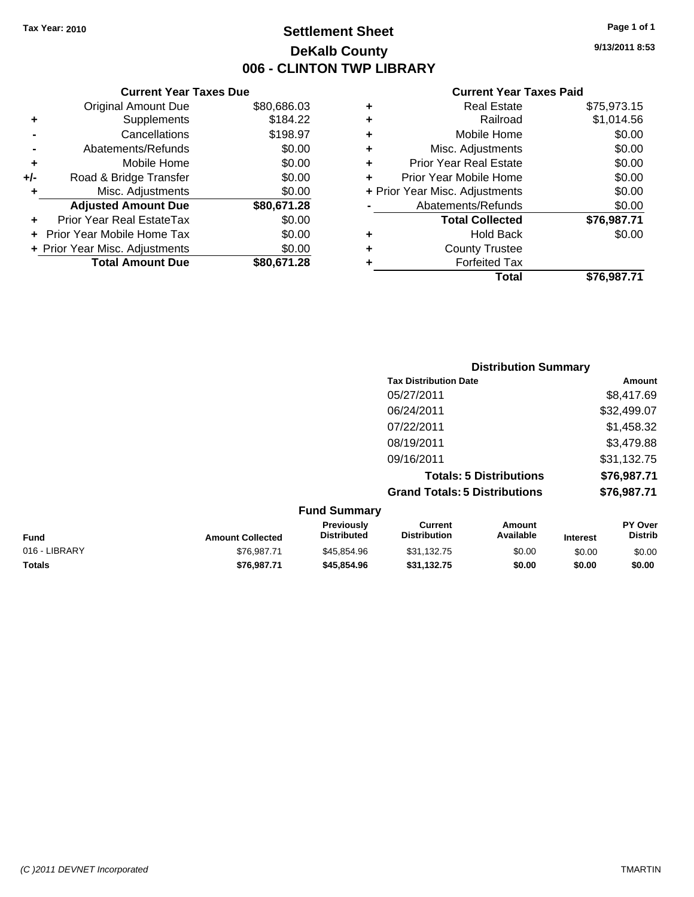**Tax Year: 2010**

# Settlement Sheet
## DeKalb County
## 006 - CLINTON TWP LIBRARY

9/13/2011 8:53

### Current Year Taxes Due

| | | |
|---|---|---|
| | Original Amount Due | $80,686.03 |
| + | Supplements | $184.22 |
| - | Cancellations | $198.97 |
| - | Abatements/Refunds | $0.00 |
| + | Mobile Home | $0.00 |
| +/- | Road & Bridge Transfer | $0.00 |
| + | Misc. Adjustments | $0.00 |
| | **Adjusted Amount Due** | **$80,671.28** |
| + | Prior Year Real EstateTax | $0.00 |
| + | Prior Year Mobile Home Tax | $0.00 |
| + | Prior Year Misc. Adjustments | $0.00 |
| | **Total Amount Due** | **$80,671.28** |

### Current Year Taxes Paid

| | | |
|---|---|---|
| + | Real Estate | $75,973.15 |
| + | Railroad | $1,014.56 |
| + | Mobile Home | $0.00 |
| + | Misc. Adjustments | $0.00 |
| + | Prior Year Real Estate | $0.00 |
| + | Prior Year Mobile Home | $0.00 |
| + | Prior Year Misc. Adjustments | $0.00 |
| - | Abatements/Refunds | $0.00 |
| | **Total Collected** | **$76,987.71** |
| + | Hold Back | $0.00 |
| + | County Trustee | |
| + | Forfeited Tax | |
| | **Total** | **$76,987.71** |

### Distribution Summary

| Tax Distribution Date | Amount |
|---|---|
| 05/27/2011 | $8,417.69 |
| 06/24/2011 | $32,499.07 |
| 07/22/2011 | $1,458.32 |
| 08/19/2011 | $3,479.88 |
| 09/16/2011 | $31,132.75 |
| **Totals: 5 Distributions** | **$76,987.71** |
| **Grand Totals: 5 Distributions** | **$76,987.71** |

### Fund Summary

| Fund | Amount Collected | Previously Distributed | Current Distribution | Amount Available | Interest | PY Over Distrib |
|---|---|---|---|---|---|---|
| 016 - LIBRARY | $76,987.71 | $45,854.96 | $31,132.75 | $0.00 | $0.00 | $0.00 |
| **Totals** | **$76,987.71** | **$45,854.96** | **$31,132.75** | **$0.00** | **$0.00** | **$0.00** |

(C )2011 DEVNET Incorporated TMARTIN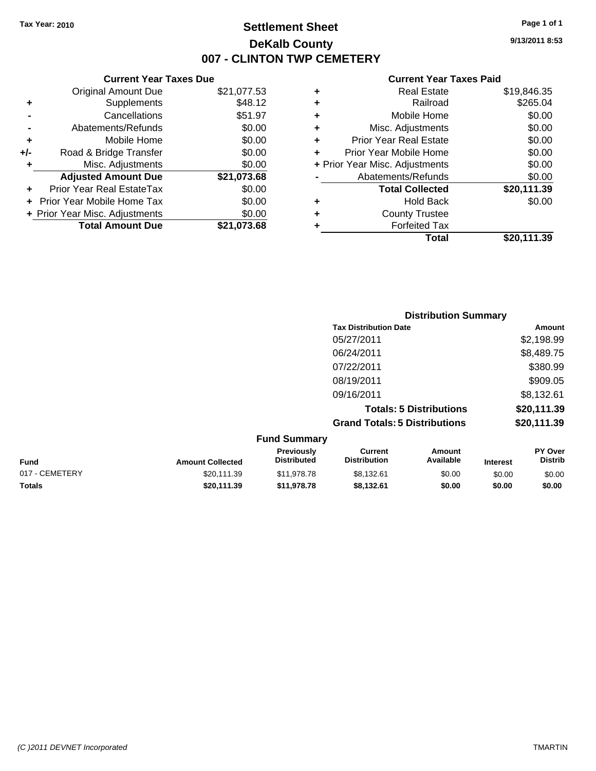**Tax Year: 2010**

# Settlement Sheet
## DeKalb County
## 007 - CLINTON TWP CEMETERY

9/13/2011 8:53

### Current Year Taxes Due

| | | |
|---|---|---|
| | Original Amount Due | $21,077.53 |
| + | Supplements | $48.12 |
| - | Cancellations | $51.97 |
| - | Abatements/Refunds | $0.00 |
| + | Mobile Home | $0.00 |
| +/- | Road & Bridge Transfer | $0.00 |
| + | Misc. Adjustments | $0.00 |
| | **Adjusted Amount Due** | **$21,073.68** |
| + | Prior Year Real EstateTax | $0.00 |
| + | Prior Year Mobile Home Tax | $0.00 |
| + | Prior Year Misc. Adjustments | $0.00 |
| | **Total Amount Due** | **$21,073.68** |

### Current Year Taxes Paid

| | | |
|---|---|---|
| + | Real Estate | $19,846.35 |
| + | Railroad | $265.04 |
| + | Mobile Home | $0.00 |
| + | Misc. Adjustments | $0.00 |
| + | Prior Year Real Estate | $0.00 |
| + | Prior Year Mobile Home | $0.00 |
| + | Prior Year Misc. Adjustments | $0.00 |
| - | Abatements/Refunds | $0.00 |
| | **Total Collected** | **$20,111.39** |
| + | Hold Back | $0.00 |
| + | County Trustee | |
| + | Forfeited Tax | |
| | **Total** | **$20,111.39** |

### Distribution Summary

| Tax Distribution Date | Amount |
|---|---|
| 05/27/2011 | $2,198.99 |
| 06/24/2011 | $8,489.75 |
| 07/22/2011 | $380.99 |
| 08/19/2011 | $909.05 |
| 09/16/2011 | $8,132.61 |
| **Totals: 5 Distributions** | **$20,111.39** |
| **Grand Totals: 5 Distributions** | **$20,111.39** |

### Fund Summary

| Fund | Amount Collected | Previously Distributed | Current Distribution | Amount Available | Interest | PY Over Distrib |
|---|---|---|---|---|---|---|
| 017 - CEMETERY | $20,111.39 | $11,978.78 | $8,132.61 | $0.00 | $0.00 | $0.00 |
| **Totals** | **$20,111.39** | **$11,978.78** | **$8,132.61** | **$0.00** | **$0.00** | **$0.00** |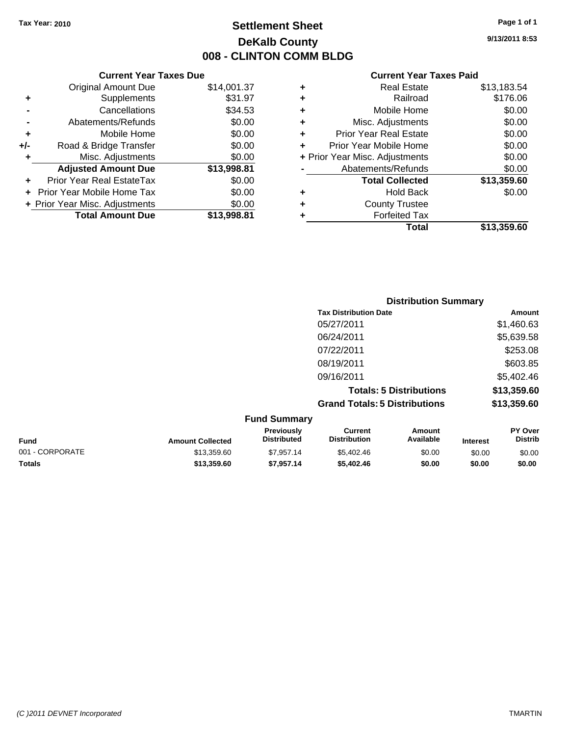**Tax Year: 2010**

# Settlement Sheet
## DeKalb County
## 008 - CLINTON COMM BLDG

9/13/2011 8:53

### Current Year Taxes Due

| | | |
|---|---|---|
| | Original Amount Due | $14,001.37 |
| + | Supplements | $31.97 |
| - | Cancellations | $34.53 |
| - | Abatements/Refunds | $0.00 |
| + | Mobile Home | $0.00 |
| +/- | Road & Bridge Transfer | $0.00 |
| + | Misc. Adjustments | $0.00 |
| | **Adjusted Amount Due** | **$13,998.81** |
| + | Prior Year Real EstateTax | $0.00 |
| + | Prior Year Mobile Home Tax | $0.00 |
| + | Prior Year Misc. Adjustments | $0.00 |
| | **Total Amount Due** | **$13,998.81** |

### Current Year Taxes Paid

| | | |
|---|---|---|
| + | Real Estate | $13,183.54 |
| + | Railroad | $176.06 |
| + | Mobile Home | $0.00 |
| + | Misc. Adjustments | $0.00 |
| + | Prior Year Real Estate | $0.00 |
| + | Prior Year Mobile Home | $0.00 |
| + | Prior Year Misc. Adjustments | $0.00 |
| - | Abatements/Refunds | $0.00 |
| | **Total Collected** | **$13,359.60** |
| + | Hold Back | $0.00 |
| + | County Trustee | |
| + | Forfeited Tax | |
| | **Total** | **$13,359.60** |

### Distribution Summary

| Tax Distribution Date | Amount |
|---|---|
| 05/27/2011 | $1,460.63 |
| 06/24/2011 | $5,639.58 |
| 07/22/2011 | $253.08 |
| 08/19/2011 | $603.85 |
| 09/16/2011 | $5,402.46 |
| **Totals: 5 Distributions** | **$13,359.60** |
| **Grand Totals: 5 Distributions** | **$13,359.60** |

### Fund Summary

| Fund | Amount Collected | Previously Distributed | Current Distribution | Amount Available | Interest | PY Over Distrib |
|---|---|---|---|---|---|---|
| 001 - CORPORATE | $13,359.60 | $7,957.14 | $5,402.46 | $0.00 | $0.00 | $0.00 |
| **Totals** | **$13,359.60** | **$7,957.14** | **$5,402.46** | **$0.00** | **$0.00** | **$0.00** |

(C )2011 DEVNET Incorporated TMARTIN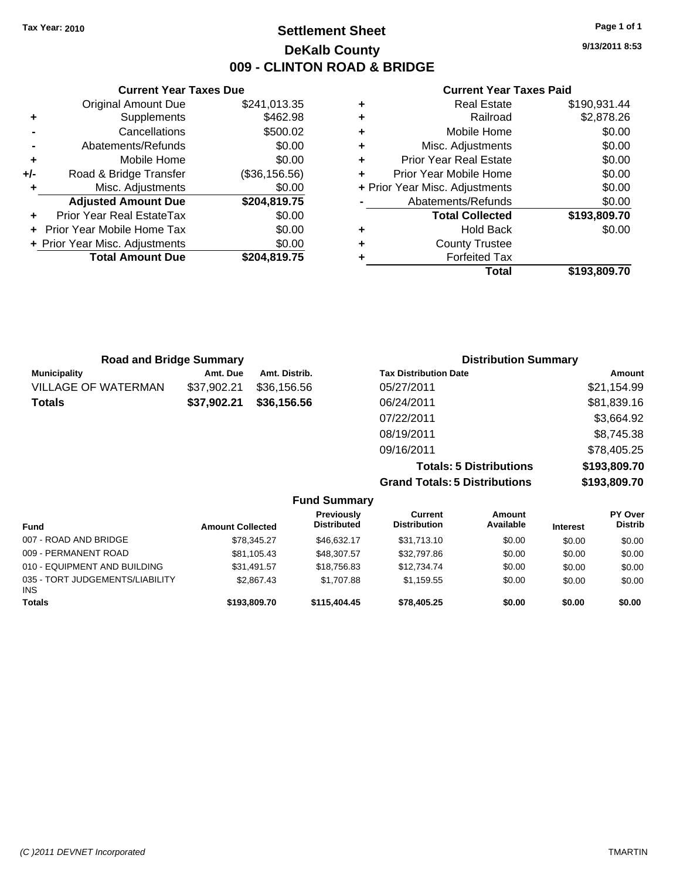Tax Year: 2010

# Settlement Sheet

## DeKalb County

## 009 - CLINTON ROAD & BRIDGE

9/13/2011 8:53

### Current Year Taxes Due

| | | |
|---|---|---|
| | Original Amount Due | $241,013.35 |
| + | Supplements | $462.98 |
| - | Cancellations | $500.02 |
| - | Abatements/Refunds | $0.00 |
| + | Mobile Home | $0.00 |
| +/- | Road & Bridge Transfer | ($36,156.56) |
| + | Misc. Adjustments | $0.00 |
| | **Adjusted Amount Due** | **$204,819.75** |
| + | Prior Year Real EstateTax | $0.00 |
| + | Prior Year Mobile Home Tax | $0.00 |
| + | Prior Year Misc. Adjustments | $0.00 |
| | **Total Amount Due** | **$204,819.75** |

### Current Year Taxes Paid

| | | |
|---|---|---|
| + | Real Estate | $190,931.44 |
| + | Railroad | $2,878.26 |
| + | Mobile Home | $0.00 |
| + | Misc. Adjustments | $0.00 |
| + | Prior Year Real Estate | $0.00 |
| + | Prior Year Mobile Home | $0.00 |
| + | Prior Year Misc. Adjustments | $0.00 |
| - | Abatements/Refunds | $0.00 |
| | **Total Collected** | **$193,809.70** |
| + | Hold Back | $0.00 |
| + | County Trustee | |
| + | Forfeited Tax | |
| | **Total** | **$193,809.70** |

### Road and Bridge Summary

| Municipality | Amt. Due | Amt. Distrib. |
|---|---|---|
| VILLAGE OF WATERMAN | $37,902.21 | $36,156.56 |
| **Totals** | **$37,902.21** | **$36,156.56** |

### Distribution Summary

| Tax Distribution Date | Amount |
|---|---|
| 05/27/2011 | $21,154.99 |
| 06/24/2011 | $81,839.16 |
| 07/22/2011 | $3,664.92 |
| 08/19/2011 | $8,745.38 |
| 09/16/2011 | $78,405.25 |
| **Totals: 5 Distributions** | **$193,809.70** |
| **Grand Totals: 5 Distributions** | **$193,809.70** |

### Fund Summary

| Fund | Amount Collected | Previously Distributed | Current Distribution | Amount Available | Interest | PY Over Distrib |
|---|---|---|---|---|---|---|
| 007 - ROAD AND BRIDGE | $78,345.27 | $46,632.17 | $31,713.10 | $0.00 | $0.00 | $0.00 |
| 009 - PERMANENT ROAD | $81,105.43 | $48,307.57 | $32,797.86 | $0.00 | $0.00 | $0.00 |
| 010 - EQUIPMENT AND BUILDING | $31,491.57 | $18,756.83 | $12,734.74 | $0.00 | $0.00 | $0.00 |
| 035 - TORT JUDGEMENTS/LIABILITY INS | $2,867.43 | $1,707.88 | $1,159.55 | $0.00 | $0.00 | $0.00 |
| **Totals** | **$193,809.70** | **$115,404.45** | **$78,405.25** | **$0.00** | **$0.00** | **$0.00** |

(C )2011 DEVNET Incorporated TMARTIN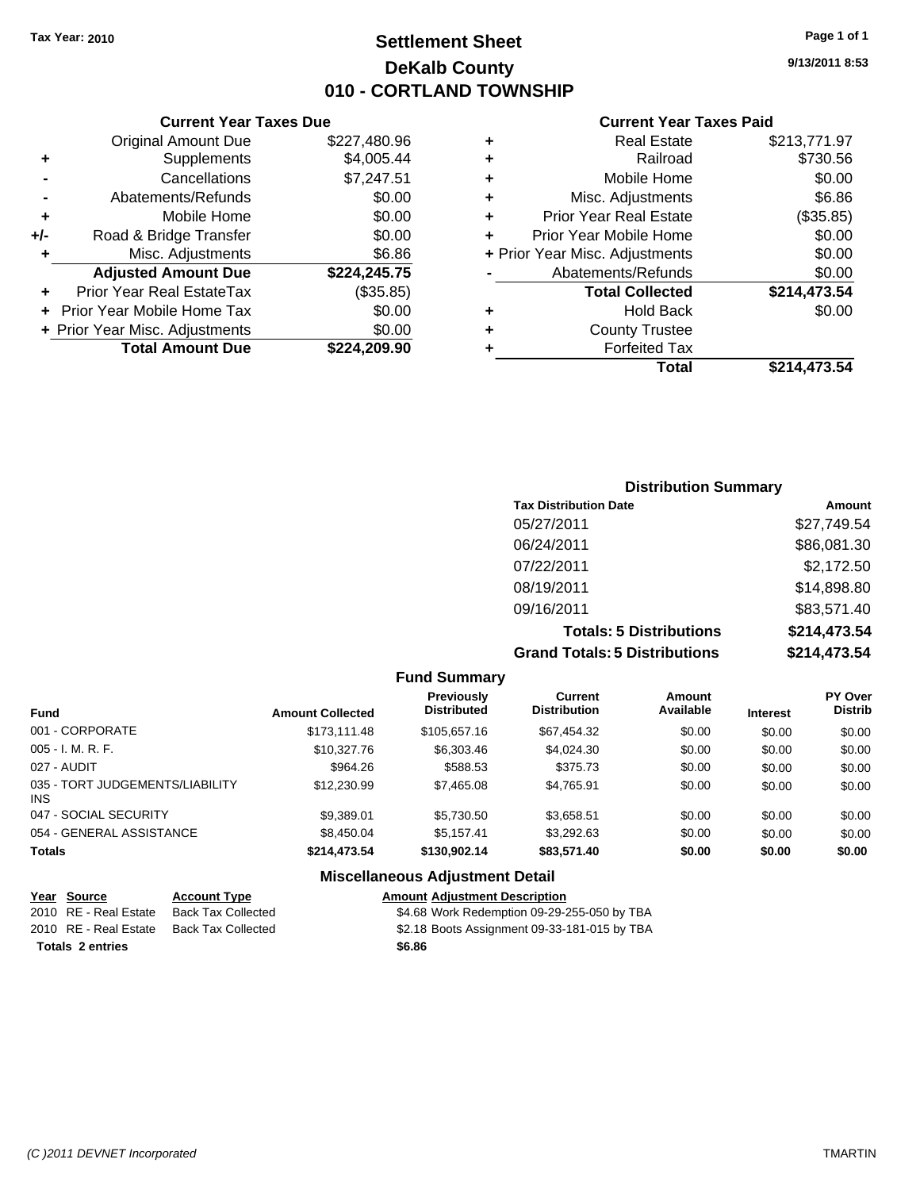**Tax Year: 2010**

# Settlement Sheet
## DeKalb County
## 010 - CORTLAND TOWNSHIP

9/13/2011 8:53

### Current Year Taxes Due

| | | |
|---|---|---|
| | Original Amount Due | $227,480.96 |
| + | Supplements | $4,005.44 |
| - | Cancellations | $7,247.51 |
| - | Abatements/Refunds | $0.00 |
| + | Mobile Home | $0.00 |
| +/- | Road & Bridge Transfer | $0.00 |
| + | Misc. Adjustments | $6.86 |
| | **Adjusted Amount Due** | **$224,245.75** |
| + | Prior Year Real EstateTax | ($35.85) |
| + | Prior Year Mobile Home Tax | $0.00 |
| + | Prior Year Misc. Adjustments | $0.00 |
| | **Total Amount Due** | **$224,209.90** |

### Current Year Taxes Paid

| | | |
|---|---|---|
| + | Real Estate | $213,771.97 |
| + | Railroad | $730.56 |
| + | Mobile Home | $0.00 |
| + | Misc. Adjustments | $6.86 |
| + | Prior Year Real Estate | ($35.85) |
| + | Prior Year Mobile Home | $0.00 |
| + | Prior Year Misc. Adjustments | $0.00 |
| - | Abatements/Refunds | $0.00 |
| | **Total Collected** | **$214,473.54** |
| + | Hold Back | $0.00 |
| + | County Trustee | |
| + | Forfeited Tax | |
| | **Total** | **$214,473.54** |

### Distribution Summary

| Tax Distribution Date | Amount |
|---|---|
| 05/27/2011 | $27,749.54 |
| 06/24/2011 | $86,081.30 |
| 07/22/2011 | $2,172.50 |
| 08/19/2011 | $14,898.80 |
| 09/16/2011 | $83,571.40 |
| **Totals: 5 Distributions** | **$214,473.54** |
| **Grand Totals: 5 Distributions** | **$214,473.54** |

### Fund Summary

| Fund | Amount Collected | Previously Distributed | Current Distribution | Amount Available | Interest | PY Over Distrib |
|---|---|---|---|---|---|---|
| 001 - CORPORATE | $173,111.48 | $105,657.16 | $67,454.32 | $0.00 | $0.00 | $0.00 |
| 005 - I. M. R. F. | $10,327.76 | $6,303.46 | $4,024.30 | $0.00 | $0.00 | $0.00 |
| 027 - AUDIT | $964.26 | $588.53 | $375.73 | $0.00 | $0.00 | $0.00 |
| 035 - TORT JUDGEMENTS/LIABILITY INS | $12,230.99 | $7,465.08 | $4,765.91 | $0.00 | $0.00 | $0.00 |
| 047 - SOCIAL SECURITY | $9,389.01 | $5,730.50 | $3,658.51 | $0.00 | $0.00 | $0.00 |
| 054 - GENERAL ASSISTANCE | $8,450.04 | $5,157.41 | $3,292.63 | $0.00 | $0.00 | $0.00 |
| **Totals** | **$214,473.54** | **$130,902.14** | **$83,571.40** | **$0.00** | **$0.00** | **$0.00** |

### Miscellaneous Adjustment Detail

| Year | Source | Account Type | Amount | Adjustment Description |
|---|---|---|---|---|
| 2010 | RE - Real Estate | Back Tax Collected | $4.68 | Work Redemption 09-29-255-050 by TBA |
| 2010 | RE - Real Estate | Back Tax Collected | $2.18 | Boots Assignment 09-33-181-015 by TBA |
| **Totals 2 entries** | | | **$6.86** | |

(C )2011 DEVNET Incorporated TMARTIN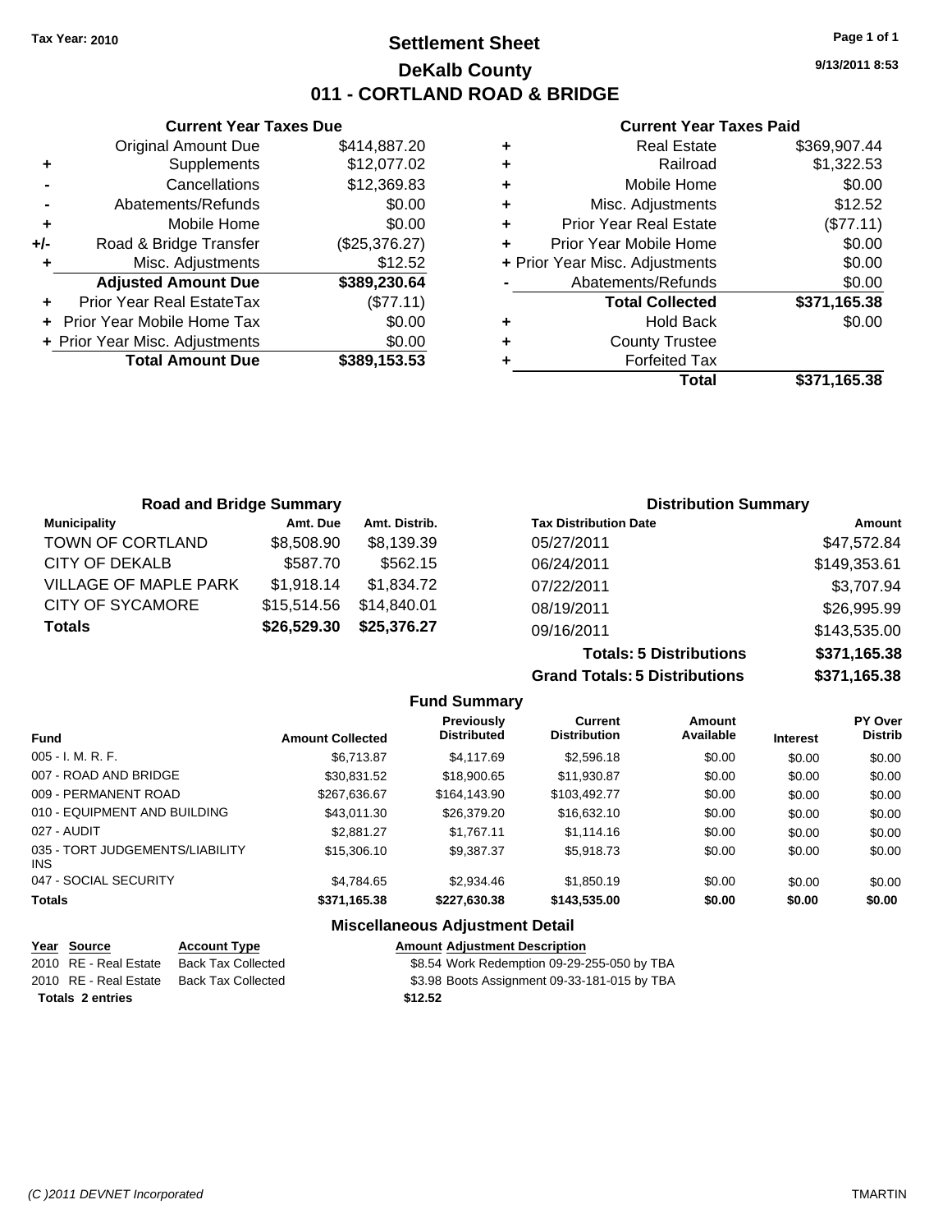Tax Year: 2010

# Settlement Sheet
## DeKalb County
## 011 - CORTLAND ROAD & BRIDGE

9/13/2011 8:53

### Current Year Taxes Due

| | | |
|---|---|---|
| | Original Amount Due | $414,887.20 |
| + | Supplements | $12,077.02 |
| - | Cancellations | $12,369.83 |
| - | Abatements/Refunds | $0.00 |
| + | Mobile Home | $0.00 |
| +/- | Road & Bridge Transfer | ($25,376.27) |
| + | Misc. Adjustments | $12.52 |
| | **Adjusted Amount Due** | **$389,230.64** |
| + | Prior Year Real EstateTax | ($77.11) |
| + | Prior Year Mobile Home Tax | $0.00 |
| + | Prior Year Misc. Adjustments | $0.00 |
| | **Total Amount Due** | **$389,153.53** |

### Current Year Taxes Paid

| | | |
|---|---|---|
| + | Real Estate | $369,907.44 |
| + | Railroad | $1,322.53 |
| + | Mobile Home | $0.00 |
| + | Misc. Adjustments | $12.52 |
| + | Prior Year Real Estate | ($77.11) |
| + | Prior Year Mobile Home | $0.00 |
| + | Prior Year Misc. Adjustments | $0.00 |
| - | Abatements/Refunds | $0.00 |
| | **Total Collected** | **$371,165.38** |
| + | Hold Back | $0.00 |
| + | County Trustee | |
| + | Forfeited Tax | |
| | **Total** | **$371,165.38** |

### Road and Bridge Summary

| Municipality | Amt. Due | Amt. Distrib. |
|---|---|---|
| TOWN OF CORTLAND | $8,508.90 | $8,139.39 |
| CITY OF DEKALB | $587.70 | $562.15 |
| VILLAGE OF MAPLE PARK | $1,918.14 | $1,834.72 |
| CITY OF SYCAMORE | $15,514.56 | $14,840.01 |
| **Totals** | **$26,529.30** | **$25,376.27** |

### Distribution Summary

| Tax Distribution Date | Amount |
|---|---|
| 05/27/2011 | $47,572.84 |
| 06/24/2011 | $149,353.61 |
| 07/22/2011 | $3,707.94 |
| 08/19/2011 | $26,995.99 |
| 09/16/2011 | $143,535.00 |
| **Totals: 5 Distributions** | **$371,165.38** |
| **Grand Totals: 5 Distributions** | **$371,165.38** |

### Fund Summary

| Fund | Amount Collected | Previously Distributed | Current Distribution | Amount Available | Interest | PY Over Distrib |
|---|---|---|---|---|---|---|
| 005 - I. M. R. F. | $6,713.87 | $4,117.69 | $2,596.18 | $0.00 | $0.00 | $0.00 |
| 007 - ROAD AND BRIDGE | $30,831.52 | $18,900.65 | $11,930.87 | $0.00 | $0.00 | $0.00 |
| 009 - PERMANENT ROAD | $267,636.67 | $164,143.90 | $103,492.77 | $0.00 | $0.00 | $0.00 |
| 010 - EQUIPMENT AND BUILDING | $43,011.30 | $26,379.20 | $16,632.10 | $0.00 | $0.00 | $0.00 |
| 027 - AUDIT | $2,881.27 | $1,767.11 | $1,114.16 | $0.00 | $0.00 | $0.00 |
| 035 - TORT JUDGEMENTS/LIABILITY INS | $15,306.10 | $9,387.37 | $5,918.73 | $0.00 | $0.00 | $0.00 |
| 047 - SOCIAL SECURITY | $4,784.65 | $2,934.46 | $1,850.19 | $0.00 | $0.00 | $0.00 |
| **Totals** | **$371,165.38** | **$227,630.38** | **$143,535.00** | **$0.00** | **$0.00** | **$0.00** |

### Miscellaneous Adjustment Detail

| Year | Source | Account Type | Amount | Adjustment Description |
|---|---|---|---|---|
| 2010 | RE - Real Estate | Back Tax Collected | $8.54 | Work Redemption 09-29-255-050 by TBA |
| 2010 | RE - Real Estate | Back Tax Collected | $3.98 | Boots Assignment 09-33-181-015 by TBA |
| **Totals 2 entries** | | | **$12.52** | |

(C )2011 DEVNET Incorporated TMARTIN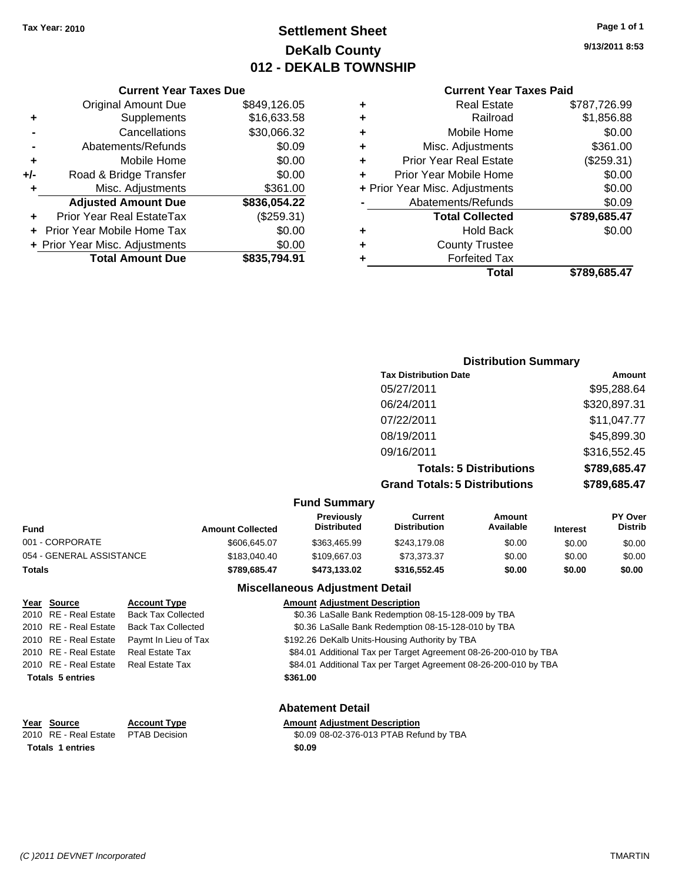Tax Year: 2010

# Settlement Sheet
## DeKalb County
## 012 - DEKALB TOWNSHIP

9/13/2011 8:53

### Current Year Taxes Due

| | | |
|---|---|---|
| | Original Amount Due | $849,126.05 |
| + | Supplements | $16,633.58 |
| - | Cancellations | $30,066.32 |
| - | Abatements/Refunds | $0.09 |
| + | Mobile Home | $0.00 |
| +/- | Road & Bridge Transfer | $0.00 |
| + | Misc. Adjustments | $361.00 |
| | **Adjusted Amount Due** | **$836,054.22** |
| + | Prior Year Real EstateTax | ($259.31) |
| + | Prior Year Mobile Home Tax | $0.00 |
| + | Prior Year Misc. Adjustments | $0.00 |
| | **Total Amount Due** | **$835,794.91** |

### Current Year Taxes Paid

| | | |
|---|---|---|
| + | Real Estate | $787,726.99 |
| + | Railroad | $1,856.88 |
| + | Mobile Home | $0.00 |
| + | Misc. Adjustments | $361.00 |
| + | Prior Year Real Estate | ($259.31) |
| + | Prior Year Mobile Home | $0.00 |
| + | Prior Year Misc. Adjustments | $0.00 |
| - | Abatements/Refunds | $0.09 |
| | **Total Collected** | **$789,685.47** |
| + | Hold Back | $0.00 |
| + | County Trustee | |
| + | Forfeited Tax | |
| | **Total** | **$789,685.47** |

### Distribution Summary

| Tax Distribution Date | Amount |
|---|---|
| 05/27/2011 | $95,288.64 |
| 06/24/2011 | $320,897.31 |
| 07/22/2011 | $11,047.77 |
| 08/19/2011 | $45,899.30 |
| 09/16/2011 | $316,552.45 |
| **Totals: 5 Distributions** | **$789,685.47** |
| **Grand Totals: 5 Distributions** | **$789,685.47** |

### Fund Summary

| Fund | Amount Collected | Previously Distributed | Current Distribution | Amount Available | Interest | PY Over Distrib |
|---|---|---|---|---|---|---|
| 001 - CORPORATE | $606,645.07 | $363,465.99 | $243,179.08 | $0.00 | $0.00 | $0.00 |
| 054 - GENERAL ASSISTANCE | $183,040.40 | $109,667.03 | $73,373.37 | $0.00 | $0.00 | $0.00 |
| **Totals** | **$789,685.47** | **$473,133.02** | **$316,552.45** | **$0.00** | **$0.00** | **$0.00** |

### Miscellaneous Adjustment Detail

| Year | Source | Account Type | Amount | Adjustment Description |
|---|---|---|---|---|
| 2010 | RE - Real Estate | Back Tax Collected | $0.36 | LaSalle Bank Redemption 08-15-128-009 by TBA |
| 2010 | RE - Real Estate | Back Tax Collected | $0.36 | LaSalle Bank Redemption 08-15-128-010 by TBA |
| 2010 | RE - Real Estate | Paymt In Lieu of Tax | $192.26 | DeKalb Units-Housing Authority by TBA |
| 2010 | RE - Real Estate | Real Estate Tax | $84.01 | Additional Tax per Target Agreement 08-26-200-010 by TBA |
| 2010 | RE - Real Estate | Real Estate Tax | $84.01 | Additional Tax per Target Agreement 08-26-200-010 by TBA |
| **Totals 5 entries** | | | **$361.00** | |

### Abatement Detail

| Year | Source | Account Type | Amount | Adjustment Description |
|---|---|---|---|---|
| 2010 | RE - Real Estate | PTAB Decision | $0.09 | 08-02-376-013 PTAB Refund by TBA |
| **Totals 1 entries** | | | **$0.09** | |

(C )2011 DEVNET Incorporated TMARTIN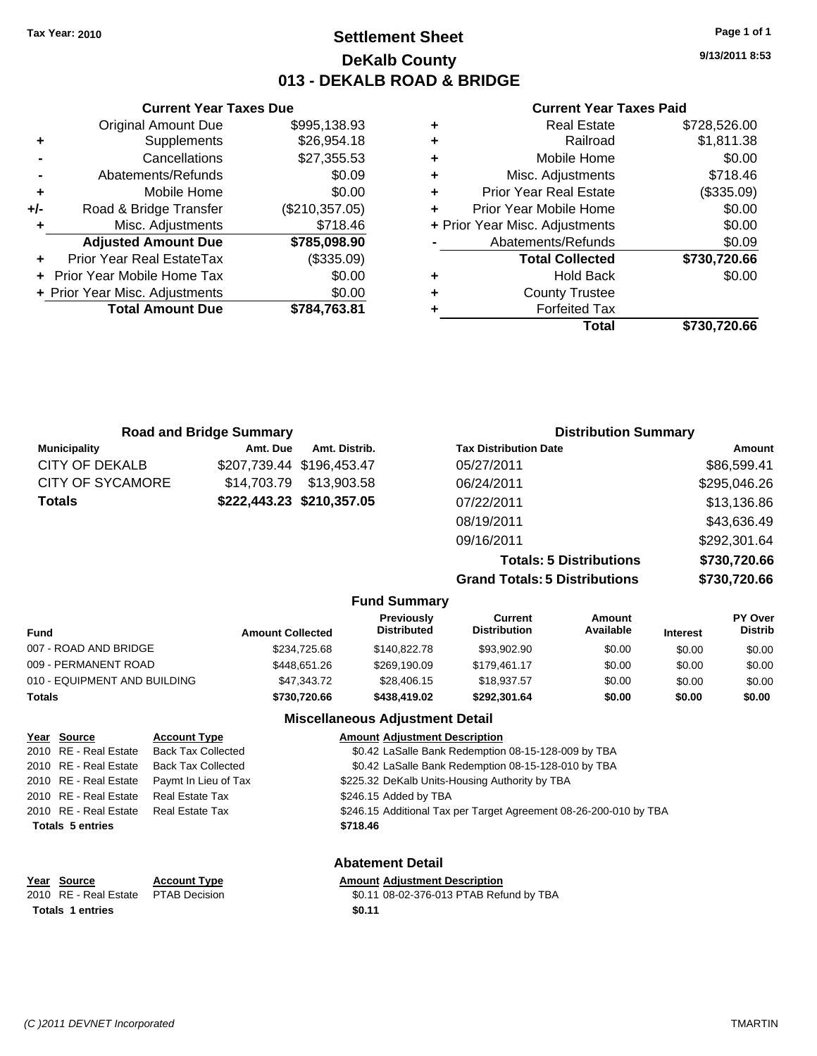Tax Year: 2010

# Settlement Sheet
## DeKalb County
## 013 - DEKALB ROAD & BRIDGE

9/13/2011 8:53

### Current Year Taxes Due

| | | |
|---|---|---|
| | Original Amount Due | $995,138.93 |
| + | Supplements | $26,954.18 |
| - | Cancellations | $27,355.53 |
| - | Abatements/Refunds | $0.09 |
| + | Mobile Home | $0.00 |
| +/- | Road & Bridge Transfer | ($210,357.05) |
| + | Misc. Adjustments | $718.46 |
| | **Adjusted Amount Due** | **$785,098.90** |
| + | Prior Year Real EstateTax | ($335.09) |
| + | Prior Year Mobile Home Tax | $0.00 |
| + | Prior Year Misc. Adjustments | $0.00 |
| | **Total Amount Due** | **$784,763.81** |

### Current Year Taxes Paid

| | | |
|---|---|---|
| + | Real Estate | $728,526.00 |
| + | Railroad | $1,811.38 |
| + | Mobile Home | $0.00 |
| + | Misc. Adjustments | $718.46 |
| + | Prior Year Real Estate | ($335.09) |
| + | Prior Year Mobile Home | $0.00 |
| + | Prior Year Misc. Adjustments | $0.00 |
| - | Abatements/Refunds | $0.09 |
| | **Total Collected** | **$730,720.66** |
| + | Hold Back | $0.00 |
| + | County Trustee | |
| + | Forfeited Tax | |
| | **Total** | **$730,720.66** |

### Road and Bridge Summary

| Municipality | Amt. Due | Amt. Distrib. |
|---|---|---|
| CITY OF DEKALB | $207,739.44 | $196,453.47 |
| CITY OF SYCAMORE | $14,703.79 | $13,903.58 |
| **Totals** | **$222,443.23** | **$210,357.05** |

### Distribution Summary

| Tax Distribution Date | Amount |
|---|---|
| 05/27/2011 | $86,599.41 |
| 06/24/2011 | $295,046.26 |
| 07/22/2011 | $13,136.86 |
| 08/19/2011 | $43,636.49 |
| 09/16/2011 | $292,301.64 |
| **Totals: 5 Distributions** | **$730,720.66** |
| **Grand Totals: 5 Distributions** | **$730,720.66** |

### Fund Summary

| Fund | Amount Collected | Previously Distributed | Current Distribution | Amount Available | Interest | PY Over Distrib |
|---|---|---|---|---|---|---|
| 007 - ROAD AND BRIDGE | $234,725.68 | $140,822.78 | $93,902.90 | $0.00 | $0.00 | $0.00 |
| 009 - PERMANENT ROAD | $448,651.26 | $269,190.09 | $179,461.17 | $0.00 | $0.00 | $0.00 |
| 010 - EQUIPMENT AND BUILDING | $47,343.72 | $28,406.15 | $18,937.57 | $0.00 | $0.00 | $0.00 |
| **Totals** | **$730,720.66** | **$438,419.02** | **$292,301.64** | **$0.00** | **$0.00** | **$0.00** |

### Miscellaneous Adjustment Detail

| Year | Source | Account Type | Amount | Adjustment Description |
|---|---|---|---|---|
| 2010 | RE - Real Estate | Back Tax Collected | $0.42 | LaSalle Bank Redemption 08-15-128-009 by TBA |
| 2010 | RE - Real Estate | Back Tax Collected | $0.42 | LaSalle Bank Redemption 08-15-128-010 by TBA |
| 2010 | RE - Real Estate | Paymt In Lieu of Tax | $225.32 | DeKalb Units-Housing Authority by TBA |
| 2010 | RE - Real Estate | Real Estate Tax | $246.15 | Added by TBA |
| 2010 | RE - Real Estate | Real Estate Tax | $246.15 | Additional Tax per Target Agreement 08-26-200-010 by TBA |
| **Totals 5 entries** | | | **$718.46** | |

### Abatement Detail

| Year | Source | Account Type | Amount | Adjustment Description |
|---|---|---|---|---|
| 2010 | RE - Real Estate | PTAB Decision | $0.11 | 08-02-376-013 PTAB Refund by TBA |
| **Totals 1 entries** | | | **$0.11** | |

(C )2011 DEVNET Incorporated TMARTIN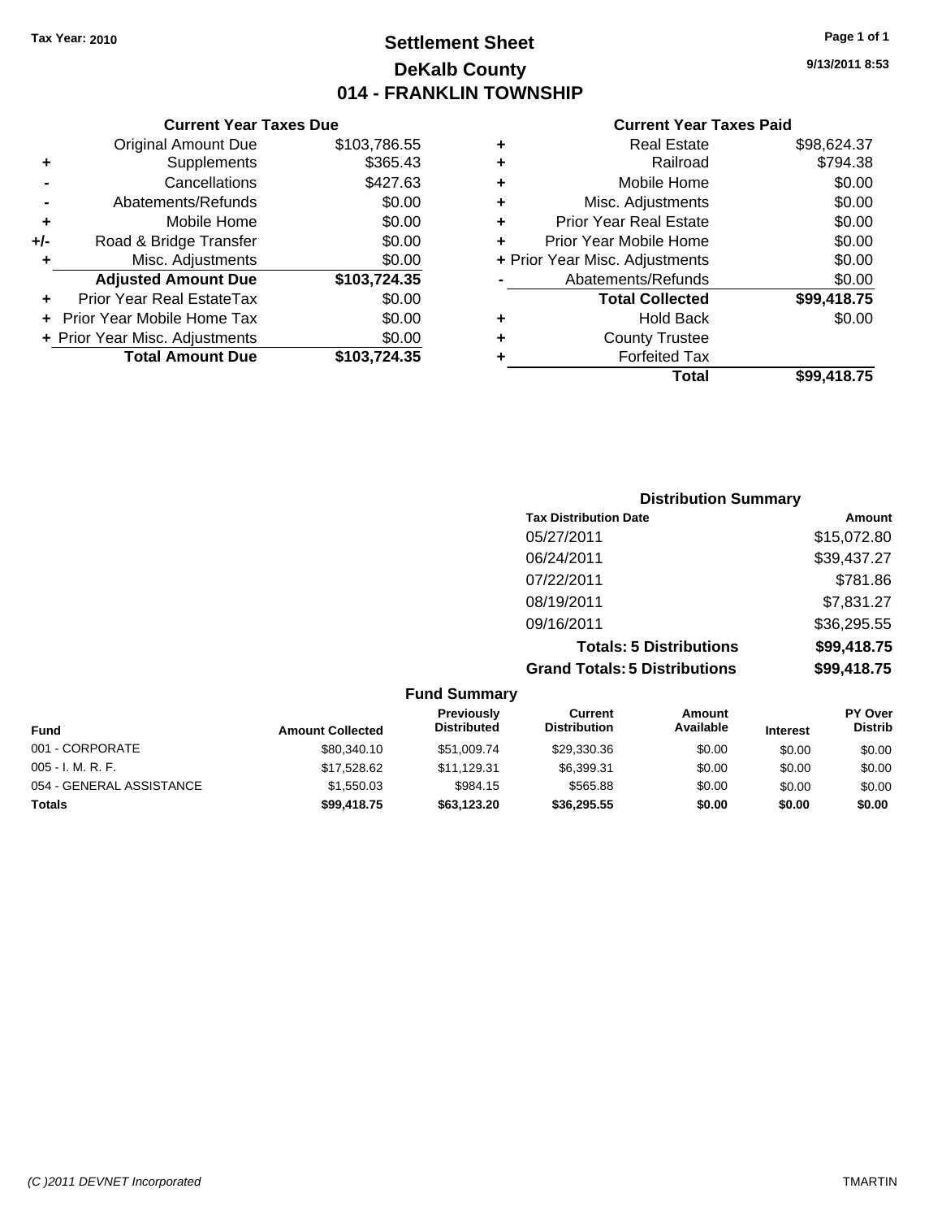Tax Year: 2010

# Settlement Sheet
## DeKalb County
## 014 - FRANKLIN TOWNSHIP

9/13/2011 8:53

### Current Year Taxes Due

| | | |
|---|---|---|
| | Original Amount Due | $103,786.55 |
| + | Supplements | $365.43 |
| - | Cancellations | $427.63 |
| - | Abatements/Refunds | $0.00 |
| + | Mobile Home | $0.00 |
| +/- | Road & Bridge Transfer | $0.00 |
| + | Misc. Adjustments | $0.00 |
| | **Adjusted Amount Due** | **$103,724.35** |
| + | Prior Year Real EstateTax | $0.00 |
| + | Prior Year Mobile Home Tax | $0.00 |
| + | Prior Year Misc. Adjustments | $0.00 |
| | **Total Amount Due** | **$103,724.35** |

### Current Year Taxes Paid

| | | |
|---|---|---|
| + | Real Estate | $98,624.37 |
| + | Railroad | $794.38 |
| + | Mobile Home | $0.00 |
| + | Misc. Adjustments | $0.00 |
| + | Prior Year Real Estate | $0.00 |
| + | Prior Year Mobile Home | $0.00 |
| + | Prior Year Misc. Adjustments | $0.00 |
| - | Abatements/Refunds | $0.00 |
| | **Total Collected** | **$99,418.75** |
| + | Hold Back | $0.00 |
| + | County Trustee | |
| + | Forfeited Tax | |
| | **Total** | **$99,418.75** |

### Distribution Summary

| Tax Distribution Date | Amount |
|---|---|
| 05/27/2011 | $15,072.80 |
| 06/24/2011 | $39,437.27 |
| 07/22/2011 | $781.86 |
| 08/19/2011 | $7,831.27 |
| 09/16/2011 | $36,295.55 |
| **Totals: 5 Distributions** | **$99,418.75** |
| **Grand Totals: 5 Distributions** | **$99,418.75** |

### Fund Summary

| Fund | Amount Collected | Previously Distributed | Current Distribution | Amount Available | Interest | PY Over Distrib |
|---|---|---|---|---|---|---|
| 001 - CORPORATE | $80,340.10 | $51,009.74 | $29,330.36 | $0.00 | $0.00 | $0.00 |
| 005 - I. M. R. F. | $17,528.62 | $11,129.31 | $6,399.31 | $0.00 | $0.00 | $0.00 |
| 054 - GENERAL ASSISTANCE | $1,550.03 | $984.15 | $565.88 | $0.00 | $0.00 | $0.00 |
| **Totals** | **$99,418.75** | **$63,123.20** | **$36,295.55** | **$0.00** | **$0.00** | **$0.00** |

(C )2011 DEVNET Incorporated TMARTIN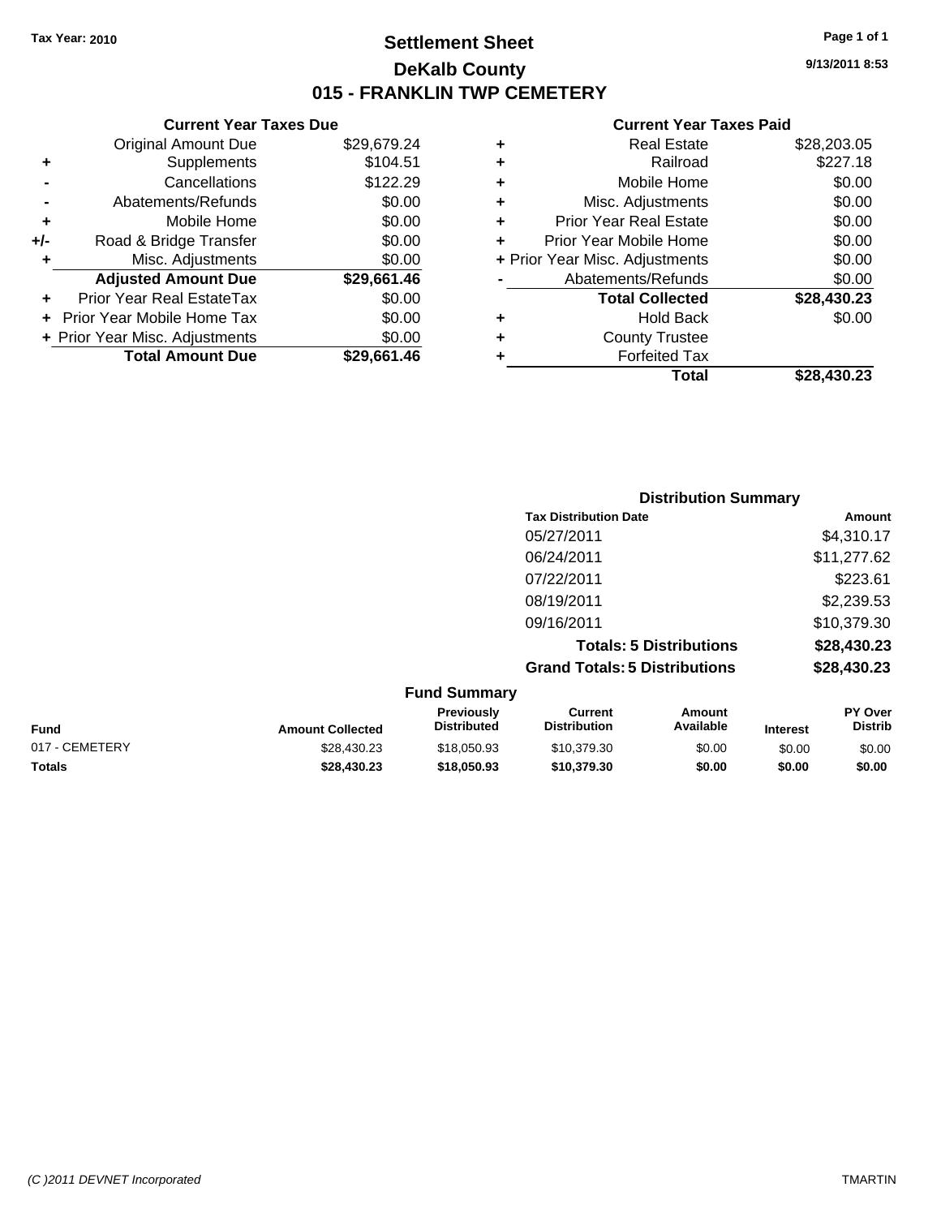Tax Year: 2010

# Settlement Sheet
## DeKalb County
## 015 - FRANKLIN TWP CEMETERY

9/13/2011 8:53

### Current Year Taxes Due

| | | |
|---|---|---|
| | Original Amount Due | $29,679.24 |
| + | Supplements | $104.51 |
| - | Cancellations | $122.29 |
| - | Abatements/Refunds | $0.00 |
| + | Mobile Home | $0.00 |
| +/- | Road & Bridge Transfer | $0.00 |
| + | Misc. Adjustments | $0.00 |
| | **Adjusted Amount Due** | **$29,661.46** |
| + | Prior Year Real EstateTax | $0.00 |
| + | Prior Year Mobile Home Tax | $0.00 |
| + | Prior Year Misc. Adjustments | $0.00 |
| | **Total Amount Due** | **$29,661.46** |

### Current Year Taxes Paid

| | | |
|---|---|---|
| + | Real Estate | $28,203.05 |
| + | Railroad | $227.18 |
| + | Mobile Home | $0.00 |
| + | Misc. Adjustments | $0.00 |
| + | Prior Year Real Estate | $0.00 |
| + | Prior Year Mobile Home | $0.00 |
| + | Prior Year Misc. Adjustments | $0.00 |
| - | Abatements/Refunds | $0.00 |
| | **Total Collected** | **$28,430.23** |
| + | Hold Back | $0.00 |
| + | County Trustee | |
| + | Forfeited Tax | |
| | **Total** | **$28,430.23** |

### Distribution Summary

| Tax Distribution Date | Amount |
|---|---|
| 05/27/2011 | $4,310.17 |
| 06/24/2011 | $11,277.62 |
| 07/22/2011 | $223.61 |
| 08/19/2011 | $2,239.53 |
| 09/16/2011 | $10,379.30 |
| **Totals: 5 Distributions** | **$28,430.23** |
| **Grand Totals: 5 Distributions** | **$28,430.23** |

### Fund Summary

| Fund | Amount Collected | Previously Distributed | Current Distribution | Amount Available | Interest | PY Over Distrib |
|---|---|---|---|---|---|---|
| 017 - CEMETERY | $28,430.23 | $18,050.93 | $10,379.30 | $0.00 | $0.00 | $0.00 |
| **Totals** | **$28,430.23** | **$18,050.93** | **$10,379.30** | **$0.00** | **$0.00** | **$0.00** |

(C )2011 DEVNET Incorporated TMARTIN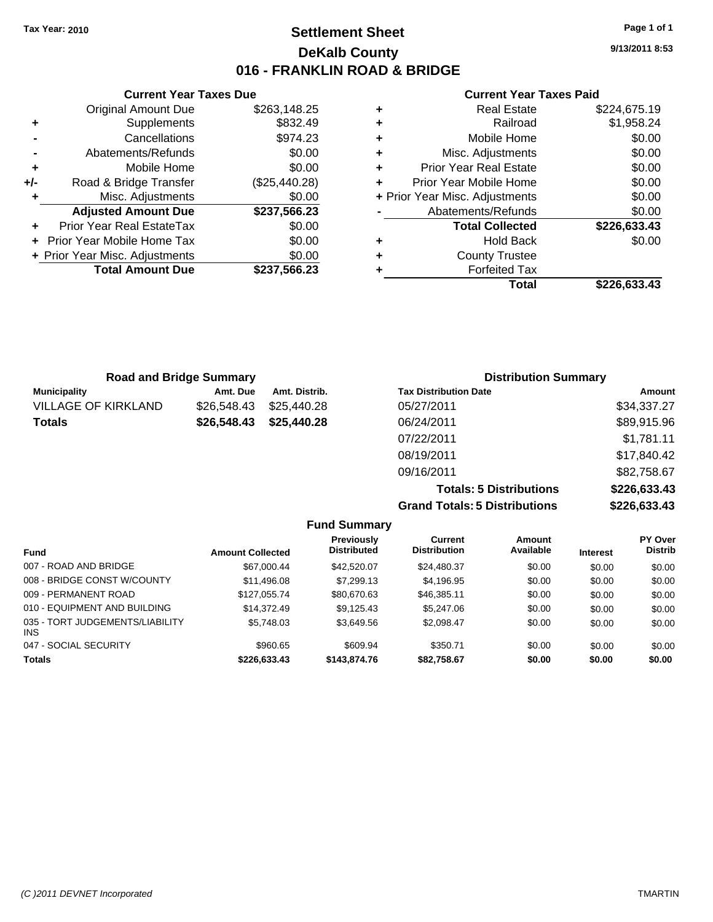Tax Year: 2010

# Settlement Sheet
## DeKalb County
## 016 - FRANKLIN ROAD & BRIDGE

9/13/2011 8:53

### Current Year Taxes Due

| | | |
|---|---|---|
| | Original Amount Due | $263,148.25 |
| + | Supplements | $832.49 |
| - | Cancellations | $974.23 |
| - | Abatements/Refunds | $0.00 |
| + | Mobile Home | $0.00 |
| +/- | Road & Bridge Transfer | ($25,440.28) |
| + | Misc. Adjustments | $0.00 |
| | **Adjusted Amount Due** | **$237,566.23** |
| + | Prior Year Real EstateTax | $0.00 |
| + | Prior Year Mobile Home Tax | $0.00 |
| + | Prior Year Misc. Adjustments | $0.00 |
| | **Total Amount Due** | **$237,566.23** |

### Current Year Taxes Paid

| | | |
|---|---|---|
| + | Real Estate | $224,675.19 |
| + | Railroad | $1,958.24 |
| + | Mobile Home | $0.00 |
| + | Misc. Adjustments | $0.00 |
| + | Prior Year Real Estate | $0.00 |
| + | Prior Year Mobile Home | $0.00 |
| + | Prior Year Misc. Adjustments | $0.00 |
| - | Abatements/Refunds | $0.00 |
| | **Total Collected** | **$226,633.43** |
| + | Hold Back | $0.00 |
| + | County Trustee | |
| + | Forfeited Tax | |
| | **Total** | **$226,633.43** |

### Road and Bridge Summary

| Municipality | Amt. Due | Amt. Distrib. |
|---|---|---|
| VILLAGE OF KIRKLAND | $26,548.43 | $25,440.28 |
| **Totals** | **$26,548.43** | **$25,440.28** |

### Distribution Summary

| Tax Distribution Date | Amount |
|---|---|
| 05/27/2011 | $34,337.27 |
| 06/24/2011 | $89,915.96 |
| 07/22/2011 | $1,781.11 |
| 08/19/2011 | $17,840.42 |
| 09/16/2011 | $82,758.67 |
| **Totals: 5 Distributions** | **$226,633.43** |
| **Grand Totals: 5 Distributions** | **$226,633.43** |

### Fund Summary

| Fund | Amount Collected | Previously Distributed | Current Distribution | Amount Available | Interest | PY Over Distrib |
|---|---|---|---|---|---|---|
| 007 - ROAD AND BRIDGE | $67,000.44 | $42,520.07 | $24,480.37 | $0.00 | $0.00 | $0.00 |
| 008 - BRIDGE CONST W/COUNTY | $11,496.08 | $7,299.13 | $4,196.95 | $0.00 | $0.00 | $0.00 |
| 009 - PERMANENT ROAD | $127,055.74 | $80,670.63 | $46,385.11 | $0.00 | $0.00 | $0.00 |
| 010 - EQUIPMENT AND BUILDING | $14,372.49 | $9,125.43 | $5,247.06 | $0.00 | $0.00 | $0.00 |
| 035 - TORT JUDGEMENTS/LIABILITY INS | $5,748.03 | $3,649.56 | $2,098.47 | $0.00 | $0.00 | $0.00 |
| 047 - SOCIAL SECURITY | $960.65 | $609.94 | $350.71 | $0.00 | $0.00 | $0.00 |
| **Totals** | **$226,633.43** | **$143,874.76** | **$82,758.67** | **$0.00** | **$0.00** | **$0.00** |

(C )2011 DEVNET Incorporated TMARTIN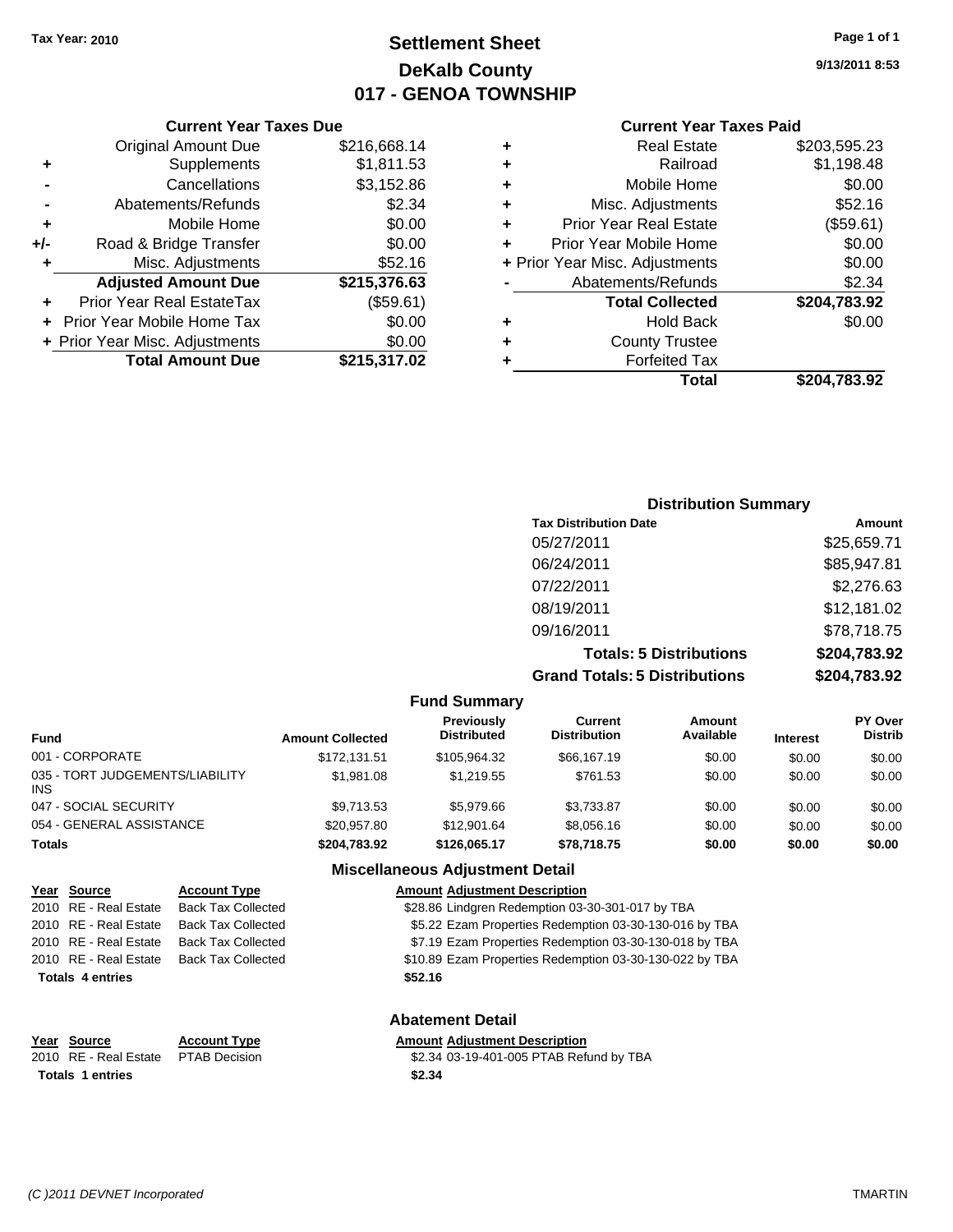Tax Year: 2010

# Settlement Sheet
## DeKalb County
## 017 - GENOA TOWNSHIP

9/13/2011 8:53

### Current Year Taxes Due

| | | |
|---|---|---|
| | Original Amount Due | $216,668.14 |
| + | Supplements | $1,811.53 |
| - | Cancellations | $3,152.86 |
| - | Abatements/Refunds | $2.34 |
| + | Mobile Home | $0.00 |
| +/- | Road & Bridge Transfer | $0.00 |
| + | Misc. Adjustments | $52.16 |
| | **Adjusted Amount Due** | **$215,376.63** |
| + | Prior Year Real EstateTax | ($59.61) |
| + | Prior Year Mobile Home Tax | $0.00 |
| + | Prior Year Misc. Adjustments | $0.00 |
| | **Total Amount Due** | **$215,317.02** |

### Current Year Taxes Paid

| | | |
|---|---|---|
| + | Real Estate | $203,595.23 |
| + | Railroad | $1,198.48 |
| + | Mobile Home | $0.00 |
| + | Misc. Adjustments | $52.16 |
| + | Prior Year Real Estate | ($59.61) |
| + | Prior Year Mobile Home | $0.00 |
| + | Prior Year Misc. Adjustments | $0.00 |
| - | Abatements/Refunds | $2.34 |
| | **Total Collected** | **$204,783.92** |
| + | Hold Back | $0.00 |
| + | County Trustee | |
| + | Forfeited Tax | |
| | **Total** | **$204,783.92** |

### Distribution Summary

| Tax Distribution Date | Amount |
|---|---|
| 05/27/2011 | $25,659.71 |
| 06/24/2011 | $85,947.81 |
| 07/22/2011 | $2,276.63 |
| 08/19/2011 | $12,181.02 |
| 09/16/2011 | $78,718.75 |
| **Totals: 5 Distributions** | **$204,783.92** |
| **Grand Totals: 5 Distributions** | **$204,783.92** |

### Fund Summary

| Fund | Amount Collected | Previously Distributed | Current Distribution | Amount Available | Interest | PY Over Distrib |
|---|---|---|---|---|---|---|
| 001 - CORPORATE | $172,131.51 | $105,964.32 | $66,167.19 | $0.00 | $0.00 | $0.00 |
| 035 - TORT JUDGEMENTS/LIABILITY INS | $1,981.08 | $1,219.55 | $761.53 | $0.00 | $0.00 | $0.00 |
| 047 - SOCIAL SECURITY | $9,713.53 | $5,979.66 | $3,733.87 | $0.00 | $0.00 | $0.00 |
| 054 - GENERAL ASSISTANCE | $20,957.80 | $12,901.64 | $8,056.16 | $0.00 | $0.00 | $0.00 |
| **Totals** | **$204,783.92** | **$126,065.17** | **$78,718.75** | **$0.00** | **$0.00** | **$0.00** |

### Miscellaneous Adjustment Detail

| Year | Source | Account Type | Amount | Adjustment Description |
|---|---|---|---|---|
| 2010 | RE - Real Estate | Back Tax Collected | $28.86 | Lindgren Redemption 03-30-301-017 by TBA |
| 2010 | RE - Real Estate | Back Tax Collected | $5.22 | Ezam Properties Redemption 03-30-130-016 by TBA |
| 2010 | RE - Real Estate | Back Tax Collected | $7.19 | Ezam Properties Redemption 03-30-130-018 by TBA |
| 2010 | RE - Real Estate | Back Tax Collected | $10.89 | Ezam Properties Redemption 03-30-130-022 by TBA |
| **Totals 4 entries** | | | **$52.16** | |

### Abatement Detail

| Year | Source | Account Type | Amount | Adjustment Description |
|---|---|---|---|---|
| 2010 | RE - Real Estate | PTAB Decision | $2.34 | 03-19-401-005 PTAB Refund by TBA |
| **Totals 1 entries** | | | **$2.34** | |

(C )2011 DEVNET Incorporated TMARTIN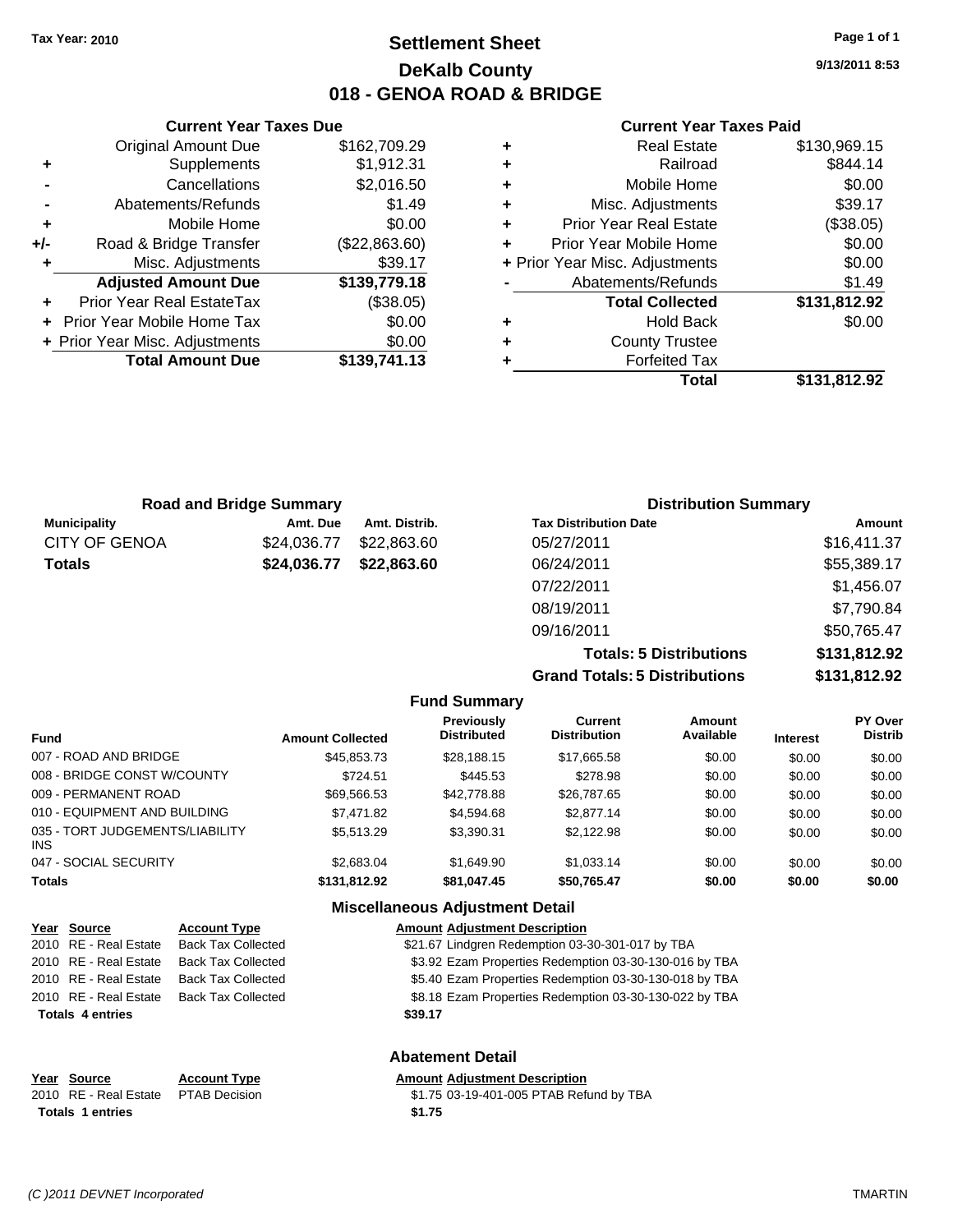Tax Year: 2010

# Settlement Sheet
## DeKalb County
## 018 - GENOA ROAD & BRIDGE

9/13/2011 8:53

### Current Year Taxes Due

| | | |
|---|---|---|
| | Original Amount Due | $162,709.29 |
| + | Supplements | $1,912.31 |
| - | Cancellations | $2,016.50 |
| - | Abatements/Refunds | $1.49 |
| + | Mobile Home | $0.00 |
| +/- | Road & Bridge Transfer | ($22,863.60) |
| + | Misc. Adjustments | $39.17 |
| | **Adjusted Amount Due** | **$139,779.18** |
| + | Prior Year Real EstateTax | ($38.05) |
| + | Prior Year Mobile Home Tax | $0.00 |
| + | Prior Year Misc. Adjustments | $0.00 |
| | **Total Amount Due** | **$139,741.13** |

### Current Year Taxes Paid

| | | |
|---|---|---|
| + | Real Estate | $130,969.15 |
| + | Railroad | $844.14 |
| + | Mobile Home | $0.00 |
| + | Misc. Adjustments | $39.17 |
| + | Prior Year Real Estate | ($38.05) |
| + | Prior Year Mobile Home | $0.00 |
| + | Prior Year Misc. Adjustments | $0.00 |
| - | Abatements/Refunds | $1.49 |
| | **Total Collected** | **$131,812.92** |
| + | Hold Back | $0.00 |
| + | County Trustee | |
| + | Forfeited Tax | |
| | **Total** | **$131,812.92** |

### Road and Bridge Summary

| Municipality | Amt. Due | Amt. Distrib. |
|---|---|---|
| CITY OF GENOA | $24,036.77 | $22,863.60 |
| **Totals** | **$24,036.77** | **$22,863.60** |

### Distribution Summary

| Tax Distribution Date | Amount |
|---|---|
| 05/27/2011 | $16,411.37 |
| 06/24/2011 | $55,389.17 |
| 07/22/2011 | $1,456.07 |
| 08/19/2011 | $7,790.84 |
| 09/16/2011 | $50,765.47 |
| **Totals: 5 Distributions** | **$131,812.92** |
| **Grand Totals: 5 Distributions** | **$131,812.92** |

### Fund Summary

| Fund | Amount Collected | Previously Distributed | Current Distribution | Amount Available | Interest | PY Over Distrib |
|---|---|---|---|---|---|---|
| 007 - ROAD AND BRIDGE | $45,853.73 | $28,188.15 | $17,665.58 | $0.00 | $0.00 | $0.00 |
| 008 - BRIDGE CONST W/COUNTY | $724.51 | $445.53 | $278.98 | $0.00 | $0.00 | $0.00 |
| 009 - PERMANENT ROAD | $69,566.53 | $42,778.88 | $26,787.65 | $0.00 | $0.00 | $0.00 |
| 010 - EQUIPMENT AND BUILDING | $7,471.82 | $4,594.68 | $2,877.14 | $0.00 | $0.00 | $0.00 |
| 035 - TORT JUDGEMENTS/LIABILITY INS | $5,513.29 | $3,390.31 | $2,122.98 | $0.00 | $0.00 | $0.00 |
| 047 - SOCIAL SECURITY | $2,683.04 | $1,649.90 | $1,033.14 | $0.00 | $0.00 | $0.00 |
| **Totals** | **$131,812.92** | **$81,047.45** | **$50,765.47** | **$0.00** | **$0.00** | **$0.00** |

### Miscellaneous Adjustment Detail

| Year | Source | Account Type | Amount | Adjustment Description |
|---|---|---|---|---|
| 2010 | RE - Real Estate | Back Tax Collected | $21.67 | Lindgren Redemption 03-30-301-017 by TBA |
| 2010 | RE - Real Estate | Back Tax Collected | $3.92 | Ezam Properties Redemption 03-30-130-016 by TBA |
| 2010 | RE - Real Estate | Back Tax Collected | $5.40 | Ezam Properties Redemption 03-30-130-018 by TBA |
| 2010 | RE - Real Estate | Back Tax Collected | $8.18 | Ezam Properties Redemption 03-30-130-022 by TBA |
| **Totals 4 entries** | | | **$39.17** | |

### Abatement Detail

| Year | Source | Account Type | Amount | Adjustment Description |
|---|---|---|---|---|
| 2010 | RE - Real Estate | PTAB Decision | $1.75 | 03-19-401-005 PTAB Refund by TBA |
| **Totals 1 entries** | | | **$1.75** | |

(C )2011 DEVNET Incorporated TMARTIN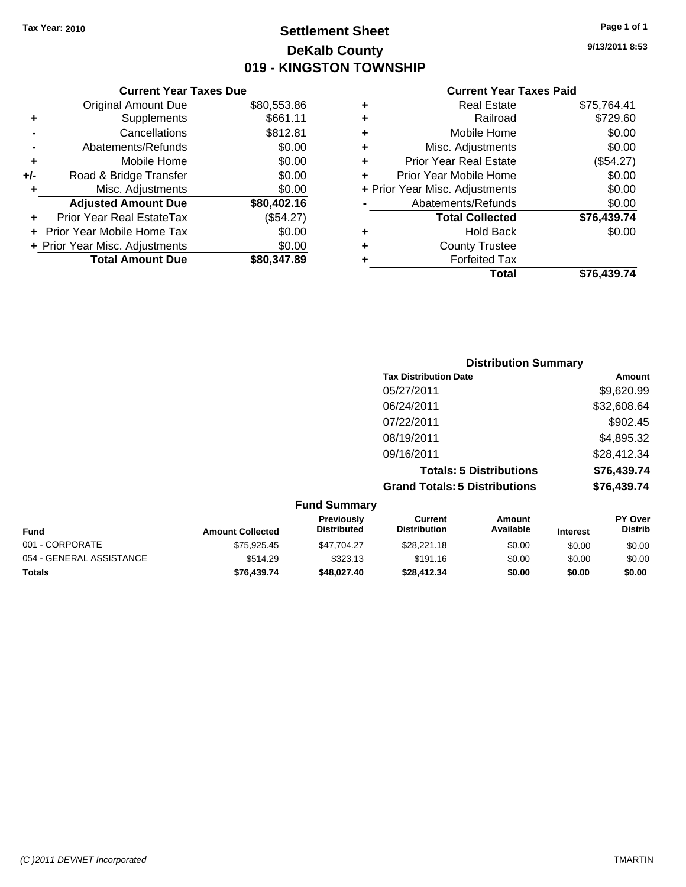Tax Year: 2010

# Settlement Sheet
## DeKalb County
## 019 - KINGSTON TOWNSHIP

9/13/2011 8:53

### Current Year Taxes Due

| | | |
|---|---|---|
| | Original Amount Due | $80,553.86 |
| + | Supplements | $661.11 |
| - | Cancellations | $812.81 |
| - | Abatements/Refunds | $0.00 |
| + | Mobile Home | $0.00 |
| +/- | Road & Bridge Transfer | $0.00 |
| + | Misc. Adjustments | $0.00 |
| | **Adjusted Amount Due** | **$80,402.16** |
| + | Prior Year Real EstateTax | ($54.27) |
| + | Prior Year Mobile Home Tax | $0.00 |
| + | Prior Year Misc. Adjustments | $0.00 |
| | **Total Amount Due** | **$80,347.89** |

### Current Year Taxes Paid

| | | |
|---|---|---|
| + | Real Estate | $75,764.41 |
| + | Railroad | $729.60 |
| + | Mobile Home | $0.00 |
| + | Misc. Adjustments | $0.00 |
| + | Prior Year Real Estate | ($54.27) |
| + | Prior Year Mobile Home | $0.00 |
| + | Prior Year Misc. Adjustments | $0.00 |
| - | Abatements/Refunds | $0.00 |
| | **Total Collected** | **$76,439.74** |
| + | Hold Back | $0.00 |
| + | County Trustee | |
| + | Forfeited Tax | |
| | **Total** | **$76,439.74** |

### Distribution Summary

| Tax Distribution Date | Amount |
|---|---|
| 05/27/2011 | $9,620.99 |
| 06/24/2011 | $32,608.64 |
| 07/22/2011 | $902.45 |
| 08/19/2011 | $4,895.32 |
| 09/16/2011 | $28,412.34 |
| **Totals: 5 Distributions** | **$76,439.74** |
| **Grand Totals: 5 Distributions** | **$76,439.74** |

### Fund Summary

| Fund | Amount Collected | Previously Distributed | Current Distribution | Amount Available | Interest | PY Over Distrib |
|---|---|---|---|---|---|---|
| 001 - CORPORATE | $75,925.45 | $47,704.27 | $28,221.18 | $0.00 | $0.00 | $0.00 |
| 054 - GENERAL ASSISTANCE | $514.29 | $323.13 | $191.16 | $0.00 | $0.00 | $0.00 |
| **Totals** | **$76,439.74** | **$48,027.40** | **$28,412.34** | **$0.00** | **$0.00** | **$0.00** |

(C )2011 DEVNET Incorporated TMARTIN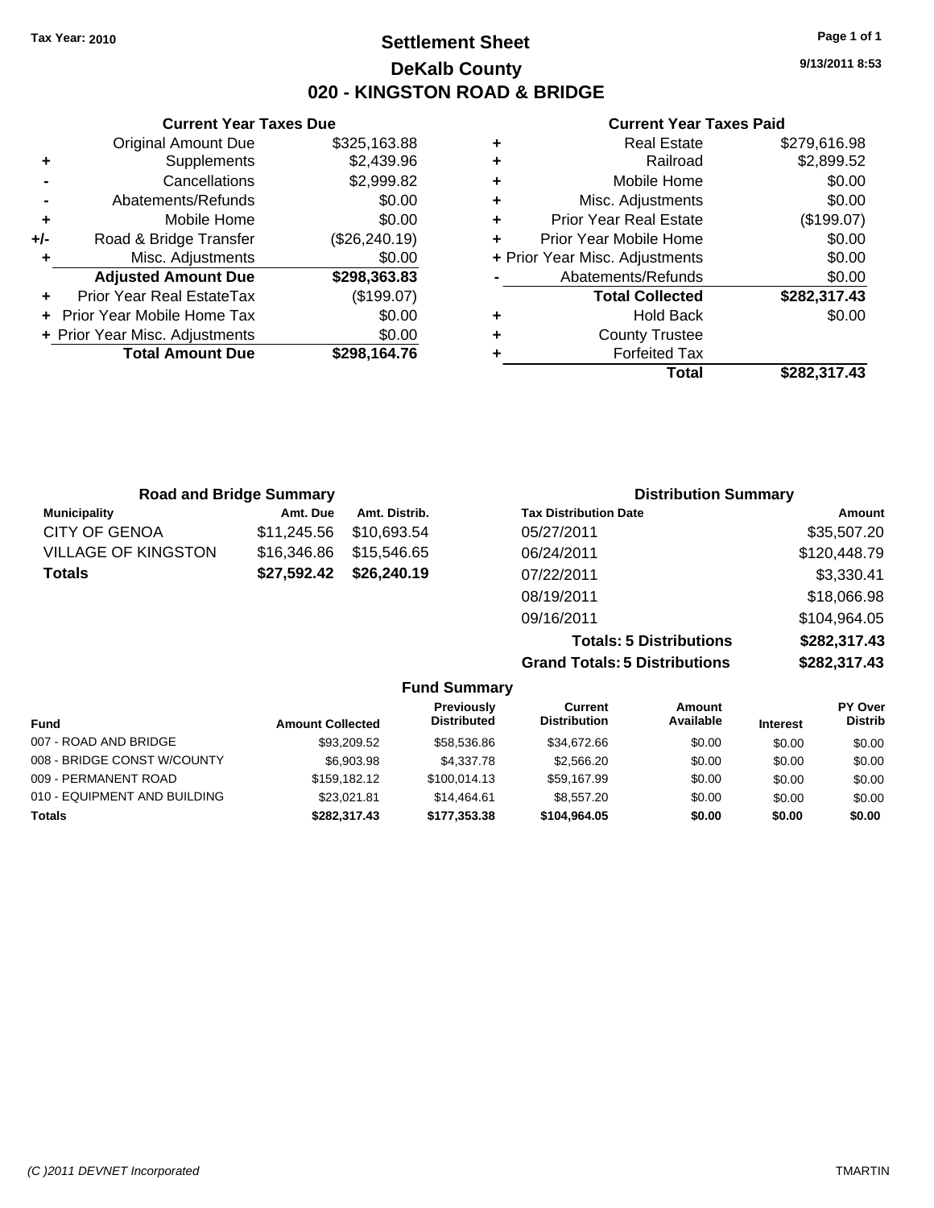**Tax Year: 2010**

# Settlement Sheet
## DeKalb County
## 020 - KINGSTON ROAD & BRIDGE

9/13/2011 8:53

### Current Year Taxes Due

| | | |
|---|---|---|
| | Original Amount Due | $325,163.88 |
| + | Supplements | $2,439.96 |
| - | Cancellations | $2,999.82 |
| - | Abatements/Refunds | $0.00 |
| + | Mobile Home | $0.00 |
| +/- | Road & Bridge Transfer | ($26,240.19) |
| + | Misc. Adjustments | $0.00 |
| | **Adjusted Amount Due** | **$298,363.83** |
| + | Prior Year Real EstateTax | ($199.07) |
| + | Prior Year Mobile Home Tax | $0.00 |
| + | Prior Year Misc. Adjustments | $0.00 |
| | **Total Amount Due** | **$298,164.76** |

### Current Year Taxes Paid

| | | |
|---|---|---|
| + | Real Estate | $279,616.98 |
| + | Railroad | $2,899.52 |
| + | Mobile Home | $0.00 |
| + | Misc. Adjustments | $0.00 |
| + | Prior Year Real Estate | ($199.07) |
| + | Prior Year Mobile Home | $0.00 |
| + | Prior Year Misc. Adjustments | $0.00 |
| - | Abatements/Refunds | $0.00 |
| | **Total Collected** | **$282,317.43** |
| + | Hold Back | $0.00 |
| + | County Trustee | |
| + | Forfeited Tax | |
| | **Total** | **$282,317.43** |

### Road and Bridge Summary

| Municipality | Amt. Due | Amt. Distrib. |
|---|---|---|
| CITY OF GENOA | $11,245.56 | $10,693.54 |
| VILLAGE OF KINGSTON | $16,346.86 | $15,546.65 |
| **Totals** | **$27,592.42** | **$26,240.19** |

### Distribution Summary

| Tax Distribution Date | Amount |
|---|---|
| 05/27/2011 | $35,507.20 |
| 06/24/2011 | $120,448.79 |
| 07/22/2011 | $3,330.41 |
| 08/19/2011 | $18,066.98 |
| 09/16/2011 | $104,964.05 |
| **Totals: 5 Distributions** | **$282,317.43** |
| **Grand Totals: 5 Distributions** | **$282,317.43** |

### Fund Summary

| Fund | Amount Collected | Previously Distributed | Current Distribution | Amount Available | Interest | PY Over Distrib |
|---|---|---|---|---|---|---|
| 007 - ROAD AND BRIDGE | $93,209.52 | $58,536.86 | $34,672.66 | $0.00 | $0.00 | $0.00 |
| 008 - BRIDGE CONST W/COUNTY | $6,903.98 | $4,337.78 | $2,566.20 | $0.00 | $0.00 | $0.00 |
| 009 - PERMANENT ROAD | $159,182.12 | $100,014.13 | $59,167.99 | $0.00 | $0.00 | $0.00 |
| 010 - EQUIPMENT AND BUILDING | $23,021.81 | $14,464.61 | $8,557.20 | $0.00 | $0.00 | $0.00 |
| **Totals** | **$282,317.43** | **$177,353.38** | **$104,964.05** | **$0.00** | **$0.00** | **$0.00** |

(C )2011 DEVNET Incorporated TMARTIN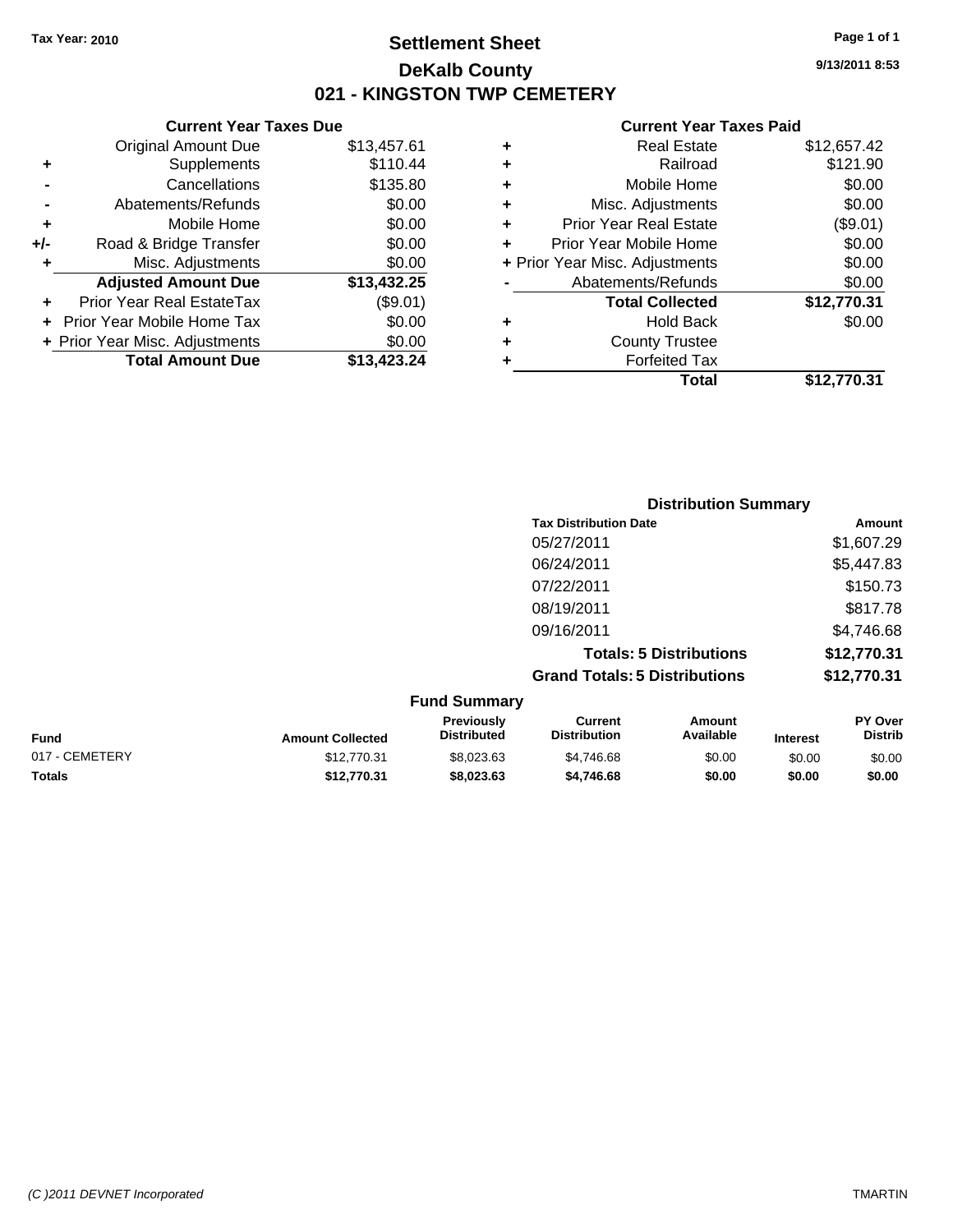Tax Year: 2010

# Settlement Sheet

## DeKalb County

## 021 - KINGSTON TWP CEMETERY

9/13/2011 8:53

### Current Year Taxes Due

| | | |
|---|---|---|
| | Original Amount Due | $13,457.61 |
| + | Supplements | $110.44 |
| - | Cancellations | $135.80 |
| - | Abatements/Refunds | $0.00 |
| + | Mobile Home | $0.00 |
| +/- | Road & Bridge Transfer | $0.00 |
| + | Misc. Adjustments | $0.00 |
| | **Adjusted Amount Due** | **$13,432.25** |
| + | Prior Year Real EstateTax | ($9.01) |
| + | Prior Year Mobile Home Tax | $0.00 |
| + | Prior Year Misc. Adjustments | $0.00 |
| | **Total Amount Due** | **$13,423.24** |

### Current Year Taxes Paid

| | | |
|---|---|---|
| + | Real Estate | $12,657.42 |
| + | Railroad | $121.90 |
| + | Mobile Home | $0.00 |
| + | Misc. Adjustments | $0.00 |
| + | Prior Year Real Estate | ($9.01) |
| + | Prior Year Mobile Home | $0.00 |
| + | Prior Year Misc. Adjustments | $0.00 |
| - | Abatements/Refunds | $0.00 |
| | **Total Collected** | **$12,770.31** |
| + | Hold Back | $0.00 |
| + | County Trustee | |
| + | Forfeited Tax | |
| | **Total** | **$12,770.31** |

### Distribution Summary

| Tax Distribution Date | Amount |
|---|---|
| 05/27/2011 | $1,607.29 |
| 06/24/2011 | $5,447.83 |
| 07/22/2011 | $150.73 |
| 08/19/2011 | $817.78 |
| 09/16/2011 | $4,746.68 |
| **Totals: 5 Distributions** | **$12,770.31** |
| **Grand Totals: 5 Distributions** | **$12,770.31** |

### Fund Summary

| Fund | Amount Collected | Previously Distributed | Current Distribution | Amount Available | Interest | PY Over Distrib |
|---|---|---|---|---|---|---|
| 017 - CEMETERY | $12,770.31 | $8,023.63 | $4,746.68 | $0.00 | $0.00 | $0.00 |
| **Totals** | **$12,770.31** | **$8,023.63** | **$4,746.68** | **$0.00** | **$0.00** | **$0.00** |

(C )2011 DEVNET Incorporated — TMARTIN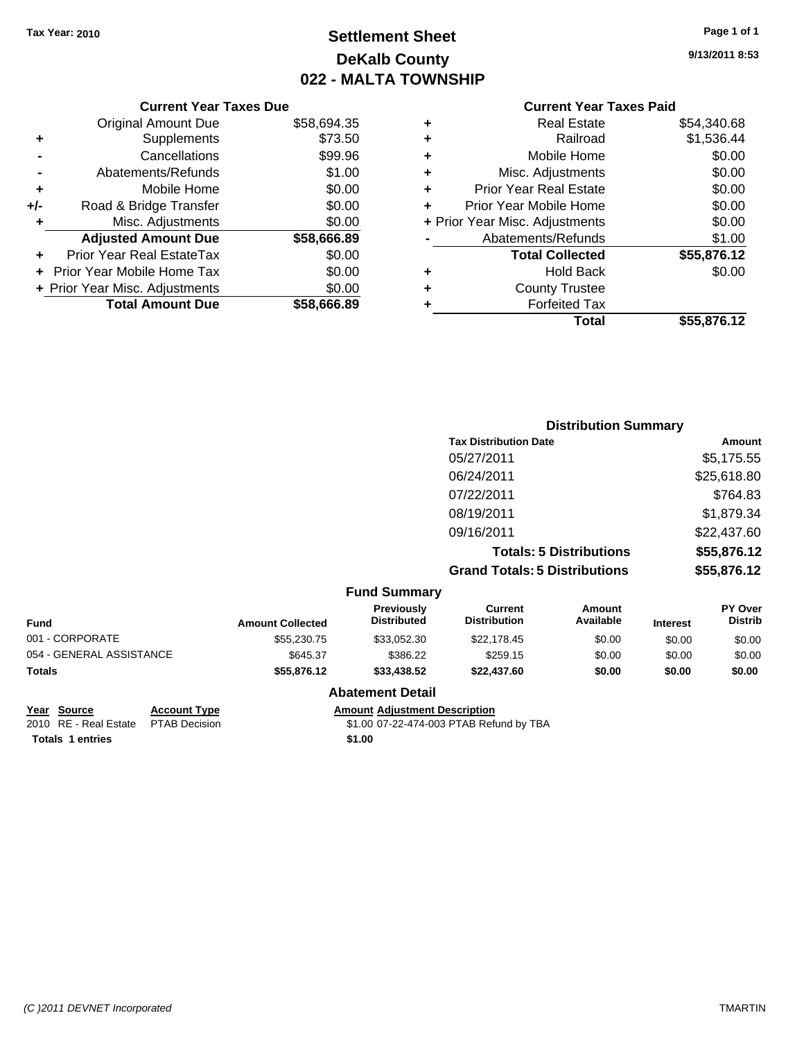Tax Year: 2010

# Settlement Sheet
## DeKalb County
## 022 - MALTA TOWNSHIP

9/13/2011 8:53

### Current Year Taxes Due

| | | |
|---|---|---|
| | Original Amount Due | $58,694.35 |
| + | Supplements | $73.50 |
| - | Cancellations | $99.96 |
| - | Abatements/Refunds | $1.00 |
| + | Mobile Home | $0.00 |
| +/- | Road & Bridge Transfer | $0.00 |
| + | Misc. Adjustments | $0.00 |
| | **Adjusted Amount Due** | **$58,666.89** |
| + | Prior Year Real EstateTax | $0.00 |
| + | Prior Year Mobile Home Tax | $0.00 |
| + | Prior Year Misc. Adjustments | $0.00 |
| | **Total Amount Due** | **$58,666.89** |

### Current Year Taxes Paid

| | | |
|---|---|---|
| + | Real Estate | $54,340.68 |
| + | Railroad | $1,536.44 |
| + | Mobile Home | $0.00 |
| + | Misc. Adjustments | $0.00 |
| + | Prior Year Real Estate | $0.00 |
| + | Prior Year Mobile Home | $0.00 |
| + | Prior Year Misc. Adjustments | $0.00 |
| - | Abatements/Refunds | $1.00 |
| | **Total Collected** | **$55,876.12** |
| + | Hold Back | $0.00 |
| + | County Trustee | |
| + | Forfeited Tax | |
| | **Total** | **$55,876.12** |

### Distribution Summary

| Tax Distribution Date | Amount |
|---|---|
| 05/27/2011 | $5,175.55 |
| 06/24/2011 | $25,618.80 |
| 07/22/2011 | $764.83 |
| 08/19/2011 | $1,879.34 |
| 09/16/2011 | $22,437.60 |
| **Totals: 5 Distributions** | **$55,876.12** |
| **Grand Totals: 5 Distributions** | **$55,876.12** |

### Fund Summary

| Fund | Amount Collected | Previously Distributed | Current Distribution | Amount Available | Interest | PY Over Distrib |
|---|---|---|---|---|---|---|
| 001 - CORPORATE | $55,230.75 | $33,052.30 | $22,178.45 | $0.00 | $0.00 | $0.00 |
| 054 - GENERAL ASSISTANCE | $645.37 | $386.22 | $259.15 | $0.00 | $0.00 | $0.00 |
| **Totals** | **$55,876.12** | **$33,438.52** | **$22,437.60** | **$0.00** | **$0.00** | **$0.00** |

### Abatement Detail

| Year | Source | Account Type | Amount | Adjustment Description |
|---|---|---|---|---|
| 2010 | RE - Real Estate | PTAB Decision | $1.00 | 07-22-474-003 PTAB Refund by TBA |
| **Totals 1 entries** | | | **$1.00** | |

(C )2011 DEVNET Incorporated — TMARTIN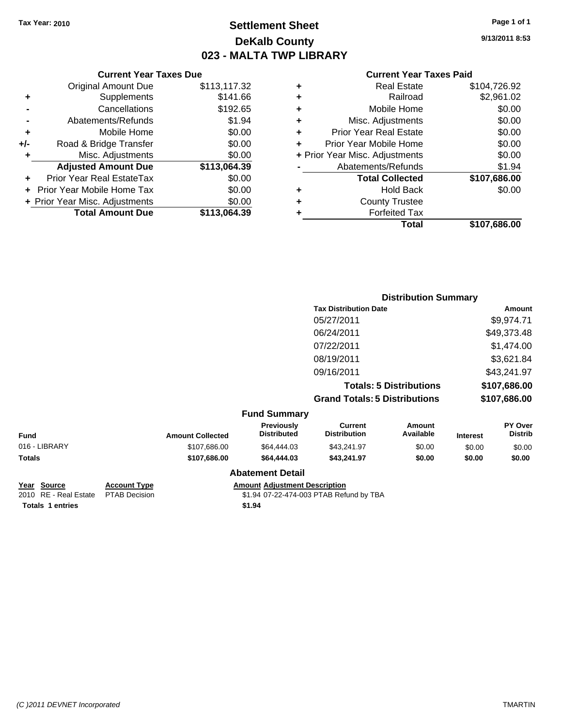Tax Year: 2010

# Settlement Sheet
## DeKalb County
## 023 - MALTA TWP LIBRARY

9/13/2011 8:53

### Current Year Taxes Due

| | | |
|---|---|---|
| | Original Amount Due | $113,117.32 |
| + | Supplements | $141.66 |
| - | Cancellations | $192.65 |
| - | Abatements/Refunds | $1.94 |
| + | Mobile Home | $0.00 |
| +/- | Road & Bridge Transfer | $0.00 |
| + | Misc. Adjustments | $0.00 |
| | **Adjusted Amount Due** | **$113,064.39** |
| + | Prior Year Real EstateTax | $0.00 |
| + | Prior Year Mobile Home Tax | $0.00 |
| + | Prior Year Misc. Adjustments | $0.00 |
| | **Total Amount Due** | **$113,064.39** |

### Current Year Taxes Paid

| | | |
|---|---|---|
| + | Real Estate | $104,726.92 |
| + | Railroad | $2,961.02 |
| + | Mobile Home | $0.00 |
| + | Misc. Adjustments | $0.00 |
| + | Prior Year Real Estate | $0.00 |
| + | Prior Year Mobile Home | $0.00 |
| + | Prior Year Misc. Adjustments | $0.00 |
| - | Abatements/Refunds | $1.94 |
| | **Total Collected** | **$107,686.00** |
| + | Hold Back | $0.00 |
| + | County Trustee | |
| + | Forfeited Tax | |
| | **Total** | **$107,686.00** |

### Distribution Summary

| Tax Distribution Date | Amount |
|---|---|
| 05/27/2011 | $9,974.71 |
| 06/24/2011 | $49,373.48 |
| 07/22/2011 | $1,474.00 |
| 08/19/2011 | $3,621.84 |
| 09/16/2011 | $43,241.97 |
| **Totals: 5 Distributions** | **$107,686.00** |
| **Grand Totals: 5 Distributions** | **$107,686.00** |

### Fund Summary

| Fund | Amount Collected | Previously Distributed | Current Distribution | Amount Available | Interest | PY Over Distrib |
|---|---|---|---|---|---|---|
| 016 - LIBRARY | $107,686.00 | $64,444.03 | $43,241.97 | $0.00 | $0.00 | $0.00 |
| **Totals** | **$107,686.00** | **$64,444.03** | **$43,241.97** | **$0.00** | **$0.00** | **$0.00** |

### Abatement Detail

| Year | Source | Account Type | Amount | Adjustment Description |
|---|---|---|---|---|
| 2010 | RE - Real Estate | PTAB Decision | $1.94 | 07-22-474-003 PTAB Refund by TBA |
| **Totals** | **1 entries** | | **$1.94** | |

(C )2011 DEVNET Incorporated

TMARTIN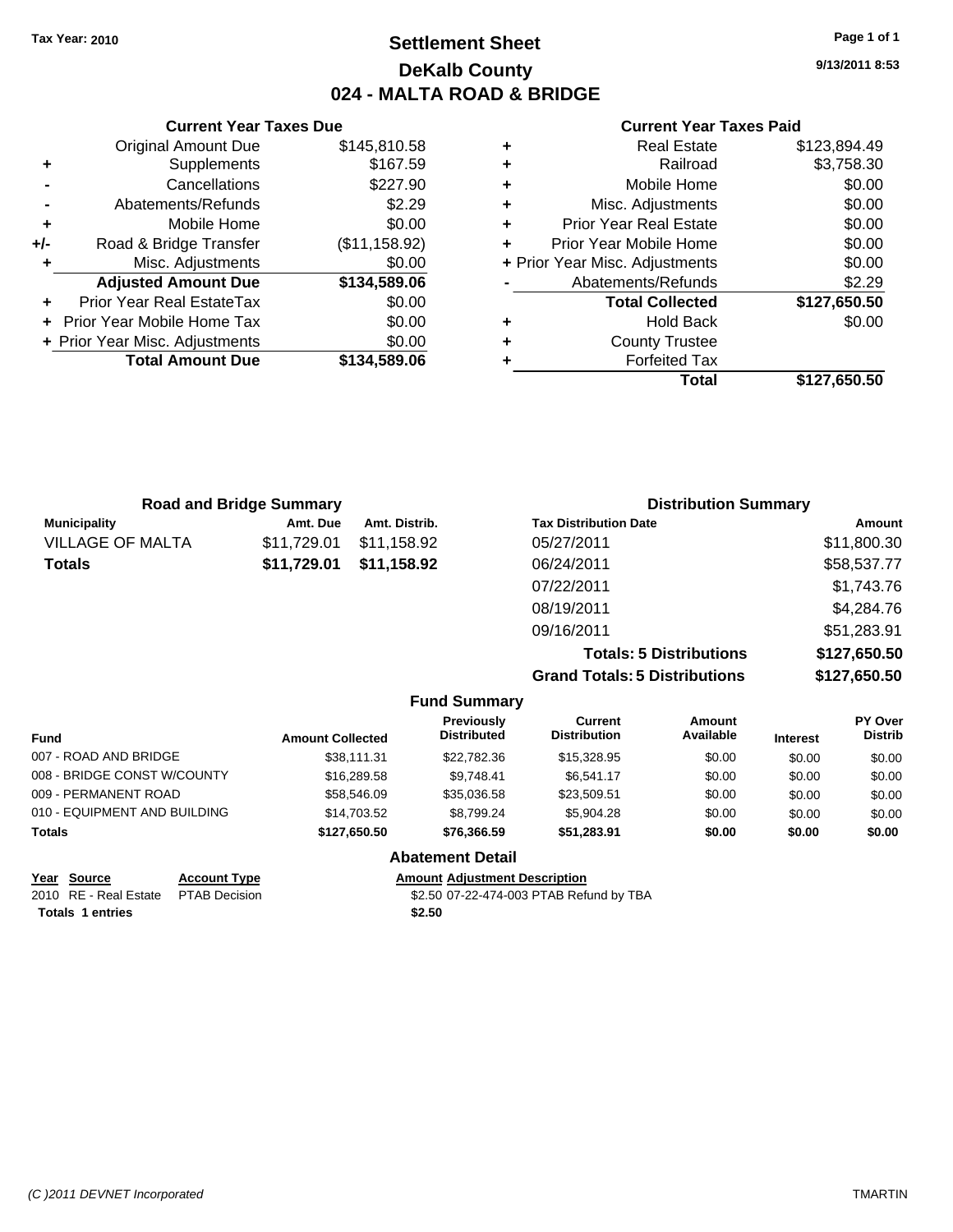**Tax Year: 2010**

# Settlement Sheet
## DeKalb County
## 024 - MALTA ROAD & BRIDGE

9/13/2011 8:53

### Current Year Taxes Due

| | | |
|---|---|---|
| | Original Amount Due | $145,810.58 |
| + | Supplements | $167.59 |
| - | Cancellations | $227.90 |
| - | Abatements/Refunds | $2.29 |
| + | Mobile Home | $0.00 |
| +/- | Road & Bridge Transfer | ($11,158.92) |
| + | Misc. Adjustments | $0.00 |
| | **Adjusted Amount Due** | **$134,589.06** |
| + | Prior Year Real EstateTax | $0.00 |
| + | Prior Year Mobile Home Tax | $0.00 |
| + | Prior Year Misc. Adjustments | $0.00 |
| | **Total Amount Due** | **$134,589.06** |

### Current Year Taxes Paid

| | | |
|---|---|---|
| + | Real Estate | $123,894.49 |
| + | Railroad | $3,758.30 |
| + | Mobile Home | $0.00 |
| + | Misc. Adjustments | $0.00 |
| + | Prior Year Real Estate | $0.00 |
| + | Prior Year Mobile Home | $0.00 |
| + | Prior Year Misc. Adjustments | $0.00 |
| - | Abatements/Refunds | $2.29 |
| | **Total Collected** | **$127,650.50** |
| + | Hold Back | $0.00 |
| + | County Trustee | |
| + | Forfeited Tax | |
| | **Total** | **$127,650.50** |

### Road and Bridge Summary

| Municipality | Amt. Due | Amt. Distrib. |
|---|---|---|
| VILLAGE OF MALTA | $11,729.01 | $11,158.92 |
| **Totals** | **$11,729.01** | **$11,158.92** |

### Distribution Summary

| Tax Distribution Date | Amount |
|---|---|
| 05/27/2011 | $11,800.30 |
| 06/24/2011 | $58,537.77 |
| 07/22/2011 | $1,743.76 |
| 08/19/2011 | $4,284.76 |
| 09/16/2011 | $51,283.91 |
| **Totals: 5 Distributions** | **$127,650.50** |
| **Grand Totals: 5 Distributions** | **$127,650.50** |

### Fund Summary

| Fund | Amount Collected | Previously Distributed | Current Distribution | Amount Available | Interest | PY Over Distrib |
|---|---|---|---|---|---|---|
| 007 - ROAD AND BRIDGE | $38,111.31 | $22,782.36 | $15,328.95 | $0.00 | $0.00 | $0.00 |
| 008 - BRIDGE CONST W/COUNTY | $16,289.58 | $9,748.41 | $6,541.17 | $0.00 | $0.00 | $0.00 |
| 009 - PERMANENT ROAD | $58,546.09 | $35,036.58 | $23,509.51 | $0.00 | $0.00 | $0.00 |
| 010 - EQUIPMENT AND BUILDING | $14,703.52 | $8,799.24 | $5,904.28 | $0.00 | $0.00 | $0.00 |
| **Totals** | **$127,650.50** | **$76,366.59** | **$51,283.91** | **$0.00** | **$0.00** | **$0.00** |

### Abatement Detail

| Year | Source | Account Type | Amount | Adjustment Description |
|---|---|---|---|---|
| 2010 | RE - Real Estate | PTAB Decision | $2.50 | 07-22-474-003 PTAB Refund by TBA |
| **Totals** | **1 entries** | | **$2.50** | |

(C )2011 DEVNET Incorporated TMARTIN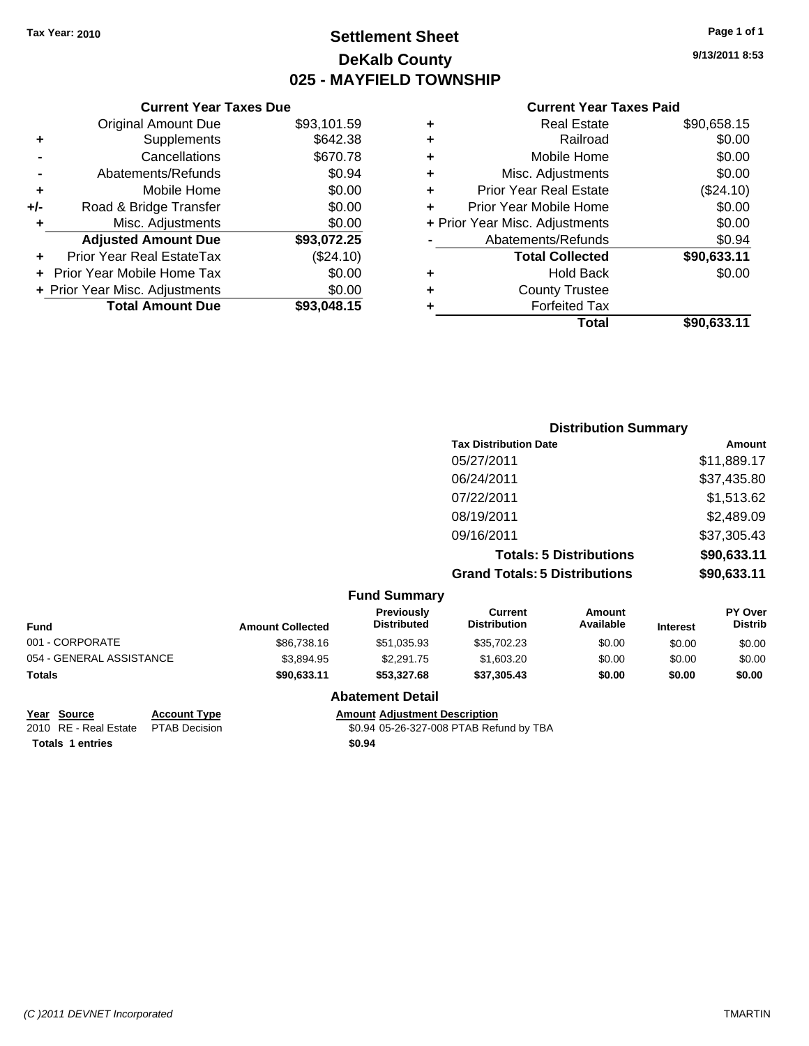**Tax Year: 2010**

# Settlement Sheet
## DeKalb County
## 025 - MAYFIELD TOWNSHIP

9/13/2011 8:53

### Current Year Taxes Due

| | | |
|---|---|---|
| | Original Amount Due | $93,101.59 |
| + | Supplements | $642.38 |
| - | Cancellations | $670.78 |
| - | Abatements/Refunds | $0.94 |
| + | Mobile Home | $0.00 |
| +/- | Road & Bridge Transfer | $0.00 |
| + | Misc. Adjustments | $0.00 |
| | **Adjusted Amount Due** | **$93,072.25** |
| + | Prior Year Real EstateTax | ($24.10) |
| + | Prior Year Mobile Home Tax | $0.00 |
| + | Prior Year Misc. Adjustments | $0.00 |
| | **Total Amount Due** | **$93,048.15** |

### Current Year Taxes Paid

| | | |
|---|---|---|
| + | Real Estate | $90,658.15 |
| + | Railroad | $0.00 |
| + | Mobile Home | $0.00 |
| + | Misc. Adjustments | $0.00 |
| + | Prior Year Real Estate | ($24.10) |
| + | Prior Year Mobile Home | $0.00 |
| + | Prior Year Misc. Adjustments | $0.00 |
| - | Abatements/Refunds | $0.94 |
| | **Total Collected** | **$90,633.11** |
| + | Hold Back | $0.00 |
| + | County Trustee | |
| + | Forfeited Tax | |
| | **Total** | **$90,633.11** |

### Distribution Summary

| Tax Distribution Date | Amount |
|---|---|
| 05/27/2011 | $11,889.17 |
| 06/24/2011 | $37,435.80 |
| 07/22/2011 | $1,513.62 |
| 08/19/2011 | $2,489.09 |
| 09/16/2011 | $37,305.43 |
| **Totals: 5 Distributions** | **$90,633.11** |
| **Grand Totals: 5 Distributions** | **$90,633.11** |

### Fund Summary

| Fund | Amount Collected | Previously Distributed | Current Distribution | Amount Available | Interest | PY Over Distrib |
|---|---|---|---|---|---|---|
| 001 - CORPORATE | $86,738.16 | $51,035.93 | $35,702.23 | $0.00 | $0.00 | $0.00 |
| 054 - GENERAL ASSISTANCE | $3,894.95 | $2,291.75 | $1,603.20 | $0.00 | $0.00 | $0.00 |
| **Totals** | **$90,633.11** | **$53,327.68** | **$37,305.43** | **$0.00** | **$0.00** | **$0.00** |

### Abatement Detail

| Year | Source | Account Type | Amount | Adjustment Description |
|---|---|---|---|---|
| 2010 | RE - Real Estate | PTAB Decision | $0.94 | 05-26-327-008 PTAB Refund by TBA |
| **Totals** | **1 entries** | | **$0.94** | |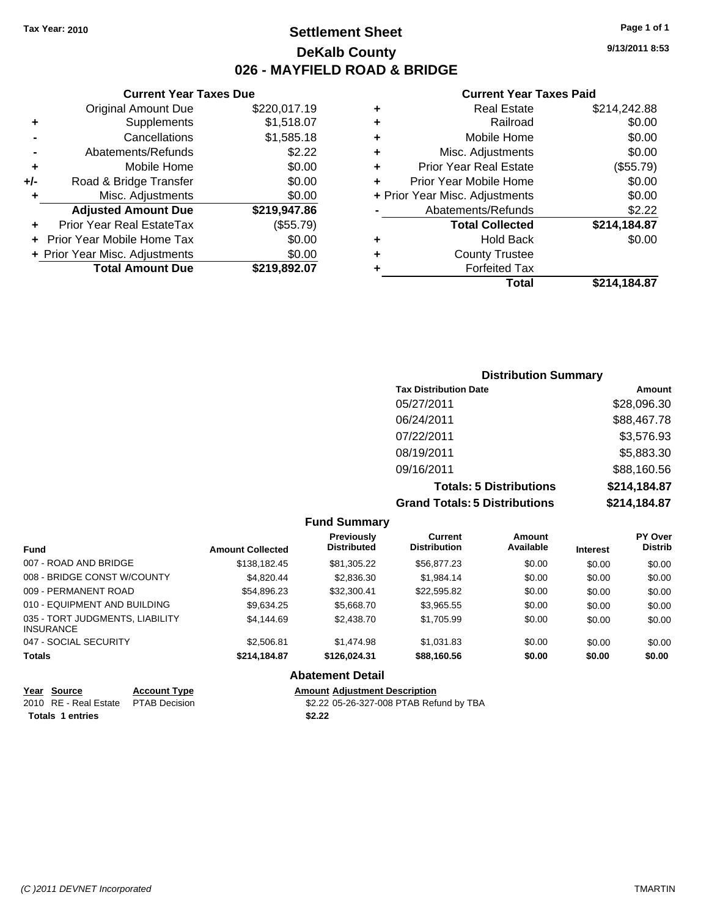Tax Year: 2010

# Settlement Sheet

## DeKalb County

## 026 - MAYFIELD ROAD & BRIDGE

9/13/2011 8:53

### Current Year Taxes Due

| | | |
|---|---|---|
| | Original Amount Due | $220,017.19 |
| + | Supplements | $1,518.07 |
| - | Cancellations | $1,585.18 |
| - | Abatements/Refunds | $2.22 |
| + | Mobile Home | $0.00 |
| +/- | Road & Bridge Transfer | $0.00 |
| + | Misc. Adjustments | $0.00 |
| | **Adjusted Amount Due** | **$219,947.86** |
| + | Prior Year Real EstateTax | ($55.79) |
| + | Prior Year Mobile Home Tax | $0.00 |
| + | Prior Year Misc. Adjustments | $0.00 |
| | **Total Amount Due** | **$219,892.07** |

### Current Year Taxes Paid

| | | |
|---|---|---|
| + | Real Estate | $214,242.88 |
| + | Railroad | $0.00 |
| + | Mobile Home | $0.00 |
| + | Misc. Adjustments | $0.00 |
| + | Prior Year Real Estate | ($55.79) |
| + | Prior Year Mobile Home | $0.00 |
| + | Prior Year Misc. Adjustments | $0.00 |
| - | Abatements/Refunds | $2.22 |
| | **Total Collected** | **$214,184.87** |
| + | Hold Back | $0.00 |
| + | County Trustee | |
| + | Forfeited Tax | |
| | **Total** | **$214,184.87** |

### Distribution Summary

| Tax Distribution Date | Amount |
|---|---|
| 05/27/2011 | $28,096.30 |
| 06/24/2011 | $88,467.78 |
| 07/22/2011 | $3,576.93 |
| 08/19/2011 | $5,883.30 |
| 09/16/2011 | $88,160.56 |
| **Totals: 5 Distributions** | **$214,184.87** |
| **Grand Totals: 5 Distributions** | **$214,184.87** |

### Fund Summary

| Fund | Amount Collected | Previously Distributed | Current Distribution | Amount Available | Interest | PY Over Distrib |
|---|---|---|---|---|---|---|
| 007 - ROAD AND BRIDGE | $138,182.45 | $81,305.22 | $56,877.23 | $0.00 | $0.00 | $0.00 |
| 008 - BRIDGE CONST W/COUNTY | $4,820.44 | $2,836.30 | $1,984.14 | $0.00 | $0.00 | $0.00 |
| 009 - PERMANENT ROAD | $54,896.23 | $32,300.41 | $22,595.82 | $0.00 | $0.00 | $0.00 |
| 010 - EQUIPMENT AND BUILDING | $9,634.25 | $5,668.70 | $3,965.55 | $0.00 | $0.00 | $0.00 |
| 035 - TORT JUDGMENTS, LIABILITY INSURANCE | $4,144.69 | $2,438.70 | $1,705.99 | $0.00 | $0.00 | $0.00 |
| 047 - SOCIAL SECURITY | $2,506.81 | $1,474.98 | $1,031.83 | $0.00 | $0.00 | $0.00 |
| **Totals** | **$214,184.87** | **$126,024.31** | **$88,160.56** | **$0.00** | **$0.00** | **$0.00** |

### Abatement Detail

| Year | Source | Account Type | Amount | Adjustment Description |
|---|---|---|---|---|
| 2010 | RE - Real Estate | PTAB Decision | $2.22 | 05-26-327-008 PTAB Refund by TBA |
| **Totals 1 entries** | | | **$2.22** | |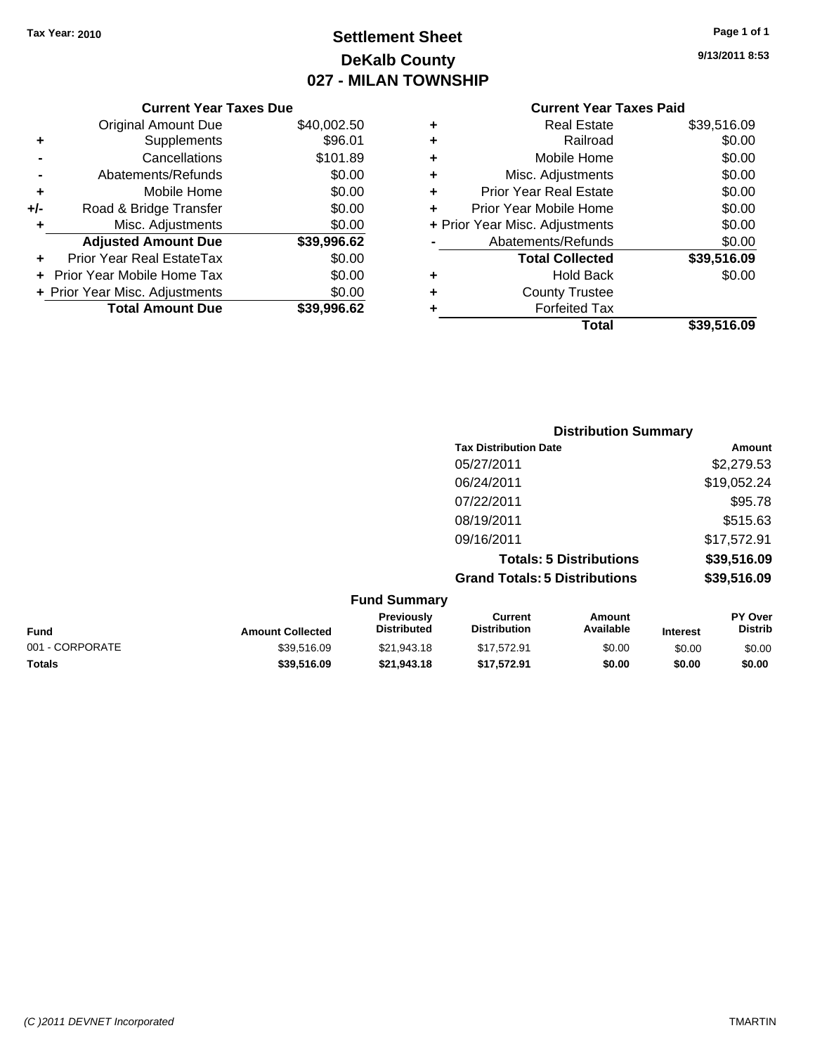Tax Year: 2010

# Settlement Sheet
## DeKalb County
## 027 - MILAN TOWNSHIP

9/13/2011 8:53

### Current Year Taxes Due

| | | |
|---|---|---|
| | Original Amount Due | $40,002.50 |
| + | Supplements | $96.01 |
| - | Cancellations | $101.89 |
| - | Abatements/Refunds | $0.00 |
| + | Mobile Home | $0.00 |
| +/- | Road & Bridge Transfer | $0.00 |
| + | Misc. Adjustments | $0.00 |
| | **Adjusted Amount Due** | **$39,996.62** |
| + | Prior Year Real EstateTax | $0.00 |
| + | Prior Year Mobile Home Tax | $0.00 |
| + | Prior Year Misc. Adjustments | $0.00 |
| | **Total Amount Due** | **$39,996.62** |

### Current Year Taxes Paid

| | | |
|---|---|---|
| + | Real Estate | $39,516.09 |
| + | Railroad | $0.00 |
| + | Mobile Home | $0.00 |
| + | Misc. Adjustments | $0.00 |
| + | Prior Year Real Estate | $0.00 |
| + | Prior Year Mobile Home | $0.00 |
| + | Prior Year Misc. Adjustments | $0.00 |
| - | Abatements/Refunds | $0.00 |
| | **Total Collected** | **$39,516.09** |
| + | Hold Back | $0.00 |
| + | County Trustee | |
| + | Forfeited Tax | |
| | **Total** | **$39,516.09** |

### Distribution Summary

| Tax Distribution Date | Amount |
|---|---|
| 05/27/2011 | $2,279.53 |
| 06/24/2011 | $19,052.24 |
| 07/22/2011 | $95.78 |
| 08/19/2011 | $515.63 |
| 09/16/2011 | $17,572.91 |
| **Totals: 5 Distributions** | **$39,516.09** |
| **Grand Totals: 5 Distributions** | **$39,516.09** |

### Fund Summary

| Fund | Amount Collected | Previously Distributed | Current Distribution | Amount Available | Interest | PY Over Distrib |
|---|---|---|---|---|---|---|
| 001 - CORPORATE | $39,516.09 | $21,943.18 | $17,572.91 | $0.00 | $0.00 | $0.00 |
| **Totals** | **$39,516.09** | **$21,943.18** | **$17,572.91** | **$0.00** | **$0.00** | **$0.00** |

(C )2011 DEVNET Incorporated TMARTIN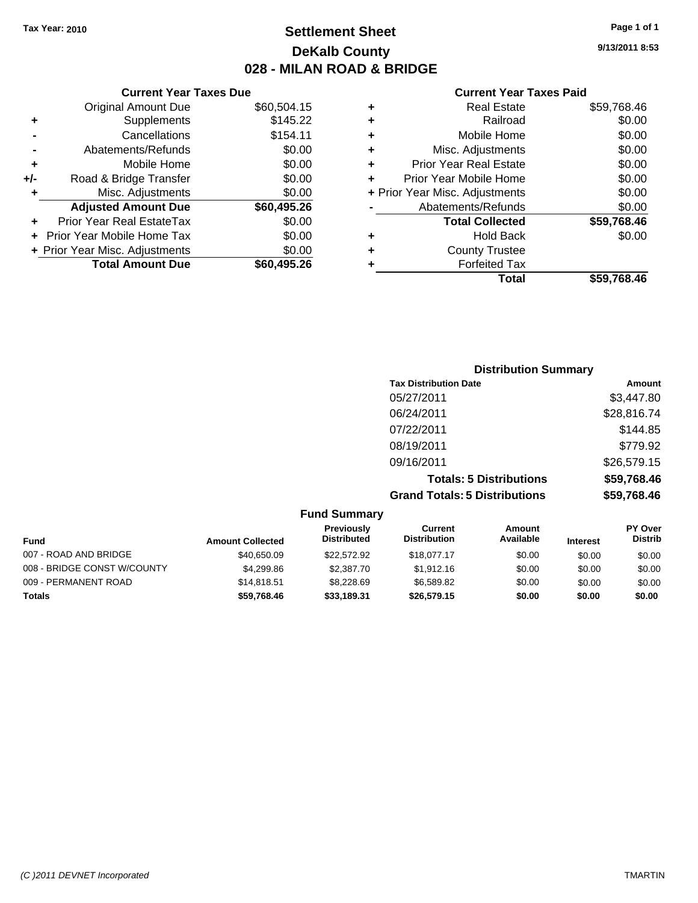Tax Year: 2010

# Settlement Sheet
## DeKalb County
## 028 - MILAN ROAD & BRIDGE

9/13/2011 8:53

### Current Year Taxes Due

| | | |
|---|---|---|
| | Original Amount Due | $60,504.15 |
| + | Supplements | $145.22 |
| - | Cancellations | $154.11 |
| - | Abatements/Refunds | $0.00 |
| + | Mobile Home | $0.00 |
| +/- | Road & Bridge Transfer | $0.00 |
| + | Misc. Adjustments | $0.00 |
| | **Adjusted Amount Due** | **$60,495.26** |
| + | Prior Year Real EstateTax | $0.00 |
| + | Prior Year Mobile Home Tax | $0.00 |
| + | Prior Year Misc. Adjustments | $0.00 |
| | **Total Amount Due** | **$60,495.26** |

### Current Year Taxes Paid

| | | |
|---|---|---|
| + | Real Estate | $59,768.46 |
| + | Railroad | $0.00 |
| + | Mobile Home | $0.00 |
| + | Misc. Adjustments | $0.00 |
| + | Prior Year Real Estate | $0.00 |
| + | Prior Year Mobile Home | $0.00 |
| + | Prior Year Misc. Adjustments | $0.00 |
| - | Abatements/Refunds | $0.00 |
| | **Total Collected** | **$59,768.46** |
| + | Hold Back | $0.00 |
| + | County Trustee | |
| + | Forfeited Tax | |
| | **Total** | **$59,768.46** |

### Distribution Summary

| Tax Distribution Date | Amount |
|---|---|
| 05/27/2011 | $3,447.80 |
| 06/24/2011 | $28,816.74 |
| 07/22/2011 | $144.85 |
| 08/19/2011 | $779.92 |
| 09/16/2011 | $26,579.15 |
| **Totals: 5 Distributions** | **$59,768.46** |
| **Grand Totals: 5 Distributions** | **$59,768.46** |

### Fund Summary

| Fund | Amount Collected | Previously Distributed | Current Distribution | Amount Available | Interest | PY Over Distrib |
|---|---|---|---|---|---|---|
| 007 - ROAD AND BRIDGE | $40,650.09 | $22,572.92 | $18,077.17 | $0.00 | $0.00 | $0.00 |
| 008 - BRIDGE CONST W/COUNTY | $4,299.86 | $2,387.70 | $1,912.16 | $0.00 | $0.00 | $0.00 |
| 009 - PERMANENT ROAD | $14,818.51 | $8,228.69 | $6,589.82 | $0.00 | $0.00 | $0.00 |
| **Totals** | **$59,768.46** | **$33,189.31** | **$26,579.15** | **$0.00** | **$0.00** | **$0.00** |

(C )2011 DEVNET Incorporated TMARTIN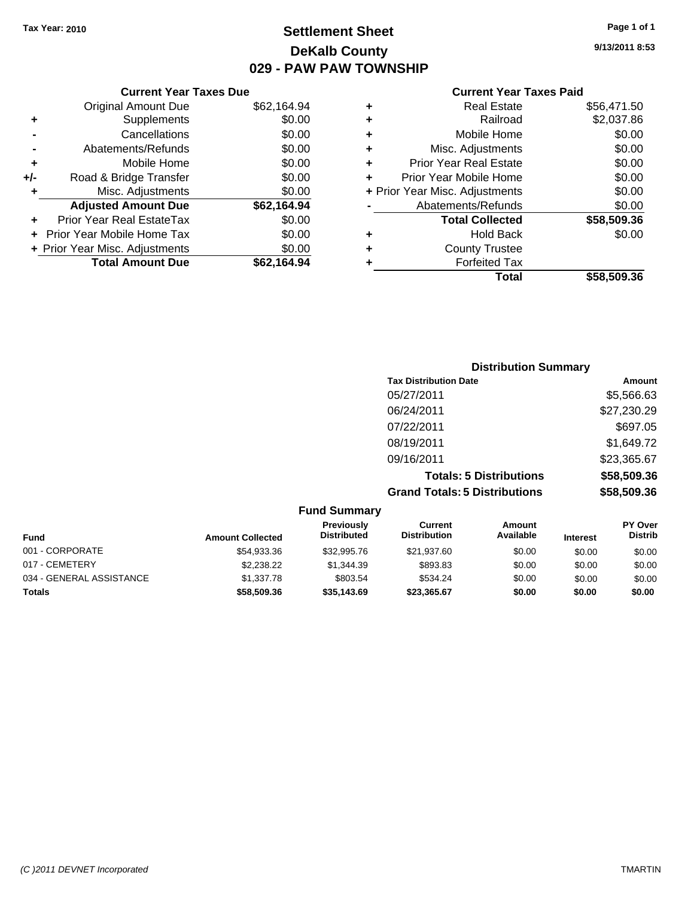Tax Year: 2010

# Settlement Sheet
## DeKalb County
## 029 - PAW PAW TOWNSHIP

9/13/2011 8:53

### Current Year Taxes Due

| | | |
|---|---|---|
| | Original Amount Due | $62,164.94 |
| + | Supplements | $0.00 |
| - | Cancellations | $0.00 |
| - | Abatements/Refunds | $0.00 |
| + | Mobile Home | $0.00 |
| +/- | Road & Bridge Transfer | $0.00 |
| + | Misc. Adjustments | $0.00 |
| | **Adjusted Amount Due** | **$62,164.94** |
| + | Prior Year Real EstateTax | $0.00 |
| + | Prior Year Mobile Home Tax | $0.00 |
| + | Prior Year Misc. Adjustments | $0.00 |
| | **Total Amount Due** | **$62,164.94** |

### Current Year Taxes Paid

| | | |
|---|---|---|
| + | Real Estate | $56,471.50 |
| + | Railroad | $2,037.86 |
| + | Mobile Home | $0.00 |
| + | Misc. Adjustments | $0.00 |
| + | Prior Year Real Estate | $0.00 |
| + | Prior Year Mobile Home | $0.00 |
| + | Prior Year Misc. Adjustments | $0.00 |
| - | Abatements/Refunds | $0.00 |
| | **Total Collected** | **$58,509.36** |
| + | Hold Back | $0.00 |
| + | County Trustee | |
| + | Forfeited Tax | |
| | **Total** | **$58,509.36** |

### Distribution Summary

| Tax Distribution Date | Amount |
|---|---|
| 05/27/2011 | $5,566.63 |
| 06/24/2011 | $27,230.29 |
| 07/22/2011 | $697.05 |
| 08/19/2011 | $1,649.72 |
| 09/16/2011 | $23,365.67 |
| **Totals: 5 Distributions** | **$58,509.36** |
| **Grand Totals: 5 Distributions** | **$58,509.36** |

### Fund Summary

| Fund | Amount Collected | Previously Distributed | Current Distribution | Amount Available | Interest | PY Over Distrib |
|---|---|---|---|---|---|---|
| 001 - CORPORATE | $54,933.36 | $32,995.76 | $21,937.60 | $0.00 | $0.00 | $0.00 |
| 017 - CEMETERY | $2,238.22 | $1,344.39 | $893.83 | $0.00 | $0.00 | $0.00 |
| 034 - GENERAL ASSISTANCE | $1,337.78 | $803.54 | $534.24 | $0.00 | $0.00 | $0.00 |
| **Totals** | **$58,509.36** | **$35,143.69** | **$23,365.67** | **$0.00** | **$0.00** | **$0.00** |

(C )2011 DEVNET Incorporated

TMARTIN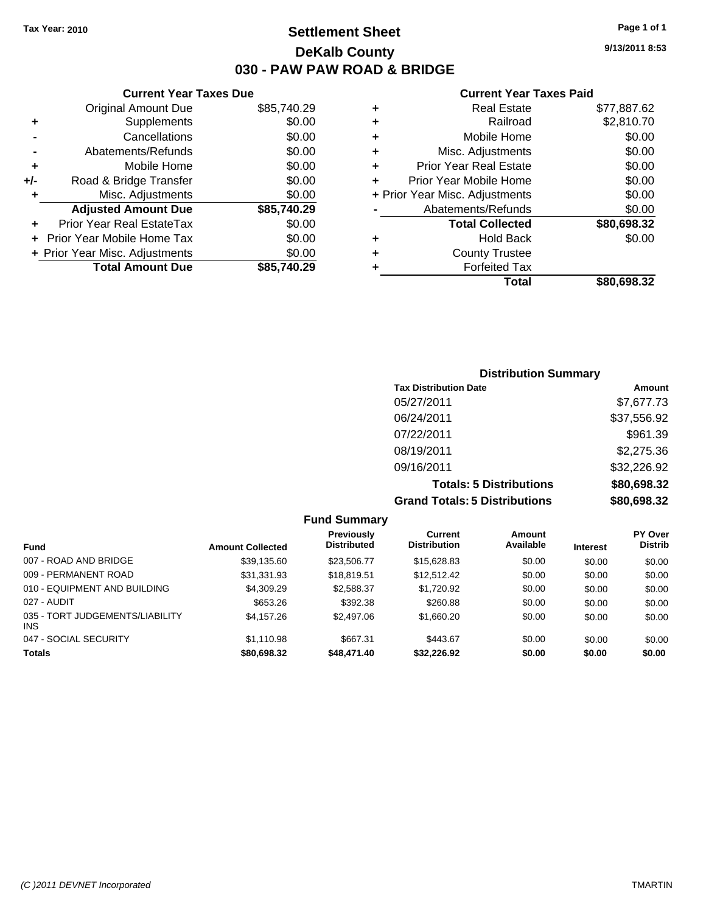**Tax Year: 2010**

# Settlement Sheet
## DeKalb County
## 030 - PAW PAW ROAD & BRIDGE

9/13/2011 8:53

### Current Year Taxes Due

| | | |
|---|---|---|
| | Original Amount Due | $85,740.29 |
| + | Supplements | $0.00 |
| - | Cancellations | $0.00 |
| - | Abatements/Refunds | $0.00 |
| + | Mobile Home | $0.00 |
| +/- | Road & Bridge Transfer | $0.00 |
| + | Misc. Adjustments | $0.00 |
| | **Adjusted Amount Due** | **$85,740.29** |
| + | Prior Year Real EstateTax | $0.00 |
| + | Prior Year Mobile Home Tax | $0.00 |
| + | Prior Year Misc. Adjustments | $0.00 |
| | **Total Amount Due** | **$85,740.29** |

### Current Year Taxes Paid

| | | |
|---|---|---|
| + | Real Estate | $77,887.62 |
| + | Railroad | $2,810.70 |
| + | Mobile Home | $0.00 |
| + | Misc. Adjustments | $0.00 |
| + | Prior Year Real Estate | $0.00 |
| + | Prior Year Mobile Home | $0.00 |
| + | Prior Year Misc. Adjustments | $0.00 |
| - | Abatements/Refunds | $0.00 |
| | **Total Collected** | **$80,698.32** |
| + | Hold Back | $0.00 |
| + | County Trustee | |
| + | Forfeited Tax | |
| | **Total** | **$80,698.32** |

### Distribution Summary

| Tax Distribution Date | Amount |
|---|---|
| 05/27/2011 | $7,677.73 |
| 06/24/2011 | $37,556.92 |
| 07/22/2011 | $961.39 |
| 08/19/2011 | $2,275.36 |
| 09/16/2011 | $32,226.92 |
| **Totals: 5 Distributions** | **$80,698.32** |
| **Grand Totals: 5 Distributions** | **$80,698.32** |

### Fund Summary

| Fund | Amount Collected | Previously Distributed | Current Distribution | Amount Available | Interest | PY Over Distrib |
|---|---|---|---|---|---|---|
| 007 - ROAD AND BRIDGE | $39,135.60 | $23,506.77 | $15,628.83 | $0.00 | $0.00 | $0.00 |
| 009 - PERMANENT ROAD | $31,331.93 | $18,819.51 | $12,512.42 | $0.00 | $0.00 | $0.00 |
| 010 - EQUIPMENT AND BUILDING | $4,309.29 | $2,588.37 | $1,720.92 | $0.00 | $0.00 | $0.00 |
| 027 - AUDIT | $653.26 | $392.38 | $260.88 | $0.00 | $0.00 | $0.00 |
| 035 - TORT JUDGEMENTS/LIABILITY INS | $4,157.26 | $2,497.06 | $1,660.20 | $0.00 | $0.00 | $0.00 |
| 047 - SOCIAL SECURITY | $1,110.98 | $667.31 | $443.67 | $0.00 | $0.00 | $0.00 |
| **Totals** | **$80,698.32** | **$48,471.40** | **$32,226.92** | **$0.00** | **$0.00** | **$0.00** |

*(C )2011 DEVNET Incorporated* TMARTIN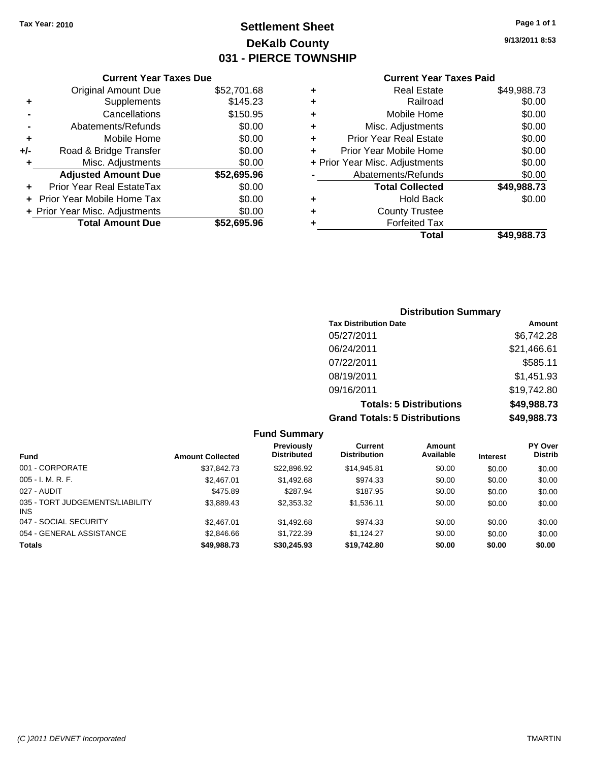Tax Year: 2010

# Settlement Sheet
## DeKalb County
## 031 - PIERCE TOWNSHIP

9/13/2011 8:53

### Current Year Taxes Due

| | | |
|---|---|---|
| | Original Amount Due | $52,701.68 |
| + | Supplements | $145.23 |
| - | Cancellations | $150.95 |
| - | Abatements/Refunds | $0.00 |
| + | Mobile Home | $0.00 |
| +/- | Road & Bridge Transfer | $0.00 |
| + | Misc. Adjustments | $0.00 |
| | **Adjusted Amount Due** | **$52,695.96** |
| + | Prior Year Real EstateTax | $0.00 |
| + | Prior Year Mobile Home Tax | $0.00 |
| + | Prior Year Misc. Adjustments | $0.00 |
| | **Total Amount Due** | **$52,695.96** |

### Current Year Taxes Paid

| | | |
|---|---|---|
| + | Real Estate | $49,988.73 |
| + | Railroad | $0.00 |
| + | Mobile Home | $0.00 |
| + | Misc. Adjustments | $0.00 |
| + | Prior Year Real Estate | $0.00 |
| + | Prior Year Mobile Home | $0.00 |
| + | Prior Year Misc. Adjustments | $0.00 |
| - | Abatements/Refunds | $0.00 |
| | **Total Collected** | **$49,988.73** |
| + | Hold Back | $0.00 |
| + | County Trustee | |
| + | Forfeited Tax | |
| | **Total** | **$49,988.73** |

### Distribution Summary

| Tax Distribution Date | Amount |
|---|---|
| 05/27/2011 | $6,742.28 |
| 06/24/2011 | $21,466.61 |
| 07/22/2011 | $585.11 |
| 08/19/2011 | $1,451.93 |
| 09/16/2011 | $19,742.80 |
| **Totals: 5 Distributions** | **$49,988.73** |
| **Grand Totals: 5 Distributions** | **$49,988.73** |

### Fund Summary

| Fund | Amount Collected | Previously Distributed | Current Distribution | Amount Available | Interest | PY Over Distrib |
|---|---|---|---|---|---|---|
| 001 - CORPORATE | $37,842.73 | $22,896.92 | $14,945.81 | $0.00 | $0.00 | $0.00 |
| 005 - I. M. R. F. | $2,467.01 | $1,492.68 | $974.33 | $0.00 | $0.00 | $0.00 |
| 027 - AUDIT | $475.89 | $287.94 | $187.95 | $0.00 | $0.00 | $0.00 |
| 035 - TORT JUDGEMENTS/LIABILITY INS | $3,889.43 | $2,353.32 | $1,536.11 | $0.00 | $0.00 | $0.00 |
| 047 - SOCIAL SECURITY | $2,467.01 | $1,492.68 | $974.33 | $0.00 | $0.00 | $0.00 |
| 054 - GENERAL ASSISTANCE | $2,846.66 | $1,722.39 | $1,124.27 | $0.00 | $0.00 | $0.00 |
| **Totals** | **$49,988.73** | **$30,245.93** | **$19,742.80** | **$0.00** | **$0.00** | **$0.00** |

(C )2011 DEVNET Incorporated — TMARTIN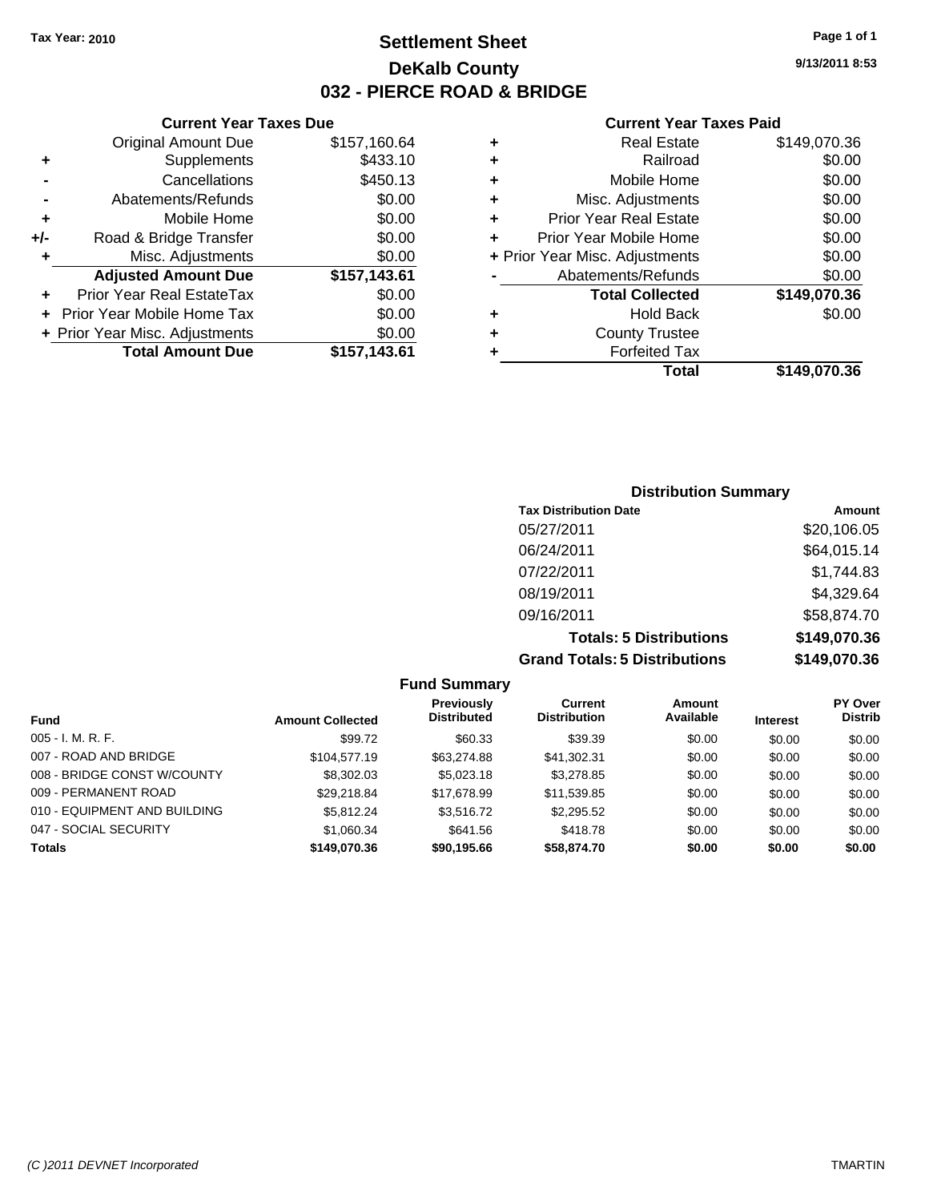Tax Year: 2010

# Settlement Sheet

## DeKalb County

## 032 - PIERCE ROAD & BRIDGE

9/13/2011 8:53

### Current Year Taxes Due

| | | |
|---|---|---|
| | Original Amount Due | $157,160.64 |
| + | Supplements | $433.10 |
| - | Cancellations | $450.13 |
| - | Abatements/Refunds | $0.00 |
| + | Mobile Home | $0.00 |
| +/- | Road & Bridge Transfer | $0.00 |
| + | Misc. Adjustments | $0.00 |
| | **Adjusted Amount Due** | **$157,143.61** |
| + | Prior Year Real EstateTax | $0.00 |
| + | Prior Year Mobile Home Tax | $0.00 |
| + | Prior Year Misc. Adjustments | $0.00 |
| | **Total Amount Due** | **$157,143.61** |

### Current Year Taxes Paid

| | | |
|---|---|---|
| + | Real Estate | $149,070.36 |
| + | Railroad | $0.00 |
| + | Mobile Home | $0.00 |
| + | Misc. Adjustments | $0.00 |
| + | Prior Year Real Estate | $0.00 |
| + | Prior Year Mobile Home | $0.00 |
| + | Prior Year Misc. Adjustments | $0.00 |
| - | Abatements/Refunds | $0.00 |
| | **Total Collected** | **$149,070.36** |
| + | Hold Back | $0.00 |
| + | County Trustee | |
| + | Forfeited Tax | |
| | **Total** | **$149,070.36** |

### Distribution Summary

| Tax Distribution Date | Amount |
|---|---|
| 05/27/2011 | $20,106.05 |
| 06/24/2011 | $64,015.14 |
| 07/22/2011 | $1,744.83 |
| 08/19/2011 | $4,329.64 |
| 09/16/2011 | $58,874.70 |
| **Totals: 5 Distributions** | **$149,070.36** |
| **Grand Totals: 5 Distributions** | **$149,070.36** |

### Fund Summary

| Fund | Amount Collected | Previously Distributed | Current Distribution | Amount Available | Interest | PY Over Distrib |
|---|---|---|---|---|---|---|
| 005 - I. M. R. F. | $99.72 | $60.33 | $39.39 | $0.00 | $0.00 | $0.00 |
| 007 - ROAD AND BRIDGE | $104,577.19 | $63,274.88 | $41,302.31 | $0.00 | $0.00 | $0.00 |
| 008 - BRIDGE CONST W/COUNTY | $8,302.03 | $5,023.18 | $3,278.85 | $0.00 | $0.00 | $0.00 |
| 009 - PERMANENT ROAD | $29,218.84 | $17,678.99 | $11,539.85 | $0.00 | $0.00 | $0.00 |
| 010 - EQUIPMENT AND BUILDING | $5,812.24 | $3,516.72 | $2,295.52 | $0.00 | $0.00 | $0.00 |
| 047 - SOCIAL SECURITY | $1,060.34 | $641.56 | $418.78 | $0.00 | $0.00 | $0.00 |
| **Totals** | **$149,070.36** | **$90,195.66** | **$58,874.70** | **$0.00** | **$0.00** | **$0.00** |

(C )2011 DEVNET Incorporated TMARTIN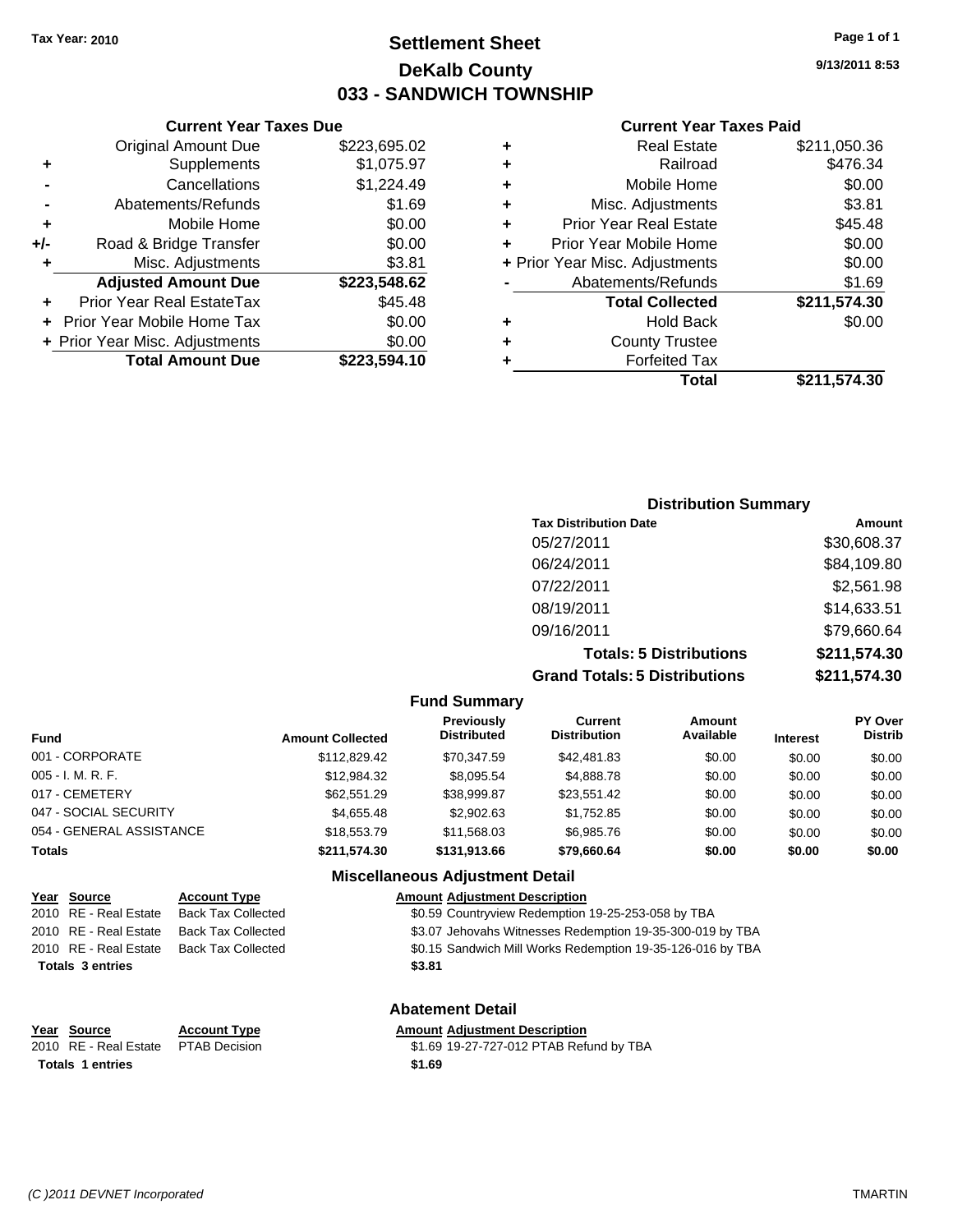Tax Year: 2010

# Settlement Sheet
## DeKalb County
## 033 - SANDWICH TOWNSHIP

9/13/2011 8:53

### Current Year Taxes Due

| | | |
|---|---|---|
| | Original Amount Due | $223,695.02 |
| + | Supplements | $1,075.97 |
| - | Cancellations | $1,224.49 |
| - | Abatements/Refunds | $1.69 |
| + | Mobile Home | $0.00 |
| +/- | Road & Bridge Transfer | $0.00 |
| + | Misc. Adjustments | $3.81 |
| | **Adjusted Amount Due** | **$223,548.62** |
| + | Prior Year Real EstateTax | $45.48 |
| + | Prior Year Mobile Home Tax | $0.00 |
| + | Prior Year Misc. Adjustments | $0.00 |
| | **Total Amount Due** | **$223,594.10** |

### Current Year Taxes Paid

| | | |
|---|---|---|
| + | Real Estate | $211,050.36 |
| + | Railroad | $476.34 |
| + | Mobile Home | $0.00 |
| + | Misc. Adjustments | $3.81 |
| + | Prior Year Real Estate | $45.48 |
| + | Prior Year Mobile Home | $0.00 |
| + | Prior Year Misc. Adjustments | $0.00 |
| - | Abatements/Refunds | $1.69 |
| | **Total Collected** | **$211,574.30** |
| + | Hold Back | $0.00 |
| + | County Trustee | |
| + | Forfeited Tax | |
| | **Total** | **$211,574.30** |

### Distribution Summary

| Tax Distribution Date | Amount |
|---|---|
| 05/27/2011 | $30,608.37 |
| 06/24/2011 | $84,109.80 |
| 07/22/2011 | $2,561.98 |
| 08/19/2011 | $14,633.51 |
| 09/16/2011 | $79,660.64 |
| **Totals: 5 Distributions** | **$211,574.30** |
| **Grand Totals: 5 Distributions** | **$211,574.30** |

### Fund Summary

| Fund | Amount Collected | Previously Distributed | Current Distribution | Amount Available | Interest | PY Over Distrib |
|---|---|---|---|---|---|---|
| 001 - CORPORATE | $112,829.42 | $70,347.59 | $42,481.83 | $0.00 | $0.00 | $0.00 |
| 005 - I. M. R. F. | $12,984.32 | $8,095.54 | $4,888.78 | $0.00 | $0.00 | $0.00 |
| 017 - CEMETERY | $62,551.29 | $38,999.87 | $23,551.42 | $0.00 | $0.00 | $0.00 |
| 047 - SOCIAL SECURITY | $4,655.48 | $2,902.63 | $1,752.85 | $0.00 | $0.00 | $0.00 |
| 054 - GENERAL ASSISTANCE | $18,553.79 | $11,568.03 | $6,985.76 | $0.00 | $0.00 | $0.00 |
| **Totals** | **$211,574.30** | **$131,913.66** | **$79,660.64** | **$0.00** | **$0.00** | **$0.00** |

### Miscellaneous Adjustment Detail

| Year | Source | Account Type | Amount | Adjustment Description |
|---|---|---|---|---|
| 2010 | RE - Real Estate | Back Tax Collected | $0.59 | Countryview Redemption 19-25-253-058 by TBA |
| 2010 | RE - Real Estate | Back Tax Collected | $3.07 | Jehovahs Witnesses Redemption 19-35-300-019 by TBA |
| 2010 | RE - Real Estate | Back Tax Collected | $0.15 | Sandwich Mill Works Redemption 19-35-126-016 by TBA |
| **Totals 3 entries** | | | **$3.81** | |

### Abatement Detail

| Year | Source | Account Type | Amount | Adjustment Description |
|---|---|---|---|---|
| 2010 | RE - Real Estate | PTAB Decision | $1.69 | 19-27-727-012 PTAB Refund by TBA |
| **Totals 1 entries** | | | **$1.69** | |

(C )2011 DEVNET Incorporated TMARTIN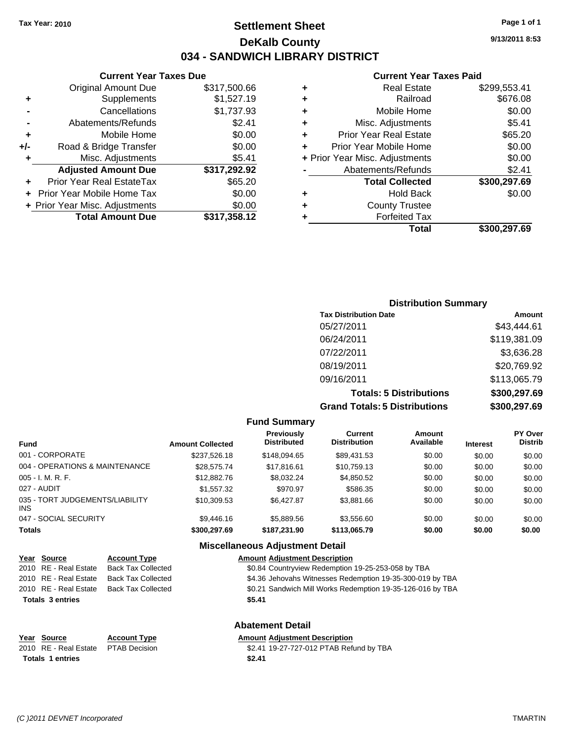**Tax Year: 2010**

# Settlement Sheet
## DeKalb County
## 034 - SANDWICH LIBRARY DISTRICT

9/13/2011 8:53

### Current Year Taxes Due

| | | |
|---|---|---|
| | Original Amount Due | $317,500.66 |
| + | Supplements | $1,527.19 |
| - | Cancellations | $1,737.93 |
| - | Abatements/Refunds | $2.41 |
| + | Mobile Home | $0.00 |
| +/- | Road & Bridge Transfer | $0.00 |
| + | Misc. Adjustments | $5.41 |
| | **Adjusted Amount Due** | **$317,292.92** |
| + | Prior Year Real EstateTax | $65.20 |
| + | Prior Year Mobile Home Tax | $0.00 |
| + | Prior Year Misc. Adjustments | $0.00 |
| | **Total Amount Due** | **$317,358.12** |

### Current Year Taxes Paid

| | | |
|---|---|---|
| + | Real Estate | $299,553.41 |
| + | Railroad | $676.08 |
| + | Mobile Home | $0.00 |
| + | Misc. Adjustments | $5.41 |
| + | Prior Year Real Estate | $65.20 |
| + | Prior Year Mobile Home | $0.00 |
| + | Prior Year Misc. Adjustments | $0.00 |
| - | Abatements/Refunds | $2.41 |
| | **Total Collected** | **$300,297.69** |
| + | Hold Back | $0.00 |
| + | County Trustee | |
| + | Forfeited Tax | |
| | **Total** | **$300,297.69** |

### Distribution Summary

| Tax Distribution Date | Amount |
|---|---|
| 05/27/2011 | $43,444.61 |
| 06/24/2011 | $119,381.09 |
| 07/22/2011 | $3,636.28 |
| 08/19/2011 | $20,769.92 |
| 09/16/2011 | $113,065.79 |
| **Totals: 5 Distributions** | **$300,297.69** |
| **Grand Totals: 5 Distributions** | **$300,297.69** |

### Fund Summary

| Fund | Amount Collected | Previously Distributed | Current Distribution | Amount Available | Interest | PY Over Distrib |
|---|---|---|---|---|---|---|
| 001 - CORPORATE | $237,526.18 | $148,094.65 | $89,431.53 | $0.00 | $0.00 | $0.00 |
| 004 - OPERATIONS & MAINTENANCE | $28,575.74 | $17,816.61 | $10,759.13 | $0.00 | $0.00 | $0.00 |
| 005 - I. M. R. F. | $12,882.76 | $8,032.24 | $4,850.52 | $0.00 | $0.00 | $0.00 |
| 027 - AUDIT | $1,557.32 | $970.97 | $586.35 | $0.00 | $0.00 | $0.00 |
| 035 - TORT JUDGEMENTS/LIABILITY INS | $10,309.53 | $6,427.87 | $3,881.66 | $0.00 | $0.00 | $0.00 |
| 047 - SOCIAL SECURITY | $9,446.16 | $5,889.56 | $3,556.60 | $0.00 | $0.00 | $0.00 |
| **Totals** | **$300,297.69** | **$187,231.90** | **$113,065.79** | **$0.00** | **$0.00** | **$0.00** |

### Miscellaneous Adjustment Detail

| Year | Source | Account Type | Amount | Adjustment Description |
|---|---|---|---|---|
| 2010 | RE - Real Estate | Back Tax Collected | $0.84 | Countryview Redemption 19-25-253-058 by TBA |
| 2010 | RE - Real Estate | Back Tax Collected | $4.36 | Jehovahs Witnesses Redemption 19-35-300-019 by TBA |
| 2010 | RE - Real Estate | Back Tax Collected | $0.21 | Sandwich Mill Works Redemption 19-35-126-016 by TBA |
| **Totals 3 entries** | | | **$5.41** | |

### Abatement Detail

| Year | Source | Account Type | Amount | Adjustment Description |
|---|---|---|---|---|
| 2010 | RE - Real Estate | PTAB Decision | $2.41 | 19-27-727-012 PTAB Refund by TBA |
| **Totals 1 entries** | | | **$2.41** | |

(C )2011 DEVNET Incorporated TMARTIN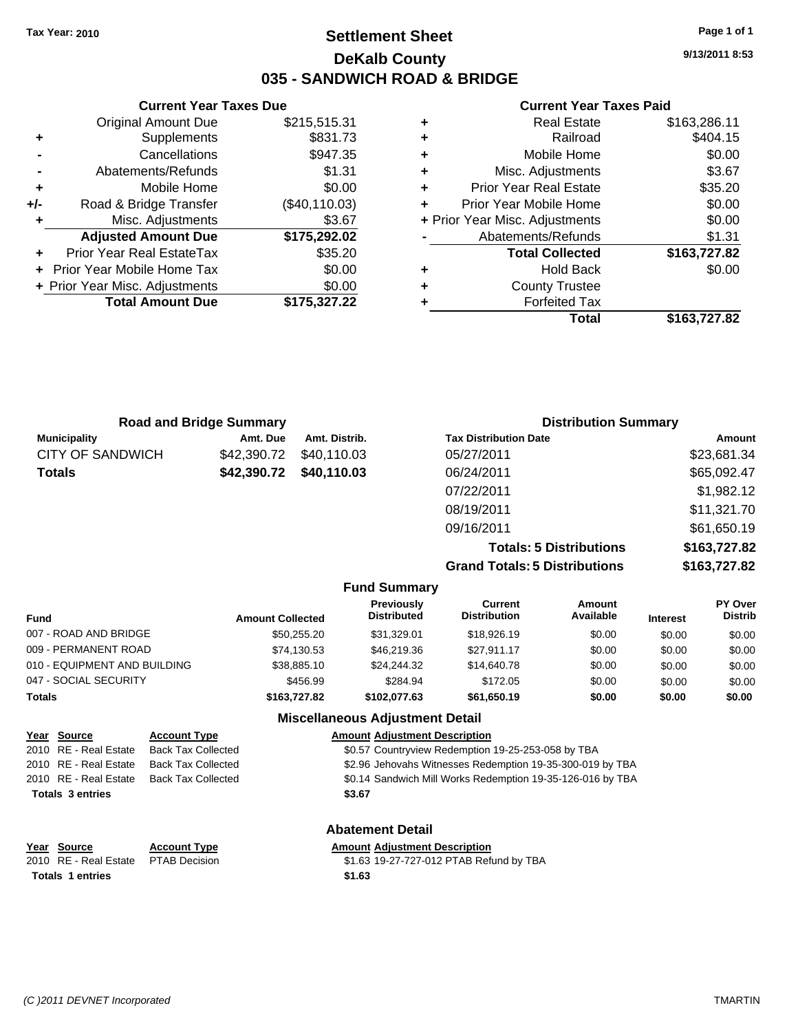**Tax Year: 2010**

# Settlement Sheet
## DeKalb County
## 035 - SANDWICH ROAD & BRIDGE

9/13/2011 8:53

### Current Year Taxes Due

| | | |
|---|---|---|
| | Original Amount Due | $215,515.31 |
| + | Supplements | $831.73 |
| - | Cancellations | $947.35 |
| - | Abatements/Refunds | $1.31 |
| + | Mobile Home | $0.00 |
| +/- | Road & Bridge Transfer | ($40,110.03) |
| + | Misc. Adjustments | $3.67 |
| | **Adjusted Amount Due** | **$175,292.02** |
| + | Prior Year Real EstateTax | $35.20 |
| + | Prior Year Mobile Home Tax | $0.00 |
| + | Prior Year Misc. Adjustments | $0.00 |
| | **Total Amount Due** | **$175,327.22** |

### Current Year Taxes Paid

| | | |
|---|---|---|
| + | Real Estate | $163,286.11 |
| + | Railroad | $404.15 |
| + | Mobile Home | $0.00 |
| + | Misc. Adjustments | $3.67 |
| + | Prior Year Real Estate | $35.20 |
| + | Prior Year Mobile Home | $0.00 |
| + | Prior Year Misc. Adjustments | $0.00 |
| - | Abatements/Refunds | $1.31 |
| | **Total Collected** | **$163,727.82** |
| + | Hold Back | $0.00 |
| + | County Trustee | |
| + | Forfeited Tax | |
| | **Total** | **$163,727.82** |

### Road and Bridge Summary

| Municipality | Amt. Due | Amt. Distrib. |
|---|---|---|
| CITY OF SANDWICH | $42,390.72 | $40,110.03 |
| **Totals** | **$42,390.72** | **$40,110.03** |

### Distribution Summary

| Tax Distribution Date | Amount |
|---|---|
| 05/27/2011 | $23,681.34 |
| 06/24/2011 | $65,092.47 |
| 07/22/2011 | $1,982.12 |
| 08/19/2011 | $11,321.70 |
| 09/16/2011 | $61,650.19 |
| **Totals: 5 Distributions** | **$163,727.82** |
| **Grand Totals: 5 Distributions** | **$163,727.82** |

### Fund Summary

| Fund | Amount Collected | Previously Distributed | Current Distribution | Amount Available | Interest | PY Over Distrib |
|---|---|---|---|---|---|---|
| 007 - ROAD AND BRIDGE | $50,255.20 | $31,329.01 | $18,926.19 | $0.00 | $0.00 | $0.00 |
| 009 - PERMANENT ROAD | $74,130.53 | $46,219.36 | $27,911.17 | $0.00 | $0.00 | $0.00 |
| 010 - EQUIPMENT AND BUILDING | $38,885.10 | $24,244.32 | $14,640.78 | $0.00 | $0.00 | $0.00 |
| 047 - SOCIAL SECURITY | $456.99 | $284.94 | $172.05 | $0.00 | $0.00 | $0.00 |
| **Totals** | **$163,727.82** | **$102,077.63** | **$61,650.19** | **$0.00** | **$0.00** | **$0.00** |

### Miscellaneous Adjustment Detail

| Year | Source | Account Type | Amount | Adjustment Description |
|---|---|---|---|---|
| 2010 | RE - Real Estate | Back Tax Collected | $0.57 | Countryview Redemption 19-25-253-058 by TBA |
| 2010 | RE - Real Estate | Back Tax Collected | $2.96 | Jehovahs Witnesses Redemption 19-35-300-019 by TBA |
| 2010 | RE - Real Estate | Back Tax Collected | $0.14 | Sandwich Mill Works Redemption 19-35-126-016 by TBA |
| **Totals 3 entries** | | | **$3.67** | |

### Abatement Detail

| Year | Source | Account Type | Amount | Adjustment Description |
|---|---|---|---|---|
| 2010 | RE - Real Estate | PTAB Decision | $1.63 | 19-27-727-012 PTAB Refund by TBA |
| **Totals 1 entries** | | | **$1.63** | |

(C )2011 DEVNET Incorporated TMARTIN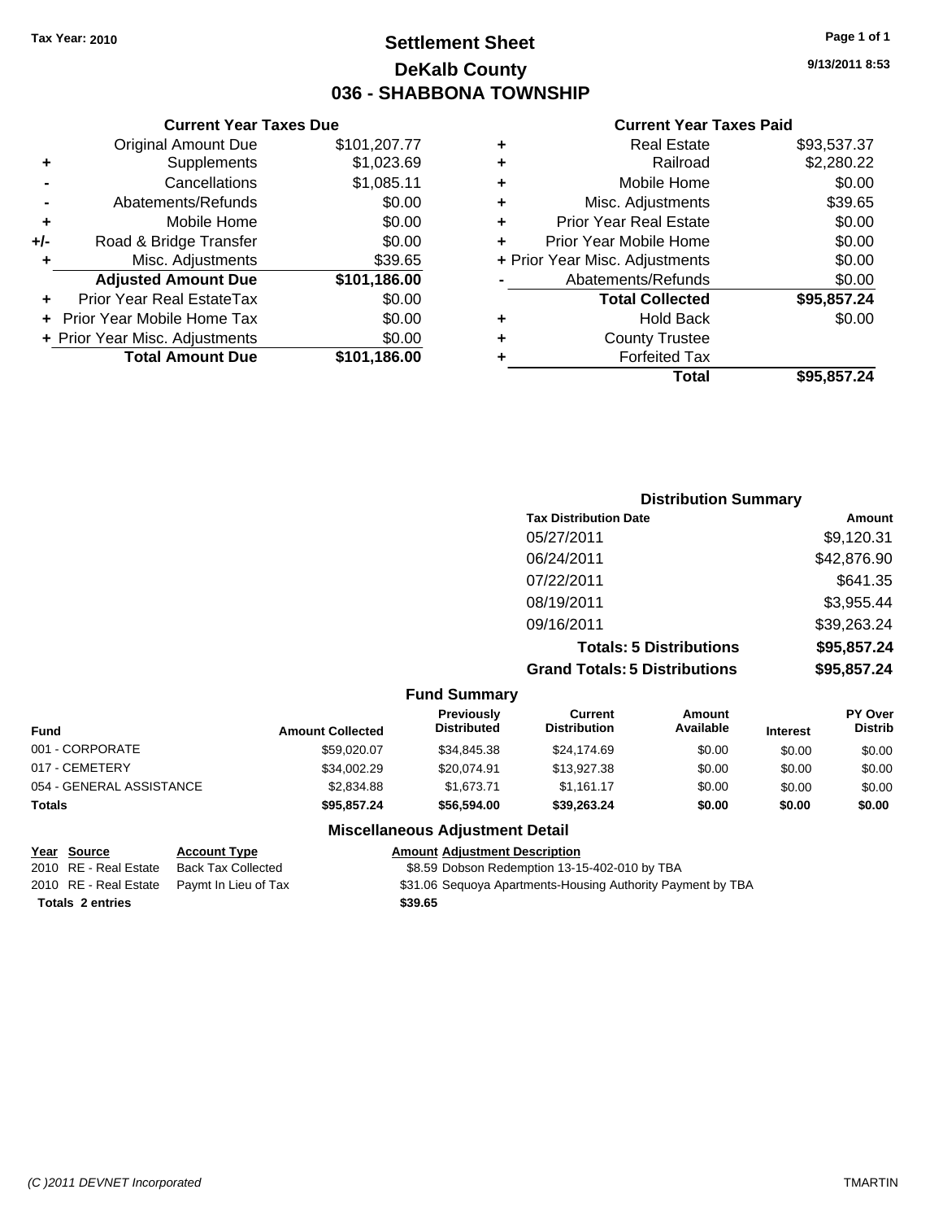Tax Year: 2010

# Settlement Sheet
## DeKalb County
## 036 - SHABBONA TOWNSHIP

9/13/2011 8:53

### Current Year Taxes Due

| | | |
|---|---|---|
| | Original Amount Due | $101,207.77 |
| + | Supplements | $1,023.69 |
| - | Cancellations | $1,085.11 |
| - | Abatements/Refunds | $0.00 |
| + | Mobile Home | $0.00 |
| +/- | Road & Bridge Transfer | $0.00 |
| + | Misc. Adjustments | $39.65 |
| | **Adjusted Amount Due** | **$101,186.00** |
| + | Prior Year Real EstateTax | $0.00 |
| + | Prior Year Mobile Home Tax | $0.00 |
| + | Prior Year Misc. Adjustments | $0.00 |
| | **Total Amount Due** | **$101,186.00** |

### Current Year Taxes Paid

| | | |
|---|---|---|
| + | Real Estate | $93,537.37 |
| + | Railroad | $2,280.22 |
| + | Mobile Home | $0.00 |
| + | Misc. Adjustments | $39.65 |
| + | Prior Year Real Estate | $0.00 |
| + | Prior Year Mobile Home | $0.00 |
| + | Prior Year Misc. Adjustments | $0.00 |
| - | Abatements/Refunds | $0.00 |
| | **Total Collected** | **$95,857.24** |
| + | Hold Back | $0.00 |
| + | County Trustee | |
| + | Forfeited Tax | |
| | **Total** | **$95,857.24** |

### Distribution Summary

| Tax Distribution Date | Amount |
|---|---|
| 05/27/2011 | $9,120.31 |
| 06/24/2011 | $42,876.90 |
| 07/22/2011 | $641.35 |
| 08/19/2011 | $3,955.44 |
| 09/16/2011 | $39,263.24 |
| **Totals: 5 Distributions** | **$95,857.24** |
| **Grand Totals: 5 Distributions** | **$95,857.24** |

### Fund Summary

| Fund | Amount Collected | Previously Distributed | Current Distribution | Amount Available | Interest | PY Over Distrib |
|---|---|---|---|---|---|---|
| 001 - CORPORATE | $59,020.07 | $34,845.38 | $24,174.69 | $0.00 | $0.00 | $0.00 |
| 017 - CEMETERY | $34,002.29 | $20,074.91 | $13,927.38 | $0.00 | $0.00 | $0.00 |
| 054 - GENERAL ASSISTANCE | $2,834.88 | $1,673.71 | $1,161.17 | $0.00 | $0.00 | $0.00 |
| **Totals** | **$95,857.24** | **$56,594.00** | **$39,263.24** | **$0.00** | **$0.00** | **$0.00** |

### Miscellaneous Adjustment Detail

| Year | Source | Account Type | Amount | Adjustment Description |
|---|---|---|---|---|
| 2010 | RE - Real Estate | Back Tax Collected | $8.59 | Dobson Redemption 13-15-402-010 by TBA |
| 2010 | RE - Real Estate | Paymt In Lieu of Tax | $31.06 | Sequoya Apartments-Housing Authority Payment by TBA |
| **Totals 2 entries** | | | **$39.65** | |

(C )2011 DEVNET Incorporated    TMARTIN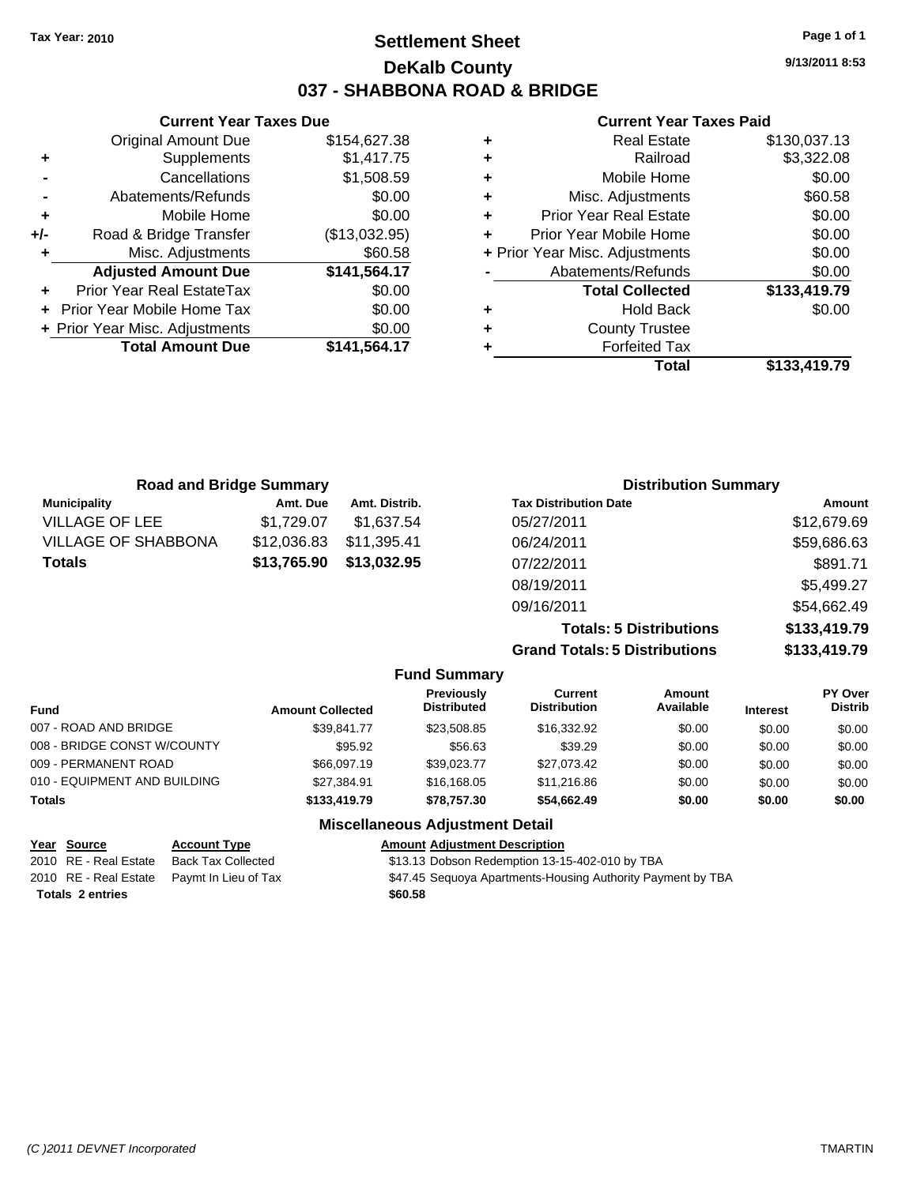Tax Year: 2010

# Settlement Sheet

## DeKalb County

## 037 - SHABBONA ROAD & BRIDGE

9/13/2011 8:53

### Current Year Taxes Due

| | | |
|---|---|---|
| | Original Amount Due | $154,627.38 |
| + | Supplements | $1,417.75 |
| - | Cancellations | $1,508.59 |
| - | Abatements/Refunds | $0.00 |
| + | Mobile Home | $0.00 |
| +/- | Road & Bridge Transfer | ($13,032.95) |
| + | Misc. Adjustments | $60.58 |
| | **Adjusted Amount Due** | **$141,564.17** |
| + | Prior Year Real EstateTax | $0.00 |
| + | Prior Year Mobile Home Tax | $0.00 |
| + | Prior Year Misc. Adjustments | $0.00 |
| | **Total Amount Due** | **$141,564.17** |

### Current Year Taxes Paid

| | | |
|---|---|---|
| + | Real Estate | $130,037.13 |
| + | Railroad | $3,322.08 |
| + | Mobile Home | $0.00 |
| + | Misc. Adjustments | $60.58 |
| + | Prior Year Real Estate | $0.00 |
| + | Prior Year Mobile Home | $0.00 |
| + | Prior Year Misc. Adjustments | $0.00 |
| - | Abatements/Refunds | $0.00 |
| | **Total Collected** | **$133,419.79** |
| + | Hold Back | $0.00 |
| + | County Trustee | |
| + | Forfeited Tax | |
| | **Total** | **$133,419.79** |

### Road and Bridge Summary

| Municipality | Amt. Due | Amt. Distrib. |
|---|---|---|
| VILLAGE OF LEE | $1,729.07 | $1,637.54 |
| VILLAGE OF SHABBONA | $12,036.83 | $11,395.41 |
| **Totals** | **$13,765.90** | **$13,032.95** |

### Distribution Summary

| Tax Distribution Date | Amount |
|---|---|
| 05/27/2011 | $12,679.69 |
| 06/24/2011 | $59,686.63 |
| 07/22/2011 | $891.71 |
| 08/19/2011 | $5,499.27 |
| 09/16/2011 | $54,662.49 |
| **Totals: 5 Distributions** | **$133,419.79** |
| **Grand Totals: 5 Distributions** | **$133,419.79** |

### Fund Summary

| Fund | Amount Collected | Previously Distributed | Current Distribution | Amount Available | Interest | PY Over Distrib |
|---|---|---|---|---|---|---|
| 007 - ROAD AND BRIDGE | $39,841.77 | $23,508.85 | $16,332.92 | $0.00 | $0.00 | $0.00 |
| 008 - BRIDGE CONST W/COUNTY | $95.92 | $56.63 | $39.29 | $0.00 | $0.00 | $0.00 |
| 009 - PERMANENT ROAD | $66,097.19 | $39,023.77 | $27,073.42 | $0.00 | $0.00 | $0.00 |
| 010 - EQUIPMENT AND BUILDING | $27,384.91 | $16,168.05 | $11,216.86 | $0.00 | $0.00 | $0.00 |
| **Totals** | **$133,419.79** | **$78,757.30** | **$54,662.49** | **$0.00** | **$0.00** | **$0.00** |

### Miscellaneous Adjustment Detail

| Year | Source | Account Type | Amount | Adjustment Description |
|---|---|---|---|---|
| 2010 | RE - Real Estate | Back Tax Collected | $13.13 | Dobson Redemption 13-15-402-010 by TBA |
| 2010 | RE - Real Estate | Paymt In Lieu of Tax | $47.45 | Sequoya Apartments-Housing Authority Payment by TBA |
| **Totals** | **2 entries** | | **$60.58** | |

(C )2011 DEVNET Incorporated TMARTIN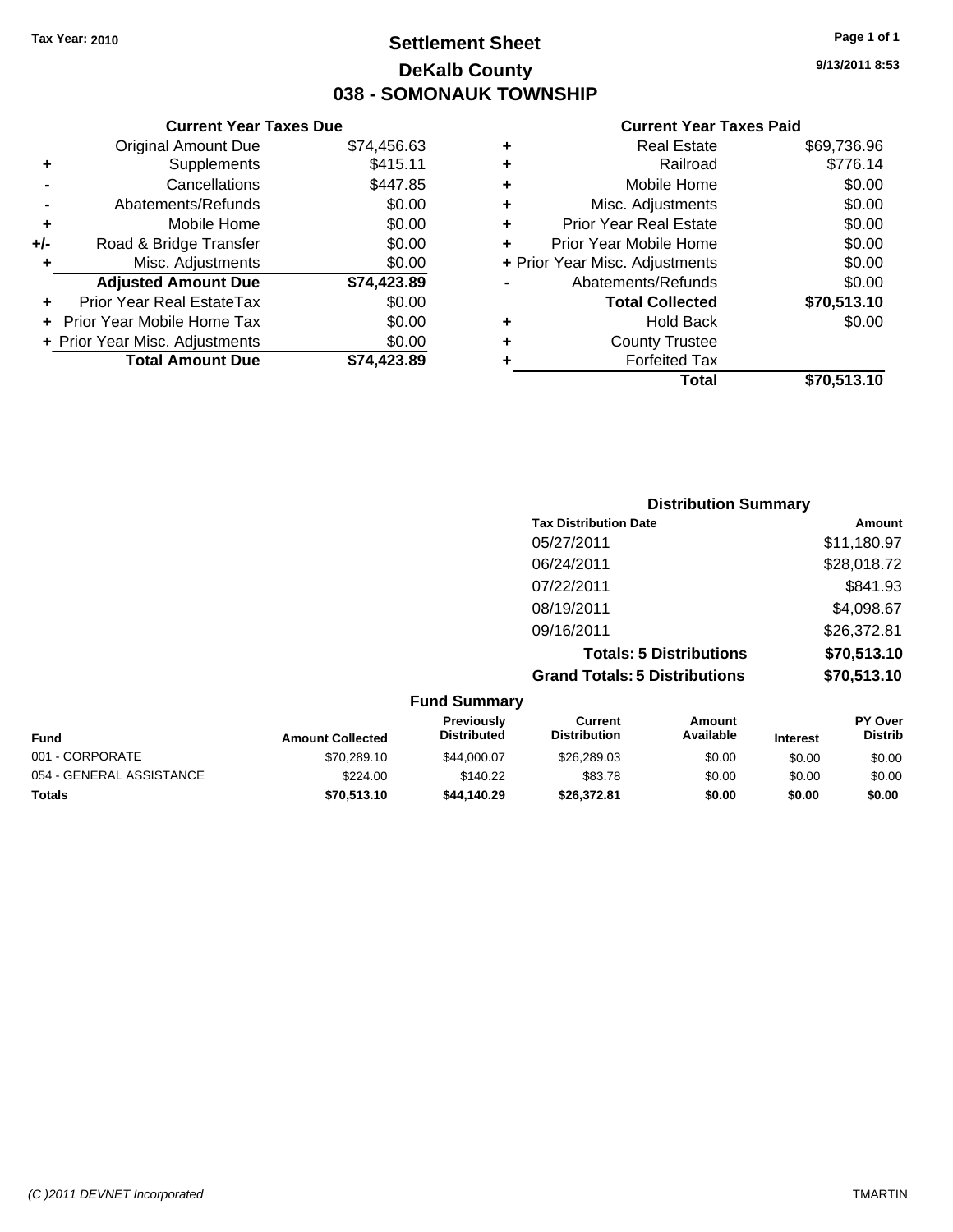Tax Year: 2010

# Settlement Sheet
## DeKalb County
## 038 - SOMONAUK TOWNSHIP

9/13/2011 8:53

### Current Year Taxes Due

| | | |
|---|---|---|
| | Original Amount Due | $74,456.63 |
| + | Supplements | $415.11 |
| - | Cancellations | $447.85 |
| - | Abatements/Refunds | $0.00 |
| + | Mobile Home | $0.00 |
| +/- | Road & Bridge Transfer | $0.00 |
| + | Misc. Adjustments | $0.00 |
| | **Adjusted Amount Due** | **$74,423.89** |
| + | Prior Year Real EstateTax | $0.00 |
| + | Prior Year Mobile Home Tax | $0.00 |
| + | Prior Year Misc. Adjustments | $0.00 |
| | **Total Amount Due** | **$74,423.89** |

### Current Year Taxes Paid

| | | |
|---|---|---|
| + | Real Estate | $69,736.96 |
| + | Railroad | $776.14 |
| + | Mobile Home | $0.00 |
| + | Misc. Adjustments | $0.00 |
| + | Prior Year Real Estate | $0.00 |
| + | Prior Year Mobile Home | $0.00 |
| + | Prior Year Misc. Adjustments | $0.00 |
| - | Abatements/Refunds | $0.00 |
| | **Total Collected** | **$70,513.10** |
| + | Hold Back | $0.00 |
| + | County Trustee | |
| + | Forfeited Tax | |
| | **Total** | **$70,513.10** |

### Distribution Summary

| Tax Distribution Date | Amount |
|---|---|
| 05/27/2011 | $11,180.97 |
| 06/24/2011 | $28,018.72 |
| 07/22/2011 | $841.93 |
| 08/19/2011 | $4,098.67 |
| 09/16/2011 | $26,372.81 |
| **Totals: 5 Distributions** | **$70,513.10** |
| **Grand Totals: 5 Distributions** | **$70,513.10** |

### Fund Summary

| Fund | Amount Collected | Previously Distributed | Current Distribution | Amount Available | Interest | PY Over Distrib |
|---|---|---|---|---|---|---|
| 001 - CORPORATE | $70,289.10 | $44,000.07 | $26,289.03 | $0.00 | $0.00 | $0.00 |
| 054 - GENERAL ASSISTANCE | $224.00 | $140.22 | $83.78 | $0.00 | $0.00 | $0.00 |
| **Totals** | **$70,513.10** | **$44,140.29** | **$26,372.81** | **$0.00** | **$0.00** | **$0.00** |

(C )2011 DEVNET Incorporated — TMARTIN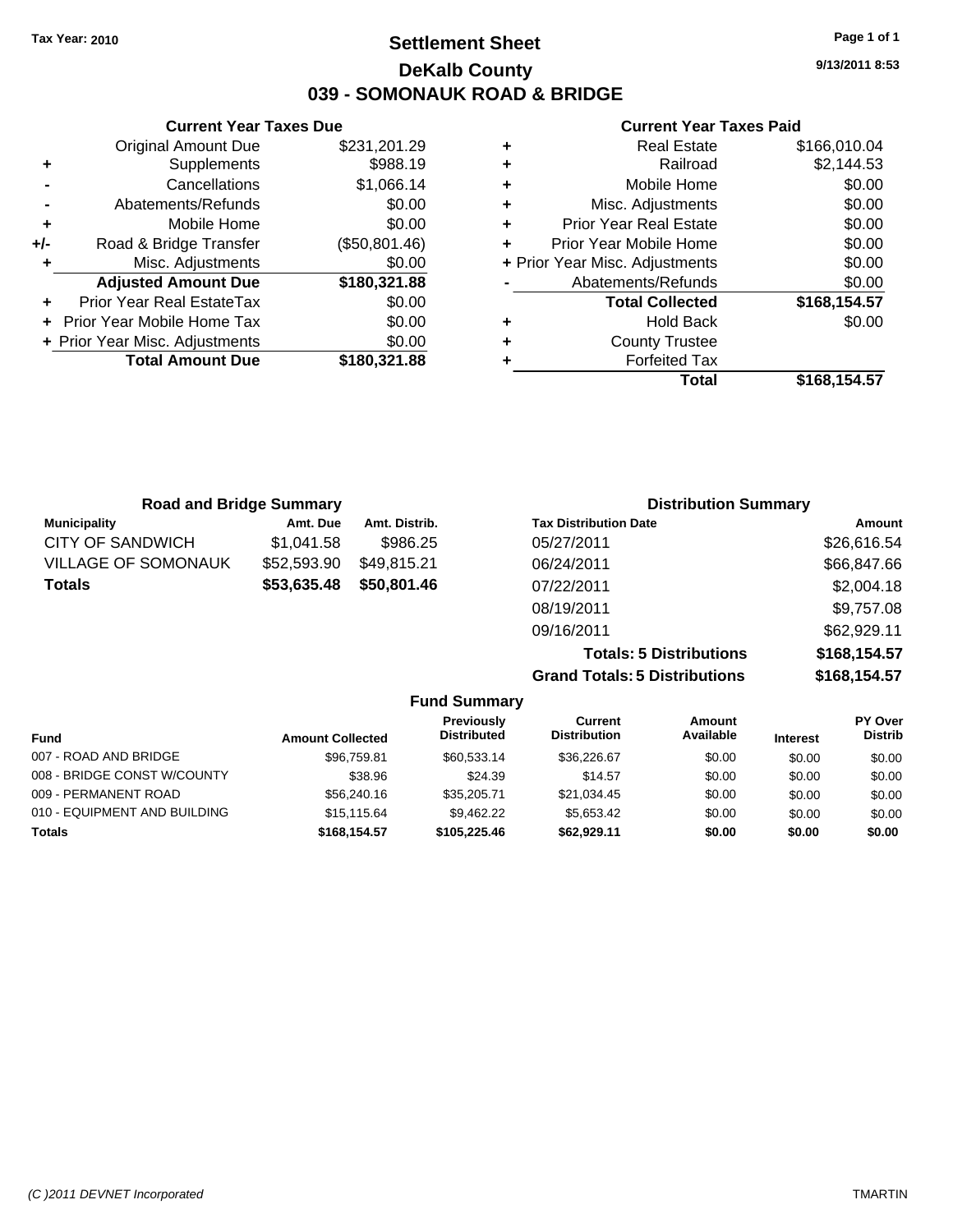**Tax Year: 2010**

# Settlement Sheet
## DeKalb County
## 039 - SOMONAUK ROAD & BRIDGE

9/13/2011 8:53

### Current Year Taxes Due

| | | |
|---|---|---|
| | Original Amount Due | $231,201.29 |
| + | Supplements | $988.19 |
| - | Cancellations | $1,066.14 |
| - | Abatements/Refunds | $0.00 |
| + | Mobile Home | $0.00 |
| +/- | Road & Bridge Transfer | ($50,801.46) |
| + | Misc. Adjustments | $0.00 |
| | **Adjusted Amount Due** | **$180,321.88** |
| + | Prior Year Real EstateTax | $0.00 |
| + | Prior Year Mobile Home Tax | $0.00 |
| + | Prior Year Misc. Adjustments | $0.00 |
| | **Total Amount Due** | **$180,321.88** |

### Current Year Taxes Paid

| | | |
|---|---|---|
| + | Real Estate | $166,010.04 |
| + | Railroad | $2,144.53 |
| + | Mobile Home | $0.00 |
| + | Misc. Adjustments | $0.00 |
| + | Prior Year Real Estate | $0.00 |
| + | Prior Year Mobile Home | $0.00 |
| + | Prior Year Misc. Adjustments | $0.00 |
| - | Abatements/Refunds | $0.00 |
| | **Total Collected** | **$168,154.57** |
| + | Hold Back | $0.00 |
| + | County Trustee | |
| + | Forfeited Tax | |
| | **Total** | **$168,154.57** |

### Road and Bridge Summary

| Municipality | Amt. Due | Amt. Distrib. |
|---|---|---|
| CITY OF SANDWICH | $1,041.58 | $986.25 |
| VILLAGE OF SOMONAUK | $52,593.90 | $49,815.21 |
| **Totals** | **$53,635.48** | **$50,801.46** |

### Distribution Summary

| Tax Distribution Date | Amount |
|---|---|
| 05/27/2011 | $26,616.54 |
| 06/24/2011 | $66,847.66 |
| 07/22/2011 | $2,004.18 |
| 08/19/2011 | $9,757.08 |
| 09/16/2011 | $62,929.11 |
| **Totals: 5 Distributions** | **$168,154.57** |
| **Grand Totals: 5 Distributions** | **$168,154.57** |

### Fund Summary

| Fund | Amount Collected | Previously Distributed | Current Distribution | Amount Available | Interest | PY Over Distrib |
|---|---|---|---|---|---|---|
| 007 - ROAD AND BRIDGE | $96,759.81 | $60,533.14 | $36,226.67 | $0.00 | $0.00 | $0.00 |
| 008 - BRIDGE CONST W/COUNTY | $38.96 | $24.39 | $14.57 | $0.00 | $0.00 | $0.00 |
| 009 - PERMANENT ROAD | $56,240.16 | $35,205.71 | $21,034.45 | $0.00 | $0.00 | $0.00 |
| 010 - EQUIPMENT AND BUILDING | $15,115.64 | $9,462.22 | $5,653.42 | $0.00 | $0.00 | $0.00 |
| **Totals** | **$168,154.57** | **$105,225.46** | **$62,929.11** | **$0.00** | **$0.00** | **$0.00** |

(C )2011 DEVNET Incorporated TMARTIN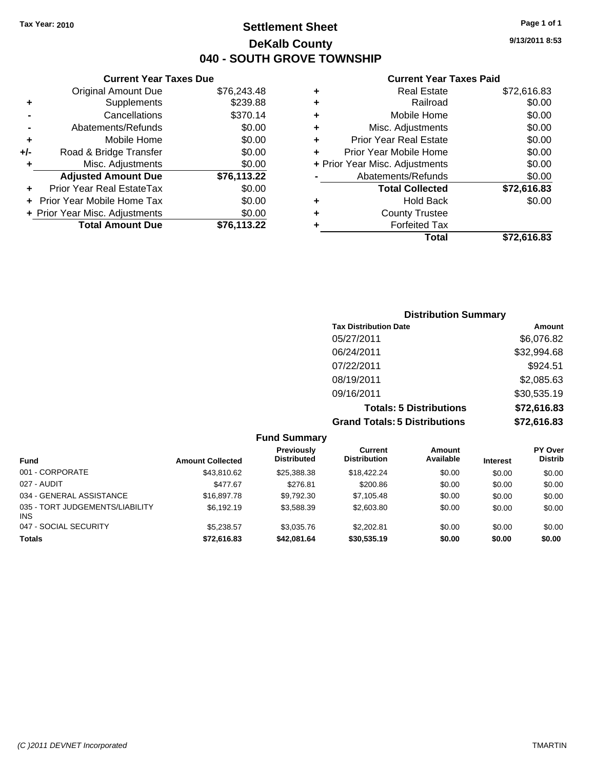Tax Year: 2010

# Settlement Sheet

## DeKalb County

## 040 - SOUTH GROVE TOWNSHIP

9/13/2011 8:53

### Current Year Taxes Due

| | | |
|---|---|---|
| | Original Amount Due | $76,243.48 |
| + | Supplements | $239.88 |
| - | Cancellations | $370.14 |
| - | Abatements/Refunds | $0.00 |
| + | Mobile Home | $0.00 |
| +/- | Road & Bridge Transfer | $0.00 |
| + | Misc. Adjustments | $0.00 |
| | **Adjusted Amount Due** | **$76,113.22** |
| + | Prior Year Real EstateTax | $0.00 |
| + | Prior Year Mobile Home Tax | $0.00 |
| + | Prior Year Misc. Adjustments | $0.00 |
| | **Total Amount Due** | **$76,113.22** |

### Current Year Taxes Paid

| | | |
|---|---|---|
| + | Real Estate | $72,616.83 |
| + | Railroad | $0.00 |
| + | Mobile Home | $0.00 |
| + | Misc. Adjustments | $0.00 |
| + | Prior Year Real Estate | $0.00 |
| + | Prior Year Mobile Home | $0.00 |
| + | Prior Year Misc. Adjustments | $0.00 |
| - | Abatements/Refunds | $0.00 |
| | **Total Collected** | **$72,616.83** |
| + | Hold Back | $0.00 |
| + | County Trustee | |
| + | Forfeited Tax | |
| | **Total** | **$72,616.83** |

### Distribution Summary

| Tax Distribution Date | Amount |
|---|---|
| 05/27/2011 | $6,076.82 |
| 06/24/2011 | $32,994.68 |
| 07/22/2011 | $924.51 |
| 08/19/2011 | $2,085.63 |
| 09/16/2011 | $30,535.19 |
| **Totals: 5 Distributions** | **$72,616.83** |
| **Grand Totals: 5 Distributions** | **$72,616.83** |

### Fund Summary

| Fund | Amount Collected | Previously Distributed | Current Distribution | Amount Available | Interest | PY Over Distrib |
|---|---|---|---|---|---|---|
| 001 - CORPORATE | $43,810.62 | $25,388.38 | $18,422.24 | $0.00 | $0.00 | $0.00 |
| 027 - AUDIT | $477.67 | $276.81 | $200.86 | $0.00 | $0.00 | $0.00 |
| 034 - GENERAL ASSISTANCE | $16,897.78 | $9,792.30 | $7,105.48 | $0.00 | $0.00 | $0.00 |
| 035 - TORT JUDGEMENTS/LIABILITY INS | $6,192.19 | $3,588.39 | $2,603.80 | $0.00 | $0.00 | $0.00 |
| 047 - SOCIAL SECURITY | $5,238.57 | $3,035.76 | $2,202.81 | $0.00 | $0.00 | $0.00 |
| **Totals** | **$72,616.83** | **$42,081.64** | **$30,535.19** | **$0.00** | **$0.00** | **$0.00** |

(C )2011 DEVNET Incorporated TMARTIN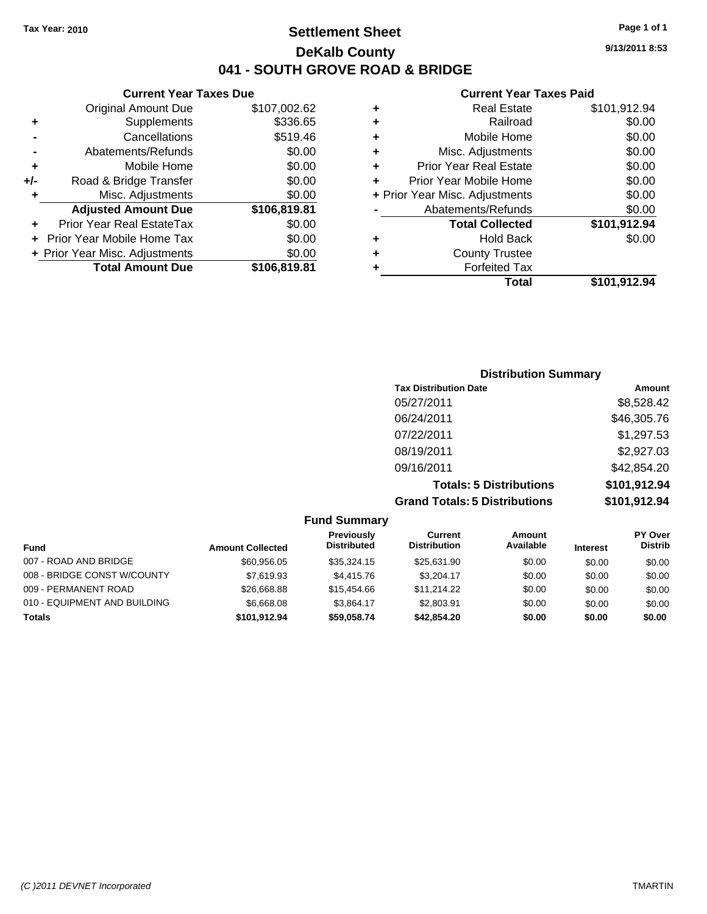**Tax Year: 2010**

# Settlement Sheet
## DeKalb County
## 041 - SOUTH GROVE ROAD & BRIDGE

9/13/2011 8:53

### Current Year Taxes Due

| | | |
|---|---|---|
| | Original Amount Due | $107,002.62 |
| + | Supplements | $336.65 |
| - | Cancellations | $519.46 |
| - | Abatements/Refunds | $0.00 |
| + | Mobile Home | $0.00 |
| +/- | Road & Bridge Transfer | $0.00 |
| + | Misc. Adjustments | $0.00 |
| | **Adjusted Amount Due** | **$106,819.81** |
| + | Prior Year Real EstateTax | $0.00 |
| + | Prior Year Mobile Home Tax | $0.00 |
| + | Prior Year Misc. Adjustments | $0.00 |
| | **Total Amount Due** | **$106,819.81** |

### Current Year Taxes Paid

| | | |
|---|---|---|
| + | Real Estate | $101,912.94 |
| + | Railroad | $0.00 |
| + | Mobile Home | $0.00 |
| + | Misc. Adjustments | $0.00 |
| + | Prior Year Real Estate | $0.00 |
| + | Prior Year Mobile Home | $0.00 |
| + | Prior Year Misc. Adjustments | $0.00 |
| - | Abatements/Refunds | $0.00 |
| | **Total Collected** | **$101,912.94** |
| + | Hold Back | $0.00 |
| + | County Trustee | |
| + | Forfeited Tax | |
| | **Total** | **$101,912.94** |

### Distribution Summary

| Tax Distribution Date | Amount |
|---|---|
| 05/27/2011 | $8,528.42 |
| 06/24/2011 | $46,305.76 |
| 07/22/2011 | $1,297.53 |
| 08/19/2011 | $2,927.03 |
| 09/16/2011 | $42,854.20 |
| **Totals: 5 Distributions** | **$101,912.94** |
| **Grand Totals: 5 Distributions** | **$101,912.94** |

### Fund Summary

| Fund | Amount Collected | Previously Distributed | Current Distribution | Amount Available | Interest | PY Over Distrib |
|---|---|---|---|---|---|---|
| 007 - ROAD AND BRIDGE | $60,956.05 | $35,324.15 | $25,631.90 | $0.00 | $0.00 | $0.00 |
| 008 - BRIDGE CONST W/COUNTY | $7,619.93 | $4,415.76 | $3,204.17 | $0.00 | $0.00 | $0.00 |
| 009 - PERMANENT ROAD | $26,668.88 | $15,454.66 | $11,214.22 | $0.00 | $0.00 | $0.00 |
| 010 - EQUIPMENT AND BUILDING | $6,668.08 | $3,864.17 | $2,803.91 | $0.00 | $0.00 | $0.00 |
| **Totals** | **$101,912.94** | **$59,058.74** | **$42,854.20** | **$0.00** | **$0.00** | **$0.00** |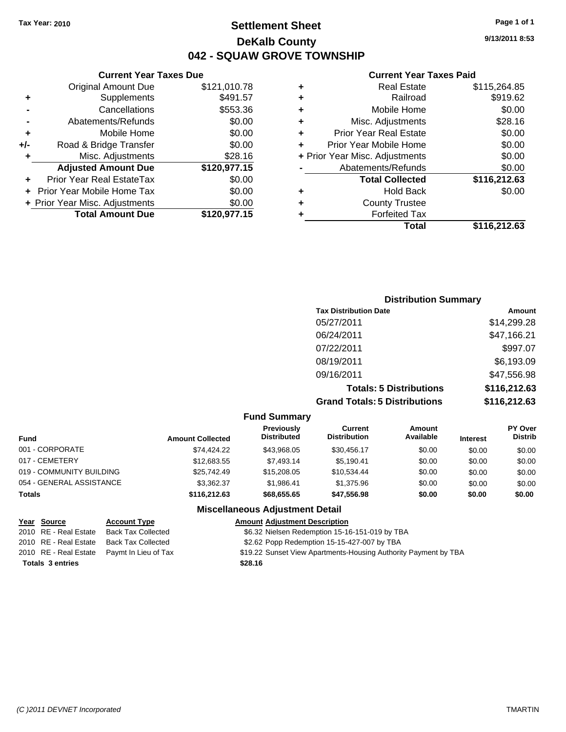Tax Year: 2010

# Settlement Sheet
## DeKalb County
## 042 - SQUAW GROVE TOWNSHIP

9/13/2011 8:53

### Current Year Taxes Due

| | | |
|---|---|---|
| | Original Amount Due | $121,010.78 |
| + | Supplements | $491.57 |
| - | Cancellations | $553.36 |
| - | Abatements/Refunds | $0.00 |
| + | Mobile Home | $0.00 |
| +/- | Road & Bridge Transfer | $0.00 |
| + | Misc. Adjustments | $28.16 |
| | **Adjusted Amount Due** | **$120,977.15** |
| + | Prior Year Real EstateTax | $0.00 |
| + | Prior Year Mobile Home Tax | $0.00 |
| + | Prior Year Misc. Adjustments | $0.00 |
| | **Total Amount Due** | **$120,977.15** |

### Current Year Taxes Paid

| | | |
|---|---|---|
| + | Real Estate | $115,264.85 |
| + | Railroad | $919.62 |
| + | Mobile Home | $0.00 |
| + | Misc. Adjustments | $28.16 |
| + | Prior Year Real Estate | $0.00 |
| + | Prior Year Mobile Home | $0.00 |
| + | Prior Year Misc. Adjustments | $0.00 |
| - | Abatements/Refunds | $0.00 |
| | **Total Collected** | **$116,212.63** |
| + | Hold Back | $0.00 |
| + | County Trustee | |
| + | Forfeited Tax | |
| | **Total** | **$116,212.63** |

### Distribution Summary

| Tax Distribution Date | Amount |
|---|---|
| 05/27/2011 | $14,299.28 |
| 06/24/2011 | $47,166.21 |
| 07/22/2011 | $997.07 |
| 08/19/2011 | $6,193.09 |
| 09/16/2011 | $47,556.98 |
| **Totals: 5 Distributions** | **$116,212.63** |
| **Grand Totals: 5 Distributions** | **$116,212.63** |

### Fund Summary

| Fund | Amount Collected | Previously Distributed | Current Distribution | Amount Available | Interest | PY Over Distrib |
|---|---|---|---|---|---|---|
| 001 - CORPORATE | $74,424.22 | $43,968.05 | $30,456.17 | $0.00 | $0.00 | $0.00 |
| 017 - CEMETERY | $12,683.55 | $7,493.14 | $5,190.41 | $0.00 | $0.00 | $0.00 |
| 019 - COMMUNITY BUILDING | $25,742.49 | $15,208.05 | $10,534.44 | $0.00 | $0.00 | $0.00 |
| 054 - GENERAL ASSISTANCE | $3,362.37 | $1,986.41 | $1,375.96 | $0.00 | $0.00 | $0.00 |
| **Totals** | **$116,212.63** | **$68,655.65** | **$47,556.98** | **$0.00** | **$0.00** | **$0.00** |

### Miscellaneous Adjustment Detail

| Year | Source | Account Type | Amount | Adjustment Description |
|---|---|---|---|---|
| 2010 | RE - Real Estate | Back Tax Collected | $6.32 | Nielsen Redemption 15-16-151-019 by TBA |
| 2010 | RE - Real Estate | Back Tax Collected | $2.62 | Popp Redemption 15-15-427-007 by TBA |
| 2010 | RE - Real Estate | Paymt In Lieu of Tax | $19.22 | Sunset View Apartments-Housing Authority Payment by TBA |
| **Totals 3 entries** | | | **$28.16** | |

(C )2011 DEVNET Incorporated — TMARTIN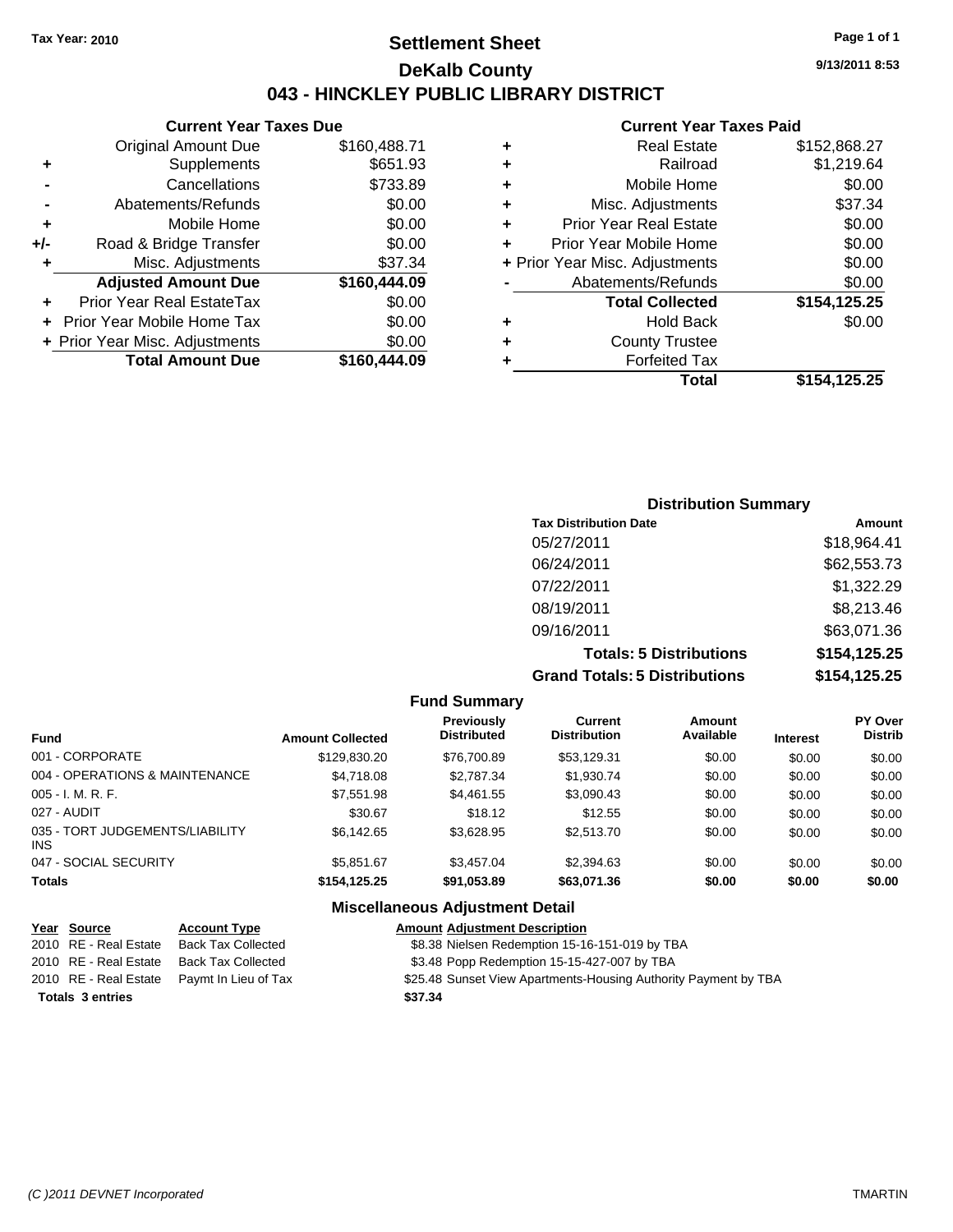Tax Year: 2010

# Settlement Sheet

## DeKalb County

## 043 - HINCKLEY PUBLIC LIBRARY DISTRICT

9/13/2011 8:53

### Current Year Taxes Due

| | | |
|---|---|---|
| | Original Amount Due | $160,488.71 |
| + | Supplements | $651.93 |
| - | Cancellations | $733.89 |
| - | Abatements/Refunds | $0.00 |
| + | Mobile Home | $0.00 |
| +/- | Road & Bridge Transfer | $0.00 |
| + | Misc. Adjustments | $37.34 |
| | **Adjusted Amount Due** | **$160,444.09** |
| + | Prior Year Real EstateTax | $0.00 |
| + | Prior Year Mobile Home Tax | $0.00 |
| + | Prior Year Misc. Adjustments | $0.00 |
| | **Total Amount Due** | **$160,444.09** |

### Current Year Taxes Paid

| | | |
|---|---|---|
| + | Real Estate | $152,868.27 |
| + | Railroad | $1,219.64 |
| + | Mobile Home | $0.00 |
| + | Misc. Adjustments | $37.34 |
| + | Prior Year Real Estate | $0.00 |
| + | Prior Year Mobile Home | $0.00 |
| + | Prior Year Misc. Adjustments | $0.00 |
| - | Abatements/Refunds | $0.00 |
| | **Total Collected** | **$154,125.25** |
| + | Hold Back | $0.00 |
| + | County Trustee | |
| + | Forfeited Tax | |
| | **Total** | **$154,125.25** |

### Distribution Summary

| Tax Distribution Date | Amount |
|---|---|
| 05/27/2011 | $18,964.41 |
| 06/24/2011 | $62,553.73 |
| 07/22/2011 | $1,322.29 |
| 08/19/2011 | $8,213.46 |
| 09/16/2011 | $63,071.36 |
| **Totals: 5 Distributions** | **$154,125.25** |
| **Grand Totals: 5 Distributions** | **$154,125.25** |

### Fund Summary

| Fund | Amount Collected | Previously Distributed | Current Distribution | Amount Available | Interest | PY Over Distrib |
|---|---|---|---|---|---|---|
| 001 - CORPORATE | $129,830.20 | $76,700.89 | $53,129.31 | $0.00 | $0.00 | $0.00 |
| 004 - OPERATIONS & MAINTENANCE | $4,718.08 | $2,787.34 | $1,930.74 | $0.00 | $0.00 | $0.00 |
| 005 - I. M. R. F. | $7,551.98 | $4,461.55 | $3,090.43 | $0.00 | $0.00 | $0.00 |
| 027 - AUDIT | $30.67 | $18.12 | $12.55 | $0.00 | $0.00 | $0.00 |
| 035 - TORT JUDGEMENTS/LIABILITY INS | $6,142.65 | $3,628.95 | $2,513.70 | $0.00 | $0.00 | $0.00 |
| 047 - SOCIAL SECURITY | $5,851.67 | $3,457.04 | $2,394.63 | $0.00 | $0.00 | $0.00 |
| **Totals** | **$154,125.25** | **$91,053.89** | **$63,071.36** | **$0.00** | **$0.00** | **$0.00** |

### Miscellaneous Adjustment Detail

| Year | Source | Account Type | Amount | Adjustment Description |
|---|---|---|---|---|
| 2010 | RE - Real Estate | Back Tax Collected | $8.38 | Nielsen Redemption 15-16-151-019 by TBA |
| 2010 | RE - Real Estate | Back Tax Collected | $3.48 | Popp Redemption 15-15-427-007 by TBA |
| 2010 | RE - Real Estate | Paymt In Lieu of Tax | $25.48 | Sunset View Apartments-Housing Authority Payment by TBA |
| **Totals** | **3 entries** | | **$37.34** | |

(C )2011 DEVNET Incorporated TMARTIN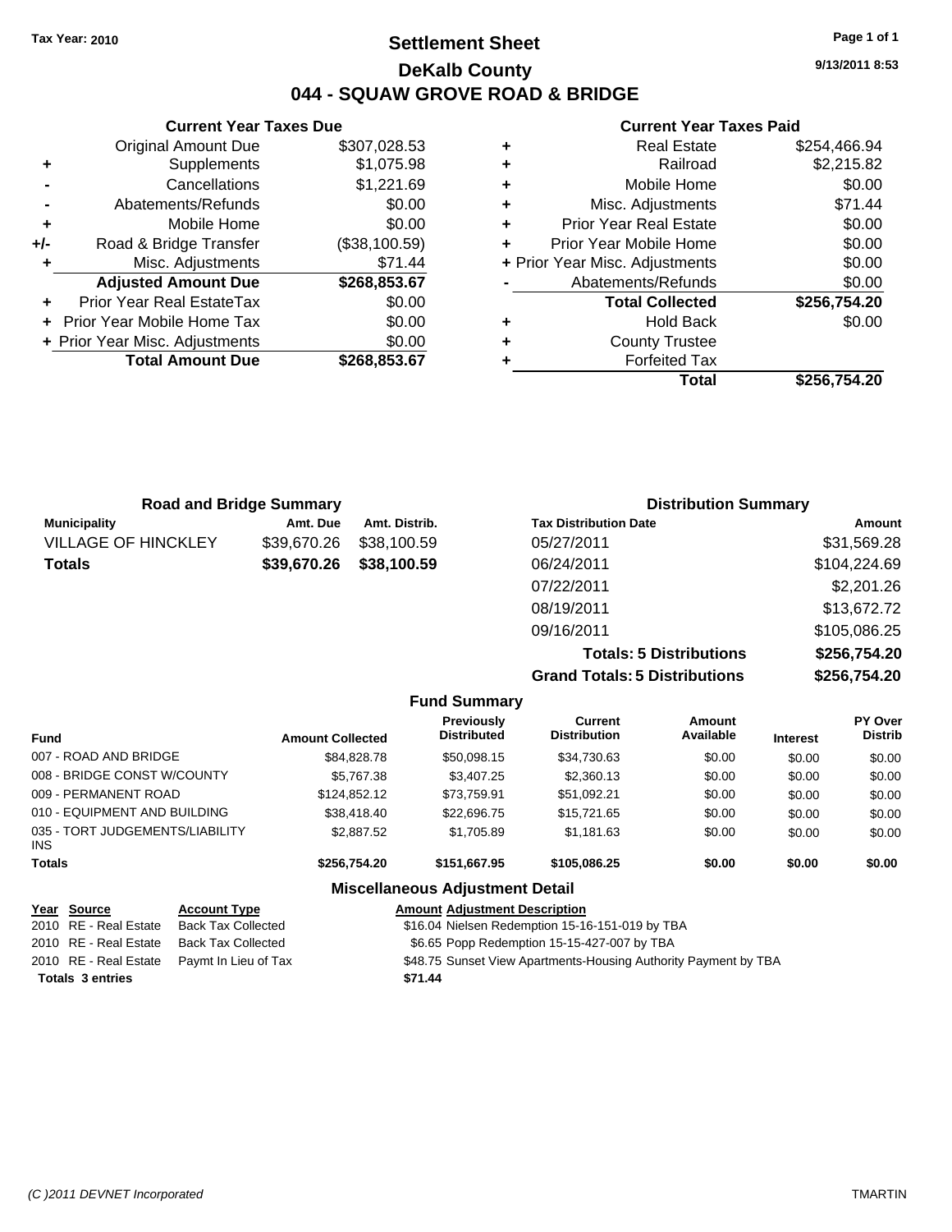Tax Year: 2010

# Settlement Sheet

## DeKalb County

## 044 - SQUAW GROVE ROAD & BRIDGE

9/13/2011 8:53

### Current Year Taxes Due

| | | |
|---|---|---|
| | Original Amount Due | $307,028.53 |
| + | Supplements | $1,075.98 |
| - | Cancellations | $1,221.69 |
| - | Abatements/Refunds | $0.00 |
| + | Mobile Home | $0.00 |
| +/- | Road & Bridge Transfer | ($38,100.59) |
| + | Misc. Adjustments | $71.44 |
| | **Adjusted Amount Due** | **$268,853.67** |
| + | Prior Year Real EstateTax | $0.00 |
| + | Prior Year Mobile Home Tax | $0.00 |
| + | Prior Year Misc. Adjustments | $0.00 |
| | **Total Amount Due** | **$268,853.67** |

### Current Year Taxes Paid

| | | |
|---|---|---|
| + | Real Estate | $254,466.94 |
| + | Railroad | $2,215.82 |
| + | Mobile Home | $0.00 |
| + | Misc. Adjustments | $71.44 |
| + | Prior Year Real Estate | $0.00 |
| + | Prior Year Mobile Home | $0.00 |
| + | Prior Year Misc. Adjustments | $0.00 |
| - | Abatements/Refunds | $0.00 |
| | **Total Collected** | **$256,754.20** |
| + | Hold Back | $0.00 |
| + | County Trustee | |
| + | Forfeited Tax | |
| | **Total** | **$256,754.20** |

### Road and Bridge Summary

| Municipality | Amt. Due | Amt. Distrib. |
|---|---|---|
| VILLAGE OF HINCKLEY | $39,670.26 | $38,100.59 |
| **Totals** | **$39,670.26** | **$38,100.59** |

### Distribution Summary

| Tax Distribution Date | Amount |
|---|---|
| 05/27/2011 | $31,569.28 |
| 06/24/2011 | $104,224.69 |
| 07/22/2011 | $2,201.26 |
| 08/19/2011 | $13,672.72 |
| 09/16/2011 | $105,086.25 |
| **Totals: 5 Distributions** | **$256,754.20** |
| **Grand Totals: 5 Distributions** | **$256,754.20** |

### Fund Summary

| Fund | Amount Collected | Previously Distributed | Current Distribution | Amount Available | Interest | PY Over Distrib |
|---|---|---|---|---|---|---|
| 007 - ROAD AND BRIDGE | $84,828.78 | $50,098.15 | $34,730.63 | $0.00 | $0.00 | $0.00 |
| 008 - BRIDGE CONST W/COUNTY | $5,767.38 | $3,407.25 | $2,360.13 | $0.00 | $0.00 | $0.00 |
| 009 - PERMANENT ROAD | $124,852.12 | $73,759.91 | $51,092.21 | $0.00 | $0.00 | $0.00 |
| 010 - EQUIPMENT AND BUILDING | $38,418.40 | $22,696.75 | $15,721.65 | $0.00 | $0.00 | $0.00 |
| 035 - TORT JUDGEMENTS/LIABILITY INS | $2,887.52 | $1,705.89 | $1,181.63 | $0.00 | $0.00 | $0.00 |
| **Totals** | **$256,754.20** | **$151,667.95** | **$105,086.25** | **$0.00** | **$0.00** | **$0.00** |

### Miscellaneous Adjustment Detail

| Year | Source | Account Type | Amount | Adjustment Description |
|---|---|---|---|---|
| 2010 | RE - Real Estate | Back Tax Collected | $16.04 | Nielsen Redemption 15-16-151-019 by TBA |
| 2010 | RE - Real Estate | Back Tax Collected | $6.65 | Popp Redemption 15-15-427-007 by TBA |
| 2010 | RE - Real Estate | Paymt In Lieu of Tax | $48.75 | Sunset View Apartments-Housing Authority Payment by TBA |
| **Totals** | **3 entries** | | **$71.44** | |

(C )2011 DEVNET Incorporated TMARTIN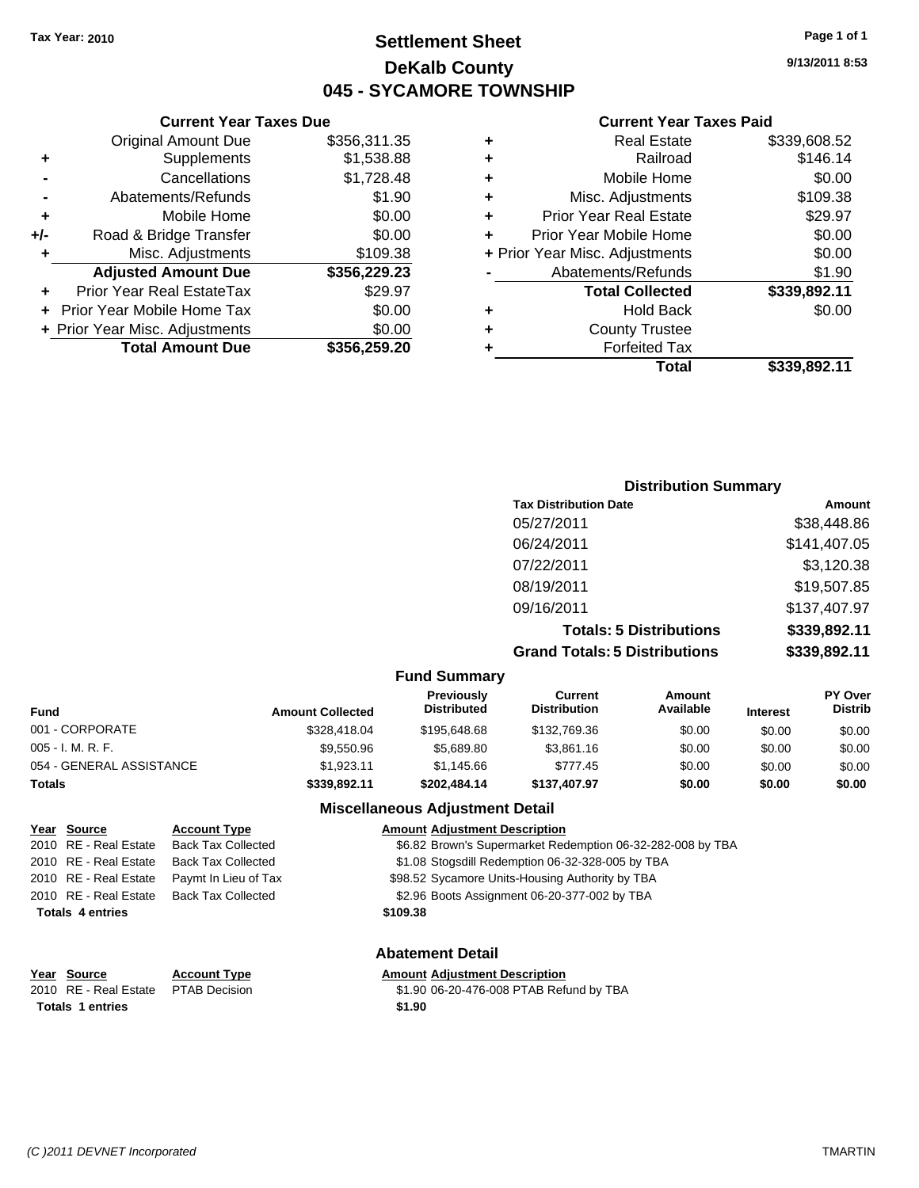**Tax Year: 2010**

# Settlement Sheet
## DeKalb County
## 045 - SYCAMORE TOWNSHIP

9/13/2011 8:53

### Current Year Taxes Due

| | | |
|---|---|---|
| | Original Amount Due | $356,311.35 |
| + | Supplements | $1,538.88 |
| - | Cancellations | $1,728.48 |
| - | Abatements/Refunds | $1.90 |
| + | Mobile Home | $0.00 |
| +/- | Road & Bridge Transfer | $0.00 |
| + | Misc. Adjustments | $109.38 |
| | **Adjusted Amount Due** | **$356,229.23** |
| + | Prior Year Real EstateTax | $29.97 |
| + | Prior Year Mobile Home Tax | $0.00 |
| + | Prior Year Misc. Adjustments | $0.00 |
| | **Total Amount Due** | **$356,259.20** |

### Current Year Taxes Paid

| | | |
|---|---|---|
| + | Real Estate | $339,608.52 |
| + | Railroad | $146.14 |
| + | Mobile Home | $0.00 |
| + | Misc. Adjustments | $109.38 |
| + | Prior Year Real Estate | $29.97 |
| + | Prior Year Mobile Home | $0.00 |
| + | Prior Year Misc. Adjustments | $0.00 |
| - | Abatements/Refunds | $1.90 |
| | **Total Collected** | **$339,892.11** |
| + | Hold Back | $0.00 |
| + | County Trustee | |
| + | Forfeited Tax | |
| | **Total** | **$339,892.11** |

### Distribution Summary

| Tax Distribution Date | Amount |
|---|---|
| 05/27/2011 | $38,448.86 |
| 06/24/2011 | $141,407.05 |
| 07/22/2011 | $3,120.38 |
| 08/19/2011 | $19,507.85 |
| 09/16/2011 | $137,407.97 |
| **Totals: 5 Distributions** | **$339,892.11** |
| **Grand Totals: 5 Distributions** | **$339,892.11** |

### Fund Summary

| Fund | Amount Collected | Previously Distributed | Current Distribution | Amount Available | Interest | PY Over Distrib |
|---|---|---|---|---|---|---|
| 001 - CORPORATE | $328,418.04 | $195,648.68 | $132,769.36 | $0.00 | $0.00 | $0.00 |
| 005 - I. M. R. F. | $9,550.96 | $5,689.80 | $3,861.16 | $0.00 | $0.00 | $0.00 |
| 054 - GENERAL ASSISTANCE | $1,923.11 | $1,145.66 | $777.45 | $0.00 | $0.00 | $0.00 |
| **Totals** | **$339,892.11** | **$202,484.14** | **$137,407.97** | **$0.00** | **$0.00** | **$0.00** |

### Miscellaneous Adjustment Detail

| Year | Source | Account Type | Amount | Adjustment Description |
|---|---|---|---|---|
| 2010 | RE - Real Estate | Back Tax Collected | $6.82 | Brown's Supermarket Redemption 06-32-282-008 by TBA |
| 2010 | RE - Real Estate | Back Tax Collected | $1.08 | Stogsdill Redemption 06-32-328-005 by TBA |
| 2010 | RE - Real Estate | Paymt In Lieu of Tax | $98.52 | Sycamore Units-Housing Authority by TBA |
| 2010 | RE - Real Estate | Back Tax Collected | $2.96 | Boots Assignment 06-20-377-002 by TBA |
| **Totals 4 entries** | | | **$109.38** | |

### Abatement Detail

| Year | Source | Account Type | Amount | Adjustment Description |
|---|---|---|---|---|
| 2010 | RE - Real Estate | PTAB Decision | $1.90 | 06-20-476-008 PTAB Refund by TBA |
| **Totals 1 entries** | | | **$1.90** | |

*(C )2011 DEVNET Incorporated* TMARTIN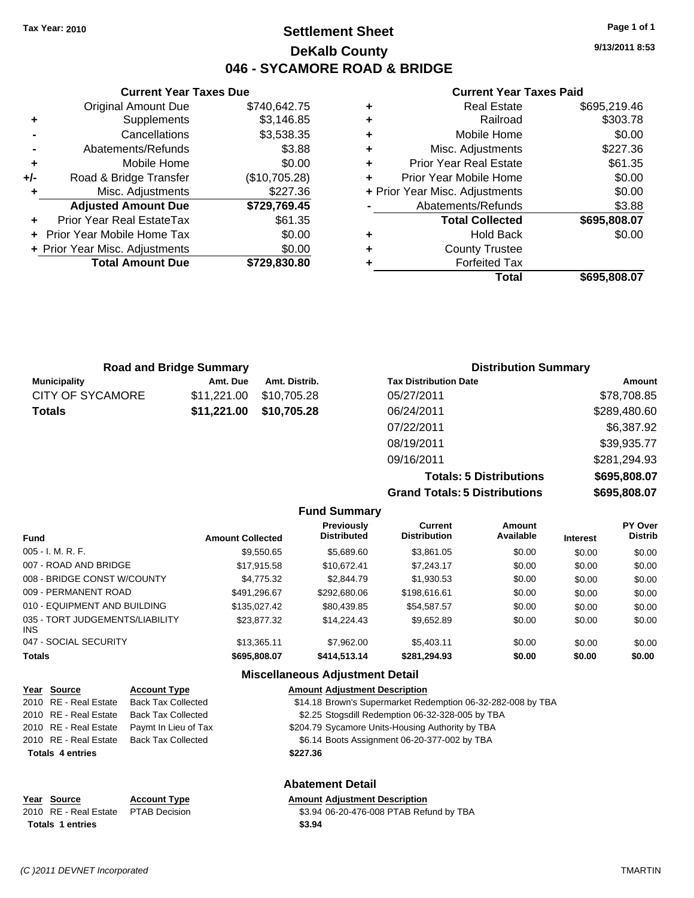**Tax Year: 2010**

# Settlement Sheet

## DeKalb County

## 046 - SYCAMORE ROAD & BRIDGE

9/13/2011 8:53

### Current Year Taxes Due

| | | |
|---|---|---|
| | Original Amount Due | $740,642.75 |
| + | Supplements | $3,146.85 |
| - | Cancellations | $3,538.35 |
| - | Abatements/Refunds | $3.88 |
| + | Mobile Home | $0.00 |
| +/- | Road & Bridge Transfer | ($10,705.28) |
| + | Misc. Adjustments | $227.36 |
| | **Adjusted Amount Due** | **$729,769.45** |
| + | Prior Year Real EstateTax | $61.35 |
| + | Prior Year Mobile Home Tax | $0.00 |
| + | Prior Year Misc. Adjustments | $0.00 |
| | **Total Amount Due** | **$729,830.80** |

### Current Year Taxes Paid

| | | |
|---|---|---|
| + | Real Estate | $695,219.46 |
| + | Railroad | $303.78 |
| + | Mobile Home | $0.00 |
| + | Misc. Adjustments | $227.36 |
| + | Prior Year Real Estate | $61.35 |
| + | Prior Year Mobile Home | $0.00 |
| + | Prior Year Misc. Adjustments | $0.00 |
| - | Abatements/Refunds | $3.88 |
| | **Total Collected** | **$695,808.07** |
| + | Hold Back | $0.00 |
| + | County Trustee | |
| + | Forfeited Tax | |
| | **Total** | **$695,808.07** |

### Road and Bridge Summary

| Municipality | Amt. Due | Amt. Distrib. |
|---|---|---|
| CITY OF SYCAMORE | $11,221.00 | $10,705.28 |
| **Totals** | **$11,221.00** | **$10,705.28** |

### Distribution Summary

| Tax Distribution Date | Amount |
|---|---|
| 05/27/2011 | $78,708.85 |
| 06/24/2011 | $289,480.60 |
| 07/22/2011 | $6,387.92 |
| 08/19/2011 | $39,935.77 |
| 09/16/2011 | $281,294.93 |
| **Totals: 5 Distributions** | **$695,808.07** |
| **Grand Totals: 5 Distributions** | **$695,808.07** |

### Fund Summary

| Fund | Amount Collected | Previously Distributed | Current Distribution | Amount Available | Interest | PY Over Distrib |
|---|---|---|---|---|---|---|
| 005 - I. M. R. F. | $9,550.65 | $5,689.60 | $3,861.05 | $0.00 | $0.00 | $0.00 |
| 007 - ROAD AND BRIDGE | $17,915.58 | $10,672.41 | $7,243.17 | $0.00 | $0.00 | $0.00 |
| 008 - BRIDGE CONST W/COUNTY | $4,775.32 | $2,844.79 | $1,930.53 | $0.00 | $0.00 | $0.00 |
| 009 - PERMANENT ROAD | $491,296.67 | $292,680.06 | $198,616.61 | $0.00 | $0.00 | $0.00 |
| 010 - EQUIPMENT AND BUILDING | $135,027.42 | $80,439.85 | $54,587.57 | $0.00 | $0.00 | $0.00 |
| 035 - TORT JUDGEMENTS/LIABILITY INS | $23,877.32 | $14,224.43 | $9,652.89 | $0.00 | $0.00 | $0.00 |
| 047 - SOCIAL SECURITY | $13,365.11 | $7,962.00 | $5,403.11 | $0.00 | $0.00 | $0.00 |
| **Totals** | **$695,808.07** | **$414,513.14** | **$281,294.93** | **$0.00** | **$0.00** | **$0.00** |

### Miscellaneous Adjustment Detail

| Year | Source | Account Type | Amount | Adjustment Description |
|---|---|---|---|---|
| 2010 | RE - Real Estate | Back Tax Collected | $14.18 | Brown's Supermarket Redemption 06-32-282-008 by TBA |
| 2010 | RE - Real Estate | Back Tax Collected | $2.25 | Stogsdill Redemption 06-32-328-005 by TBA |
| 2010 | RE - Real Estate | Paymt In Lieu of Tax | $204.79 | Sycamore Units-Housing Authority by TBA |
| 2010 | RE - Real Estate | Back Tax Collected | $6.14 | Boots Assignment 06-20-377-002 by TBA |
| **Totals** | **4 entries** | | **$227.36** | |

### Abatement Detail

| Year | Source | Account Type | Amount | Adjustment Description |
|---|---|---|---|---|
| 2010 | RE - Real Estate | PTAB Decision | $3.94 | 06-20-476-008 PTAB Refund by TBA |
| **Totals** | **1 entries** | | **$3.94** | |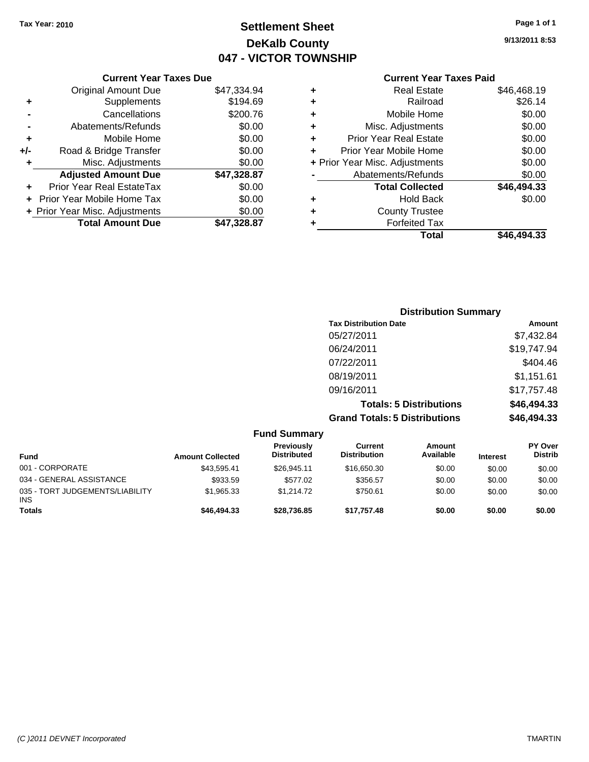**Tax Year: 2010**

# Settlement Sheet
## DeKalb County
## 047 - VICTOR TOWNSHIP

9/13/2011 8:53

### Current Year Taxes Due

| | | |
|---|---|---|
| | Original Amount Due | $47,334.94 |
| + | Supplements | $194.69 |
| - | Cancellations | $200.76 |
| - | Abatements/Refunds | $0.00 |
| + | Mobile Home | $0.00 |
| +/- | Road & Bridge Transfer | $0.00 |
| + | Misc. Adjustments | $0.00 |
| | **Adjusted Amount Due** | **$47,328.87** |
| + | Prior Year Real EstateTax | $0.00 |
| + | Prior Year Mobile Home Tax | $0.00 |
| + | Prior Year Misc. Adjustments | $0.00 |
| | **Total Amount Due** | **$47,328.87** |

### Current Year Taxes Paid

| | | |
|---|---|---|
| + | Real Estate | $46,468.19 |
| + | Railroad | $26.14 |
| + | Mobile Home | $0.00 |
| + | Misc. Adjustments | $0.00 |
| + | Prior Year Real Estate | $0.00 |
| + | Prior Year Mobile Home | $0.00 |
| + | Prior Year Misc. Adjustments | $0.00 |
| - | Abatements/Refunds | $0.00 |
| | **Total Collected** | **$46,494.33** |
| + | Hold Back | $0.00 |
| + | County Trustee | |
| + | Forfeited Tax | |
| | **Total** | **$46,494.33** |

### Distribution Summary

| Tax Distribution Date | Amount |
|---|---|
| 05/27/2011 | $7,432.84 |
| 06/24/2011 | $19,747.94 |
| 07/22/2011 | $404.46 |
| 08/19/2011 | $1,151.61 |
| 09/16/2011 | $17,757.48 |
| **Totals: 5 Distributions** | **$46,494.33** |
| **Grand Totals: 5 Distributions** | **$46,494.33** |

### Fund Summary

| Fund | Amount Collected | Previously Distributed | Current Distribution | Amount Available | Interest | PY Over Distrib |
|---|---|---|---|---|---|---|
| 001 - CORPORATE | $43,595.41 | $26,945.11 | $16,650.30 | $0.00 | $0.00 | $0.00 |
| 034 - GENERAL ASSISTANCE | $933.59 | $577.02 | $356.57 | $0.00 | $0.00 | $0.00 |
| 035 - TORT JUDGEMENTS/LIABILITY INS | $1,965.33 | $1,214.72 | $750.61 | $0.00 | $0.00 | $0.00 |
| **Totals** | **$46,494.33** | **$28,736.85** | **$17,757.48** | **$0.00** | **$0.00** | **$0.00** |

(C )2011 DEVNET Incorporated TMARTIN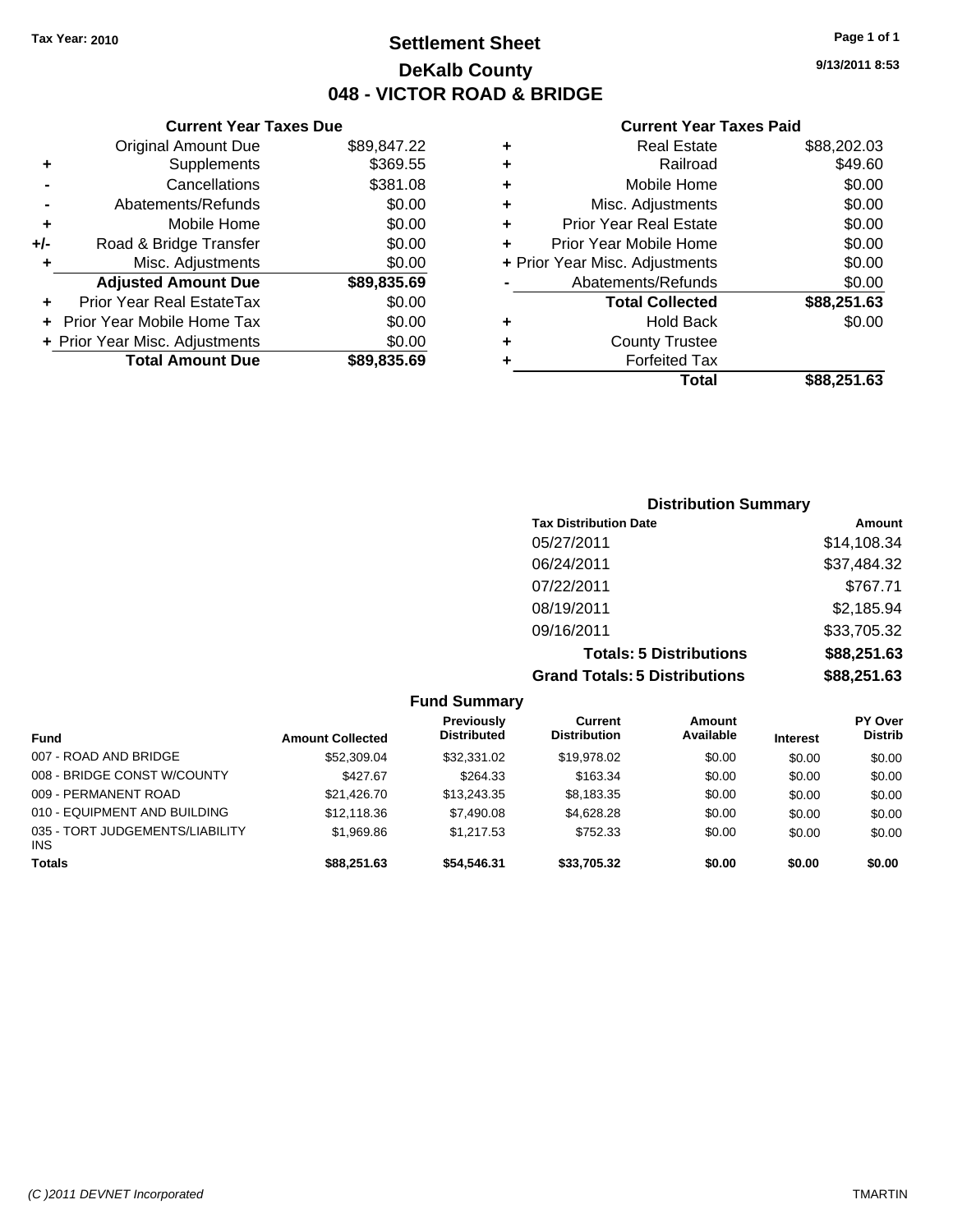Tax Year: 2010

# Settlement Sheet
## DeKalb County
## 048 - VICTOR ROAD & BRIDGE

9/13/2011 8:53

### Current Year Taxes Due

| | | |
|---|---|---|
| | Original Amount Due | $89,847.22 |
| + | Supplements | $369.55 |
| - | Cancellations | $381.08 |
| - | Abatements/Refunds | $0.00 |
| + | Mobile Home | $0.00 |
| +/- | Road & Bridge Transfer | $0.00 |
| + | Misc. Adjustments | $0.00 |
| | **Adjusted Amount Due** | **$89,835.69** |
| + | Prior Year Real EstateTax | $0.00 |
| + | Prior Year Mobile Home Tax | $0.00 |
| + | Prior Year Misc. Adjustments | $0.00 |
| | **Total Amount Due** | **$89,835.69** |

### Current Year Taxes Paid

| | | |
|---|---|---|
| + | Real Estate | $88,202.03 |
| + | Railroad | $49.60 |
| + | Mobile Home | $0.00 |
| + | Misc. Adjustments | $0.00 |
| + | Prior Year Real Estate | $0.00 |
| + | Prior Year Mobile Home | $0.00 |
| + | Prior Year Misc. Adjustments | $0.00 |
| - | Abatements/Refunds | $0.00 |
| | **Total Collected** | **$88,251.63** |
| + | Hold Back | $0.00 |
| + | County Trustee | |
| + | Forfeited Tax | |
| | **Total** | **$88,251.63** |

### Distribution Summary

| Tax Distribution Date | Amount |
|---|---|
| 05/27/2011 | $14,108.34 |
| 06/24/2011 | $37,484.32 |
| 07/22/2011 | $767.71 |
| 08/19/2011 | $2,185.94 |
| 09/16/2011 | $33,705.32 |
| **Totals: 5 Distributions** | **$88,251.63** |
| **Grand Totals: 5 Distributions** | **$88,251.63** |

### Fund Summary

| Fund | Amount Collected | Previously Distributed | Current Distribution | Amount Available | Interest | PY Over Distrib |
|---|---|---|---|---|---|---|
| 007 - ROAD AND BRIDGE | $52,309.04 | $32,331.02 | $19,978.02 | $0.00 | $0.00 | $0.00 |
| 008 - BRIDGE CONST W/COUNTY | $427.67 | $264.33 | $163.34 | $0.00 | $0.00 | $0.00 |
| 009 - PERMANENT ROAD | $21,426.70 | $13,243.35 | $8,183.35 | $0.00 | $0.00 | $0.00 |
| 010 - EQUIPMENT AND BUILDING | $12,118.36 | $7,490.08 | $4,628.28 | $0.00 | $0.00 | $0.00 |
| 035 - TORT JUDGEMENTS/LIABILITY INS | $1,969.86 | $1,217.53 | $752.33 | $0.00 | $0.00 | $0.00 |
| **Totals** | **$88,251.63** | **$54,546.31** | **$33,705.32** | **$0.00** | **$0.00** | **$0.00** |

(C )2011 DEVNET Incorporated — TMARTIN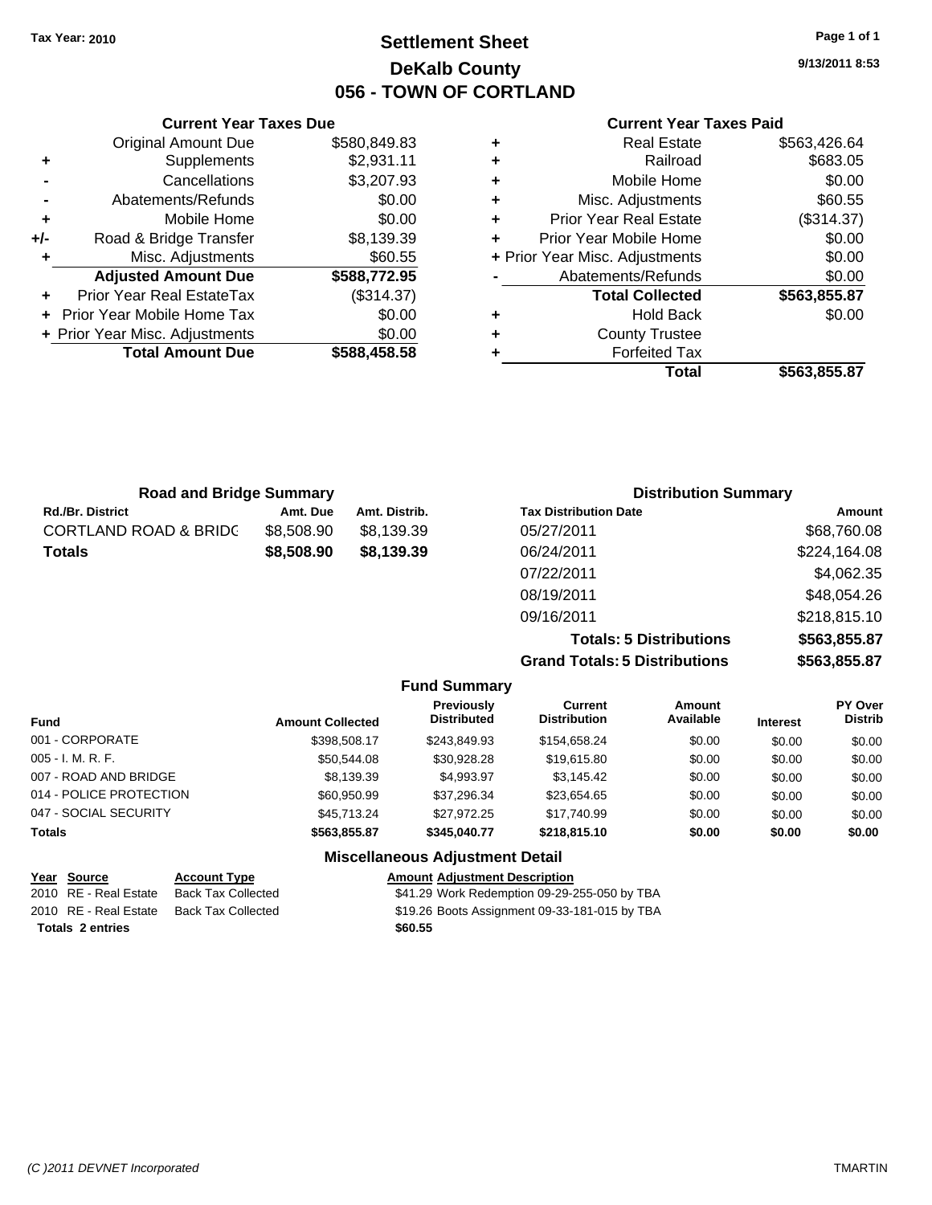Tax Year: 2010

# Settlement Sheet
## DeKalb County
## 056 - TOWN OF CORTLAND

9/13/2011 8:53

### Current Year Taxes Due

| | | |
|---|---|---|
| | Original Amount Due | $580,849.83 |
| + | Supplements | $2,931.11 |
| - | Cancellations | $3,207.93 |
| - | Abatements/Refunds | $0.00 |
| + | Mobile Home | $0.00 |
| +/- | Road & Bridge Transfer | $8,139.39 |
| + | Misc. Adjustments | $60.55 |
| | **Adjusted Amount Due** | **$588,772.95** |
| + | Prior Year Real EstateTax | ($314.37) |
| + | Prior Year Mobile Home Tax | $0.00 |
| + | Prior Year Misc. Adjustments | $0.00 |
| | **Total Amount Due** | **$588,458.58** |

### Current Year Taxes Paid

| | | |
|---|---|---|
| + | Real Estate | $563,426.64 |
| + | Railroad | $683.05 |
| + | Mobile Home | $0.00 |
| + | Misc. Adjustments | $60.55 |
| + | Prior Year Real Estate | ($314.37) |
| + | Prior Year Mobile Home | $0.00 |
| + | Prior Year Misc. Adjustments | $0.00 |
| - | Abatements/Refunds | $0.00 |
| | **Total Collected** | **$563,855.87** |
| + | Hold Back | $0.00 |
| + | County Trustee | |
| + | Forfeited Tax | |
| | **Total** | **$563,855.87** |

### Road and Bridge Summary

| Rd./Br. District | Amt. Due | Amt. Distrib. |
|---|---|---|
| CORTLAND ROAD & BRIDG | $8,508.90 | $8,139.39 |
| **Totals** | **$8,508.90** | **$8,139.39** |

### Distribution Summary

| Tax Distribution Date | Amount |
|---|---|
| 05/27/2011 | $68,760.08 |
| 06/24/2011 | $224,164.08 |
| 07/22/2011 | $4,062.35 |
| 08/19/2011 | $48,054.26 |
| 09/16/2011 | $218,815.10 |
| **Totals: 5 Distributions** | **$563,855.87** |
| **Grand Totals: 5 Distributions** | **$563,855.87** |

### Fund Summary

| Fund | Amount Collected | Previously Distributed | Current Distribution | Amount Available | Interest | PY Over Distrib |
|---|---|---|---|---|---|---|
| 001 - CORPORATE | $398,508.17 | $243,849.93 | $154,658.24 | $0.00 | $0.00 | $0.00 |
| 005 - I. M. R. F. | $50,544.08 | $30,928.28 | $19,615.80 | $0.00 | $0.00 | $0.00 |
| 007 - ROAD AND BRIDGE | $8,139.39 | $4,993.97 | $3,145.42 | $0.00 | $0.00 | $0.00 |
| 014 - POLICE PROTECTION | $60,950.99 | $37,296.34 | $23,654.65 | $0.00 | $0.00 | $0.00 |
| 047 - SOCIAL SECURITY | $45,713.24 | $27,972.25 | $17,740.99 | $0.00 | $0.00 | $0.00 |
| **Totals** | **$563,855.87** | **$345,040.77** | **$218,815.10** | **$0.00** | **$0.00** | **$0.00** |

### Miscellaneous Adjustment Detail

| Year | Source | Account Type | Amount | Adjustment Description |
|---|---|---|---|---|
| 2010 | RE - Real Estate | Back Tax Collected | $41.29 | Work Redemption 09-29-255-050 by TBA |
| 2010 | RE - Real Estate | Back Tax Collected | $19.26 | Boots Assignment 09-33-181-015 by TBA |
| **Totals 2 entries** | | | **$60.55** | |

(C )2011 DEVNET Incorporated TMARTIN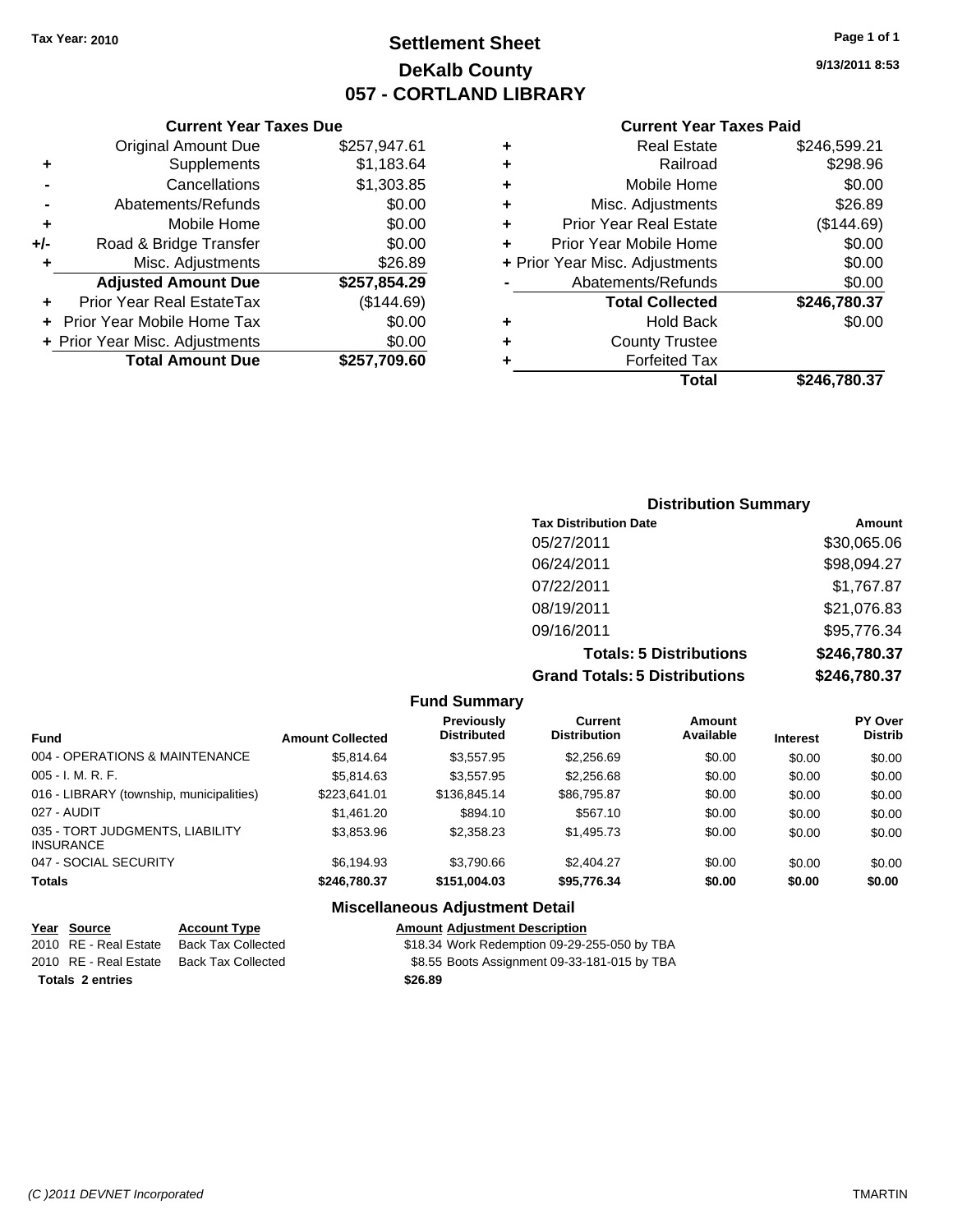Tax Year: 2010

# Settlement Sheet
## DeKalb County
## 057 - CORTLAND LIBRARY

Page 1 of 1

9/13/2011 8:53

### Current Year Taxes Due

| | | |
|---|---|---|
| | Original Amount Due | $257,947.61 |
| + | Supplements | $1,183.64 |
| - | Cancellations | $1,303.85 |
| - | Abatements/Refunds | $0.00 |
| + | Mobile Home | $0.00 |
| +/- | Road & Bridge Transfer | $0.00 |
| + | Misc. Adjustments | $26.89 |
| | **Adjusted Amount Due** | **$257,854.29** |
| + | Prior Year Real EstateTax | ($144.69) |
| + | Prior Year Mobile Home Tax | $0.00 |
| + | Prior Year Misc. Adjustments | $0.00 |
| | **Total Amount Due** | **$257,709.60** |

### Current Year Taxes Paid

| | | |
|---|---|---|
| + | Real Estate | $246,599.21 |
| + | Railroad | $298.96 |
| + | Mobile Home | $0.00 |
| + | Misc. Adjustments | $26.89 |
| + | Prior Year Real Estate | ($144.69) |
| + | Prior Year Mobile Home | $0.00 |
| + | Prior Year Misc. Adjustments | $0.00 |
| - | Abatements/Refunds | $0.00 |
| | **Total Collected** | **$246,780.37** |
| + | Hold Back | $0.00 |
| + | County Trustee | |
| + | Forfeited Tax | |
| | **Total** | **$246,780.37** |

### Distribution Summary

| Tax Distribution Date | Amount |
|---|---|
| 05/27/2011 | $30,065.06 |
| 06/24/2011 | $98,094.27 |
| 07/22/2011 | $1,767.87 |
| 08/19/2011 | $21,076.83 |
| 09/16/2011 | $95,776.34 |
| **Totals: 5 Distributions** | **$246,780.37** |
| **Grand Totals: 5 Distributions** | **$246,780.37** |

### Fund Summary

| Fund | Amount Collected | Previously Distributed | Current Distribution | Amount Available | Interest | PY Over Distrib |
|---|---|---|---|---|---|---|
| 004 - OPERATIONS & MAINTENANCE | $5,814.64 | $3,557.95 | $2,256.69 | $0.00 | $0.00 | $0.00 |
| 005 - I. M. R. F. | $5,814.63 | $3,557.95 | $2,256.68 | $0.00 | $0.00 | $0.00 |
| 016 - LIBRARY (township, municipalities) | $223,641.01 | $136,845.14 | $86,795.87 | $0.00 | $0.00 | $0.00 |
| 027 - AUDIT | $1,461.20 | $894.10 | $567.10 | $0.00 | $0.00 | $0.00 |
| 035 - TORT JUDGMENTS, LIABILITY INSURANCE | $3,853.96 | $2,358.23 | $1,495.73 | $0.00 | $0.00 | $0.00 |
| 047 - SOCIAL SECURITY | $6,194.93 | $3,790.66 | $2,404.27 | $0.00 | $0.00 | $0.00 |
| **Totals** | **$246,780.37** | **$151,004.03** | **$95,776.34** | **$0.00** | **$0.00** | **$0.00** |

### Miscellaneous Adjustment Detail

| Year | Source | Account Type | Amount | Adjustment Description |
|---|---|---|---|---|
| 2010 | RE - Real Estate | Back Tax Collected | $18.34 | Work Redemption 09-29-255-050 by TBA |
| 2010 | RE - Real Estate | Back Tax Collected | $8.55 | Boots Assignment 09-33-181-015 by TBA |
| **Totals 2 entries** | | | **$26.89** | |

(C )2011 DEVNET Incorporated — TMARTIN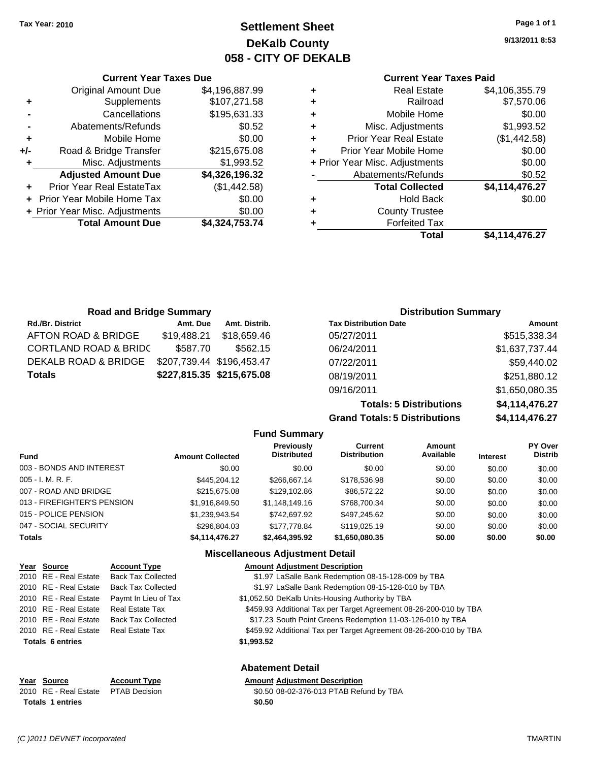**Tax Year: 2010**

# Settlement Sheet
## DeKalb County
## 058 - CITY OF DEKALB

9/13/2011 8:53

### Current Year Taxes Due

| | | |
|---|---|---|
| | Original Amount Due | $4,196,887.99 |
| + | Supplements | $107,271.58 |
| - | Cancellations | $195,631.33 |
| - | Abatements/Refunds | $0.52 |
| + | Mobile Home | $0.00 |
| +/- | Road & Bridge Transfer | $215,675.08 |
| + | Misc. Adjustments | $1,993.52 |
| | **Adjusted Amount Due** | **$4,326,196.32** |
| + | Prior Year Real EstateTax | ($1,442.58) |
| + | Prior Year Mobile Home Tax | $0.00 |
| + | Prior Year Misc. Adjustments | $0.00 |
| | **Total Amount Due** | **$4,324,753.74** |

### Current Year Taxes Paid

| | | |
|---|---|---|
| + | Real Estate | $4,106,355.79 |
| + | Railroad | $7,570.06 |
| + | Mobile Home | $0.00 |
| + | Misc. Adjustments | $1,993.52 |
| + | Prior Year Real Estate | ($1,442.58) |
| + | Prior Year Mobile Home | $0.00 |
| + | Prior Year Misc. Adjustments | $0.00 |
| - | Abatements/Refunds | $0.52 |
| | **Total Collected** | **$4,114,476.27** |
| + | Hold Back | $0.00 |
| + | County Trustee | |
| + | Forfeited Tax | |
| | **Total** | **$4,114,476.27** |

### Road and Bridge Summary

| Rd./Br. District | Amt. Due | Amt. Distrib. |
|---|---|---|
| AFTON ROAD & BRIDGE | $19,488.21 | $18,659.46 |
| CORTLAND ROAD & BRIDG | $587.70 | $562.15 |
| DEKALB ROAD & BRIDGE | $207,739.44 | $196,453.47 |
| **Totals** | **$227,815.35** | **$215,675.08** |

### Distribution Summary

| Tax Distribution Date | Amount |
|---|---|
| 05/27/2011 | $515,338.34 |
| 06/24/2011 | $1,637,737.44 |
| 07/22/2011 | $59,440.02 |
| 08/19/2011 | $251,880.12 |
| 09/16/2011 | $1,650,080.35 |
| **Totals: 5 Distributions** | **$4,114,476.27** |
| **Grand Totals: 5 Distributions** | **$4,114,476.27** |

### Fund Summary

| Fund | Amount Collected | Previously Distributed | Current Distribution | Amount Available | Interest | PY Over Distrib |
|---|---|---|---|---|---|---|
| 003 - BONDS AND INTEREST | $0.00 | $0.00 | $0.00 | $0.00 | $0.00 | $0.00 |
| 005 - I. M. R. F. | $445,204.12 | $266,667.14 | $178,536.98 | $0.00 | $0.00 | $0.00 |
| 007 - ROAD AND BRIDGE | $215,675.08 | $129,102.86 | $86,572.22 | $0.00 | $0.00 | $0.00 |
| 013 - FIREFIGHTER'S PENSION | $1,916,849.50 | $1,148,149.16 | $768,700.34 | $0.00 | $0.00 | $0.00 |
| 015 - POLICE PENSION | $1,239,943.54 | $742,697.92 | $497,245.62 | $0.00 | $0.00 | $0.00 |
| 047 - SOCIAL SECURITY | $296,804.03 | $177,778.84 | $119,025.19 | $0.00 | $0.00 | $0.00 |
| **Totals** | **$4,114,476.27** | **$2,464,395.92** | **$1,650,080.35** | **$0.00** | **$0.00** | **$0.00** |

### Miscellaneous Adjustment Detail

| Year | Source | Account Type | Amount | Adjustment Description |
|---|---|---|---|---|
| 2010 | RE - Real Estate | Back Tax Collected | $1.97 | LaSalle Bank Redemption 08-15-128-009 by TBA |
| 2010 | RE - Real Estate | Back Tax Collected | $1.97 | LaSalle Bank Redemption 08-15-128-010 by TBA |
| 2010 | RE - Real Estate | Paymt In Lieu of Tax | $1,052.50 | DeKalb Units-Housing Authority by TBA |
| 2010 | RE - Real Estate | Real Estate Tax | $459.93 | Additional Tax per Target Agreement 08-26-200-010 by TBA |
| 2010 | RE - Real Estate | Back Tax Collected | $17.23 | South Point Greens Redemption 11-03-126-010 by TBA |
| 2010 | RE - Real Estate | Real Estate Tax | $459.92 | Additional Tax per Target Agreement 08-26-200-010 by TBA |
| **Totals 6 entries** | | | **$1,993.52** | |

### Abatement Detail

| Year | Source | Account Type | Amount | Adjustment Description |
|---|---|---|---|---|
| 2010 | RE - Real Estate | PTAB Decision | $0.50 | 08-02-376-013 PTAB Refund by TBA |
| **Totals 1 entries** | | | **$0.50** | |

(C )2011 DEVNET Incorporated TMARTIN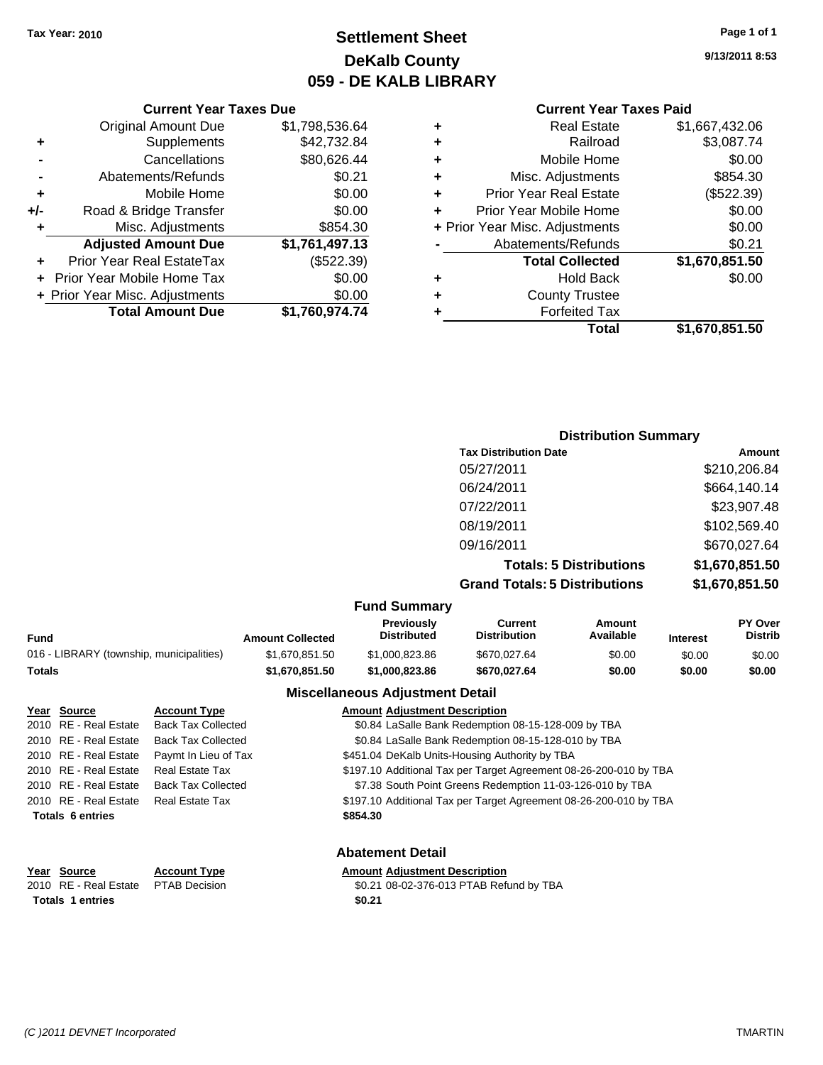Tax Year: 2010

# Settlement Sheet
## DeKalb County
## 059 - DE KALB LIBRARY

9/13/2011 8:53

### Current Year Taxes Due

| | | |
|---|---|---|
| | Original Amount Due | $1,798,536.64 |
| + | Supplements | $42,732.84 |
| - | Cancellations | $80,626.44 |
| - | Abatements/Refunds | $0.21 |
| + | Mobile Home | $0.00 |
| +/- | Road & Bridge Transfer | $0.00 |
| + | Misc. Adjustments | $854.30 |
| | **Adjusted Amount Due** | **$1,761,497.13** |
| + | Prior Year Real EstateTax | ($522.39) |
| + | Prior Year Mobile Home Tax | $0.00 |
| + | Prior Year Misc. Adjustments | $0.00 |
| | **Total Amount Due** | **$1,760,974.74** |

### Current Year Taxes Paid

| | | |
|---|---|---|
| + | Real Estate | $1,667,432.06 |
| + | Railroad | $3,087.74 |
| + | Mobile Home | $0.00 |
| + | Misc. Adjustments | $854.30 |
| + | Prior Year Real Estate | ($522.39) |
| + | Prior Year Mobile Home | $0.00 |
| + | Prior Year Misc. Adjustments | $0.00 |
| - | Abatements/Refunds | $0.21 |
| | **Total Collected** | **$1,670,851.50** |
| + | Hold Back | $0.00 |
| + | County Trustee | |
| + | Forfeited Tax | |
| | **Total** | **$1,670,851.50** |

### Distribution Summary

| Tax Distribution Date | Amount |
|---|---|
| 05/27/2011 | $210,206.84 |
| 06/24/2011 | $664,140.14 |
| 07/22/2011 | $23,907.48 |
| 08/19/2011 | $102,569.40 |
| 09/16/2011 | $670,027.64 |
| **Totals: 5 Distributions** | **$1,670,851.50** |
| **Grand Totals: 5 Distributions** | **$1,670,851.50** |

### Fund Summary

| Fund | Amount Collected | Previously Distributed | Current Distribution | Amount Available | Interest | PY Over Distrib |
|---|---|---|---|---|---|---|
| 016 - LIBRARY (township, municipalities) | $1,670,851.50 | $1,000,823.86 | $670,027.64 | $0.00 | $0.00 | $0.00 |
| **Totals** | **$1,670,851.50** | **$1,000,823.86** | **$670,027.64** | **$0.00** | **$0.00** | **$0.00** |

### Miscellaneous Adjustment Detail

| Year | Source | Account Type | Amount | Adjustment Description |
|---|---|---|---|---|
| 2010 | RE - Real Estate | Back Tax Collected | $0.84 | LaSalle Bank Redemption 08-15-128-009 by TBA |
| 2010 | RE - Real Estate | Back Tax Collected | $0.84 | LaSalle Bank Redemption 08-15-128-010 by TBA |
| 2010 | RE - Real Estate | Paymt In Lieu of Tax | $451.04 | DeKalb Units-Housing Authority by TBA |
| 2010 | RE - Real Estate | Real Estate Tax | $197.10 | Additional Tax per Target Agreement 08-26-200-010 by TBA |
| 2010 | RE - Real Estate | Back Tax Collected | $7.38 | South Point Greens Redemption 11-03-126-010 by TBA |
| 2010 | RE - Real Estate | Real Estate Tax | $197.10 | Additional Tax per Target Agreement 08-26-200-010 by TBA |
| **Totals 6 entries** | | | **$854.30** | |

### Abatement Detail

| Year | Source | Account Type | Amount | Adjustment Description |
|---|---|---|---|---|
| 2010 | RE - Real Estate | PTAB Decision | $0.21 | 08-02-376-013 PTAB Refund by TBA |
| **Totals 1 entries** | | | **$0.21** | |

(C )2011 DEVNET Incorporated TMARTIN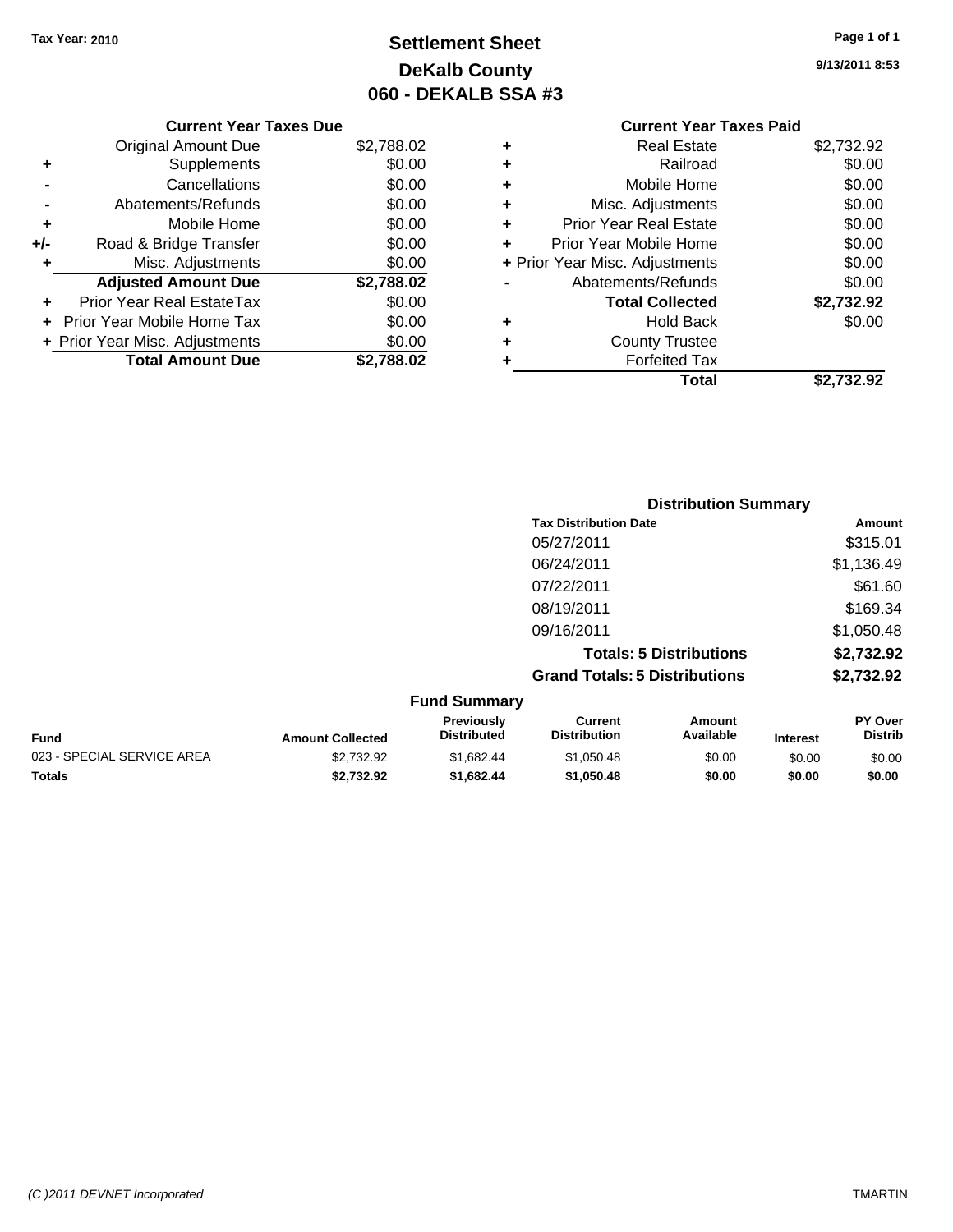Tax Year: 2010

# Settlement Sheet
## DeKalb County
## 060 - DEKALB SSA #3

9/13/2011 8:53

| | Current Year Taxes Due | |
|---|---|---|
| | Original Amount Due | $2,788.02 |
| + | Supplements | $0.00 |
| - | Cancellations | $0.00 |
| - | Abatements/Refunds | $0.00 |
| + | Mobile Home | $0.00 |
| +/- | Road & Bridge Transfer | $0.00 |
| + | Misc. Adjustments | $0.00 |
| | **Adjusted Amount Due** | **$2,788.02** |
| + | Prior Year Real EstateTax | $0.00 |
| + | Prior Year Mobile Home Tax | $0.00 |
| + | Prior Year Misc. Adjustments | $0.00 |
| | **Total Amount Due** | **$2,788.02** |

| | Current Year Taxes Paid | |
|---|---|---|
| + | Real Estate | $2,732.92 |
| + | Railroad | $0.00 |
| + | Mobile Home | $0.00 |
| + | Misc. Adjustments | $0.00 |
| + | Prior Year Real Estate | $0.00 |
| + | Prior Year Mobile Home | $0.00 |
| + | Prior Year Misc. Adjustments | $0.00 |
| - | Abatements/Refunds | $0.00 |
| | **Total Collected** | **$2,732.92** |
| + | Hold Back | $0.00 |
| + | County Trustee | |
| + | Forfeited Tax | |
| | **Total** | **$2,732.92** |

### Distribution Summary

| Tax Distribution Date | Amount |
|---|---|
| 05/27/2011 | $315.01 |
| 06/24/2011 | $1,136.49 |
| 07/22/2011 | $61.60 |
| 08/19/2011 | $169.34 |
| 09/16/2011 | $1,050.48 |
| **Totals: 5 Distributions** | **$2,732.92** |
| **Grand Totals: 5 Distributions** | **$2,732.92** |

### Fund Summary

| Fund | Amount Collected | Previously Distributed | Current Distribution | Amount Available | Interest | PY Over Distrib |
|---|---|---|---|---|---|---|
| 023 - SPECIAL SERVICE AREA | $2,732.92 | $1,682.44 | $1,050.48 | $0.00 | $0.00 | $0.00 |
| **Totals** | **$2,732.92** | **$1,682.44** | **$1,050.48** | **$0.00** | **$0.00** | **$0.00** |

(C )2011 DEVNET Incorporated TMARTIN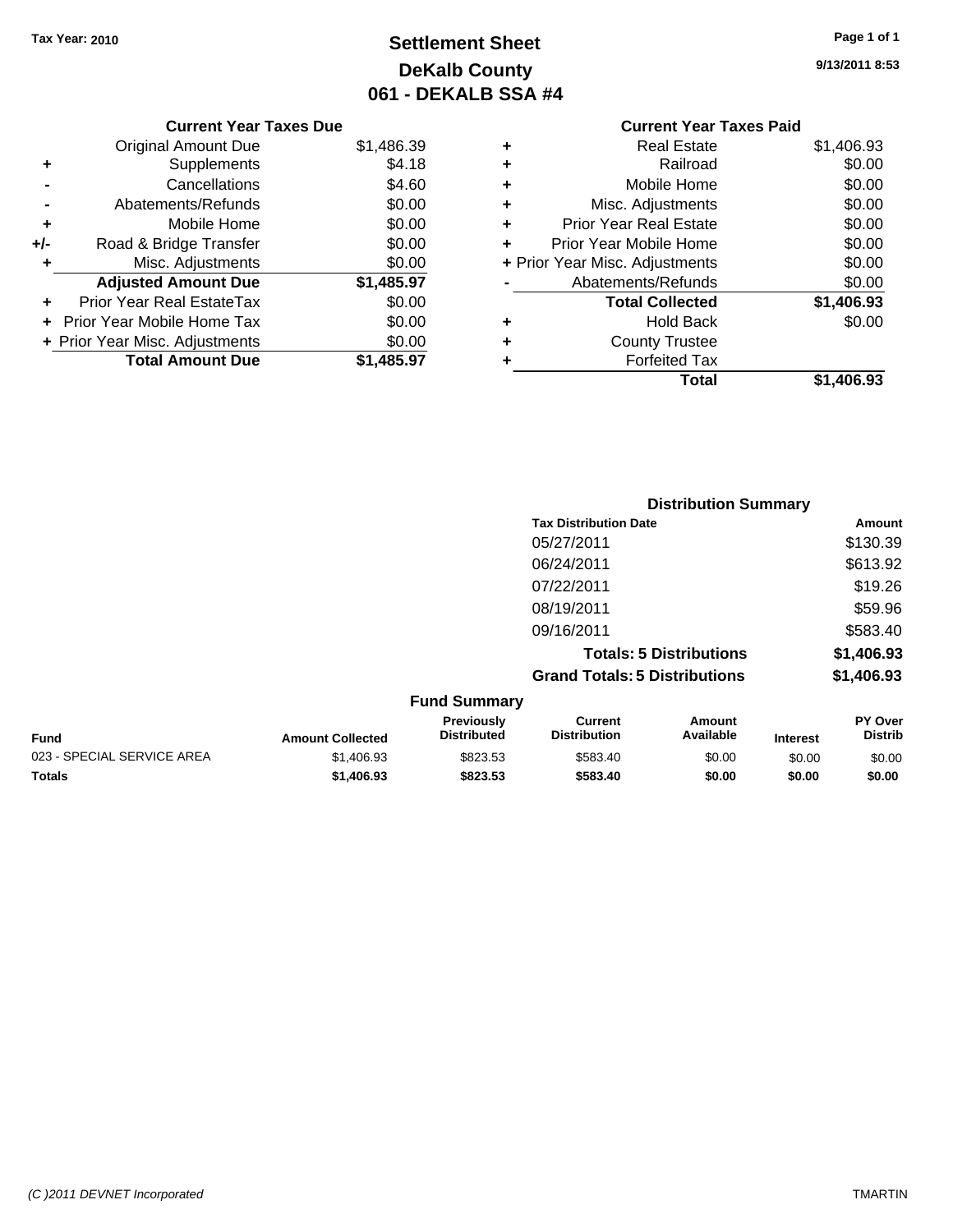Tax Year: 2010

# Settlement Sheet
## DeKalb County
## 061 - DEKALB SSA #4

9/13/2011 8:53

### Current Year Taxes Due

| | | |
|---|---|---|
| | Original Amount Due | $1,486.39 |
| + | Supplements | $4.18 |
| - | Cancellations | $4.60 |
| - | Abatements/Refunds | $0.00 |
| + | Mobile Home | $0.00 |
| +/- | Road & Bridge Transfer | $0.00 |
| + | Misc. Adjustments | $0.00 |
| | **Adjusted Amount Due** | **$1,485.97** |
| + | Prior Year Real EstateTax | $0.00 |
| + | Prior Year Mobile Home Tax | $0.00 |
| + | Prior Year Misc. Adjustments | $0.00 |
| | **Total Amount Due** | **$1,485.97** |

### Current Year Taxes Paid

| | | |
|---|---|---|
| + | Real Estate | $1,406.93 |
| + | Railroad | $0.00 |
| + | Mobile Home | $0.00 |
| + | Misc. Adjustments | $0.00 |
| + | Prior Year Real Estate | $0.00 |
| + | Prior Year Mobile Home | $0.00 |
| + | Prior Year Misc. Adjustments | $0.00 |
| - | Abatements/Refunds | $0.00 |
| | **Total Collected** | **$1,406.93** |
| + | Hold Back | $0.00 |
| + | County Trustee | |
| + | Forfeited Tax | |
| | **Total** | **$1,406.93** |

### Distribution Summary

| Tax Distribution Date | Amount |
|---|---|
| 05/27/2011 | $130.39 |
| 06/24/2011 | $613.92 |
| 07/22/2011 | $19.26 |
| 08/19/2011 | $59.96 |
| 09/16/2011 | $583.40 |
| **Totals: 5 Distributions** | **$1,406.93** |
| **Grand Totals: 5 Distributions** | **$1,406.93** |

### Fund Summary

| Fund | Amount Collected | Previously Distributed | Current Distribution | Amount Available | Interest | PY Over Distrib |
|---|---|---|---|---|---|---|
| 023 - SPECIAL SERVICE AREA | $1,406.93 | $823.53 | $583.40 | $0.00 | $0.00 | $0.00 |
| **Totals** | **$1,406.93** | **$823.53** | **$583.40** | **$0.00** | **$0.00** | **$0.00** |

(C )2011 DEVNET Incorporated TMARTIN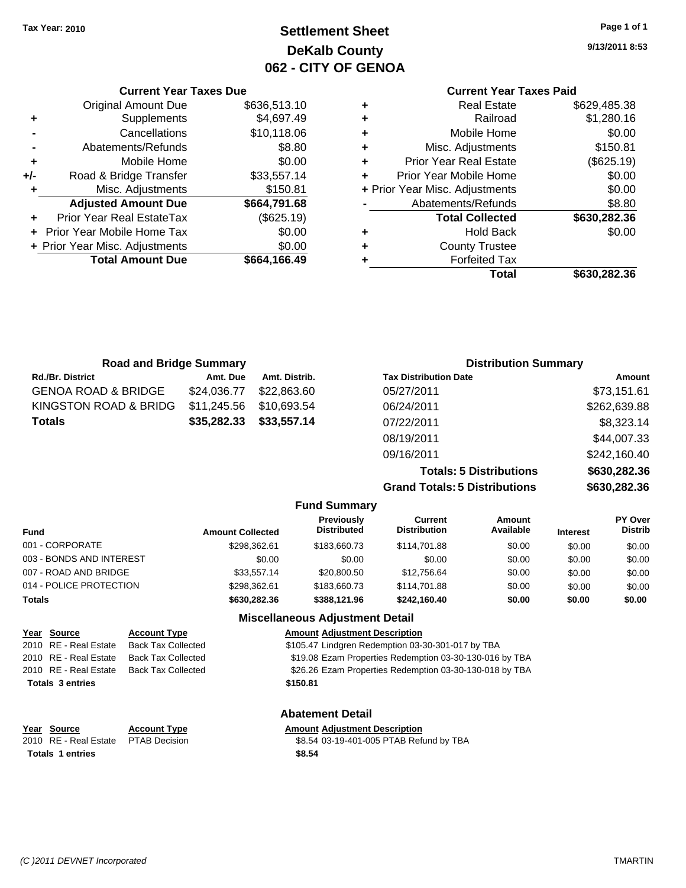Tax Year: 2010

# Settlement Sheet
## DeKalb County
## 062 - CITY OF GENOA

9/13/2011 8:53

### Current Year Taxes Due

| | | |
|---|---|---|
| | Original Amount Due | $636,513.10 |
| + | Supplements | $4,697.49 |
| - | Cancellations | $10,118.06 |
| - | Abatements/Refunds | $8.80 |
| + | Mobile Home | $0.00 |
| +/- | Road & Bridge Transfer | $33,557.14 |
| + | Misc. Adjustments | $150.81 |
| | **Adjusted Amount Due** | **$664,791.68** |
| + | Prior Year Real EstateTax | ($625.19) |
| + | Prior Year Mobile Home Tax | $0.00 |
| + | Prior Year Misc. Adjustments | $0.00 |
| | **Total Amount Due** | **$664,166.49** |

### Current Year Taxes Paid

| | | |
|---|---|---|
| + | Real Estate | $629,485.38 |
| + | Railroad | $1,280.16 |
| + | Mobile Home | $0.00 |
| + | Misc. Adjustments | $150.81 |
| + | Prior Year Real Estate | ($625.19) |
| + | Prior Year Mobile Home | $0.00 |
| + | Prior Year Misc. Adjustments | $0.00 |
| - | Abatements/Refunds | $8.80 |
| | **Total Collected** | **$630,282.36** |
| + | Hold Back | $0.00 |
| + | County Trustee | |
| + | Forfeited Tax | |
| | **Total** | **$630,282.36** |

### Road and Bridge Summary

| Rd./Br. District | Amt. Due | Amt. Distrib. |
|---|---|---|
| GENOA ROAD & BRIDGE | $24,036.77 | $22,863.60 |
| KINGSTON ROAD & BRIDG | $11,245.56 | $10,693.54 |
| **Totals** | **$35,282.33** | **$33,557.14** |

### Distribution Summary

| Tax Distribution Date | Amount |
|---|---|
| 05/27/2011 | $73,151.61 |
| 06/24/2011 | $262,639.88 |
| 07/22/2011 | $8,323.14 |
| 08/19/2011 | $44,007.33 |
| 09/16/2011 | $242,160.40 |
| **Totals: 5 Distributions** | **$630,282.36** |
| **Grand Totals: 5 Distributions** | **$630,282.36** |

### Fund Summary

| Fund | Amount Collected | Previously Distributed | Current Distribution | Amount Available | Interest | PY Over Distrib |
|---|---|---|---|---|---|---|
| 001 - CORPORATE | $298,362.61 | $183,660.73 | $114,701.88 | $0.00 | $0.00 | $0.00 |
| 003 - BONDS AND INTEREST | $0.00 | $0.00 | $0.00 | $0.00 | $0.00 | $0.00 |
| 007 - ROAD AND BRIDGE | $33,557.14 | $20,800.50 | $12,756.64 | $0.00 | $0.00 | $0.00 |
| 014 - POLICE PROTECTION | $298,362.61 | $183,660.73 | $114,701.88 | $0.00 | $0.00 | $0.00 |
| **Totals** | **$630,282.36** | **$388,121.96** | **$242,160.40** | **$0.00** | **$0.00** | **$0.00** |

### Miscellaneous Adjustment Detail

| Year | Source | Account Type | Amount | Adjustment Description |
|---|---|---|---|---|
| 2010 | RE - Real Estate | Back Tax Collected | $105.47 | Lindgren Redemption 03-30-301-017 by TBA |
| 2010 | RE - Real Estate | Back Tax Collected | $19.08 | Ezam Properties Redemption 03-30-130-016 by TBA |
| 2010 | RE - Real Estate | Back Tax Collected | $26.26 | Ezam Properties Redemption 03-30-130-018 by TBA |
| **Totals 3 entries** | | | **$150.81** | |

### Abatement Detail

| Year | Source | Account Type | Amount | Adjustment Description |
|---|---|---|---|---|
| 2010 | RE - Real Estate | PTAB Decision | $8.54 | 03-19-401-005 PTAB Refund by TBA |
| **Totals 1 entries** | | | **$8.54** | |

(C )2011 DEVNET Incorporated TMARTIN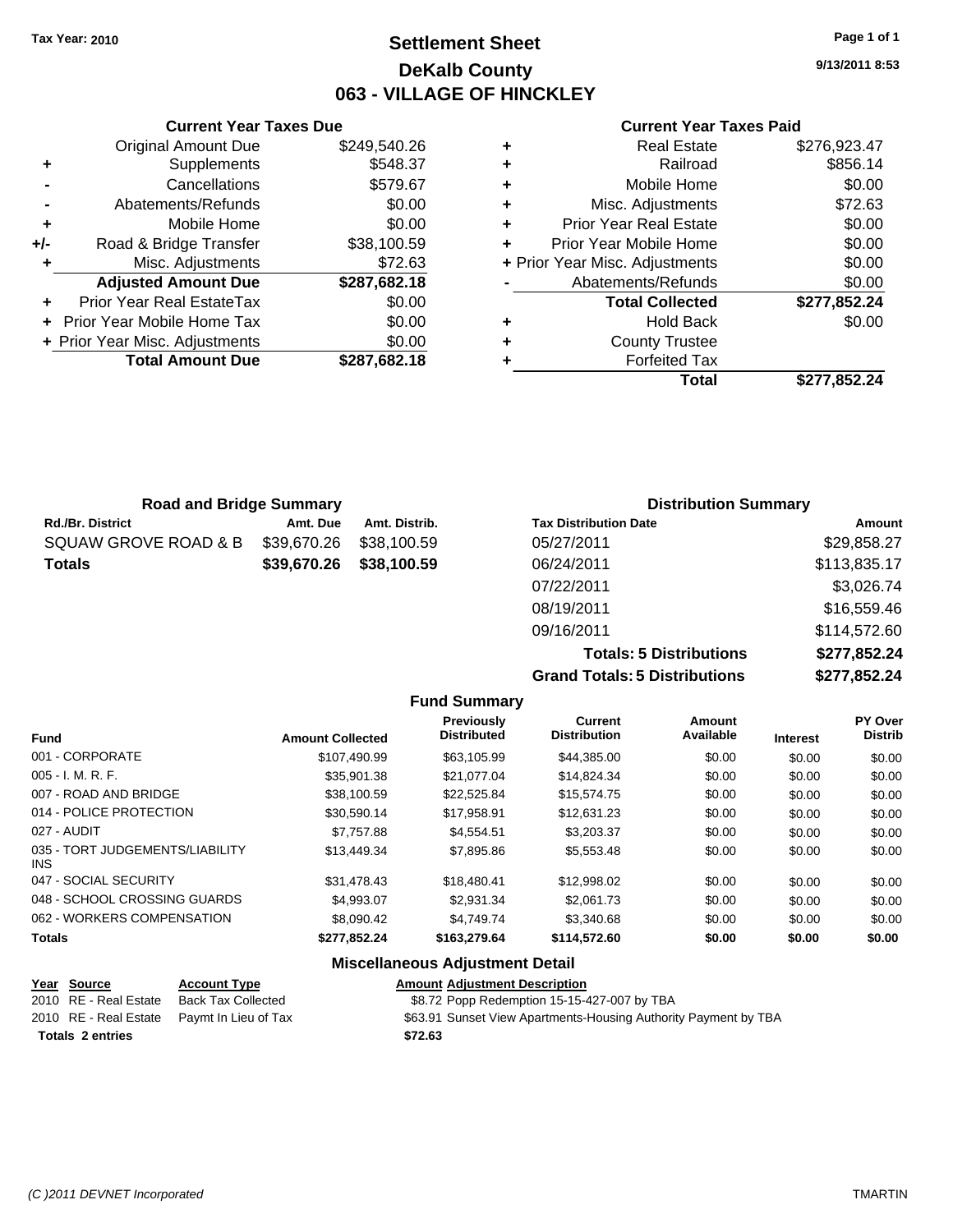**Tax Year: 2010**

# Settlement Sheet

## DeKalb County

## 063 - VILLAGE OF HINCKLEY

9/13/2011 8:53

### Current Year Taxes Due

| | | |
|---|---|---|
| | Original Amount Due | $249,540.26 |
| + | Supplements | $548.37 |
| - | Cancellations | $579.67 |
| - | Abatements/Refunds | $0.00 |
| + | Mobile Home | $0.00 |
| +/- | Road & Bridge Transfer | $38,100.59 |
| + | Misc. Adjustments | $72.63 |
| | **Adjusted Amount Due** | **$287,682.18** |
| + | Prior Year Real EstateTax | $0.00 |
| + | Prior Year Mobile Home Tax | $0.00 |
| + | Prior Year Misc. Adjustments | $0.00 |
| | **Total Amount Due** | **$287,682.18** |

### Current Year Taxes Paid

| | | |
|---|---|---|
| + | Real Estate | $276,923.47 |
| + | Railroad | $856.14 |
| + | Mobile Home | $0.00 |
| + | Misc. Adjustments | $72.63 |
| + | Prior Year Real Estate | $0.00 |
| + | Prior Year Mobile Home | $0.00 |
| + | Prior Year Misc. Adjustments | $0.00 |
| - | Abatements/Refunds | $0.00 |
| | **Total Collected** | **$277,852.24** |
| + | Hold Back | $0.00 |
| + | County Trustee | |
| + | Forfeited Tax | |
| | **Total** | **$277,852.24** |

### Road and Bridge Summary

| Rd./Br. District | Amt. Due | Amt. Distrib. |
|---|---|---|
| SQUAW GROVE ROAD & B | $39,670.26 | $38,100.59 |
| **Totals** | **$39,670.26** | **$38,100.59** |

### Distribution Summary

| Tax Distribution Date | Amount |
|---|---|
| 05/27/2011 | $29,858.27 |
| 06/24/2011 | $113,835.17 |
| 07/22/2011 | $3,026.74 |
| 08/19/2011 | $16,559.46 |
| 09/16/2011 | $114,572.60 |
| **Totals: 5 Distributions** | **$277,852.24** |
| **Grand Totals: 5 Distributions** | **$277,852.24** |

### Fund Summary

| Fund | Amount Collected | Previously Distributed | Current Distribution | Amount Available | Interest | PY Over Distrib |
|---|---|---|---|---|---|---|
| 001 - CORPORATE | $107,490.99 | $63,105.99 | $44,385.00 | $0.00 | $0.00 | $0.00 |
| 005 - I. M. R. F. | $35,901.38 | $21,077.04 | $14,824.34 | $0.00 | $0.00 | $0.00 |
| 007 - ROAD AND BRIDGE | $38,100.59 | $22,525.84 | $15,574.75 | $0.00 | $0.00 | $0.00 |
| 014 - POLICE PROTECTION | $30,590.14 | $17,958.91 | $12,631.23 | $0.00 | $0.00 | $0.00 |
| 027 - AUDIT | $7,757.88 | $4,554.51 | $3,203.37 | $0.00 | $0.00 | $0.00 |
| 035 - TORT JUDGEMENTS/LIABILITY INS | $13,449.34 | $7,895.86 | $5,553.48 | $0.00 | $0.00 | $0.00 |
| 047 - SOCIAL SECURITY | $31,478.43 | $18,480.41 | $12,998.02 | $0.00 | $0.00 | $0.00 |
| 048 - SCHOOL CROSSING GUARDS | $4,993.07 | $2,931.34 | $2,061.73 | $0.00 | $0.00 | $0.00 |
| 062 - WORKERS COMPENSATION | $8,090.42 | $4,749.74 | $3,340.68 | $0.00 | $0.00 | $0.00 |
| **Totals** | **$277,852.24** | **$163,279.64** | **$114,572.60** | **$0.00** | **$0.00** | **$0.00** |

### Miscellaneous Adjustment Detail

| Year | Source | Account Type | Amount | Adjustment Description |
|---|---|---|---|---|
| 2010 | RE - Real Estate | Back Tax Collected | $8.72 | Popp Redemption 15-15-427-007 by TBA |
| 2010 | RE - Real Estate | Paymt In Lieu of Tax | $63.91 | Sunset View Apartments-Housing Authority Payment by TBA |
| **Totals** | **2 entries** | | **$72.63** | |

*(C )2011 DEVNET Incorporated* TMARTIN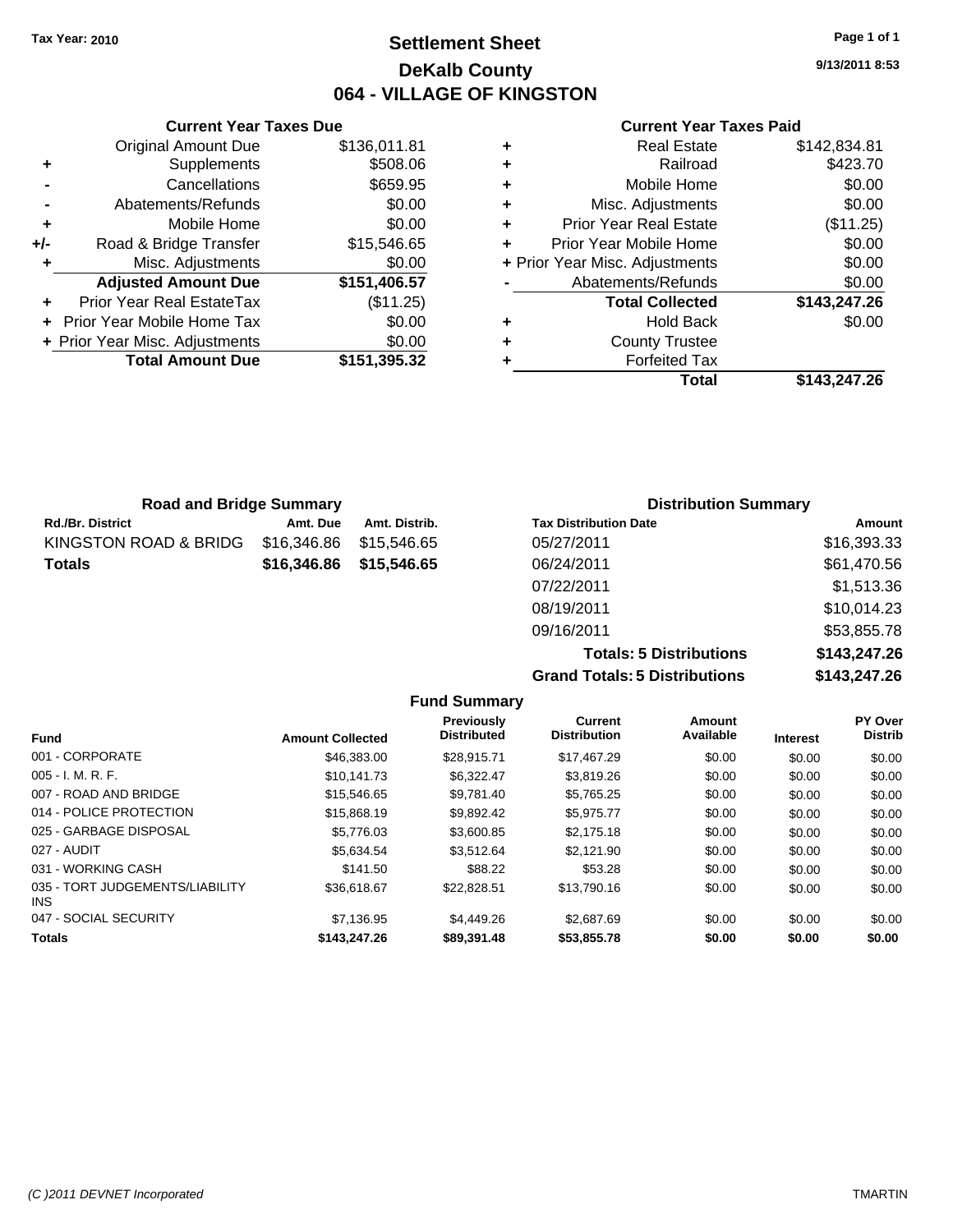**Tax Year: 2010**

# Settlement Sheet
## DeKalb County
## 064 - VILLAGE OF KINGSTON

9/13/2011 8:53

### Current Year Taxes Due

| | | |
|---|---|---|
| | Original Amount Due | $136,011.81 |
| + | Supplements | $508.06 |
| - | Cancellations | $659.95 |
| - | Abatements/Refunds | $0.00 |
| + | Mobile Home | $0.00 |
| +/- | Road & Bridge Transfer | $15,546.65 |
| + | Misc. Adjustments | $0.00 |
| | **Adjusted Amount Due** | **$151,406.57** |
| + | Prior Year Real EstateTax | ($11.25) |
| + | Prior Year Mobile Home Tax | $0.00 |
| + | Prior Year Misc. Adjustments | $0.00 |
| | **Total Amount Due** | **$151,395.32** |

### Current Year Taxes Paid

| | | |
|---|---|---|
| + | Real Estate | $142,834.81 |
| + | Railroad | $423.70 |
| + | Mobile Home | $0.00 |
| + | Misc. Adjustments | $0.00 |
| + | Prior Year Real Estate | ($11.25) |
| + | Prior Year Mobile Home | $0.00 |
| + | Prior Year Misc. Adjustments | $0.00 |
| - | Abatements/Refunds | $0.00 |
| | **Total Collected** | **$143,247.26** |
| + | Hold Back | $0.00 |
| + | County Trustee | |
| + | Forfeited Tax | |
| | **Total** | **$143,247.26** |

### Road and Bridge Summary

| Rd./Br. District | Amt. Due | Amt. Distrib. |
|---|---|---|
| KINGSTON ROAD & BRIDG | $16,346.86 | $15,546.65 |
| **Totals** | **$16,346.86** | **$15,546.65** |

### Distribution Summary

| Tax Distribution Date | Amount |
|---|---|
| 05/27/2011 | $16,393.33 |
| 06/24/2011 | $61,470.56 |
| 07/22/2011 | $1,513.36 |
| 08/19/2011 | $10,014.23 |
| 09/16/2011 | $53,855.78 |
| **Totals: 5 Distributions** | **$143,247.26** |
| **Grand Totals: 5 Distributions** | **$143,247.26** |

### Fund Summary

| Fund | Amount Collected | Previously Distributed | Current Distribution | Amount Available | Interest | PY Over Distrib |
|---|---|---|---|---|---|---|
| 001 - CORPORATE | $46,383.00 | $28,915.71 | $17,467.29 | $0.00 | $0.00 | $0.00 |
| 005 - I. M. R. F. | $10,141.73 | $6,322.47 | $3,819.26 | $0.00 | $0.00 | $0.00 |
| 007 - ROAD AND BRIDGE | $15,546.65 | $9,781.40 | $5,765.25 | $0.00 | $0.00 | $0.00 |
| 014 - POLICE PROTECTION | $15,868.19 | $9,892.42 | $5,975.77 | $0.00 | $0.00 | $0.00 |
| 025 - GARBAGE DISPOSAL | $5,776.03 | $3,600.85 | $2,175.18 | $0.00 | $0.00 | $0.00 |
| 027 - AUDIT | $5,634.54 | $3,512.64 | $2,121.90 | $0.00 | $0.00 | $0.00 |
| 031 - WORKING CASH | $141.50 | $88.22 | $53.28 | $0.00 | $0.00 | $0.00 |
| 035 - TORT JUDGEMENTS/LIABILITY INS | $36,618.67 | $22,828.51 | $13,790.16 | $0.00 | $0.00 | $0.00 |
| 047 - SOCIAL SECURITY | $7,136.95 | $4,449.26 | $2,687.69 | $0.00 | $0.00 | $0.00 |
| **Totals** | **$143,247.26** | **$89,391.48** | **$53,855.78** | **$0.00** | **$0.00** | **$0.00** |

(C )2011 DEVNET Incorporated — TMARTIN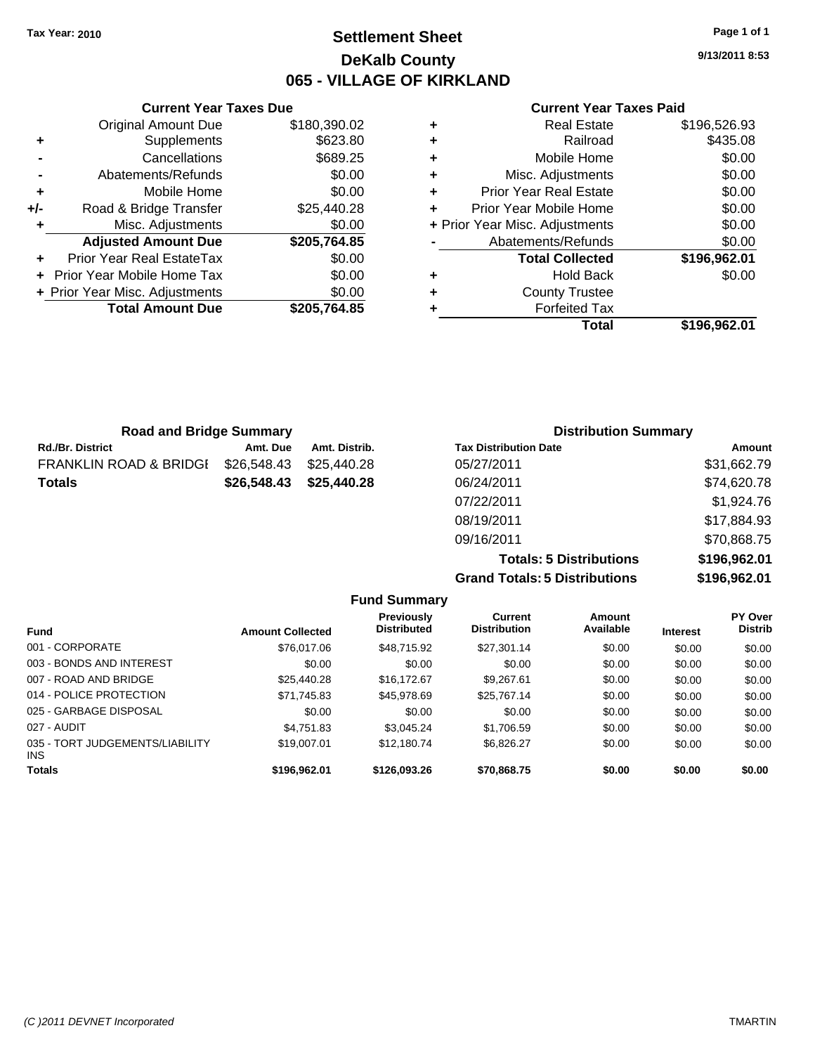**Tax Year: 2010**

# Settlement Sheet
## DeKalb County
## 065 - VILLAGE OF KIRKLAND

9/13/2011 8:53

### Current Year Taxes Due

| | | |
|---|---|---|
| | Original Amount Due | $180,390.02 |
| + | Supplements | $623.80 |
| - | Cancellations | $689.25 |
| - | Abatements/Refunds | $0.00 |
| + | Mobile Home | $0.00 |
| +/- | Road & Bridge Transfer | $25,440.28 |
| + | Misc. Adjustments | $0.00 |
| | **Adjusted Amount Due** | **$205,764.85** |
| + | Prior Year Real EstateTax | $0.00 |
| + | Prior Year Mobile Home Tax | $0.00 |
| + | Prior Year Misc. Adjustments | $0.00 |
| | **Total Amount Due** | **$205,764.85** |

### Current Year Taxes Paid

| | | |
|---|---|---|
| + | Real Estate | $196,526.93 |
| + | Railroad | $435.08 |
| + | Mobile Home | $0.00 |
| + | Misc. Adjustments | $0.00 |
| + | Prior Year Real Estate | $0.00 |
| + | Prior Year Mobile Home | $0.00 |
| + | Prior Year Misc. Adjustments | $0.00 |
| - | Abatements/Refunds | $0.00 |
| | **Total Collected** | **$196,962.01** |
| + | Hold Back | $0.00 |
| + | County Trustee | |
| + | Forfeited Tax | |
| | **Total** | **$196,962.01** |

### Road and Bridge Summary

| Rd./Br. District | Amt. Due | Amt. Distrib. |
|---|---|---|
| FRANKLIN ROAD & BRIDGI | $26,548.43 | $25,440.28 |
| **Totals** | **$26,548.43** | **$25,440.28** |

### Distribution Summary

| Tax Distribution Date | Amount |
|---|---|
| 05/27/2011 | $31,662.79 |
| 06/24/2011 | $74,620.78 |
| 07/22/2011 | $1,924.76 |
| 08/19/2011 | $17,884.93 |
| 09/16/2011 | $70,868.75 |
| **Totals: 5 Distributions** | **$196,962.01** |
| **Grand Totals: 5 Distributions** | **$196,962.01** |

### Fund Summary

| Fund | Amount Collected | Previously Distributed | Current Distribution | Amount Available | Interest | PY Over Distrib |
|---|---|---|---|---|---|---|
| 001 - CORPORATE | $76,017.06 | $48,715.92 | $27,301.14 | $0.00 | $0.00 | $0.00 |
| 003 - BONDS AND INTEREST | $0.00 | $0.00 | $0.00 | $0.00 | $0.00 | $0.00 |
| 007 - ROAD AND BRIDGE | $25,440.28 | $16,172.67 | $9,267.61 | $0.00 | $0.00 | $0.00 |
| 014 - POLICE PROTECTION | $71,745.83 | $45,978.69 | $25,767.14 | $0.00 | $0.00 | $0.00 |
| 025 - GARBAGE DISPOSAL | $0.00 | $0.00 | $0.00 | $0.00 | $0.00 | $0.00 |
| 027 - AUDIT | $4,751.83 | $3,045.24 | $1,706.59 | $0.00 | $0.00 | $0.00 |
| 035 - TORT JUDGEMENTS/LIABILITY INS | $19,007.01 | $12,180.74 | $6,826.27 | $0.00 | $0.00 | $0.00 |
| **Totals** | **$196,962.01** | **$126,093.26** | **$70,868.75** | **$0.00** | **$0.00** | **$0.00** |

*(C )2011 DEVNET Incorporated* TMARTIN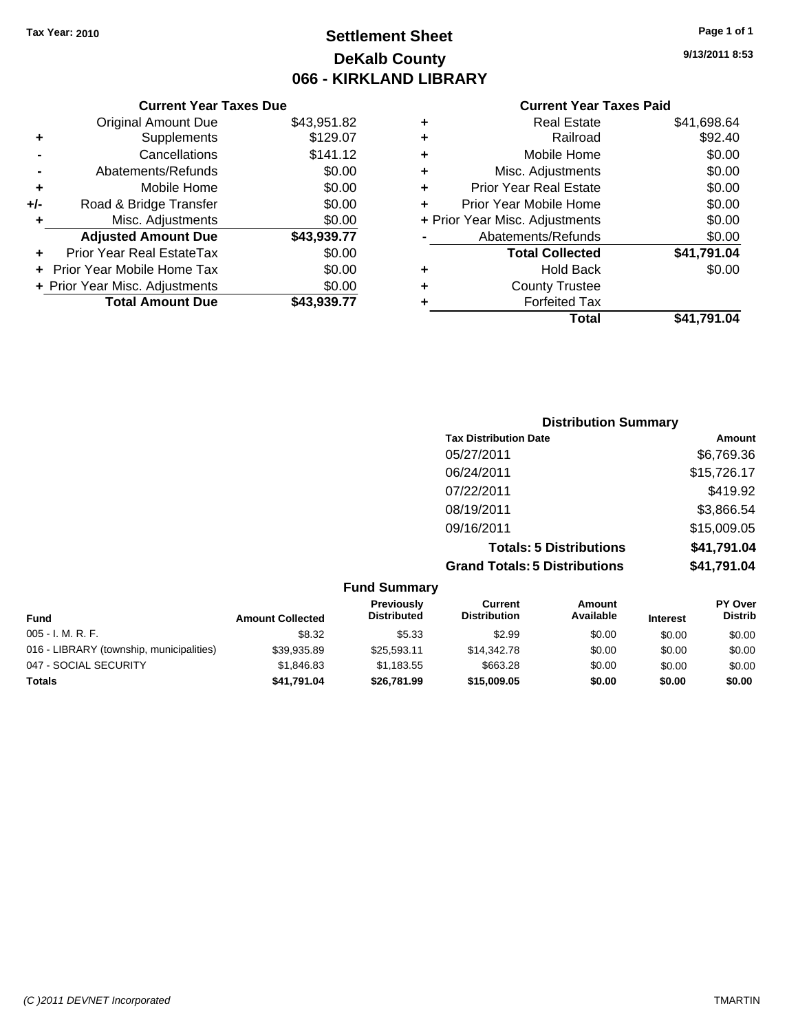**Tax Year: 2010**

# Settlement Sheet
## DeKalb County
## 066 - KIRKLAND LIBRARY

9/13/2011 8:53

### Current Year Taxes Due

| | | |
|---|---|---|
| | Original Amount Due | $43,951.82 |
| + | Supplements | $129.07 |
| - | Cancellations | $141.12 |
| - | Abatements/Refunds | $0.00 |
| + | Mobile Home | $0.00 |
| +/- | Road & Bridge Transfer | $0.00 |
| + | Misc. Adjustments | $0.00 |
| | **Adjusted Amount Due** | **$43,939.77** |
| + | Prior Year Real EstateTax | $0.00 |
| + | Prior Year Mobile Home Tax | $0.00 |
| + | Prior Year Misc. Adjustments | $0.00 |
| | **Total Amount Due** | **$43,939.77** |

### Current Year Taxes Paid

| | | |
|---|---|---|
| + | Real Estate | $41,698.64 |
| + | Railroad | $92.40 |
| + | Mobile Home | $0.00 |
| + | Misc. Adjustments | $0.00 |
| + | Prior Year Real Estate | $0.00 |
| + | Prior Year Mobile Home | $0.00 |
| + | Prior Year Misc. Adjustments | $0.00 |
| - | Abatements/Refunds | $0.00 |
| | **Total Collected** | **$41,791.04** |
| + | Hold Back | $0.00 |
| + | County Trustee | |
| + | Forfeited Tax | |
| | **Total** | **$41,791.04** |

### Distribution Summary

| Tax Distribution Date | Amount |
|---|---|
| 05/27/2011 | $6,769.36 |
| 06/24/2011 | $15,726.17 |
| 07/22/2011 | $419.92 |
| 08/19/2011 | $3,866.54 |
| 09/16/2011 | $15,009.05 |
| **Totals: 5 Distributions** | **$41,791.04** |
| **Grand Totals: 5 Distributions** | **$41,791.04** |

### Fund Summary

| Fund | Amount Collected | Previously Distributed | Current Distribution | Amount Available | Interest | PY Over Distrib |
|---|---|---|---|---|---|---|
| 005 - I. M. R. F. | $8.32 | $5.33 | $2.99 | $0.00 | $0.00 | $0.00 |
| 016 - LIBRARY (township, municipalities) | $39,935.89 | $25,593.11 | $14,342.78 | $0.00 | $0.00 | $0.00 |
| 047 - SOCIAL SECURITY | $1,846.83 | $1,183.55 | $663.28 | $0.00 | $0.00 | $0.00 |
| **Totals** | **$41,791.04** | **$26,781.99** | **$15,009.05** | **$0.00** | **$0.00** | **$0.00** |

(C )2011 DEVNET Incorporated TMARTIN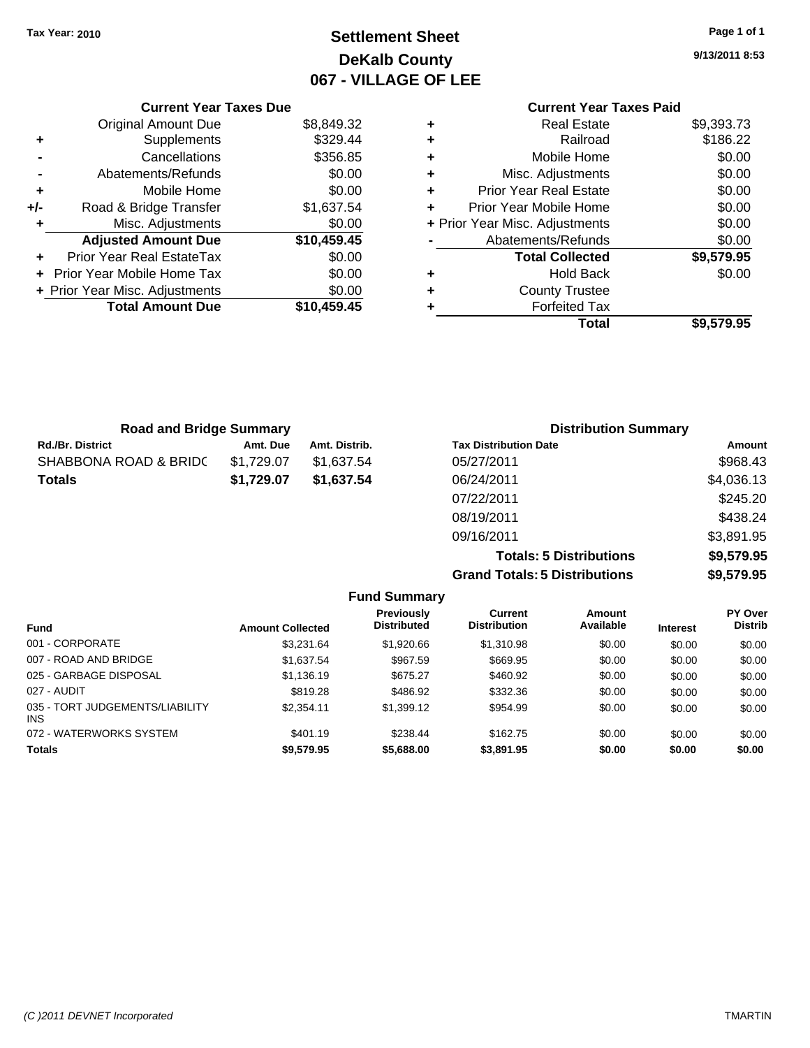Tax Year: 2010

# Settlement Sheet
## DeKalb County
## 067 - VILLAGE OF LEE

9/13/2011 8:53

### Current Year Taxes Due

| | | |
|---|---|---|
| | Original Amount Due | $8,849.32 |
| + | Supplements | $329.44 |
| - | Cancellations | $356.85 |
| - | Abatements/Refunds | $0.00 |
| + | Mobile Home | $0.00 |
| +/- | Road & Bridge Transfer | $1,637.54 |
| + | Misc. Adjustments | $0.00 |
| | **Adjusted Amount Due** | **$10,459.45** |
| + | Prior Year Real EstateTax | $0.00 |
| + | Prior Year Mobile Home Tax | $0.00 |
| + | Prior Year Misc. Adjustments | $0.00 |
| | **Total Amount Due** | **$10,459.45** |

### Current Year Taxes Paid

| | | |
|---|---|---|
| + | Real Estate | $9,393.73 |
| + | Railroad | $186.22 |
| + | Mobile Home | $0.00 |
| + | Misc. Adjustments | $0.00 |
| + | Prior Year Real Estate | $0.00 |
| + | Prior Year Mobile Home | $0.00 |
| + | Prior Year Misc. Adjustments | $0.00 |
| - | Abatements/Refunds | $0.00 |
| | **Total Collected** | **$9,579.95** |
| + | Hold Back | $0.00 |
| + | County Trustee | |
| + | Forfeited Tax | |
| | **Total** | **$9,579.95** |

### Road and Bridge Summary

| Rd./Br. District | Amt. Due | Amt. Distrib. |
|---|---|---|
| SHABBONA ROAD & BRIDG | $1,729.07 | $1,637.54 |
| **Totals** | **$1,729.07** | **$1,637.54** |

### Distribution Summary

| Tax Distribution Date | Amount |
|---|---|
| 05/27/2011 | $968.43 |
| 06/24/2011 | $4,036.13 |
| 07/22/2011 | $245.20 |
| 08/19/2011 | $438.24 |
| 09/16/2011 | $3,891.95 |
| **Totals: 5 Distributions** | **$9,579.95** |
| **Grand Totals: 5 Distributions** | **$9,579.95** |

### Fund Summary

| Fund | Amount Collected | Previously Distributed | Current Distribution | Amount Available | Interest | PY Over Distrib |
|---|---|---|---|---|---|---|
| 001 - CORPORATE | $3,231.64 | $1,920.66 | $1,310.98 | $0.00 | $0.00 | $0.00 |
| 007 - ROAD AND BRIDGE | $1,637.54 | $967.59 | $669.95 | $0.00 | $0.00 | $0.00 |
| 025 - GARBAGE DISPOSAL | $1,136.19 | $675.27 | $460.92 | $0.00 | $0.00 | $0.00 |
| 027 - AUDIT | $819.28 | $486.92 | $332.36 | $0.00 | $0.00 | $0.00 |
| 035 - TORT JUDGEMENTS/LIABILITY INS | $2,354.11 | $1,399.12 | $954.99 | $0.00 | $0.00 | $0.00 |
| 072 - WATERWORKS SYSTEM | $401.19 | $238.44 | $162.75 | $0.00 | $0.00 | $0.00 |
| **Totals** | **$9,579.95** | **$5,688.00** | **$3,891.95** | **$0.00** | **$0.00** | **$0.00** |

(C )2011 DEVNET Incorporated TMARTIN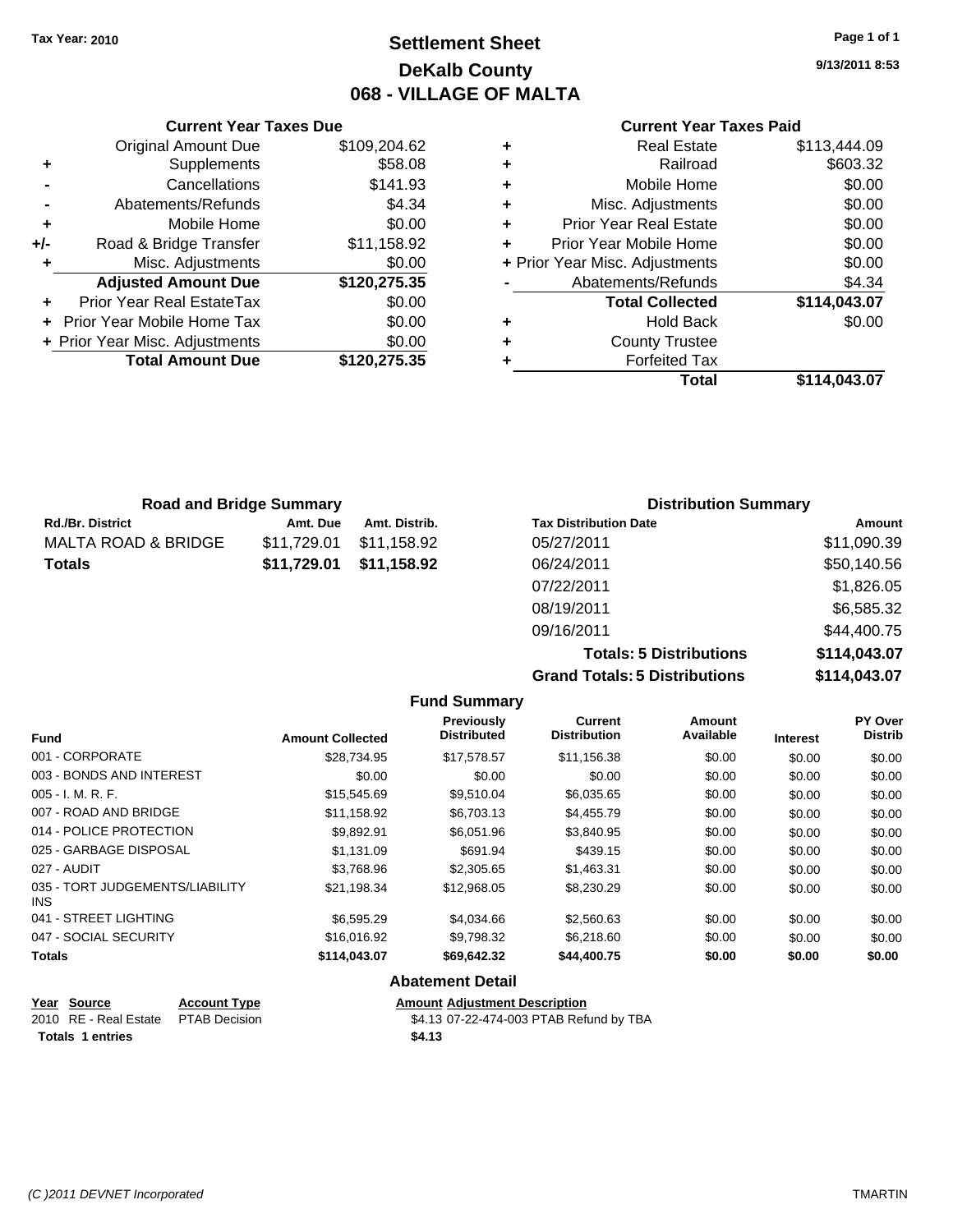Tax Year: 2010

# Settlement Sheet
## DeKalb County
## 068 - VILLAGE OF MALTA

9/13/2011 8:53

### Current Year Taxes Due

| | | |
|---|---|---|
| | Original Amount Due | $109,204.62 |
| + | Supplements | $58.08 |
| - | Cancellations | $141.93 |
| - | Abatements/Refunds | $4.34 |
| + | Mobile Home | $0.00 |
| +/- | Road & Bridge Transfer | $11,158.92 |
| + | Misc. Adjustments | $0.00 |
| | **Adjusted Amount Due** | **$120,275.35** |
| + | Prior Year Real EstateTax | $0.00 |
| + | Prior Year Mobile Home Tax | $0.00 |
| + | Prior Year Misc. Adjustments | $0.00 |
| | **Total Amount Due** | **$120,275.35** |

### Current Year Taxes Paid

| | | |
|---|---|---|
| + | Real Estate | $113,444.09 |
| + | Railroad | $603.32 |
| + | Mobile Home | $0.00 |
| + | Misc. Adjustments | $0.00 |
| + | Prior Year Real Estate | $0.00 |
| + | Prior Year Mobile Home | $0.00 |
| + | Prior Year Misc. Adjustments | $0.00 |
| - | Abatements/Refunds | $4.34 |
| | **Total Collected** | **$114,043.07** |
| + | Hold Back | $0.00 |
| + | County Trustee | |
| + | Forfeited Tax | |
| | **Total** | **$114,043.07** |

### Road and Bridge Summary

| Rd./Br. District | Amt. Due | Amt. Distrib. |
|---|---|---|
| MALTA ROAD & BRIDGE | $11,729.01 | $11,158.92 |
| **Totals** | **$11,729.01** | **$11,158.92** |

### Distribution Summary

| Tax Distribution Date | Amount |
|---|---|
| 05/27/2011 | $11,090.39 |
| 06/24/2011 | $50,140.56 |
| 07/22/2011 | $1,826.05 |
| 08/19/2011 | $6,585.32 |
| 09/16/2011 | $44,400.75 |
| **Totals: 5 Distributions** | **$114,043.07** |
| **Grand Totals: 5 Distributions** | **$114,043.07** |

### Fund Summary

| Fund | Amount Collected | Previously Distributed | Current Distribution | Amount Available | Interest | PY Over Distrib |
|---|---|---|---|---|---|---|
| 001 - CORPORATE | $28,734.95 | $17,578.57 | $11,156.38 | $0.00 | $0.00 | $0.00 |
| 003 - BONDS AND INTEREST | $0.00 | $0.00 | $0.00 | $0.00 | $0.00 | $0.00 |
| 005 - I. M. R. F. | $15,545.69 | $9,510.04 | $6,035.65 | $0.00 | $0.00 | $0.00 |
| 007 - ROAD AND BRIDGE | $11,158.92 | $6,703.13 | $4,455.79 | $0.00 | $0.00 | $0.00 |
| 014 - POLICE PROTECTION | $9,892.91 | $6,051.96 | $3,840.95 | $0.00 | $0.00 | $0.00 |
| 025 - GARBAGE DISPOSAL | $1,131.09 | $691.94 | $439.15 | $0.00 | $0.00 | $0.00 |
| 027 - AUDIT | $3,768.96 | $2,305.65 | $1,463.31 | $0.00 | $0.00 | $0.00 |
| 035 - TORT JUDGEMENTS/LIABILITY INS | $21,198.34 | $12,968.05 | $8,230.29 | $0.00 | $0.00 | $0.00 |
| 041 - STREET LIGHTING | $6,595.29 | $4,034.66 | $2,560.63 | $0.00 | $0.00 | $0.00 |
| 047 - SOCIAL SECURITY | $16,016.92 | $9,798.32 | $6,218.60 | $0.00 | $0.00 | $0.00 |
| **Totals** | **$114,043.07** | **$69,642.32** | **$44,400.75** | **$0.00** | **$0.00** | **$0.00** |

### Abatement Detail

| Year | Source | Account Type | Amount | Adjustment Description |
|---|---|---|---|---|
| 2010 | RE - Real Estate | PTAB Decision | $4.13 | 07-22-474-003 PTAB Refund by TBA |
| **Totals** | **1 entries** | | **$4.13** | |

(C )2011 DEVNET Incorporated TMARTIN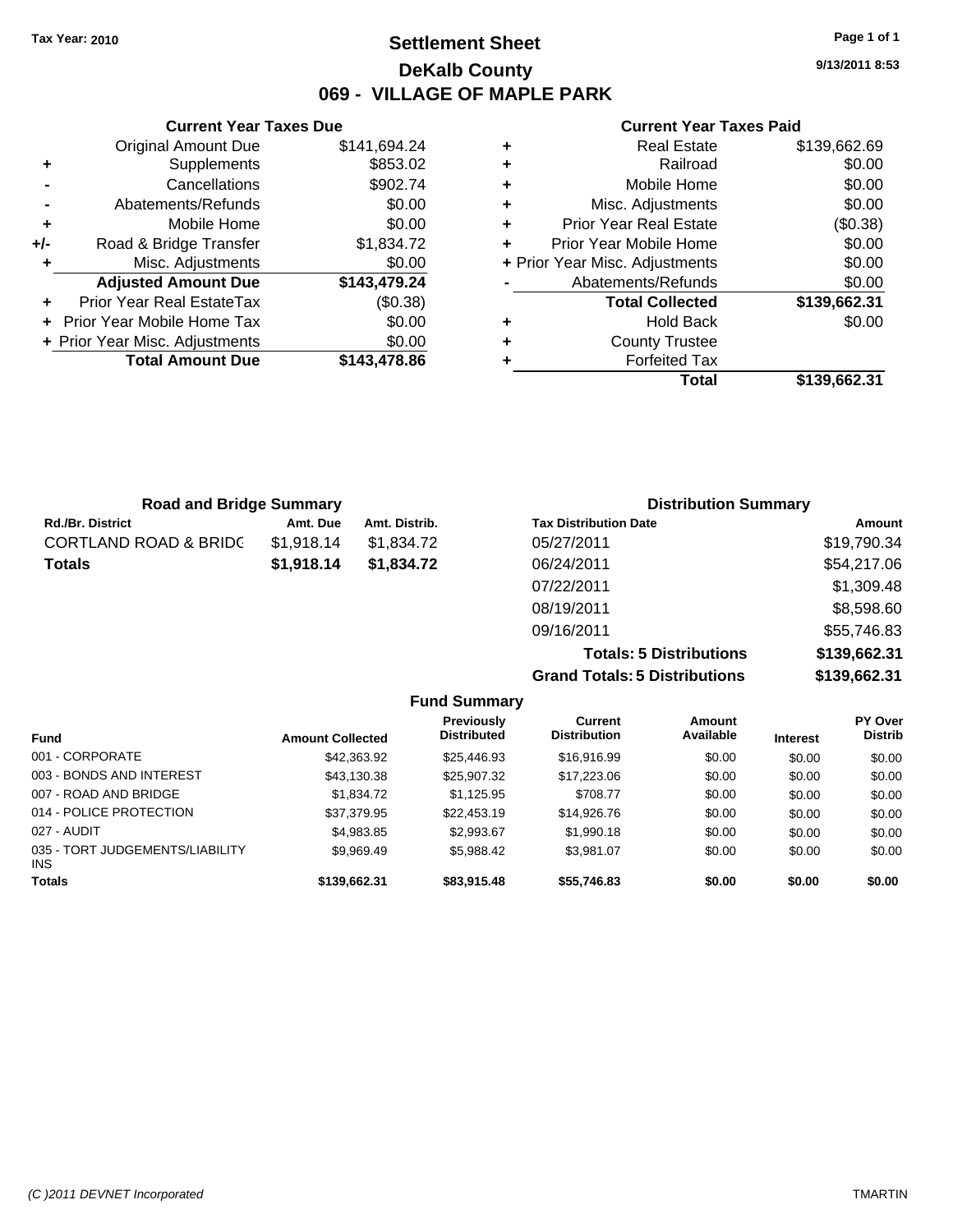**Tax Year: 2010**

# Settlement Sheet

## DeKalb County

## 069 - VILLAGE OF MAPLE PARK

9/13/2011 8:53

### Current Year Taxes Due

| | | |
|---|---|---|
| | Original Amount Due | $141,694.24 |
| + | Supplements | $853.02 |
| - | Cancellations | $902.74 |
| - | Abatements/Refunds | $0.00 |
| + | Mobile Home | $0.00 |
| +/- | Road & Bridge Transfer | $1,834.72 |
| + | Misc. Adjustments | $0.00 |
| | **Adjusted Amount Due** | **$143,479.24** |
| + | Prior Year Real EstateTax | ($0.38) |
| + | Prior Year Mobile Home Tax | $0.00 |
| + | Prior Year Misc. Adjustments | $0.00 |
| | **Total Amount Due** | **$143,478.86** |

### Current Year Taxes Paid

| | | |
|---|---|---|
| + | Real Estate | $139,662.69 |
| + | Railroad | $0.00 |
| + | Mobile Home | $0.00 |
| + | Misc. Adjustments | $0.00 |
| + | Prior Year Real Estate | ($0.38) |
| + | Prior Year Mobile Home | $0.00 |
| + | Prior Year Misc. Adjustments | $0.00 |
| - | Abatements/Refunds | $0.00 |
| | **Total Collected** | **$139,662.31** |
| + | Hold Back | $0.00 |
| + | County Trustee | |
| + | Forfeited Tax | |
| | **Total** | **$139,662.31** |

### Road and Bridge Summary

| Rd./Br. District | Amt. Due | Amt. Distrib. |
|---|---|---|
| CORTLAND ROAD & BRIDG | $1,918.14 | $1,834.72 |
| **Totals** | **$1,918.14** | **$1,834.72** |

### Distribution Summary

| Tax Distribution Date | Amount |
|---|---|
| 05/27/2011 | $19,790.34 |
| 06/24/2011 | $54,217.06 |
| 07/22/2011 | $1,309.48 |
| 08/19/2011 | $8,598.60 |
| 09/16/2011 | $55,746.83 |
| **Totals: 5 Distributions** | **$139,662.31** |
| **Grand Totals: 5 Distributions** | **$139,662.31** |

### Fund Summary

| Fund | Amount Collected | Previously Distributed | Current Distribution | Amount Available | Interest | PY Over Distrib |
|---|---|---|---|---|---|---|
| 001 - CORPORATE | $42,363.92 | $25,446.93 | $16,916.99 | $0.00 | $0.00 | $0.00 |
| 003 - BONDS AND INTEREST | $43,130.38 | $25,907.32 | $17,223.06 | $0.00 | $0.00 | $0.00 |
| 007 - ROAD AND BRIDGE | $1,834.72 | $1,125.95 | $708.77 | $0.00 | $0.00 | $0.00 |
| 014 - POLICE PROTECTION | $37,379.95 | $22,453.19 | $14,926.76 | $0.00 | $0.00 | $0.00 |
| 027 - AUDIT | $4,983.85 | $2,993.67 | $1,990.18 | $0.00 | $0.00 | $0.00 |
| 035 - TORT JUDGEMENTS/LIABILITY INS | $9,969.49 | $5,988.42 | $3,981.07 | $0.00 | $0.00 | $0.00 |
| **Totals** | **$139,662.31** | **$83,915.48** | **$55,746.83** | **$0.00** | **$0.00** | **$0.00** |

(C )2011 DEVNET Incorporated TMARTIN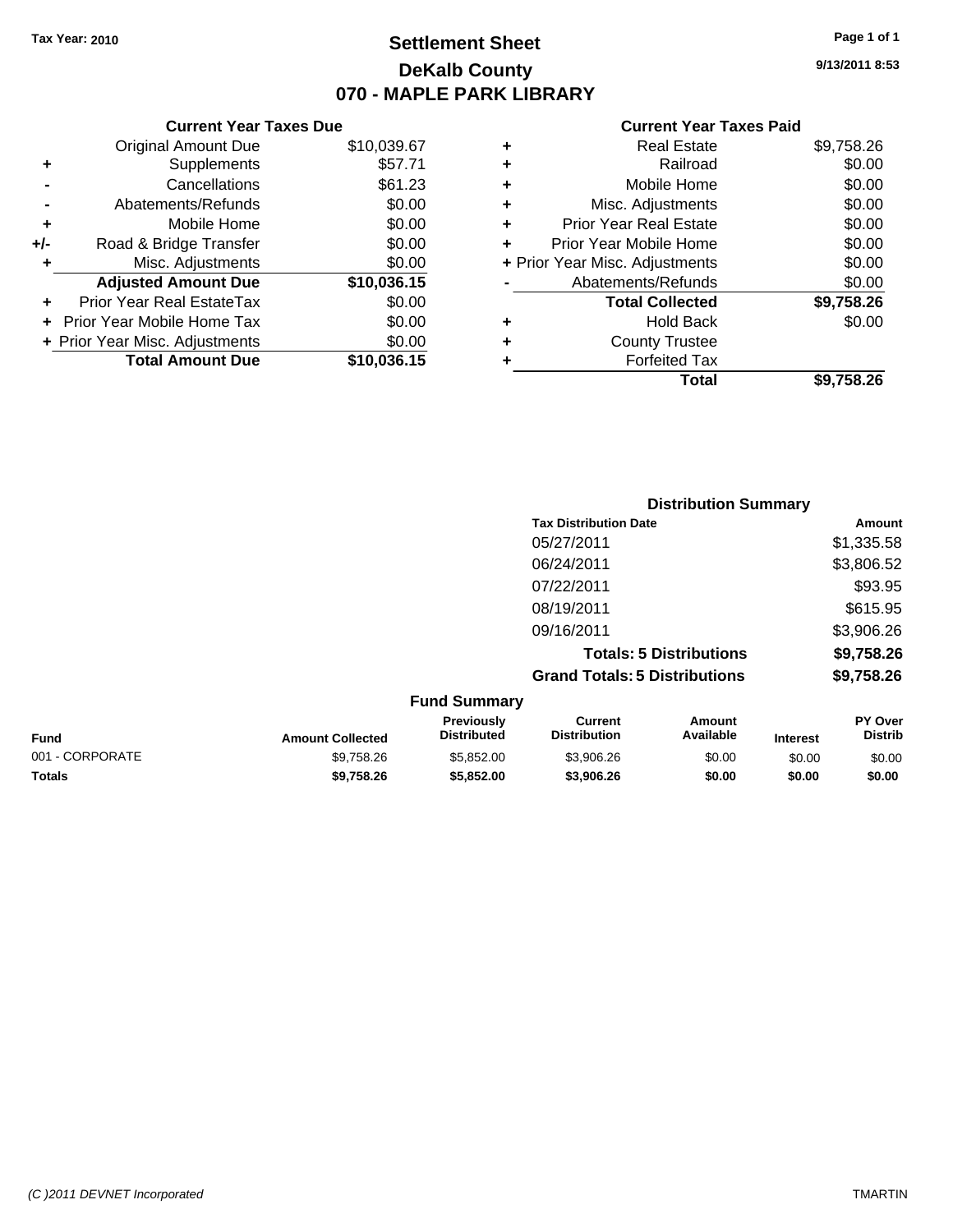**Tax Year: 2010**

# Settlement Sheet
## DeKalb County
## 070 - MAPLE PARK LIBRARY

9/13/2011 8:53

### Current Year Taxes Due

| | | |
|---|---|---|
| | Original Amount Due | $10,039.67 |
| + | Supplements | $57.71 |
| - | Cancellations | $61.23 |
| - | Abatements/Refunds | $0.00 |
| + | Mobile Home | $0.00 |
| +/- | Road & Bridge Transfer | $0.00 |
| + | Misc. Adjustments | $0.00 |
| | **Adjusted Amount Due** | **$10,036.15** |
| + | Prior Year Real EstateTax | $0.00 |
| + | Prior Year Mobile Home Tax | $0.00 |
| + | Prior Year Misc. Adjustments | $0.00 |
| | **Total Amount Due** | **$10,036.15** |

### Current Year Taxes Paid

| | | |
|---|---|---|
| + | Real Estate | $9,758.26 |
| + | Railroad | $0.00 |
| + | Mobile Home | $0.00 |
| + | Misc. Adjustments | $0.00 |
| + | Prior Year Real Estate | $0.00 |
| + | Prior Year Mobile Home | $0.00 |
| + | Prior Year Misc. Adjustments | $0.00 |
| - | Abatements/Refunds | $0.00 |
| | **Total Collected** | **$9,758.26** |
| + | Hold Back | $0.00 |
| + | County Trustee | |
| + | Forfeited Tax | |
| | **Total** | **$9,758.26** |

### Distribution Summary

| Tax Distribution Date | Amount |
|---|---|
| 05/27/2011 | $1,335.58 |
| 06/24/2011 | $3,806.52 |
| 07/22/2011 | $93.95 |
| 08/19/2011 | $615.95 |
| 09/16/2011 | $3,906.26 |
| **Totals: 5 Distributions** | **$9,758.26** |
| **Grand Totals: 5 Distributions** | **$9,758.26** |

### Fund Summary

| Fund | Amount Collected | Previously Distributed | Current Distribution | Amount Available | Interest | PY Over Distrib |
|---|---|---|---|---|---|---|
| 001 - CORPORATE | $9,758.26 | $5,852.00 | $3,906.26 | $0.00 | $0.00 | $0.00 |
| **Totals** | **$9,758.26** | **$5,852.00** | **$3,906.26** | **$0.00** | **$0.00** | **$0.00** |

(C )2011 DEVNET Incorporated — TMARTIN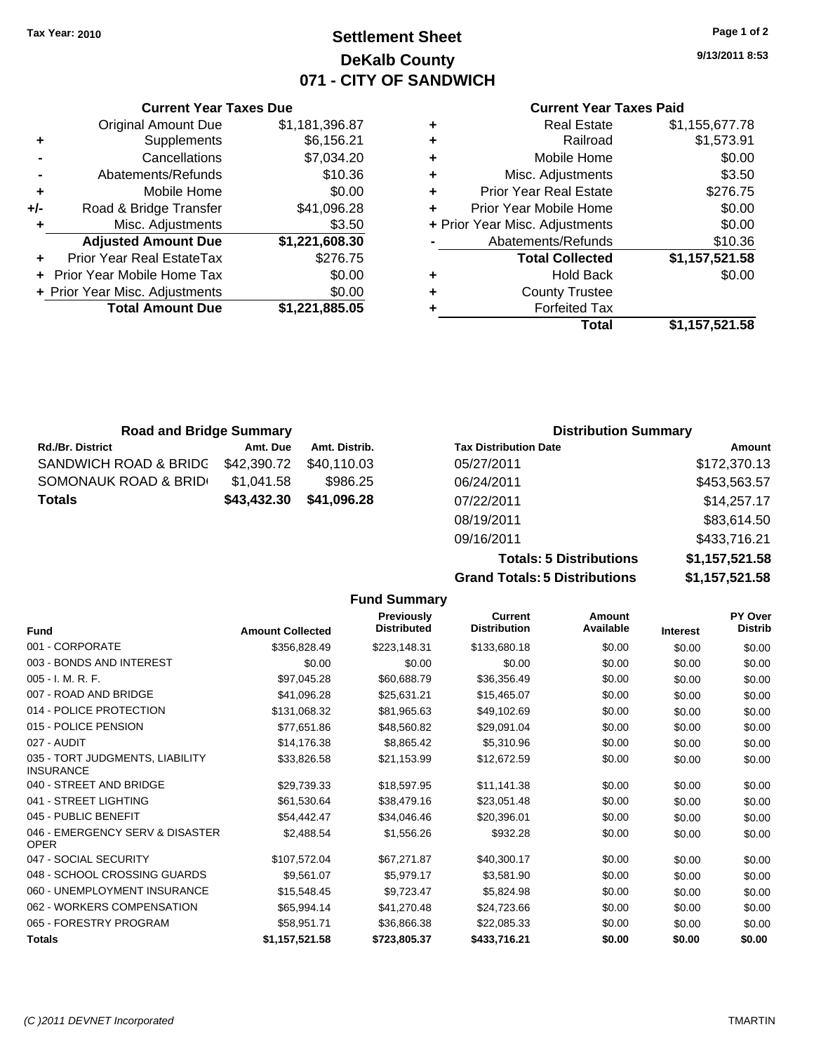**Tax Year: 2010**

# Settlement Sheet
## DeKalb County
## 071 - CITY OF SANDWICH

9/13/2011 8:53

### Current Year Taxes Due

| | | |
|---|---|---|
| | Original Amount Due | $1,181,396.87 |
| + | Supplements | $6,156.21 |
| - | Cancellations | $7,034.20 |
| - | Abatements/Refunds | $10.36 |
| + | Mobile Home | $0.00 |
| +/- | Road & Bridge Transfer | $41,096.28 |
| + | Misc. Adjustments | $3.50 |
| | **Adjusted Amount Due** | **$1,221,608.30** |
| + | Prior Year Real EstateTax | $276.75 |
| + | Prior Year Mobile Home Tax | $0.00 |
| + | Prior Year Misc. Adjustments | $0.00 |
| | **Total Amount Due** | **$1,221,885.05** |

### Current Year Taxes Paid

| | | |
|---|---|---|
| + | Real Estate | $1,155,677.78 |
| + | Railroad | $1,573.91 |
| + | Mobile Home | $0.00 |
| + | Misc. Adjustments | $3.50 |
| + | Prior Year Real Estate | $276.75 |
| + | Prior Year Mobile Home | $0.00 |
| + | Prior Year Misc. Adjustments | $0.00 |
| - | Abatements/Refunds | $10.36 |
| | **Total Collected** | **$1,157,521.58** |
| + | Hold Back | $0.00 |
| + | County Trustee | |
| + | Forfeited Tax | |
| | **Total** | **$1,157,521.58** |

### Road and Bridge Summary

| Rd./Br. District | Amt. Due | Amt. Distrib. |
|---|---|---|
| SANDWICH ROAD & BRIDG | $42,390.72 | $40,110.03 |
| SOMONAUK ROAD & BRID | $1,041.58 | $986.25 |
| **Totals** | **$43,432.30** | **$41,096.28** |

### Distribution Summary

| Tax Distribution Date | Amount |
|---|---|
| 05/27/2011 | $172,370.13 |
| 06/24/2011 | $453,563.57 |
| 07/22/2011 | $14,257.17 |
| 08/19/2011 | $83,614.50 |
| 09/16/2011 | $433,716.21 |
| **Totals: 5 Distributions** | **$1,157,521.58** |
| **Grand Totals: 5 Distributions** | **$1,157,521.58** |

### Fund Summary

| Fund | Amount Collected | Previously Distributed | Current Distribution | Amount Available | Interest | PY Over Distrib |
|---|---|---|---|---|---|---|
| 001 - CORPORATE | $356,828.49 | $223,148.31 | $133,680.18 | $0.00 | $0.00 | $0.00 |
| 003 - BONDS AND INTEREST | $0.00 | $0.00 | $0.00 | $0.00 | $0.00 | $0.00 |
| 005 - I. M. R. F. | $97,045.28 | $60,688.79 | $36,356.49 | $0.00 | $0.00 | $0.00 |
| 007 - ROAD AND BRIDGE | $41,096.28 | $25,631.21 | $15,465.07 | $0.00 | $0.00 | $0.00 |
| 014 - POLICE PROTECTION | $131,068.32 | $81,965.63 | $49,102.69 | $0.00 | $0.00 | $0.00 |
| 015 - POLICE PENSION | $77,651.86 | $48,560.82 | $29,091.04 | $0.00 | $0.00 | $0.00 |
| 027 - AUDIT | $14,176.38 | $8,865.42 | $5,310.96 | $0.00 | $0.00 | $0.00 |
| 035 - TORT JUDGMENTS, LIABILITY INSURANCE | $33,826.58 | $21,153.99 | $12,672.59 | $0.00 | $0.00 | $0.00 |
| 040 - STREET AND BRIDGE | $29,739.33 | $18,597.95 | $11,141.38 | $0.00 | $0.00 | $0.00 |
| 041 - STREET LIGHTING | $61,530.64 | $38,479.16 | $23,051.48 | $0.00 | $0.00 | $0.00 |
| 045 - PUBLIC BENEFIT | $54,442.47 | $34,046.46 | $20,396.01 | $0.00 | $0.00 | $0.00 |
| 046 - EMERGENCY SERV & DISASTER OPER | $2,488.54 | $1,556.26 | $932.28 | $0.00 | $0.00 | $0.00 |
| 047 - SOCIAL SECURITY | $107,572.04 | $67,271.87 | $40,300.17 | $0.00 | $0.00 | $0.00 |
| 048 - SCHOOL CROSSING GUARDS | $9,561.07 | $5,979.17 | $3,581.90 | $0.00 | $0.00 | $0.00 |
| 060 - UNEMPLOYMENT INSURANCE | $15,548.45 | $9,723.47 | $5,824.98 | $0.00 | $0.00 | $0.00 |
| 062 - WORKERS COMPENSATION | $65,994.14 | $41,270.48 | $24,723.66 | $0.00 | $0.00 | $0.00 |
| 065 - FORESTRY PROGRAM | $58,951.71 | $36,866.38 | $22,085.33 | $0.00 | $0.00 | $0.00 |
| **Totals** | **$1,157,521.58** | **$723,805.37** | **$433,716.21** | **$0.00** | **$0.00** | **$0.00** |

*(C )2011 DEVNET Incorporated* TMARTIN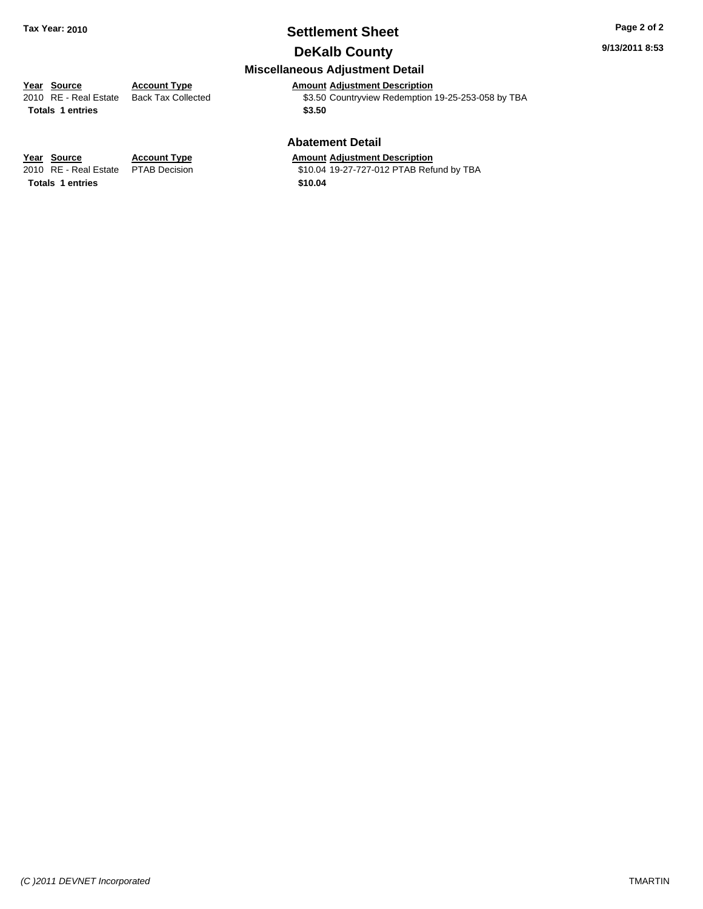**Tax Year: 2010**

# Settlement Sheet

## DeKalb County

9/13/2011 8:53

### Miscellaneous Adjustment Detail

| Year | Source | Account Type | Amount | Adjustment Description |
|---|---|---|---|---|
| 2010 | RE - Real Estate | Back Tax Collected | $3.50 | Countryview Redemption 19-25-253-058 by TBA |
| **Totals** | **1 entries** | | **$3.50** | |

### Abatement Detail

| Year | Source | Account Type | Amount | Adjustment Description |
|---|---|---|---|---|
| 2010 | RE - Real Estate | PTAB Decision | $10.04 | 19-27-727-012 PTAB Refund by TBA |
| **Totals** | **1 entries** | | **$10.04** | |

*(C )2011 DEVNET Incorporated*

TMARTIN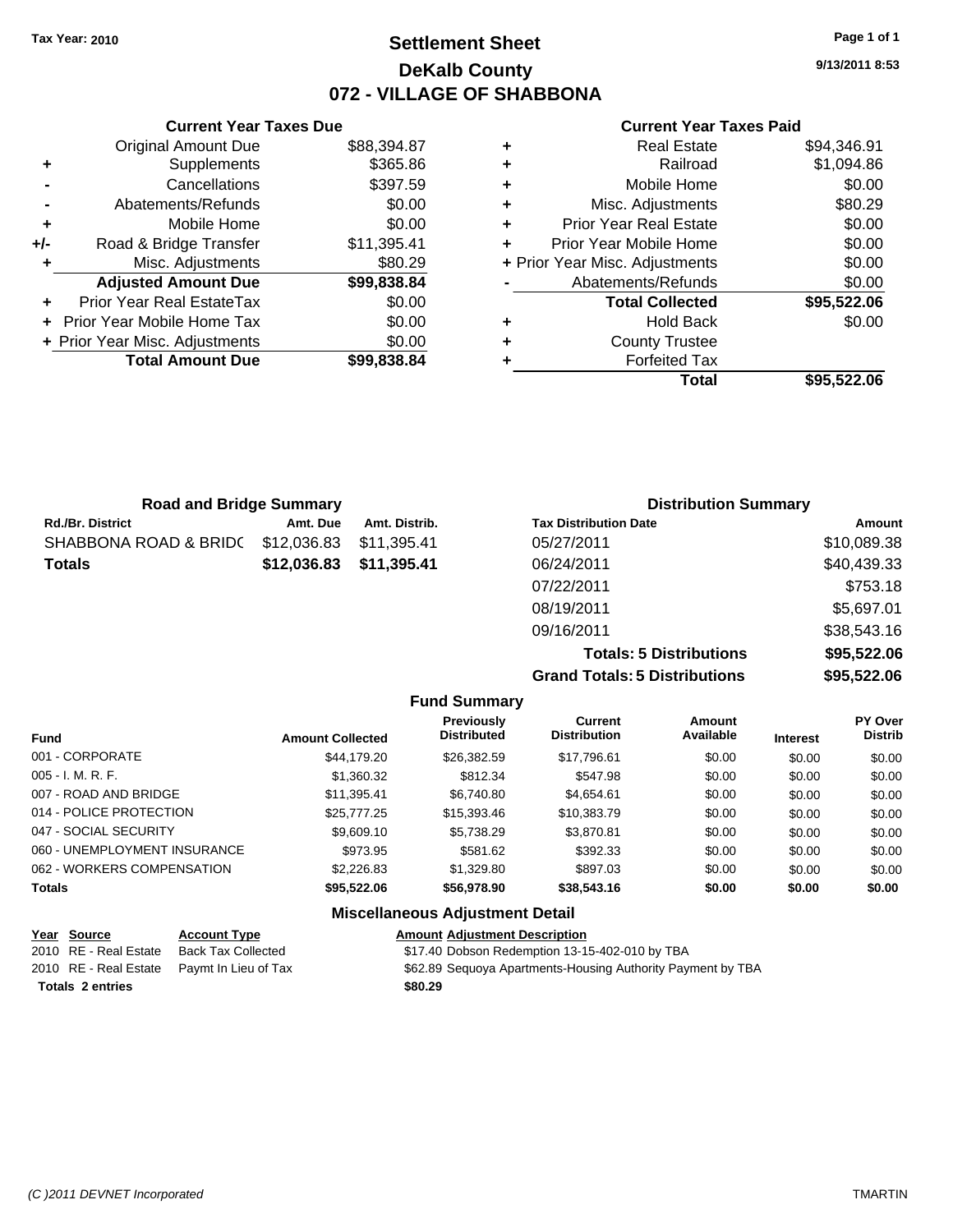**Tax Year: 2010**

# Settlement Sheet
## DeKalb County
## 072 - VILLAGE OF SHABBONA

9/13/2011 8:53

### Current Year Taxes Due

| | | |
|---|---|---|
| | Original Amount Due | $88,394.87 |
| + | Supplements | $365.86 |
| - | Cancellations | $397.59 |
| - | Abatements/Refunds | $0.00 |
| + | Mobile Home | $0.00 |
| +/- | Road & Bridge Transfer | $11,395.41 |
| + | Misc. Adjustments | $80.29 |
| | **Adjusted Amount Due** | **$99,838.84** |
| + | Prior Year Real EstateTax | $0.00 |
| + | Prior Year Mobile Home Tax | $0.00 |
| + | Prior Year Misc. Adjustments | $0.00 |
| | **Total Amount Due** | **$99,838.84** |

### Current Year Taxes Paid

| | | |
|---|---|---|
| + | Real Estate | $94,346.91 |
| + | Railroad | $1,094.86 |
| + | Mobile Home | $0.00 |
| + | Misc. Adjustments | $80.29 |
| + | Prior Year Real Estate | $0.00 |
| + | Prior Year Mobile Home | $0.00 |
| + | Prior Year Misc. Adjustments | $0.00 |
| - | Abatements/Refunds | $0.00 |
| | **Total Collected** | **$95,522.06** |
| + | Hold Back | $0.00 |
| + | County Trustee | |
| + | Forfeited Tax | |
| | **Total** | **$95,522.06** |

### Road and Bridge Summary

| Rd./Br. District | Amt. Due | Amt. Distrib. |
|---|---|---|
| SHABBONA ROAD & BRIDC | $12,036.83 | $11,395.41 |
| **Totals** | **$12,036.83** | **$11,395.41** |

### Distribution Summary

| Tax Distribution Date | Amount |
|---|---|
| 05/27/2011 | $10,089.38 |
| 06/24/2011 | $40,439.33 |
| 07/22/2011 | $753.18 |
| 08/19/2011 | $5,697.01 |
| 09/16/2011 | $38,543.16 |
| **Totals: 5 Distributions** | **$95,522.06** |
| **Grand Totals: 5 Distributions** | **$95,522.06** |

### Fund Summary

| Fund | Amount Collected | Previously Distributed | Current Distribution | Amount Available | Interest | PY Over Distrib |
|---|---|---|---|---|---|---|
| 001 - CORPORATE | $44,179.20 | $26,382.59 | $17,796.61 | $0.00 | $0.00 | $0.00 |
| 005 - I. M. R. F. | $1,360.32 | $812.34 | $547.98 | $0.00 | $0.00 | $0.00 |
| 007 - ROAD AND BRIDGE | $11,395.41 | $6,740.80 | $4,654.61 | $0.00 | $0.00 | $0.00 |
| 014 - POLICE PROTECTION | $25,777.25 | $15,393.46 | $10,383.79 | $0.00 | $0.00 | $0.00 |
| 047 - SOCIAL SECURITY | $9,609.10 | $5,738.29 | $3,870.81 | $0.00 | $0.00 | $0.00 |
| 060 - UNEMPLOYMENT INSURANCE | $973.95 | $581.62 | $392.33 | $0.00 | $0.00 | $0.00 |
| 062 - WORKERS COMPENSATION | $2,226.83 | $1,329.80 | $897.03 | $0.00 | $0.00 | $0.00 |
| **Totals** | **$95,522.06** | **$56,978.90** | **$38,543.16** | **$0.00** | **$0.00** | **$0.00** |

### Miscellaneous Adjustment Detail

| Year | Source | Account Type | Amount | Adjustment Description |
|---|---|---|---|---|
| 2010 | RE - Real Estate | Back Tax Collected | $17.40 | Dobson Redemption 13-15-402-010 by TBA |
| 2010 | RE - Real Estate | Paymt In Lieu of Tax | $62.89 | Sequoya Apartments-Housing Authority Payment by TBA |
| **Totals 2 entries** | | | **$80.29** | |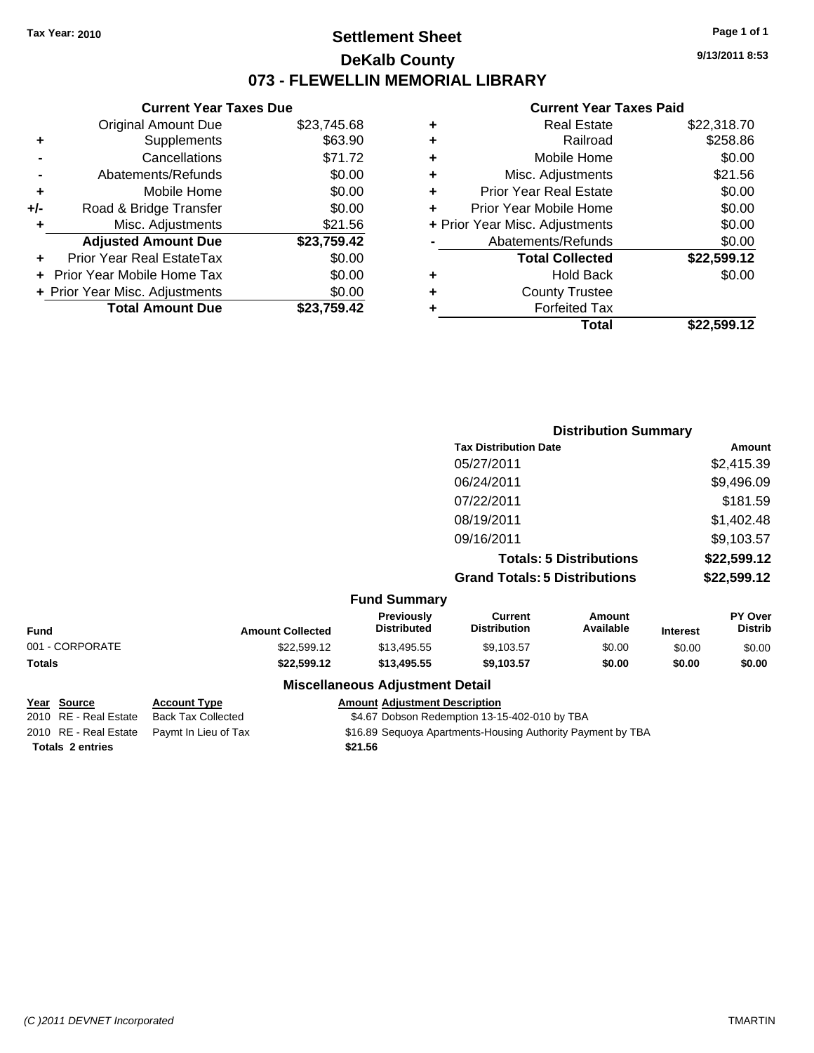**Tax Year: 2010**

# Settlement Sheet
## DeKalb County
## 073 - FLEWELLIN MEMORIAL LIBRARY

9/13/2011 8:53

### Current Year Taxes Due

| | | |
|---|---|---|
| | Original Amount Due | $23,745.68 |
| + | Supplements | $63.90 |
| - | Cancellations | $71.72 |
| - | Abatements/Refunds | $0.00 |
| + | Mobile Home | $0.00 |
| +/- | Road & Bridge Transfer | $0.00 |
| + | Misc. Adjustments | $21.56 |
| | **Adjusted Amount Due** | **$23,759.42** |
| + | Prior Year Real EstateTax | $0.00 |
| + | Prior Year Mobile Home Tax | $0.00 |
| + | Prior Year Misc. Adjustments | $0.00 |
| | **Total Amount Due** | **$23,759.42** |

### Current Year Taxes Paid

| | | |
|---|---|---|
| + | Real Estate | $22,318.70 |
| + | Railroad | $258.86 |
| + | Mobile Home | $0.00 |
| + | Misc. Adjustments | $21.56 |
| + | Prior Year Real Estate | $0.00 |
| + | Prior Year Mobile Home | $0.00 |
| + | Prior Year Misc. Adjustments | $0.00 |
| - | Abatements/Refunds | $0.00 |
| | **Total Collected** | **$22,599.12** |
| + | Hold Back | $0.00 |
| + | County Trustee | |
| + | Forfeited Tax | |
| | **Total** | **$22,599.12** |

### Distribution Summary

| Tax Distribution Date | Amount |
|---|---|
| 05/27/2011 | $2,415.39 |
| 06/24/2011 | $9,496.09 |
| 07/22/2011 | $181.59 |
| 08/19/2011 | $1,402.48 |
| 09/16/2011 | $9,103.57 |
| **Totals: 5 Distributions** | **$22,599.12** |
| **Grand Totals: 5 Distributions** | **$22,599.12** |

### Fund Summary

| Fund | Amount Collected | Previously Distributed | Current Distribution | Amount Available | Interest | PY Over Distrib |
|---|---|---|---|---|---|---|
| 001 - CORPORATE | $22,599.12 | $13,495.55 | $9,103.57 | $0.00 | $0.00 | $0.00 |
| **Totals** | **$22,599.12** | **$13,495.55** | **$9,103.57** | **$0.00** | **$0.00** | **$0.00** |

### Miscellaneous Adjustment Detail

| Year | Source | Account Type | Amount | Adjustment Description |
|---|---|---|---|---|
| 2010 | RE - Real Estate | Back Tax Collected | $4.67 | Dobson Redemption 13-15-402-010 by TBA |
| 2010 | RE - Real Estate | Paymt In Lieu of Tax | $16.89 | Sequoya Apartments-Housing Authority Payment by TBA |
| **Totals** | **2 entries** | | **$21.56** | |

(C )2011 DEVNET Incorporated TMARTIN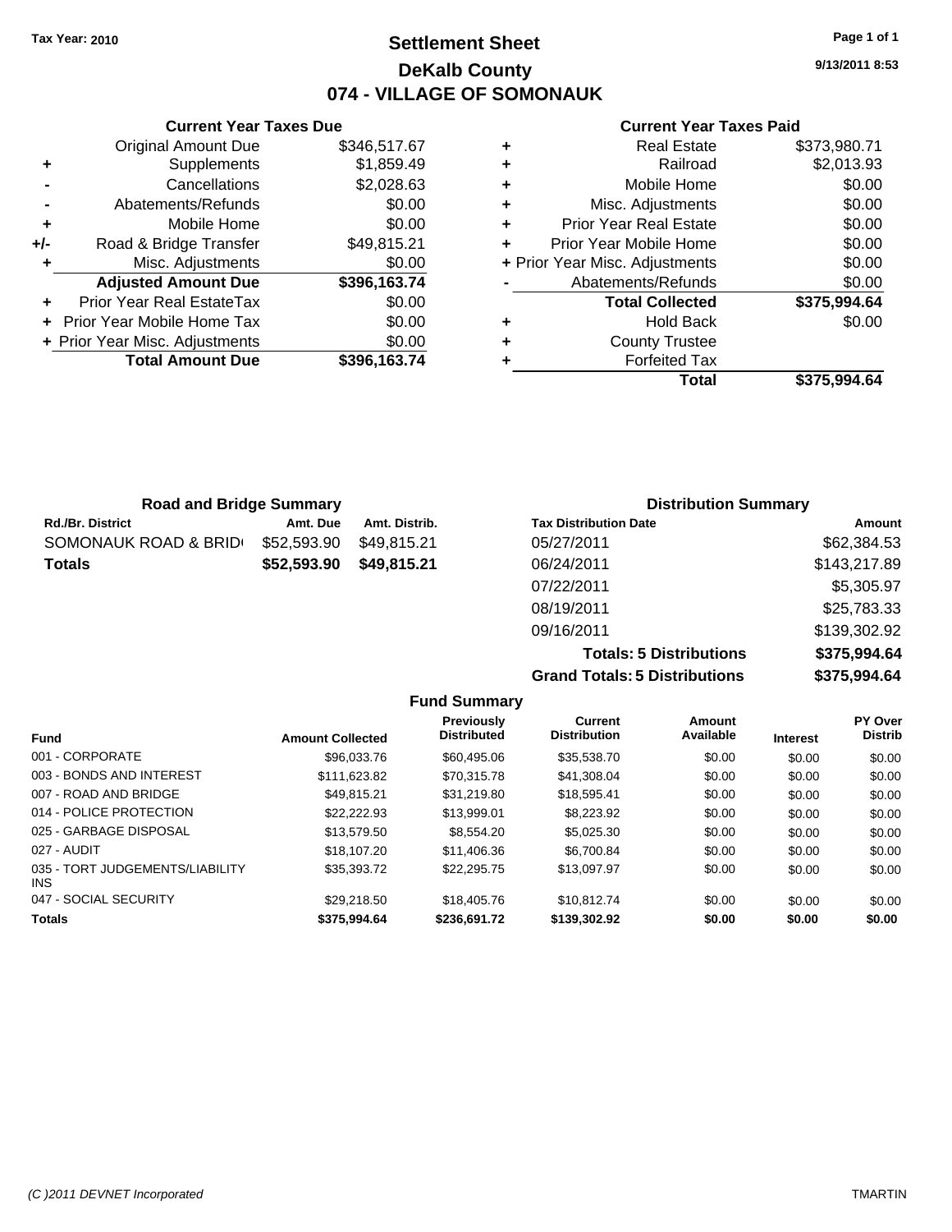Tax Year: 2010

# Settlement Sheet
## DeKalb County
## 074 - VILLAGE OF SOMONAUK

9/13/2011 8:53

### Current Year Taxes Due

| | | |
|---|---|---|
| | Original Amount Due | $346,517.67 |
| + | Supplements | $1,859.49 |
| - | Cancellations | $2,028.63 |
| - | Abatements/Refunds | $0.00 |
| + | Mobile Home | $0.00 |
| +/- | Road & Bridge Transfer | $49,815.21 |
| + | Misc. Adjustments | $0.00 |
| | **Adjusted Amount Due** | **$396,163.74** |
| + | Prior Year Real EstateTax | $0.00 |
| + | Prior Year Mobile Home Tax | $0.00 |
| + | Prior Year Misc. Adjustments | $0.00 |
| | **Total Amount Due** | **$396,163.74** |

### Current Year Taxes Paid

| | | |
|---|---|---|
| + | Real Estate | $373,980.71 |
| + | Railroad | $2,013.93 |
| + | Mobile Home | $0.00 |
| + | Misc. Adjustments | $0.00 |
| + | Prior Year Real Estate | $0.00 |
| + | Prior Year Mobile Home | $0.00 |
| + | Prior Year Misc. Adjustments | $0.00 |
| - | Abatements/Refunds | $0.00 |
| | **Total Collected** | **$375,994.64** |
| + | Hold Back | $0.00 |
| + | County Trustee | |
| + | Forfeited Tax | |
| | **Total** | **$375,994.64** |

### Road and Bridge Summary

| Rd./Br. District | Amt. Due | Amt. Distrib. |
|---|---|---|
| SOMONAUK ROAD & BRID | $52,593.90 | $49,815.21 |
| **Totals** | **$52,593.90** | **$49,815.21** |

### Distribution Summary

| Tax Distribution Date | Amount |
|---|---|
| 05/27/2011 | $62,384.53 |
| 06/24/2011 | $143,217.89 |
| 07/22/2011 | $5,305.97 |
| 08/19/2011 | $25,783.33 |
| 09/16/2011 | $139,302.92 |
| **Totals: 5 Distributions** | **$375,994.64** |
| **Grand Totals: 5 Distributions** | **$375,994.64** |

### Fund Summary

| Fund | Amount Collected | Previously Distributed | Current Distribution | Amount Available | Interest | PY Over Distrib |
|---|---|---|---|---|---|---|
| 001 - CORPORATE | $96,033.76 | $60,495.06 | $35,538.70 | $0.00 | $0.00 | $0.00 |
| 003 - BONDS AND INTEREST | $111,623.82 | $70,315.78 | $41,308.04 | $0.00 | $0.00 | $0.00 |
| 007 - ROAD AND BRIDGE | $49,815.21 | $31,219.80 | $18,595.41 | $0.00 | $0.00 | $0.00 |
| 014 - POLICE PROTECTION | $22,222.93 | $13,999.01 | $8,223.92 | $0.00 | $0.00 | $0.00 |
| 025 - GARBAGE DISPOSAL | $13,579.50 | $8,554.20 | $5,025.30 | $0.00 | $0.00 | $0.00 |
| 027 - AUDIT | $18,107.20 | $11,406.36 | $6,700.84 | $0.00 | $0.00 | $0.00 |
| 035 - TORT JUDGEMENTS/LIABILITY INS | $35,393.72 | $22,295.75 | $13,097.97 | $0.00 | $0.00 | $0.00 |
| 047 - SOCIAL SECURITY | $29,218.50 | $18,405.76 | $10,812.74 | $0.00 | $0.00 | $0.00 |
| **Totals** | **$375,994.64** | **$236,691.72** | **$139,302.92** | **$0.00** | **$0.00** | **$0.00** |

(C )2011 DEVNET Incorporated TMARTIN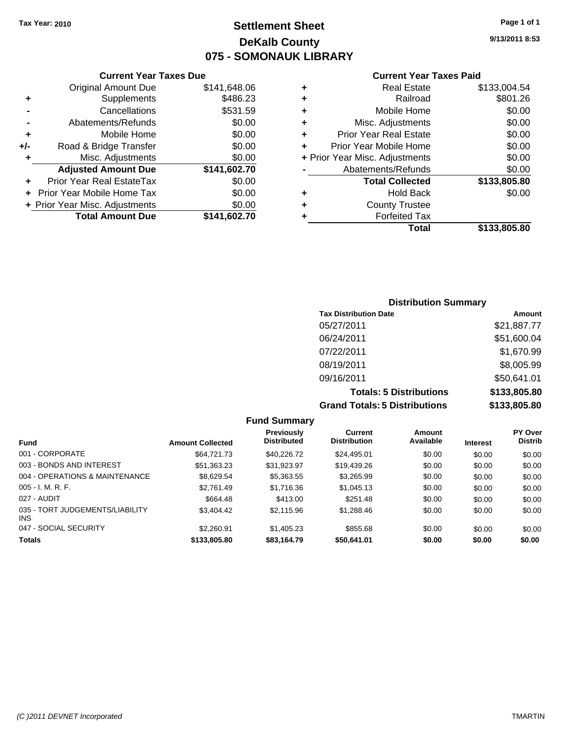**Tax Year: 2010**

# Settlement Sheet
## DeKalb County
## 075 - SOMONAUK LIBRARY

9/13/2011 8:53

### Current Year Taxes Due

| | | |
|---|---|---|
| | Original Amount Due | $141,648.06 |
| + | Supplements | $486.23 |
| - | Cancellations | $531.59 |
| - | Abatements/Refunds | $0.00 |
| + | Mobile Home | $0.00 |
| +/- | Road & Bridge Transfer | $0.00 |
| + | Misc. Adjustments | $0.00 |
| | **Adjusted Amount Due** | **$141,602.70** |
| + | Prior Year Real EstateTax | $0.00 |
| + | Prior Year Mobile Home Tax | $0.00 |
| + | Prior Year Misc. Adjustments | $0.00 |
| | **Total Amount Due** | **$141,602.70** |

### Current Year Taxes Paid

| | | |
|---|---|---|
| + | Real Estate | $133,004.54 |
| + | Railroad | $801.26 |
| + | Mobile Home | $0.00 |
| + | Misc. Adjustments | $0.00 |
| + | Prior Year Real Estate | $0.00 |
| + | Prior Year Mobile Home | $0.00 |
| + | Prior Year Misc. Adjustments | $0.00 |
| - | Abatements/Refunds | $0.00 |
| | **Total Collected** | **$133,805.80** |
| + | Hold Back | $0.00 |
| + | County Trustee | |
| + | Forfeited Tax | |
| | **Total** | **$133,805.80** |

### Distribution Summary

| Tax Distribution Date | Amount |
|---|---|
| 05/27/2011 | $21,887.77 |
| 06/24/2011 | $51,600.04 |
| 07/22/2011 | $1,670.99 |
| 08/19/2011 | $8,005.99 |
| 09/16/2011 | $50,641.01 |
| **Totals: 5 Distributions** | **$133,805.80** |
| **Grand Totals: 5 Distributions** | **$133,805.80** |

### Fund Summary

| Fund | Amount Collected | Previously Distributed | Current Distribution | Amount Available | Interest | PY Over Distrib |
|---|---|---|---|---|---|---|
| 001 - CORPORATE | $64,721.73 | $40,226.72 | $24,495.01 | $0.00 | $0.00 | $0.00 |
| 003 - BONDS AND INTEREST | $51,363.23 | $31,923.97 | $19,439.26 | $0.00 | $0.00 | $0.00 |
| 004 - OPERATIONS & MAINTENANCE | $8,629.54 | $5,363.55 | $3,265.99 | $0.00 | $0.00 | $0.00 |
| 005 - I. M. R. F. | $2,761.49 | $1,716.36 | $1,045.13 | $0.00 | $0.00 | $0.00 |
| 027 - AUDIT | $664.48 | $413.00 | $251.48 | $0.00 | $0.00 | $0.00 |
| 035 - TORT JUDGEMENTS/LIABILITY INS | $3,404.42 | $2,115.96 | $1,288.46 | $0.00 | $0.00 | $0.00 |
| 047 - SOCIAL SECURITY | $2,260.91 | $1,405.23 | $855.68 | $0.00 | $0.00 | $0.00 |
| **Totals** | **$133,805.80** | **$83,164.79** | **$50,641.01** | **$0.00** | **$0.00** | **$0.00** |

(C )2011 DEVNET Incorporated — TMARTIN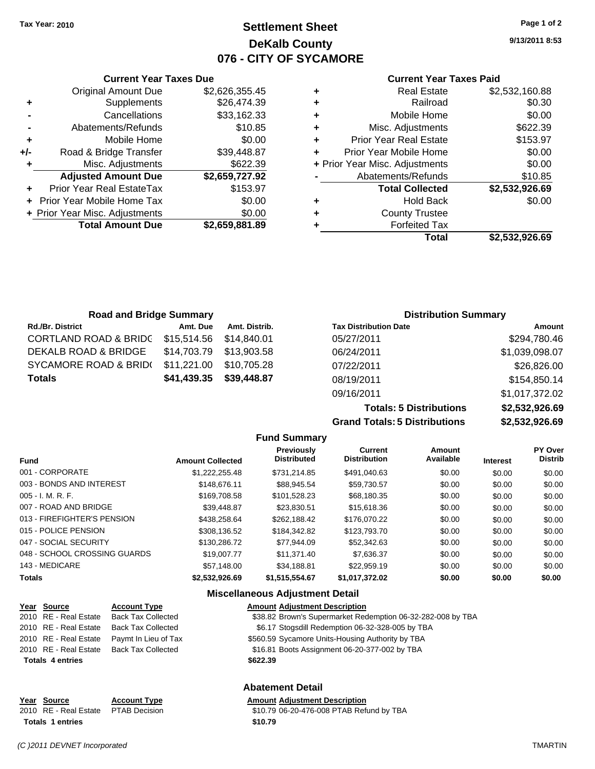**Tax Year: 2010**

# Settlement Sheet
## DeKalb County
## 076 - CITY OF SYCAMORE

9/13/2011 8:53

### Current Year Taxes Due

| | | |
|---|---|---|
| | Original Amount Due | $2,626,355.45 |
| + | Supplements | $26,474.39 |
| - | Cancellations | $33,162.33 |
| - | Abatements/Refunds | $10.85 |
| + | Mobile Home | $0.00 |
| +/- | Road & Bridge Transfer | $39,448.87 |
| + | Misc. Adjustments | $622.39 |
| | **Adjusted Amount Due** | **$2,659,727.92** |
| + | Prior Year Real EstateTax | $153.97 |
| + | Prior Year Mobile Home Tax | $0.00 |
| + | Prior Year Misc. Adjustments | $0.00 |
| | **Total Amount Due** | **$2,659,881.89** |

### Current Year Taxes Paid

| | | |
|---|---|---|
| + | Real Estate | $2,532,160.88 |
| + | Railroad | $0.30 |
| + | Mobile Home | $0.00 |
| + | Misc. Adjustments | $622.39 |
| + | Prior Year Real Estate | $153.97 |
| + | Prior Year Mobile Home | $0.00 |
| + | Prior Year Misc. Adjustments | $0.00 |
| - | Abatements/Refunds | $10.85 |
| | **Total Collected** | **$2,532,926.69** |
| + | Hold Back | $0.00 |
| + | County Trustee | |
| + | Forfeited Tax | |
| | **Total** | **$2,532,926.69** |

### Road and Bridge Summary

| Rd./Br. District | Amt. Due | Amt. Distrib. |
|---|---|---|
| CORTLAND ROAD & BRIDG | $15,514.56 | $14,840.01 |
| DEKALB ROAD & BRIDGE | $14,703.79 | $13,903.58 |
| SYCAMORE ROAD & BRID( | $11,221.00 | $10,705.28 |
| **Totals** | **$41,439.35** | **$39,448.87** |

### Distribution Summary

| Tax Distribution Date | Amount |
|---|---|
| 05/27/2011 | $294,780.46 |
| 06/24/2011 | $1,039,098.07 |
| 07/22/2011 | $26,826.00 |
| 08/19/2011 | $154,850.14 |
| 09/16/2011 | $1,017,372.02 |
| **Totals: 5 Distributions** | **$2,532,926.69** |
| **Grand Totals: 5 Distributions** | **$2,532,926.69** |

### Fund Summary

| Fund | Amount Collected | Previously Distributed | Current Distribution | Amount Available | Interest | PY Over Distrib |
|---|---|---|---|---|---|---|
| 001 - CORPORATE | $1,222,255.48 | $731,214.85 | $491,040.63 | $0.00 | $0.00 | $0.00 |
| 003 - BONDS AND INTEREST | $148,676.11 | $88,945.54 | $59,730.57 | $0.00 | $0.00 | $0.00 |
| 005 - I. M. R. F. | $169,708.58 | $101,528.23 | $68,180.35 | $0.00 | $0.00 | $0.00 |
| 007 - ROAD AND BRIDGE | $39,448.87 | $23,830.51 | $15,618.36 | $0.00 | $0.00 | $0.00 |
| 013 - FIREFIGHTER'S PENSION | $438,258.64 | $262,188.42 | $176,070.22 | $0.00 | $0.00 | $0.00 |
| 015 - POLICE PENSION | $308,136.52 | $184,342.82 | $123,793.70 | $0.00 | $0.00 | $0.00 |
| 047 - SOCIAL SECURITY | $130,286.72 | $77,944.09 | $52,342.63 | $0.00 | $0.00 | $0.00 |
| 048 - SCHOOL CROSSING GUARDS | $19,007.77 | $11,371.40 | $7,636.37 | $0.00 | $0.00 | $0.00 |
| 143 - MEDICARE | $57,148.00 | $34,188.81 | $22,959.19 | $0.00 | $0.00 | $0.00 |
| **Totals** | **$2,532,926.69** | **$1,515,554.67** | **$1,017,372.02** | **$0.00** | **$0.00** | **$0.00** |

### Miscellaneous Adjustment Detail

| Year | Source | Account Type | Amount | Adjustment Description |
|---|---|---|---|---|
| 2010 | RE - Real Estate | Back Tax Collected | $38.82 | Brown's Supermarket Redemption 06-32-282-008 by TBA |
| 2010 | RE - Real Estate | Back Tax Collected | $6.17 | Stogsdill Redemption 06-32-328-005 by TBA |
| 2010 | RE - Real Estate | Paymt In Lieu of Tax | $560.59 | Sycamore Units-Housing Authority by TBA |
| 2010 | RE - Real Estate | Back Tax Collected | $16.81 | Boots Assignment 06-20-377-002 by TBA |
| **Totals 4 entries** | | | **$622.39** | |

### Abatement Detail

| Year | Source | Account Type | Amount | Adjustment Description |
|---|---|---|---|---|
| 2010 | RE - Real Estate | PTAB Decision | $10.79 | 06-20-476-008 PTAB Refund by TBA |
| **Totals 1 entries** | | | **$10.79** | |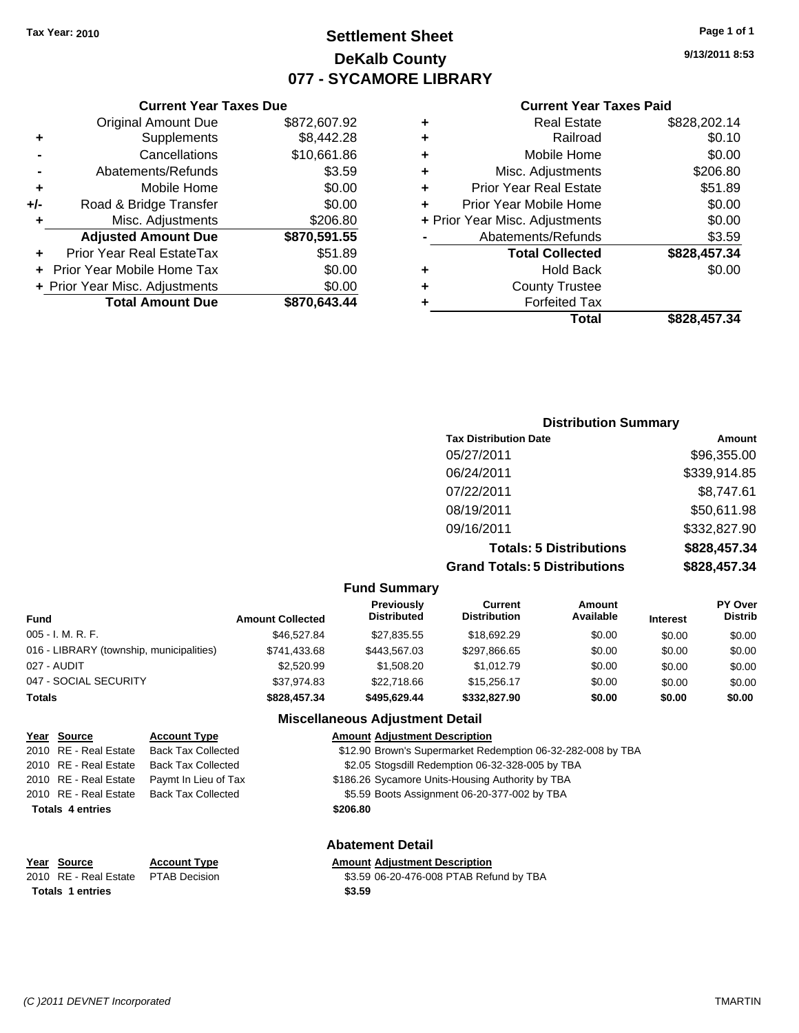**Tax Year: 2010**

# Settlement Sheet
## DeKalb County
## 077 - SYCAMORE LIBRARY

9/13/2011 8:53

### Current Year Taxes Due

| | | |
|---|---|---|
| | Original Amount Due | $872,607.92 |
| + | Supplements | $8,442.28 |
| - | Cancellations | $10,661.86 |
| - | Abatements/Refunds | $3.59 |
| + | Mobile Home | $0.00 |
| +/- | Road & Bridge Transfer | $0.00 |
| + | Misc. Adjustments | $206.80 |
| | **Adjusted Amount Due** | **$870,591.55** |
| + | Prior Year Real EstateTax | $51.89 |
| + | Prior Year Mobile Home Tax | $0.00 |
| + | Prior Year Misc. Adjustments | $0.00 |
| | **Total Amount Due** | **$870,643.44** |

### Current Year Taxes Paid

| | | |
|---|---|---|
| + | Real Estate | $828,202.14 |
| + | Railroad | $0.10 |
| + | Mobile Home | $0.00 |
| + | Misc. Adjustments | $206.80 |
| + | Prior Year Real Estate | $51.89 |
| + | Prior Year Mobile Home | $0.00 |
| + | Prior Year Misc. Adjustments | $0.00 |
| - | Abatements/Refunds | $3.59 |
| | **Total Collected** | **$828,457.34** |
| + | Hold Back | $0.00 |
| + | County Trustee | |
| + | Forfeited Tax | |
| | **Total** | **$828,457.34** |

### Distribution Summary

| Tax Distribution Date | Amount |
|---|---|
| 05/27/2011 | $96,355.00 |
| 06/24/2011 | $339,914.85 |
| 07/22/2011 | $8,747.61 |
| 08/19/2011 | $50,611.98 |
| 09/16/2011 | $332,827.90 |
| **Totals: 5 Distributions** | **$828,457.34** |
| **Grand Totals: 5 Distributions** | **$828,457.34** |

### Fund Summary

| Fund | Amount Collected | Previously Distributed | Current Distribution | Amount Available | Interest | PY Over Distrib |
|---|---|---|---|---|---|---|
| 005 - I. M. R. F. | $46,527.84 | $27,835.55 | $18,692.29 | $0.00 | $0.00 | $0.00 |
| 016 - LIBRARY (township, municipalities) | $741,433.68 | $443,567.03 | $297,866.65 | $0.00 | $0.00 | $0.00 |
| 027 - AUDIT | $2,520.99 | $1,508.20 | $1,012.79 | $0.00 | $0.00 | $0.00 |
| 047 - SOCIAL SECURITY | $37,974.83 | $22,718.66 | $15,256.17 | $0.00 | $0.00 | $0.00 |
| **Totals** | **$828,457.34** | **$495,629.44** | **$332,827.90** | **$0.00** | **$0.00** | **$0.00** |

### Miscellaneous Adjustment Detail

| Year | Source | Account Type | Amount | Adjustment Description |
|---|---|---|---|---|
| 2010 | RE - Real Estate | Back Tax Collected | $12.90 | Brown's Supermarket Redemption 06-32-282-008 by TBA |
| 2010 | RE - Real Estate | Back Tax Collected | $2.05 | Stogsdill Redemption 06-32-328-005 by TBA |
| 2010 | RE - Real Estate | Paymt In Lieu of Tax | $186.26 | Sycamore Units-Housing Authority by TBA |
| 2010 | RE - Real Estate | Back Tax Collected | $5.59 | Boots Assignment 06-20-377-002 by TBA |
| **Totals 4 entries** | | | **$206.80** | |

### Abatement Detail

| Year | Source | Account Type | Amount | Adjustment Description |
|---|---|---|---|---|
| 2010 | RE - Real Estate | PTAB Decision | $3.59 | 06-20-476-008 PTAB Refund by TBA |
| **Totals 1 entries** | | | **$3.59** | |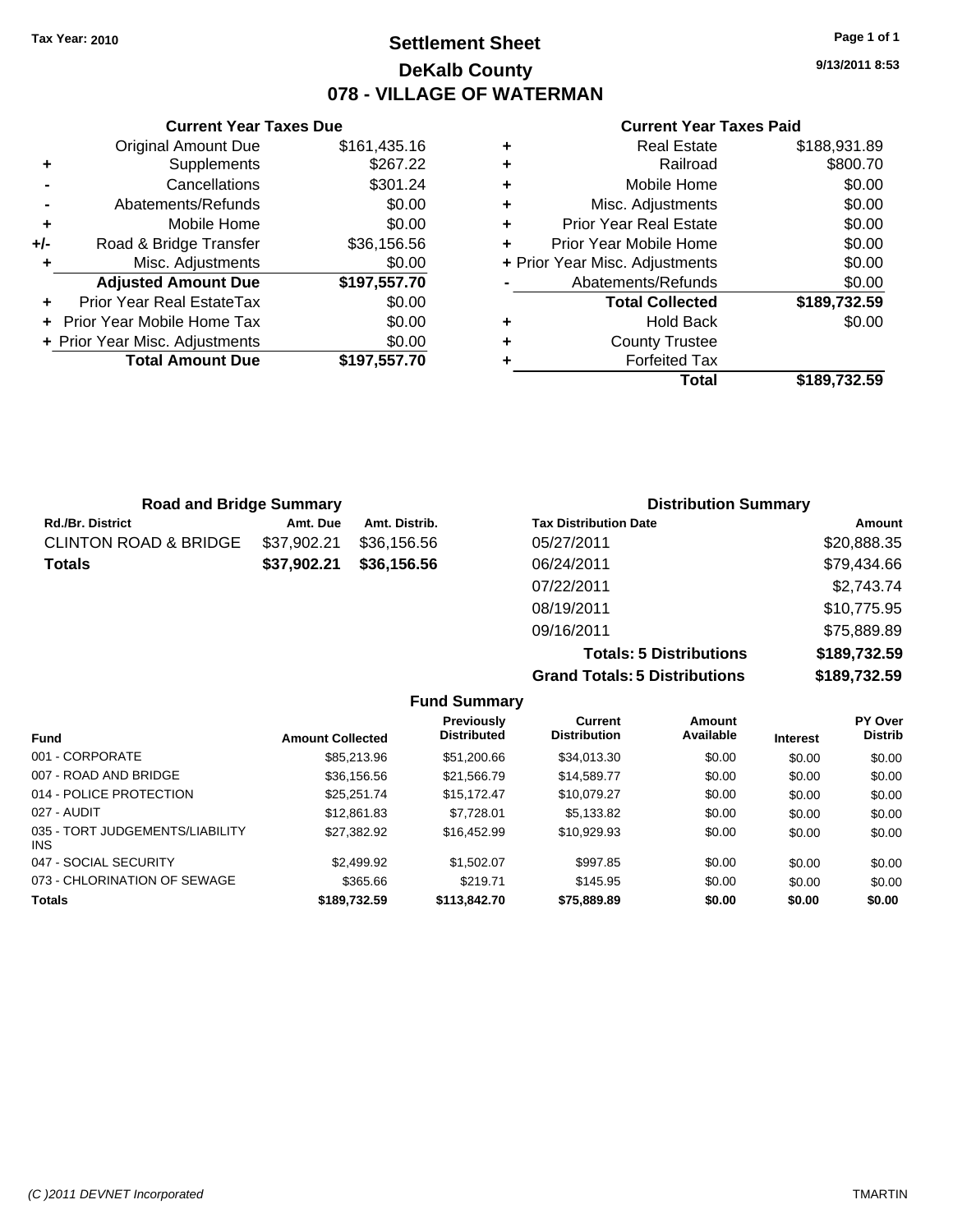Tax Year: 2010

# Settlement Sheet

## DeKalb County

## 078 - VILLAGE OF WATERMAN

9/13/2011 8:53

### Current Year Taxes Due

| | | |
|---|---|---|
| | Original Amount Due | $161,435.16 |
| + | Supplements | $267.22 |
| - | Cancellations | $301.24 |
| - | Abatements/Refunds | $0.00 |
| + | Mobile Home | $0.00 |
| +/- | Road & Bridge Transfer | $36,156.56 |
| + | Misc. Adjustments | $0.00 |
| | **Adjusted Amount Due** | **$197,557.70** |
| + | Prior Year Real EstateTax | $0.00 |
| + | Prior Year Mobile Home Tax | $0.00 |
| + | Prior Year Misc. Adjustments | $0.00 |
| | **Total Amount Due** | **$197,557.70** |

### Current Year Taxes Paid

| | | |
|---|---|---|
| + | Real Estate | $188,931.89 |
| + | Railroad | $800.70 |
| + | Mobile Home | $0.00 |
| + | Misc. Adjustments | $0.00 |
| + | Prior Year Real Estate | $0.00 |
| + | Prior Year Mobile Home | $0.00 |
| + | Prior Year Misc. Adjustments | $0.00 |
| - | Abatements/Refunds | $0.00 |
| | **Total Collected** | **$189,732.59** |
| + | Hold Back | $0.00 |
| + | County Trustee | |
| + | Forfeited Tax | |
| | **Total** | **$189,732.59** |

### Road and Bridge Summary

| Rd./Br. District | Amt. Due | Amt. Distrib. |
|---|---|---|
| CLINTON ROAD & BRIDGE | $37,902.21 | $36,156.56 |
| **Totals** | **$37,902.21** | **$36,156.56** |

### Distribution Summary

| Tax Distribution Date | Amount |
|---|---|
| 05/27/2011 | $20,888.35 |
| 06/24/2011 | $79,434.66 |
| 07/22/2011 | $2,743.74 |
| 08/19/2011 | $10,775.95 |
| 09/16/2011 | $75,889.89 |
| **Totals: 5 Distributions** | **$189,732.59** |
| **Grand Totals: 5 Distributions** | **$189,732.59** |

### Fund Summary

| Fund | Amount Collected | Previously Distributed | Current Distribution | Amount Available | Interest | PY Over Distrib |
|---|---|---|---|---|---|---|
| 001 - CORPORATE | $85,213.96 | $51,200.66 | $34,013.30 | $0.00 | $0.00 | $0.00 |
| 007 - ROAD AND BRIDGE | $36,156.56 | $21,566.79 | $14,589.77 | $0.00 | $0.00 | $0.00 |
| 014 - POLICE PROTECTION | $25,251.74 | $15,172.47 | $10,079.27 | $0.00 | $0.00 | $0.00 |
| 027 - AUDIT | $12,861.83 | $7,728.01 | $5,133.82 | $0.00 | $0.00 | $0.00 |
| 035 - TORT JUDGEMENTS/LIABILITY INS | $27,382.92 | $16,452.99 | $10,929.93 | $0.00 | $0.00 | $0.00 |
| 047 - SOCIAL SECURITY | $2,499.92 | $1,502.07 | $997.85 | $0.00 | $0.00 | $0.00 |
| 073 - CHLORINATION OF SEWAGE | $365.66 | $219.71 | $145.95 | $0.00 | $0.00 | $0.00 |
| **Totals** | **$189,732.59** | **$113,842.70** | **$75,889.89** | **$0.00** | **$0.00** | **$0.00** |

(C )2011 DEVNET Incorporated TMARTIN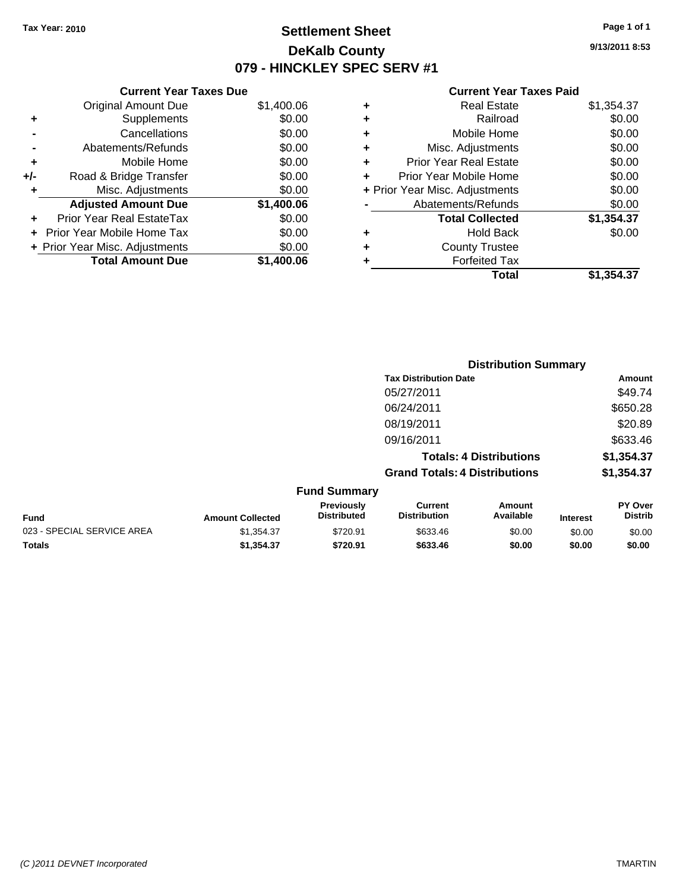Tax Year: 2010

# Settlement Sheet

## DeKalb County

## 079 - HINCKLEY SPEC SERV #1

9/13/2011 8:53

### Current Year Taxes Due

| | | |
|---|---|---|
| | Original Amount Due | $1,400.06 |
| + | Supplements | $0.00 |
| - | Cancellations | $0.00 |
| - | Abatements/Refunds | $0.00 |
| + | Mobile Home | $0.00 |
| +/- | Road & Bridge Transfer | $0.00 |
| + | Misc. Adjustments | $0.00 |
| | **Adjusted Amount Due** | **$1,400.06** |
| + | Prior Year Real EstateTax | $0.00 |
| + | Prior Year Mobile Home Tax | $0.00 |
| + | Prior Year Misc. Adjustments | $0.00 |
| | **Total Amount Due** | **$1,400.06** |

### Current Year Taxes Paid

| | | |
|---|---|---|
| + | Real Estate | $1,354.37 |
| + | Railroad | $0.00 |
| + | Mobile Home | $0.00 |
| + | Misc. Adjustments | $0.00 |
| + | Prior Year Real Estate | $0.00 |
| + | Prior Year Mobile Home | $0.00 |
| + | Prior Year Misc. Adjustments | $0.00 |
| - | Abatements/Refunds | $0.00 |
| | **Total Collected** | **$1,354.37** |
| + | Hold Back | $0.00 |
| + | County Trustee | |
| + | Forfeited Tax | |
| | **Total** | **$1,354.37** |

### Distribution Summary

| Tax Distribution Date | Amount |
|---|---|
| 05/27/2011 | $49.74 |
| 06/24/2011 | $650.28 |
| 08/19/2011 | $20.89 |
| 09/16/2011 | $633.46 |
| **Totals: 4 Distributions** | **$1,354.37** |
| **Grand Totals: 4 Distributions** | **$1,354.37** |

### Fund Summary

| Fund | Amount Collected | Previously Distributed | Current Distribution | Amount Available | Interest | PY Over Distrib |
|---|---|---|---|---|---|---|
| 023 - SPECIAL SERVICE AREA | $1,354.37 | $720.91 | $633.46 | $0.00 | $0.00 | $0.00 |
| **Totals** | **$1,354.37** | **$720.91** | **$633.46** | **$0.00** | **$0.00** | **$0.00** |

(C )2011 DEVNET Incorporated TMARTIN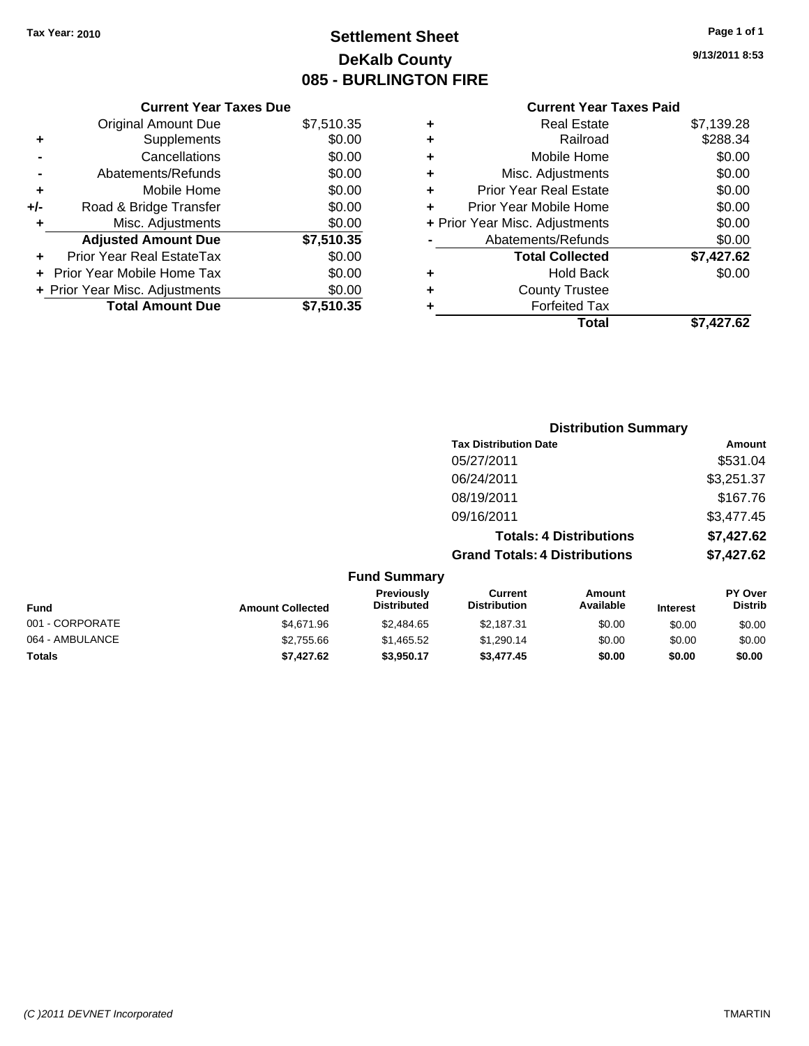Tax Year: 2010

# Settlement Sheet
## DeKalb County
## 085 - BURLINGTON FIRE

9/13/2011 8:53

### Current Year Taxes Due

| | | |
|---|---|---|
| | Original Amount Due | $7,510.35 |
| + | Supplements | $0.00 |
| - | Cancellations | $0.00 |
| - | Abatements/Refunds | $0.00 |
| + | Mobile Home | $0.00 |
| +/- | Road & Bridge Transfer | $0.00 |
| + | Misc. Adjustments | $0.00 |
| | **Adjusted Amount Due** | **$7,510.35** |
| + | Prior Year Real EstateTax | $0.00 |
| + | Prior Year Mobile Home Tax | $0.00 |
| + | Prior Year Misc. Adjustments | $0.00 |
| | **Total Amount Due** | **$7,510.35** |

### Current Year Taxes Paid

| | | |
|---|---|---|
| + | Real Estate | $7,139.28 |
| + | Railroad | $288.34 |
| + | Mobile Home | $0.00 |
| + | Misc. Adjustments | $0.00 |
| + | Prior Year Real Estate | $0.00 |
| + | Prior Year Mobile Home | $0.00 |
| + | Prior Year Misc. Adjustments | $0.00 |
| - | Abatements/Refunds | $0.00 |
| | **Total Collected** | **$7,427.62** |
| + | Hold Back | $0.00 |
| + | County Trustee | |
| + | Forfeited Tax | |
| | **Total** | **$7,427.62** |

### Distribution Summary

| Tax Distribution Date | Amount |
|---|---|
| 05/27/2011 | $531.04 |
| 06/24/2011 | $3,251.37 |
| 08/19/2011 | $167.76 |
| 09/16/2011 | $3,477.45 |
| **Totals: 4 Distributions** | **$7,427.62** |
| **Grand Totals: 4 Distributions** | **$7,427.62** |

### Fund Summary

| Fund | Amount Collected | Previously Distributed | Current Distribution | Amount Available | Interest | PY Over Distrib |
|---|---|---|---|---|---|---|
| 001 - CORPORATE | $4,671.96 | $2,484.65 | $2,187.31 | $0.00 | $0.00 | $0.00 |
| 064 - AMBULANCE | $2,755.66 | $1,465.52 | $1,290.14 | $0.00 | $0.00 | $0.00 |
| **Totals** | **$7,427.62** | **$3,950.17** | **$3,477.45** | **$0.00** | **$0.00** | **$0.00** |

(C )2011 DEVNET Incorporated TMARTIN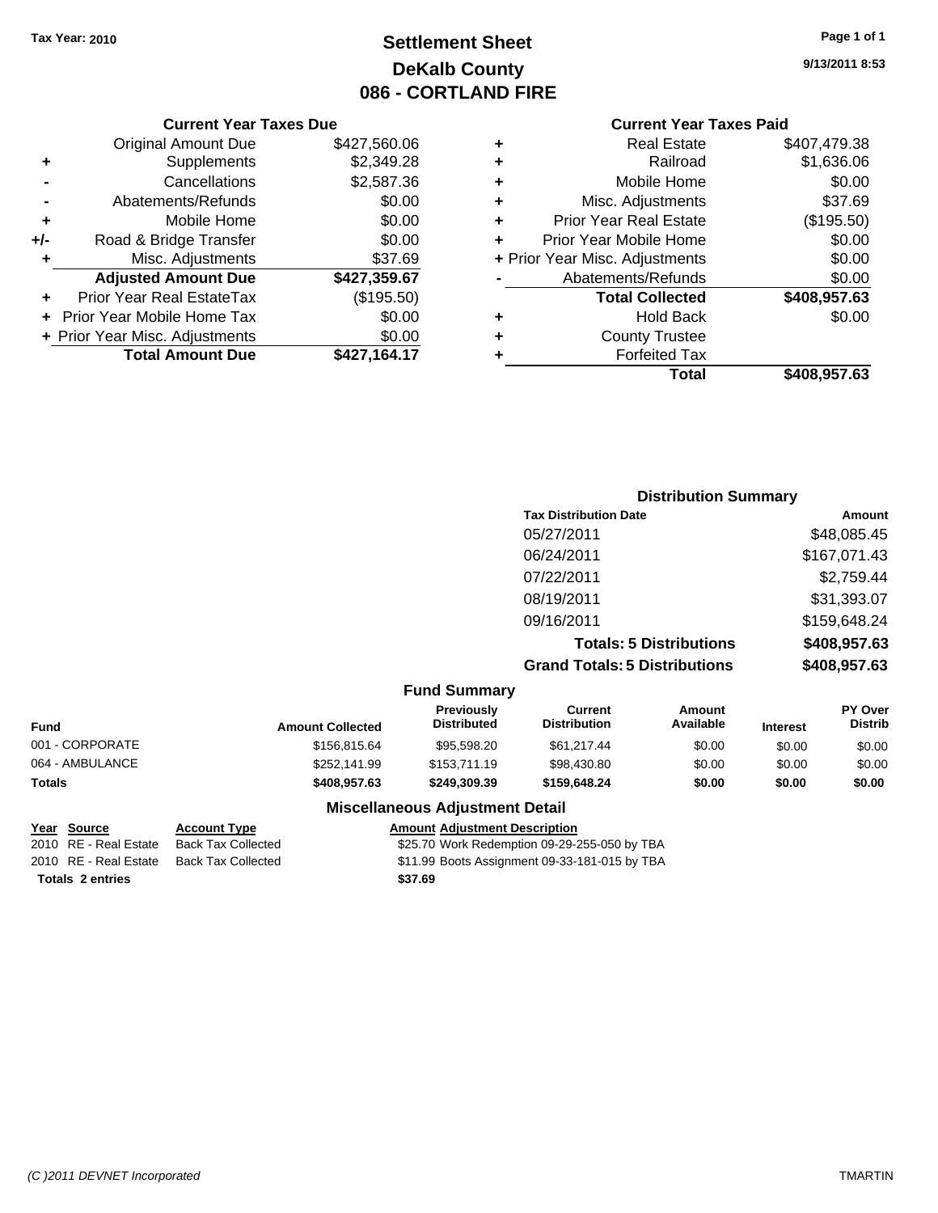**Tax Year: 2010**

# Settlement Sheet
## DeKalb County
## 086 - CORTLAND FIRE

9/13/2011 8:53

### Current Year Taxes Due

| | | |
|---|---|---|
| | Original Amount Due | $427,560.06 |
| + | Supplements | $2,349.28 |
| - | Cancellations | $2,587.36 |
| - | Abatements/Refunds | $0.00 |
| + | Mobile Home | $0.00 |
| +/- | Road & Bridge Transfer | $0.00 |
| + | Misc. Adjustments | $37.69 |
| | **Adjusted Amount Due** | **$427,359.67** |
| + | Prior Year Real EstateTax | ($195.50) |
| + | Prior Year Mobile Home Tax | $0.00 |
| + | Prior Year Misc. Adjustments | $0.00 |
| | **Total Amount Due** | **$427,164.17** |

### Current Year Taxes Paid

| | | |
|---|---|---|
| + | Real Estate | $407,479.38 |
| + | Railroad | $1,636.06 |
| + | Mobile Home | $0.00 |
| + | Misc. Adjustments | $37.69 |
| + | Prior Year Real Estate | ($195.50) |
| + | Prior Year Mobile Home | $0.00 |
| + | Prior Year Misc. Adjustments | $0.00 |
| - | Abatements/Refunds | $0.00 |
| | **Total Collected** | **$408,957.63** |
| + | Hold Back | $0.00 |
| + | County Trustee | |
| + | Forfeited Tax | |
| | **Total** | **$408,957.63** |

### Distribution Summary

| Tax Distribution Date | Amount |
|---|---|
| 05/27/2011 | $48,085.45 |
| 06/24/2011 | $167,071.43 |
| 07/22/2011 | $2,759.44 |
| 08/19/2011 | $31,393.07 |
| 09/16/2011 | $159,648.24 |
| **Totals: 5 Distributions** | **$408,957.63** |
| **Grand Totals: 5 Distributions** | **$408,957.63** |

### Fund Summary

| Fund | Amount Collected | Previously Distributed | Current Distribution | Amount Available | Interest | PY Over Distrib |
|---|---|---|---|---|---|---|
| 001 - CORPORATE | $156,815.64 | $95,598.20 | $61,217.44 | $0.00 | $0.00 | $0.00 |
| 064 - AMBULANCE | $252,141.99 | $153,711.19 | $98,430.80 | $0.00 | $0.00 | $0.00 |
| **Totals** | **$408,957.63** | **$249,309.39** | **$159,648.24** | **$0.00** | **$0.00** | **$0.00** |

### Miscellaneous Adjustment Detail

| Year | Source | Account Type | Amount | Adjustment Description |
|---|---|---|---|---|
| 2010 | RE - Real Estate | Back Tax Collected | $25.70 | Work Redemption 09-29-255-050 by TBA |
| 2010 | RE - Real Estate | Back Tax Collected | $11.99 | Boots Assignment 09-33-181-015 by TBA |
| **Totals** | **2 entries** | | **$37.69** | |

(C )2011 DEVNET Incorporated — TMARTIN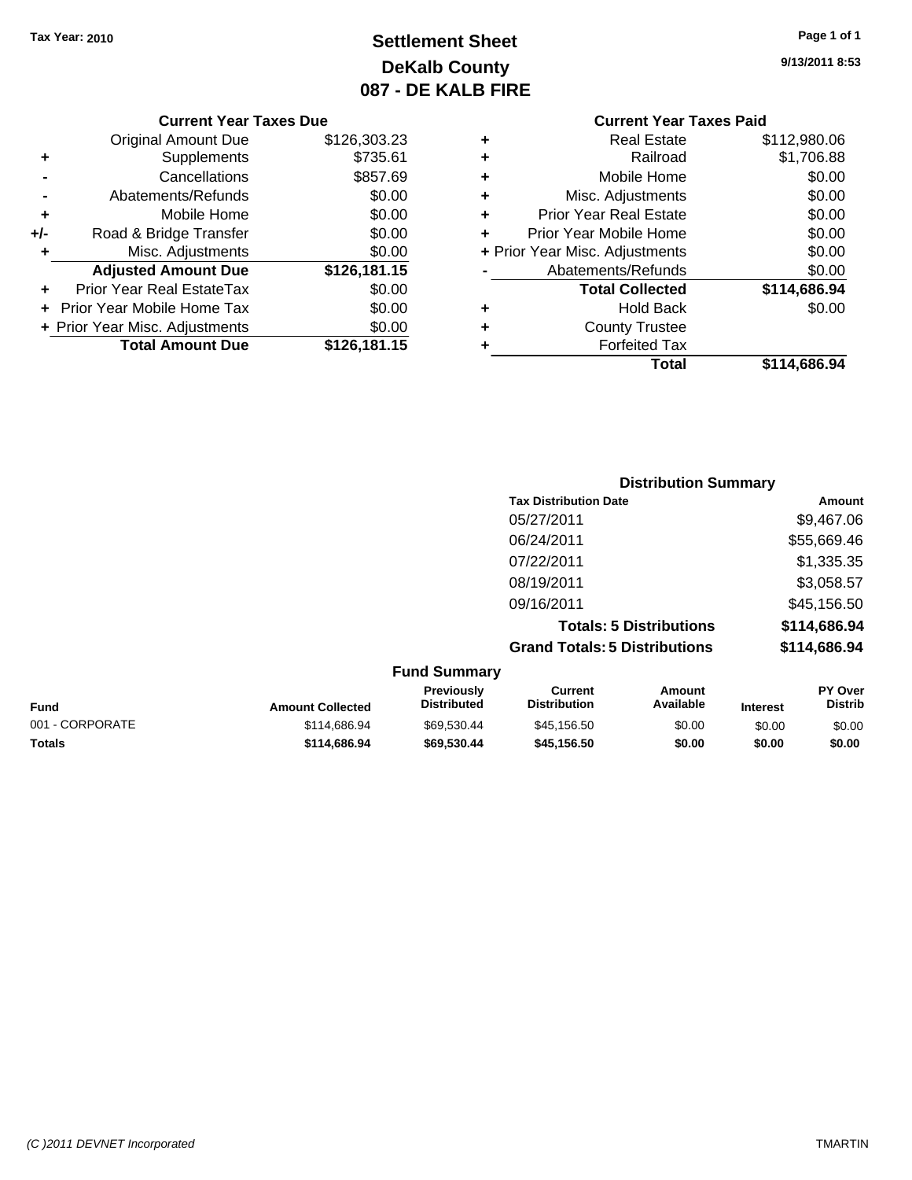**Tax Year: 2010**

# Settlement Sheet
## DeKalb County
## 087 - DE KALB FIRE

9/13/2011 8:53

### Current Year Taxes Due

| | | |
|---|---|---|
| | Original Amount Due | $126,303.23 |
| + | Supplements | $735.61 |
| - | Cancellations | $857.69 |
| - | Abatements/Refunds | $0.00 |
| + | Mobile Home | $0.00 |
| +/- | Road & Bridge Transfer | $0.00 |
| + | Misc. Adjustments | $0.00 |
| | **Adjusted Amount Due** | **$126,181.15** |
| + | Prior Year Real EstateTax | $0.00 |
| + | Prior Year Mobile Home Tax | $0.00 |
| + | Prior Year Misc. Adjustments | $0.00 |
| | **Total Amount Due** | **$126,181.15** |

### Current Year Taxes Paid

| | | |
|---|---|---|
| + | Real Estate | $112,980.06 |
| + | Railroad | $1,706.88 |
| + | Mobile Home | $0.00 |
| + | Misc. Adjustments | $0.00 |
| + | Prior Year Real Estate | $0.00 |
| + | Prior Year Mobile Home | $0.00 |
| + | Prior Year Misc. Adjustments | $0.00 |
| - | Abatements/Refunds | $0.00 |
| | **Total Collected** | **$114,686.94** |
| + | Hold Back | $0.00 |
| + | County Trustee | |
| + | Forfeited Tax | |
| | **Total** | **$114,686.94** |

### Distribution Summary

| Tax Distribution Date | Amount |
|---|---|
| 05/27/2011 | $9,467.06 |
| 06/24/2011 | $55,669.46 |
| 07/22/2011 | $1,335.35 |
| 08/19/2011 | $3,058.57 |
| 09/16/2011 | $45,156.50 |
| **Totals: 5 Distributions** | **$114,686.94** |
| **Grand Totals: 5 Distributions** | **$114,686.94** |

### Fund Summary

| Fund | Amount Collected | Previously Distributed | Current Distribution | Amount Available | Interest | PY Over Distrib |
|---|---|---|---|---|---|---|
| 001 - CORPORATE | $114,686.94 | $69,530.44 | $45,156.50 | $0.00 | $0.00 | $0.00 |
| **Totals** | **$114,686.94** | **$69,530.44** | **$45,156.50** | **$0.00** | **$0.00** | **$0.00** |

(C )2011 DEVNET Incorporated TMARTIN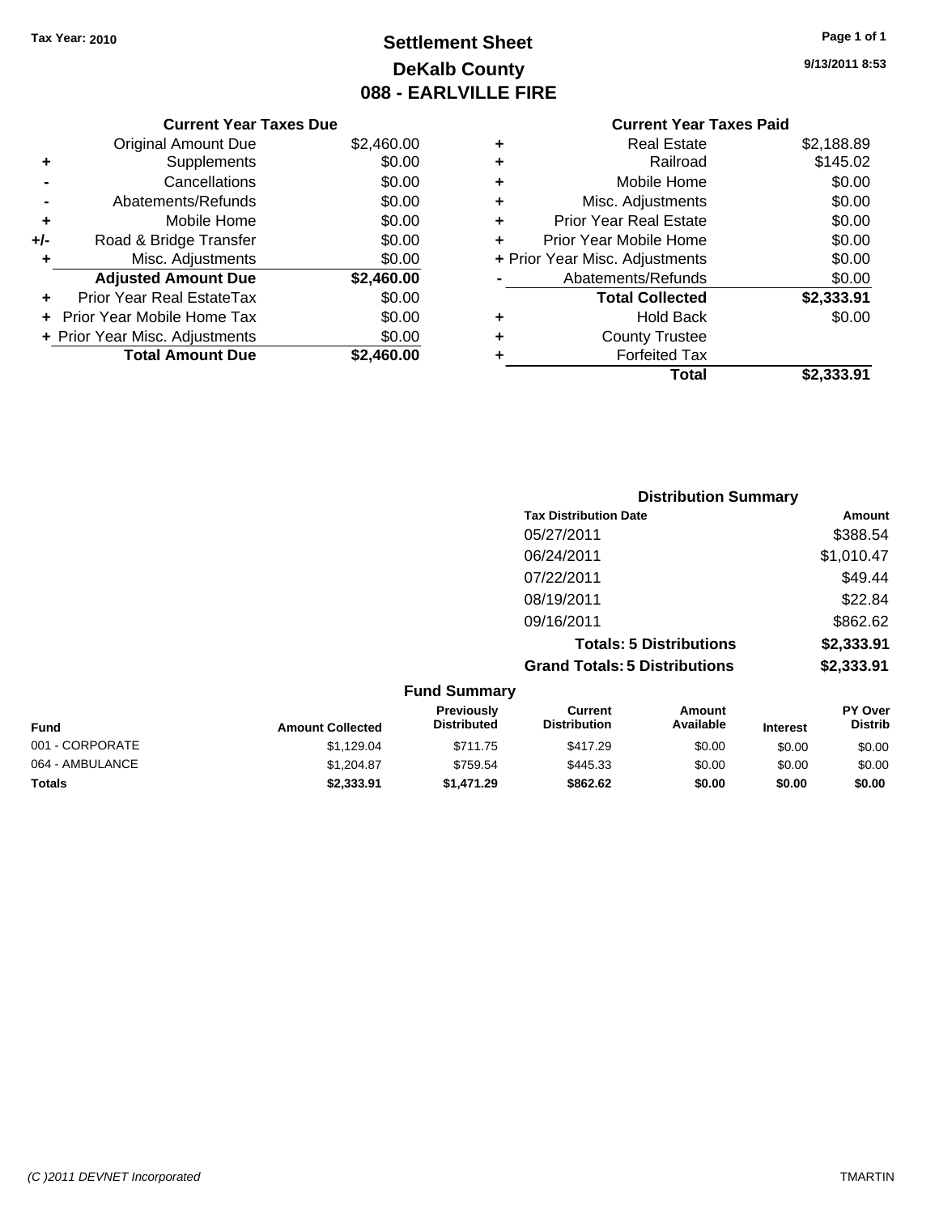Tax Year: 2010

# Settlement Sheet
## DeKalb County
## 088 - EARLVILLE FIRE

9/13/2011 8:53

### Current Year Taxes Due

| | | |
|---|---|---|
| | Original Amount Due | $2,460.00 |
| + | Supplements | $0.00 |
| - | Cancellations | $0.00 |
| - | Abatements/Refunds | $0.00 |
| + | Mobile Home | $0.00 |
| +/- | Road & Bridge Transfer | $0.00 |
| + | Misc. Adjustments | $0.00 |
| | **Adjusted Amount Due** | **$2,460.00** |
| + | Prior Year Real EstateTax | $0.00 |
| + | Prior Year Mobile Home Tax | $0.00 |
| + | Prior Year Misc. Adjustments | $0.00 |
| | **Total Amount Due** | **$2,460.00** |

### Current Year Taxes Paid

| | | |
|---|---|---|
| + | Real Estate | $2,188.89 |
| + | Railroad | $145.02 |
| + | Mobile Home | $0.00 |
| + | Misc. Adjustments | $0.00 |
| + | Prior Year Real Estate | $0.00 |
| + | Prior Year Mobile Home | $0.00 |
| + | Prior Year Misc. Adjustments | $0.00 |
| - | Abatements/Refunds | $0.00 |
| | **Total Collected** | **$2,333.91** |
| + | Hold Back | $0.00 |
| + | County Trustee | |
| + | Forfeited Tax | |
| | **Total** | **$2,333.91** |

### Distribution Summary

| Tax Distribution Date | Amount |
|---|---|
| 05/27/2011 | $388.54 |
| 06/24/2011 | $1,010.47 |
| 07/22/2011 | $49.44 |
| 08/19/2011 | $22.84 |
| 09/16/2011 | $862.62 |
| **Totals: 5 Distributions** | **$2,333.91** |
| **Grand Totals: 5 Distributions** | **$2,333.91** |

### Fund Summary

| Fund | Amount Collected | Previously Distributed | Current Distribution | Amount Available | Interest | PY Over Distrib |
|---|---|---|---|---|---|---|
| 001 - CORPORATE | $1,129.04 | $711.75 | $417.29 | $0.00 | $0.00 | $0.00 |
| 064 - AMBULANCE | $1,204.87 | $759.54 | $445.33 | $0.00 | $0.00 | $0.00 |
| **Totals** | **$2,333.91** | **$1,471.29** | **$862.62** | **$0.00** | **$0.00** | **$0.00** |

(C )2011 DEVNET Incorporated TMARTIN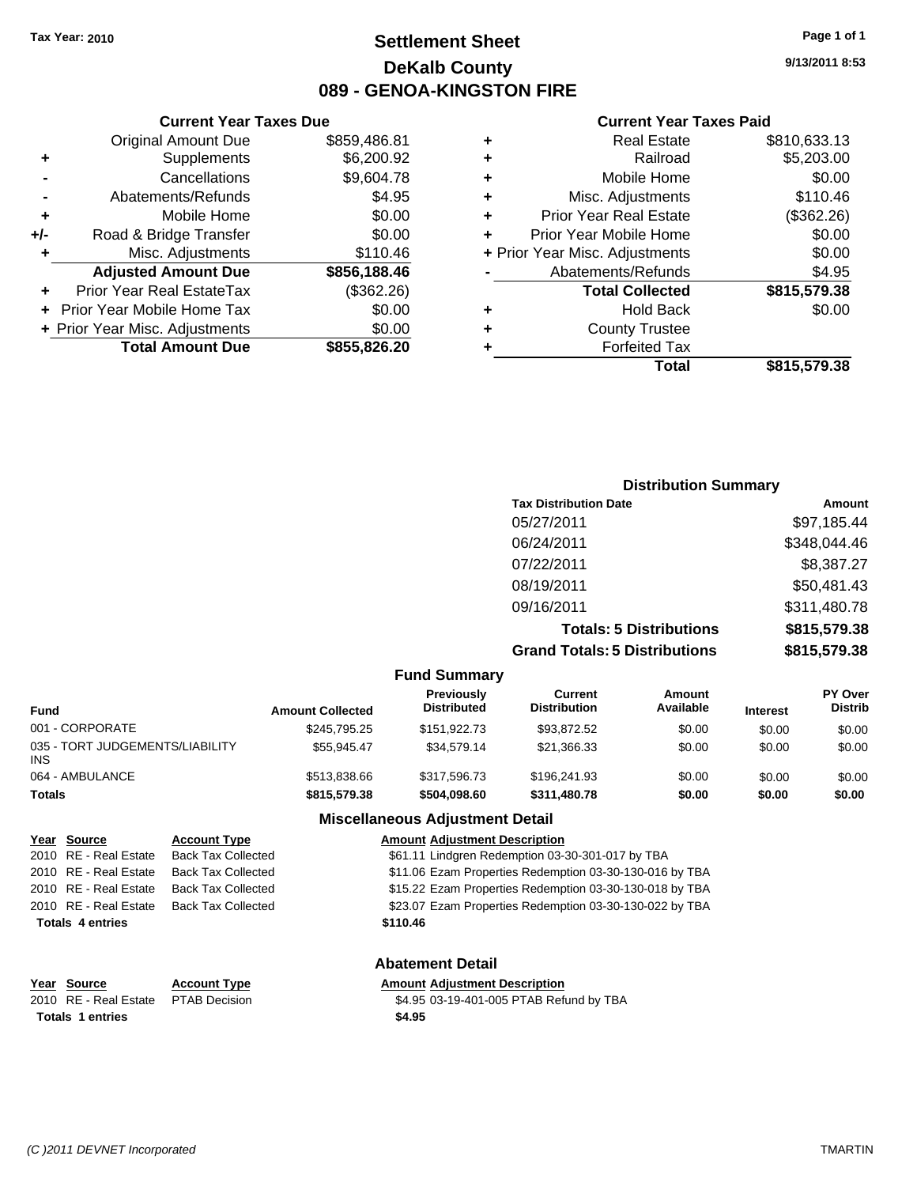Tax Year: 2010

# Settlement Sheet
## DeKalb County
## 089 - GENOA-KINGSTON FIRE

9/13/2011 8:53

### Current Year Taxes Due

| | | |
|---|---|---|
| | Original Amount Due | $859,486.81 |
| + | Supplements | $6,200.92 |
| - | Cancellations | $9,604.78 |
| - | Abatements/Refunds | $4.95 |
| + | Mobile Home | $0.00 |
| +/- | Road & Bridge Transfer | $0.00 |
| + | Misc. Adjustments | $110.46 |
| | **Adjusted Amount Due** | **$856,188.46** |
| + | Prior Year Real EstateTax | ($362.26) |
| + | Prior Year Mobile Home Tax | $0.00 |
| + | Prior Year Misc. Adjustments | $0.00 |
| | **Total Amount Due** | **$855,826.20** |

### Current Year Taxes Paid

| | | |
|---|---|---|
| + | Real Estate | $810,633.13 |
| + | Railroad | $5,203.00 |
| + | Mobile Home | $0.00 |
| + | Misc. Adjustments | $110.46 |
| + | Prior Year Real Estate | ($362.26) |
| + | Prior Year Mobile Home | $0.00 |
| + | Prior Year Misc. Adjustments | $0.00 |
| - | Abatements/Refunds | $4.95 |
| | **Total Collected** | **$815,579.38** |
| + | Hold Back | $0.00 |
| + | County Trustee | |
| + | Forfeited Tax | |
| | **Total** | **$815,579.38** |

### Distribution Summary

| Tax Distribution Date | Amount |
|---|---|
| 05/27/2011 | $97,185.44 |
| 06/24/2011 | $348,044.46 |
| 07/22/2011 | $8,387.27 |
| 08/19/2011 | $50,481.43 |
| 09/16/2011 | $311,480.78 |
| **Totals: 5 Distributions** | **$815,579.38** |
| **Grand Totals: 5 Distributions** | **$815,579.38** |

### Fund Summary

| Fund | Amount Collected | Previously Distributed | Current Distribution | Amount Available | Interest | PY Over Distrib |
|---|---|---|---|---|---|---|
| 001 - CORPORATE | $245,795.25 | $151,922.73 | $93,872.52 | $0.00 | $0.00 | $0.00 |
| 035 - TORT JUDGEMENTS/LIABILITY INS | $55,945.47 | $34,579.14 | $21,366.33 | $0.00 | $0.00 | $0.00 |
| 064 - AMBULANCE | $513,838.66 | $317,596.73 | $196,241.93 | $0.00 | $0.00 | $0.00 |
| **Totals** | **$815,579.38** | **$504,098.60** | **$311,480.78** | **$0.00** | **$0.00** | **$0.00** |

### Miscellaneous Adjustment Detail

| Year | Source | Account Type | Amount | Adjustment Description |
|---|---|---|---|---|
| 2010 | RE - Real Estate | Back Tax Collected | $61.11 | Lindgren Redemption 03-30-301-017 by TBA |
| 2010 | RE - Real Estate | Back Tax Collected | $11.06 | Ezam Properties Redemption 03-30-130-016 by TBA |
| 2010 | RE - Real Estate | Back Tax Collected | $15.22 | Ezam Properties Redemption 03-30-130-018 by TBA |
| 2010 | RE - Real Estate | Back Tax Collected | $23.07 | Ezam Properties Redemption 03-30-130-022 by TBA |
| **Totals 4 entries** | | | **$110.46** | |

### Abatement Detail

| Year | Source | Account Type | Amount | Adjustment Description |
|---|---|---|---|---|
| 2010 | RE - Real Estate | PTAB Decision | $4.95 | 03-19-401-005 PTAB Refund by TBA |
| **Totals 1 entries** | | | **$4.95** | |

(C )2011 DEVNET Incorporated TMARTIN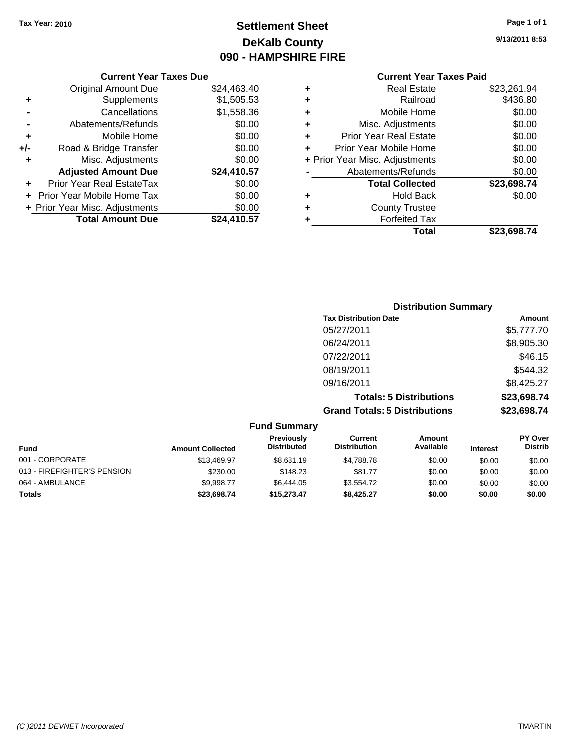Tax Year: 2010

# Settlement Sheet
## DeKalb County
## 090 - HAMPSHIRE FIRE

9/13/2011 8:53

### Current Year Taxes Due

| | | |
|---|---|---|
| | Original Amount Due | $24,463.40 |
| + | Supplements | $1,505.53 |
| - | Cancellations | $1,558.36 |
| - | Abatements/Refunds | $0.00 |
| + | Mobile Home | $0.00 |
| +/- | Road & Bridge Transfer | $0.00 |
| + | Misc. Adjustments | $0.00 |
| | **Adjusted Amount Due** | **$24,410.57** |
| + | Prior Year Real EstateTax | $0.00 |
| + | Prior Year Mobile Home Tax | $0.00 |
| + | Prior Year Misc. Adjustments | $0.00 |
| | **Total Amount Due** | **$24,410.57** |

### Current Year Taxes Paid

| | | |
|---|---|---|
| + | Real Estate | $23,261.94 |
| + | Railroad | $436.80 |
| + | Mobile Home | $0.00 |
| + | Misc. Adjustments | $0.00 |
| + | Prior Year Real Estate | $0.00 |
| + | Prior Year Mobile Home | $0.00 |
| + | Prior Year Misc. Adjustments | $0.00 |
| - | Abatements/Refunds | $0.00 |
| | **Total Collected** | **$23,698.74** |
| + | Hold Back | $0.00 |
| + | County Trustee | |
| + | Forfeited Tax | |
| | **Total** | **$23,698.74** |

### Distribution Summary

| Tax Distribution Date | Amount |
|---|---|
| 05/27/2011 | $5,777.70 |
| 06/24/2011 | $8,905.30 |
| 07/22/2011 | $46.15 |
| 08/19/2011 | $544.32 |
| 09/16/2011 | $8,425.27 |
| **Totals: 5 Distributions** | **$23,698.74** |
| **Grand Totals: 5 Distributions** | **$23,698.74** |

### Fund Summary

| Fund | Amount Collected | Previously Distributed | Current Distribution | Amount Available | Interest | PY Over Distrib |
|---|---|---|---|---|---|---|
| 001 - CORPORATE | $13,469.97 | $8,681.19 | $4,788.78 | $0.00 | $0.00 | $0.00 |
| 013 - FIREFIGHTER'S PENSION | $230.00 | $148.23 | $81.77 | $0.00 | $0.00 | $0.00 |
| 064 - AMBULANCE | $9,998.77 | $6,444.05 | $3,554.72 | $0.00 | $0.00 | $0.00 |
| **Totals** | **$23,698.74** | **$15,273.47** | **$8,425.27** | **$0.00** | **$0.00** | **$0.00** |

(C )2011 DEVNET Incorporated TMARTIN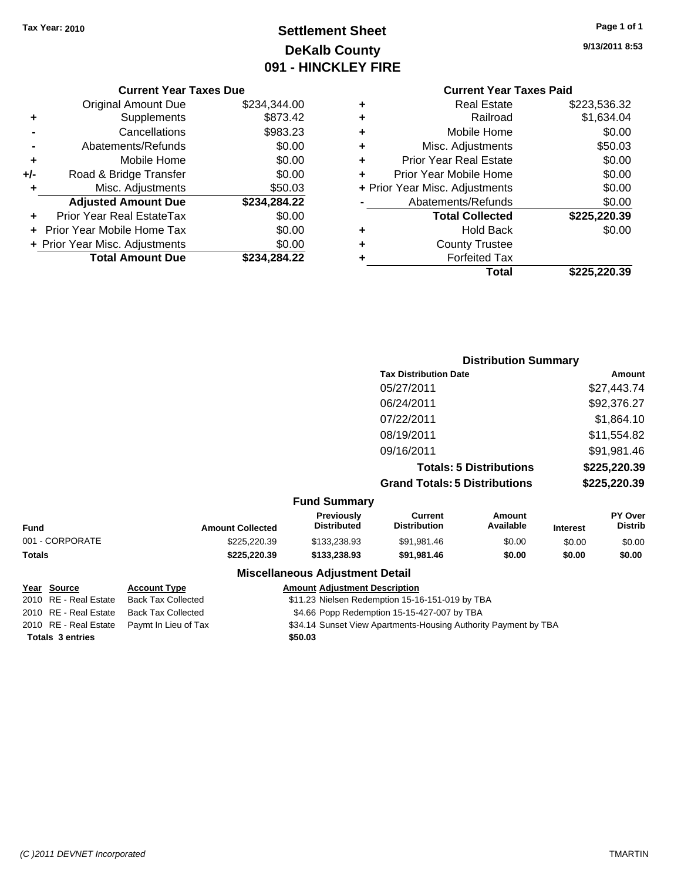**Tax Year: 2010**

# Settlement Sheet
## DeKalb County
## 091 - HINCKLEY FIRE

9/13/2011 8:53

### Current Year Taxes Due

| | | |
|---|---|---|
| | Original Amount Due | $234,344.00 |
| + | Supplements | $873.42 |
| - | Cancellations | $983.23 |
| - | Abatements/Refunds | $0.00 |
| + | Mobile Home | $0.00 |
| +/- | Road & Bridge Transfer | $0.00 |
| + | Misc. Adjustments | $50.03 |
| | **Adjusted Amount Due** | **$234,284.22** |
| + | Prior Year Real EstateTax | $0.00 |
| + | Prior Year Mobile Home Tax | $0.00 |
| + | Prior Year Misc. Adjustments | $0.00 |
| | **Total Amount Due** | **$234,284.22** |

### Current Year Taxes Paid

| | | |
|---|---|---|
| + | Real Estate | $223,536.32 |
| + | Railroad | $1,634.04 |
| + | Mobile Home | $0.00 |
| + | Misc. Adjustments | $50.03 |
| + | Prior Year Real Estate | $0.00 |
| + | Prior Year Mobile Home | $0.00 |
| + | Prior Year Misc. Adjustments | $0.00 |
| - | Abatements/Refunds | $0.00 |
| | **Total Collected** | **$225,220.39** |
| + | Hold Back | $0.00 |
| + | County Trustee | |
| + | Forfeited Tax | |
| | **Total** | **$225,220.39** |

### Distribution Summary

| Tax Distribution Date | Amount |
|---|---|
| 05/27/2011 | $27,443.74 |
| 06/24/2011 | $92,376.27 |
| 07/22/2011 | $1,864.10 |
| 08/19/2011 | $11,554.82 |
| 09/16/2011 | $91,981.46 |
| **Totals: 5 Distributions** | **$225,220.39** |
| **Grand Totals: 5 Distributions** | **$225,220.39** |

### Fund Summary

| Fund | Amount Collected | Previously Distributed | Current Distribution | Amount Available | Interest | PY Over Distrib |
|---|---|---|---|---|---|---|
| 001 - CORPORATE | $225,220.39 | $133,238.93 | $91,981.46 | $0.00 | $0.00 | $0.00 |
| **Totals** | **$225,220.39** | **$133,238.93** | **$91,981.46** | **$0.00** | **$0.00** | **$0.00** |

### Miscellaneous Adjustment Detail

| Year | Source | Account Type | Amount | Adjustment Description |
|---|---|---|---|---|
| 2010 | RE - Real Estate | Back Tax Collected | $11.23 | Nielsen Redemption 15-16-151-019 by TBA |
| 2010 | RE - Real Estate | Back Tax Collected | $4.66 | Popp Redemption 15-15-427-007 by TBA |
| 2010 | RE - Real Estate | Paymt In Lieu of Tax | $34.14 | Sunset View Apartments-Housing Authority Payment by TBA |
| **Totals 3 entries** | | | **$50.03** | |

(C )2011 DEVNET Incorporated — TMARTIN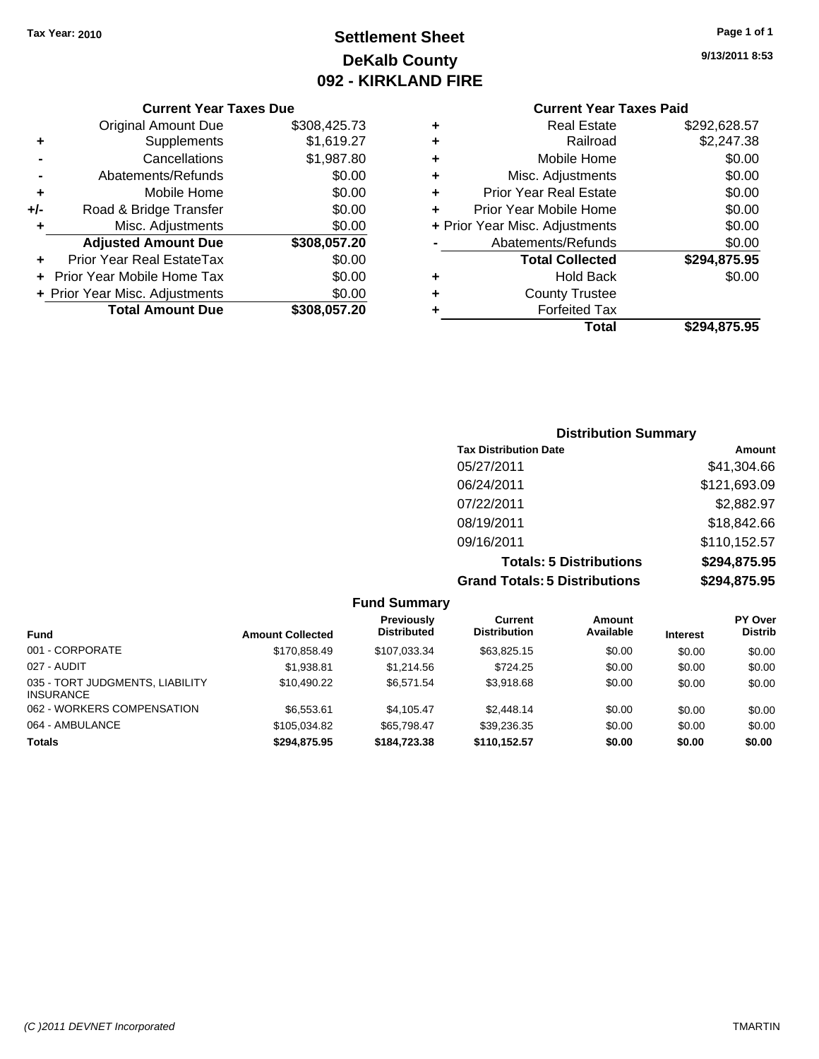Tax Year: 2010

# Settlement Sheet
## DeKalb County
## 092 - KIRKLAND FIRE

9/13/2011 8:53

### Current Year Taxes Due

| | | |
|---|---|---|
| | Original Amount Due | $308,425.73 |
| + | Supplements | $1,619.27 |
| - | Cancellations | $1,987.80 |
| - | Abatements/Refunds | $0.00 |
| + | Mobile Home | $0.00 |
| +/- | Road & Bridge Transfer | $0.00 |
| + | Misc. Adjustments | $0.00 |
| | **Adjusted Amount Due** | **$308,057.20** |
| + | Prior Year Real EstateTax | $0.00 |
| + | Prior Year Mobile Home Tax | $0.00 |
| + | Prior Year Misc. Adjustments | $0.00 |
| | **Total Amount Due** | **$308,057.20** |

### Current Year Taxes Paid

| | | |
|---|---|---|
| + | Real Estate | $292,628.57 |
| + | Railroad | $2,247.38 |
| + | Mobile Home | $0.00 |
| + | Misc. Adjustments | $0.00 |
| + | Prior Year Real Estate | $0.00 |
| + | Prior Year Mobile Home | $0.00 |
| + | Prior Year Misc. Adjustments | $0.00 |
| - | Abatements/Refunds | $0.00 |
| | **Total Collected** | **$294,875.95** |
| + | Hold Back | $0.00 |
| + | County Trustee | |
| + | Forfeited Tax | |
| | **Total** | **$294,875.95** |

### Distribution Summary

| Tax Distribution Date | Amount |
|---|---|
| 05/27/2011 | $41,304.66 |
| 06/24/2011 | $121,693.09 |
| 07/22/2011 | $2,882.97 |
| 08/19/2011 | $18,842.66 |
| 09/16/2011 | $110,152.57 |
| **Totals: 5 Distributions** | **$294,875.95** |
| **Grand Totals: 5 Distributions** | **$294,875.95** |

### Fund Summary

| Fund | Amount Collected | Previously Distributed | Current Distribution | Amount Available | Interest | PY Over Distrib |
|---|---|---|---|---|---|---|
| 001 - CORPORATE | $170,858.49 | $107,033.34 | $63,825.15 | $0.00 | $0.00 | $0.00 |
| 027 - AUDIT | $1,938.81 | $1,214.56 | $724.25 | $0.00 | $0.00 | $0.00 |
| 035 - TORT JUDGMENTS, LIABILITY INSURANCE | $10,490.22 | $6,571.54 | $3,918.68 | $0.00 | $0.00 | $0.00 |
| 062 - WORKERS COMPENSATION | $6,553.61 | $4,105.47 | $2,448.14 | $0.00 | $0.00 | $0.00 |
| 064 - AMBULANCE | $105,034.82 | $65,798.47 | $39,236.35 | $0.00 | $0.00 | $0.00 |
| **Totals** | **$294,875.95** | **$184,723.38** | **$110,152.57** | **$0.00** | **$0.00** | **$0.00** |

(C )2011 DEVNET Incorporated TMARTIN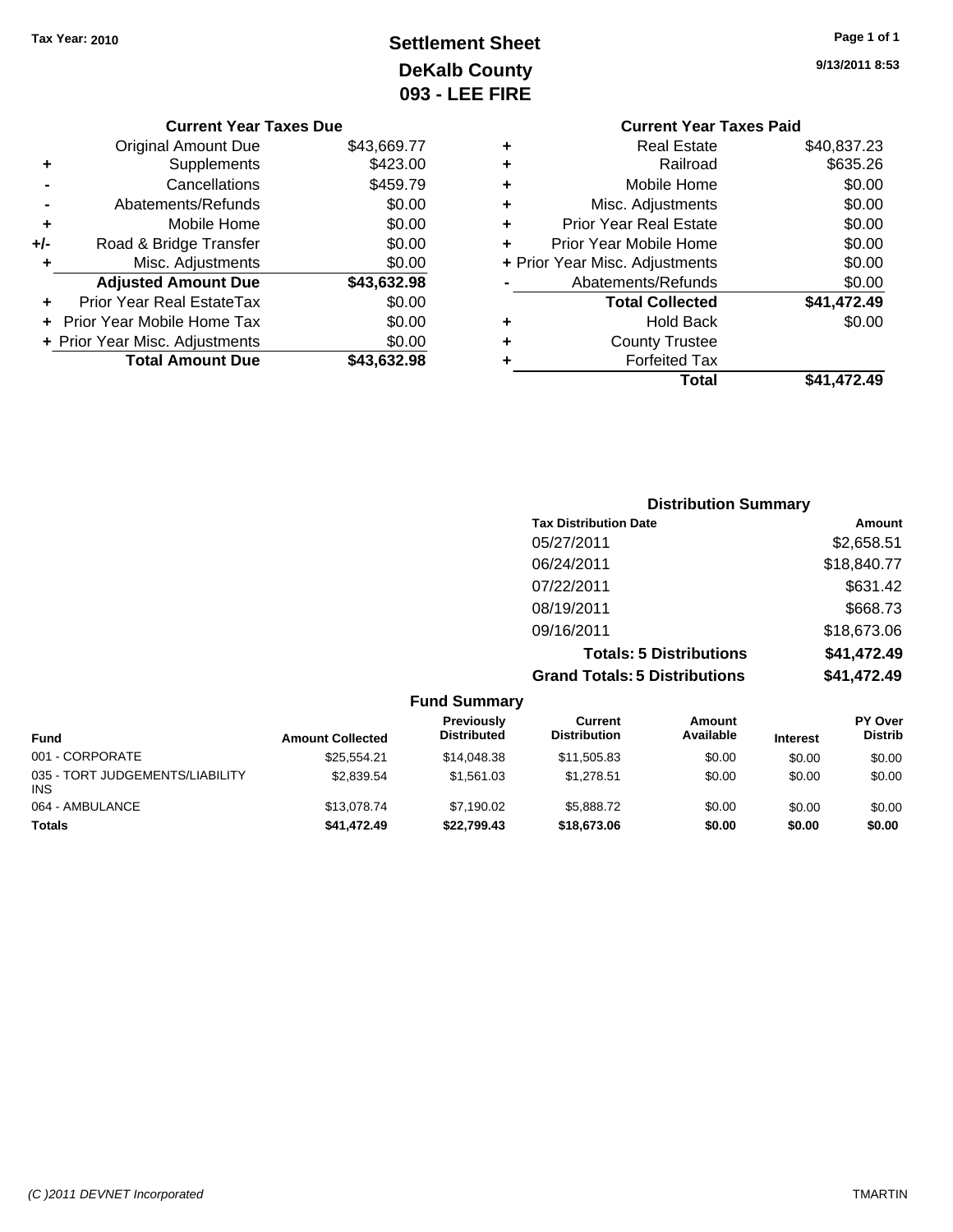**Tax Year: 2010**

# Settlement Sheet
## DeKalb County
## 093 - LEE FIRE

9/13/2011 8:53

### Current Year Taxes Due

| | | |
|---|---|---|
| | Original Amount Due | $43,669.77 |
| + | Supplements | $423.00 |
| - | Cancellations | $459.79 |
| - | Abatements/Refunds | $0.00 |
| + | Mobile Home | $0.00 |
| +/- | Road & Bridge Transfer | $0.00 |
| + | Misc. Adjustments | $0.00 |
| | **Adjusted Amount Due** | **$43,632.98** |
| + | Prior Year Real EstateTax | $0.00 |
| + | Prior Year Mobile Home Tax | $0.00 |
| + | Prior Year Misc. Adjustments | $0.00 |
| | **Total Amount Due** | **$43,632.98** |

### Current Year Taxes Paid

| | | |
|---|---|---|
| + | Real Estate | $40,837.23 |
| + | Railroad | $635.26 |
| + | Mobile Home | $0.00 |
| + | Misc. Adjustments | $0.00 |
| + | Prior Year Real Estate | $0.00 |
| + | Prior Year Mobile Home | $0.00 |
| + | Prior Year Misc. Adjustments | $0.00 |
| - | Abatements/Refunds | $0.00 |
| | **Total Collected** | **$41,472.49** |
| + | Hold Back | $0.00 |
| + | County Trustee | |
| + | Forfeited Tax | |
| | **Total** | **$41,472.49** |

### Distribution Summary

| Tax Distribution Date | Amount |
|---|---|
| 05/27/2011 | $2,658.51 |
| 06/24/2011 | $18,840.77 |
| 07/22/2011 | $631.42 |
| 08/19/2011 | $668.73 |
| 09/16/2011 | $18,673.06 |
| **Totals: 5 Distributions** | **$41,472.49** |
| **Grand Totals: 5 Distributions** | **$41,472.49** |

### Fund Summary

| Fund | Amount Collected | Previously Distributed | Current Distribution | Amount Available | Interest | PY Over Distrib |
|---|---|---|---|---|---|---|
| 001 - CORPORATE | $25,554.21 | $14,048.38 | $11,505.83 | $0.00 | $0.00 | $0.00 |
| 035 - TORT JUDGEMENTS/LIABILITY INS | $2,839.54 | $1,561.03 | $1,278.51 | $0.00 | $0.00 | $0.00 |
| 064 - AMBULANCE | $13,078.74 | $7,190.02 | $5,888.72 | $0.00 | $0.00 | $0.00 |
| **Totals** | **$41,472.49** | **$22,799.43** | **$18,673.06** | **$0.00** | **$0.00** | **$0.00** |

(C )2011 DEVNET Incorporated TMARTIN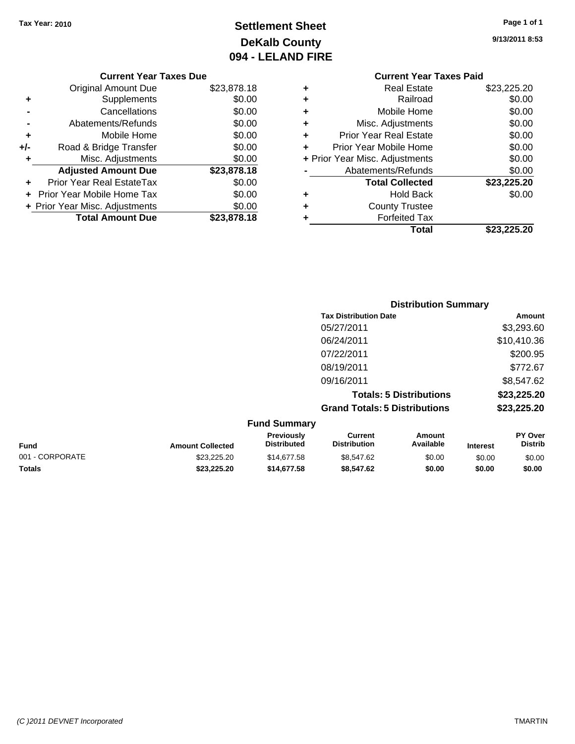Tax Year: 2010

# Settlement Sheet
## DeKalb County
## 094 - LELAND FIRE

9/13/2011 8:53

### Current Year Taxes Due

| | | |
|---|---|---|
| | Original Amount Due | $23,878.18 |
| + | Supplements | $0.00 |
| - | Cancellations | $0.00 |
| - | Abatements/Refunds | $0.00 |
| + | Mobile Home | $0.00 |
| +/- | Road & Bridge Transfer | $0.00 |
| + | Misc. Adjustments | $0.00 |
| | **Adjusted Amount Due** | **$23,878.18** |
| + | Prior Year Real EstateTax | $0.00 |
| + | Prior Year Mobile Home Tax | $0.00 |
| + | Prior Year Misc. Adjustments | $0.00 |
| | **Total Amount Due** | **$23,878.18** |

### Current Year Taxes Paid

| | | |
|---|---|---|
| + | Real Estate | $23,225.20 |
| + | Railroad | $0.00 |
| + | Mobile Home | $0.00 |
| + | Misc. Adjustments | $0.00 |
| + | Prior Year Real Estate | $0.00 |
| + | Prior Year Mobile Home | $0.00 |
| + | Prior Year Misc. Adjustments | $0.00 |
| - | Abatements/Refunds | $0.00 |
| | **Total Collected** | **$23,225.20** |
| + | Hold Back | $0.00 |
| + | County Trustee | |
| + | Forfeited Tax | |
| | **Total** | **$23,225.20** |

### Distribution Summary

| Tax Distribution Date | Amount |
|---|---|
| 05/27/2011 | $3,293.60 |
| 06/24/2011 | $10,410.36 |
| 07/22/2011 | $200.95 |
| 08/19/2011 | $772.67 |
| 09/16/2011 | $8,547.62 |
| **Totals: 5 Distributions** | **$23,225.20** |
| **Grand Totals: 5 Distributions** | **$23,225.20** |

### Fund Summary

| Fund | Amount Collected | Previously Distributed | Current Distribution | Amount Available | Interest | PY Over Distrib |
|---|---|---|---|---|---|---|
| 001 - CORPORATE | $23,225.20 | $14,677.58 | $8,547.62 | $0.00 | $0.00 | $0.00 |
| **Totals** | **$23,225.20** | **$14,677.58** | **$8,547.62** | **$0.00** | **$0.00** | **$0.00** |

(C )2011 DEVNET Incorporated TMARTIN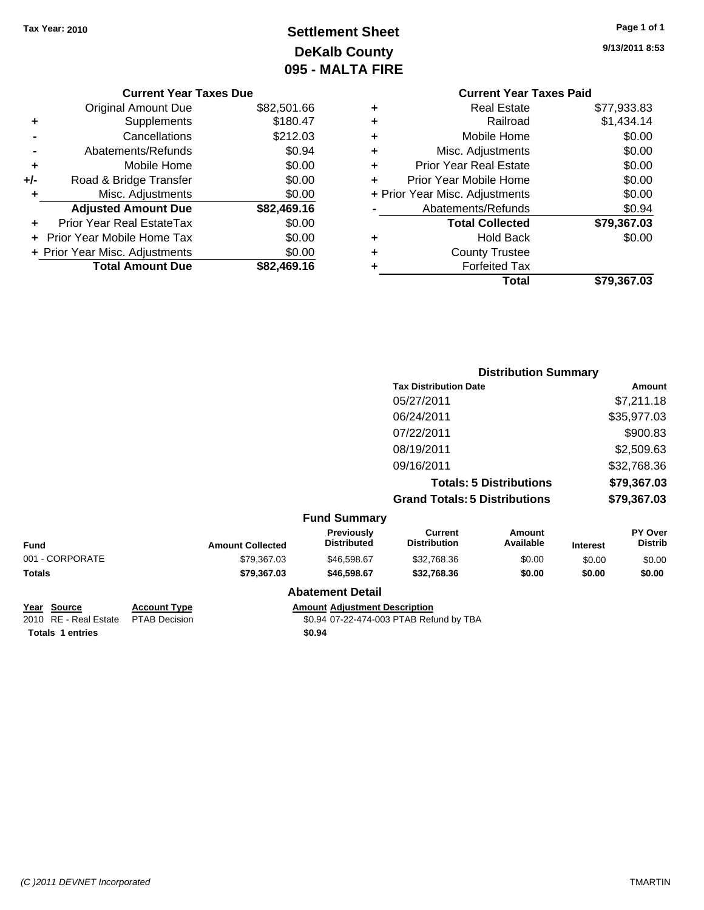Tax Year: 2010

# Settlement Sheet
## DeKalb County
## 095 - MALTA FIRE

9/13/2011 8:53

### Current Year Taxes Due

| | | |
|---|---|---|
| | Original Amount Due | $82,501.66 |
| + | Supplements | $180.47 |
| - | Cancellations | $212.03 |
| - | Abatements/Refunds | $0.94 |
| + | Mobile Home | $0.00 |
| +/- | Road & Bridge Transfer | $0.00 |
| + | Misc. Adjustments | $0.00 |
| | **Adjusted Amount Due** | **$82,469.16** |
| + | Prior Year Real EstateTax | $0.00 |
| + | Prior Year Mobile Home Tax | $0.00 |
| + | Prior Year Misc. Adjustments | $0.00 |
| | **Total Amount Due** | **$82,469.16** |

### Current Year Taxes Paid

| | | |
|---|---|---|
| + | Real Estate | $77,933.83 |
| + | Railroad | $1,434.14 |
| + | Mobile Home | $0.00 |
| + | Misc. Adjustments | $0.00 |
| + | Prior Year Real Estate | $0.00 |
| + | Prior Year Mobile Home | $0.00 |
| + | Prior Year Misc. Adjustments | $0.00 |
| - | Abatements/Refunds | $0.94 |
| | **Total Collected** | **$79,367.03** |
| + | Hold Back | $0.00 |
| + | County Trustee | |
| + | Forfeited Tax | |
| | **Total** | **$79,367.03** |

### Distribution Summary

| Tax Distribution Date | Amount |
|---|---|
| 05/27/2011 | $7,211.18 |
| 06/24/2011 | $35,977.03 |
| 07/22/2011 | $900.83 |
| 08/19/2011 | $2,509.63 |
| 09/16/2011 | $32,768.36 |
| **Totals: 5 Distributions** | **$79,367.03** |
| **Grand Totals: 5 Distributions** | **$79,367.03** |

### Fund Summary

| Fund | Amount Collected | Previously Distributed | Current Distribution | Amount Available | Interest | PY Over Distrib |
|---|---|---|---|---|---|---|
| 001 - CORPORATE | $79,367.03 | $46,598.67 | $32,768.36 | $0.00 | $0.00 | $0.00 |
| **Totals** | **$79,367.03** | **$46,598.67** | **$32,768.36** | **$0.00** | **$0.00** | **$0.00** |

### Abatement Detail

| Year | Source | Account Type | Amount | Adjustment Description |
|---|---|---|---|---|
| 2010 | RE - Real Estate | PTAB Decision | $0.94 | 07-22-474-003 PTAB Refund by TBA |
| **Totals 1 entries** | | | **$0.94** | |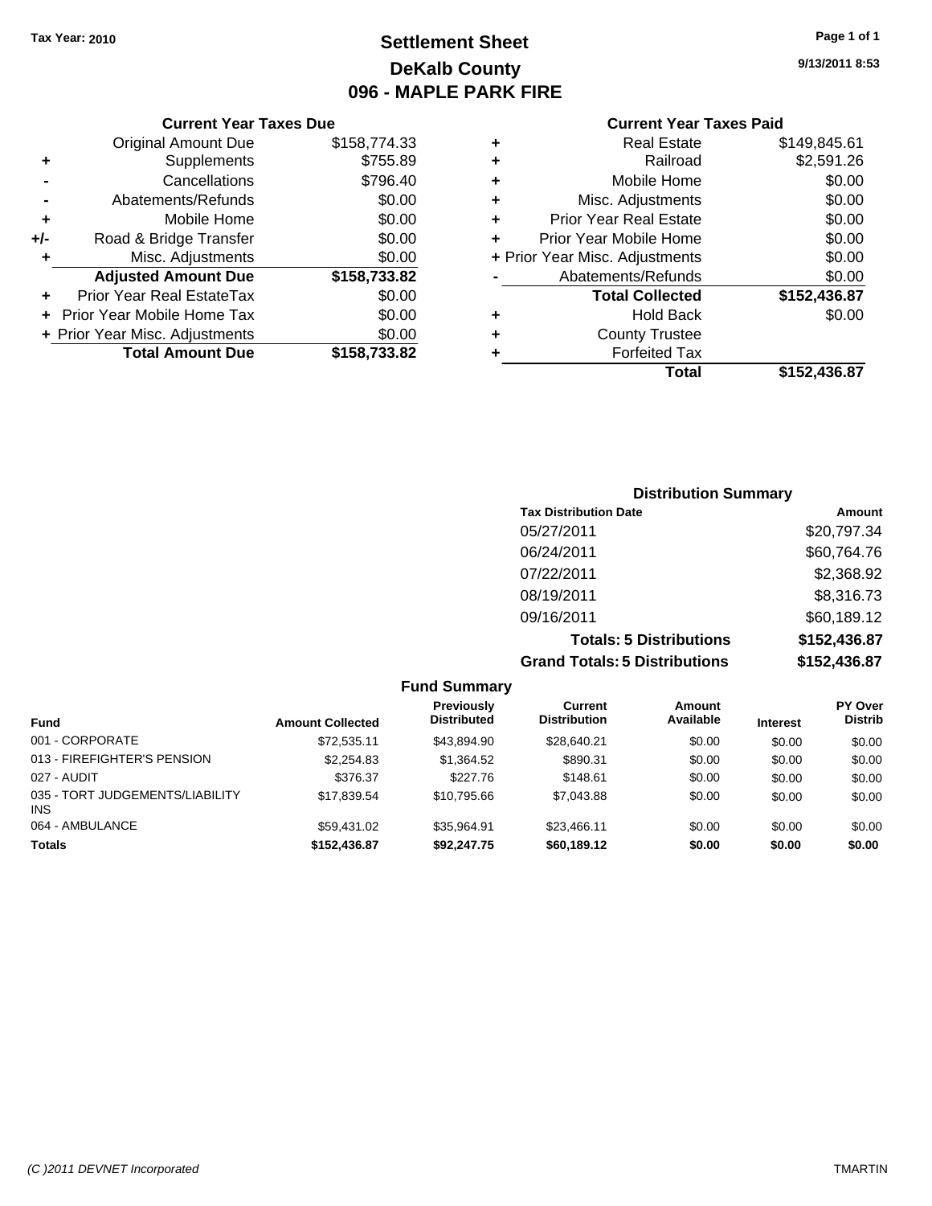Tax Year: 2010

# Settlement Sheet
## DeKalb County
## 096 - MAPLE PARK FIRE

9/13/2011 8:53

### Current Year Taxes Due

| | | |
|---|---|---|
| | Original Amount Due | $158,774.33 |
| + | Supplements | $755.89 |
| - | Cancellations | $796.40 |
| - | Abatements/Refunds | $0.00 |
| + | Mobile Home | $0.00 |
| +/- | Road & Bridge Transfer | $0.00 |
| + | Misc. Adjustments | $0.00 |
| | **Adjusted Amount Due** | **$158,733.82** |
| + | Prior Year Real EstateTax | $0.00 |
| + | Prior Year Mobile Home Tax | $0.00 |
| + | Prior Year Misc. Adjustments | $0.00 |
| | **Total Amount Due** | **$158,733.82** |

### Current Year Taxes Paid

| | | |
|---|---|---|
| + | Real Estate | $149,845.61 |
| + | Railroad | $2,591.26 |
| + | Mobile Home | $0.00 |
| + | Misc. Adjustments | $0.00 |
| + | Prior Year Real Estate | $0.00 |
| + | Prior Year Mobile Home | $0.00 |
| + | Prior Year Misc. Adjustments | $0.00 |
| - | Abatements/Refunds | $0.00 |
| | **Total Collected** | **$152,436.87** |
| + | Hold Back | $0.00 |
| + | County Trustee | |
| + | Forfeited Tax | |
| | **Total** | **$152,436.87** |

### Distribution Summary

| Tax Distribution Date | Amount |
|---|---|
| 05/27/2011 | $20,797.34 |
| 06/24/2011 | $60,764.76 |
| 07/22/2011 | $2,368.92 |
| 08/19/2011 | $8,316.73 |
| 09/16/2011 | $60,189.12 |
| **Totals: 5 Distributions** | **$152,436.87** |
| **Grand Totals: 5 Distributions** | **$152,436.87** |

### Fund Summary

| Fund | Amount Collected | Previously Distributed | Current Distribution | Amount Available | Interest | PY Over Distrib |
|---|---|---|---|---|---|---|
| 001 - CORPORATE | $72,535.11 | $43,894.90 | $28,640.21 | $0.00 | $0.00 | $0.00 |
| 013 - FIREFIGHTER'S PENSION | $2,254.83 | $1,364.52 | $890.31 | $0.00 | $0.00 | $0.00 |
| 027 - AUDIT | $376.37 | $227.76 | $148.61 | $0.00 | $0.00 | $0.00 |
| 035 - TORT JUDGEMENTS/LIABILITY INS | $17,839.54 | $10,795.66 | $7,043.88 | $0.00 | $0.00 | $0.00 |
| 064 - AMBULANCE | $59,431.02 | $35,964.91 | $23,466.11 | $0.00 | $0.00 | $0.00 |
| **Totals** | **$152,436.87** | **$92,247.75** | **$60,189.12** | **$0.00** | **$0.00** | **$0.00** |

(C )2011 DEVNET Incorporated — TMARTIN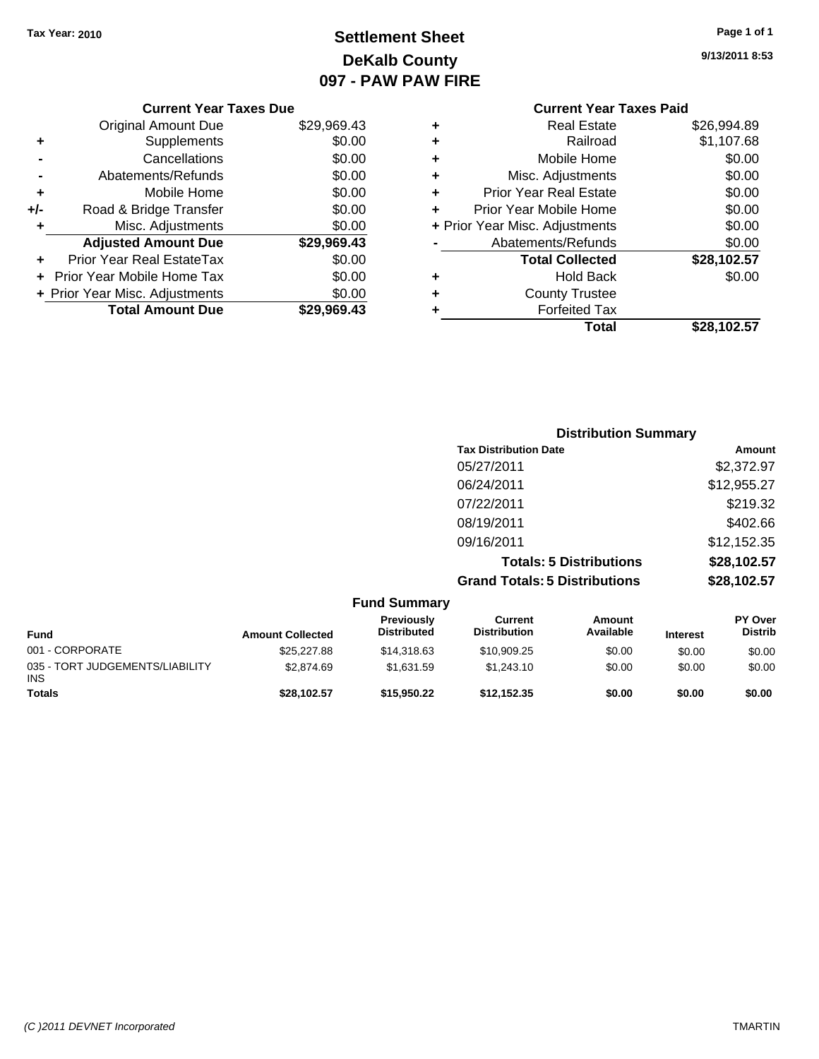Tax Year: 2010

# Settlement Sheet
## DeKalb County
## 097 - PAW PAW FIRE

9/13/2011 8:53

### Current Year Taxes Due

| | | |
|---|---|---|
| | Original Amount Due | $29,969.43 |
| + | Supplements | $0.00 |
| - | Cancellations | $0.00 |
| - | Abatements/Refunds | $0.00 |
| + | Mobile Home | $0.00 |
| +/- | Road & Bridge Transfer | $0.00 |
| + | Misc. Adjustments | $0.00 |
| | **Adjusted Amount Due** | **$29,969.43** |
| + | Prior Year Real EstateTax | $0.00 |
| + | Prior Year Mobile Home Tax | $0.00 |
| + | Prior Year Misc. Adjustments | $0.00 |
| | **Total Amount Due** | **$29,969.43** |

### Current Year Taxes Paid

| | | |
|---|---|---|
| + | Real Estate | $26,994.89 |
| + | Railroad | $1,107.68 |
| + | Mobile Home | $0.00 |
| + | Misc. Adjustments | $0.00 |
| + | Prior Year Real Estate | $0.00 |
| + | Prior Year Mobile Home | $0.00 |
| + | Prior Year Misc. Adjustments | $0.00 |
| - | Abatements/Refunds | $0.00 |
| | **Total Collected** | **$28,102.57** |
| + | Hold Back | $0.00 |
| + | County Trustee | |
| + | Forfeited Tax | |
| | **Total** | **$28,102.57** |

### Distribution Summary

| Tax Distribution Date | Amount |
|---|---|
| 05/27/2011 | $2,372.97 |
| 06/24/2011 | $12,955.27 |
| 07/22/2011 | $219.32 |
| 08/19/2011 | $402.66 |
| 09/16/2011 | $12,152.35 |
| **Totals: 5 Distributions** | **$28,102.57** |
| **Grand Totals: 5 Distributions** | **$28,102.57** |

### Fund Summary

| Fund | Amount Collected | Previously Distributed | Current Distribution | Amount Available | Interest | PY Over Distrib |
|---|---|---|---|---|---|---|
| 001 - CORPORATE | $25,227.88 | $14,318.63 | $10,909.25 | $0.00 | $0.00 | $0.00 |
| 035 - TORT JUDGEMENTS/LIABILITY INS | $2,874.69 | $1,631.59 | $1,243.10 | $0.00 | $0.00 | $0.00 |
| **Totals** | **$28,102.57** | **$15,950.22** | **$12,152.35** | **$0.00** | **$0.00** | **$0.00** |

(C )2011 DEVNET Incorporated TMARTIN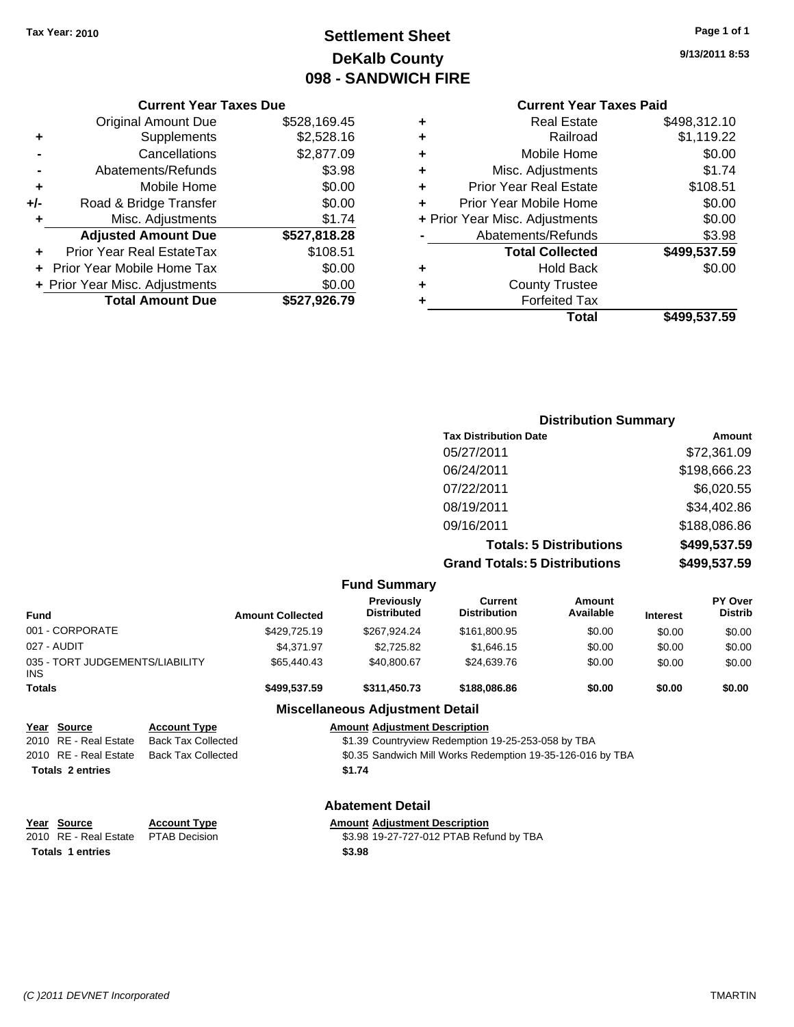Tax Year: 2010

# Settlement Sheet
## DeKalb County
## 098 - SANDWICH FIRE

9/13/2011 8:53

### Current Year Taxes Due

| | | |
|---|---|---|
| | Original Amount Due | $528,169.45 |
| + | Supplements | $2,528.16 |
| - | Cancellations | $2,877.09 |
| - | Abatements/Refunds | $3.98 |
| + | Mobile Home | $0.00 |
| +/- | Road & Bridge Transfer | $0.00 |
| + | Misc. Adjustments | $1.74 |
| | **Adjusted Amount Due** | **$527,818.28** |
| + | Prior Year Real EstateTax | $108.51 |
| + | Prior Year Mobile Home Tax | $0.00 |
| + | Prior Year Misc. Adjustments | $0.00 |
| | **Total Amount Due** | **$527,926.79** |

### Current Year Taxes Paid

| | | |
|---|---|---|
| + | Real Estate | $498,312.10 |
| + | Railroad | $1,119.22 |
| + | Mobile Home | $0.00 |
| + | Misc. Adjustments | $1.74 |
| + | Prior Year Real Estate | $108.51 |
| + | Prior Year Mobile Home | $0.00 |
| + | Prior Year Misc. Adjustments | $0.00 |
| - | Abatements/Refunds | $3.98 |
| | **Total Collected** | **$499,537.59** |
| + | Hold Back | $0.00 |
| + | County Trustee | |
| + | Forfeited Tax | |
| | **Total** | **$499,537.59** |

### Distribution Summary

| Tax Distribution Date | Amount |
|---|---|
| 05/27/2011 | $72,361.09 |
| 06/24/2011 | $198,666.23 |
| 07/22/2011 | $6,020.55 |
| 08/19/2011 | $34,402.86 |
| 09/16/2011 | $188,086.86 |
| **Totals: 5 Distributions** | **$499,537.59** |
| **Grand Totals: 5 Distributions** | **$499,537.59** |

### Fund Summary

| Fund | Amount Collected | Previously Distributed | Current Distribution | Amount Available | Interest | PY Over Distrib |
|---|---|---|---|---|---|---|
| 001 - CORPORATE | $429,725.19 | $267,924.24 | $161,800.95 | $0.00 | $0.00 | $0.00 |
| 027 - AUDIT | $4,371.97 | $2,725.82 | $1,646.15 | $0.00 | $0.00 | $0.00 |
| 035 - TORT JUDGEMENTS/LIABILITY INS | $65,440.43 | $40,800.67 | $24,639.76 | $0.00 | $0.00 | $0.00 |
| **Totals** | **$499,537.59** | **$311,450.73** | **$188,086.86** | **$0.00** | **$0.00** | **$0.00** |

### Miscellaneous Adjustment Detail

| Year | Source | Account Type | Amount | Adjustment Description |
|---|---|---|---|---|
| 2010 | RE - Real Estate | Back Tax Collected | $1.39 | Countryview Redemption 19-25-253-058 by TBA |
| 2010 | RE - Real Estate | Back Tax Collected | $0.35 | Sandwich Mill Works Redemption 19-35-126-016 by TBA |
| **Totals 2 entries** | | | **$1.74** | |

### Abatement Detail

| Year | Source | Account Type | Amount | Adjustment Description |
|---|---|---|---|---|
| 2010 | RE - Real Estate | PTAB Decision | $3.98 | 19-27-727-012 PTAB Refund by TBA |
| **Totals 1 entries** | | | **$3.98** | |

(C )2011 DEVNET Incorporated TMARTIN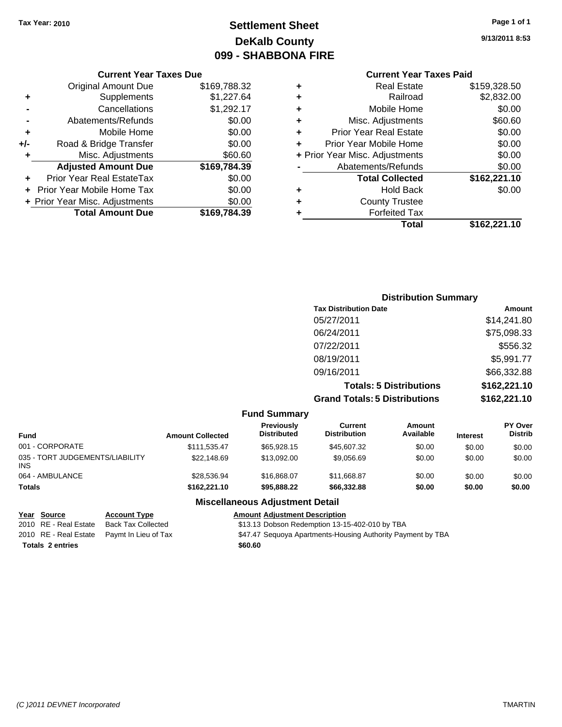Tax Year: 2010

# Settlement Sheet
## DeKalb County
## 099 - SHABBONA FIRE

9/13/2011 8:53

### Current Year Taxes Due

| | | |
|---|---|---|
| | Original Amount Due | $169,788.32 |
| + | Supplements | $1,227.64 |
| - | Cancellations | $1,292.17 |
| - | Abatements/Refunds | $0.00 |
| + | Mobile Home | $0.00 |
| +/- | Road & Bridge Transfer | $0.00 |
| + | Misc. Adjustments | $60.60 |
| | **Adjusted Amount Due** | **$169,784.39** |
| + | Prior Year Real EstateTax | $0.00 |
| + | Prior Year Mobile Home Tax | $0.00 |
| + | Prior Year Misc. Adjustments | $0.00 |
| | **Total Amount Due** | **$169,784.39** |

### Current Year Taxes Paid

| | | |
|---|---|---|
| + | Real Estate | $159,328.50 |
| + | Railroad | $2,832.00 |
| + | Mobile Home | $0.00 |
| + | Misc. Adjustments | $60.60 |
| + | Prior Year Real Estate | $0.00 |
| + | Prior Year Mobile Home | $0.00 |
| + | Prior Year Misc. Adjustments | $0.00 |
| - | Abatements/Refunds | $0.00 |
| | **Total Collected** | **$162,221.10** |
| + | Hold Back | $0.00 |
| + | County Trustee | |
| + | Forfeited Tax | |
| | **Total** | **$162,221.10** |

### Distribution Summary

| Tax Distribution Date | Amount |
|---|---|
| 05/27/2011 | $14,241.80 |
| 06/24/2011 | $75,098.33 |
| 07/22/2011 | $556.32 |
| 08/19/2011 | $5,991.77 |
| 09/16/2011 | $66,332.88 |
| **Totals: 5 Distributions** | **$162,221.10** |
| **Grand Totals: 5 Distributions** | **$162,221.10** |

### Fund Summary

| Fund | Amount Collected | Previously Distributed | Current Distribution | Amount Available | Interest | PY Over Distrib |
|---|---|---|---|---|---|---|
| 001 - CORPORATE | $111,535.47 | $65,928.15 | $45,607.32 | $0.00 | $0.00 | $0.00 |
| 035 - TORT JUDGEMENTS/LIABILITY INS | $22,148.69 | $13,092.00 | $9,056.69 | $0.00 | $0.00 | $0.00 |
| 064 - AMBULANCE | $28,536.94 | $16,868.07 | $11,668.87 | $0.00 | $0.00 | $0.00 |
| **Totals** | **$162,221.10** | **$95,888.22** | **$66,332.88** | **$0.00** | **$0.00** | **$0.00** |

### Miscellaneous Adjustment Detail

| Year | Source | Account Type | Amount | Adjustment Description |
|---|---|---|---|---|
| 2010 | RE - Real Estate | Back Tax Collected | $13.13 | Dobson Redemption 13-15-402-010 by TBA |
| 2010 | RE - Real Estate | Paymt In Lieu of Tax | $47.47 | Sequoya Apartments-Housing Authority Payment by TBA |
| **Totals 2 entries** | | | **$60.60** | |

(C )2011 DEVNET Incorporated — TMARTIN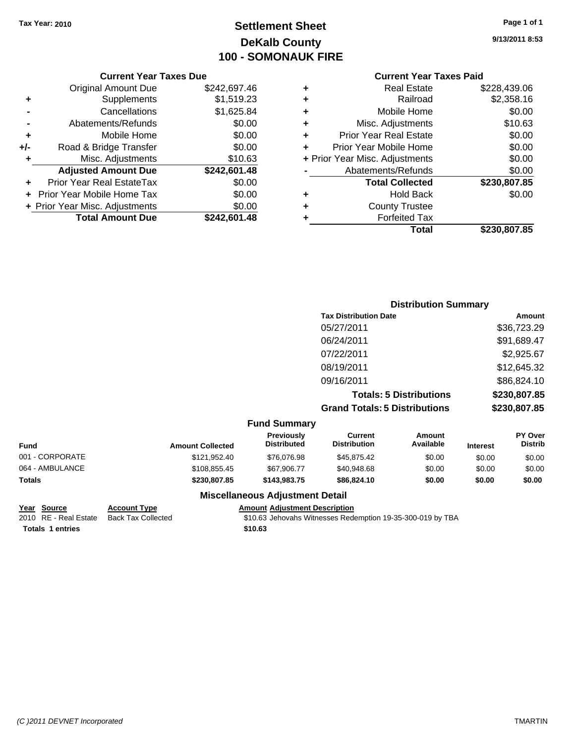Tax Year: 2010

# Settlement Sheet
## DeKalb County
## 100 - SOMONAUK FIRE

9/13/2011 8:53

### Current Year Taxes Due

| | | |
|---|---|---|
| | Original Amount Due | $242,697.46 |
| + | Supplements | $1,519.23 |
| - | Cancellations | $1,625.84 |
| - | Abatements/Refunds | $0.00 |
| + | Mobile Home | $0.00 |
| +/- | Road & Bridge Transfer | $0.00 |
| + | Misc. Adjustments | $10.63 |
| | **Adjusted Amount Due** | **$242,601.48** |
| + | Prior Year Real EstateTax | $0.00 |
| + | Prior Year Mobile Home Tax | $0.00 |
| + | Prior Year Misc. Adjustments | $0.00 |
| | **Total Amount Due** | **$242,601.48** |

### Current Year Taxes Paid

| | | |
|---|---|---|
| + | Real Estate | $228,439.06 |
| + | Railroad | $2,358.16 |
| + | Mobile Home | $0.00 |
| + | Misc. Adjustments | $10.63 |
| + | Prior Year Real Estate | $0.00 |
| + | Prior Year Mobile Home | $0.00 |
| + | Prior Year Misc. Adjustments | $0.00 |
| - | Abatements/Refunds | $0.00 |
| | **Total Collected** | **$230,807.85** |
| + | Hold Back | $0.00 |
| + | County Trustee | |
| + | Forfeited Tax | |
| | **Total** | **$230,807.85** |

### Distribution Summary

| Tax Distribution Date | Amount |
|---|---|
| 05/27/2011 | $36,723.29 |
| 06/24/2011 | $91,689.47 |
| 07/22/2011 | $2,925.67 |
| 08/19/2011 | $12,645.32 |
| 09/16/2011 | $86,824.10 |
| **Totals: 5 Distributions** | **$230,807.85** |
| **Grand Totals: 5 Distributions** | **$230,807.85** |

### Fund Summary

| Fund | Amount Collected | Previously Distributed | Current Distribution | Amount Available | Interest | PY Over Distrib |
|---|---|---|---|---|---|---|
| 001 - CORPORATE | $121,952.40 | $76,076.98 | $45,875.42 | $0.00 | $0.00 | $0.00 |
| 064 - AMBULANCE | $108,855.45 | $67,906.77 | $40,948.68 | $0.00 | $0.00 | $0.00 |
| **Totals** | **$230,807.85** | **$143,983.75** | **$86,824.10** | **$0.00** | **$0.00** | **$0.00** |

### Miscellaneous Adjustment Detail

| Year | Source | Account Type | Amount | Adjustment Description |
|---|---|---|---|---|
| 2010 | RE - Real Estate | Back Tax Collected | $10.63 | Jehovahs Witnesses Redemption 19-35-300-019 by TBA |
| **Totals** | **1 entries** | | **$10.63** | |

(C )2011 DEVNET Incorporated TMARTIN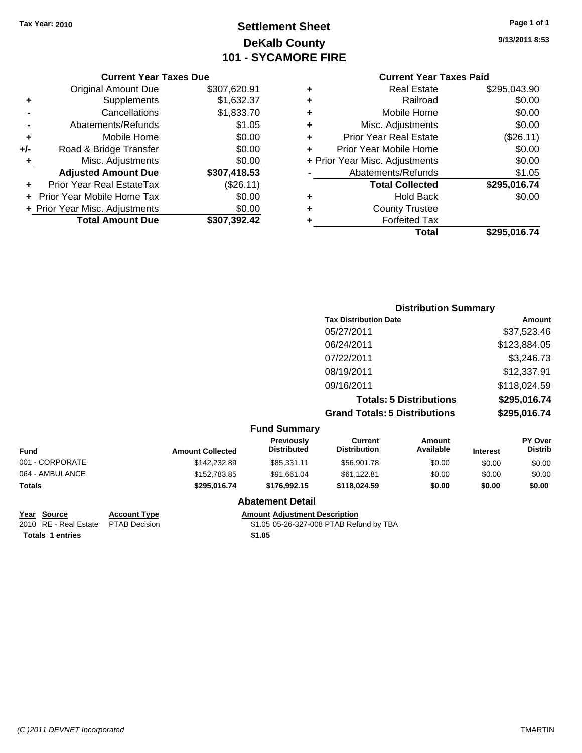Tax Year: 2010

# Settlement Sheet
## DeKalb County
## 101 - SYCAMORE FIRE

9/13/2011 8:53

### Current Year Taxes Due

| | | |
|---|---|---|
| | Original Amount Due | $307,620.91 |
| + | Supplements | $1,632.37 |
| - | Cancellations | $1,833.70 |
| - | Abatements/Refunds | $1.05 |
| + | Mobile Home | $0.00 |
| +/- | Road & Bridge Transfer | $0.00 |
| + | Misc. Adjustments | $0.00 |
| | **Adjusted Amount Due** | **$307,418.53** |
| + | Prior Year Real EstateTax | ($26.11) |
| + | Prior Year Mobile Home Tax | $0.00 |
| + | Prior Year Misc. Adjustments | $0.00 |
| | **Total Amount Due** | **$307,392.42** |

### Current Year Taxes Paid

| | | |
|---|---|---|
| + | Real Estate | $295,043.90 |
| + | Railroad | $0.00 |
| + | Mobile Home | $0.00 |
| + | Misc. Adjustments | $0.00 |
| + | Prior Year Real Estate | ($26.11) |
| + | Prior Year Mobile Home | $0.00 |
| + | Prior Year Misc. Adjustments | $0.00 |
| - | Abatements/Refunds | $1.05 |
| | **Total Collected** | **$295,016.74** |
| + | Hold Back | $0.00 |
| + | County Trustee | |
| + | Forfeited Tax | |
| | **Total** | **$295,016.74** |

### Distribution Summary

| Tax Distribution Date | Amount |
|---|---|
| 05/27/2011 | $37,523.46 |
| 06/24/2011 | $123,884.05 |
| 07/22/2011 | $3,246.73 |
| 08/19/2011 | $12,337.91 |
| 09/16/2011 | $118,024.59 |
| **Totals: 5 Distributions** | **$295,016.74** |
| **Grand Totals: 5 Distributions** | **$295,016.74** |

### Fund Summary

| Fund | Amount Collected | Previously Distributed | Current Distribution | Amount Available | Interest | PY Over Distrib |
|---|---|---|---|---|---|---|
| 001 - CORPORATE | $142,232.89 | $85,331.11 | $56,901.78 | $0.00 | $0.00 | $0.00 |
| 064 - AMBULANCE | $152,783.85 | $91,661.04 | $61,122.81 | $0.00 | $0.00 | $0.00 |
| **Totals** | **$295,016.74** | **$176,992.15** | **$118,024.59** | **$0.00** | **$0.00** | **$0.00** |

### Abatement Detail

| Year | Source | Account Type | Amount | Adjustment Description |
|---|---|---|---|---|
| 2010 | RE - Real Estate | PTAB Decision | $1.05 | 05-26-327-008 PTAB Refund by TBA |
| **Totals 1 entries** | | | **$1.05** | |

(C )2011 DEVNET Incorporated    TMARTIN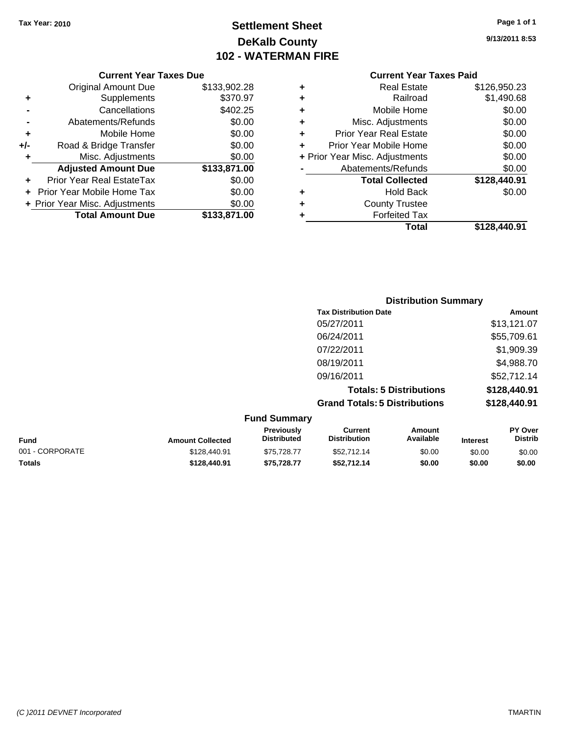Tax Year: 2010

# Settlement Sheet
## DeKalb County
## 102 - WATERMAN FIRE

9/13/2011 8:53

### Current Year Taxes Due

| | | |
|---|---|---|
| | Original Amount Due | $133,902.28 |
| + | Supplements | $370.97 |
| - | Cancellations | $402.25 |
| - | Abatements/Refunds | $0.00 |
| + | Mobile Home | $0.00 |
| +/- | Road & Bridge Transfer | $0.00 |
| + | Misc. Adjustments | $0.00 |
| | **Adjusted Amount Due** | **$133,871.00** |
| + | Prior Year Real EstateTax | $0.00 |
| + | Prior Year Mobile Home Tax | $0.00 |
| + | Prior Year Misc. Adjustments | $0.00 |
| | **Total Amount Due** | **$133,871.00** |

### Current Year Taxes Paid

| | | |
|---|---|---|
| + | Real Estate | $126,950.23 |
| + | Railroad | $1,490.68 |
| + | Mobile Home | $0.00 |
| + | Misc. Adjustments | $0.00 |
| + | Prior Year Real Estate | $0.00 |
| + | Prior Year Mobile Home | $0.00 |
| + | Prior Year Misc. Adjustments | $0.00 |
| - | Abatements/Refunds | $0.00 |
| | **Total Collected** | **$128,440.91** |
| + | Hold Back | $0.00 |
| + | County Trustee | |
| + | Forfeited Tax | |
| | **Total** | **$128,440.91** |

### Distribution Summary

| Tax Distribution Date | Amount |
|---|---|
| 05/27/2011 | $13,121.07 |
| 06/24/2011 | $55,709.61 |
| 07/22/2011 | $1,909.39 |
| 08/19/2011 | $4,988.70 |
| 09/16/2011 | $52,712.14 |
| **Totals: 5 Distributions** | **$128,440.91** |
| **Grand Totals: 5 Distributions** | **$128,440.91** |

### Fund Summary

| Fund | Amount Collected | Previously Distributed | Current Distribution | Amount Available | Interest | PY Over Distrib |
|---|---|---|---|---|---|---|
| 001 - CORPORATE | $128,440.91 | $75,728.77 | $52,712.14 | $0.00 | $0.00 | $0.00 |
| **Totals** | **$128,440.91** | **$75,728.77** | **$52,712.14** | **$0.00** | **$0.00** | **$0.00** |

(C )2011 DEVNET Incorporated

TMARTIN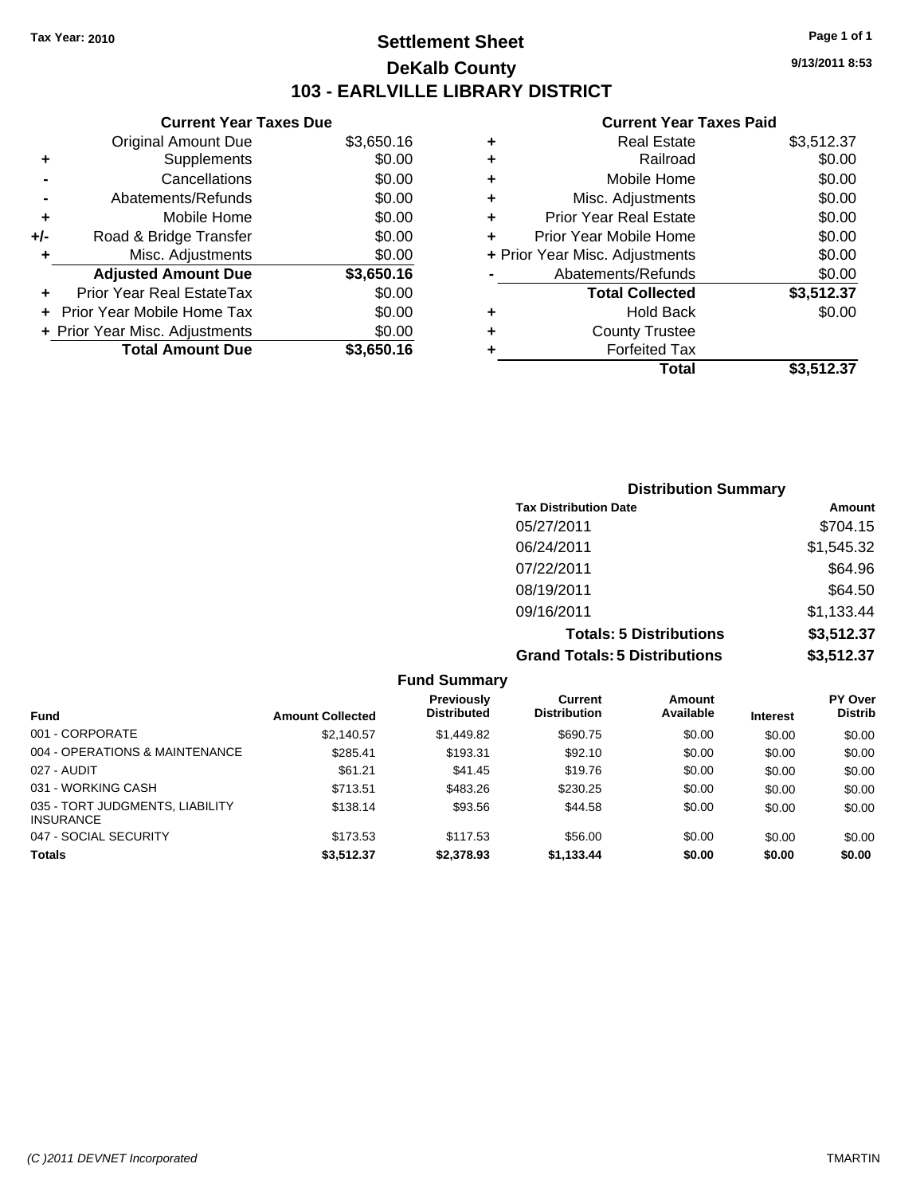Tax Year: 2010

# Settlement Sheet
## DeKalb County
## 103 - EARLVILLE LIBRARY DISTRICT

9/13/2011 8:53

### Current Year Taxes Due

| | | |
|---|---|---|
| | Original Amount Due | $3,650.16 |
| + | Supplements | $0.00 |
| - | Cancellations | $0.00 |
| - | Abatements/Refunds | $0.00 |
| + | Mobile Home | $0.00 |
| +/- | Road & Bridge Transfer | $0.00 |
| + | Misc. Adjustments | $0.00 |
| | **Adjusted Amount Due** | **$3,650.16** |
| + | Prior Year Real EstateTax | $0.00 |
| + | Prior Year Mobile Home Tax | $0.00 |
| + | Prior Year Misc. Adjustments | $0.00 |
| | **Total Amount Due** | **$3,650.16** |

### Current Year Taxes Paid

| | | |
|---|---|---|
| + | Real Estate | $3,512.37 |
| + | Railroad | $0.00 |
| + | Mobile Home | $0.00 |
| + | Misc. Adjustments | $0.00 |
| + | Prior Year Real Estate | $0.00 |
| + | Prior Year Mobile Home | $0.00 |
| + | Prior Year Misc. Adjustments | $0.00 |
| - | Abatements/Refunds | $0.00 |
| | **Total Collected** | **$3,512.37** |
| + | Hold Back | $0.00 |
| + | County Trustee | |
| + | Forfeited Tax | |
| | **Total** | **$3,512.37** |

### Distribution Summary

| Tax Distribution Date | Amount |
|---|---|
| 05/27/2011 | $704.15 |
| 06/24/2011 | $1,545.32 |
| 07/22/2011 | $64.96 |
| 08/19/2011 | $64.50 |
| 09/16/2011 | $1,133.44 |
| **Totals: 5 Distributions** | **$3,512.37** |
| **Grand Totals: 5 Distributions** | **$3,512.37** |

### Fund Summary

| Fund | Amount Collected | Previously Distributed | Current Distribution | Amount Available | Interest | PY Over Distrib |
|---|---|---|---|---|---|---|
| 001 - CORPORATE | $2,140.57 | $1,449.82 | $690.75 | $0.00 | $0.00 | $0.00 |
| 004 - OPERATIONS & MAINTENANCE | $285.41 | $193.31 | $92.10 | $0.00 | $0.00 | $0.00 |
| 027 - AUDIT | $61.21 | $41.45 | $19.76 | $0.00 | $0.00 | $0.00 |
| 031 - WORKING CASH | $713.51 | $483.26 | $230.25 | $0.00 | $0.00 | $0.00 |
| 035 - TORT JUDGMENTS, LIABILITY INSURANCE | $138.14 | $93.56 | $44.58 | $0.00 | $0.00 | $0.00 |
| 047 - SOCIAL SECURITY | $173.53 | $117.53 | $56.00 | $0.00 | $0.00 | $0.00 |
| **Totals** | **$3,512.37** | **$2,378.93** | **$1,133.44** | **$0.00** | **$0.00** | **$0.00** |

(C )2011 DEVNET Incorporated — TMARTIN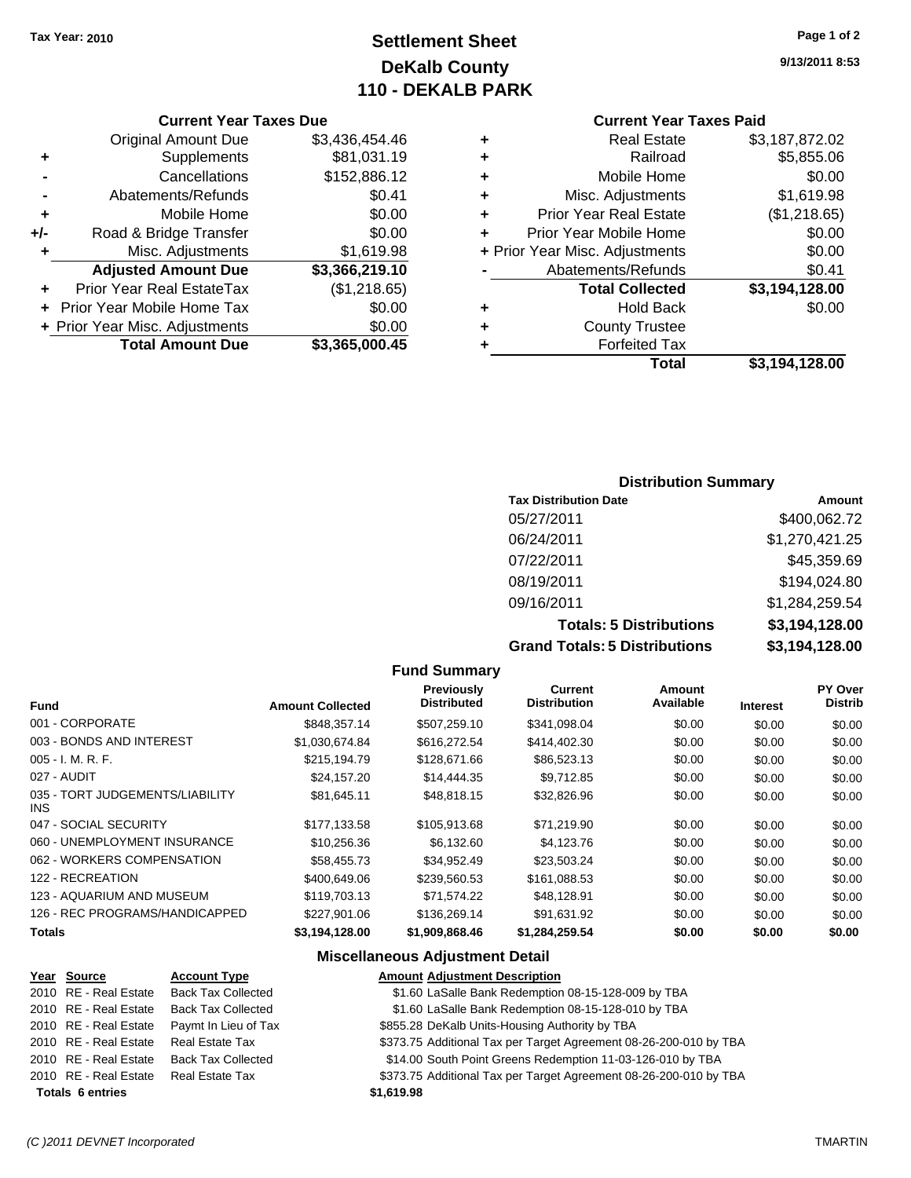Tax Year: 2010

# Settlement Sheet
## DeKalb County
## 110 - DEKALB PARK

9/13/2011 8:53

### Current Year Taxes Due

| | | |
|---|---|---|
| | Original Amount Due | $3,436,454.46 |
| + | Supplements | $81,031.19 |
| - | Cancellations | $152,886.12 |
| - | Abatements/Refunds | $0.41 |
| + | Mobile Home | $0.00 |
| +/- | Road & Bridge Transfer | $0.00 |
| + | Misc. Adjustments | $1,619.98 |
| | **Adjusted Amount Due** | **$3,366,219.10** |
| + | Prior Year Real EstateTax | ($1,218.65) |
| + | Prior Year Mobile Home Tax | $0.00 |
| + | Prior Year Misc. Adjustments | $0.00 |
| | **Total Amount Due** | **$3,365,000.45** |

### Current Year Taxes Paid

| | | |
|---|---|---|
| + | Real Estate | $3,187,872.02 |
| + | Railroad | $5,855.06 |
| + | Mobile Home | $0.00 |
| + | Misc. Adjustments | $1,619.98 |
| + | Prior Year Real Estate | ($1,218.65) |
| + | Prior Year Mobile Home | $0.00 |
| + | Prior Year Misc. Adjustments | $0.00 |
| - | Abatements/Refunds | $0.41 |
| | **Total Collected** | **$3,194,128.00** |
| + | Hold Back | $0.00 |
| + | County Trustee | |
| + | Forfeited Tax | |
| | **Total** | **$3,194,128.00** |

### Distribution Summary

| Tax Distribution Date | Amount |
|---|---|
| 05/27/2011 | $400,062.72 |
| 06/24/2011 | $1,270,421.25 |
| 07/22/2011 | $45,359.69 |
| 08/19/2011 | $194,024.80 |
| 09/16/2011 | $1,284,259.54 |
| **Totals: 5 Distributions** | **$3,194,128.00** |
| **Grand Totals: 5 Distributions** | **$3,194,128.00** |

### Fund Summary

| Fund | Amount Collected | Previously Distributed | Current Distribution | Amount Available | Interest | PY Over Distrib |
|---|---|---|---|---|---|---|
| 001 - CORPORATE | $848,357.14 | $507,259.10 | $341,098.04 | $0.00 | $0.00 | $0.00 |
| 003 - BONDS AND INTEREST | $1,030,674.84 | $616,272.54 | $414,402.30 | $0.00 | $0.00 | $0.00 |
| 005 - I. M. R. F. | $215,194.79 | $128,671.66 | $86,523.13 | $0.00 | $0.00 | $0.00 |
| 027 - AUDIT | $24,157.20 | $14,444.35 | $9,712.85 | $0.00 | $0.00 | $0.00 |
| 035 - TORT JUDGEMENTS/LIABILITY INS | $81,645.11 | $48,818.15 | $32,826.96 | $0.00 | $0.00 | $0.00 |
| 047 - SOCIAL SECURITY | $177,133.58 | $105,913.68 | $71,219.90 | $0.00 | $0.00 | $0.00 |
| 060 - UNEMPLOYMENT INSURANCE | $10,256.36 | $6,132.60 | $4,123.76 | $0.00 | $0.00 | $0.00 |
| 062 - WORKERS COMPENSATION | $58,455.73 | $34,952.49 | $23,503.24 | $0.00 | $0.00 | $0.00 |
| 122 - RECREATION | $400,649.06 | $239,560.53 | $161,088.53 | $0.00 | $0.00 | $0.00 |
| 123 - AQUARIUM AND MUSEUM | $119,703.13 | $71,574.22 | $48,128.91 | $0.00 | $0.00 | $0.00 |
| 126 - REC PROGRAMS/HANDICAPPED | $227,901.06 | $136,269.14 | $91,631.92 | $0.00 | $0.00 | $0.00 |
| **Totals** | **$3,194,128.00** | **$1,909,868.46** | **$1,284,259.54** | **$0.00** | **$0.00** | **$0.00** |

### Miscellaneous Adjustment Detail

| Year | Source | Account Type | Amount | Adjustment Description |
|---|---|---|---|---|
| 2010 | RE - Real Estate | Back Tax Collected | $1.60 | LaSalle Bank Redemption 08-15-128-009 by TBA |
| 2010 | RE - Real Estate | Back Tax Collected | $1.60 | LaSalle Bank Redemption 08-15-128-010 by TBA |
| 2010 | RE - Real Estate | Paymt In Lieu of Tax | $855.28 | DeKalb Units-Housing Authority by TBA |
| 2010 | RE - Real Estate | Real Estate Tax | $373.75 | Additional Tax per Target Agreement 08-26-200-010 by TBA |
| 2010 | RE - Real Estate | Back Tax Collected | $14.00 | South Point Greens Redemption 11-03-126-010 by TBA |
| 2010 | RE - Real Estate | Real Estate Tax | $373.75 | Additional Tax per Target Agreement 08-26-200-010 by TBA |
| **Totals 6 entries** | | | **$1,619.98** | |

(C )2011 DEVNET Incorporated TMARTIN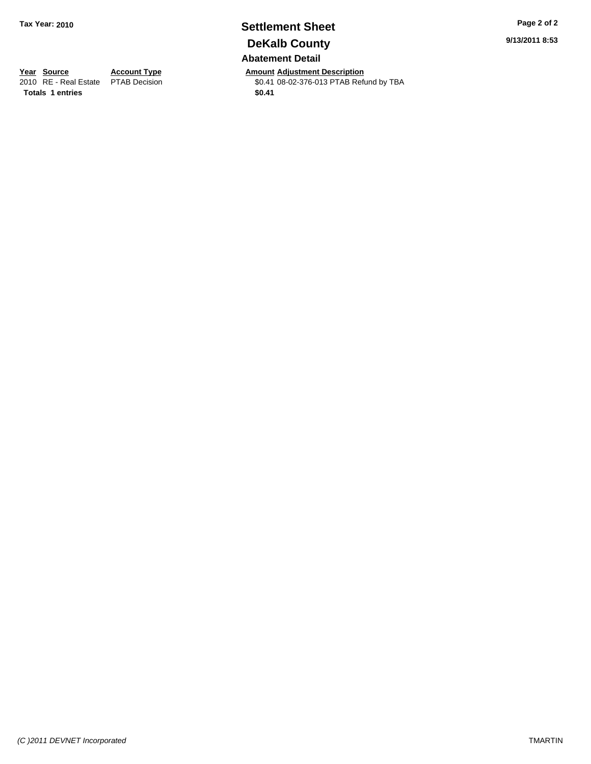# Settlement Sheet

## DeKalb County

### Abatement Detail

| Year | Source | Account Type | Amount | Adjustment Description |
|---|---|---|---|---|
| 2010 | RE - Real Estate | PTAB Decision | $0.41 | 08-02-376-013 PTAB Refund by TBA |
| **Totals** | **1 entries** | | **$0.41** | |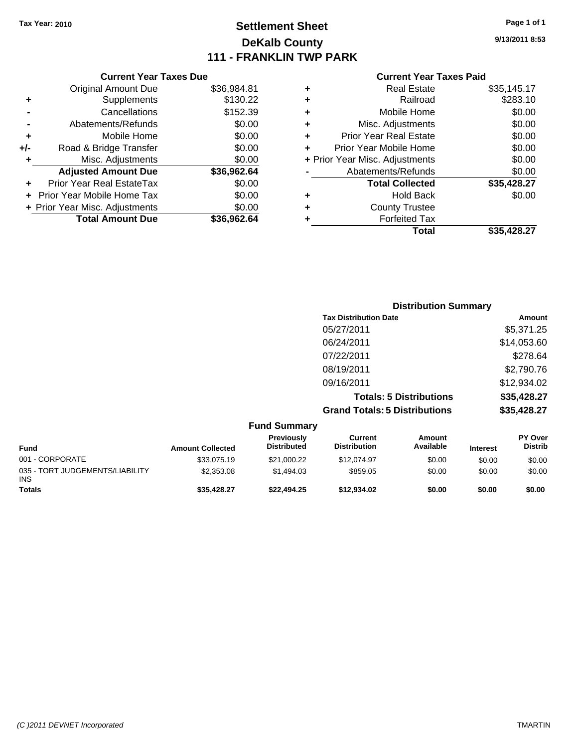**Tax Year: 2010**

# Settlement Sheet
## DeKalb County
## 111 - FRANKLIN TWP PARK

9/13/2011 8:53

### Current Year Taxes Due

| | | |
|---|---|---|
| | Original Amount Due | $36,984.81 |
| + | Supplements | $130.22 |
| - | Cancellations | $152.39 |
| - | Abatements/Refunds | $0.00 |
| + | Mobile Home | $0.00 |
| +/- | Road & Bridge Transfer | $0.00 |
| + | Misc. Adjustments | $0.00 |
| | **Adjusted Amount Due** | **$36,962.64** |
| + | Prior Year Real EstateTax | $0.00 |
| + | Prior Year Mobile Home Tax | $0.00 |
| + | Prior Year Misc. Adjustments | $0.00 |
| | **Total Amount Due** | **$36,962.64** |

### Current Year Taxes Paid

| | | |
|---|---|---|
| + | Real Estate | $35,145.17 |
| + | Railroad | $283.10 |
| + | Mobile Home | $0.00 |
| + | Misc. Adjustments | $0.00 |
| + | Prior Year Real Estate | $0.00 |
| + | Prior Year Mobile Home | $0.00 |
| + | Prior Year Misc. Adjustments | $0.00 |
| - | Abatements/Refunds | $0.00 |
| | **Total Collected** | **$35,428.27** |
| + | Hold Back | $0.00 |
| + | County Trustee | |
| + | Forfeited Tax | |
| | **Total** | **$35,428.27** |

### Distribution Summary

| Tax Distribution Date | Amount |
|---|---|
| 05/27/2011 | $5,371.25 |
| 06/24/2011 | $14,053.60 |
| 07/22/2011 | $278.64 |
| 08/19/2011 | $2,790.76 |
| 09/16/2011 | $12,934.02 |
| **Totals: 5 Distributions** | **$35,428.27** |
| **Grand Totals: 5 Distributions** | **$35,428.27** |

### Fund Summary

| Fund | Amount Collected | Previously Distributed | Current Distribution | Amount Available | Interest | PY Over Distrib |
|---|---|---|---|---|---|---|
| 001 - CORPORATE | $33,075.19 | $21,000.22 | $12,074.97 | $0.00 | $0.00 | $0.00 |
| 035 - TORT JUDGEMENTS/LIABILITY INS | $2,353.08 | $1,494.03 | $859.05 | $0.00 | $0.00 | $0.00 |
| **Totals** | **$35,428.27** | **$22,494.25** | **$12,934.02** | **$0.00** | **$0.00** | **$0.00** |

(C )2011 DEVNET Incorporated — TMARTIN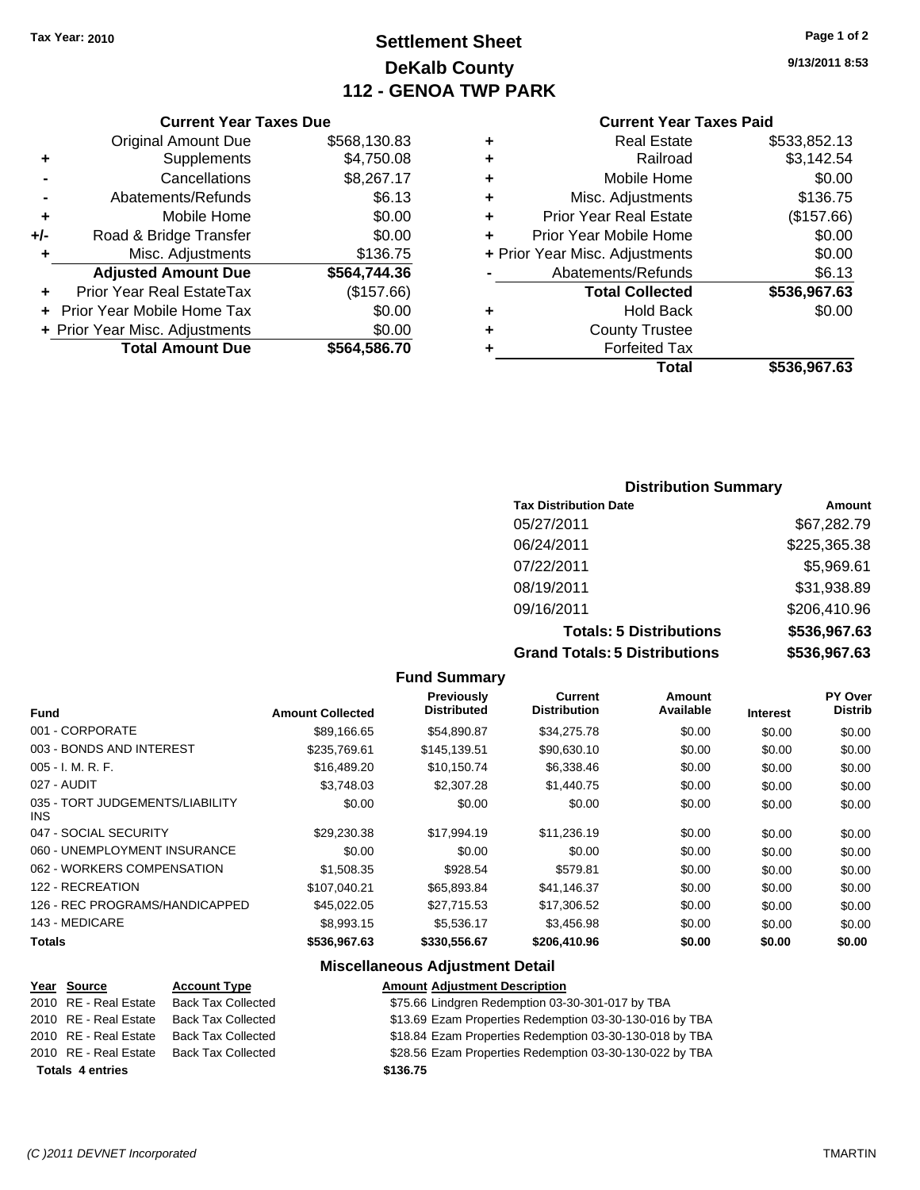**Tax Year: 2010**

# Settlement Sheet
## DeKalb County
## 112 - GENOA TWP PARK

9/13/2011 8:53

### Current Year Taxes Due

| | | |
|---|---|---|
| | Original Amount Due | $568,130.83 |
| + | Supplements | $4,750.08 |
| - | Cancellations | $8,267.17 |
| - | Abatements/Refunds | $6.13 |
| + | Mobile Home | $0.00 |
| +/- | Road & Bridge Transfer | $0.00 |
| + | Misc. Adjustments | $136.75 |
| | **Adjusted Amount Due** | **$564,744.36** |
| + | Prior Year Real EstateTax | ($157.66) |
| + | Prior Year Mobile Home Tax | $0.00 |
| + | Prior Year Misc. Adjustments | $0.00 |
| | **Total Amount Due** | **$564,586.70** |

### Current Year Taxes Paid

| | | |
|---|---|---|
| + | Real Estate | $533,852.13 |
| + | Railroad | $3,142.54 |
| + | Mobile Home | $0.00 |
| + | Misc. Adjustments | $136.75 |
| + | Prior Year Real Estate | ($157.66) |
| + | Prior Year Mobile Home | $0.00 |
| + | Prior Year Misc. Adjustments | $0.00 |
| - | Abatements/Refunds | $6.13 |
| | **Total Collected** | **$536,967.63** |
| + | Hold Back | $0.00 |
| + | County Trustee | |
| + | Forfeited Tax | |
| | **Total** | **$536,967.63** |

### Distribution Summary

| Tax Distribution Date | Amount |
|---|---|
| 05/27/2011 | $67,282.79 |
| 06/24/2011 | $225,365.38 |
| 07/22/2011 | $5,969.61 |
| 08/19/2011 | $31,938.89 |
| 09/16/2011 | $206,410.96 |
| **Totals: 5 Distributions** | **$536,967.63** |
| **Grand Totals: 5 Distributions** | **$536,967.63** |

### Fund Summary

| Fund | Amount Collected | Previously Distributed | Current Distribution | Amount Available | Interest | PY Over Distrib |
|---|---|---|---|---|---|---|
| 001 - CORPORATE | $89,166.65 | $54,890.87 | $34,275.78 | $0.00 | $0.00 | $0.00 |
| 003 - BONDS AND INTEREST | $235,769.61 | $145,139.51 | $90,630.10 | $0.00 | $0.00 | $0.00 |
| 005 - I. M. R. F. | $16,489.20 | $10,150.74 | $6,338.46 | $0.00 | $0.00 | $0.00 |
| 027 - AUDIT | $3,748.03 | $2,307.28 | $1,440.75 | $0.00 | $0.00 | $0.00 |
| 035 - TORT JUDGEMENTS/LIABILITY INS | $0.00 | $0.00 | $0.00 | $0.00 | $0.00 | $0.00 |
| 047 - SOCIAL SECURITY | $29,230.38 | $17,994.19 | $11,236.19 | $0.00 | $0.00 | $0.00 |
| 060 - UNEMPLOYMENT INSURANCE | $0.00 | $0.00 | $0.00 | $0.00 | $0.00 | $0.00 |
| 062 - WORKERS COMPENSATION | $1,508.35 | $928.54 | $579.81 | $0.00 | $0.00 | $0.00 |
| 122 - RECREATION | $107,040.21 | $65,893.84 | $41,146.37 | $0.00 | $0.00 | $0.00 |
| 126 - REC PROGRAMS/HANDICAPPED | $45,022.05 | $27,715.53 | $17,306.52 | $0.00 | $0.00 | $0.00 |
| 143 - MEDICARE | $8,993.15 | $5,536.17 | $3,456.98 | $0.00 | $0.00 | $0.00 |
| **Totals** | **$536,967.63** | **$330,556.67** | **$206,410.96** | **$0.00** | **$0.00** | **$0.00** |

### Miscellaneous Adjustment Detail

| Year | Source | Account Type | Amount | Adjustment Description |
|---|---|---|---|---|
| 2010 | RE - Real Estate | Back Tax Collected | $75.66 | Lindgren Redemption 03-30-301-017 by TBA |
| 2010 | RE - Real Estate | Back Tax Collected | $13.69 | Ezam Properties Redemption 03-30-130-016 by TBA |
| 2010 | RE - Real Estate | Back Tax Collected | $18.84 | Ezam Properties Redemption 03-30-130-018 by TBA |
| 2010 | RE - Real Estate | Back Tax Collected | $28.56 | Ezam Properties Redemption 03-30-130-022 by TBA |
| **Totals 4 entries** | | | **$136.75** | |

(C )2011 DEVNET Incorporated TMARTIN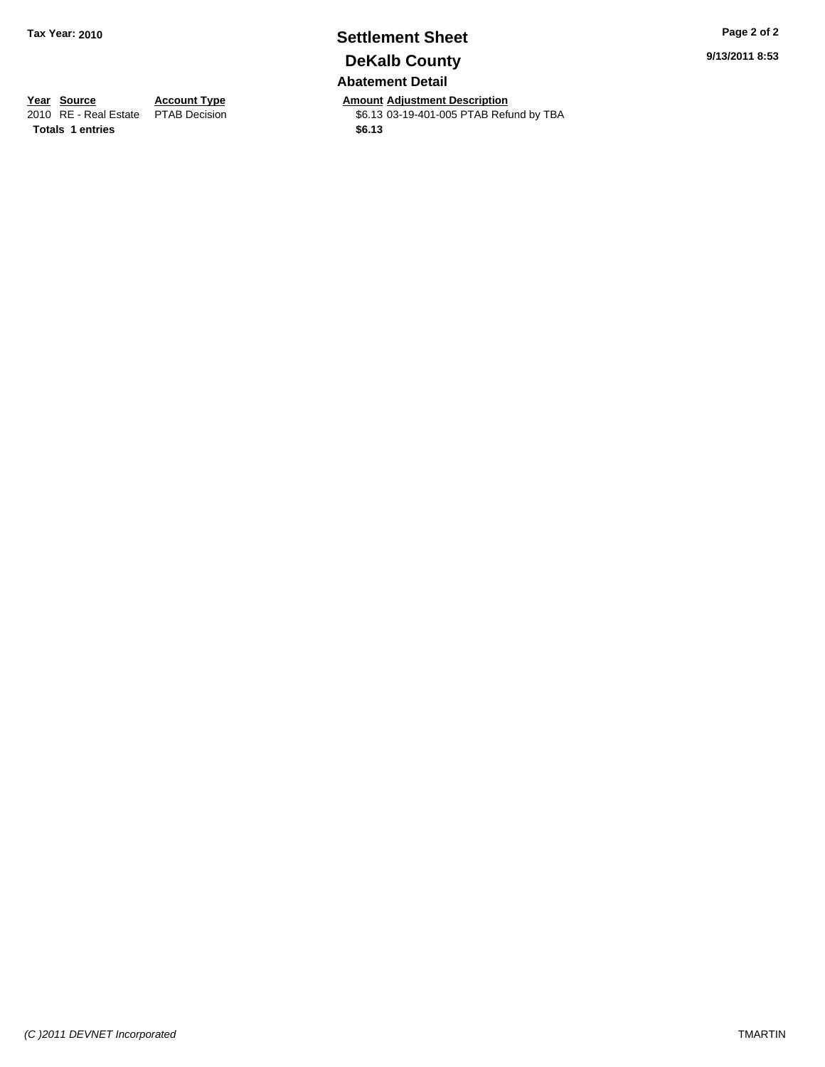**Tax Year: 2010**

# Settlement Sheet
## DeKalb County

### Abatement Detail

| Year | Source | Account Type | Amount | Adjustment Description |
|---|---|---|---|---|
| 2010 | RE - Real Estate | PTAB Decision | $6.13 | 03-19-401-005 PTAB Refund by TBA |
| **Totals** | **1 entries** | | **$6.13** | |

*(C )2011 DEVNET Incorporated* TMARTIN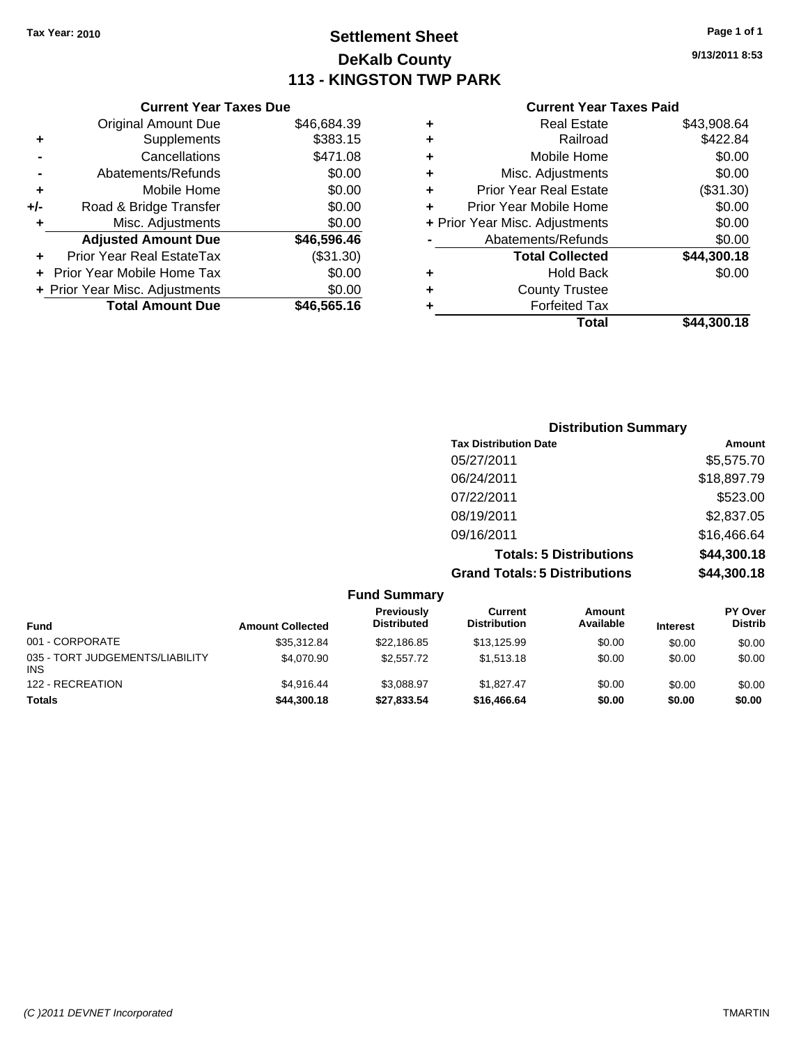Tax Year: 2010

# Settlement Sheet
## DeKalb County
## 113 - KINGSTON TWP PARK

9/13/2011 8:53

### Current Year Taxes Due

| | | |
|---|---|---|
| | Original Amount Due | $46,684.39 |
| + | Supplements | $383.15 |
| - | Cancellations | $471.08 |
| - | Abatements/Refunds | $0.00 |
| + | Mobile Home | $0.00 |
| +/- | Road & Bridge Transfer | $0.00 |
| + | Misc. Adjustments | $0.00 |
| | **Adjusted Amount Due** | **$46,596.46** |
| + | Prior Year Real EstateTax | ($31.30) |
| + | Prior Year Mobile Home Tax | $0.00 |
| + | Prior Year Misc. Adjustments | $0.00 |
| | **Total Amount Due** | **$46,565.16** |

### Current Year Taxes Paid

| | | |
|---|---|---|
| + | Real Estate | $43,908.64 |
| + | Railroad | $422.84 |
| + | Mobile Home | $0.00 |
| + | Misc. Adjustments | $0.00 |
| + | Prior Year Real Estate | ($31.30) |
| + | Prior Year Mobile Home | $0.00 |
| + | Prior Year Misc. Adjustments | $0.00 |
| - | Abatements/Refunds | $0.00 |
| | **Total Collected** | **$44,300.18** |
| + | Hold Back | $0.00 |
| + | County Trustee | |
| + | Forfeited Tax | |
| | **Total** | **$44,300.18** |

### Distribution Summary

| Tax Distribution Date | Amount |
|---|---|
| 05/27/2011 | $5,575.70 |
| 06/24/2011 | $18,897.79 |
| 07/22/2011 | $523.00 |
| 08/19/2011 | $2,837.05 |
| 09/16/2011 | $16,466.64 |
| **Totals: 5 Distributions** | **$44,300.18** |
| **Grand Totals: 5 Distributions** | **$44,300.18** |

### Fund Summary

| Fund | Amount Collected | Previously Distributed | Current Distribution | Amount Available | Interest | PY Over Distrib |
|---|---|---|---|---|---|---|
| 001 - CORPORATE | $35,312.84 | $22,186.85 | $13,125.99 | $0.00 | $0.00 | $0.00 |
| 035 - TORT JUDGEMENTS/LIABILITY INS | $4,070.90 | $2,557.72 | $1,513.18 | $0.00 | $0.00 | $0.00 |
| 122 - RECREATION | $4,916.44 | $3,088.97 | $1,827.47 | $0.00 | $0.00 | $0.00 |
| **Totals** | **$44,300.18** | **$27,833.54** | **$16,466.64** | **$0.00** | **$0.00** | **$0.00** |

(C )2011 DEVNET Incorporated TMARTIN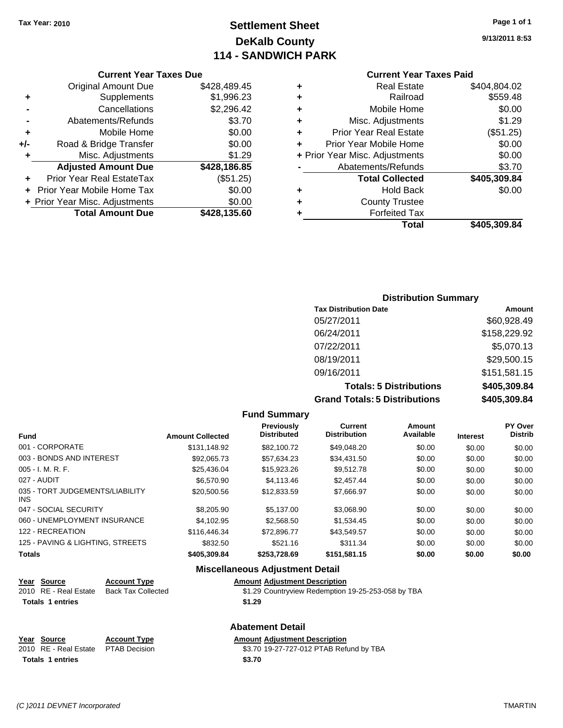Tax Year: 2010

# Settlement Sheet
## DeKalb County
## 114 - SANDWICH PARK

9/13/2011 8:53

### Current Year Taxes Due

| | | |
|---|---|---|
| | Original Amount Due | $428,489.45 |
| + | Supplements | $1,996.23 |
| - | Cancellations | $2,296.42 |
| - | Abatements/Refunds | $3.70 |
| + | Mobile Home | $0.00 |
| +/- | Road & Bridge Transfer | $0.00 |
| + | Misc. Adjustments | $1.29 |
| | **Adjusted Amount Due** | **$428,186.85** |
| + | Prior Year Real EstateTax | ($51.25) |
| + | Prior Year Mobile Home Tax | $0.00 |
| + | Prior Year Misc. Adjustments | $0.00 |
| | **Total Amount Due** | **$428,135.60** |

### Current Year Taxes Paid

| | | |
|---|---|---|
| + | Real Estate | $404,804.02 |
| + | Railroad | $559.48 |
| + | Mobile Home | $0.00 |
| + | Misc. Adjustments | $1.29 |
| + | Prior Year Real Estate | ($51.25) |
| + | Prior Year Mobile Home | $0.00 |
| + | Prior Year Misc. Adjustments | $0.00 |
| - | Abatements/Refunds | $3.70 |
| | **Total Collected** | **$405,309.84** |
| + | Hold Back | $0.00 |
| + | County Trustee | |
| + | Forfeited Tax | |
| | **Total** | **$405,309.84** |

### Distribution Summary

| Tax Distribution Date | Amount |
|---|---|
| 05/27/2011 | $60,928.49 |
| 06/24/2011 | $158,229.92 |
| 07/22/2011 | $5,070.13 |
| 08/19/2011 | $29,500.15 |
| 09/16/2011 | $151,581.15 |
| **Totals: 5 Distributions** | **$405,309.84** |
| **Grand Totals: 5 Distributions** | **$405,309.84** |

### Fund Summary

| Fund | Amount Collected | Previously Distributed | Current Distribution | Amount Available | Interest | PY Over Distrib |
|---|---|---|---|---|---|---|
| 001 - CORPORATE | $131,148.92 | $82,100.72 | $49,048.20 | $0.00 | $0.00 | $0.00 |
| 003 - BONDS AND INTEREST | $92,065.73 | $57,634.23 | $34,431.50 | $0.00 | $0.00 | $0.00 |
| 005 - I. M. R. F. | $25,436.04 | $15,923.26 | $9,512.78 | $0.00 | $0.00 | $0.00 |
| 027 - AUDIT | $6,570.90 | $4,113.46 | $2,457.44 | $0.00 | $0.00 | $0.00 |
| 035 - TORT JUDGEMENTS/LIABILITY INS | $20,500.56 | $12,833.59 | $7,666.97 | $0.00 | $0.00 | $0.00 |
| 047 - SOCIAL SECURITY | $8,205.90 | $5,137.00 | $3,068.90 | $0.00 | $0.00 | $0.00 |
| 060 - UNEMPLOYMENT INSURANCE | $4,102.95 | $2,568.50 | $1,534.45 | $0.00 | $0.00 | $0.00 |
| 122 - RECREATION | $116,446.34 | $72,896.77 | $43,549.57 | $0.00 | $0.00 | $0.00 |
| 125 - PAVING & LIGHTING, STREETS | $832.50 | $521.16 | $311.34 | $0.00 | $0.00 | $0.00 |
| **Totals** | **$405,309.84** | **$253,728.69** | **$151,581.15** | **$0.00** | **$0.00** | **$0.00** |

### Miscellaneous Adjustment Detail

| Year | Source | Account Type | Amount | Adjustment Description |
|---|---|---|---|---|
| 2010 | RE - Real Estate | Back Tax Collected | $1.29 | Countryview Redemption 19-25-253-058 by TBA |
| **Totals** | **1 entries** | | **$1.29** | |

### Abatement Detail

| Year | Source | Account Type | Amount | Adjustment Description |
|---|---|---|---|---|
| 2010 | RE - Real Estate | PTAB Decision | $3.70 | 19-27-727-012 PTAB Refund by TBA |
| **Totals** | **1 entries** | | **$3.70** | |

(C )2011 DEVNET Incorporated TMARTIN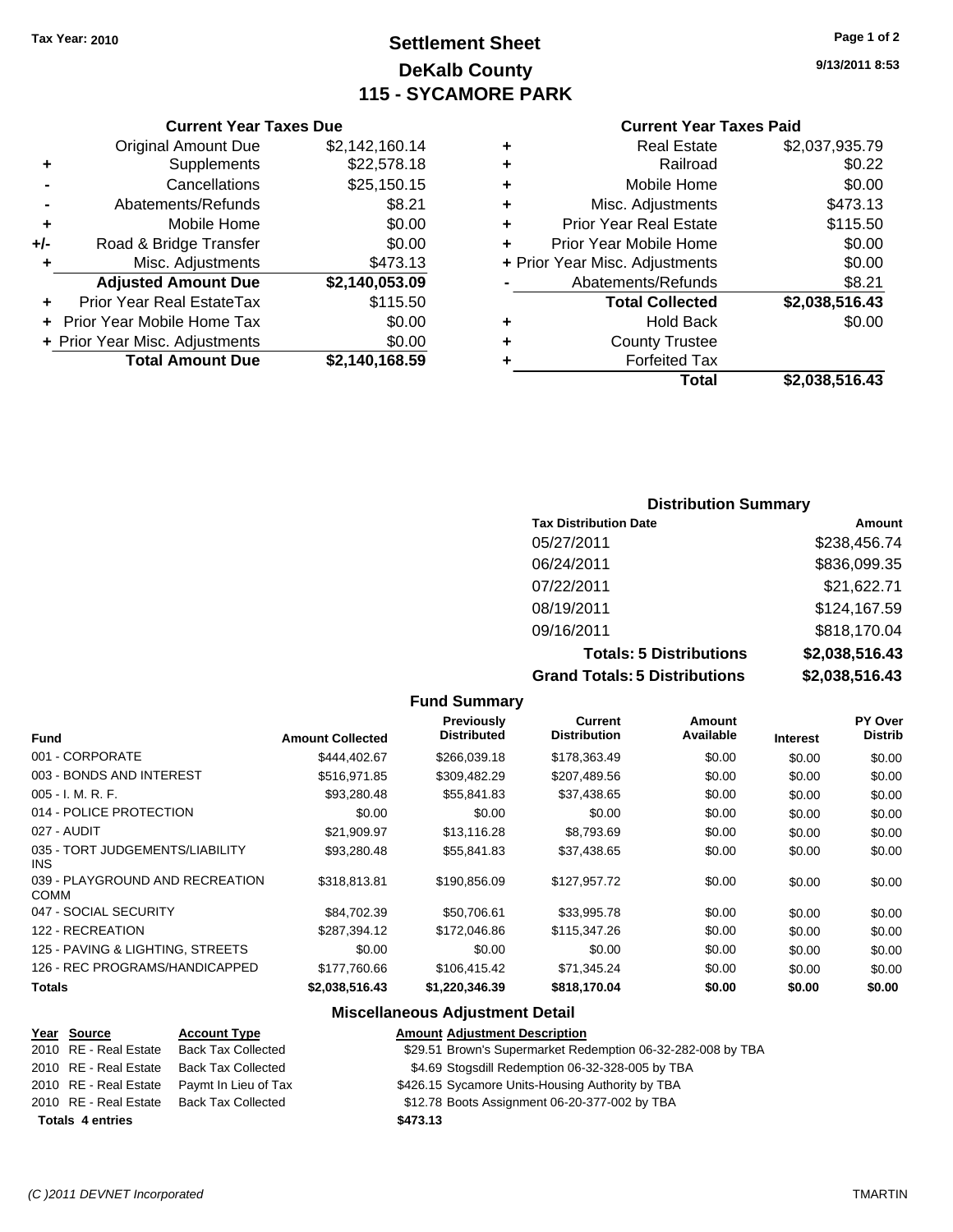**Tax Year: 2010**

# Settlement Sheet
## DeKalb County
## 115 - SYCAMORE PARK

9/13/2011 8:53

### Current Year Taxes Due

| | | |
|---|---|---|
| | Original Amount Due | $2,142,160.14 |
| + | Supplements | $22,578.18 |
| - | Cancellations | $25,150.15 |
| - | Abatements/Refunds | $8.21 |
| + | Mobile Home | $0.00 |
| +/- | Road & Bridge Transfer | $0.00 |
| + | Misc. Adjustments | $473.13 |
| | **Adjusted Amount Due** | **$2,140,053.09** |
| + | Prior Year Real EstateTax | $115.50 |
| + | Prior Year Mobile Home Tax | $0.00 |
| + | Prior Year Misc. Adjustments | $0.00 |
| | **Total Amount Due** | **$2,140,168.59** |

### Current Year Taxes Paid

| | | |
|---|---|---|
| + | Real Estate | $2,037,935.79 |
| + | Railroad | $0.22 |
| + | Mobile Home | $0.00 |
| + | Misc. Adjustments | $473.13 |
| + | Prior Year Real Estate | $115.50 |
| + | Prior Year Mobile Home | $0.00 |
| + | Prior Year Misc. Adjustments | $0.00 |
| - | Abatements/Refunds | $8.21 |
| | **Total Collected** | **$2,038,516.43** |
| + | Hold Back | $0.00 |
| + | County Trustee | |
| + | Forfeited Tax | |
| | **Total** | **$2,038,516.43** |

### Distribution Summary

| Tax Distribution Date | Amount |
|---|---|
| 05/27/2011 | $238,456.74 |
| 06/24/2011 | $836,099.35 |
| 07/22/2011 | $21,622.71 |
| 08/19/2011 | $124,167.59 |
| 09/16/2011 | $818,170.04 |
| **Totals: 5 Distributions** | **$2,038,516.43** |
| **Grand Totals: 5 Distributions** | **$2,038,516.43** |

### Fund Summary

| Fund | Amount Collected | Previously Distributed | Current Distribution | Amount Available | Interest | PY Over Distrib |
|---|---|---|---|---|---|---|
| 001 - CORPORATE | $444,402.67 | $266,039.18 | $178,363.49 | $0.00 | $0.00 | $0.00 |
| 003 - BONDS AND INTEREST | $516,971.85 | $309,482.29 | $207,489.56 | $0.00 | $0.00 | $0.00 |
| 005 - I. M. R. F. | $93,280.48 | $55,841.83 | $37,438.65 | $0.00 | $0.00 | $0.00 |
| 014 - POLICE PROTECTION | $0.00 | $0.00 | $0.00 | $0.00 | $0.00 | $0.00 |
| 027 - AUDIT | $21,909.97 | $13,116.28 | $8,793.69 | $0.00 | $0.00 | $0.00 |
| 035 - TORT JUDGEMENTS/LIABILITY INS | $93,280.48 | $55,841.83 | $37,438.65 | $0.00 | $0.00 | $0.00 |
| 039 - PLAYGROUND AND RECREATION COMM | $318,813.81 | $190,856.09 | $127,957.72 | $0.00 | $0.00 | $0.00 |
| 047 - SOCIAL SECURITY | $84,702.39 | $50,706.61 | $33,995.78 | $0.00 | $0.00 | $0.00 |
| 122 - RECREATION | $287,394.12 | $172,046.86 | $115,347.26 | $0.00 | $0.00 | $0.00 |
| 125 - PAVING & LIGHTING, STREETS | $0.00 | $0.00 | $0.00 | $0.00 | $0.00 | $0.00 |
| 126 - REC PROGRAMS/HANDICAPPED | $177,760.66 | $106,415.42 | $71,345.24 | $0.00 | $0.00 | $0.00 |
| **Totals** | **$2,038,516.43** | **$1,220,346.39** | **$818,170.04** | **$0.00** | **$0.00** | **$0.00** |

### Miscellaneous Adjustment Detail

| Year | Source | Account Type | Amount | Adjustment Description |
|---|---|---|---|---|
| 2010 | RE - Real Estate | Back Tax Collected | $29.51 | Brown's Supermarket Redemption 06-32-282-008 by TBA |
| 2010 | RE - Real Estate | Back Tax Collected | $4.69 | Stogsdill Redemption 06-32-328-005 by TBA |
| 2010 | RE - Real Estate | Paymt In Lieu of Tax | $426.15 | Sycamore Units-Housing Authority by TBA |
| 2010 | RE - Real Estate | Back Tax Collected | $12.78 | Boots Assignment 06-20-377-002 by TBA |
| **Totals 4 entries** | | | **$473.13** | |

(C )2011 DEVNET Incorporated TMARTIN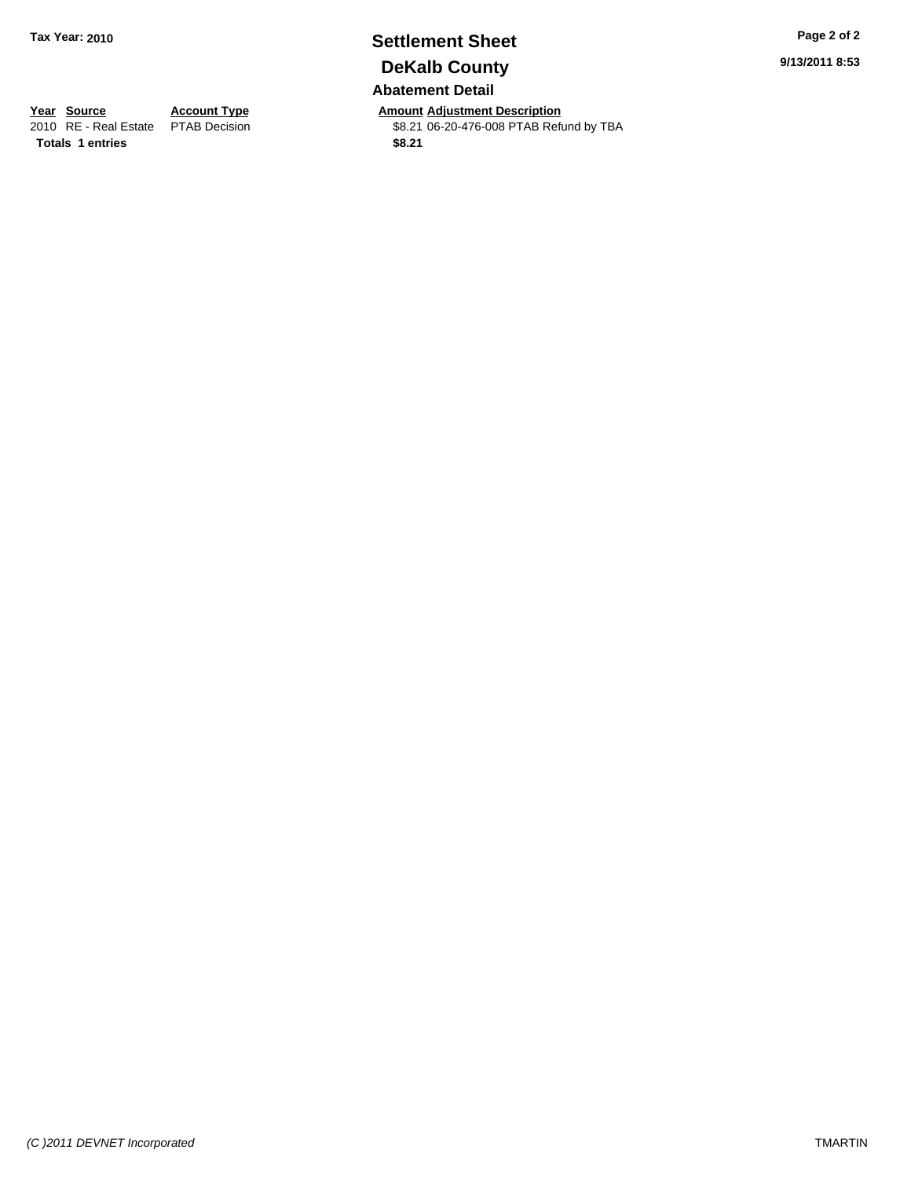**Tax Year: 2010**

# Settlement Sheet

## DeKalb County

### Abatement Detail

| Year | Source | Account Type | Amount | Adjustment Description |
|---|---|---|---|---|
| 2010 | RE - Real Estate | PTAB Decision | $8.21 | 06-20-476-008 PTAB Refund by TBA |
| **Totals** | **1 entries** | | **$8.21** | |

9/13/2011 8:53

*(C )2011 DEVNET Incorporated*

TMARTIN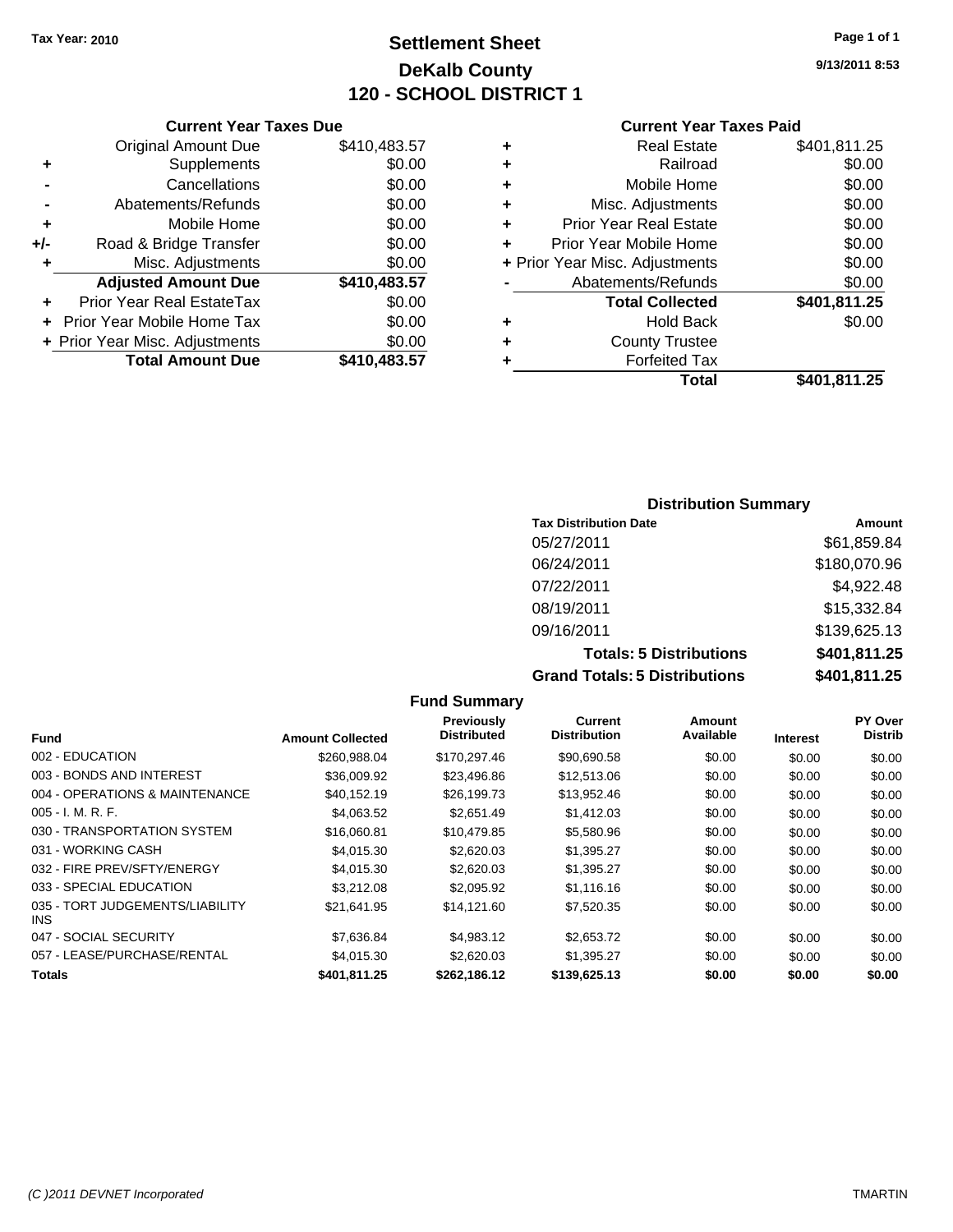Tax Year: 2010

# Settlement Sheet

## DeKalb County

## 120 - SCHOOL DISTRICT 1

9/13/2011 8:53

### Current Year Taxes Due

| | | |
|---|---|---|
| | Original Amount Due | $410,483.57 |
| + | Supplements | $0.00 |
| - | Cancellations | $0.00 |
| - | Abatements/Refunds | $0.00 |
| + | Mobile Home | $0.00 |
| +/- | Road & Bridge Transfer | $0.00 |
| + | Misc. Adjustments | $0.00 |
| | **Adjusted Amount Due** | **$410,483.57** |
| + | Prior Year Real EstateTax | $0.00 |
| + | Prior Year Mobile Home Tax | $0.00 |
| + | Prior Year Misc. Adjustments | $0.00 |
| | **Total Amount Due** | **$410,483.57** |

### Current Year Taxes Paid

| | | |
|---|---|---|
| + | Real Estate | $401,811.25 |
| + | Railroad | $0.00 |
| + | Mobile Home | $0.00 |
| + | Misc. Adjustments | $0.00 |
| + | Prior Year Real Estate | $0.00 |
| + | Prior Year Mobile Home | $0.00 |
| + | Prior Year Misc. Adjustments | $0.00 |
| - | Abatements/Refunds | $0.00 |
| | **Total Collected** | **$401,811.25** |
| + | Hold Back | $0.00 |
| + | County Trustee | |
| + | Forfeited Tax | |
| | **Total** | **$401,811.25** |

### Distribution Summary

| Tax Distribution Date | Amount |
|---|---|
| 05/27/2011 | $61,859.84 |
| 06/24/2011 | $180,070.96 |
| 07/22/2011 | $4,922.48 |
| 08/19/2011 | $15,332.84 |
| 09/16/2011 | $139,625.13 |
| **Totals: 5 Distributions** | **$401,811.25** |
| **Grand Totals: 5 Distributions** | **$401,811.25** |

### Fund Summary

| Fund | Amount Collected | Previously Distributed | Current Distribution | Amount Available | Interest | PY Over Distrib |
|---|---|---|---|---|---|---|
| 002 - EDUCATION | $260,988.04 | $170,297.46 | $90,690.58 | $0.00 | $0.00 | $0.00 |
| 003 - BONDS AND INTEREST | $36,009.92 | $23,496.86 | $12,513.06 | $0.00 | $0.00 | $0.00 |
| 004 - OPERATIONS & MAINTENANCE | $40,152.19 | $26,199.73 | $13,952.46 | $0.00 | $0.00 | $0.00 |
| 005 - I. M. R. F. | $4,063.52 | $2,651.49 | $1,412.03 | $0.00 | $0.00 | $0.00 |
| 030 - TRANSPORTATION SYSTEM | $16,060.81 | $10,479.85 | $5,580.96 | $0.00 | $0.00 | $0.00 |
| 031 - WORKING CASH | $4,015.30 | $2,620.03 | $1,395.27 | $0.00 | $0.00 | $0.00 |
| 032 - FIRE PREV/SFTY/ENERGY | $4,015.30 | $2,620.03 | $1,395.27 | $0.00 | $0.00 | $0.00 |
| 033 - SPECIAL EDUCATION | $3,212.08 | $2,095.92 | $1,116.16 | $0.00 | $0.00 | $0.00 |
| 035 - TORT JUDGEMENTS/LIABILITY INS | $21,641.95 | $14,121.60 | $7,520.35 | $0.00 | $0.00 | $0.00 |
| 047 - SOCIAL SECURITY | $7,636.84 | $4,983.12 | $2,653.72 | $0.00 | $0.00 | $0.00 |
| 057 - LEASE/PURCHASE/RENTAL | $4,015.30 | $2,620.03 | $1,395.27 | $0.00 | $0.00 | $0.00 |
| **Totals** | **$401,811.25** | **$262,186.12** | **$139,625.13** | **$0.00** | **$0.00** | **$0.00** |

(C )2011 DEVNET Incorporated TMARTIN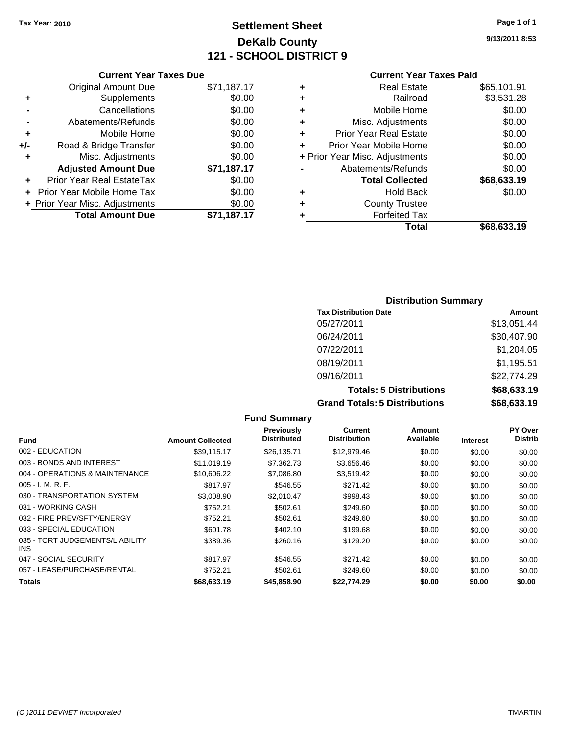Tax Year: 2010

# Settlement Sheet
## DeKalb County
## 121 - SCHOOL DISTRICT 9

9/13/2011 8:53

### Current Year Taxes Due

| | | |
|---|---|---|
| | Original Amount Due | $71,187.17 |
| + | Supplements | $0.00 |
| - | Cancellations | $0.00 |
| - | Abatements/Refunds | $0.00 |
| + | Mobile Home | $0.00 |
| +/- | Road & Bridge Transfer | $0.00 |
| + | Misc. Adjustments | $0.00 |
| | **Adjusted Amount Due** | **$71,187.17** |
| + | Prior Year Real EstateTax | $0.00 |
| + | Prior Year Mobile Home Tax | $0.00 |
| + | Prior Year Misc. Adjustments | $0.00 |
| | **Total Amount Due** | **$71,187.17** |

### Current Year Taxes Paid

| | | |
|---|---|---|
| + | Real Estate | $65,101.91 |
| + | Railroad | $3,531.28 |
| + | Mobile Home | $0.00 |
| + | Misc. Adjustments | $0.00 |
| + | Prior Year Real Estate | $0.00 |
| + | Prior Year Mobile Home | $0.00 |
| + | Prior Year Misc. Adjustments | $0.00 |
| - | Abatements/Refunds | $0.00 |
| | **Total Collected** | **$68,633.19** |
| + | Hold Back | $0.00 |
| + | County Trustee | |
| + | Forfeited Tax | |
| | **Total** | **$68,633.19** |

### Distribution Summary

| Tax Distribution Date | Amount |
|---|---|
| 05/27/2011 | $13,051.44 |
| 06/24/2011 | $30,407.90 |
| 07/22/2011 | $1,204.05 |
| 08/19/2011 | $1,195.51 |
| 09/16/2011 | $22,774.29 |
| **Totals: 5 Distributions** | **$68,633.19** |
| **Grand Totals: 5 Distributions** | **$68,633.19** |

### Fund Summary

| Fund | Amount Collected | Previously Distributed | Current Distribution | Amount Available | Interest | PY Over Distrib |
|---|---|---|---|---|---|---|
| 002 - EDUCATION | $39,115.17 | $26,135.71 | $12,979.46 | $0.00 | $0.00 | $0.00 |
| 003 - BONDS AND INTEREST | $11,019.19 | $7,362.73 | $3,656.46 | $0.00 | $0.00 | $0.00 |
| 004 - OPERATIONS & MAINTENANCE | $10,606.22 | $7,086.80 | $3,519.42 | $0.00 | $0.00 | $0.00 |
| 005 - I. M. R. F. | $817.97 | $546.55 | $271.42 | $0.00 | $0.00 | $0.00 |
| 030 - TRANSPORTATION SYSTEM | $3,008.90 | $2,010.47 | $998.43 | $0.00 | $0.00 | $0.00 |
| 031 - WORKING CASH | $752.21 | $502.61 | $249.60 | $0.00 | $0.00 | $0.00 |
| 032 - FIRE PREV/SFTY/ENERGY | $752.21 | $502.61 | $249.60 | $0.00 | $0.00 | $0.00 |
| 033 - SPECIAL EDUCATION | $601.78 | $402.10 | $199.68 | $0.00 | $0.00 | $0.00 |
| 035 - TORT JUDGEMENTS/LIABILITY INS | $389.36 | $260.16 | $129.20 | $0.00 | $0.00 | $0.00 |
| 047 - SOCIAL SECURITY | $817.97 | $546.55 | $271.42 | $0.00 | $0.00 | $0.00 |
| 057 - LEASE/PURCHASE/RENTAL | $752.21 | $502.61 | $249.60 | $0.00 | $0.00 | $0.00 |
| **Totals** | **$68,633.19** | **$45,858.90** | **$22,774.29** | **$0.00** | **$0.00** | **$0.00** |

(C )2011 DEVNET Incorporated TMARTIN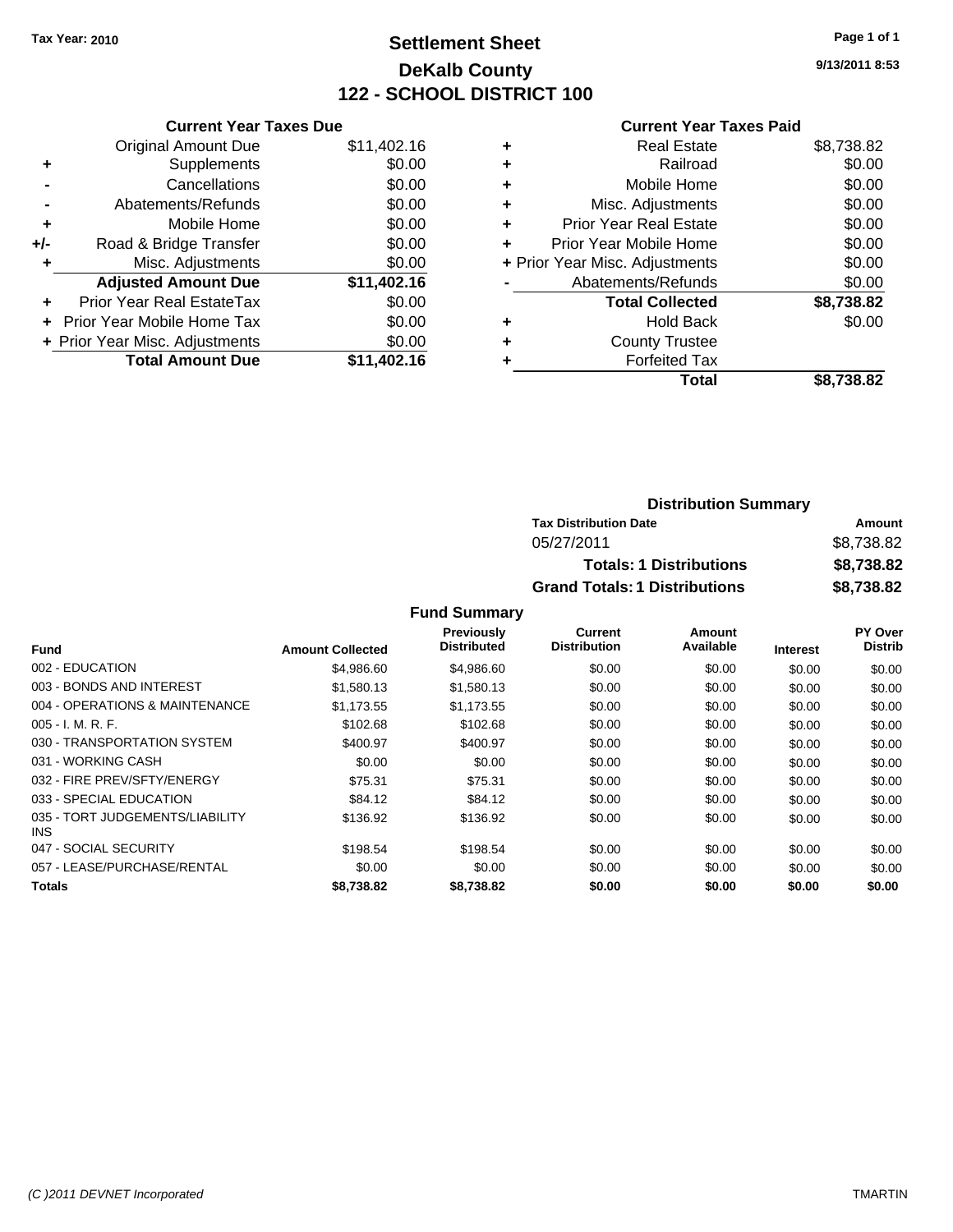Tax Year: 2010

# Settlement Sheet
## DeKalb County
## 122 - SCHOOL DISTRICT 100

9/13/2011 8:53

| | Current Year Taxes Due | |
|---|---|---|
| | Original Amount Due | $11,402.16 |
| + | Supplements | $0.00 |
| - | Cancellations | $0.00 |
| - | Abatements/Refunds | $0.00 |
| + | Mobile Home | $0.00 |
| +/- | Road & Bridge Transfer | $0.00 |
| + | Misc. Adjustments | $0.00 |
| | **Adjusted Amount Due** | **$11,402.16** |
| + | Prior Year Real EstateTax | $0.00 |
| + | Prior Year Mobile Home Tax | $0.00 |
| + | Prior Year Misc. Adjustments | $0.00 |
| | **Total Amount Due** | **$11,402.16** |

| | Current Year Taxes Paid | |
|---|---|---|
| + | Real Estate | $8,738.82 |
| + | Railroad | $0.00 |
| + | Mobile Home | $0.00 |
| + | Misc. Adjustments | $0.00 |
| + | Prior Year Real Estate | $0.00 |
| + | Prior Year Mobile Home | $0.00 |
| + | Prior Year Misc. Adjustments | $0.00 |
| - | Abatements/Refunds | $0.00 |
| | **Total Collected** | **$8,738.82** |
| + | Hold Back | $0.00 |
| + | County Trustee | |
| + | Forfeited Tax | |
| | **Total** | **$8,738.82** |

### Distribution Summary

| Tax Distribution Date | Amount |
|---|---|
| 05/27/2011 | $8,738.82 |
| **Totals: 1 Distributions** | **$8,738.82** |
| **Grand Totals: 1 Distributions** | **$8,738.82** |

### Fund Summary

| Fund | Amount Collected | Previously Distributed | Current Distribution | Amount Available | Interest | PY Over Distrib |
|---|---|---|---|---|---|---|
| 002 - EDUCATION | $4,986.60 | $4,986.60 | $0.00 | $0.00 | $0.00 | $0.00 |
| 003 - BONDS AND INTEREST | $1,580.13 | $1,580.13 | $0.00 | $0.00 | $0.00 | $0.00 |
| 004 - OPERATIONS & MAINTENANCE | $1,173.55 | $1,173.55 | $0.00 | $0.00 | $0.00 | $0.00 |
| 005 - I. M. R. F. | $102.68 | $102.68 | $0.00 | $0.00 | $0.00 | $0.00 |
| 030 - TRANSPORTATION SYSTEM | $400.97 | $400.97 | $0.00 | $0.00 | $0.00 | $0.00 |
| 031 - WORKING CASH | $0.00 | $0.00 | $0.00 | $0.00 | $0.00 | $0.00 |
| 032 - FIRE PREV/SFTY/ENERGY | $75.31 | $75.31 | $0.00 | $0.00 | $0.00 | $0.00 |
| 033 - SPECIAL EDUCATION | $84.12 | $84.12 | $0.00 | $0.00 | $0.00 | $0.00 |
| 035 - TORT JUDGEMENTS/LIABILITY INS | $136.92 | $136.92 | $0.00 | $0.00 | $0.00 | $0.00 |
| 047 - SOCIAL SECURITY | $198.54 | $198.54 | $0.00 | $0.00 | $0.00 | $0.00 |
| 057 - LEASE/PURCHASE/RENTAL | $0.00 | $0.00 | $0.00 | $0.00 | $0.00 | $0.00 |
| **Totals** | **$8,738.82** | **$8,738.82** | **$0.00** | **$0.00** | **$0.00** | **$0.00** |

(C )2011 DEVNET Incorporated — TMARTIN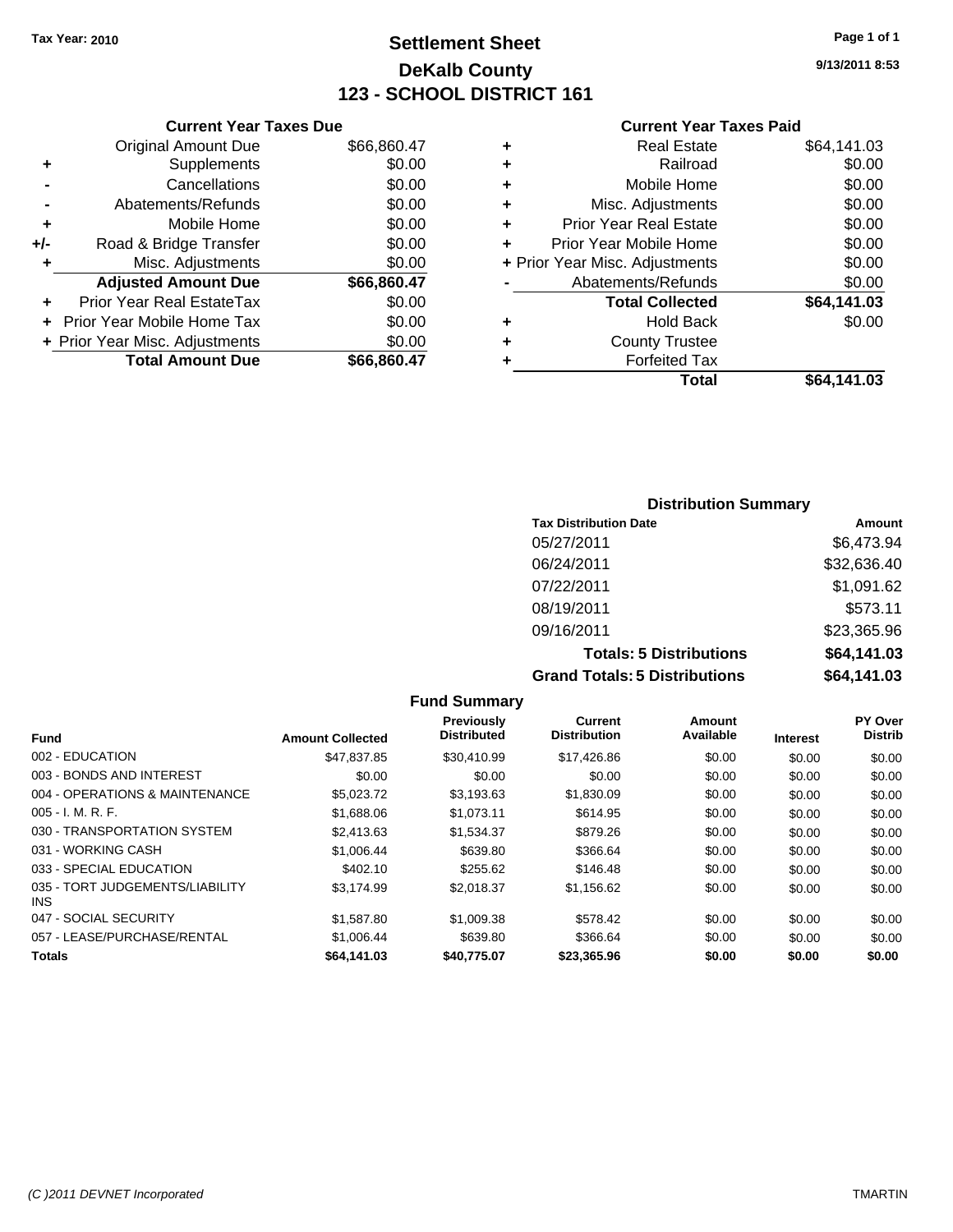Tax Year: 2010

# Settlement Sheet

## DeKalb County

## 123 - SCHOOL DISTRICT 161

9/13/2011 8:53

### Current Year Taxes Due

| | | |
|---|---|---|
| | Original Amount Due | $66,860.47 |
| + | Supplements | $0.00 |
| - | Cancellations | $0.00 |
| - | Abatements/Refunds | $0.00 |
| + | Mobile Home | $0.00 |
| +/- | Road & Bridge Transfer | $0.00 |
| + | Misc. Adjustments | $0.00 |
| | **Adjusted Amount Due** | **$66,860.47** |
| + | Prior Year Real EstateTax | $0.00 |
| + | Prior Year Mobile Home Tax | $0.00 |
| + | Prior Year Misc. Adjustments | $0.00 |
| | **Total Amount Due** | **$66,860.47** |

### Current Year Taxes Paid

| | | |
|---|---|---|
| + | Real Estate | $64,141.03 |
| + | Railroad | $0.00 |
| + | Mobile Home | $0.00 |
| + | Misc. Adjustments | $0.00 |
| + | Prior Year Real Estate | $0.00 |
| + | Prior Year Mobile Home | $0.00 |
| + | Prior Year Misc. Adjustments | $0.00 |
| - | Abatements/Refunds | $0.00 |
| | **Total Collected** | **$64,141.03** |
| + | Hold Back | $0.00 |
| + | County Trustee | |
| + | Forfeited Tax | |
| | **Total** | **$64,141.03** |

### Distribution Summary

| Tax Distribution Date | Amount |
|---|---|
| 05/27/2011 | $6,473.94 |
| 06/24/2011 | $32,636.40 |
| 07/22/2011 | $1,091.62 |
| 08/19/2011 | $573.11 |
| 09/16/2011 | $23,365.96 |
| **Totals: 5 Distributions** | **$64,141.03** |
| **Grand Totals: 5 Distributions** | **$64,141.03** |

### Fund Summary

| Fund | Amount Collected | Previously Distributed | Current Distribution | Amount Available | Interest | PY Over Distrib |
|---|---|---|---|---|---|---|
| 002 - EDUCATION | $47,837.85 | $30,410.99 | $17,426.86 | $0.00 | $0.00 | $0.00 |
| 003 - BONDS AND INTEREST | $0.00 | $0.00 | $0.00 | $0.00 | $0.00 | $0.00 |
| 004 - OPERATIONS & MAINTENANCE | $5,023.72 | $3,193.63 | $1,830.09 | $0.00 | $0.00 | $0.00 |
| 005 - I. M. R. F. | $1,688.06 | $1,073.11 | $614.95 | $0.00 | $0.00 | $0.00 |
| 030 - TRANSPORTATION SYSTEM | $2,413.63 | $1,534.37 | $879.26 | $0.00 | $0.00 | $0.00 |
| 031 - WORKING CASH | $1,006.44 | $639.80 | $366.64 | $0.00 | $0.00 | $0.00 |
| 033 - SPECIAL EDUCATION | $402.10 | $255.62 | $146.48 | $0.00 | $0.00 | $0.00 |
| 035 - TORT JUDGEMENTS/LIABILITY INS | $3,174.99 | $2,018.37 | $1,156.62 | $0.00 | $0.00 | $0.00 |
| 047 - SOCIAL SECURITY | $1,587.80 | $1,009.38 | $578.42 | $0.00 | $0.00 | $0.00 |
| 057 - LEASE/PURCHASE/RENTAL | $1,006.44 | $639.80 | $366.64 | $0.00 | $0.00 | $0.00 |
| **Totals** | **$64,141.03** | **$40,775.07** | **$23,365.96** | **$0.00** | **$0.00** | **$0.00** |

(C )2011 DEVNET Incorporated — TMARTIN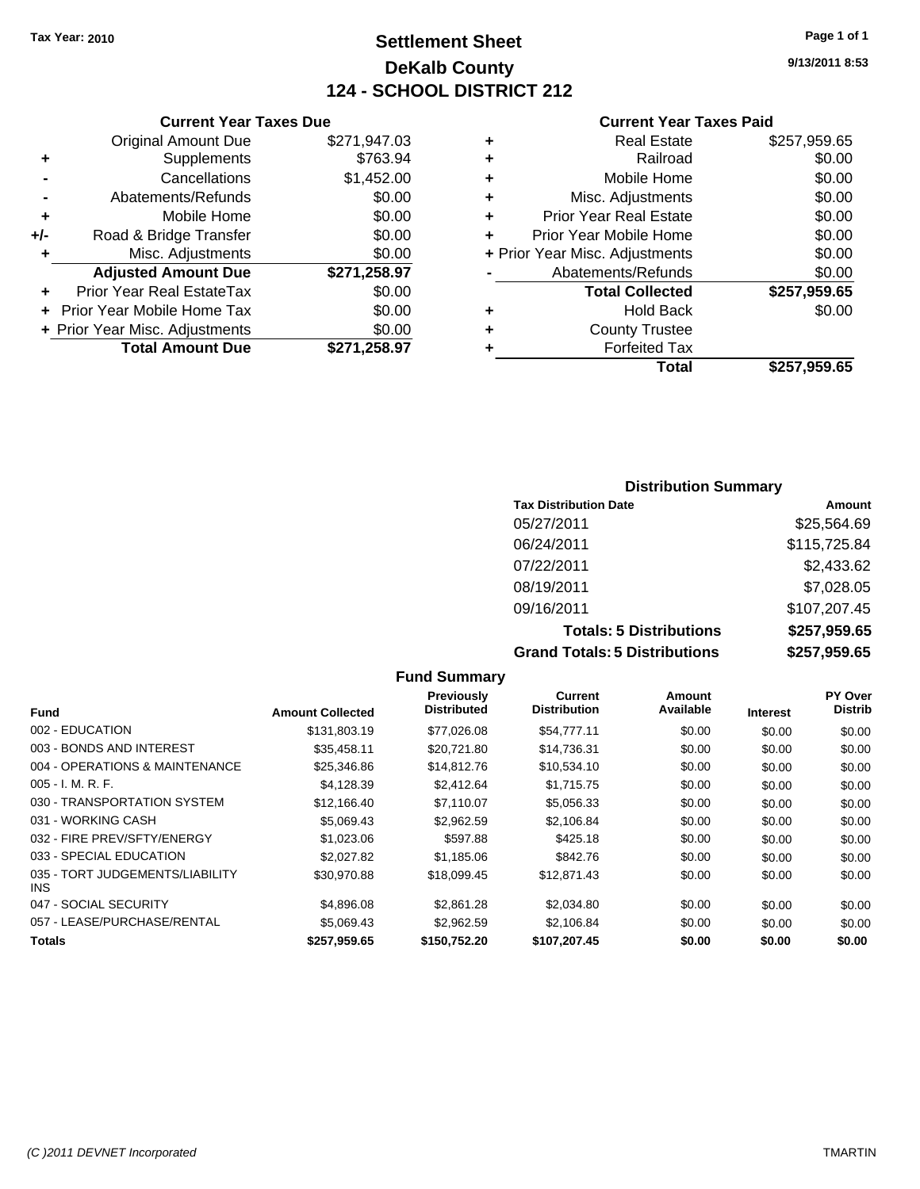Tax Year: 2010

# Settlement Sheet
## DeKalb County
## 124 - SCHOOL DISTRICT 212

9/13/2011 8:53

### Current Year Taxes Due

| | | |
|---|---|---|
| | Original Amount Due | $271,947.03 |
| + | Supplements | $763.94 |
| - | Cancellations | $1,452.00 |
| - | Abatements/Refunds | $0.00 |
| + | Mobile Home | $0.00 |
| +/- | Road & Bridge Transfer | $0.00 |
| + | Misc. Adjustments | $0.00 |
| | **Adjusted Amount Due** | **$271,258.97** |
| + | Prior Year Real EstateTax | $0.00 |
| + | Prior Year Mobile Home Tax | $0.00 |
| + | Prior Year Misc. Adjustments | $0.00 |
| | **Total Amount Due** | **$271,258.97** |

### Current Year Taxes Paid

| | | |
|---|---|---|
| + | Real Estate | $257,959.65 |
| + | Railroad | $0.00 |
| + | Mobile Home | $0.00 |
| + | Misc. Adjustments | $0.00 |
| + | Prior Year Real Estate | $0.00 |
| + | Prior Year Mobile Home | $0.00 |
| + | Prior Year Misc. Adjustments | $0.00 |
| - | Abatements/Refunds | $0.00 |
| | **Total Collected** | **$257,959.65** |
| + | Hold Back | $0.00 |
| + | County Trustee | |
| + | Forfeited Tax | |
| | **Total** | **$257,959.65** |

### Distribution Summary

| Tax Distribution Date | Amount |
|---|---|
| 05/27/2011 | $25,564.69 |
| 06/24/2011 | $115,725.84 |
| 07/22/2011 | $2,433.62 |
| 08/19/2011 | $7,028.05 |
| 09/16/2011 | $107,207.45 |
| **Totals: 5 Distributions** | **$257,959.65** |
| **Grand Totals: 5 Distributions** | **$257,959.65** |

### Fund Summary

| Fund | Amount Collected | Previously Distributed | Current Distribution | Amount Available | Interest | PY Over Distrib |
|---|---|---|---|---|---|---|
| 002 - EDUCATION | $131,803.19 | $77,026.08 | $54,777.11 | $0.00 | $0.00 | $0.00 |
| 003 - BONDS AND INTEREST | $35,458.11 | $20,721.80 | $14,736.31 | $0.00 | $0.00 | $0.00 |
| 004 - OPERATIONS & MAINTENANCE | $25,346.86 | $14,812.76 | $10,534.10 | $0.00 | $0.00 | $0.00 |
| 005 - I. M. R. F. | $4,128.39 | $2,412.64 | $1,715.75 | $0.00 | $0.00 | $0.00 |
| 030 - TRANSPORTATION SYSTEM | $12,166.40 | $7,110.07 | $5,056.33 | $0.00 | $0.00 | $0.00 |
| 031 - WORKING CASH | $5,069.43 | $2,962.59 | $2,106.84 | $0.00 | $0.00 | $0.00 |
| 032 - FIRE PREV/SFTY/ENERGY | $1,023.06 | $597.88 | $425.18 | $0.00 | $0.00 | $0.00 |
| 033 - SPECIAL EDUCATION | $2,027.82 | $1,185.06 | $842.76 | $0.00 | $0.00 | $0.00 |
| 035 - TORT JUDGEMENTS/LIABILITY INS | $30,970.88 | $18,099.45 | $12,871.43 | $0.00 | $0.00 | $0.00 |
| 047 - SOCIAL SECURITY | $4,896.08 | $2,861.28 | $2,034.80 | $0.00 | $0.00 | $0.00 |
| 057 - LEASE/PURCHASE/RENTAL | $5,069.43 | $2,962.59 | $2,106.84 | $0.00 | $0.00 | $0.00 |
| **Totals** | **$257,959.65** | **$150,752.20** | **$107,207.45** | **$0.00** | **$0.00** | **$0.00** |

(C )2011 DEVNET Incorporated TMARTIN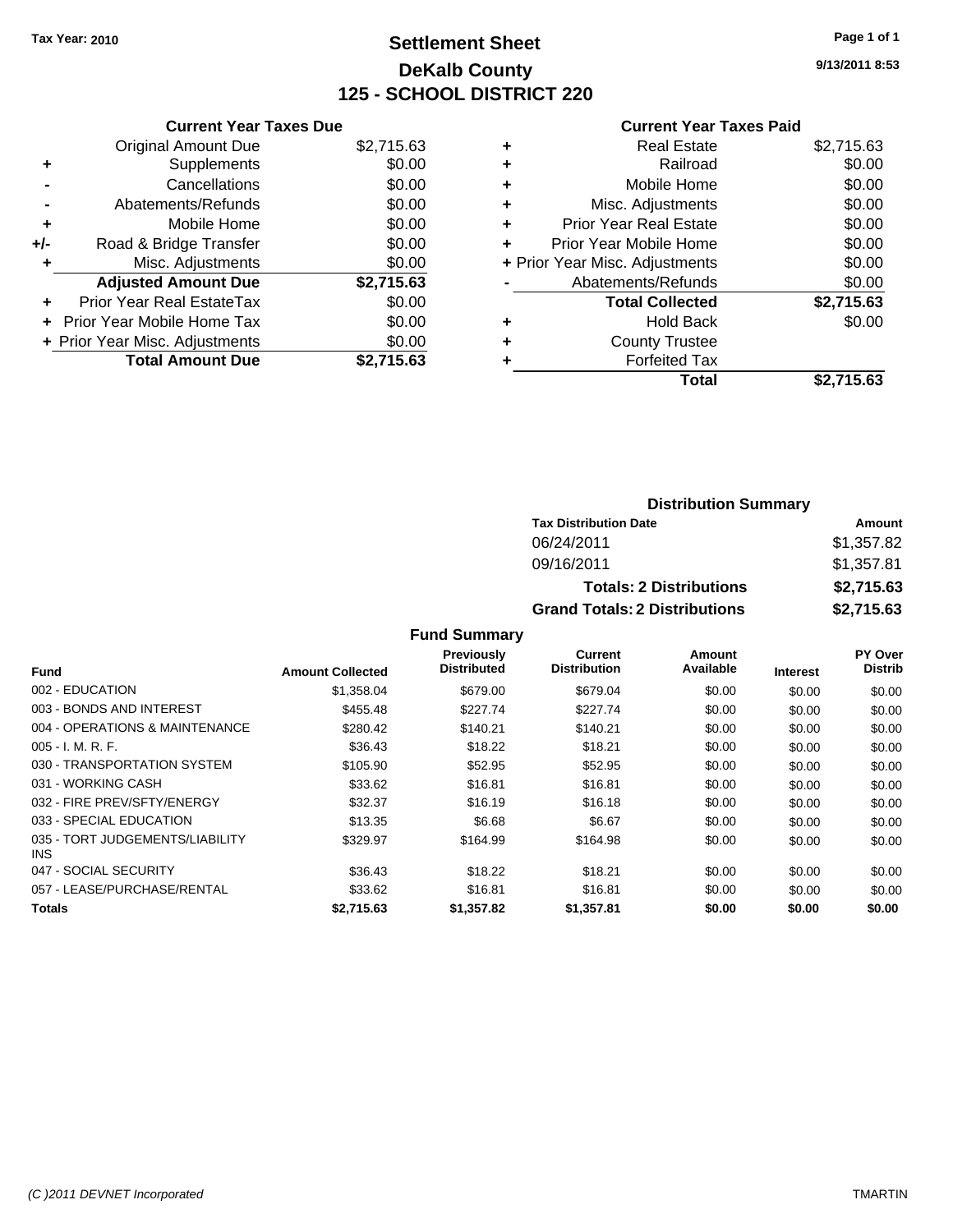**Tax Year: 2010**

# Settlement Sheet
## DeKalb County
## 125 - SCHOOL DISTRICT 220

9/13/2011 8:53

### Current Year Taxes Due

| | | |
|---|---|---|
| | Original Amount Due | $2,715.63 |
| + | Supplements | $0.00 |
| - | Cancellations | $0.00 |
| - | Abatements/Refunds | $0.00 |
| + | Mobile Home | $0.00 |
| +/- | Road & Bridge Transfer | $0.00 |
| + | Misc. Adjustments | $0.00 |
| | **Adjusted Amount Due** | **$2,715.63** |
| + | Prior Year Real EstateTax | $0.00 |
| + | Prior Year Mobile Home Tax | $0.00 |
| + | Prior Year Misc. Adjustments | $0.00 |
| | **Total Amount Due** | **$2,715.63** |

### Current Year Taxes Paid

| | | |
|---|---|---|
| + | Real Estate | $2,715.63 |
| + | Railroad | $0.00 |
| + | Mobile Home | $0.00 |
| + | Misc. Adjustments | $0.00 |
| + | Prior Year Real Estate | $0.00 |
| + | Prior Year Mobile Home | $0.00 |
| + | Prior Year Misc. Adjustments | $0.00 |
| - | Abatements/Refunds | $0.00 |
| | **Total Collected** | **$2,715.63** |
| + | Hold Back | $0.00 |
| + | County Trustee | |
| + | Forfeited Tax | |
| | **Total** | **$2,715.63** |

### Distribution Summary

| Tax Distribution Date | Amount |
|---|---|
| 06/24/2011 | $1,357.82 |
| 09/16/2011 | $1,357.81 |
| **Totals: 2 Distributions** | **$2,715.63** |
| **Grand Totals: 2 Distributions** | **$2,715.63** |

### Fund Summary

| Fund | Amount Collected | Previously Distributed | Current Distribution | Amount Available | Interest | PY Over Distrib |
|---|---|---|---|---|---|---|
| 002 - EDUCATION | $1,358.04 | $679.00 | $679.04 | $0.00 | $0.00 | $0.00 |
| 003 - BONDS AND INTEREST | $455.48 | $227.74 | $227.74 | $0.00 | $0.00 | $0.00 |
| 004 - OPERATIONS & MAINTENANCE | $280.42 | $140.21 | $140.21 | $0.00 | $0.00 | $0.00 |
| 005 - I. M. R. F. | $36.43 | $18.22 | $18.21 | $0.00 | $0.00 | $0.00 |
| 030 - TRANSPORTATION SYSTEM | $105.90 | $52.95 | $52.95 | $0.00 | $0.00 | $0.00 |
| 031 - WORKING CASH | $33.62 | $16.81 | $16.81 | $0.00 | $0.00 | $0.00 |
| 032 - FIRE PREV/SFTY/ENERGY | $32.37 | $16.19 | $16.18 | $0.00 | $0.00 | $0.00 |
| 033 - SPECIAL EDUCATION | $13.35 | $6.68 | $6.67 | $0.00 | $0.00 | $0.00 |
| 035 - TORT JUDGEMENTS/LIABILITY INS | $329.97 | $164.99 | $164.98 | $0.00 | $0.00 | $0.00 |
| 047 - SOCIAL SECURITY | $36.43 | $18.22 | $18.21 | $0.00 | $0.00 | $0.00 |
| 057 - LEASE/PURCHASE/RENTAL | $33.62 | $16.81 | $16.81 | $0.00 | $0.00 | $0.00 |
| **Totals** | **$2,715.63** | **$1,357.82** | **$1,357.81** | **$0.00** | **$0.00** | **$0.00** |

(C )2011 DEVNET Incorporated — TMARTIN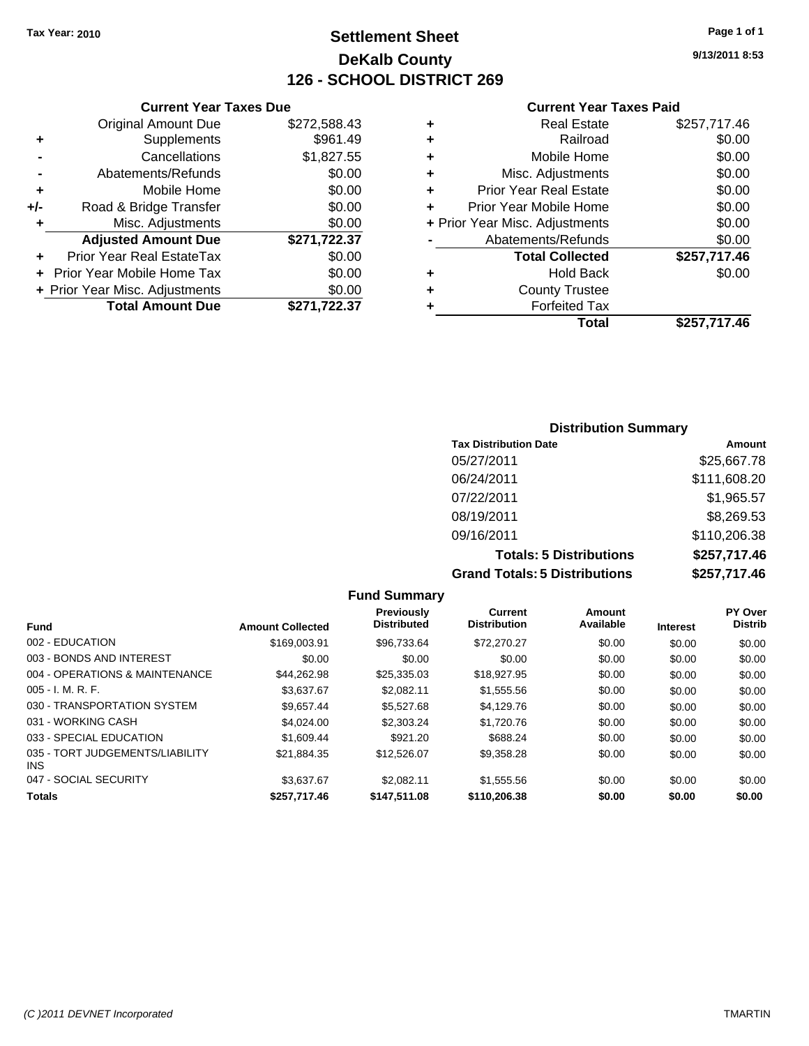Tax Year: 2010

# Settlement Sheet
## DeKalb County
## 126 - SCHOOL DISTRICT 269

9/13/2011 8:53

### Current Year Taxes Due

| | | |
|---|---|---|
| | Original Amount Due | $272,588.43 |
| + | Supplements | $961.49 |
| - | Cancellations | $1,827.55 |
| - | Abatements/Refunds | $0.00 |
| + | Mobile Home | $0.00 |
| +/- | Road & Bridge Transfer | $0.00 |
| + | Misc. Adjustments | $0.00 |
| | **Adjusted Amount Due** | **$271,722.37** |
| + | Prior Year Real EstateTax | $0.00 |
| + | Prior Year Mobile Home Tax | $0.00 |
| + | Prior Year Misc. Adjustments | $0.00 |
| | **Total Amount Due** | **$271,722.37** |

### Current Year Taxes Paid

| | | |
|---|---|---|
| + | Real Estate | $257,717.46 |
| + | Railroad | $0.00 |
| + | Mobile Home | $0.00 |
| + | Misc. Adjustments | $0.00 |
| + | Prior Year Real Estate | $0.00 |
| + | Prior Year Mobile Home | $0.00 |
| + | Prior Year Misc. Adjustments | $0.00 |
| - | Abatements/Refunds | $0.00 |
| | **Total Collected** | **$257,717.46** |
| + | Hold Back | $0.00 |
| + | County Trustee | |
| + | Forfeited Tax | |
| | **Total** | **$257,717.46** |

### Distribution Summary

| Tax Distribution Date | Amount |
|---|---|
| 05/27/2011 | $25,667.78 |
| 06/24/2011 | $111,608.20 |
| 07/22/2011 | $1,965.57 |
| 08/19/2011 | $8,269.53 |
| 09/16/2011 | $110,206.38 |
| **Totals: 5 Distributions** | **$257,717.46** |
| **Grand Totals: 5 Distributions** | **$257,717.46** |

### Fund Summary

| Fund | Amount Collected | Previously Distributed | Current Distribution | Amount Available | Interest | PY Over Distrib |
|---|---|---|---|---|---|---|
| 002 - EDUCATION | $169,003.91 | $96,733.64 | $72,270.27 | $0.00 | $0.00 | $0.00 |
| 003 - BONDS AND INTEREST | $0.00 | $0.00 | $0.00 | $0.00 | $0.00 | $0.00 |
| 004 - OPERATIONS & MAINTENANCE | $44,262.98 | $25,335.03 | $18,927.95 | $0.00 | $0.00 | $0.00 |
| 005 - I. M. R. F. | $3,637.67 | $2,082.11 | $1,555.56 | $0.00 | $0.00 | $0.00 |
| 030 - TRANSPORTATION SYSTEM | $9,657.44 | $5,527.68 | $4,129.76 | $0.00 | $0.00 | $0.00 |
| 031 - WORKING CASH | $4,024.00 | $2,303.24 | $1,720.76 | $0.00 | $0.00 | $0.00 |
| 033 - SPECIAL EDUCATION | $1,609.44 | $921.20 | $688.24 | $0.00 | $0.00 | $0.00 |
| 035 - TORT JUDGEMENTS/LIABILITY INS | $21,884.35 | $12,526.07 | $9,358.28 | $0.00 | $0.00 | $0.00 |
| 047 - SOCIAL SECURITY | $3,637.67 | $2,082.11 | $1,555.56 | $0.00 | $0.00 | $0.00 |
| **Totals** | **$257,717.46** | **$147,511.08** | **$110,206.38** | **$0.00** | **$0.00** | **$0.00** |

(C )2011 DEVNET Incorporated TMARTIN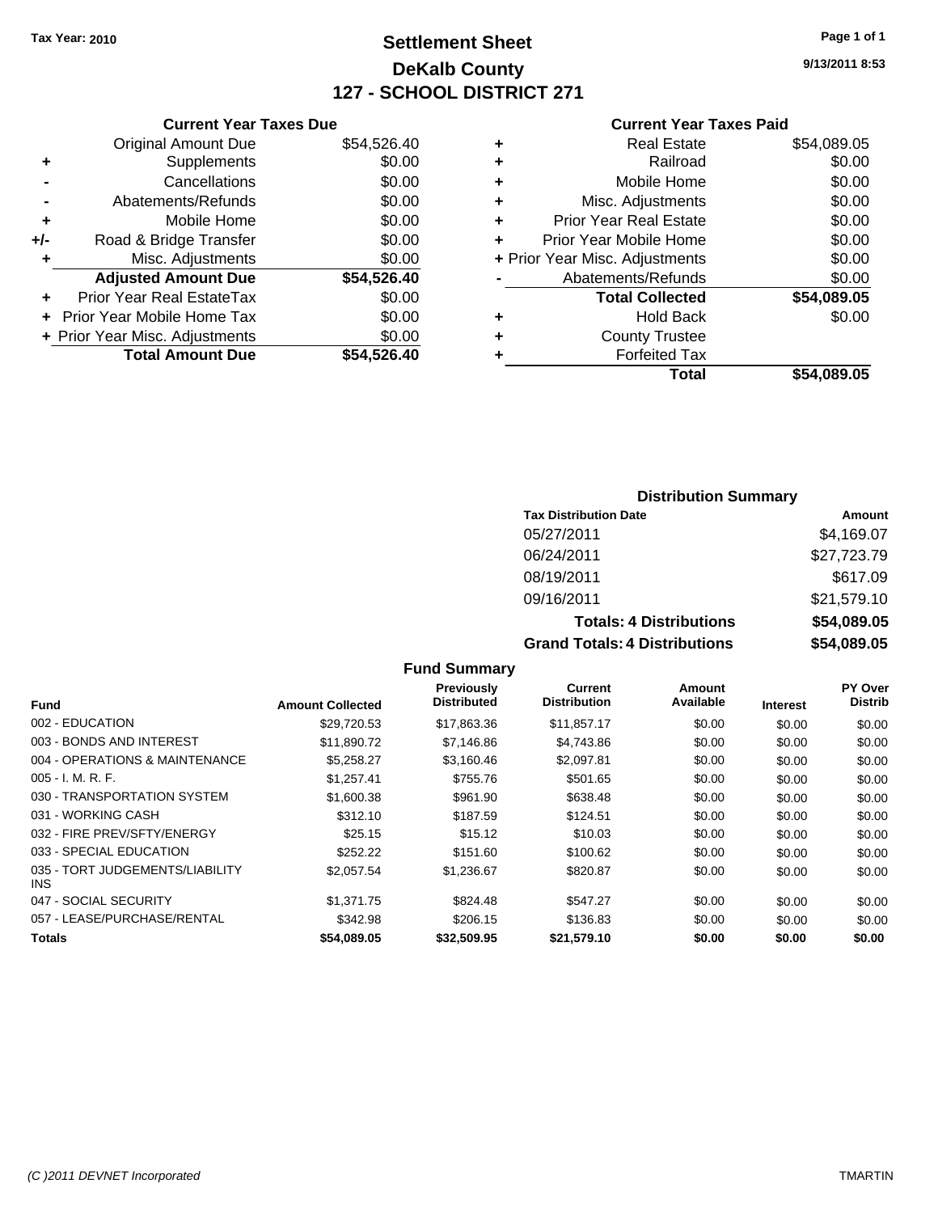Tax Year: 2010

# Settlement Sheet

## DeKalb County

## 127 - SCHOOL DISTRICT 271

9/13/2011 8:53

### Current Year Taxes Due

| | | |
|---|---|---|
| | Original Amount Due | $54,526.40 |
| + | Supplements | $0.00 |
| - | Cancellations | $0.00 |
| - | Abatements/Refunds | $0.00 |
| + | Mobile Home | $0.00 |
| +/- | Road & Bridge Transfer | $0.00 |
| + | Misc. Adjustments | $0.00 |
| | **Adjusted Amount Due** | **$54,526.40** |
| + | Prior Year Real EstateTax | $0.00 |
| + | Prior Year Mobile Home Tax | $0.00 |
| + | Prior Year Misc. Adjustments | $0.00 |
| | **Total Amount Due** | **$54,526.40** |

### Current Year Taxes Paid

| | | |
|---|---|---|
| + | Real Estate | $54,089.05 |
| + | Railroad | $0.00 |
| + | Mobile Home | $0.00 |
| + | Misc. Adjustments | $0.00 |
| + | Prior Year Real Estate | $0.00 |
| + | Prior Year Mobile Home | $0.00 |
| + | Prior Year Misc. Adjustments | $0.00 |
| - | Abatements/Refunds | $0.00 |
| | **Total Collected** | **$54,089.05** |
| + | Hold Back | $0.00 |
| + | County Trustee | |
| + | Forfeited Tax | |
| | **Total** | **$54,089.05** |

### Distribution Summary

| Tax Distribution Date | Amount |
|---|---|
| 05/27/2011 | $4,169.07 |
| 06/24/2011 | $27,723.79 |
| 08/19/2011 | $617.09 |
| 09/16/2011 | $21,579.10 |
| **Totals: 4 Distributions** | **$54,089.05** |
| **Grand Totals: 4 Distributions** | **$54,089.05** |

### Fund Summary

| Fund | Amount Collected | Previously Distributed | Current Distribution | Amount Available | Interest | PY Over Distrib |
|---|---|---|---|---|---|---|
| 002 - EDUCATION | $29,720.53 | $17,863.36 | $11,857.17 | $0.00 | $0.00 | $0.00 |
| 003 - BONDS AND INTEREST | $11,890.72 | $7,146.86 | $4,743.86 | $0.00 | $0.00 | $0.00 |
| 004 - OPERATIONS & MAINTENANCE | $5,258.27 | $3,160.46 | $2,097.81 | $0.00 | $0.00 | $0.00 |
| 005 - I. M. R. F. | $1,257.41 | $755.76 | $501.65 | $0.00 | $0.00 | $0.00 |
| 030 - TRANSPORTATION SYSTEM | $1,600.38 | $961.90 | $638.48 | $0.00 | $0.00 | $0.00 |
| 031 - WORKING CASH | $312.10 | $187.59 | $124.51 | $0.00 | $0.00 | $0.00 |
| 032 - FIRE PREV/SFTY/ENERGY | $25.15 | $15.12 | $10.03 | $0.00 | $0.00 | $0.00 |
| 033 - SPECIAL EDUCATION | $252.22 | $151.60 | $100.62 | $0.00 | $0.00 | $0.00 |
| 035 - TORT JUDGEMENTS/LIABILITY INS | $2,057.54 | $1,236.67 | $820.87 | $0.00 | $0.00 | $0.00 |
| 047 - SOCIAL SECURITY | $1,371.75 | $824.48 | $547.27 | $0.00 | $0.00 | $0.00 |
| 057 - LEASE/PURCHASE/RENTAL | $342.98 | $206.15 | $136.83 | $0.00 | $0.00 | $0.00 |
| **Totals** | **$54,089.05** | **$32,509.95** | **$21,579.10** | **$0.00** | **$0.00** | **$0.00** |

(C )2011 DEVNET Incorporated — TMARTIN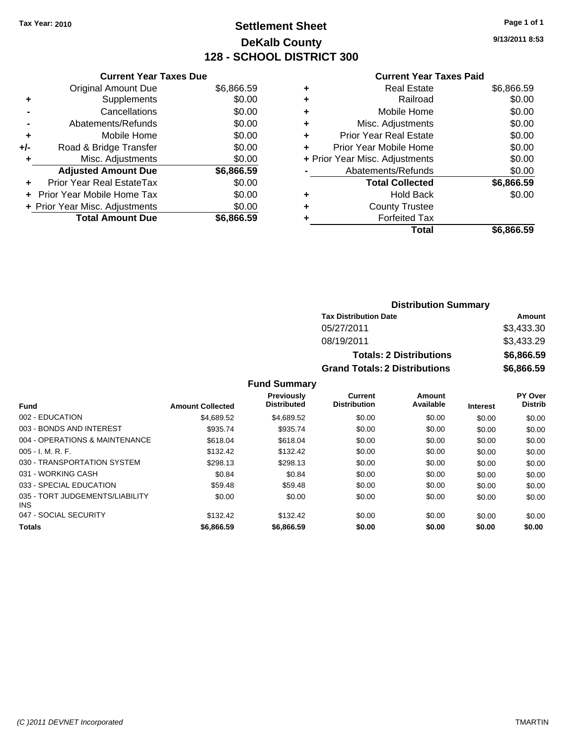Tax Year: 2010

# Settlement Sheet
## DeKalb County
## 128 - SCHOOL DISTRICT 300

9/13/2011 8:53

### Current Year Taxes Due

| | | |
|---|---|---|
| | Original Amount Due | $6,866.59 |
| + | Supplements | $0.00 |
| - | Cancellations | $0.00 |
| - | Abatements/Refunds | $0.00 |
| + | Mobile Home | $0.00 |
| +/- | Road & Bridge Transfer | $0.00 |
| + | Misc. Adjustments | $0.00 |
| | **Adjusted Amount Due** | **$6,866.59** |
| + | Prior Year Real EstateTax | $0.00 |
| + | Prior Year Mobile Home Tax | $0.00 |
| + | Prior Year Misc. Adjustments | $0.00 |
| | **Total Amount Due** | **$6,866.59** |

### Current Year Taxes Paid

| | | |
|---|---|---|
| + | Real Estate | $6,866.59 |
| + | Railroad | $0.00 |
| + | Mobile Home | $0.00 |
| + | Misc. Adjustments | $0.00 |
| + | Prior Year Real Estate | $0.00 |
| + | Prior Year Mobile Home | $0.00 |
| + | Prior Year Misc. Adjustments | $0.00 |
| - | Abatements/Refunds | $0.00 |
| | **Total Collected** | **$6,866.59** |
| + | Hold Back | $0.00 |
| + | County Trustee | |
| + | Forfeited Tax | |
| | **Total** | **$6,866.59** |

### Distribution Summary

| Tax Distribution Date | Amount |
|---|---|
| 05/27/2011 | $3,433.30 |
| 08/19/2011 | $3,433.29 |
| **Totals: 2 Distributions** | **$6,866.59** |
| **Grand Totals: 2 Distributions** | **$6,866.59** |

### Fund Summary

| Fund | Amount Collected | Previously Distributed | Current Distribution | Amount Available | Interest | PY Over Distrib |
|---|---|---|---|---|---|---|
| 002 - EDUCATION | $4,689.52 | $4,689.52 | $0.00 | $0.00 | $0.00 | $0.00 |
| 003 - BONDS AND INTEREST | $935.74 | $935.74 | $0.00 | $0.00 | $0.00 | $0.00 |
| 004 - OPERATIONS & MAINTENANCE | $618.04 | $618.04 | $0.00 | $0.00 | $0.00 | $0.00 |
| 005 - I. M. R. F. | $132.42 | $132.42 | $0.00 | $0.00 | $0.00 | $0.00 |
| 030 - TRANSPORTATION SYSTEM | $298.13 | $298.13 | $0.00 | $0.00 | $0.00 | $0.00 |
| 031 - WORKING CASH | $0.84 | $0.84 | $0.00 | $0.00 | $0.00 | $0.00 |
| 033 - SPECIAL EDUCATION | $59.48 | $59.48 | $0.00 | $0.00 | $0.00 | $0.00 |
| 035 - TORT JUDGEMENTS/LIABILITY INS | $0.00 | $0.00 | $0.00 | $0.00 | $0.00 | $0.00 |
| 047 - SOCIAL SECURITY | $132.42 | $132.42 | $0.00 | $0.00 | $0.00 | $0.00 |
| **Totals** | **$6,866.59** | **$6,866.59** | **$0.00** | **$0.00** | **$0.00** | **$0.00** |

(C )2011 DEVNET Incorporated TMARTIN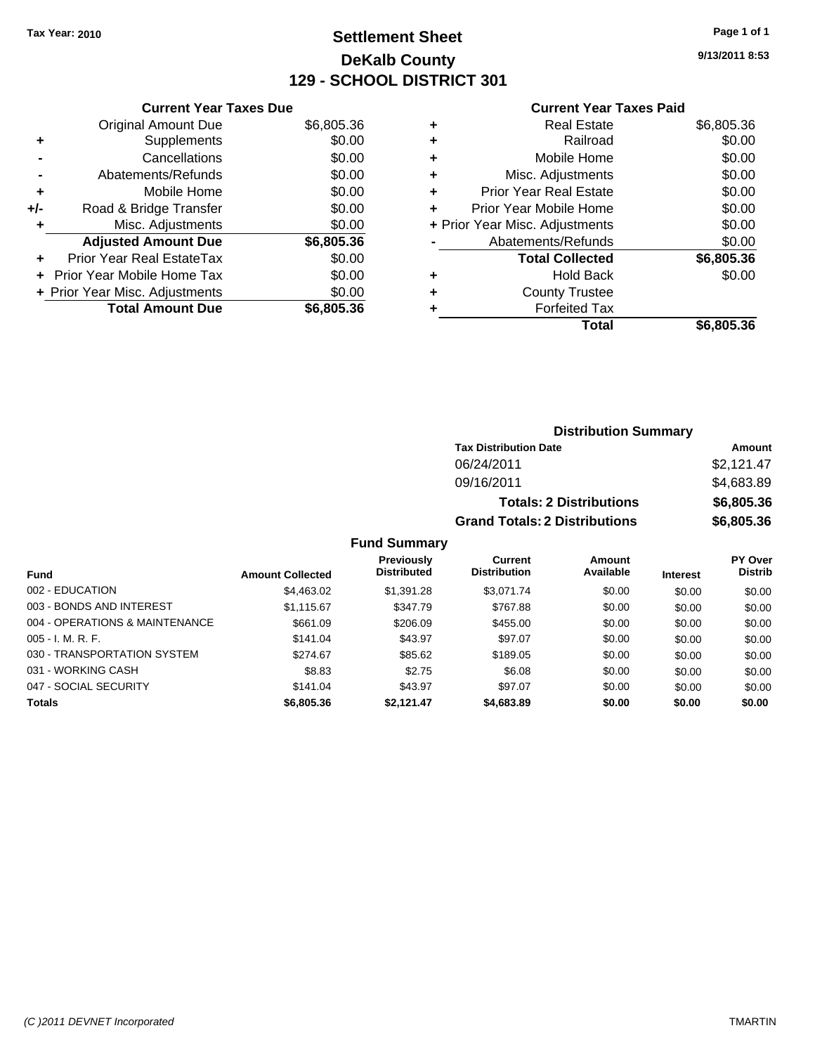Tax Year: 2010

# Settlement Sheet
## DeKalb County
## 129 - SCHOOL DISTRICT 301

9/13/2011 8:53

### Current Year Taxes Due

| | | |
|---|---|---|
| | Original Amount Due | $6,805.36 |
| + | Supplements | $0.00 |
| - | Cancellations | $0.00 |
| - | Abatements/Refunds | $0.00 |
| + | Mobile Home | $0.00 |
| +/- | Road & Bridge Transfer | $0.00 |
| + | Misc. Adjustments | $0.00 |
| | **Adjusted Amount Due** | **$6,805.36** |
| + | Prior Year Real EstateTax | $0.00 |
| + | Prior Year Mobile Home Tax | $0.00 |
| + | Prior Year Misc. Adjustments | $0.00 |
| | **Total Amount Due** | **$6,805.36** |

### Current Year Taxes Paid

| | | |
|---|---|---|
| + | Real Estate | $6,805.36 |
| + | Railroad | $0.00 |
| + | Mobile Home | $0.00 |
| + | Misc. Adjustments | $0.00 |
| + | Prior Year Real Estate | $0.00 |
| + | Prior Year Mobile Home | $0.00 |
| + | Prior Year Misc. Adjustments | $0.00 |
| - | Abatements/Refunds | $0.00 |
| | **Total Collected** | **$6,805.36** |
| + | Hold Back | $0.00 |
| + | County Trustee | |
| + | Forfeited Tax | |
| | **Total** | **$6,805.36** |

### Distribution Summary

| Tax Distribution Date | Amount |
|---|---|
| 06/24/2011 | $2,121.47 |
| 09/16/2011 | $4,683.89 |
| **Totals: 2 Distributions** | **$6,805.36** |
| **Grand Totals: 2 Distributions** | **$6,805.36** |

### Fund Summary

| Fund | Amount Collected | Previously Distributed | Current Distribution | Amount Available | Interest | PY Over Distrib |
|---|---|---|---|---|---|---|
| 002 - EDUCATION | $4,463.02 | $1,391.28 | $3,071.74 | $0.00 | $0.00 | $0.00 |
| 003 - BONDS AND INTEREST | $1,115.67 | $347.79 | $767.88 | $0.00 | $0.00 | $0.00 |
| 004 - OPERATIONS & MAINTENANCE | $661.09 | $206.09 | $455.00 | $0.00 | $0.00 | $0.00 |
| 005 - I. M. R. F. | $141.04 | $43.97 | $97.07 | $0.00 | $0.00 | $0.00 |
| 030 - TRANSPORTATION SYSTEM | $274.67 | $85.62 | $189.05 | $0.00 | $0.00 | $0.00 |
| 031 - WORKING CASH | $8.83 | $2.75 | $6.08 | $0.00 | $0.00 | $0.00 |
| 047 - SOCIAL SECURITY | $141.04 | $43.97 | $97.07 | $0.00 | $0.00 | $0.00 |
| **Totals** | **$6,805.36** | **$2,121.47** | **$4,683.89** | **$0.00** | **$0.00** | **$0.00** |

(C )2011 DEVNET Incorporated TMARTIN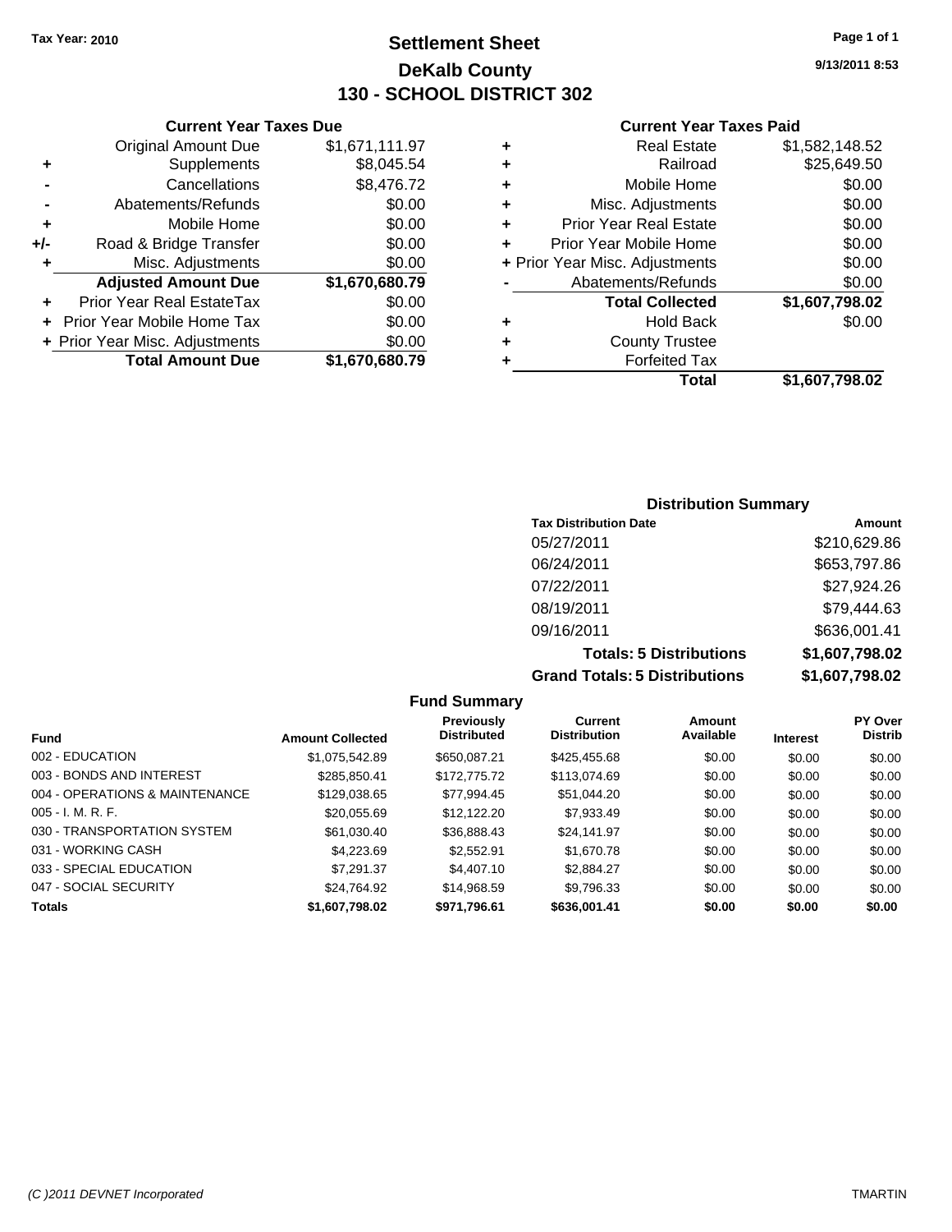Tax Year: 2010

# Settlement Sheet
## DeKalb County
## 130 - SCHOOL DISTRICT 302

9/13/2011 8:53

### Current Year Taxes Due

| | | |
|---|---|---|
| | Original Amount Due | $1,671,111.97 |
| + | Supplements | $8,045.54 |
| - | Cancellations | $8,476.72 |
| - | Abatements/Refunds | $0.00 |
| + | Mobile Home | $0.00 |
| +/- | Road & Bridge Transfer | $0.00 |
| + | Misc. Adjustments | $0.00 |
| | **Adjusted Amount Due** | **$1,670,680.79** |
| + | Prior Year Real EstateTax | $0.00 |
| + | Prior Year Mobile Home Tax | $0.00 |
| + | Prior Year Misc. Adjustments | $0.00 |
| | **Total Amount Due** | **$1,670,680.79** |

### Current Year Taxes Paid

| | | |
|---|---|---|
| + | Real Estate | $1,582,148.52 |
| + | Railroad | $25,649.50 |
| + | Mobile Home | $0.00 |
| + | Misc. Adjustments | $0.00 |
| + | Prior Year Real Estate | $0.00 |
| + | Prior Year Mobile Home | $0.00 |
| + | Prior Year Misc. Adjustments | $0.00 |
| - | Abatements/Refunds | $0.00 |
| | **Total Collected** | **$1,607,798.02** |
| + | Hold Back | $0.00 |
| + | County Trustee | |
| + | Forfeited Tax | |
| | **Total** | **$1,607,798.02** |

### Distribution Summary

| Tax Distribution Date | Amount |
|---|---|
| 05/27/2011 | $210,629.86 |
| 06/24/2011 | $653,797.86 |
| 07/22/2011 | $27,924.26 |
| 08/19/2011 | $79,444.63 |
| 09/16/2011 | $636,001.41 |
| **Totals: 5 Distributions** | **$1,607,798.02** |
| **Grand Totals: 5 Distributions** | **$1,607,798.02** |

### Fund Summary

| Fund | Amount Collected | Previously Distributed | Current Distribution | Amount Available | Interest | PY Over Distrib |
|---|---|---|---|---|---|---|
| 002 - EDUCATION | $1,075,542.89 | $650,087.21 | $425,455.68 | $0.00 | $0.00 | $0.00 |
| 003 - BONDS AND INTEREST | $285,850.41 | $172,775.72 | $113,074.69 | $0.00 | $0.00 | $0.00 |
| 004 - OPERATIONS & MAINTENANCE | $129,038.65 | $77,994.45 | $51,044.20 | $0.00 | $0.00 | $0.00 |
| 005 - I. M. R. F. | $20,055.69 | $12,122.20 | $7,933.49 | $0.00 | $0.00 | $0.00 |
| 030 - TRANSPORTATION SYSTEM | $61,030.40 | $36,888.43 | $24,141.97 | $0.00 | $0.00 | $0.00 |
| 031 - WORKING CASH | $4,223.69 | $2,552.91 | $1,670.78 | $0.00 | $0.00 | $0.00 |
| 033 - SPECIAL EDUCATION | $7,291.37 | $4,407.10 | $2,884.27 | $0.00 | $0.00 | $0.00 |
| 047 - SOCIAL SECURITY | $24,764.92 | $14,968.59 | $9,796.33 | $0.00 | $0.00 | $0.00 |
| **Totals** | **$1,607,798.02** | **$971,796.61** | **$636,001.41** | **$0.00** | **$0.00** | **$0.00** |

(C )2011 DEVNET Incorporated — TMARTIN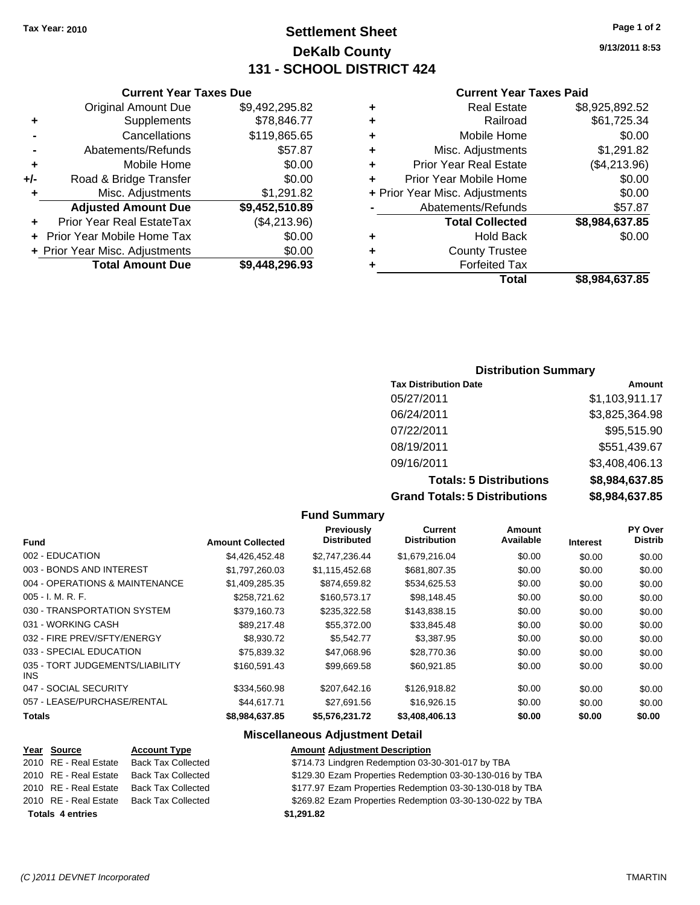**Tax Year: 2010**

# Settlement Sheet
## DeKalb County
## 131 - SCHOOL DISTRICT 424

9/13/2011 8:53

### Current Year Taxes Due

| | | |
|---|---|---|
| | Original Amount Due | $9,492,295.82 |
| + | Supplements | $78,846.77 |
| - | Cancellations | $119,865.65 |
| - | Abatements/Refunds | $57.87 |
| + | Mobile Home | $0.00 |
| +/- | Road & Bridge Transfer | $0.00 |
| + | Misc. Adjustments | $1,291.82 |
| | **Adjusted Amount Due** | **$9,452,510.89** |
| + | Prior Year Real EstateTax | ($4,213.96) |
| + | Prior Year Mobile Home Tax | $0.00 |
| + | Prior Year Misc. Adjustments | $0.00 |
| | **Total Amount Due** | **$9,448,296.93** |

### Current Year Taxes Paid

| | | |
|---|---|---|
| + | Real Estate | $8,925,892.52 |
| + | Railroad | $61,725.34 |
| + | Mobile Home | $0.00 |
| + | Misc. Adjustments | $1,291.82 |
| + | Prior Year Real Estate | ($4,213.96) |
| + | Prior Year Mobile Home | $0.00 |
| + | Prior Year Misc. Adjustments | $0.00 |
| - | Abatements/Refunds | $57.87 |
| | **Total Collected** | **$8,984,637.85** |
| + | Hold Back | $0.00 |
| + | County Trustee | |
| + | Forfeited Tax | |
| | **Total** | **$8,984,637.85** |

### Distribution Summary

| Tax Distribution Date | Amount |
|---|---|
| 05/27/2011 | $1,103,911.17 |
| 06/24/2011 | $3,825,364.98 |
| 07/22/2011 | $95,515.90 |
| 08/19/2011 | $551,439.67 |
| 09/16/2011 | $3,408,406.13 |
| **Totals: 5 Distributions** | **$8,984,637.85** |
| **Grand Totals: 5 Distributions** | **$8,984,637.85** |

### Fund Summary

| Fund | Amount Collected | Previously Distributed | Current Distribution | Amount Available | Interest | PY Over Distrib |
|---|---|---|---|---|---|---|
| 002 - EDUCATION | $4,426,452.48 | $2,747,236.44 | $1,679,216.04 | $0.00 | $0.00 | $0.00 |
| 003 - BONDS AND INTEREST | $1,797,260.03 | $1,115,452.68 | $681,807.35 | $0.00 | $0.00 | $0.00 |
| 004 - OPERATIONS & MAINTENANCE | $1,409,285.35 | $874,659.82 | $534,625.53 | $0.00 | $0.00 | $0.00 |
| 005 - I. M. R. F. | $258,721.62 | $160,573.17 | $98,148.45 | $0.00 | $0.00 | $0.00 |
| 030 - TRANSPORTATION SYSTEM | $379,160.73 | $235,322.58 | $143,838.15 | $0.00 | $0.00 | $0.00 |
| 031 - WORKING CASH | $89,217.48 | $55,372.00 | $33,845.48 | $0.00 | $0.00 | $0.00 |
| 032 - FIRE PREV/SFTY/ENERGY | $8,930.72 | $5,542.77 | $3,387.95 | $0.00 | $0.00 | $0.00 |
| 033 - SPECIAL EDUCATION | $75,839.32 | $47,068.96 | $28,770.36 | $0.00 | $0.00 | $0.00 |
| 035 - TORT JUDGEMENTS/LIABILITY INS | $160,591.43 | $99,669.58 | $60,921.85 | $0.00 | $0.00 | $0.00 |
| 047 - SOCIAL SECURITY | $334,560.98 | $207,642.16 | $126,918.82 | $0.00 | $0.00 | $0.00 |
| 057 - LEASE/PURCHASE/RENTAL | $44,617.71 | $27,691.56 | $16,926.15 | $0.00 | $0.00 | $0.00 |
| **Totals** | **$8,984,637.85** | **$5,576,231.72** | **$3,408,406.13** | **$0.00** | **$0.00** | **$0.00** |

### Miscellaneous Adjustment Detail

| Year | Source | Account Type | Amount | Adjustment Description |
|---|---|---|---|---|
| 2010 | RE - Real Estate | Back Tax Collected | $714.73 | Lindgren Redemption 03-30-301-017 by TBA |
| 2010 | RE - Real Estate | Back Tax Collected | $129.30 | Ezam Properties Redemption 03-30-130-016 by TBA |
| 2010 | RE - Real Estate | Back Tax Collected | $177.97 | Ezam Properties Redemption 03-30-130-018 by TBA |
| 2010 | RE - Real Estate | Back Tax Collected | $269.82 | Ezam Properties Redemption 03-30-130-022 by TBA |
| **Totals 4 entries** | | | **$1,291.82** | |

(C )2011 DEVNET Incorporated TMARTIN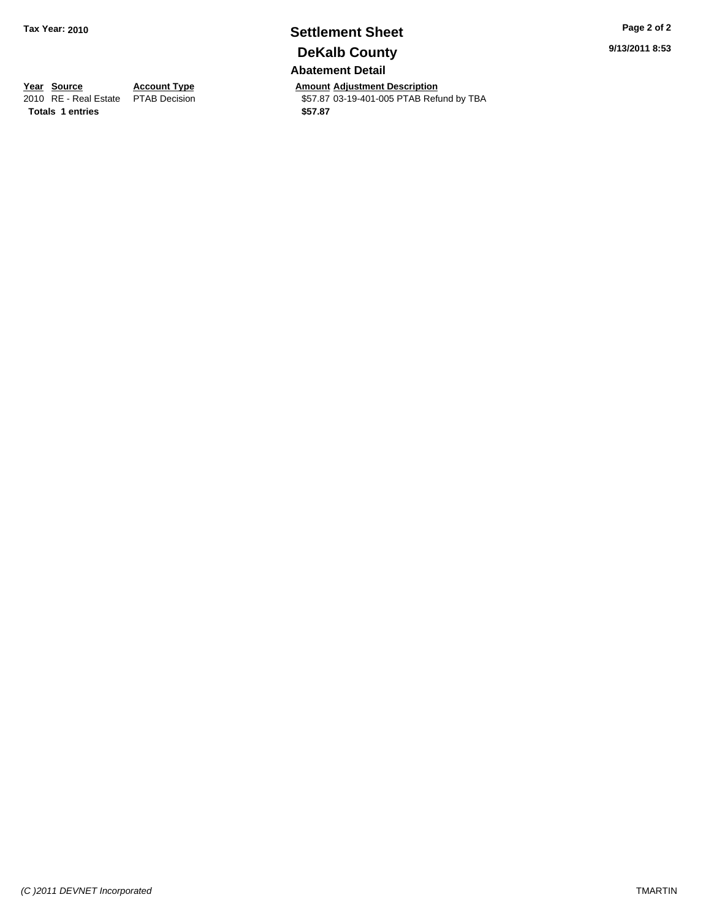**Tax Year: 2010**

# Settlement Sheet

## DeKalb County

9/13/2011 8:53

### Abatement Detail

| Year | Source | Account Type | Amount | Adjustment Description |
|---|---|---|---|---|
| 2010 | RE - Real Estate | PTAB Decision | $57.87 | 03-19-401-005 PTAB Refund by TBA |
| **Totals** | **1 entries** | | **$57.87** | |

*(C )2011 DEVNET Incorporated*

TMARTIN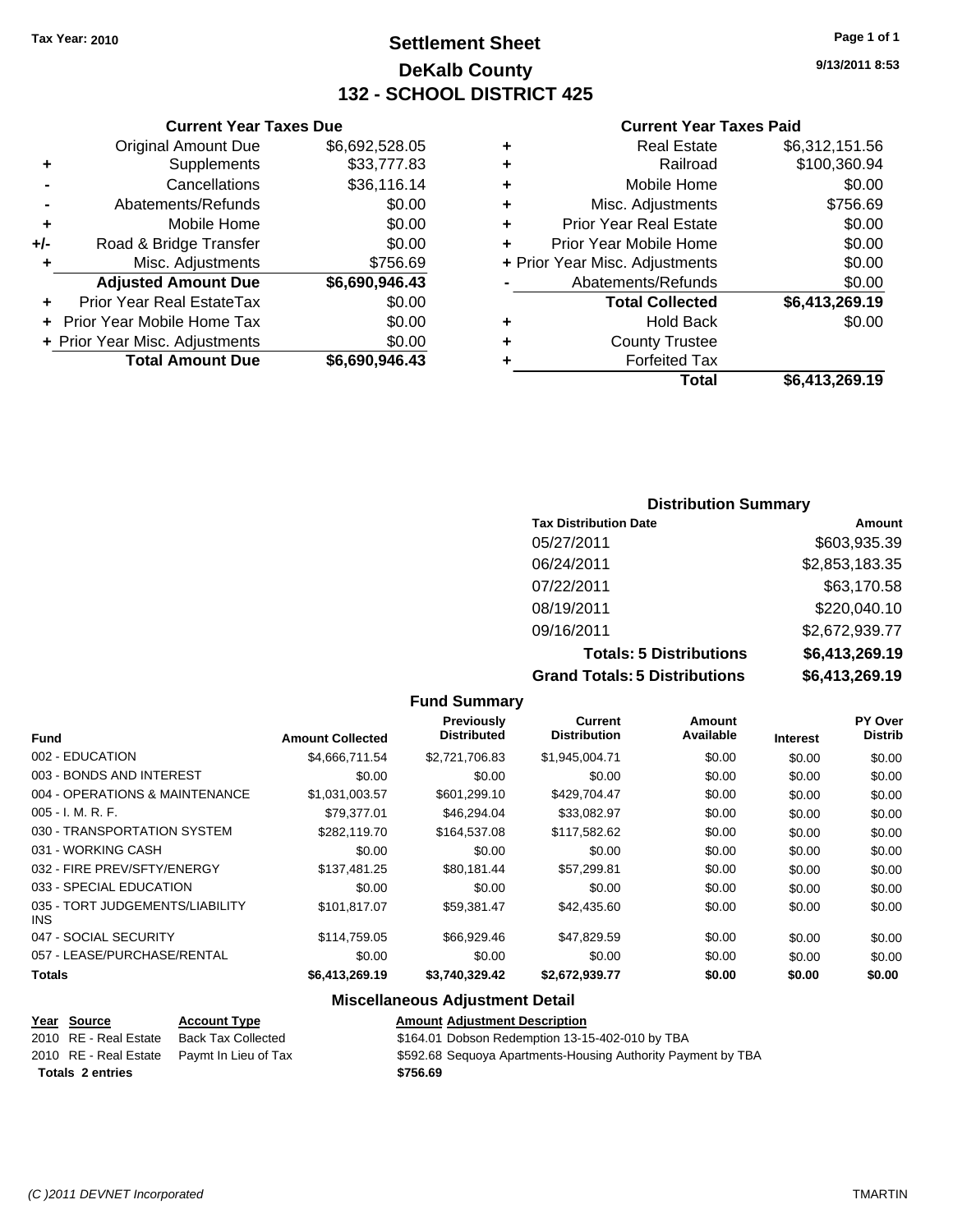Tax Year: 2010

# Settlement Sheet

## DeKalb County

## 132 - SCHOOL DISTRICT 425

9/13/2011 8:53

### Current Year Taxes Due

| | | |
|---|---|---|
| | Original Amount Due | $6,692,528.05 |
| + | Supplements | $33,777.83 |
| - | Cancellations | $36,116.14 |
| - | Abatements/Refunds | $0.00 |
| + | Mobile Home | $0.00 |
| +/- | Road & Bridge Transfer | $0.00 |
| + | Misc. Adjustments | $756.69 |
| | **Adjusted Amount Due** | **$6,690,946.43** |
| + | Prior Year Real EstateTax | $0.00 |
| + | Prior Year Mobile Home Tax | $0.00 |
| + | Prior Year Misc. Adjustments | $0.00 |
| | **Total Amount Due** | **$6,690,946.43** |

### Current Year Taxes Paid

| | | |
|---|---|---|
| + | Real Estate | $6,312,151.56 |
| + | Railroad | $100,360.94 |
| + | Mobile Home | $0.00 |
| + | Misc. Adjustments | $756.69 |
| + | Prior Year Real Estate | $0.00 |
| + | Prior Year Mobile Home | $0.00 |
| + | Prior Year Misc. Adjustments | $0.00 |
| - | Abatements/Refunds | $0.00 |
| | **Total Collected** | **$6,413,269.19** |
| + | Hold Back | $0.00 |
| + | County Trustee | |
| + | Forfeited Tax | |
| | **Total** | **$6,413,269.19** |

### Distribution Summary

| Tax Distribution Date | Amount |
|---|---|
| 05/27/2011 | $603,935.39 |
| 06/24/2011 | $2,853,183.35 |
| 07/22/2011 | $63,170.58 |
| 08/19/2011 | $220,040.10 |
| 09/16/2011 | $2,672,939.77 |
| **Totals: 5 Distributions** | **$6,413,269.19** |
| **Grand Totals: 5 Distributions** | **$6,413,269.19** |

### Fund Summary

| Fund | Amount Collected | Previously Distributed | Current Distribution | Amount Available | Interest | PY Over Distrib |
|---|---|---|---|---|---|---|
| 002 - EDUCATION | $4,666,711.54 | $2,721,706.83 | $1,945,004.71 | $0.00 | $0.00 | $0.00 |
| 003 - BONDS AND INTEREST | $0.00 | $0.00 | $0.00 | $0.00 | $0.00 | $0.00 |
| 004 - OPERATIONS & MAINTENANCE | $1,031,003.57 | $601,299.10 | $429,704.47 | $0.00 | $0.00 | $0.00 |
| 005 - I. M. R. F. | $79,377.01 | $46,294.04 | $33,082.97 | $0.00 | $0.00 | $0.00 |
| 030 - TRANSPORTATION SYSTEM | $282,119.70 | $164,537.08 | $117,582.62 | $0.00 | $0.00 | $0.00 |
| 031 - WORKING CASH | $0.00 | $0.00 | $0.00 | $0.00 | $0.00 | $0.00 |
| 032 - FIRE PREV/SFTY/ENERGY | $137,481.25 | $80,181.44 | $57,299.81 | $0.00 | $0.00 | $0.00 |
| 033 - SPECIAL EDUCATION | $0.00 | $0.00 | $0.00 | $0.00 | $0.00 | $0.00 |
| 035 - TORT JUDGEMENTS/LIABILITY INS | $101,817.07 | $59,381.47 | $42,435.60 | $0.00 | $0.00 | $0.00 |
| 047 - SOCIAL SECURITY | $114,759.05 | $66,929.46 | $47,829.59 | $0.00 | $0.00 | $0.00 |
| 057 - LEASE/PURCHASE/RENTAL | $0.00 | $0.00 | $0.00 | $0.00 | $0.00 | $0.00 |
| **Totals** | **$6,413,269.19** | **$3,740,329.42** | **$2,672,939.77** | **$0.00** | **$0.00** | **$0.00** |

### Miscellaneous Adjustment Detail

| Year | Source | Account Type | Amount | Adjustment Description |
|---|---|---|---|---|
| 2010 | RE - Real Estate | Back Tax Collected | $164.01 | Dobson Redemption 13-15-402-010 by TBA |
| 2010 | RE - Real Estate | Paymt In Lieu of Tax | $592.68 | Sequoya Apartments-Housing Authority Payment by TBA |
| **Totals 2 entries** | | | **$756.69** | |

(C )2011 DEVNET Incorporated TMARTIN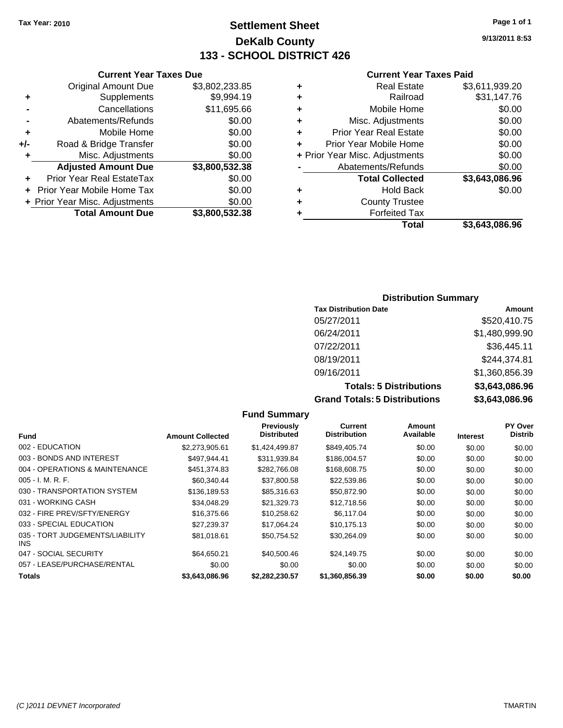Tax Year: 2010

# Settlement Sheet
## DeKalb County
## 133 - SCHOOL DISTRICT 426

9/13/2011 8:53

### Current Year Taxes Due

| | | |
|---|---|---|
| | Original Amount Due | $3,802,233.85 |
| + | Supplements | $9,994.19 |
| - | Cancellations | $11,695.66 |
| - | Abatements/Refunds | $0.00 |
| + | Mobile Home | $0.00 |
| +/- | Road & Bridge Transfer | $0.00 |
| + | Misc. Adjustments | $0.00 |
| | **Adjusted Amount Due** | **$3,800,532.38** |
| + | Prior Year Real EstateTax | $0.00 |
| + | Prior Year Mobile Home Tax | $0.00 |
| + | Prior Year Misc. Adjustments | $0.00 |
| | **Total Amount Due** | **$3,800,532.38** |

### Current Year Taxes Paid

| | | |
|---|---|---|
| + | Real Estate | $3,611,939.20 |
| + | Railroad | $31,147.76 |
| + | Mobile Home | $0.00 |
| + | Misc. Adjustments | $0.00 |
| + | Prior Year Real Estate | $0.00 |
| + | Prior Year Mobile Home | $0.00 |
| + | Prior Year Misc. Adjustments | $0.00 |
| - | Abatements/Refunds | $0.00 |
| | **Total Collected** | **$3,643,086.96** |
| + | Hold Back | $0.00 |
| + | County Trustee | |
| + | Forfeited Tax | |
| | **Total** | **$3,643,086.96** |

### Distribution Summary

| Tax Distribution Date | Amount |
|---|---|
| 05/27/2011 | $520,410.75 |
| 06/24/2011 | $1,480,999.90 |
| 07/22/2011 | $36,445.11 |
| 08/19/2011 | $244,374.81 |
| 09/16/2011 | $1,360,856.39 |
| **Totals: 5 Distributions** | **$3,643,086.96** |
| **Grand Totals: 5 Distributions** | **$3,643,086.96** |

### Fund Summary

| Fund | Amount Collected | Previously Distributed | Current Distribution | Amount Available | Interest | PY Over Distrib |
|---|---|---|---|---|---|---|
| 002 - EDUCATION | $2,273,905.61 | $1,424,499.87 | $849,405.74 | $0.00 | $0.00 | $0.00 |
| 003 - BONDS AND INTEREST | $497,944.41 | $311,939.84 | $186,004.57 | $0.00 | $0.00 | $0.00 |
| 004 - OPERATIONS & MAINTENANCE | $451,374.83 | $282,766.08 | $168,608.75 | $0.00 | $0.00 | $0.00 |
| 005 - I. M. R. F. | $60,340.44 | $37,800.58 | $22,539.86 | $0.00 | $0.00 | $0.00 |
| 030 - TRANSPORTATION SYSTEM | $136,189.53 | $85,316.63 | $50,872.90 | $0.00 | $0.00 | $0.00 |
| 031 - WORKING CASH | $34,048.29 | $21,329.73 | $12,718.56 | $0.00 | $0.00 | $0.00 |
| 032 - FIRE PREV/SFTY/ENERGY | $16,375.66 | $10,258.62 | $6,117.04 | $0.00 | $0.00 | $0.00 |
| 033 - SPECIAL EDUCATION | $27,239.37 | $17,064.24 | $10,175.13 | $0.00 | $0.00 | $0.00 |
| 035 - TORT JUDGEMENTS/LIABILITY INS | $81,018.61 | $50,754.52 | $30,264.09 | $0.00 | $0.00 | $0.00 |
| 047 - SOCIAL SECURITY | $64,650.21 | $40,500.46 | $24,149.75 | $0.00 | $0.00 | $0.00 |
| 057 - LEASE/PURCHASE/RENTAL | $0.00 | $0.00 | $0.00 | $0.00 | $0.00 | $0.00 |
| **Totals** | **$3,643,086.96** | **$2,282,230.57** | **$1,360,856.39** | **$0.00** | **$0.00** | **$0.00** |

(C )2011 DEVNET Incorporated TMARTIN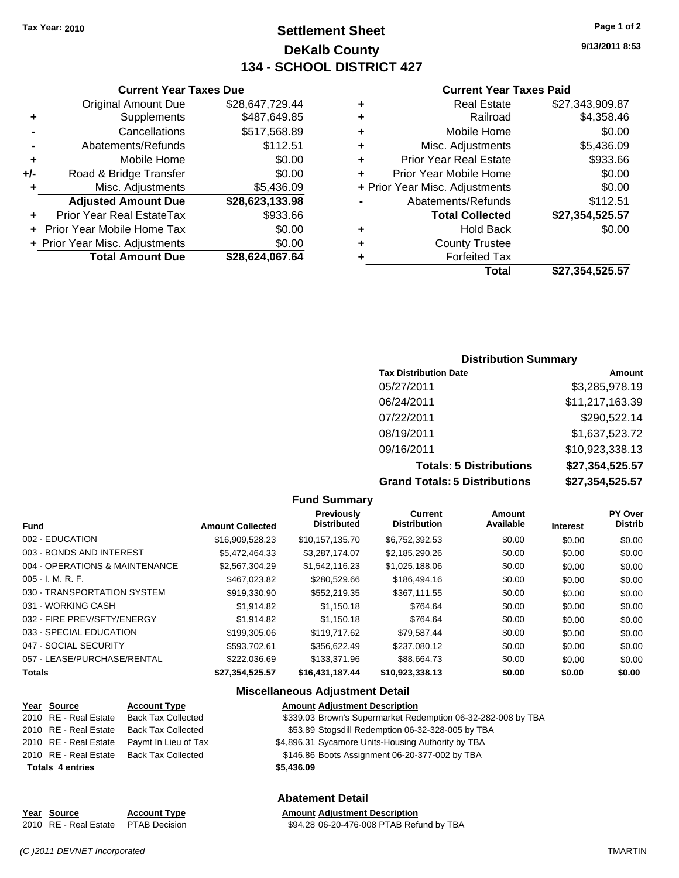Tax Year: 2010

# Settlement Sheet
## DeKalb County
## 134 - SCHOOL DISTRICT 427

9/13/2011 8:53

### Current Year Taxes Due

| | | |
|---|---|---|
| | Original Amount Due | $28,647,729.44 |
| + | Supplements | $487,649.85 |
| - | Cancellations | $517,568.89 |
| - | Abatements/Refunds | $112.51 |
| + | Mobile Home | $0.00 |
| +/- | Road & Bridge Transfer | $0.00 |
| + | Misc. Adjustments | $5,436.09 |
| | **Adjusted Amount Due** | **$28,623,133.98** |
| + | Prior Year Real EstateTax | $933.66 |
| + | Prior Year Mobile Home Tax | $0.00 |
| + | Prior Year Misc. Adjustments | $0.00 |
| | **Total Amount Due** | **$28,624,067.64** |

### Current Year Taxes Paid

| | | |
|---|---|---|
| + | Real Estate | $27,343,909.87 |
| + | Railroad | $4,358.46 |
| + | Mobile Home | $0.00 |
| + | Misc. Adjustments | $5,436.09 |
| + | Prior Year Real Estate | $933.66 |
| + | Prior Year Mobile Home | $0.00 |
| + | Prior Year Misc. Adjustments | $0.00 |
| - | Abatements/Refunds | $112.51 |
| | **Total Collected** | **$27,354,525.57** |
| + | Hold Back | $0.00 |
| + | County Trustee | |
| + | Forfeited Tax | |
| | **Total** | **$27,354,525.57** |

### Distribution Summary

| Tax Distribution Date | Amount |
|---|---|
| 05/27/2011 | $3,285,978.19 |
| 06/24/2011 | $11,217,163.39 |
| 07/22/2011 | $290,522.14 |
| 08/19/2011 | $1,637,523.72 |
| 09/16/2011 | $10,923,338.13 |
| **Totals: 5 Distributions** | **$27,354,525.57** |
| **Grand Totals: 5 Distributions** | **$27,354,525.57** |

### Fund Summary

| Fund | Amount Collected | Previously Distributed | Current Distribution | Amount Available | Interest | PY Over Distrib |
|---|---|---|---|---|---|---|
| 002 - EDUCATION | $16,909,528.23 | $10,157,135.70 | $6,752,392.53 | $0.00 | $0.00 | $0.00 |
| 003 - BONDS AND INTEREST | $5,472,464.33 | $3,287,174.07 | $2,185,290.26 | $0.00 | $0.00 | $0.00 |
| 004 - OPERATIONS & MAINTENANCE | $2,567,304.29 | $1,542,116.23 | $1,025,188.06 | $0.00 | $0.00 | $0.00 |
| 005 - I. M. R. F. | $467,023.82 | $280,529.66 | $186,494.16 | $0.00 | $0.00 | $0.00 |
| 030 - TRANSPORTATION SYSTEM | $919,330.90 | $552,219.35 | $367,111.55 | $0.00 | $0.00 | $0.00 |
| 031 - WORKING CASH | $1,914.82 | $1,150.18 | $764.64 | $0.00 | $0.00 | $0.00 |
| 032 - FIRE PREV/SFTY/ENERGY | $1,914.82 | $1,150.18 | $764.64 | $0.00 | $0.00 | $0.00 |
| 033 - SPECIAL EDUCATION | $199,305.06 | $119,717.62 | $79,587.44 | $0.00 | $0.00 | $0.00 |
| 047 - SOCIAL SECURITY | $593,702.61 | $356,622.49 | $237,080.12 | $0.00 | $0.00 | $0.00 |
| 057 - LEASE/PURCHASE/RENTAL | $222,036.69 | $133,371.96 | $88,664.73 | $0.00 | $0.00 | $0.00 |
| **Totals** | **$27,354,525.57** | **$16,431,187.44** | **$10,923,338.13** | **$0.00** | **$0.00** | **$0.00** |

### Miscellaneous Adjustment Detail

| Year | Source | Account Type | Amount | Adjustment Description |
|---|---|---|---|---|
| 2010 | RE - Real Estate | Back Tax Collected | $339.03 | Brown's Supermarket Redemption 06-32-282-008 by TBA |
| 2010 | RE - Real Estate | Back Tax Collected | $53.89 | Stogsdill Redemption 06-32-328-005 by TBA |
| 2010 | RE - Real Estate | Paymt In Lieu of Tax | $4,896.31 | Sycamore Units-Housing Authority by TBA |
| 2010 | RE - Real Estate | Back Tax Collected | $146.86 | Boots Assignment 06-20-377-002 by TBA |
| **Totals 4 entries** | | | **$5,436.09** | |

### Abatement Detail

| Year | Source | Account Type | Amount | Adjustment Description |
|---|---|---|---|---|
| 2010 | RE - Real Estate | PTAB Decision | $94.28 | 06-20-476-008 PTAB Refund by TBA |

(C )2011 DEVNET Incorporated TMARTIN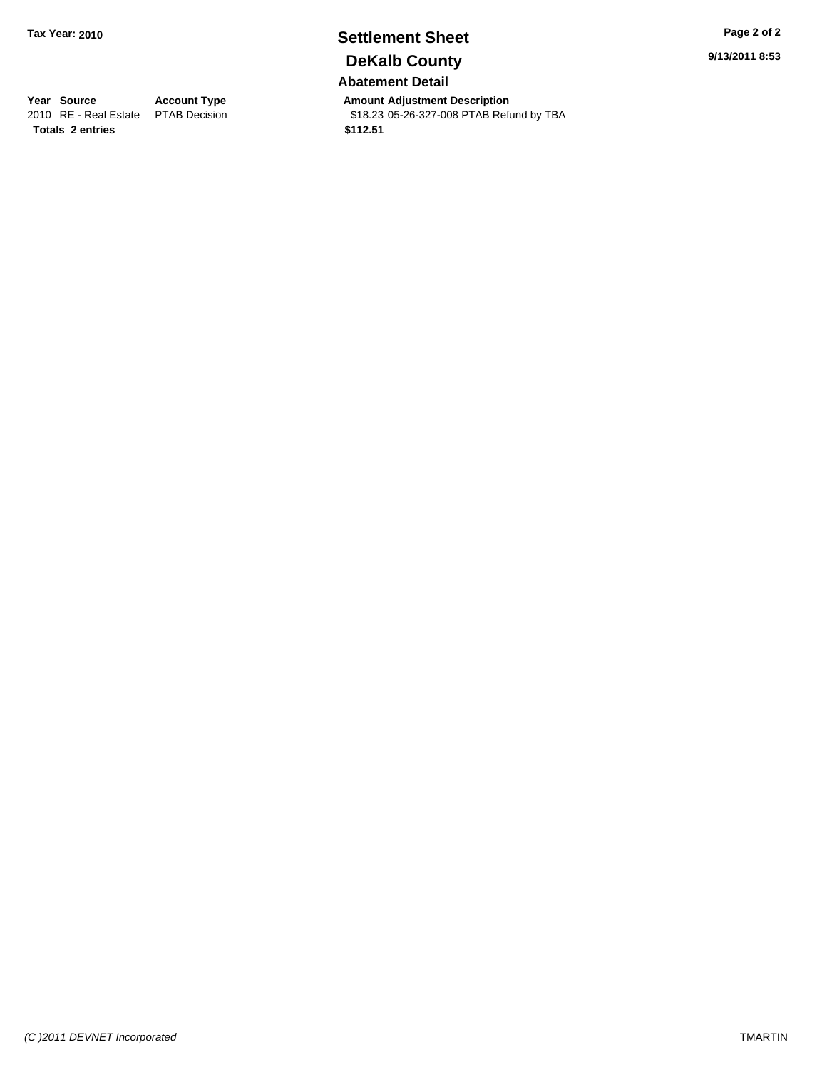Tax Year: 2010

# Settlement Sheet

## DeKalb County

### Abatement Detail

| Year | Source | Account Type | Amount | Adjustment Description |
|---|---|---|---|---|
| 2010 | RE - Real Estate | PTAB Decision | $18.23 | 05-26-327-008 PTAB Refund by TBA |
| **Totals** | **2 entries** | | **$112.51** | |

9/13/2011 8:53

(C )2011 DEVNET Incorporated

TMARTIN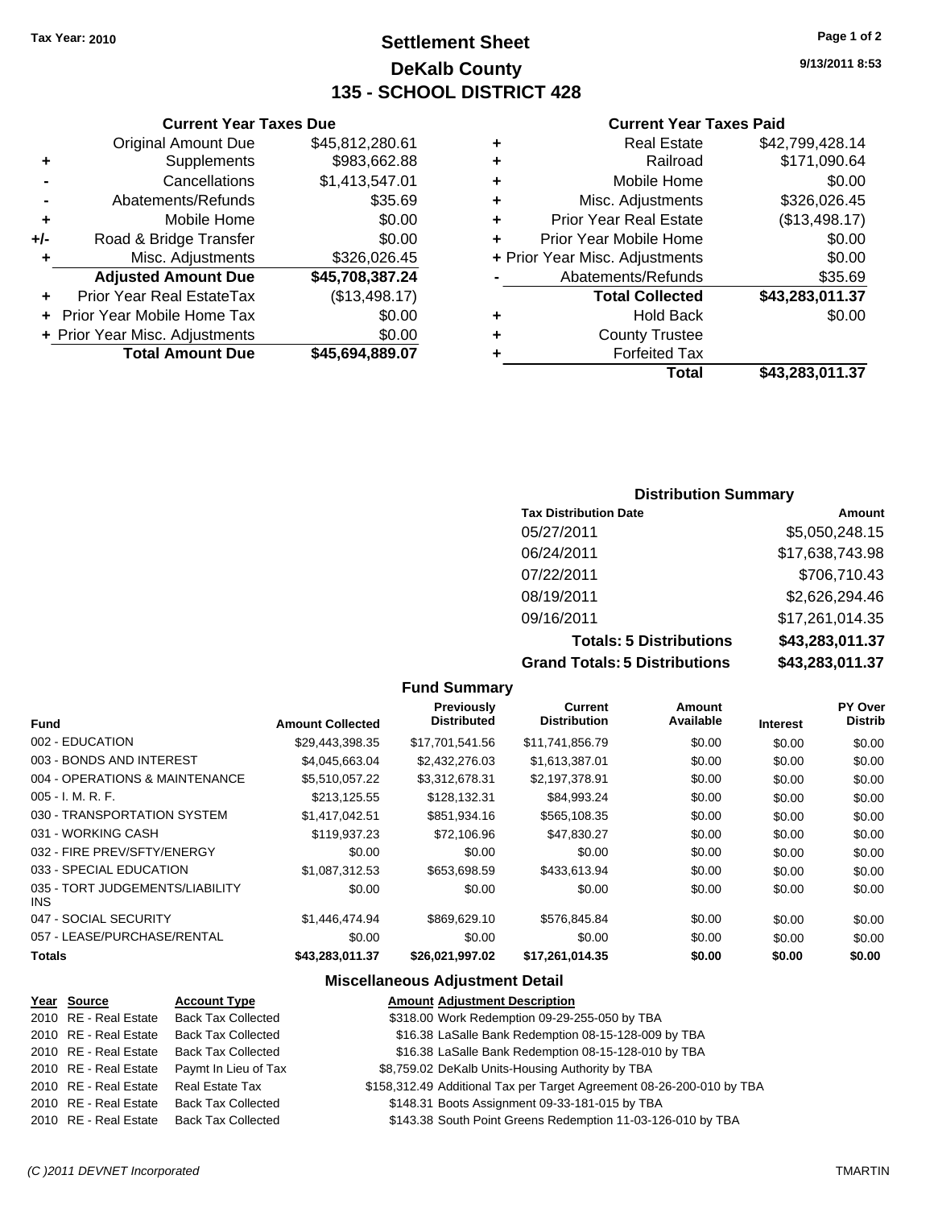**Tax Year: 2010**

# Settlement Sheet
## DeKalb County
## 135 - SCHOOL DISTRICT 428

9/13/2011 8:53

### Current Year Taxes Due

| | | |
|---|---|---|
| | Original Amount Due | $45,812,280.61 |
| + | Supplements | $983,662.88 |
| - | Cancellations | $1,413,547.01 |
| - | Abatements/Refunds | $35.69 |
| + | Mobile Home | $0.00 |
| +/- | Road & Bridge Transfer | $0.00 |
| + | Misc. Adjustments | $326,026.45 |
| | **Adjusted Amount Due** | **$45,708,387.24** |
| + | Prior Year Real EstateTax | ($13,498.17) |
| + | Prior Year Mobile Home Tax | $0.00 |
| + | Prior Year Misc. Adjustments | $0.00 |
| | **Total Amount Due** | **$45,694,889.07** |

### Current Year Taxes Paid

| | | |
|---|---|---|
| + | Real Estate | $42,799,428.14 |
| + | Railroad | $171,090.64 |
| + | Mobile Home | $0.00 |
| + | Misc. Adjustments | $326,026.45 |
| + | Prior Year Real Estate | ($13,498.17) |
| + | Prior Year Mobile Home | $0.00 |
| + | Prior Year Misc. Adjustments | $0.00 |
| - | Abatements/Refunds | $35.69 |
| | **Total Collected** | **$43,283,011.37** |
| + | Hold Back | $0.00 |
| + | County Trustee | |
| + | Forfeited Tax | |
| | **Total** | **$43,283,011.37** |

### Distribution Summary

| Tax Distribution Date | Amount |
|---|---|
| 05/27/2011 | $5,050,248.15 |
| 06/24/2011 | $17,638,743.98 |
| 07/22/2011 | $706,710.43 |
| 08/19/2011 | $2,626,294.46 |
| 09/16/2011 | $17,261,014.35 |
| **Totals: 5 Distributions** | **$43,283,011.37** |
| **Grand Totals: 5 Distributions** | **$43,283,011.37** |

### Fund Summary

| Fund | Amount Collected | Previously Distributed | Current Distribution | Amount Available | Interest | PY Over Distrib |
|---|---|---|---|---|---|---|
| 002 - EDUCATION | $29,443,398.35 | $17,701,541.56 | $11,741,856.79 | $0.00 | $0.00 | $0.00 |
| 003 - BONDS AND INTEREST | $4,045,663.04 | $2,432,276.03 | $1,613,387.01 | $0.00 | $0.00 | $0.00 |
| 004 - OPERATIONS & MAINTENANCE | $5,510,057.22 | $3,312,678.31 | $2,197,378.91 | $0.00 | $0.00 | $0.00 |
| 005 - I. M. R. F. | $213,125.55 | $128,132.31 | $84,993.24 | $0.00 | $0.00 | $0.00 |
| 030 - TRANSPORTATION SYSTEM | $1,417,042.51 | $851,934.16 | $565,108.35 | $0.00 | $0.00 | $0.00 |
| 031 - WORKING CASH | $119,937.23 | $72,106.96 | $47,830.27 | $0.00 | $0.00 | $0.00 |
| 032 - FIRE PREV/SFTY/ENERGY | $0.00 | $0.00 | $0.00 | $0.00 | $0.00 | $0.00 |
| 033 - SPECIAL EDUCATION | $1,087,312.53 | $653,698.59 | $433,613.94 | $0.00 | $0.00 | $0.00 |
| 035 - TORT JUDGEMENTS/LIABILITY INS | $0.00 | $0.00 | $0.00 | $0.00 | $0.00 | $0.00 |
| 047 - SOCIAL SECURITY | $1,446,474.94 | $869,629.10 | $576,845.84 | $0.00 | $0.00 | $0.00 |
| 057 - LEASE/PURCHASE/RENTAL | $0.00 | $0.00 | $0.00 | $0.00 | $0.00 | $0.00 |
| **Totals** | **$43,283,011.37** | **$26,021,997.02** | **$17,261,014.35** | **$0.00** | **$0.00** | **$0.00** |

### Miscellaneous Adjustment Detail

| Year | Source | Account Type | Amount | Adjustment Description |
|---|---|---|---|---|
| 2010 | RE - Real Estate | Back Tax Collected | $318.00 | Work Redemption 09-29-255-050 by TBA |
| 2010 | RE - Real Estate | Back Tax Collected | $16.38 | LaSalle Bank Redemption 08-15-128-009 by TBA |
| 2010 | RE - Real Estate | Back Tax Collected | $16.38 | LaSalle Bank Redemption 08-15-128-010 by TBA |
| 2010 | RE - Real Estate | Paymt In Lieu of Tax | $8,759.02 | DeKalb Units-Housing Authority by TBA |
| 2010 | RE - Real Estate | Real Estate Tax | $158,312.49 | Additional Tax per Target Agreement 08-26-200-010 by TBA |
| 2010 | RE - Real Estate | Back Tax Collected | $148.31 | Boots Assignment 09-33-181-015 by TBA |
| 2010 | RE - Real Estate | Back Tax Collected | $143.38 | South Point Greens Redemption 11-03-126-010 by TBA |

*(C )2011 DEVNET Incorporated* TMARTIN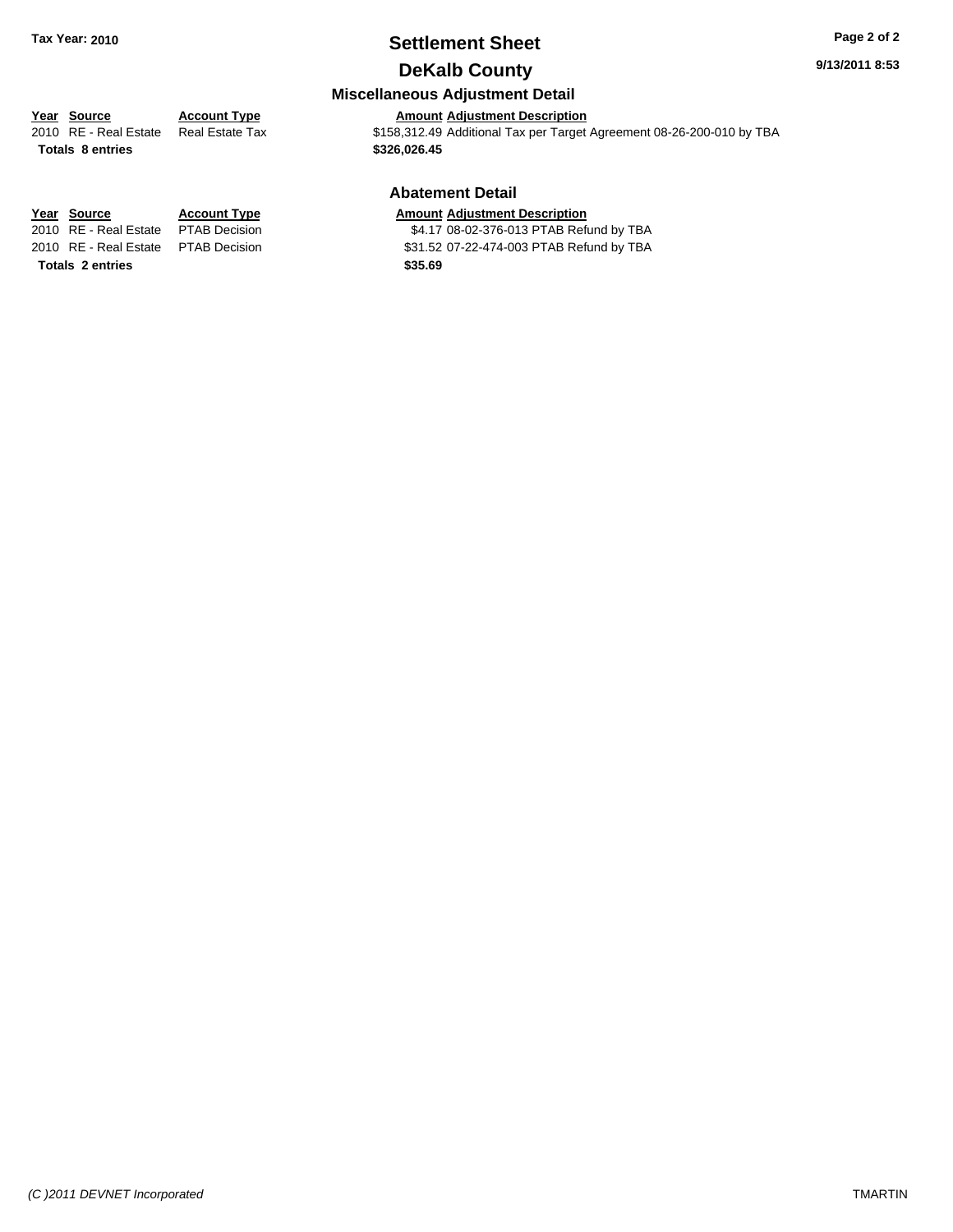## Settlement Sheet

## DeKalb County

Tax Year: 2010

9/13/2011 8:53

### Miscellaneous Adjustment Detail

| Year | Source | Account Type | Amount | Adjustment Description |
|---|---|---|---|---|
| 2010 | RE - Real Estate | Real Estate Tax | $158,312.49 | Additional Tax per Target Agreement 08-26-200-010 by TBA |
| **Totals 8 entries** | | | **$326,026.45** | |

### Abatement Detail

| Year | Source | Account Type | Amount | Adjustment Description |
|---|---|---|---|---|
| 2010 | RE - Real Estate | PTAB Decision | $4.17 | 08-02-376-013 PTAB Refund by TBA |
| 2010 | RE - Real Estate | PTAB Decision | $31.52 | 07-22-474-003 PTAB Refund by TBA |
| **Totals 2 entries** | | | **$35.69** | |

*(C )2011 DEVNET Incorporated*

TMARTIN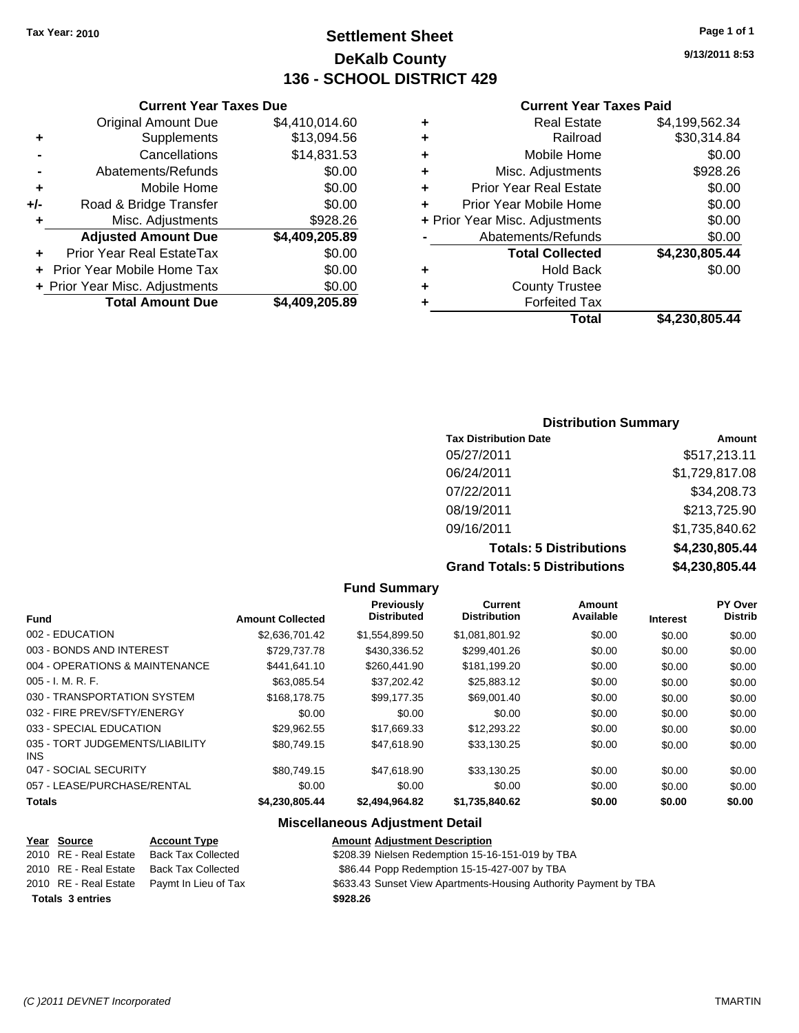Tax Year: 2010

# Settlement Sheet
## DeKalb County
## 136 - SCHOOL DISTRICT 429

9/13/2011 8:53

### Current Year Taxes Due

| | | |
|---|---|---|
| | Original Amount Due | $4,410,014.60 |
| + | Supplements | $13,094.56 |
| - | Cancellations | $14,831.53 |
| - | Abatements/Refunds | $0.00 |
| + | Mobile Home | $0.00 |
| +/- | Road & Bridge Transfer | $0.00 |
| + | Misc. Adjustments | $928.26 |
| | **Adjusted Amount Due** | **$4,409,205.89** |
| + | Prior Year Real EstateTax | $0.00 |
| + | Prior Year Mobile Home Tax | $0.00 |
| + | Prior Year Misc. Adjustments | $0.00 |
| | **Total Amount Due** | **$4,409,205.89** |

### Current Year Taxes Paid

| | | |
|---|---|---|
| + | Real Estate | $4,199,562.34 |
| + | Railroad | $30,314.84 |
| + | Mobile Home | $0.00 |
| + | Misc. Adjustments | $928.26 |
| + | Prior Year Real Estate | $0.00 |
| + | Prior Year Mobile Home | $0.00 |
| + | Prior Year Misc. Adjustments | $0.00 |
| - | Abatements/Refunds | $0.00 |
| | **Total Collected** | **$4,230,805.44** |
| + | Hold Back | $0.00 |
| + | County Trustee | |
| + | Forfeited Tax | |
| | **Total** | **$4,230,805.44** |

### Distribution Summary

| Tax Distribution Date | Amount |
|---|---|
| 05/27/2011 | $517,213.11 |
| 06/24/2011 | $1,729,817.08 |
| 07/22/2011 | $34,208.73 |
| 08/19/2011 | $213,725.90 |
| 09/16/2011 | $1,735,840.62 |
| **Totals: 5 Distributions** | **$4,230,805.44** |
| **Grand Totals: 5 Distributions** | **$4,230,805.44** |

### Fund Summary

| Fund | Amount Collected | Previously Distributed | Current Distribution | Amount Available | Interest | PY Over Distrib |
|---|---|---|---|---|---|---|
| 002 - EDUCATION | $2,636,701.42 | $1,554,899.50 | $1,081,801.92 | $0.00 | $0.00 | $0.00 |
| 003 - BONDS AND INTEREST | $729,737.78 | $430,336.52 | $299,401.26 | $0.00 | $0.00 | $0.00 |
| 004 - OPERATIONS & MAINTENANCE | $441,641.10 | $260,441.90 | $181,199.20 | $0.00 | $0.00 | $0.00 |
| 005 - I. M. R. F. | $63,085.54 | $37,202.42 | $25,883.12 | $0.00 | $0.00 | $0.00 |
| 030 - TRANSPORTATION SYSTEM | $168,178.75 | $99,177.35 | $69,001.40 | $0.00 | $0.00 | $0.00 |
| 032 - FIRE PREV/SFTY/ENERGY | $0.00 | $0.00 | $0.00 | $0.00 | $0.00 | $0.00 |
| 033 - SPECIAL EDUCATION | $29,962.55 | $17,669.33 | $12,293.22 | $0.00 | $0.00 | $0.00 |
| 035 - TORT JUDGEMENTS/LIABILITY INS | $80,749.15 | $47,618.90 | $33,130.25 | $0.00 | $0.00 | $0.00 |
| 047 - SOCIAL SECURITY | $80,749.15 | $47,618.90 | $33,130.25 | $0.00 | $0.00 | $0.00 |
| 057 - LEASE/PURCHASE/RENTAL | $0.00 | $0.00 | $0.00 | $0.00 | $0.00 | $0.00 |
| **Totals** | **$4,230,805.44** | **$2,494,964.82** | **$1,735,840.62** | **$0.00** | **$0.00** | **$0.00** |

### Miscellaneous Adjustment Detail

| Year | Source | Account Type | Amount | Adjustment Description |
|---|---|---|---|---|
| 2010 | RE - Real Estate | Back Tax Collected | $208.39 | Nielsen Redemption 15-16-151-019 by TBA |
| 2010 | RE - Real Estate | Back Tax Collected | $86.44 | Popp Redemption 15-15-427-007 by TBA |
| 2010 | RE - Real Estate | Paymt In Lieu of Tax | $633.43 | Sunset View Apartments-Housing Authority Payment by TBA |
| **Totals** | **3 entries** | | **$928.26** | |

(C )2011 DEVNET Incorporated TMARTIN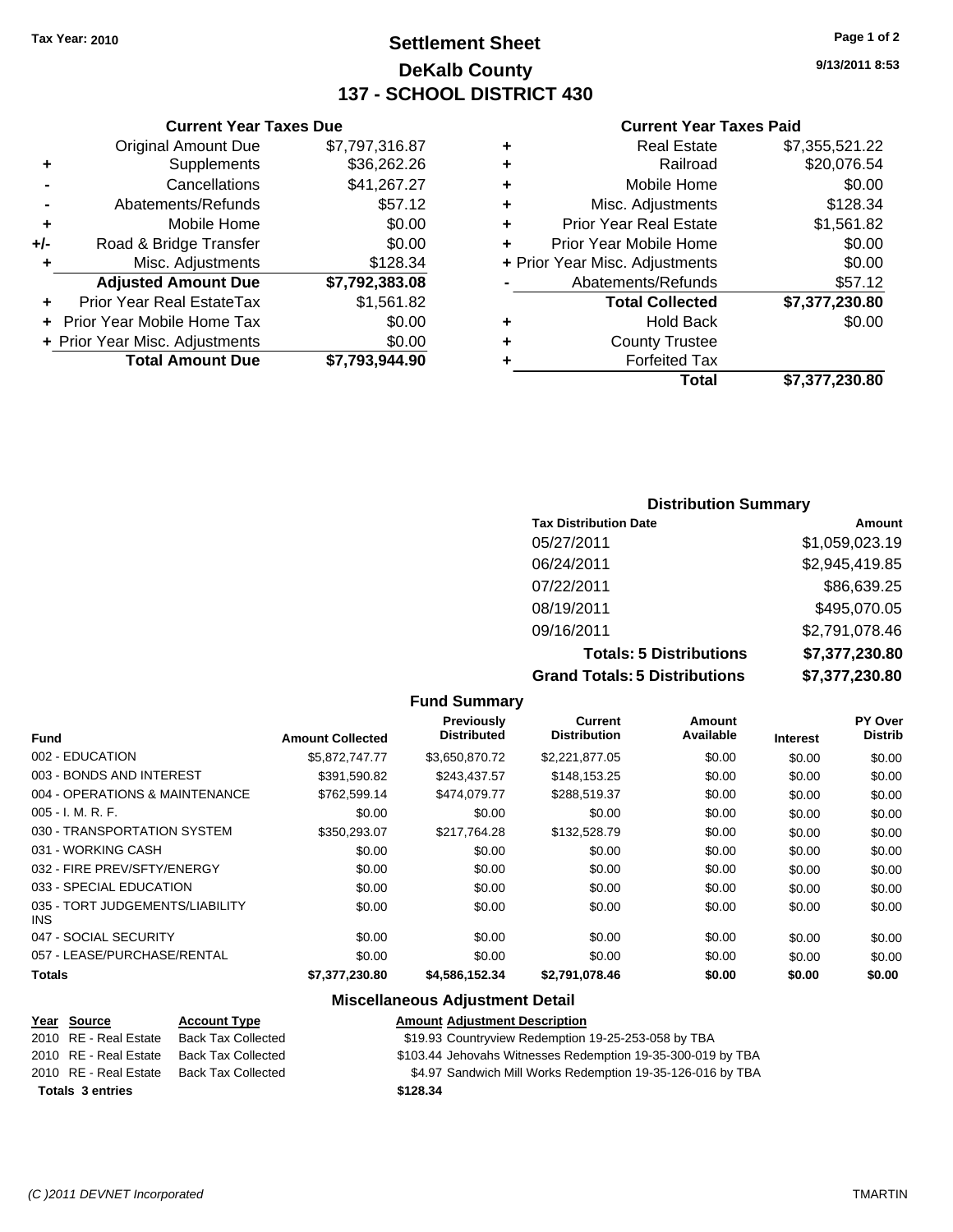Tax Year: 2010

# Settlement Sheet
## DeKalb County
## 137 - SCHOOL DISTRICT 430

9/13/2011 8:53

### Current Year Taxes Due

| | | |
|---|---|---|
| | Original Amount Due | $7,797,316.87 |
| + | Supplements | $36,262.26 |
| - | Cancellations | $41,267.27 |
| - | Abatements/Refunds | $57.12 |
| + | Mobile Home | $0.00 |
| +/- | Road & Bridge Transfer | $0.00 |
| + | Misc. Adjustments | $128.34 |
| | **Adjusted Amount Due** | **$7,792,383.08** |
| + | Prior Year Real EstateTax | $1,561.82 |
| + | Prior Year Mobile Home Tax | $0.00 |
| + | Prior Year Misc. Adjustments | $0.00 |
| | **Total Amount Due** | **$7,793,944.90** |

### Current Year Taxes Paid

| | | |
|---|---|---|
| + | Real Estate | $7,355,521.22 |
| + | Railroad | $20,076.54 |
| + | Mobile Home | $0.00 |
| + | Misc. Adjustments | $128.34 |
| + | Prior Year Real Estate | $1,561.82 |
| + | Prior Year Mobile Home | $0.00 |
| + | Prior Year Misc. Adjustments | $0.00 |
| - | Abatements/Refunds | $57.12 |
| | **Total Collected** | **$7,377,230.80** |
| + | Hold Back | $0.00 |
| + | County Trustee | |
| + | Forfeited Tax | |
| | **Total** | **$7,377,230.80** |

### Distribution Summary

| Tax Distribution Date | Amount |
|---|---|
| 05/27/2011 | $1,059,023.19 |
| 06/24/2011 | $2,945,419.85 |
| 07/22/2011 | $86,639.25 |
| 08/19/2011 | $495,070.05 |
| 09/16/2011 | $2,791,078.46 |
| **Totals: 5 Distributions** | **$7,377,230.80** |
| **Grand Totals: 5 Distributions** | **$7,377,230.80** |

### Fund Summary

| Fund | Amount Collected | Previously Distributed | Current Distribution | Amount Available | Interest | PY Over Distrib |
|---|---|---|---|---|---|---|
| 002 - EDUCATION | $5,872,747.77 | $3,650,870.72 | $2,221,877.05 | $0.00 | $0.00 | $0.00 |
| 003 - BONDS AND INTEREST | $391,590.82 | $243,437.57 | $148,153.25 | $0.00 | $0.00 | $0.00 |
| 004 - OPERATIONS & MAINTENANCE | $762,599.14 | $474,079.77 | $288,519.37 | $0.00 | $0.00 | $0.00 |
| 005 - I. M. R. F. | $0.00 | $0.00 | $0.00 | $0.00 | $0.00 | $0.00 |
| 030 - TRANSPORTATION SYSTEM | $350,293.07 | $217,764.28 | $132,528.79 | $0.00 | $0.00 | $0.00 |
| 031 - WORKING CASH | $0.00 | $0.00 | $0.00 | $0.00 | $0.00 | $0.00 |
| 032 - FIRE PREV/SFTY/ENERGY | $0.00 | $0.00 | $0.00 | $0.00 | $0.00 | $0.00 |
| 033 - SPECIAL EDUCATION | $0.00 | $0.00 | $0.00 | $0.00 | $0.00 | $0.00 |
| 035 - TORT JUDGEMENTS/LIABILITY INS | $0.00 | $0.00 | $0.00 | $0.00 | $0.00 | $0.00 |
| 047 - SOCIAL SECURITY | $0.00 | $0.00 | $0.00 | $0.00 | $0.00 | $0.00 |
| 057 - LEASE/PURCHASE/RENTAL | $0.00 | $0.00 | $0.00 | $0.00 | $0.00 | $0.00 |
| **Totals** | **$7,377,230.80** | **$4,586,152.34** | **$2,791,078.46** | **$0.00** | **$0.00** | **$0.00** |

### Miscellaneous Adjustment Detail

| Year | Source | Account Type | Amount | Adjustment Description |
|---|---|---|---|---|
| 2010 | RE - Real Estate | Back Tax Collected | $19.93 | Countryview Redemption 19-25-253-058 by TBA |
| 2010 | RE - Real Estate | Back Tax Collected | $103.44 | Jehovahs Witnesses Redemption 19-35-300-019 by TBA |
| 2010 | RE - Real Estate | Back Tax Collected | $4.97 | Sandwich Mill Works Redemption 19-35-126-016 by TBA |
| **Totals** | **3 entries** | | **$128.34** | |

(C )2011 DEVNET Incorporated TMARTIN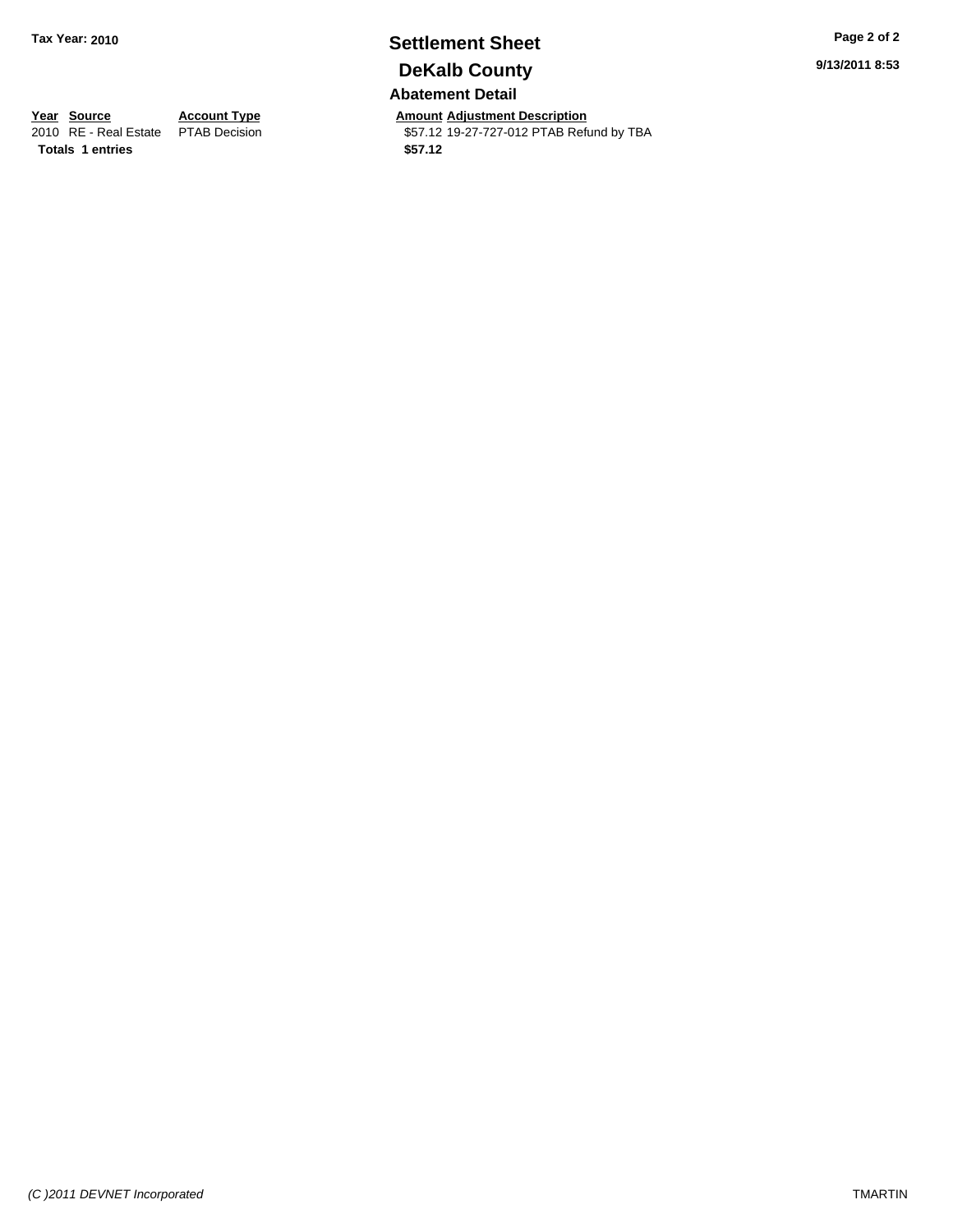**Tax Year: 2010**

# Settlement Sheet

## DeKalb County

### Abatement Detail

| Year | Source | Account Type | Amount | Adjustment Description |
|---|---|---|---|---|
| 2010 | RE - Real Estate | PTAB Decision | $57.12 | 19-27-727-012 PTAB Refund by TBA |
| **Totals** | **1 entries** | | **$57.12** | |

*(C )2011 DEVNET Incorporated*

TMARTIN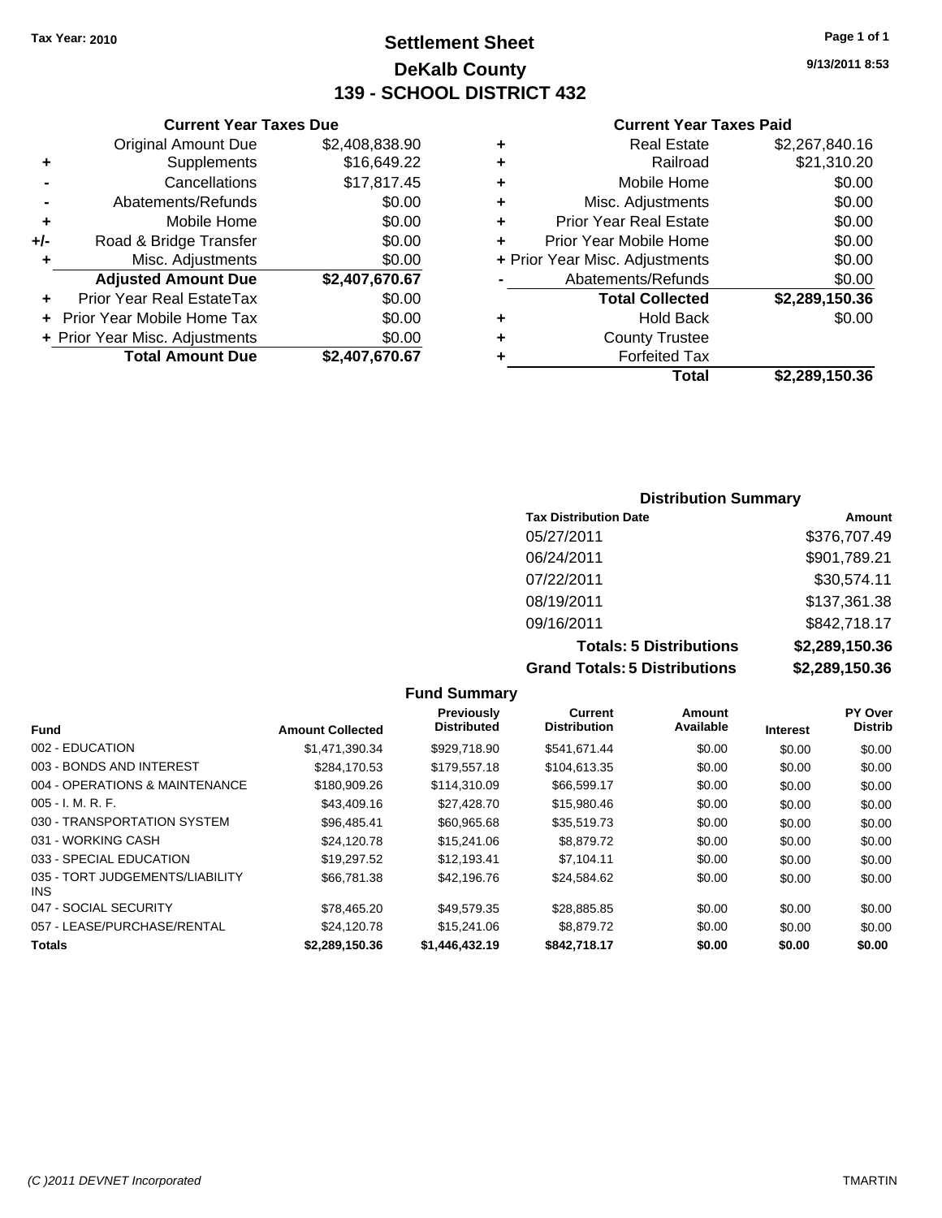Tax Year: 2010

# Settlement Sheet

## DeKalb County

## 139 - SCHOOL DISTRICT 432

9/13/2011 8:53

### Current Year Taxes Due

| | | |
|---|---|---|
| | Original Amount Due | $2,408,838.90 |
| + | Supplements | $16,649.22 |
| - | Cancellations | $17,817.45 |
| - | Abatements/Refunds | $0.00 |
| + | Mobile Home | $0.00 |
| +/- | Road & Bridge Transfer | $0.00 |
| + | Misc. Adjustments | $0.00 |
| | **Adjusted Amount Due** | **$2,407,670.67** |
| + | Prior Year Real EstateTax | $0.00 |
| + | Prior Year Mobile Home Tax | $0.00 |
| + | Prior Year Misc. Adjustments | $0.00 |
| | **Total Amount Due** | **$2,407,670.67** |

### Current Year Taxes Paid

| | | |
|---|---|---|
| + | Real Estate | $2,267,840.16 |
| + | Railroad | $21,310.20 |
| + | Mobile Home | $0.00 |
| + | Misc. Adjustments | $0.00 |
| + | Prior Year Real Estate | $0.00 |
| + | Prior Year Mobile Home | $0.00 |
| + | Prior Year Misc. Adjustments | $0.00 |
| - | Abatements/Refunds | $0.00 |
| | **Total Collected** | **$2,289,150.36** |
| + | Hold Back | $0.00 |
| + | County Trustee | |
| + | Forfeited Tax | |
| | **Total** | **$2,289,150.36** |

### Distribution Summary

| Tax Distribution Date | Amount |
|---|---|
| 05/27/2011 | $376,707.49 |
| 06/24/2011 | $901,789.21 |
| 07/22/2011 | $30,574.11 |
| 08/19/2011 | $137,361.38 |
| 09/16/2011 | $842,718.17 |
| **Totals: 5 Distributions** | **$2,289,150.36** |
| **Grand Totals: 5 Distributions** | **$2,289,150.36** |

### Fund Summary

| Fund | Amount Collected | Previously Distributed | Current Distribution | Amount Available | Interest | PY Over Distrib |
|---|---|---|---|---|---|---|
| 002 - EDUCATION | $1,471,390.34 | $929,718.90 | $541,671.44 | $0.00 | $0.00 | $0.00 |
| 003 - BONDS AND INTEREST | $284,170.53 | $179,557.18 | $104,613.35 | $0.00 | $0.00 | $0.00 |
| 004 - OPERATIONS & MAINTENANCE | $180,909.26 | $114,310.09 | $66,599.17 | $0.00 | $0.00 | $0.00 |
| 005 - I. M. R. F. | $43,409.16 | $27,428.70 | $15,980.46 | $0.00 | $0.00 | $0.00 |
| 030 - TRANSPORTATION SYSTEM | $96,485.41 | $60,965.68 | $35,519.73 | $0.00 | $0.00 | $0.00 |
| 031 - WORKING CASH | $24,120.78 | $15,241.06 | $8,879.72 | $0.00 | $0.00 | $0.00 |
| 033 - SPECIAL EDUCATION | $19,297.52 | $12,193.41 | $7,104.11 | $0.00 | $0.00 | $0.00 |
| 035 - TORT JUDGEMENTS/LIABILITY INS | $66,781.38 | $42,196.76 | $24,584.62 | $0.00 | $0.00 | $0.00 |
| 047 - SOCIAL SECURITY | $78,465.20 | $49,579.35 | $28,885.85 | $0.00 | $0.00 | $0.00 |
| 057 - LEASE/PURCHASE/RENTAL | $24,120.78 | $15,241.06 | $8,879.72 | $0.00 | $0.00 | $0.00 |
| **Totals** | **$2,289,150.36** | **$1,446,432.19** | **$842,718.17** | **$0.00** | **$0.00** | **$0.00** |

(C )2011 DEVNET Incorporated TMARTIN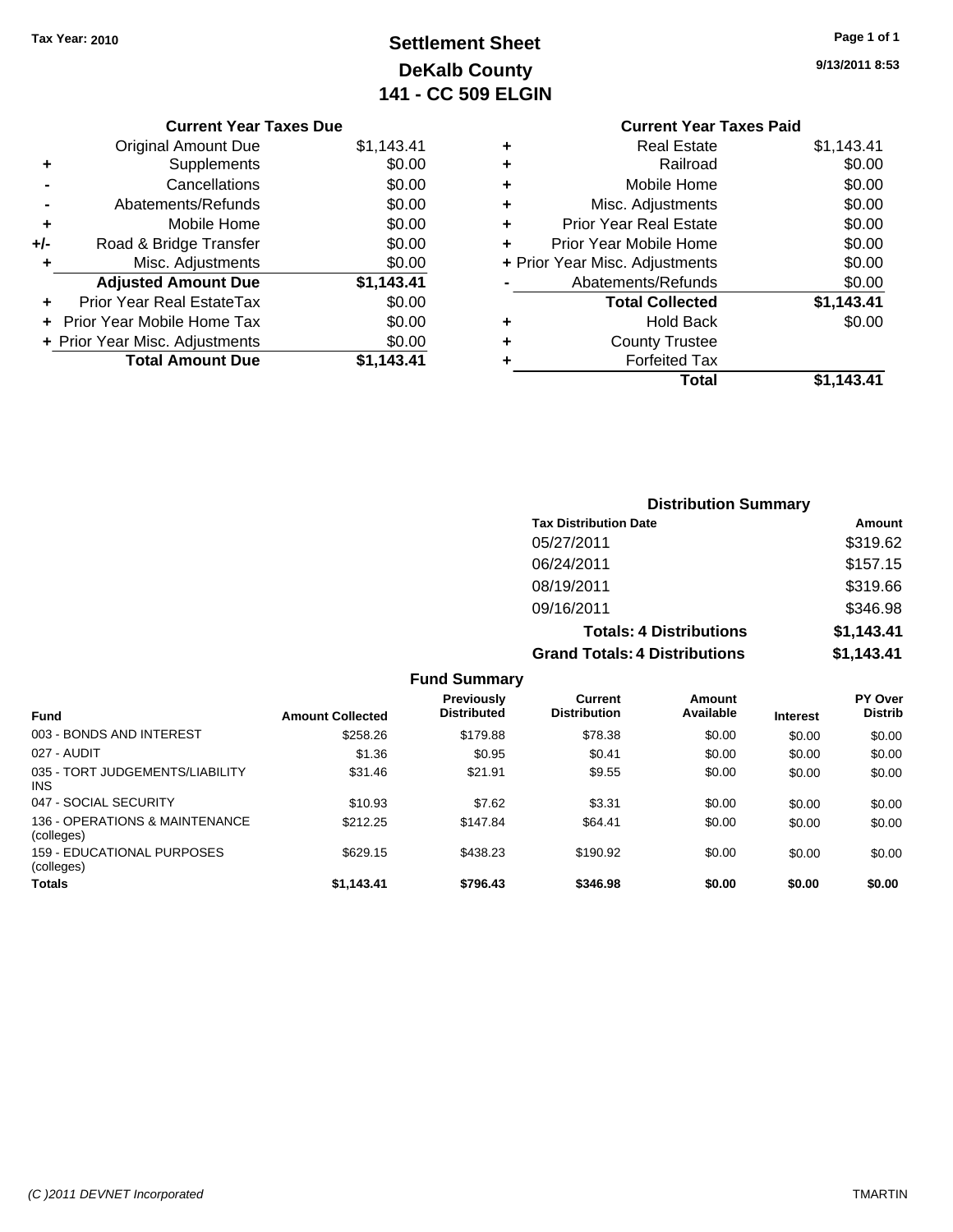Tax Year: 2010

# Settlement Sheet
## DeKalb County
## 141 - CC 509 ELGIN

9/13/2011 8:53

### Current Year Taxes Due

| | | |
|---|---|---|
| | Original Amount Due | $1,143.41 |
| + | Supplements | $0.00 |
| - | Cancellations | $0.00 |
| - | Abatements/Refunds | $0.00 |
| + | Mobile Home | $0.00 |
| +/- | Road & Bridge Transfer | $0.00 |
| + | Misc. Adjustments | $0.00 |
| | **Adjusted Amount Due** | **$1,143.41** |
| + | Prior Year Real EstateTax | $0.00 |
| + | Prior Year Mobile Home Tax | $0.00 |
| + | Prior Year Misc. Adjustments | $0.00 |
| | **Total Amount Due** | **$1,143.41** |

### Current Year Taxes Paid

| | | |
|---|---|---|
| + | Real Estate | $1,143.41 |
| + | Railroad | $0.00 |
| + | Mobile Home | $0.00 |
| + | Misc. Adjustments | $0.00 |
| + | Prior Year Real Estate | $0.00 |
| + | Prior Year Mobile Home | $0.00 |
| + | Prior Year Misc. Adjustments | $0.00 |
| - | Abatements/Refunds | $0.00 |
| | **Total Collected** | **$1,143.41** |
| + | Hold Back | $0.00 |
| + | County Trustee | |
| + | Forfeited Tax | |
| | **Total** | **$1,143.41** |

### Distribution Summary

| Tax Distribution Date | Amount |
|---|---|
| 05/27/2011 | $319.62 |
| 06/24/2011 | $157.15 |
| 08/19/2011 | $319.66 |
| 09/16/2011 | $346.98 |
| **Totals: 4 Distributions** | **$1,143.41** |
| **Grand Totals: 4 Distributions** | **$1,143.41** |

### Fund Summary

| Fund | Amount Collected | Previously Distributed | Current Distribution | Amount Available | Interest | PY Over Distrib |
|---|---|---|---|---|---|---|
| 003 - BONDS AND INTEREST | $258.26 | $179.88 | $78.38 | $0.00 | $0.00 | $0.00 |
| 027 - AUDIT | $1.36 | $0.95 | $0.41 | $0.00 | $0.00 | $0.00 |
| 035 - TORT JUDGEMENTS/LIABILITY INS | $31.46 | $21.91 | $9.55 | $0.00 | $0.00 | $0.00 |
| 047 - SOCIAL SECURITY | $10.93 | $7.62 | $3.31 | $0.00 | $0.00 | $0.00 |
| 136 - OPERATIONS & MAINTENANCE (colleges) | $212.25 | $147.84 | $64.41 | $0.00 | $0.00 | $0.00 |
| 159 - EDUCATIONAL PURPOSES (colleges) | $629.15 | $438.23 | $190.92 | $0.00 | $0.00 | $0.00 |
| **Totals** | **$1,143.41** | **$796.43** | **$346.98** | **$0.00** | **$0.00** | **$0.00** |

(C )2011 DEVNET Incorporated TMARTIN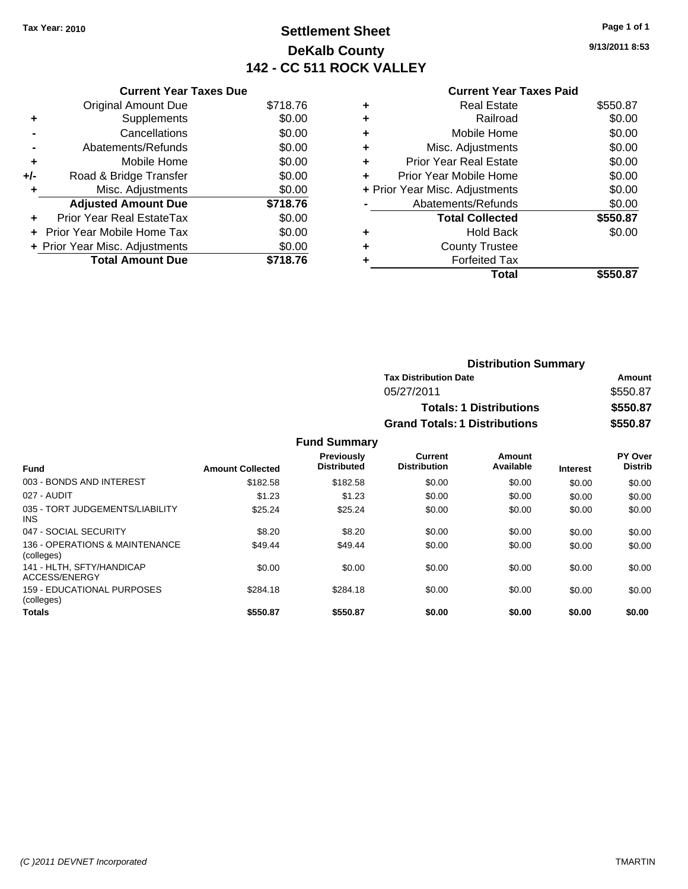**Tax Year: 2010**

# Settlement Sheet
## DeKalb County
## 142 - CC 511 ROCK VALLEY

9/13/2011 8:53

### Current Year Taxes Due

| | | |
|---|---|---|
| | Original Amount Due | $718.76 |
| + | Supplements | $0.00 |
| - | Cancellations | $0.00 |
| - | Abatements/Refunds | $0.00 |
| + | Mobile Home | $0.00 |
| +/- | Road & Bridge Transfer | $0.00 |
| + | Misc. Adjustments | $0.00 |
| | **Adjusted Amount Due** | **$718.76** |
| + | Prior Year Real EstateTax | $0.00 |
| + | Prior Year Mobile Home Tax | $0.00 |
| + | Prior Year Misc. Adjustments | $0.00 |
| | **Total Amount Due** | **$718.76** |

### Current Year Taxes Paid

| | | |
|---|---|---|
| + | Real Estate | $550.87 |
| + | Railroad | $0.00 |
| + | Mobile Home | $0.00 |
| + | Misc. Adjustments | $0.00 |
| + | Prior Year Real Estate | $0.00 |
| + | Prior Year Mobile Home | $0.00 |
| + | Prior Year Misc. Adjustments | $0.00 |
| - | Abatements/Refunds | $0.00 |
| | **Total Collected** | **$550.87** |
| + | Hold Back | $0.00 |
| + | County Trustee | |
| + | Forfeited Tax | |
| | **Total** | **$550.87** |

### Distribution Summary

| Tax Distribution Date | Amount |
|---|---|
| 05/27/2011 | $550.87 |
| **Totals: 1 Distributions** | **$550.87** |
| **Grand Totals: 1 Distributions** | **$550.87** |

### Fund Summary

| Fund | Amount Collected | Previously Distributed | Current Distribution | Amount Available | Interest | PY Over Distrib |
|---|---|---|---|---|---|---|
| 003 - BONDS AND INTEREST | $182.58 | $182.58 | $0.00 | $0.00 | $0.00 | $0.00 |
| 027 - AUDIT | $1.23 | $1.23 | $0.00 | $0.00 | $0.00 | $0.00 |
| 035 - TORT JUDGEMENTS/LIABILITY INS | $25.24 | $25.24 | $0.00 | $0.00 | $0.00 | $0.00 |
| 047 - SOCIAL SECURITY | $8.20 | $8.20 | $0.00 | $0.00 | $0.00 | $0.00 |
| 136 - OPERATIONS & MAINTENANCE (colleges) | $49.44 | $49.44 | $0.00 | $0.00 | $0.00 | $0.00 |
| 141 - HLTH, SFTY/HANDICAP ACCESS/ENERGY | $0.00 | $0.00 | $0.00 | $0.00 | $0.00 | $0.00 |
| 159 - EDUCATIONAL PURPOSES (colleges) | $284.18 | $284.18 | $0.00 | $0.00 | $0.00 | $0.00 |
| **Totals** | **$550.87** | **$550.87** | **$0.00** | **$0.00** | **$0.00** | **$0.00** |

(C )2011 DEVNET Incorporated — TMARTIN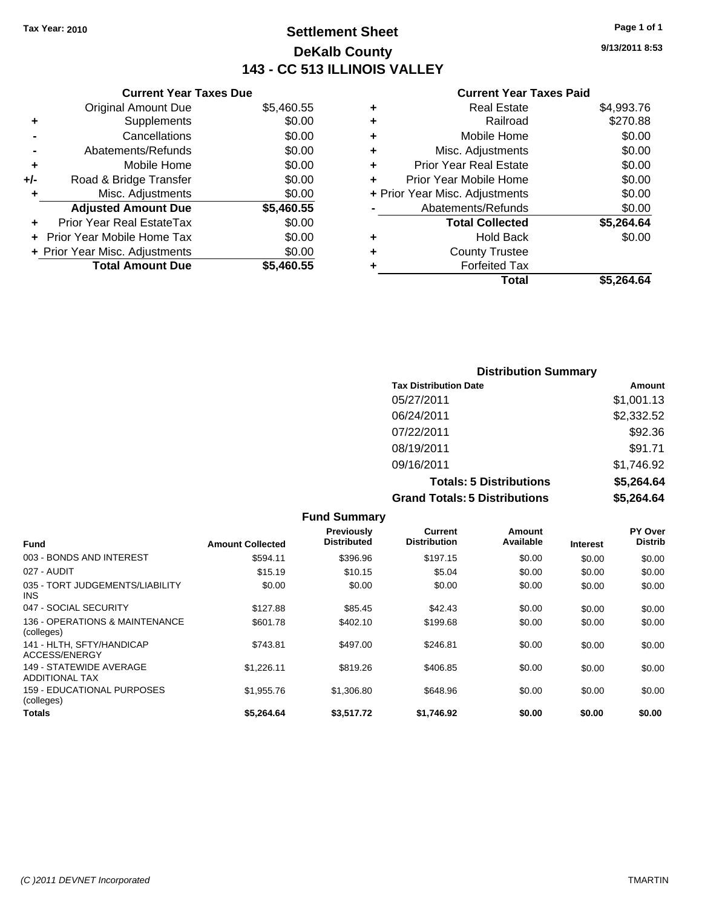Tax Year: 2010

# Settlement Sheet
## DeKalb County
## 143 - CC 513 ILLINOIS VALLEY

9/13/2011 8:53

### Current Year Taxes Due

| | | |
|---|---|---|
| | Original Amount Due | $5,460.55 |
| + | Supplements | $0.00 |
| - | Cancellations | $0.00 |
| - | Abatements/Refunds | $0.00 |
| + | Mobile Home | $0.00 |
| +/- | Road & Bridge Transfer | $0.00 |
| + | Misc. Adjustments | $0.00 |
| | **Adjusted Amount Due** | **$5,460.55** |
| + | Prior Year Real EstateTax | $0.00 |
| + | Prior Year Mobile Home Tax | $0.00 |
| + | Prior Year Misc. Adjustments | $0.00 |
| | **Total Amount Due** | **$5,460.55** |

### Current Year Taxes Paid

| | | |
|---|---|---|
| + | Real Estate | $4,993.76 |
| + | Railroad | $270.88 |
| + | Mobile Home | $0.00 |
| + | Misc. Adjustments | $0.00 |
| + | Prior Year Real Estate | $0.00 |
| + | Prior Year Mobile Home | $0.00 |
| + | Prior Year Misc. Adjustments | $0.00 |
| - | Abatements/Refunds | $0.00 |
| | **Total Collected** | **$5,264.64** |
| + | Hold Back | $0.00 |
| + | County Trustee | |
| + | Forfeited Tax | |
| | **Total** | **$5,264.64** |

### Distribution Summary

| Tax Distribution Date | Amount |
|---|---|
| 05/27/2011 | $1,001.13 |
| 06/24/2011 | $2,332.52 |
| 07/22/2011 | $92.36 |
| 08/19/2011 | $91.71 |
| 09/16/2011 | $1,746.92 |
| **Totals: 5 Distributions** | **$5,264.64** |
| **Grand Totals: 5 Distributions** | **$5,264.64** |

### Fund Summary

| Fund | Amount Collected | Previously Distributed | Current Distribution | Amount Available | Interest | PY Over Distrib |
|---|---|---|---|---|---|---|
| 003 - BONDS AND INTEREST | $594.11 | $396.96 | $197.15 | $0.00 | $0.00 | $0.00 |
| 027 - AUDIT | $15.19 | $10.15 | $5.04 | $0.00 | $0.00 | $0.00 |
| 035 - TORT JUDGEMENTS/LIABILITY INS | $0.00 | $0.00 | $0.00 | $0.00 | $0.00 | $0.00 |
| 047 - SOCIAL SECURITY | $127.88 | $85.45 | $42.43 | $0.00 | $0.00 | $0.00 |
| 136 - OPERATIONS & MAINTENANCE (colleges) | $601.78 | $402.10 | $199.68 | $0.00 | $0.00 | $0.00 |
| 141 - HLTH, SFTY/HANDICAP ACCESS/ENERGY | $743.81 | $497.00 | $246.81 | $0.00 | $0.00 | $0.00 |
| 149 - STATEWIDE AVERAGE ADDITIONAL TAX | $1,226.11 | $819.26 | $406.85 | $0.00 | $0.00 | $0.00 |
| 159 - EDUCATIONAL PURPOSES (colleges) | $1,955.76 | $1,306.80 | $648.96 | $0.00 | $0.00 | $0.00 |
| **Totals** | **$5,264.64** | **$3,517.72** | **$1,746.92** | **$0.00** | **$0.00** | **$0.00** |

(C )2011 DEVNET Incorporated — TMARTIN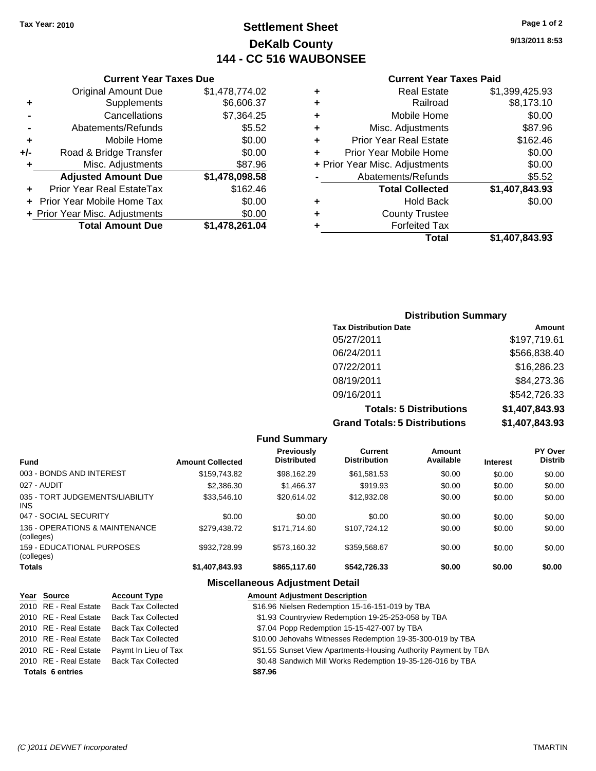Tax Year: 2010

# Settlement Sheet
## DeKalb County
## 144 - CC 516 WAUBONSEE

9/13/2011 8:53

### Current Year Taxes Due

| | | |
|---|---|---|
| | Original Amount Due | $1,478,774.02 |
| + | Supplements | $6,606.37 |
| - | Cancellations | $7,364.25 |
| - | Abatements/Refunds | $5.52 |
| + | Mobile Home | $0.00 |
| +/- | Road & Bridge Transfer | $0.00 |
| + | Misc. Adjustments | $87.96 |
| | **Adjusted Amount Due** | **$1,478,098.58** |
| + | Prior Year Real EstateTax | $162.46 |
| + | Prior Year Mobile Home Tax | $0.00 |
| + | Prior Year Misc. Adjustments | $0.00 |
| | **Total Amount Due** | **$1,478,261.04** |

### Current Year Taxes Paid

| | | |
|---|---|---|
| + | Real Estate | $1,399,425.93 |
| + | Railroad | $8,173.10 |
| + | Mobile Home | $0.00 |
| + | Misc. Adjustments | $87.96 |
| + | Prior Year Real Estate | $162.46 |
| + | Prior Year Mobile Home | $0.00 |
| + | Prior Year Misc. Adjustments | $0.00 |
| - | Abatements/Refunds | $5.52 |
| | **Total Collected** | **$1,407,843.93** |
| + | Hold Back | $0.00 |
| + | County Trustee | |
| + | Forfeited Tax | |
| | **Total** | **$1,407,843.93** |

### Distribution Summary

| Tax Distribution Date | Amount |
|---|---|
| 05/27/2011 | $197,719.61 |
| 06/24/2011 | $566,838.40 |
| 07/22/2011 | $16,286.23 |
| 08/19/2011 | $84,273.36 |
| 09/16/2011 | $542,726.33 |
| **Totals: 5 Distributions** | **$1,407,843.93** |
| **Grand Totals: 5 Distributions** | **$1,407,843.93** |

### Fund Summary

| Fund | Amount Collected | Previously Distributed | Current Distribution | Amount Available | Interest | PY Over Distrib |
|---|---|---|---|---|---|---|
| 003 - BONDS AND INTEREST | $159,743.82 | $98,162.29 | $61,581.53 | $0.00 | $0.00 | $0.00 |
| 027 - AUDIT | $2,386.30 | $1,466.37 | $919.93 | $0.00 | $0.00 | $0.00 |
| 035 - TORT JUDGEMENTS/LIABILITY INS | $33,546.10 | $20,614.02 | $12,932.08 | $0.00 | $0.00 | $0.00 |
| 047 - SOCIAL SECURITY | $0.00 | $0.00 | $0.00 | $0.00 | $0.00 | $0.00 |
| 136 - OPERATIONS & MAINTENANCE (colleges) | $279,438.72 | $171,714.60 | $107,724.12 | $0.00 | $0.00 | $0.00 |
| 159 - EDUCATIONAL PURPOSES (colleges) | $932,728.99 | $573,160.32 | $359,568.67 | $0.00 | $0.00 | $0.00 |
| **Totals** | **$1,407,843.93** | **$865,117.60** | **$542,726.33** | **$0.00** | **$0.00** | **$0.00** |

### Miscellaneous Adjustment Detail

| Year | Source | Account Type | Amount | Adjustment Description |
|---|---|---|---|---|
| 2010 | RE - Real Estate | Back Tax Collected | $16.96 | Nielsen Redemption 15-16-151-019 by TBA |
| 2010 | RE - Real Estate | Back Tax Collected | $1.93 | Countryview Redemption 19-25-253-058 by TBA |
| 2010 | RE - Real Estate | Back Tax Collected | $7.04 | Popp Redemption 15-15-427-007 by TBA |
| 2010 | RE - Real Estate | Back Tax Collected | $10.00 | Jehovahs Witnesses Redemption 19-35-300-019 by TBA |
| 2010 | RE - Real Estate | Paymt In Lieu of Tax | $51.55 | Sunset View Apartments-Housing Authority Payment by TBA |
| 2010 | RE - Real Estate | Back Tax Collected | $0.48 | Sandwich Mill Works Redemption 19-35-126-016 by TBA |
| **Totals 6 entries** | | | **$87.96** | |

(C )2011 DEVNET Incorporated TMARTIN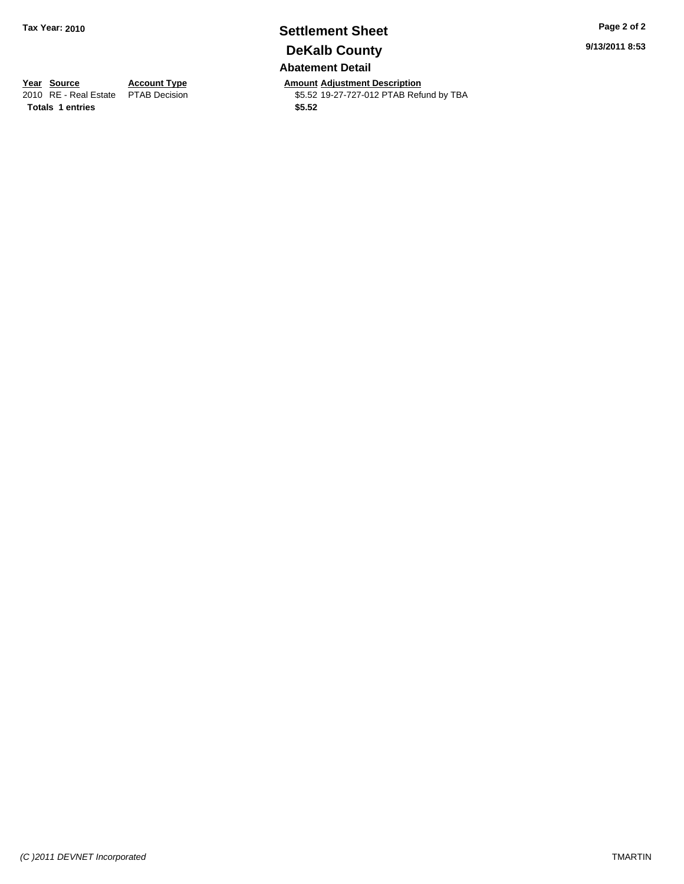**Tax Year: 2010**

# Settlement Sheet

## DeKalb County

9/13/2011 8:53

### Abatement Detail

| Year | Source | Account Type | Amount | Adjustment Description |
|---|---|---|---|---|
| 2010 | RE - Real Estate | PTAB Decision | $5.52 | 19-27-727-012 PTAB Refund by TBA |
| **Totals** | **1 entries** | | **$5.52** | |

*(C )2011 DEVNET Incorporated*

TMARTIN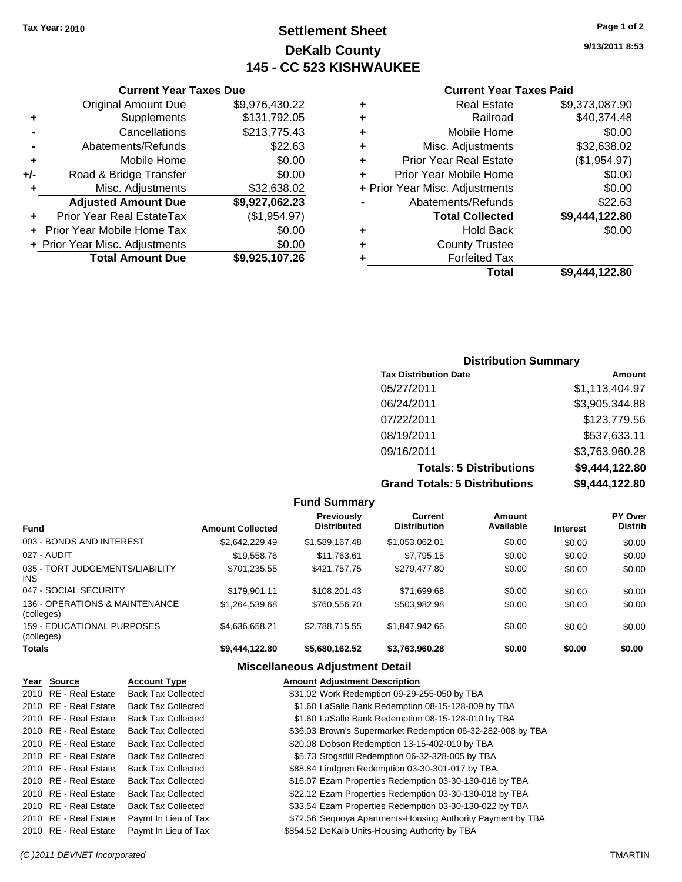Tax Year: 2010

# Settlement Sheet
## DeKalb County
## 145 - CC 523 KISHWAUKEE

9/13/2011 8:53

### Current Year Taxes Due

| | | |
|---|---|---|
| | Original Amount Due | $9,976,430.22 |
| + | Supplements | $131,792.05 |
| - | Cancellations | $213,775.43 |
| - | Abatements/Refunds | $22.63 |
| + | Mobile Home | $0.00 |
| +/- | Road & Bridge Transfer | $0.00 |
| + | Misc. Adjustments | $32,638.02 |
| | **Adjusted Amount Due** | **$9,927,062.23** |
| + | Prior Year Real EstateTax | ($1,954.97) |
| + | Prior Year Mobile Home Tax | $0.00 |
| + | Prior Year Misc. Adjustments | $0.00 |
| | **Total Amount Due** | **$9,925,107.26** |

### Current Year Taxes Paid

| | | |
|---|---|---|
| + | Real Estate | $9,373,087.90 |
| + | Railroad | $40,374.48 |
| + | Mobile Home | $0.00 |
| + | Misc. Adjustments | $32,638.02 |
| + | Prior Year Real Estate | ($1,954.97) |
| + | Prior Year Mobile Home | $0.00 |
| + | Prior Year Misc. Adjustments | $0.00 |
| - | Abatements/Refunds | $22.63 |
| | **Total Collected** | **$9,444,122.80** |
| + | Hold Back | $0.00 |
| + | County Trustee | |
| + | Forfeited Tax | |
| | **Total** | **$9,444,122.80** |

### Distribution Summary

| Tax Distribution Date | Amount |
|---|---|
| 05/27/2011 | $1,113,404.97 |
| 06/24/2011 | $3,905,344.88 |
| 07/22/2011 | $123,779.56 |
| 08/19/2011 | $537,633.11 |
| 09/16/2011 | $3,763,960.28 |
| **Totals: 5 Distributions** | **$9,444,122.80** |
| **Grand Totals: 5 Distributions** | **$9,444,122.80** |

### Fund Summary

| Fund | Amount Collected | Previously Distributed | Current Distribution | Amount Available | Interest | PY Over Distrib |
|---|---|---|---|---|---|---|
| 003 - BONDS AND INTEREST | $2,642,229.49 | $1,589,167.48 | $1,053,062.01 | $0.00 | $0.00 | $0.00 |
| 027 - AUDIT | $19,558.76 | $11,763.61 | $7,795.15 | $0.00 | $0.00 | $0.00 |
| 035 - TORT JUDGEMENTS/LIABILITY INS | $701,235.55 | $421,757.75 | $279,477.80 | $0.00 | $0.00 | $0.00 |
| 047 - SOCIAL SECURITY | $179,901.11 | $108,201.43 | $71,699.68 | $0.00 | $0.00 | $0.00 |
| 136 - OPERATIONS & MAINTENANCE (colleges) | $1,264,539.68 | $760,556.70 | $503,982.98 | $0.00 | $0.00 | $0.00 |
| 159 - EDUCATIONAL PURPOSES (colleges) | $4,636,658.21 | $2,788,715.55 | $1,847,942.66 | $0.00 | $0.00 | $0.00 |
| **Totals** | **$9,444,122.80** | **$5,680,162.52** | **$3,763,960.28** | **$0.00** | **$0.00** | **$0.00** |

### Miscellaneous Adjustment Detail

| Year | Source | Account Type | Amount | Adjustment Description |
|---|---|---|---|---|
| 2010 | RE - Real Estate | Back Tax Collected | $31.02 | Work Redemption 09-29-255-050 by TBA |
| 2010 | RE - Real Estate | Back Tax Collected | $1.60 | LaSalle Bank Redemption 08-15-128-009 by TBA |
| 2010 | RE - Real Estate | Back Tax Collected | $1.60 | LaSalle Bank Redemption 08-15-128-010 by TBA |
| 2010 | RE - Real Estate | Back Tax Collected | $36.03 | Brown's Supermarket Redemption 06-32-282-008 by TBA |
| 2010 | RE - Real Estate | Back Tax Collected | $20.08 | Dobson Redemption 13-15-402-010 by TBA |
| 2010 | RE - Real Estate | Back Tax Collected | $5.73 | Stogsdill Redemption 06-32-328-005 by TBA |
| 2010 | RE - Real Estate | Back Tax Collected | $88.84 | Lindgren Redemption 03-30-301-017 by TBA |
| 2010 | RE - Real Estate | Back Tax Collected | $16.07 | Ezam Properties Redemption 03-30-130-016 by TBA |
| 2010 | RE - Real Estate | Back Tax Collected | $22.12 | Ezam Properties Redemption 03-30-130-018 by TBA |
| 2010 | RE - Real Estate | Back Tax Collected | $33.54 | Ezam Properties Redemption 03-30-130-022 by TBA |
| 2010 | RE - Real Estate | Paymt In Lieu of Tax | $72.56 | Sequoya Apartments-Housing Authority Payment by TBA |
| 2010 | RE - Real Estate | Paymt In Lieu of Tax | $854.52 | DeKalb Units-Housing Authority by TBA |

(C )2011 DEVNET Incorporated TMARTIN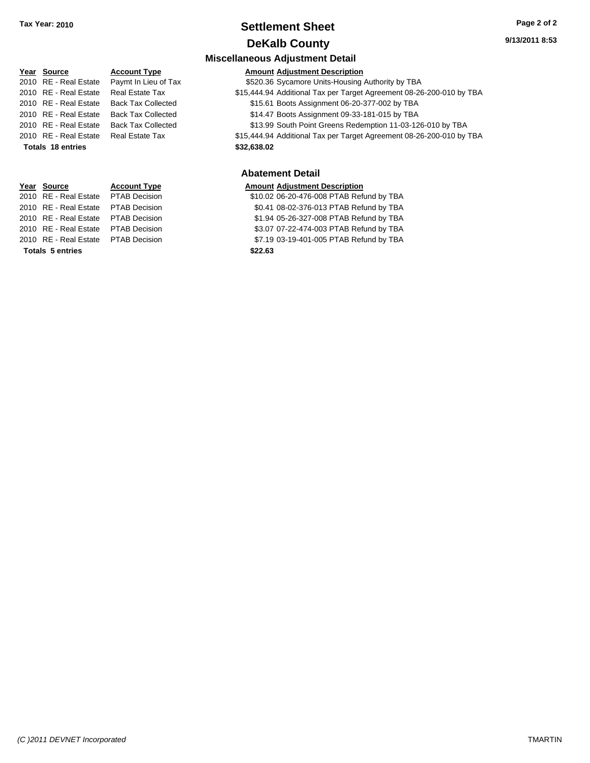# Settlement Sheet

## DeKalb County

**Tax Year: 2010**

### Miscellaneous Adjustment Detail

| Year | Source | Account Type | Amount | Adjustment Description |
|---|---|---|---|---|
| 2010 | RE - Real Estate | Paymt In Lieu of Tax | $520.36 | Sycamore Units-Housing Authority by TBA |
| 2010 | RE - Real Estate | Real Estate Tax | $15,444.94 | Additional Tax per Target Agreement 08-26-200-010 by TBA |
| 2010 | RE - Real Estate | Back Tax Collected | $15.61 | Boots Assignment 06-20-377-002 by TBA |
| 2010 | RE - Real Estate | Back Tax Collected | $14.47 | Boots Assignment 09-33-181-015 by TBA |
| 2010 | RE - Real Estate | Back Tax Collected | $13.99 | South Point Greens Redemption 11-03-126-010 by TBA |
| 2010 | RE - Real Estate | Real Estate Tax | $15,444.94 | Additional Tax per Target Agreement 08-26-200-010 by TBA |
| **Totals 18 entries** | | | **$32,638.02** | |

### Abatement Detail

| Year | Source | Account Type | Amount | Adjustment Description |
|---|---|---|---|---|
| 2010 | RE - Real Estate | PTAB Decision | $10.02 | 06-20-476-008 PTAB Refund by TBA |
| 2010 | RE - Real Estate | PTAB Decision | $0.41 | 08-02-376-013 PTAB Refund by TBA |
| 2010 | RE - Real Estate | PTAB Decision | $1.94 | 05-26-327-008 PTAB Refund by TBA |
| 2010 | RE - Real Estate | PTAB Decision | $3.07 | 07-22-474-003 PTAB Refund by TBA |
| 2010 | RE - Real Estate | PTAB Decision | $7.19 | 03-19-401-005 PTAB Refund by TBA |
| **Totals 5 entries** | | | **$22.63** | |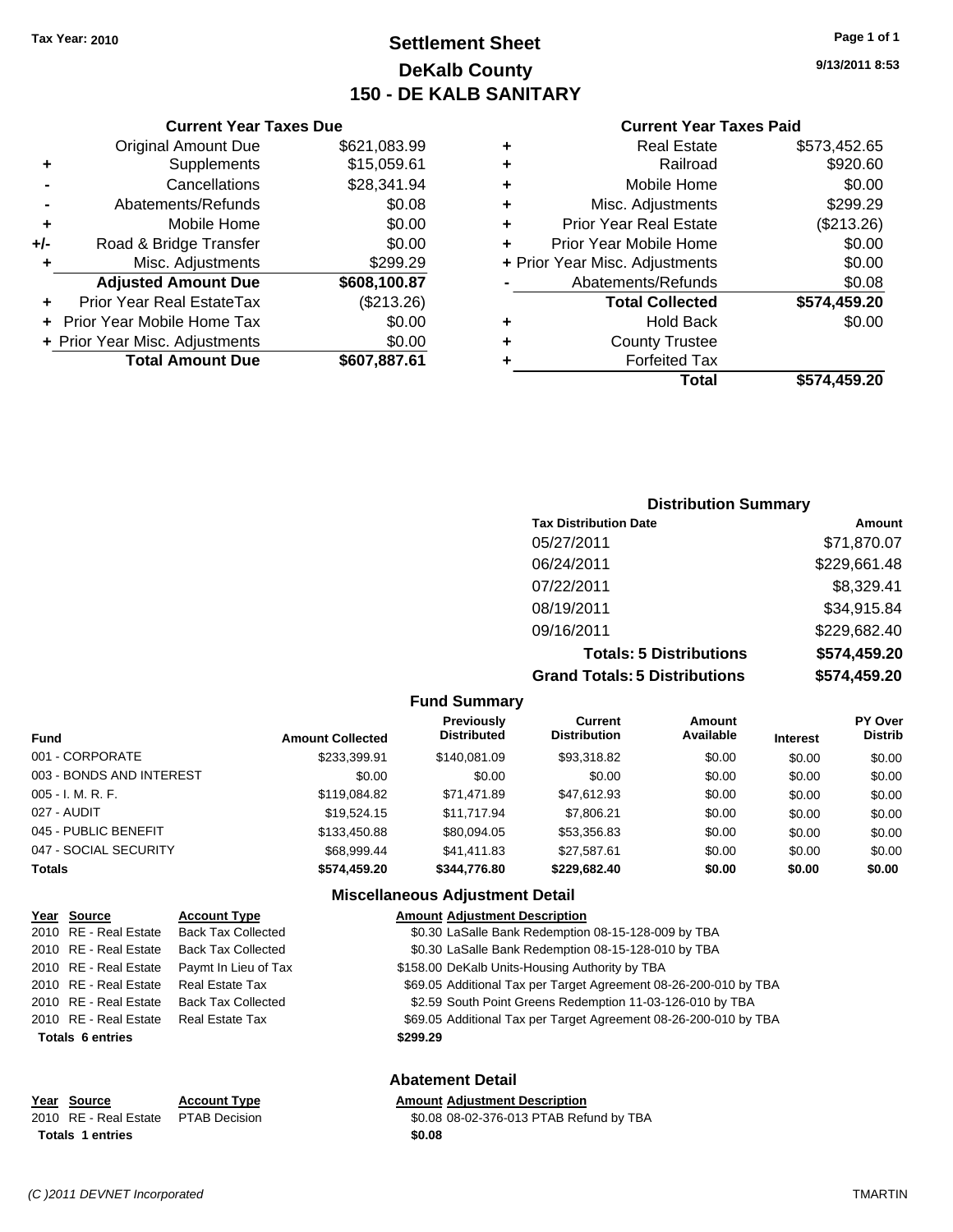**Tax Year: 2010**

# Settlement Sheet
## DeKalb County
## 150 - DE KALB SANITARY

9/13/2011 8:53

### Current Year Taxes Due

| | | |
|---|---|---|
| | Original Amount Due | $621,083.99 |
| + | Supplements | $15,059.61 |
| - | Cancellations | $28,341.94 |
| - | Abatements/Refunds | $0.08 |
| + | Mobile Home | $0.00 |
| +/- | Road & Bridge Transfer | $0.00 |
| + | Misc. Adjustments | $299.29 |
| | **Adjusted Amount Due** | **$608,100.87** |
| + | Prior Year Real EstateTax | ($213.26) |
| + | Prior Year Mobile Home Tax | $0.00 |
| + | Prior Year Misc. Adjustments | $0.00 |
| | **Total Amount Due** | **$607,887.61** |

### Current Year Taxes Paid

| | | |
|---|---|---|
| + | Real Estate | $573,452.65 |
| + | Railroad | $920.60 |
| + | Mobile Home | $0.00 |
| + | Misc. Adjustments | $299.29 |
| + | Prior Year Real Estate | ($213.26) |
| + | Prior Year Mobile Home | $0.00 |
| + | Prior Year Misc. Adjustments | $0.00 |
| - | Abatements/Refunds | $0.08 |
| | **Total Collected** | **$574,459.20** |
| + | Hold Back | $0.00 |
| + | County Trustee | |
| + | Forfeited Tax | |
| | **Total** | **$574,459.20** |

### Distribution Summary

| Tax Distribution Date | Amount |
|---|---|
| 05/27/2011 | $71,870.07 |
| 06/24/2011 | $229,661.48 |
| 07/22/2011 | $8,329.41 |
| 08/19/2011 | $34,915.84 |
| 09/16/2011 | $229,682.40 |
| **Totals: 5 Distributions** | **$574,459.20** |
| **Grand Totals: 5 Distributions** | **$574,459.20** |

### Fund Summary

| Fund | Amount Collected | Previously Distributed | Current Distribution | Amount Available | Interest | PY Over Distrib |
|---|---|---|---|---|---|---|
| 001 - CORPORATE | $233,399.91 | $140,081.09 | $93,318.82 | $0.00 | $0.00 | $0.00 |
| 003 - BONDS AND INTEREST | $0.00 | $0.00 | $0.00 | $0.00 | $0.00 | $0.00 |
| 005 - I. M. R. F. | $119,084.82 | $71,471.89 | $47,612.93 | $0.00 | $0.00 | $0.00 |
| 027 - AUDIT | $19,524.15 | $11,717.94 | $7,806.21 | $0.00 | $0.00 | $0.00 |
| 045 - PUBLIC BENEFIT | $133,450.88 | $80,094.05 | $53,356.83 | $0.00 | $0.00 | $0.00 |
| 047 - SOCIAL SECURITY | $68,999.44 | $41,411.83 | $27,587.61 | $0.00 | $0.00 | $0.00 |
| **Totals** | **$574,459.20** | **$344,776.80** | **$229,682.40** | **$0.00** | **$0.00** | **$0.00** |

### Miscellaneous Adjustment Detail

| Year | Source | Account Type | Amount | Adjustment Description |
|---|---|---|---|---|
| 2010 | RE - Real Estate | Back Tax Collected | $0.30 | LaSalle Bank Redemption 08-15-128-009 by TBA |
| 2010 | RE - Real Estate | Back Tax Collected | $0.30 | LaSalle Bank Redemption 08-15-128-010 by TBA |
| 2010 | RE - Real Estate | Paymt In Lieu of Tax | $158.00 | DeKalb Units-Housing Authority by TBA |
| 2010 | RE - Real Estate | Real Estate Tax | $69.05 | Additional Tax per Target Agreement 08-26-200-010 by TBA |
| 2010 | RE - Real Estate | Back Tax Collected | $2.59 | South Point Greens Redemption 11-03-126-010 by TBA |
| 2010 | RE - Real Estate | Real Estate Tax | $69.05 | Additional Tax per Target Agreement 08-26-200-010 by TBA |
| **Totals 6 entries** | | | **$299.29** | |

### Abatement Detail

| Year | Source | Account Type | Amount | Adjustment Description |
|---|---|---|---|---|
| 2010 | RE - Real Estate | PTAB Decision | $0.08 | 08-02-376-013 PTAB Refund by TBA |
| **Totals 1 entries** | | | **$0.08** | |

*(C )2011 DEVNET Incorporated* TMARTIN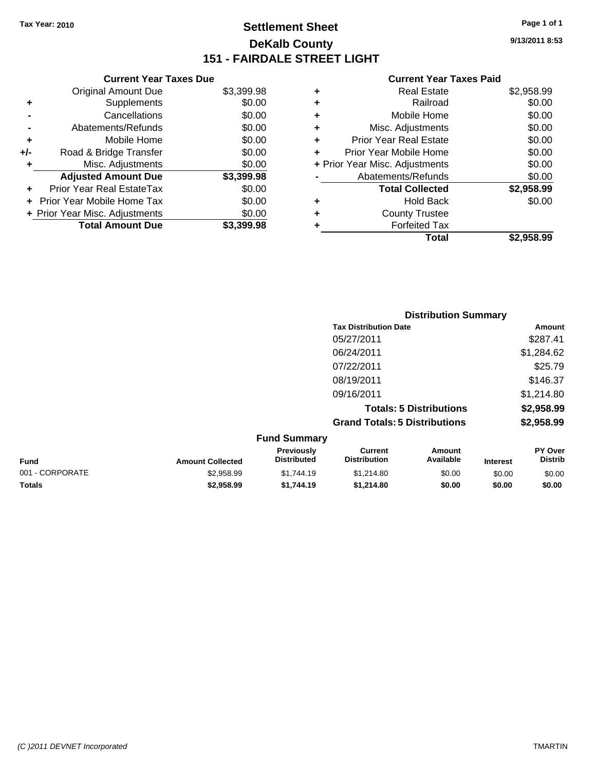Tax Year: 2010

# Settlement Sheet

## DeKalb County

## 151 - FAIRDALE STREET LIGHT

9/13/2011 8:53

### Current Year Taxes Due

| | | |
|---|---|---|
| | Original Amount Due | $3,399.98 |
| + | Supplements | $0.00 |
| - | Cancellations | $0.00 |
| - | Abatements/Refunds | $0.00 |
| + | Mobile Home | $0.00 |
| +/- | Road & Bridge Transfer | $0.00 |
| + | Misc. Adjustments | $0.00 |
| | **Adjusted Amount Due** | **$3,399.98** |
| + | Prior Year Real EstateTax | $0.00 |
| + | Prior Year Mobile Home Tax | $0.00 |
| + | Prior Year Misc. Adjustments | $0.00 |
| | **Total Amount Due** | **$3,399.98** |

### Current Year Taxes Paid

| | | |
|---|---|---|
| + | Real Estate | $2,958.99 |
| + | Railroad | $0.00 |
| + | Mobile Home | $0.00 |
| + | Misc. Adjustments | $0.00 |
| + | Prior Year Real Estate | $0.00 |
| + | Prior Year Mobile Home | $0.00 |
| + | Prior Year Misc. Adjustments | $0.00 |
| - | Abatements/Refunds | $0.00 |
| | **Total Collected** | **$2,958.99** |
| + | Hold Back | $0.00 |
| + | County Trustee | |
| + | Forfeited Tax | |
| | **Total** | **$2,958.99** |

### Distribution Summary

| Tax Distribution Date | Amount |
|---|---|
| 05/27/2011 | $287.41 |
| 06/24/2011 | $1,284.62 |
| 07/22/2011 | $25.79 |
| 08/19/2011 | $146.37 |
| 09/16/2011 | $1,214.80 |
| **Totals: 5 Distributions** | **$2,958.99** |
| **Grand Totals: 5 Distributions** | **$2,958.99** |

### Fund Summary

| Fund | Amount Collected | Previously Distributed | Current Distribution | Amount Available | Interest | PY Over Distrib |
|---|---|---|---|---|---|---|
| 001 - CORPORATE | $2,958.99 | $1,744.19 | $1,214.80 | $0.00 | $0.00 | $0.00 |
| **Totals** | **$2,958.99** | **$1,744.19** | **$1,214.80** | **$0.00** | **$0.00** | **$0.00** |

(C )2011 DEVNET Incorporated

TMARTIN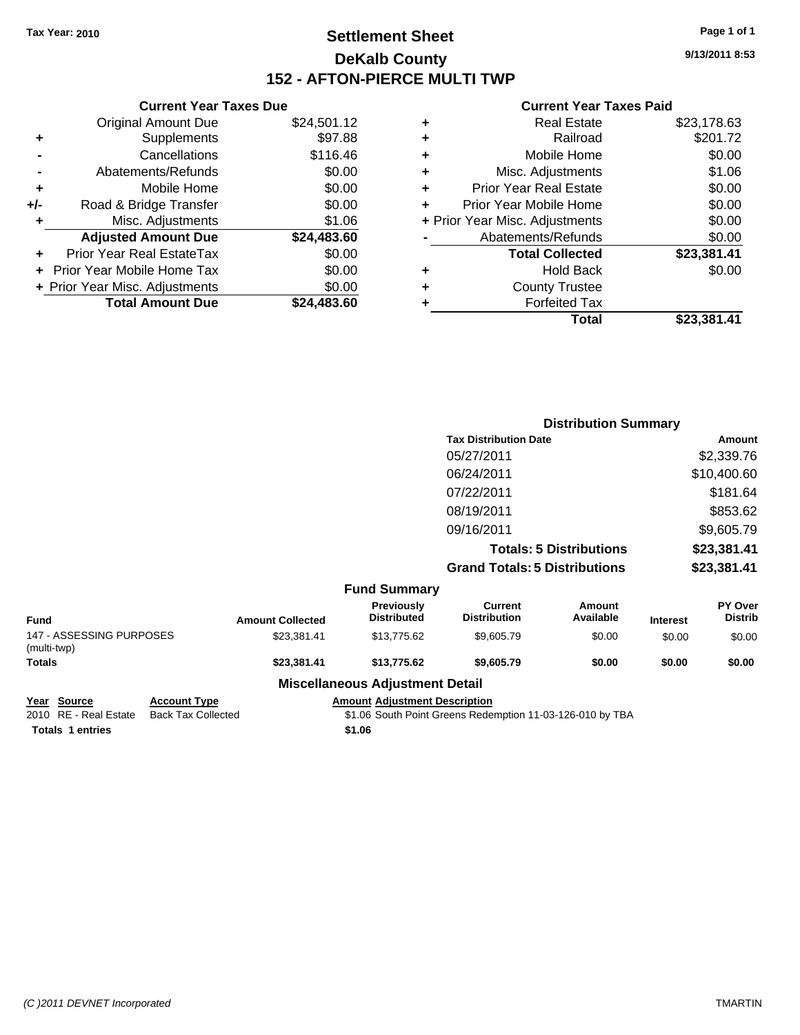**Tax Year: 2010**

# Settlement Sheet
## DeKalb County
## 152 - AFTON-PIERCE MULTI TWP

9/13/2011 8:53

### Current Year Taxes Due

| | | |
|---|---|---|
| | Original Amount Due | $24,501.12 |
| + | Supplements | $97.88 |
| - | Cancellations | $116.46 |
| - | Abatements/Refunds | $0.00 |
| + | Mobile Home | $0.00 |
| +/- | Road & Bridge Transfer | $0.00 |
| + | Misc. Adjustments | $1.06 |
| | **Adjusted Amount Due** | **$24,483.60** |
| + | Prior Year Real EstateTax | $0.00 |
| + | Prior Year Mobile Home Tax | $0.00 |
| + | Prior Year Misc. Adjustments | $0.00 |
| | **Total Amount Due** | **$24,483.60** |

### Current Year Taxes Paid

| | | |
|---|---|---|
| + | Real Estate | $23,178.63 |
| + | Railroad | $201.72 |
| + | Mobile Home | $0.00 |
| + | Misc. Adjustments | $1.06 |
| + | Prior Year Real Estate | $0.00 |
| + | Prior Year Mobile Home | $0.00 |
| + | Prior Year Misc. Adjustments | $0.00 |
| - | Abatements/Refunds | $0.00 |
| | **Total Collected** | **$23,381.41** |
| + | Hold Back | $0.00 |
| + | County Trustee | |
| + | Forfeited Tax | |
| | **Total** | **$23,381.41** |

### Distribution Summary

| Tax Distribution Date | Amount |
|---|---|
| 05/27/2011 | $2,339.76 |
| 06/24/2011 | $10,400.60 |
| 07/22/2011 | $181.64 |
| 08/19/2011 | $853.62 |
| 09/16/2011 | $9,605.79 |
| **Totals: 5 Distributions** | **$23,381.41** |
| **Grand Totals: 5 Distributions** | **$23,381.41** |

### Fund Summary

| Fund | Amount Collected | Previously Distributed | Current Distribution | Amount Available | Interest | PY Over Distrib |
|---|---|---|---|---|---|---|
| 147 - ASSESSING PURPOSES (multi-twp) | $23,381.41 | $13,775.62 | $9,605.79 | $0.00 | $0.00 | $0.00 |
| **Totals** | **$23,381.41** | **$13,775.62** | **$9,605.79** | **$0.00** | **$0.00** | **$0.00** |

### Miscellaneous Adjustment Detail

| Year | Source | Account Type | Amount | Adjustment Description |
|---|---|---|---|---|
| 2010 | RE - Real Estate | Back Tax Collected | $1.06 | South Point Greens Redemption 11-03-126-010 by TBA |
| **Totals** | **1 entries** | | **$1.06** | |

(C )2011 DEVNET Incorporated TMARTIN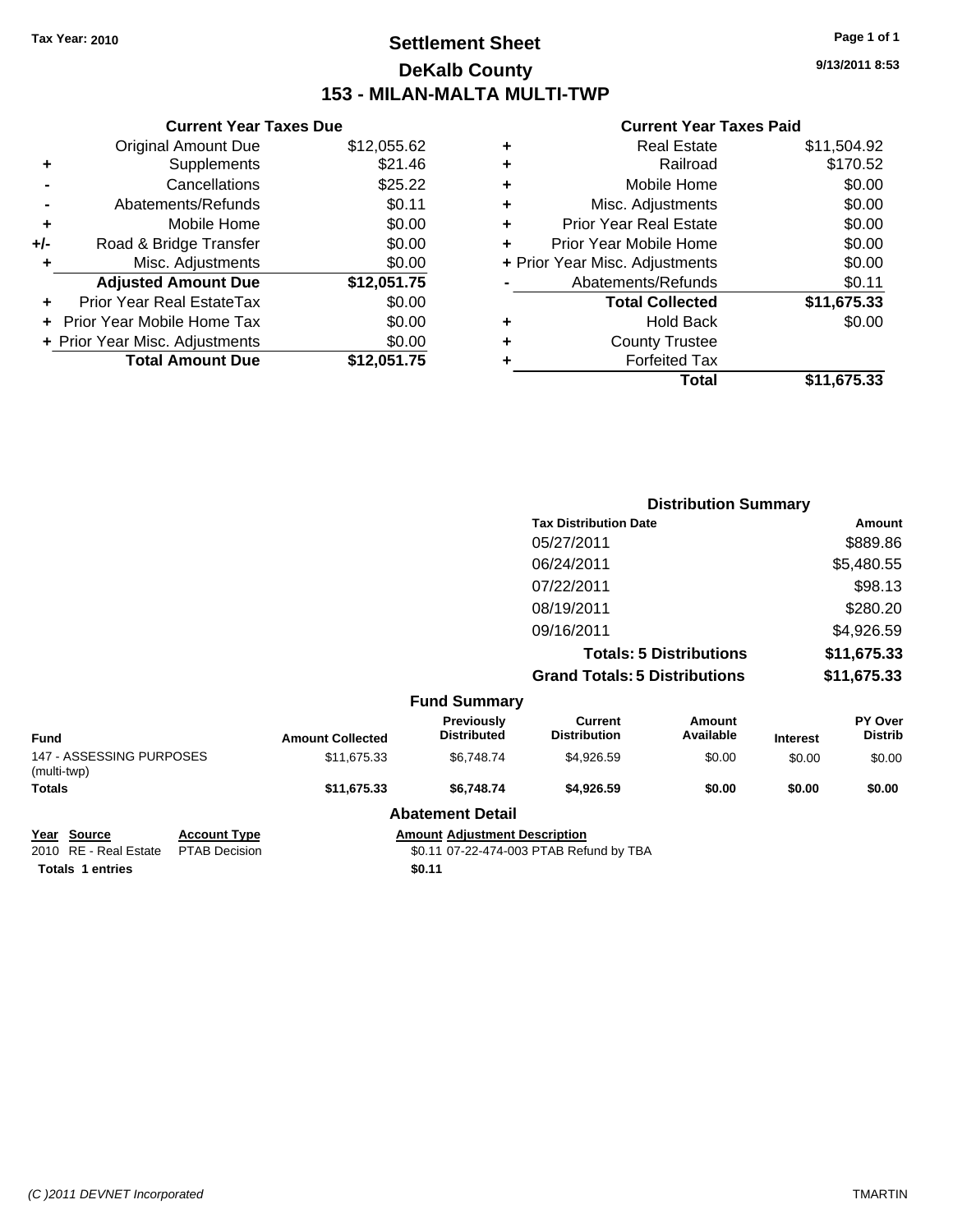**Tax Year: 2010**

# Settlement Sheet
## DeKalb County
## 153 - MILAN-MALTA MULTI-TWP

9/13/2011 8:53

### Current Year Taxes Due

| | | |
|---|---|---|
| | Original Amount Due | $12,055.62 |
| + | Supplements | $21.46 |
| - | Cancellations | $25.22 |
| - | Abatements/Refunds | $0.11 |
| + | Mobile Home | $0.00 |
| +/- | Road & Bridge Transfer | $0.00 |
| + | Misc. Adjustments | $0.00 |
| | **Adjusted Amount Due** | **$12,051.75** |
| + | Prior Year Real EstateTax | $0.00 |
| + | Prior Year Mobile Home Tax | $0.00 |
| + | Prior Year Misc. Adjustments | $0.00 |
| | **Total Amount Due** | **$12,051.75** |

### Current Year Taxes Paid

| | | |
|---|---|---|
| + | Real Estate | $11,504.92 |
| + | Railroad | $170.52 |
| + | Mobile Home | $0.00 |
| + | Misc. Adjustments | $0.00 |
| + | Prior Year Real Estate | $0.00 |
| + | Prior Year Mobile Home | $0.00 |
| + | Prior Year Misc. Adjustments | $0.00 |
| - | Abatements/Refunds | $0.11 |
| | **Total Collected** | **$11,675.33** |
| + | Hold Back | $0.00 |
| + | County Trustee | |
| + | Forfeited Tax | |
| | **Total** | **$11,675.33** |

### Distribution Summary

| Tax Distribution Date | Amount |
|---|---|
| 05/27/2011 | $889.86 |
| 06/24/2011 | $5,480.55 |
| 07/22/2011 | $98.13 |
| 08/19/2011 | $280.20 |
| 09/16/2011 | $4,926.59 |
| **Totals: 5 Distributions** | **$11,675.33** |
| **Grand Totals: 5 Distributions** | **$11,675.33** |

### Fund Summary

| Fund | Amount Collected | Previously Distributed | Current Distribution | Amount Available | Interest | PY Over Distrib |
|---|---|---|---|---|---|---|
| 147 - ASSESSING PURPOSES (multi-twp) | $11,675.33 | $6,748.74 | $4,926.59 | $0.00 | $0.00 | $0.00 |
| **Totals** | **$11,675.33** | **$6,748.74** | **$4,926.59** | **$0.00** | **$0.00** | **$0.00** |

### Abatement Detail

| Year | Source | Account Type | Amount | Adjustment Description |
|---|---|---|---|---|
| 2010 | RE - Real Estate | PTAB Decision | $0.11 | 07-22-474-003 PTAB Refund by TBA |
| **Totals 1 entries** | | | **$0.11** | |

*(C )2011 DEVNET Incorporated* TMARTIN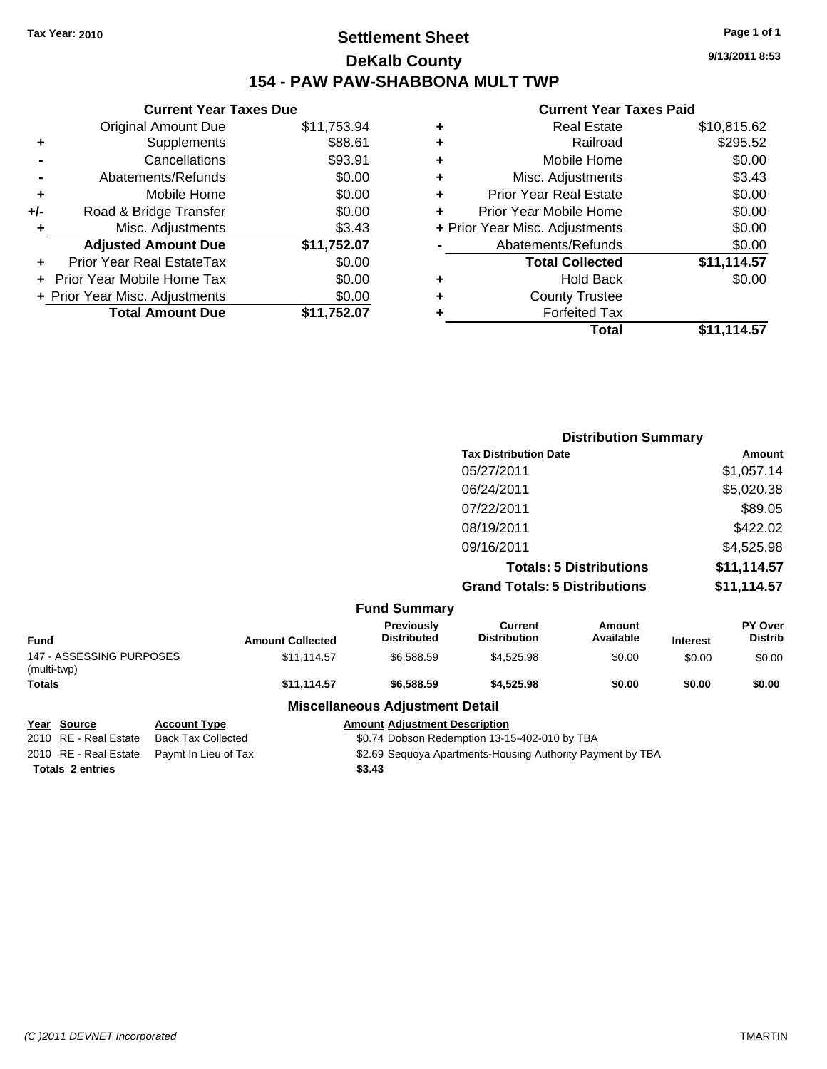**Tax Year: 2010**

# Settlement Sheet

## DeKalb County

## 154 - PAW PAW-SHABBONA MULT TWP

9/13/2011 8:53

### Current Year Taxes Due

| | | |
|---|---|---|
| | Original Amount Due | $11,753.94 |
| + | Supplements | $88.61 |
| - | Cancellations | $93.91 |
| - | Abatements/Refunds | $0.00 |
| + | Mobile Home | $0.00 |
| +/- | Road & Bridge Transfer | $0.00 |
| + | Misc. Adjustments | $3.43 |
| | **Adjusted Amount Due** | **$11,752.07** |
| + | Prior Year Real EstateTax | $0.00 |
| + | Prior Year Mobile Home Tax | $0.00 |
| + | Prior Year Misc. Adjustments | $0.00 |
| | **Total Amount Due** | **$11,752.07** |

### Current Year Taxes Paid

| | | |
|---|---|---|
| + | Real Estate | $10,815.62 |
| + | Railroad | $295.52 |
| + | Mobile Home | $0.00 |
| + | Misc. Adjustments | $3.43 |
| + | Prior Year Real Estate | $0.00 |
| + | Prior Year Mobile Home | $0.00 |
| + | Prior Year Misc. Adjustments | $0.00 |
| - | Abatements/Refunds | $0.00 |
| | **Total Collected** | **$11,114.57** |
| + | Hold Back | $0.00 |
| + | County Trustee | |
| + | Forfeited Tax | |
| | **Total** | **$11,114.57** |

### Distribution Summary

| Tax Distribution Date | Amount |
|---|---|
| 05/27/2011 | $1,057.14 |
| 06/24/2011 | $5,020.38 |
| 07/22/2011 | $89.05 |
| 08/19/2011 | $422.02 |
| 09/16/2011 | $4,525.98 |
| **Totals: 5 Distributions** | **$11,114.57** |
| **Grand Totals: 5 Distributions** | **$11,114.57** |

### Fund Summary

| Fund | Amount Collected | Previously Distributed | Current Distribution | Amount Available | Interest | PY Over Distrib |
|---|---|---|---|---|---|---|
| 147 - ASSESSING PURPOSES (multi-twp) | $11,114.57 | $6,588.59 | $4,525.98 | $0.00 | $0.00 | $0.00 |
| **Totals** | **$11,114.57** | **$6,588.59** | **$4,525.98** | **$0.00** | **$0.00** | **$0.00** |

### Miscellaneous Adjustment Detail

| Year | Source | Account Type | Amount | Adjustment Description |
|---|---|---|---|---|
| 2010 | RE - Real Estate | Back Tax Collected | $0.74 | Dobson Redemption 13-15-402-010 by TBA |
| 2010 | RE - Real Estate | Paymt In Lieu of Tax | $2.69 | Sequoya Apartments-Housing Authority Payment by TBA |
| **Totals 2 entries** | | | **$3.43** | |

*(C )2011 DEVNET Incorporated* TMARTIN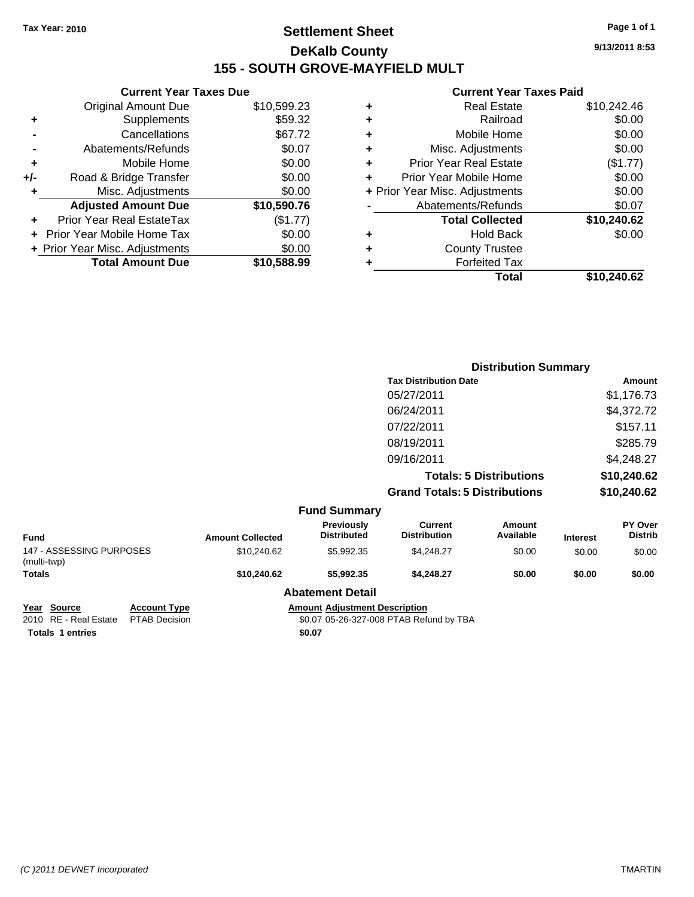**Tax Year: 2010**

# Settlement Sheet

## DeKalb County

## 155 - SOUTH GROVE-MAYFIELD MULT

9/13/2011 8:53

### Current Year Taxes Due

| | | |
|---|---|---|
| | Original Amount Due | $10,599.23 |
| + | Supplements | $59.32 |
| - | Cancellations | $67.72 |
| - | Abatements/Refunds | $0.07 |
| + | Mobile Home | $0.00 |
| +/- | Road & Bridge Transfer | $0.00 |
| + | Misc. Adjustments | $0.00 |
| | **Adjusted Amount Due** | **$10,590.76** |
| + | Prior Year Real EstateTax | ($1.77) |
| + | Prior Year Mobile Home Tax | $0.00 |
| + | Prior Year Misc. Adjustments | $0.00 |
| | **Total Amount Due** | **$10,588.99** |

### Current Year Taxes Paid

| | | |
|---|---|---|
| + | Real Estate | $10,242.46 |
| + | Railroad | $0.00 |
| + | Mobile Home | $0.00 |
| + | Misc. Adjustments | $0.00 |
| + | Prior Year Real Estate | ($1.77) |
| + | Prior Year Mobile Home | $0.00 |
| + | Prior Year Misc. Adjustments | $0.00 |
| - | Abatements/Refunds | $0.07 |
| | **Total Collected** | **$10,240.62** |
| + | Hold Back | $0.00 |
| + | County Trustee | |
| + | Forfeited Tax | |
| | **Total** | **$10,240.62** |

### Distribution Summary

| Tax Distribution Date | Amount |
|---|---|
| 05/27/2011 | $1,176.73 |
| 06/24/2011 | $4,372.72 |
| 07/22/2011 | $157.11 |
| 08/19/2011 | $285.79 |
| 09/16/2011 | $4,248.27 |
| **Totals: 5 Distributions** | **$10,240.62** |
| **Grand Totals: 5 Distributions** | **$10,240.62** |

### Fund Summary

| Fund | Amount Collected | Previously Distributed | Current Distribution | Amount Available | Interest | PY Over Distrib |
|---|---|---|---|---|---|---|
| 147 - ASSESSING PURPOSES (multi-twp) | $10,240.62 | $5,992.35 | $4,248.27 | $0.00 | $0.00 | $0.00 |
| **Totals** | **$10,240.62** | **$5,992.35** | **$4,248.27** | **$0.00** | **$0.00** | **$0.00** |

### Abatement Detail

| Year | Source | Account Type | Amount | Adjustment Description |
|---|---|---|---|---|
| 2010 | RE - Real Estate | PTAB Decision | $0.07 | 05-26-327-008 PTAB Refund by TBA |
| **Totals 1 entries** | | | **$0.07** | |

(C )2011 DEVNET Incorporated TMARTIN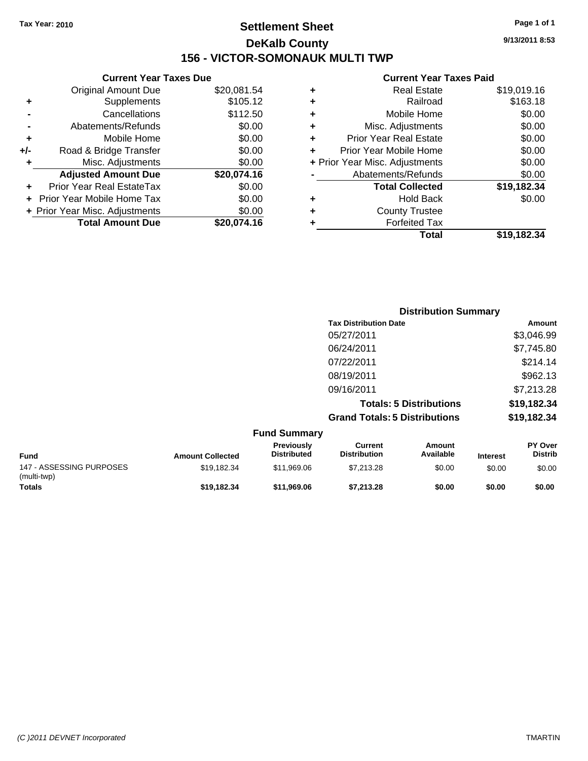Tax Year: 2010

# Settlement Sheet

## DeKalb County

## 156 - VICTOR-SOMONAUK MULTI TWP

9/13/2011 8:53

### Current Year Taxes Due

| | | |
|---|---|---|
| | Original Amount Due | $20,081.54 |
| + | Supplements | $105.12 |
| - | Cancellations | $112.50 |
| - | Abatements/Refunds | $0.00 |
| + | Mobile Home | $0.00 |
| +/- | Road & Bridge Transfer | $0.00 |
| + | Misc. Adjustments | $0.00 |
| | **Adjusted Amount Due** | **$20,074.16** |
| + | Prior Year Real EstateTax | $0.00 |
| + | Prior Year Mobile Home Tax | $0.00 |
| + | Prior Year Misc. Adjustments | $0.00 |
| | **Total Amount Due** | **$20,074.16** |

### Current Year Taxes Paid

| | | |
|---|---|---|
| + | Real Estate | $19,019.16 |
| + | Railroad | $163.18 |
| + | Mobile Home | $0.00 |
| + | Misc. Adjustments | $0.00 |
| + | Prior Year Real Estate | $0.00 |
| + | Prior Year Mobile Home | $0.00 |
| + | Prior Year Misc. Adjustments | $0.00 |
| - | Abatements/Refunds | $0.00 |
| | **Total Collected** | **$19,182.34** |
| + | Hold Back | $0.00 |
| + | County Trustee | |
| + | Forfeited Tax | |
| | **Total** | **$19,182.34** |

### Distribution Summary

| Tax Distribution Date | Amount |
|---|---|
| 05/27/2011 | $3,046.99 |
| 06/24/2011 | $7,745.80 |
| 07/22/2011 | $214.14 |
| 08/19/2011 | $962.13 |
| 09/16/2011 | $7,213.28 |
| **Totals: 5 Distributions** | **$19,182.34** |
| **Grand Totals: 5 Distributions** | **$19,182.34** |

### Fund Summary

| Fund | Amount Collected | Previously Distributed | Current Distribution | Amount Available | Interest | PY Over Distrib |
|---|---|---|---|---|---|---|
| 147 - ASSESSING PURPOSES (multi-twp) | $19,182.34 | $11,969.06 | $7,213.28 | $0.00 | $0.00 | $0.00 |
| **Totals** | **$19,182.34** | **$11,969.06** | **$7,213.28** | **$0.00** | **$0.00** | **$0.00** |

(C )2011 DEVNET Incorporated TMARTIN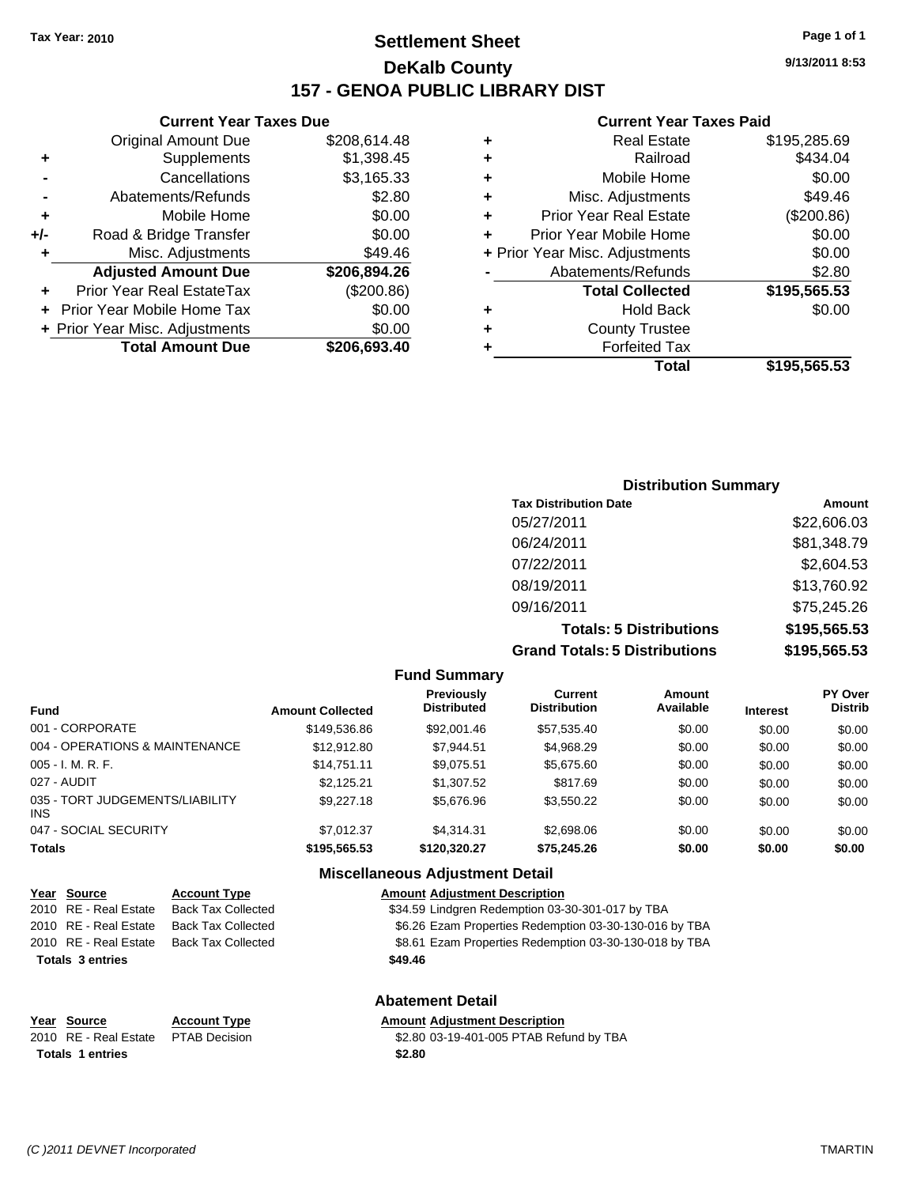**Tax Year: 2010**

# Settlement Sheet
## DeKalb County
## 157 - GENOA PUBLIC LIBRARY DIST

9/13/2011 8:53

### Current Year Taxes Due

| | | |
|---|---|---|
| | Original Amount Due | $208,614.48 |
| + | Supplements | $1,398.45 |
| - | Cancellations | $3,165.33 |
| - | Abatements/Refunds | $2.80 |
| + | Mobile Home | $0.00 |
| +/- | Road & Bridge Transfer | $0.00 |
| + | Misc. Adjustments | $49.46 |
| | **Adjusted Amount Due** | **$206,894.26** |
| + | Prior Year Real EstateTax | ($200.86) |
| + | Prior Year Mobile Home Tax | $0.00 |
| + | Prior Year Misc. Adjustments | $0.00 |
| | **Total Amount Due** | **$206,693.40** |

### Current Year Taxes Paid

| | | |
|---|---|---|
| + | Real Estate | $195,285.69 |
| + | Railroad | $434.04 |
| + | Mobile Home | $0.00 |
| + | Misc. Adjustments | $49.46 |
| + | Prior Year Real Estate | ($200.86) |
| + | Prior Year Mobile Home | $0.00 |
| + | Prior Year Misc. Adjustments | $0.00 |
| - | Abatements/Refunds | $2.80 |
| | **Total Collected** | **$195,565.53** |
| + | Hold Back | $0.00 |
| + | County Trustee | |
| + | Forfeited Tax | |
| | **Total** | **$195,565.53** |

### Distribution Summary

| Tax Distribution Date | Amount |
|---|---|
| 05/27/2011 | $22,606.03 |
| 06/24/2011 | $81,348.79 |
| 07/22/2011 | $2,604.53 |
| 08/19/2011 | $13,760.92 |
| 09/16/2011 | $75,245.26 |
| **Totals: 5 Distributions** | **$195,565.53** |
| **Grand Totals: 5 Distributions** | **$195,565.53** |

### Fund Summary

| Fund | Amount Collected | Previously Distributed | Current Distribution | Amount Available | Interest | PY Over Distrib |
|---|---|---|---|---|---|---|
| 001 - CORPORATE | $149,536.86 | $92,001.46 | $57,535.40 | $0.00 | $0.00 | $0.00 |
| 004 - OPERATIONS & MAINTENANCE | $12,912.80 | $7,944.51 | $4,968.29 | $0.00 | $0.00 | $0.00 |
| 005 - I. M. R. F. | $14,751.11 | $9,075.51 | $5,675.60 | $0.00 | $0.00 | $0.00 |
| 027 - AUDIT | $2,125.21 | $1,307.52 | $817.69 | $0.00 | $0.00 | $0.00 |
| 035 - TORT JUDGEMENTS/LIABILITY INS | $9,227.18 | $5,676.96 | $3,550.22 | $0.00 | $0.00 | $0.00 |
| 047 - SOCIAL SECURITY | $7,012.37 | $4,314.31 | $2,698.06 | $0.00 | $0.00 | $0.00 |
| **Totals** | **$195,565.53** | **$120,320.27** | **$75,245.26** | **$0.00** | **$0.00** | **$0.00** |

### Miscellaneous Adjustment Detail

| Year | Source | Account Type | Amount | Adjustment Description |
|---|---|---|---|---|
| 2010 | RE - Real Estate | Back Tax Collected | $34.59 | Lindgren Redemption 03-30-301-017 by TBA |
| 2010 | RE - Real Estate | Back Tax Collected | $6.26 | Ezam Properties Redemption 03-30-130-016 by TBA |
| 2010 | RE - Real Estate | Back Tax Collected | $8.61 | Ezam Properties Redemption 03-30-130-018 by TBA |
| **Totals 3 entries** | | | **$49.46** | |

### Abatement Detail

| Year | Source | Account Type | Amount | Adjustment Description |
|---|---|---|---|---|
| 2010 | RE - Real Estate | PTAB Decision | $2.80 | 03-19-401-005 PTAB Refund by TBA |
| **Totals 1 entries** | | | **$2.80** | |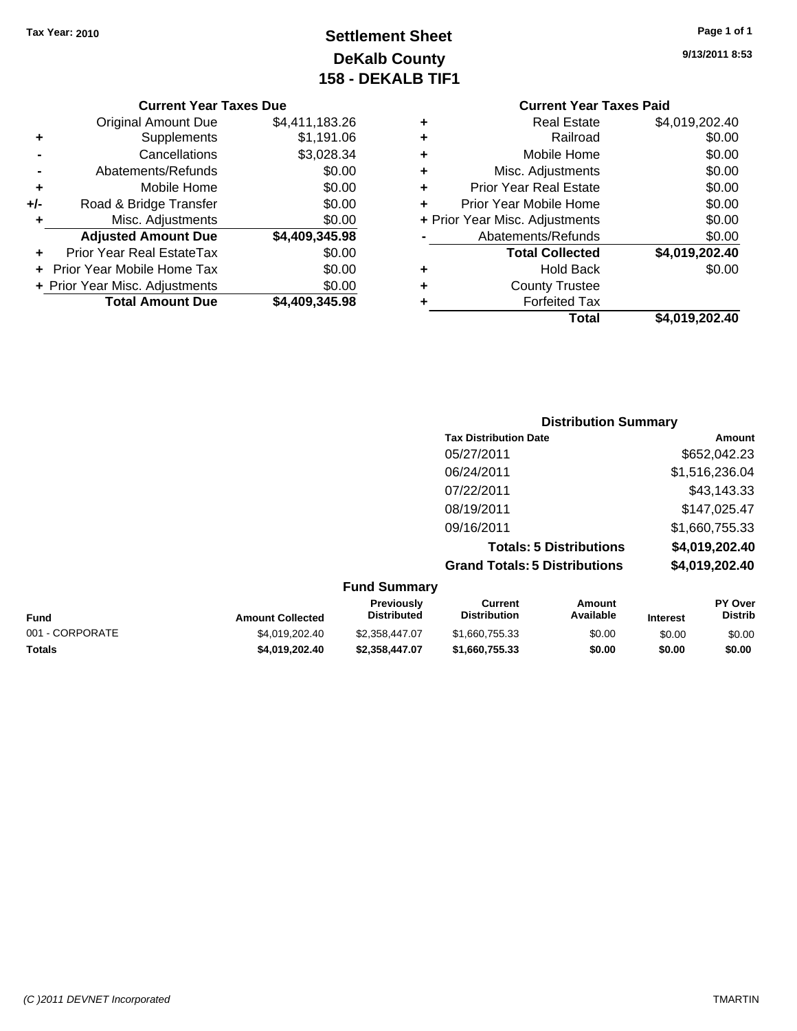**Tax Year: 2010**

# Settlement Sheet
## DeKalb County
## 158 - DEKALB TIF1

9/13/2011 8:53

### Current Year Taxes Due

| | | |
|---|---|---|
| | Original Amount Due | $4,411,183.26 |
| + | Supplements | $1,191.06 |
| - | Cancellations | $3,028.34 |
| - | Abatements/Refunds | $0.00 |
| + | Mobile Home | $0.00 |
| +/- | Road & Bridge Transfer | $0.00 |
| + | Misc. Adjustments | $0.00 |
| | **Adjusted Amount Due** | **$4,409,345.98** |
| + | Prior Year Real EstateTax | $0.00 |
| + | Prior Year Mobile Home Tax | $0.00 |
| + | Prior Year Misc. Adjustments | $0.00 |
| | **Total Amount Due** | **$4,409,345.98** |

### Current Year Taxes Paid

| | | |
|---|---|---|
| + | Real Estate | $4,019,202.40 |
| + | Railroad | $0.00 |
| + | Mobile Home | $0.00 |
| + | Misc. Adjustments | $0.00 |
| + | Prior Year Real Estate | $0.00 |
| + | Prior Year Mobile Home | $0.00 |
| + | Prior Year Misc. Adjustments | $0.00 |
| - | Abatements/Refunds | $0.00 |
| | **Total Collected** | **$4,019,202.40** |
| + | Hold Back | $0.00 |
| + | County Trustee | |
| + | Forfeited Tax | |
| | **Total** | **$4,019,202.40** |

### Distribution Summary

| Tax Distribution Date | Amount |
|---|---|
| 05/27/2011 | $652,042.23 |
| 06/24/2011 | $1,516,236.04 |
| 07/22/2011 | $43,143.33 |
| 08/19/2011 | $147,025.47 |
| 09/16/2011 | $1,660,755.33 |
| **Totals: 5 Distributions** | **$4,019,202.40** |
| **Grand Totals: 5 Distributions** | **$4,019,202.40** |

### Fund Summary

| Fund | Amount Collected | Previously Distributed | Current Distribution | Amount Available | Interest | PY Over Distrib |
|---|---|---|---|---|---|---|
| 001 - CORPORATE | $4,019,202.40 | $2,358,447.07 | $1,660,755.33 | $0.00 | $0.00 | $0.00 |
| **Totals** | **$4,019,202.40** | **$2,358,447.07** | **$1,660,755.33** | **$0.00** | **$0.00** | **$0.00** |

(C )2011 DEVNET Incorporated TMARTIN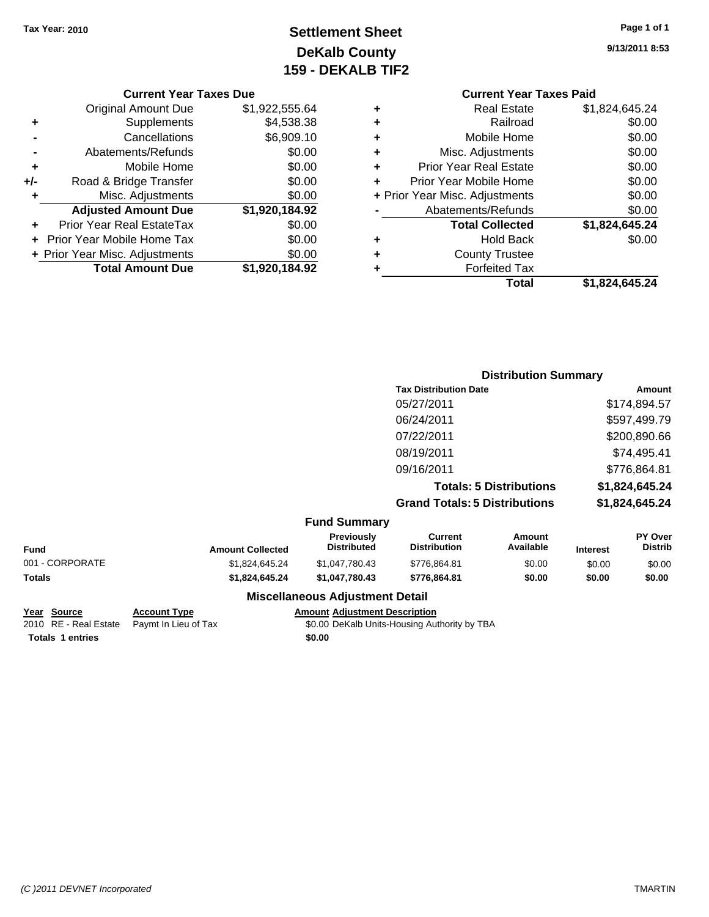Tax Year: 2010

# Settlement Sheet
## DeKalb County
## 159 - DEKALB TIF2

9/13/2011 8:53

### Current Year Taxes Due

| | | |
|---|---|---|
| | Original Amount Due | $1,922,555.64 |
| + | Supplements | $4,538.38 |
| - | Cancellations | $6,909.10 |
| - | Abatements/Refunds | $0.00 |
| + | Mobile Home | $0.00 |
| +/- | Road & Bridge Transfer | $0.00 |
| + | Misc. Adjustments | $0.00 |
| | **Adjusted Amount Due** | **$1,920,184.92** |
| + | Prior Year Real EstateTax | $0.00 |
| + | Prior Year Mobile Home Tax | $0.00 |
| + | Prior Year Misc. Adjustments | $0.00 |
| | **Total Amount Due** | **$1,920,184.92** |

### Current Year Taxes Paid

| | | |
|---|---|---|
| + | Real Estate | $1,824,645.24 |
| + | Railroad | $0.00 |
| + | Mobile Home | $0.00 |
| + | Misc. Adjustments | $0.00 |
| + | Prior Year Real Estate | $0.00 |
| + | Prior Year Mobile Home | $0.00 |
| + | Prior Year Misc. Adjustments | $0.00 |
| - | Abatements/Refunds | $0.00 |
| | **Total Collected** | **$1,824,645.24** |
| + | Hold Back | $0.00 |
| + | County Trustee | |
| + | Forfeited Tax | |
| | **Total** | **$1,824,645.24** |

### Distribution Summary

| Tax Distribution Date | Amount |
|---|---|
| 05/27/2011 | $174,894.57 |
| 06/24/2011 | $597,499.79 |
| 07/22/2011 | $200,890.66 |
| 08/19/2011 | $74,495.41 |
| 09/16/2011 | $776,864.81 |
| **Totals: 5 Distributions** | **$1,824,645.24** |
| **Grand Totals: 5 Distributions** | **$1,824,645.24** |

### Fund Summary

| Fund | Amount Collected | Previously Distributed | Current Distribution | Amount Available | Interest | PY Over Distrib |
|---|---|---|---|---|---|---|
| 001 - CORPORATE | $1,824,645.24 | $1,047,780.43 | $776,864.81 | $0.00 | $0.00 | $0.00 |
| **Totals** | **$1,824,645.24** | **$1,047,780.43** | **$776,864.81** | **$0.00** | **$0.00** | **$0.00** |

### Miscellaneous Adjustment Detail

| Year | Source | Account Type | Amount | Adjustment Description |
|---|---|---|---|---|
| 2010 | RE - Real Estate | Paymt In Lieu of Tax | $0.00 | DeKalb Units-Housing Authority by TBA |
| **Totals 1 entries** | | | **$0.00** | |

(C )2011 DEVNET Incorporated TMARTIN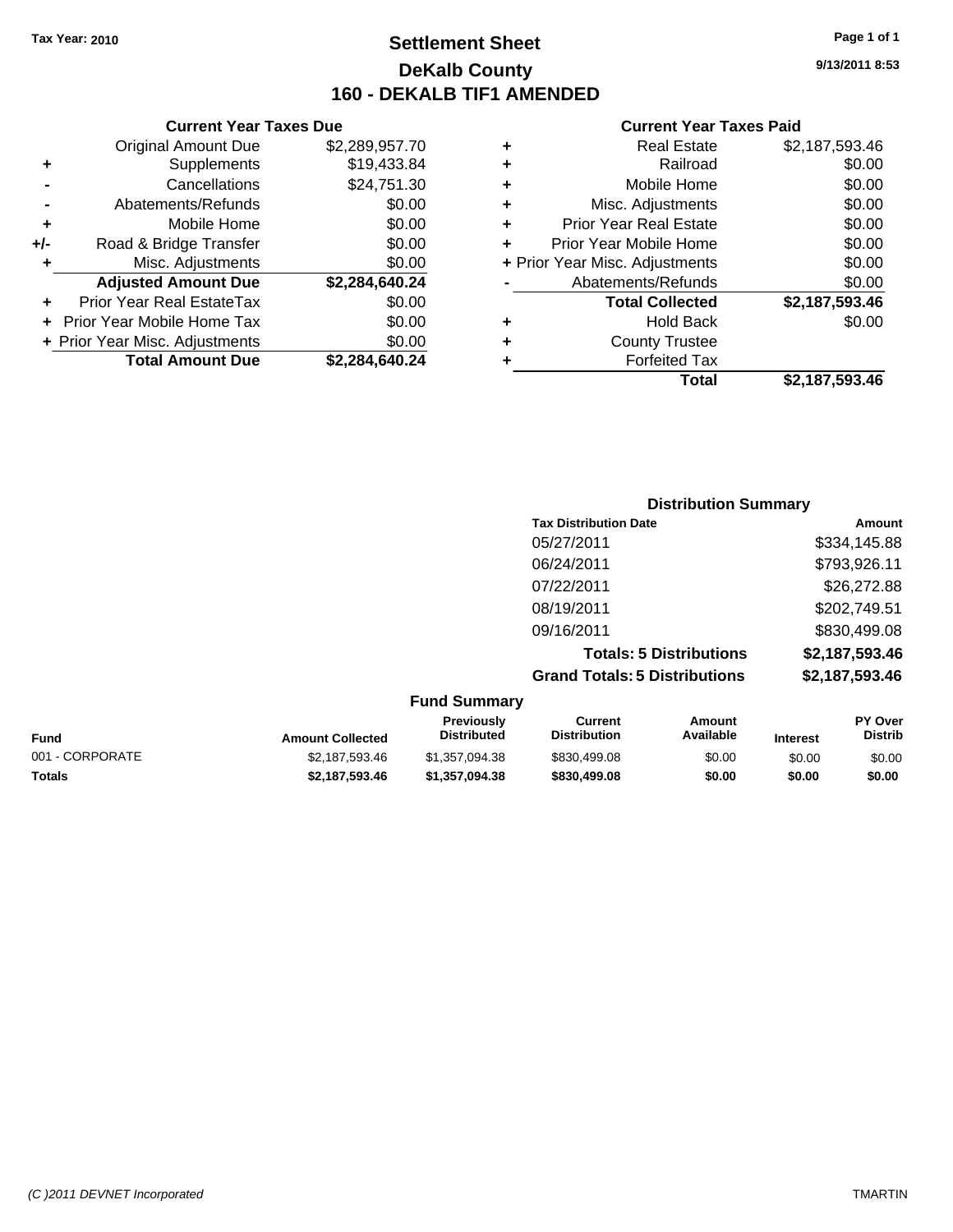Tax Year: 2010

# Settlement Sheet
## DeKalb County
## 160 - DEKALB TIF1 AMENDED

9/13/2011 8:53

### Current Year Taxes Due

| | | |
|---|---|---|
| | Original Amount Due | $2,289,957.70 |
| + | Supplements | $19,433.84 |
| - | Cancellations | $24,751.30 |
| - | Abatements/Refunds | $0.00 |
| + | Mobile Home | $0.00 |
| +/- | Road & Bridge Transfer | $0.00 |
| + | Misc. Adjustments | $0.00 |
| | **Adjusted Amount Due** | **$2,284,640.24** |
| + | Prior Year Real EstateTax | $0.00 |
| + | Prior Year Mobile Home Tax | $0.00 |
| + | Prior Year Misc. Adjustments | $0.00 |
| | **Total Amount Due** | **$2,284,640.24** |

### Current Year Taxes Paid

| | | |
|---|---|---|
| + | Real Estate | $2,187,593.46 |
| + | Railroad | $0.00 |
| + | Mobile Home | $0.00 |
| + | Misc. Adjustments | $0.00 |
| + | Prior Year Real Estate | $0.00 |
| + | Prior Year Mobile Home | $0.00 |
| + | Prior Year Misc. Adjustments | $0.00 |
| - | Abatements/Refunds | $0.00 |
| | **Total Collected** | **$2,187,593.46** |
| + | Hold Back | $0.00 |
| + | County Trustee | |
| + | Forfeited Tax | |
| | **Total** | **$2,187,593.46** |

### Distribution Summary

| Tax Distribution Date | Amount |
|---|---|
| 05/27/2011 | $334,145.88 |
| 06/24/2011 | $793,926.11 |
| 07/22/2011 | $26,272.88 |
| 08/19/2011 | $202,749.51 |
| 09/16/2011 | $830,499.08 |
| **Totals: 5 Distributions** | **$2,187,593.46** |
| **Grand Totals: 5 Distributions** | **$2,187,593.46** |

### Fund Summary

| Fund | Amount Collected | Previously Distributed | Current Distribution | Amount Available | Interest | PY Over Distrib |
|---|---|---|---|---|---|---|
| 001 - CORPORATE | $2,187,593.46 | $1,357,094.38 | $830,499.08 | $0.00 | $0.00 | $0.00 |
| **Totals** | **$2,187,593.46** | **$1,357,094.38** | **$830,499.08** | **$0.00** | **$0.00** | **$0.00** |

(C )2011 DEVNET Incorporated TMARTIN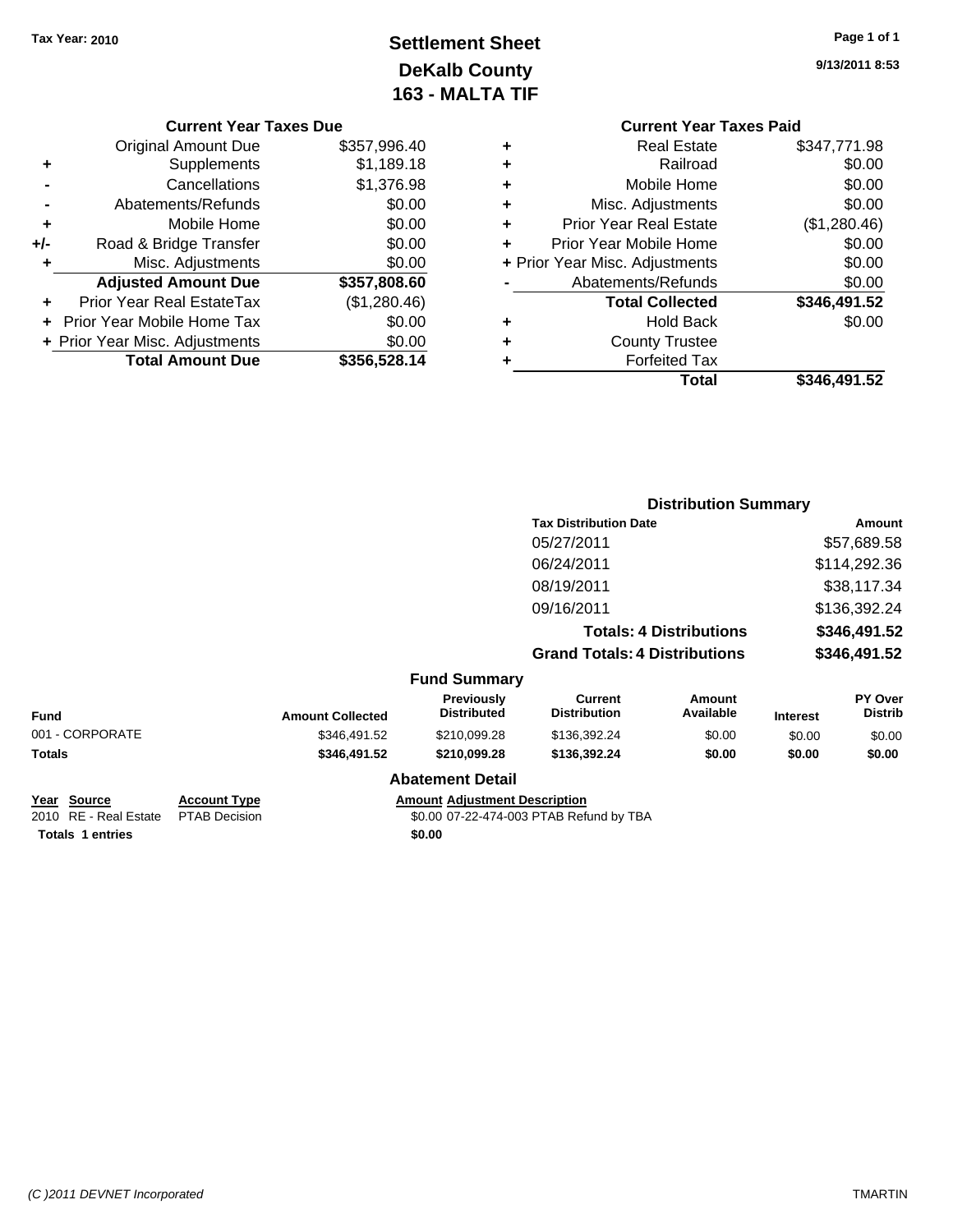Tax Year: 2010

# Settlement Sheet
## DeKalb County
## 163 - MALTA TIF

9/13/2011 8:53

### Current Year Taxes Due

| | | |
|---|---|---|
| | Original Amount Due | $357,996.40 |
| + | Supplements | $1,189.18 |
| - | Cancellations | $1,376.98 |
| - | Abatements/Refunds | $0.00 |
| + | Mobile Home | $0.00 |
| +/- | Road & Bridge Transfer | $0.00 |
| + | Misc. Adjustments | $0.00 |
| | **Adjusted Amount Due** | **$357,808.60** |
| + | Prior Year Real EstateTax | ($1,280.46) |
| + | Prior Year Mobile Home Tax | $0.00 |
| + | Prior Year Misc. Adjustments | $0.00 |
| | **Total Amount Due** | **$356,528.14** |

### Current Year Taxes Paid

| | | |
|---|---|---|
| + | Real Estate | $347,771.98 |
| + | Railroad | $0.00 |
| + | Mobile Home | $0.00 |
| + | Misc. Adjustments | $0.00 |
| + | Prior Year Real Estate | ($1,280.46) |
| + | Prior Year Mobile Home | $0.00 |
| + | Prior Year Misc. Adjustments | $0.00 |
| - | Abatements/Refunds | $0.00 |
| | **Total Collected** | **$346,491.52** |
| + | Hold Back | $0.00 |
| + | County Trustee | |
| + | Forfeited Tax | |
| | **Total** | **$346,491.52** |

### Distribution Summary

| Tax Distribution Date | Amount |
|---|---|
| 05/27/2011 | $57,689.58 |
| 06/24/2011 | $114,292.36 |
| 08/19/2011 | $38,117.34 |
| 09/16/2011 | $136,392.24 |
| **Totals: 4 Distributions** | **$346,491.52** |
| **Grand Totals: 4 Distributions** | **$346,491.52** |

### Fund Summary

| Fund | Amount Collected | Previously Distributed | Current Distribution | Amount Available | Interest | PY Over Distrib |
|---|---|---|---|---|---|---|
| 001 - CORPORATE | $346,491.52 | $210,099.28 | $136,392.24 | $0.00 | $0.00 | $0.00 |
| **Totals** | **$346,491.52** | **$210,099.28** | **$136,392.24** | **$0.00** | **$0.00** | **$0.00** |

### Abatement Detail

| Year | Source | Account Type | Amount | Adjustment Description |
|---|---|---|---|---|
| 2010 | RE - Real Estate | PTAB Decision | $0.00 | 07-22-474-003 PTAB Refund by TBA |
| **Totals 1 entries** | | | **$0.00** | |

(C )2011 DEVNET Incorporated

TMARTIN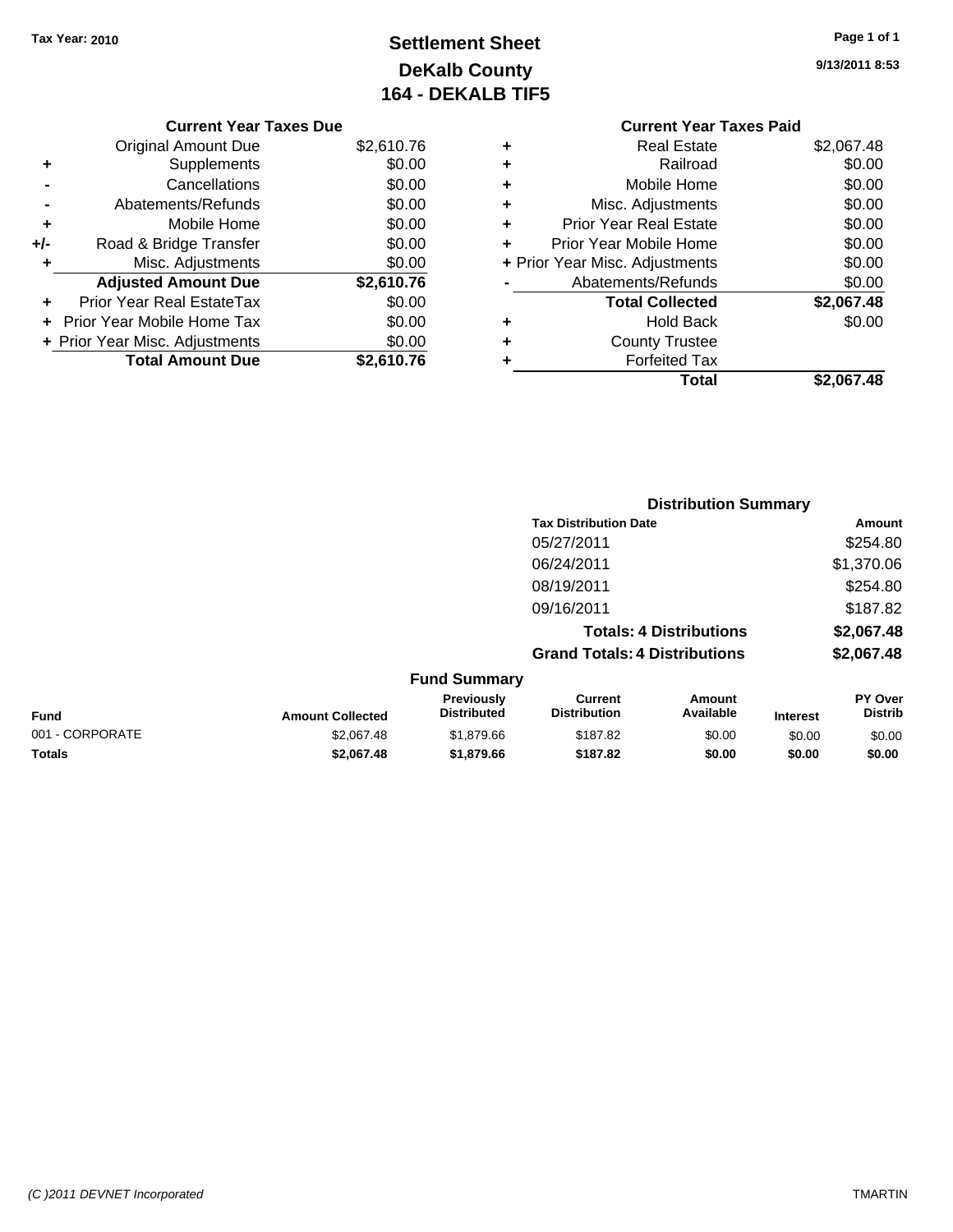Tax Year: 2010

# Settlement Sheet
## DeKalb County
## 164 - DEKALB TIF5

9/13/2011 8:53

### Current Year Taxes Due

| | | |
|---|---|---|
| | Original Amount Due | $2,610.76 |
| + | Supplements | $0.00 |
| - | Cancellations | $0.00 |
| - | Abatements/Refunds | $0.00 |
| + | Mobile Home | $0.00 |
| +/- | Road & Bridge Transfer | $0.00 |
| + | Misc. Adjustments | $0.00 |
| | **Adjusted Amount Due** | **$2,610.76** |
| + | Prior Year Real EstateTax | $0.00 |
| + | Prior Year Mobile Home Tax | $0.00 |
| + | Prior Year Misc. Adjustments | $0.00 |
| | **Total Amount Due** | **$2,610.76** |

### Current Year Taxes Paid

| | | |
|---|---|---|
| + | Real Estate | $2,067.48 |
| + | Railroad | $0.00 |
| + | Mobile Home | $0.00 |
| + | Misc. Adjustments | $0.00 |
| + | Prior Year Real Estate | $0.00 |
| + | Prior Year Mobile Home | $0.00 |
| + | Prior Year Misc. Adjustments | $0.00 |
| - | Abatements/Refunds | $0.00 |
| | **Total Collected** | **$2,067.48** |
| + | Hold Back | $0.00 |
| + | County Trustee | |
| + | Forfeited Tax | |
| | **Total** | **$2,067.48** |

### Distribution Summary

| Tax Distribution Date | Amount |
|---|---|
| 05/27/2011 | $254.80 |
| 06/24/2011 | $1,370.06 |
| 08/19/2011 | $254.80 |
| 09/16/2011 | $187.82 |
| **Totals: 4 Distributions** | **$2,067.48** |
| **Grand Totals: 4 Distributions** | **$2,067.48** |

### Fund Summary

| Fund | Amount Collected | Previously Distributed | Current Distribution | Amount Available | Interest | PY Over Distrib |
|---|---|---|---|---|---|---|
| 001 - CORPORATE | $2,067.48 | $1,879.66 | $187.82 | $0.00 | $0.00 | $0.00 |
| **Totals** | **$2,067.48** | **$1,879.66** | **$187.82** | **$0.00** | **$0.00** | **$0.00** |

(C )2011 DEVNET Incorporated TMARTIN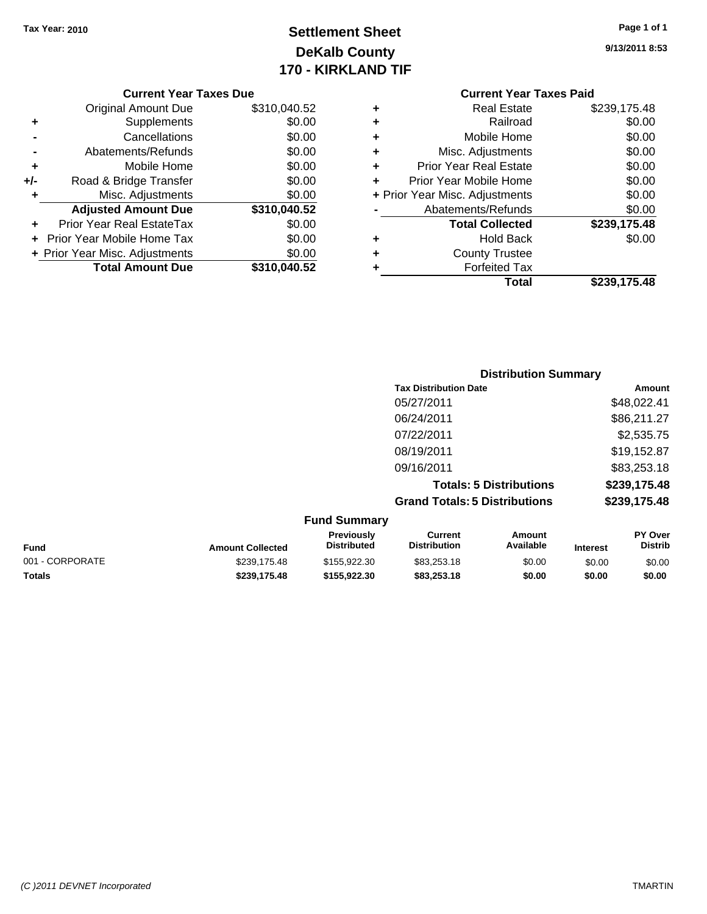Tax Year: 2010

# Settlement Sheet
## DeKalb County
## 170 - KIRKLAND TIF

9/13/2011 8:53

### Current Year Taxes Due

| | | |
|---|---|---|
| | Original Amount Due | $310,040.52 |
| + | Supplements | $0.00 |
| - | Cancellations | $0.00 |
| - | Abatements/Refunds | $0.00 |
| + | Mobile Home | $0.00 |
| +/- | Road & Bridge Transfer | $0.00 |
| + | Misc. Adjustments | $0.00 |
| | **Adjusted Amount Due** | **$310,040.52** |
| + | Prior Year Real EstateTax | $0.00 |
| + | Prior Year Mobile Home Tax | $0.00 |
| + | Prior Year Misc. Adjustments | $0.00 |
| | **Total Amount Due** | **$310,040.52** |

### Current Year Taxes Paid

| | | |
|---|---|---|
| + | Real Estate | $239,175.48 |
| + | Railroad | $0.00 |
| + | Mobile Home | $0.00 |
| + | Misc. Adjustments | $0.00 |
| + | Prior Year Real Estate | $0.00 |
| + | Prior Year Mobile Home | $0.00 |
| + | Prior Year Misc. Adjustments | $0.00 |
| - | Abatements/Refunds | $0.00 |
| | **Total Collected** | **$239,175.48** |
| + | Hold Back | $0.00 |
| + | County Trustee | |
| + | Forfeited Tax | |
| | **Total** | **$239,175.48** |

### Distribution Summary

| Tax Distribution Date | Amount |
|---|---|
| 05/27/2011 | $48,022.41 |
| 06/24/2011 | $86,211.27 |
| 07/22/2011 | $2,535.75 |
| 08/19/2011 | $19,152.87 |
| 09/16/2011 | $83,253.18 |
| **Totals: 5 Distributions** | **$239,175.48** |
| **Grand Totals: 5 Distributions** | **$239,175.48** |

### Fund Summary

| Fund | Amount Collected | Previously Distributed | Current Distribution | Amount Available | Interest | PY Over Distrib |
|---|---|---|---|---|---|---|
| 001 - CORPORATE | $239,175.48 | $155,922.30 | $83,253.18 | $0.00 | $0.00 | $0.00 |
| **Totals** | **$239,175.48** | **$155,922.30** | **$83,253.18** | **$0.00** | **$0.00** | **$0.00** |

(C )2011 DEVNET Incorporated TMARTIN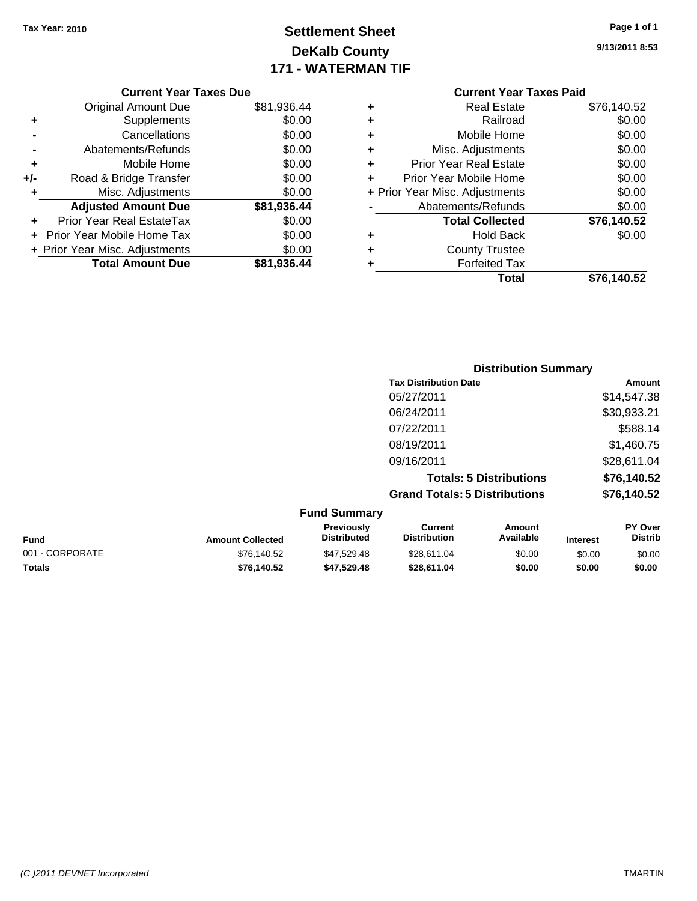Tax Year: 2010

# Settlement Sheet
## DeKalb County
## 171 - WATERMAN TIF

9/13/2011 8:53

### Current Year Taxes Due

| | | |
|---|---|---|
| | Original Amount Due | $81,936.44 |
| + | Supplements | $0.00 |
| - | Cancellations | $0.00 |
| - | Abatements/Refunds | $0.00 |
| + | Mobile Home | $0.00 |
| +/- | Road & Bridge Transfer | $0.00 |
| + | Misc. Adjustments | $0.00 |
| | **Adjusted Amount Due** | **$81,936.44** |
| + | Prior Year Real EstateTax | $0.00 |
| + | Prior Year Mobile Home Tax | $0.00 |
| + | Prior Year Misc. Adjustments | $0.00 |
| | **Total Amount Due** | **$81,936.44** |

### Current Year Taxes Paid

| | | |
|---|---|---|
| + | Real Estate | $76,140.52 |
| + | Railroad | $0.00 |
| + | Mobile Home | $0.00 |
| + | Misc. Adjustments | $0.00 |
| + | Prior Year Real Estate | $0.00 |
| + | Prior Year Mobile Home | $0.00 |
| + | Prior Year Misc. Adjustments | $0.00 |
| - | Abatements/Refunds | $0.00 |
| | **Total Collected** | **$76,140.52** |
| + | Hold Back | $0.00 |
| + | County Trustee | |
| + | Forfeited Tax | |
| | **Total** | **$76,140.52** |

### Distribution Summary

| Tax Distribution Date | Amount |
|---|---|
| 05/27/2011 | $14,547.38 |
| 06/24/2011 | $30,933.21 |
| 07/22/2011 | $588.14 |
| 08/19/2011 | $1,460.75 |
| 09/16/2011 | $28,611.04 |
| **Totals: 5 Distributions** | **$76,140.52** |
| **Grand Totals: 5 Distributions** | **$76,140.52** |

### Fund Summary

| Fund | Amount Collected | Previously Distributed | Current Distribution | Amount Available | Interest | PY Over Distrib |
|---|---|---|---|---|---|---|
| 001 - CORPORATE | $76,140.52 | $47,529.48 | $28,611.04 | $0.00 | $0.00 | $0.00 |
| **Totals** | **$76,140.52** | **$47,529.48** | **$28,611.04** | **$0.00** | **$0.00** | **$0.00** |

(C )2011 DEVNET Incorporated TMARTIN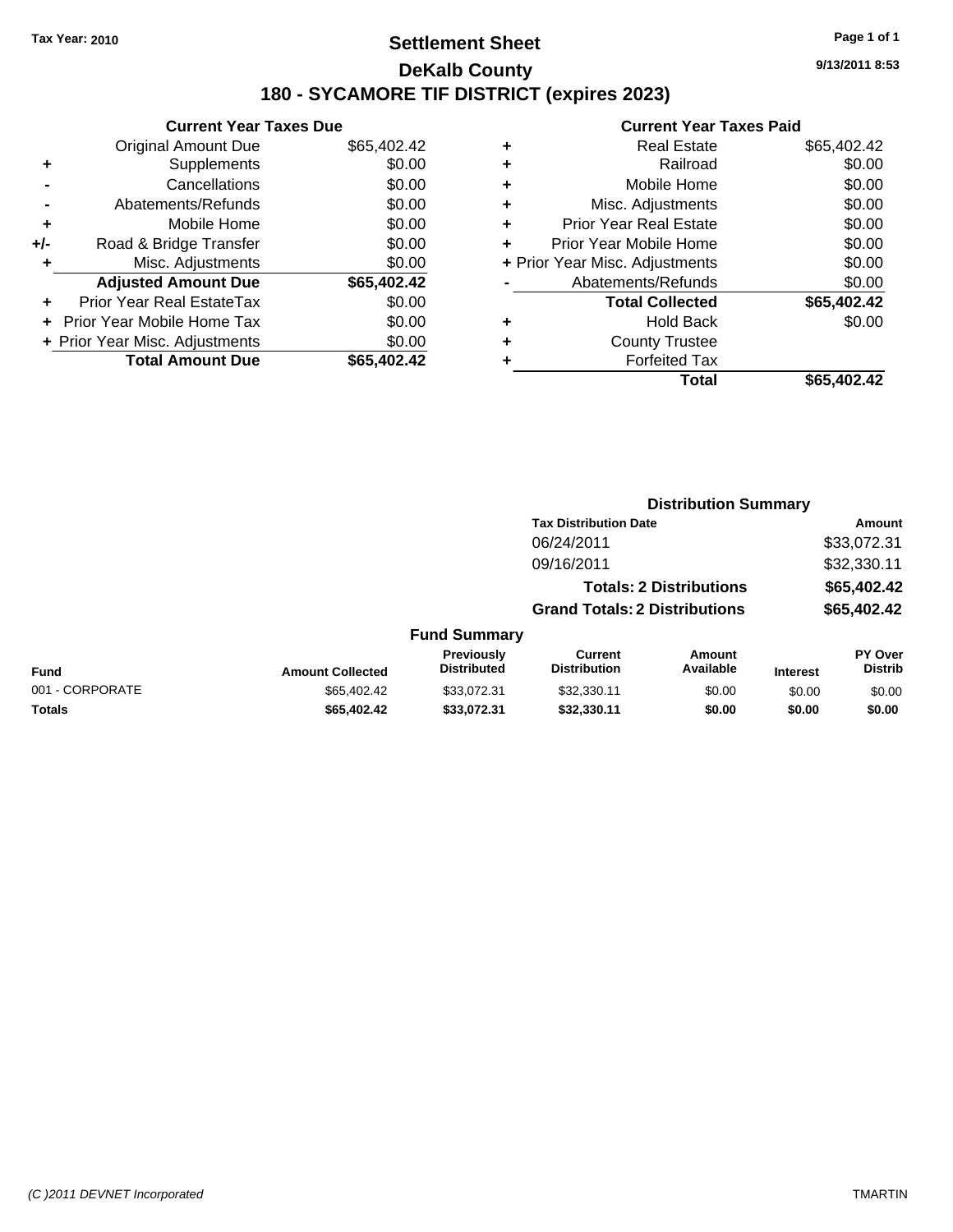Tax Year: 2010

# Settlement Sheet

## DeKalb County

## 180 - SYCAMORE TIF DISTRICT (expires 2023)

9/13/2011 8:53

### Current Year Taxes Due

| | | |
|---|---|---|
| | Original Amount Due | $65,402.42 |
| + | Supplements | $0.00 |
| - | Cancellations | $0.00 |
| - | Abatements/Refunds | $0.00 |
| + | Mobile Home | $0.00 |
| +/- | Road & Bridge Transfer | $0.00 |
| + | Misc. Adjustments | $0.00 |
| | **Adjusted Amount Due** | **$65,402.42** |
| + | Prior Year Real EstateTax | $0.00 |
| + | Prior Year Mobile Home Tax | $0.00 |
| + | Prior Year Misc. Adjustments | $0.00 |
| | **Total Amount Due** | **$65,402.42** |

### Current Year Taxes Paid

| | | |
|---|---|---|
| + | Real Estate | $65,402.42 |
| + | Railroad | $0.00 |
| + | Mobile Home | $0.00 |
| + | Misc. Adjustments | $0.00 |
| + | Prior Year Real Estate | $0.00 |
| + | Prior Year Mobile Home | $0.00 |
| + | Prior Year Misc. Adjustments | $0.00 |
| - | Abatements/Refunds | $0.00 |
| | **Total Collected** | **$65,402.42** |
| + | Hold Back | $0.00 |
| + | County Trustee | |
| + | Forfeited Tax | |
| | **Total** | **$65,402.42** |

### Distribution Summary

| Tax Distribution Date | Amount |
|---|---|
| 06/24/2011 | $33,072.31 |
| 09/16/2011 | $32,330.11 |
| **Totals: 2 Distributions** | **$65,402.42** |
| **Grand Totals: 2 Distributions** | **$65,402.42** |

### Fund Summary

| Fund | Amount Collected | Previously Distributed | Current Distribution | Amount Available | Interest | PY Over Distrib |
|---|---|---|---|---|---|---|
| 001 - CORPORATE | $65,402.42 | $33,072.31 | $32,330.11 | $0.00 | $0.00 | $0.00 |
| **Totals** | **$65,402.42** | **$33,072.31** | **$32,330.11** | **$0.00** | **$0.00** | **$0.00** |

(C )2011 DEVNET Incorporated TMARTIN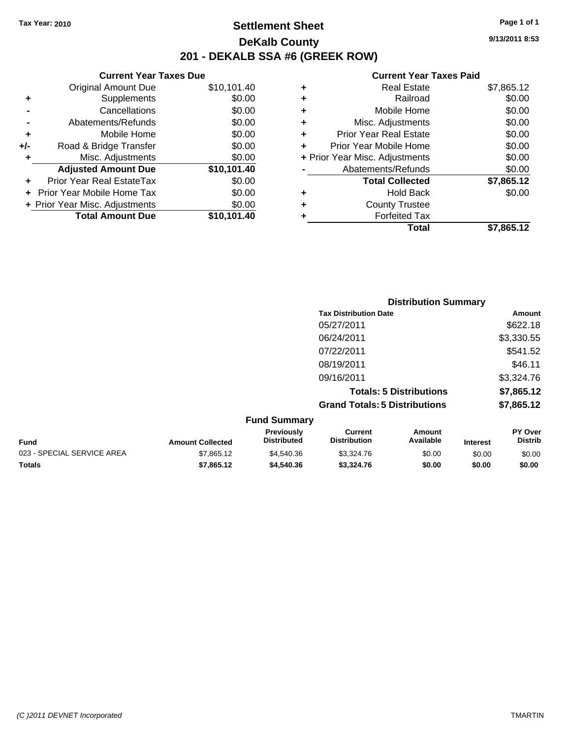Tax Year: 2010

# Settlement Sheet

## DeKalb County

## 201 - DEKALB SSA #6 (GREEK ROW)

9/13/2011 8:53

### Current Year Taxes Due

| | | |
|---|---|---|
| | Original Amount Due | $10,101.40 |
| + | Supplements | $0.00 |
| - | Cancellations | $0.00 |
| - | Abatements/Refunds | $0.00 |
| + | Mobile Home | $0.00 |
| +/- | Road & Bridge Transfer | $0.00 |
| + | Misc. Adjustments | $0.00 |
| | **Adjusted Amount Due** | **$10,101.40** |
| + | Prior Year Real EstateTax | $0.00 |
| + | Prior Year Mobile Home Tax | $0.00 |
| + | Prior Year Misc. Adjustments | $0.00 |
| | **Total Amount Due** | **$10,101.40** |

### Current Year Taxes Paid

| | | |
|---|---|---|
| + | Real Estate | $7,865.12 |
| + | Railroad | $0.00 |
| + | Mobile Home | $0.00 |
| + | Misc. Adjustments | $0.00 |
| + | Prior Year Real Estate | $0.00 |
| + | Prior Year Mobile Home | $0.00 |
| + | Prior Year Misc. Adjustments | $0.00 |
| - | Abatements/Refunds | $0.00 |
| | **Total Collected** | **$7,865.12** |
| + | Hold Back | $0.00 |
| + | County Trustee | |
| + | Forfeited Tax | |
| | **Total** | **$7,865.12** |

### Distribution Summary

| Tax Distribution Date | Amount |
|---|---|
| 05/27/2011 | $622.18 |
| 06/24/2011 | $3,330.55 |
| 07/22/2011 | $541.52 |
| 08/19/2011 | $46.11 |
| 09/16/2011 | $3,324.76 |
| **Totals: 5 Distributions** | **$7,865.12** |
| **Grand Totals: 5 Distributions** | **$7,865.12** |

### Fund Summary

| Fund | Amount Collected | Previously Distributed | Current Distribution | Amount Available | Interest | PY Over Distrib |
|---|---|---|---|---|---|---|
| 023 - SPECIAL SERVICE AREA | $7,865.12 | $4,540.36 | $3,324.76 | $0.00 | $0.00 | $0.00 |
| **Totals** | **$7,865.12** | **$4,540.36** | **$3,324.76** | **$0.00** | **$0.00** | **$0.00** |

(C )2011 DEVNET Incorporated

TMARTIN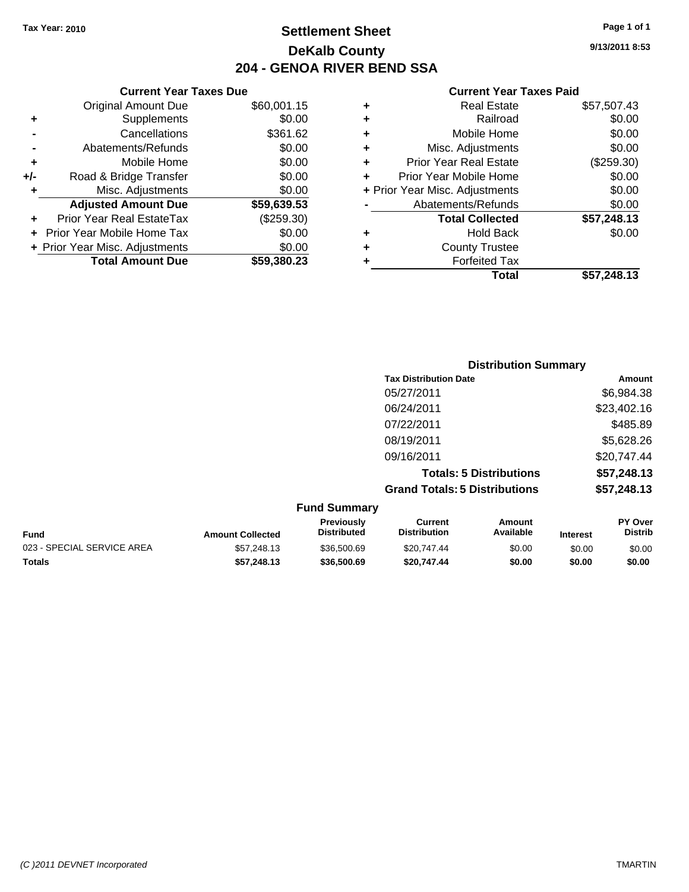Tax Year: 2010

# Settlement Sheet
## DeKalb County
## 204 - GENOA RIVER BEND SSA

9/13/2011 8:53

### Current Year Taxes Due

| | | |
|---|---|---|
| | Original Amount Due | $60,001.15 |
| + | Supplements | $0.00 |
| - | Cancellations | $361.62 |
| - | Abatements/Refunds | $0.00 |
| + | Mobile Home | $0.00 |
| +/- | Road & Bridge Transfer | $0.00 |
| + | Misc. Adjustments | $0.00 |
| | **Adjusted Amount Due** | **$59,639.53** |
| + | Prior Year Real EstateTax | ($259.30) |
| + | Prior Year Mobile Home Tax | $0.00 |
| + | Prior Year Misc. Adjustments | $0.00 |
| | **Total Amount Due** | **$59,380.23** |

### Current Year Taxes Paid

| | | |
|---|---|---|
| + | Real Estate | $57,507.43 |
| + | Railroad | $0.00 |
| + | Mobile Home | $0.00 |
| + | Misc. Adjustments | $0.00 |
| + | Prior Year Real Estate | ($259.30) |
| + | Prior Year Mobile Home | $0.00 |
| + | Prior Year Misc. Adjustments | $0.00 |
| - | Abatements/Refunds | $0.00 |
| | **Total Collected** | **$57,248.13** |
| + | Hold Back | $0.00 |
| + | County Trustee | |
| + | Forfeited Tax | |
| | **Total** | **$57,248.13** |

### Distribution Summary

| Tax Distribution Date | Amount |
|---|---|
| 05/27/2011 | $6,984.38 |
| 06/24/2011 | $23,402.16 |
| 07/22/2011 | $485.89 |
| 08/19/2011 | $5,628.26 |
| 09/16/2011 | $20,747.44 |
| **Totals: 5 Distributions** | **$57,248.13** |
| **Grand Totals: 5 Distributions** | **$57,248.13** |

### Fund Summary

| Fund | Amount Collected | Previously Distributed | Current Distribution | Amount Available | Interest | PY Over Distrib |
|---|---|---|---|---|---|---|
| 023 - SPECIAL SERVICE AREA | $57,248.13 | $36,500.69 | $20,747.44 | $0.00 | $0.00 | $0.00 |
| **Totals** | **$57,248.13** | **$36,500.69** | **$20,747.44** | **$0.00** | **$0.00** | **$0.00** |

(C )2011 DEVNET Incorporated TMARTIN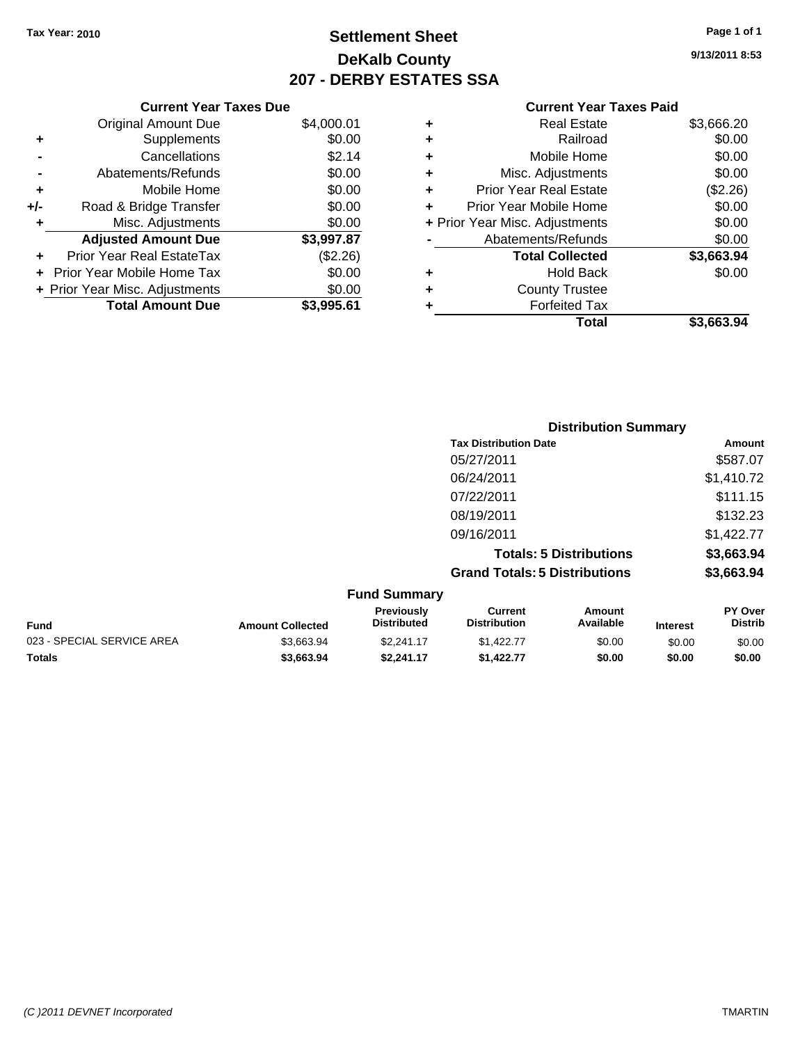Tax Year: 2010

# Settlement Sheet
## DeKalb County
## 207 - DERBY ESTATES SSA

9/13/2011 8:53

### Current Year Taxes Due

| | | |
|---|---|---|
| | Original Amount Due | $4,000.01 |
| + | Supplements | $0.00 |
| - | Cancellations | $2.14 |
| - | Abatements/Refunds | $0.00 |
| + | Mobile Home | $0.00 |
| +/- | Road & Bridge Transfer | $0.00 |
| + | Misc. Adjustments | $0.00 |
| | **Adjusted Amount Due** | **$3,997.87** |
| + | Prior Year Real EstateTax | ($2.26) |
| + | Prior Year Mobile Home Tax | $0.00 |
| + | Prior Year Misc. Adjustments | $0.00 |
| | **Total Amount Due** | **$3,995.61** |

### Current Year Taxes Paid

| | | |
|---|---|---|
| + | Real Estate | $3,666.20 |
| + | Railroad | $0.00 |
| + | Mobile Home | $0.00 |
| + | Misc. Adjustments | $0.00 |
| + | Prior Year Real Estate | ($2.26) |
| + | Prior Year Mobile Home | $0.00 |
| + | Prior Year Misc. Adjustments | $0.00 |
| - | Abatements/Refunds | $0.00 |
| | **Total Collected** | **$3,663.94** |
| + | Hold Back | $0.00 |
| + | County Trustee | |
| + | Forfeited Tax | |
| | **Total** | **$3,663.94** |

### Distribution Summary

| Tax Distribution Date | Amount |
|---|---|
| 05/27/2011 | $587.07 |
| 06/24/2011 | $1,410.72 |
| 07/22/2011 | $111.15 |
| 08/19/2011 | $132.23 |
| 09/16/2011 | $1,422.77 |
| **Totals: 5 Distributions** | **$3,663.94** |
| **Grand Totals: 5 Distributions** | **$3,663.94** |

### Fund Summary

| Fund | Amount Collected | Previously Distributed | Current Distribution | Amount Available | Interest | PY Over Distrib |
|---|---|---|---|---|---|---|
| 023 - SPECIAL SERVICE AREA | $3,663.94 | $2,241.17 | $1,422.77 | $0.00 | $0.00 | $0.00 |
| **Totals** | **$3,663.94** | **$2,241.17** | **$1,422.77** | **$0.00** | **$0.00** | **$0.00** |

(C )2011 DEVNET Incorporated TMARTIN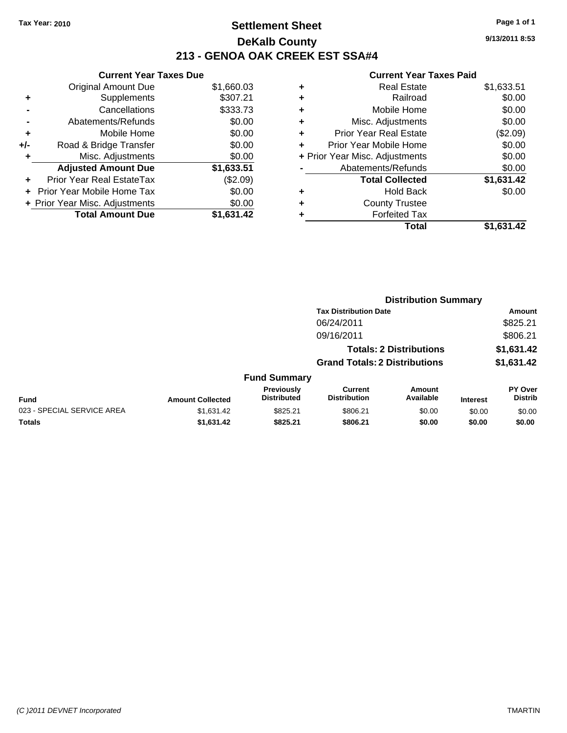Tax Year: 2010

# Settlement Sheet

## DeKalb County

## 213 - GENOA OAK CREEK EST SSA#4

9/13/2011 8:53

### Current Year Taxes Due

| | | |
|---|---|---|
| | Original Amount Due | $1,660.03 |
| + | Supplements | $307.21 |
| - | Cancellations | $333.73 |
| - | Abatements/Refunds | $0.00 |
| + | Mobile Home | $0.00 |
| +/- | Road & Bridge Transfer | $0.00 |
| + | Misc. Adjustments | $0.00 |
| | **Adjusted Amount Due** | **$1,633.51** |
| + | Prior Year Real EstateTax | ($2.09) |
| + | Prior Year Mobile Home Tax | $0.00 |
| + | Prior Year Misc. Adjustments | $0.00 |
| | **Total Amount Due** | **$1,631.42** |

### Current Year Taxes Paid

| | | |
|---|---|---|
| + | Real Estate | $1,633.51 |
| + | Railroad | $0.00 |
| + | Mobile Home | $0.00 |
| + | Misc. Adjustments | $0.00 |
| + | Prior Year Real Estate | ($2.09) |
| + | Prior Year Mobile Home | $0.00 |
| + | Prior Year Misc. Adjustments | $0.00 |
| - | Abatements/Refunds | $0.00 |
| | **Total Collected** | **$1,631.42** |
| + | Hold Back | $0.00 |
| + | County Trustee | |
| + | Forfeited Tax | |
| | **Total** | **$1,631.42** |

### Distribution Summary

| Tax Distribution Date | Amount |
|---|---|
| 06/24/2011 | $825.21 |
| 09/16/2011 | $806.21 |
| **Totals: 2 Distributions** | **$1,631.42** |
| **Grand Totals: 2 Distributions** | **$1,631.42** |

### Fund Summary

| Fund | Amount Collected | Previously Distributed | Current Distribution | Amount Available | Interest | PY Over Distrib |
|---|---|---|---|---|---|---|
| 023 - SPECIAL SERVICE AREA | $1,631.42 | $825.21 | $806.21 | $0.00 | $0.00 | $0.00 |
| **Totals** | **$1,631.42** | **$825.21** | **$806.21** | **$0.00** | **$0.00** | **$0.00** |

(C )2011 DEVNET Incorporated TMARTIN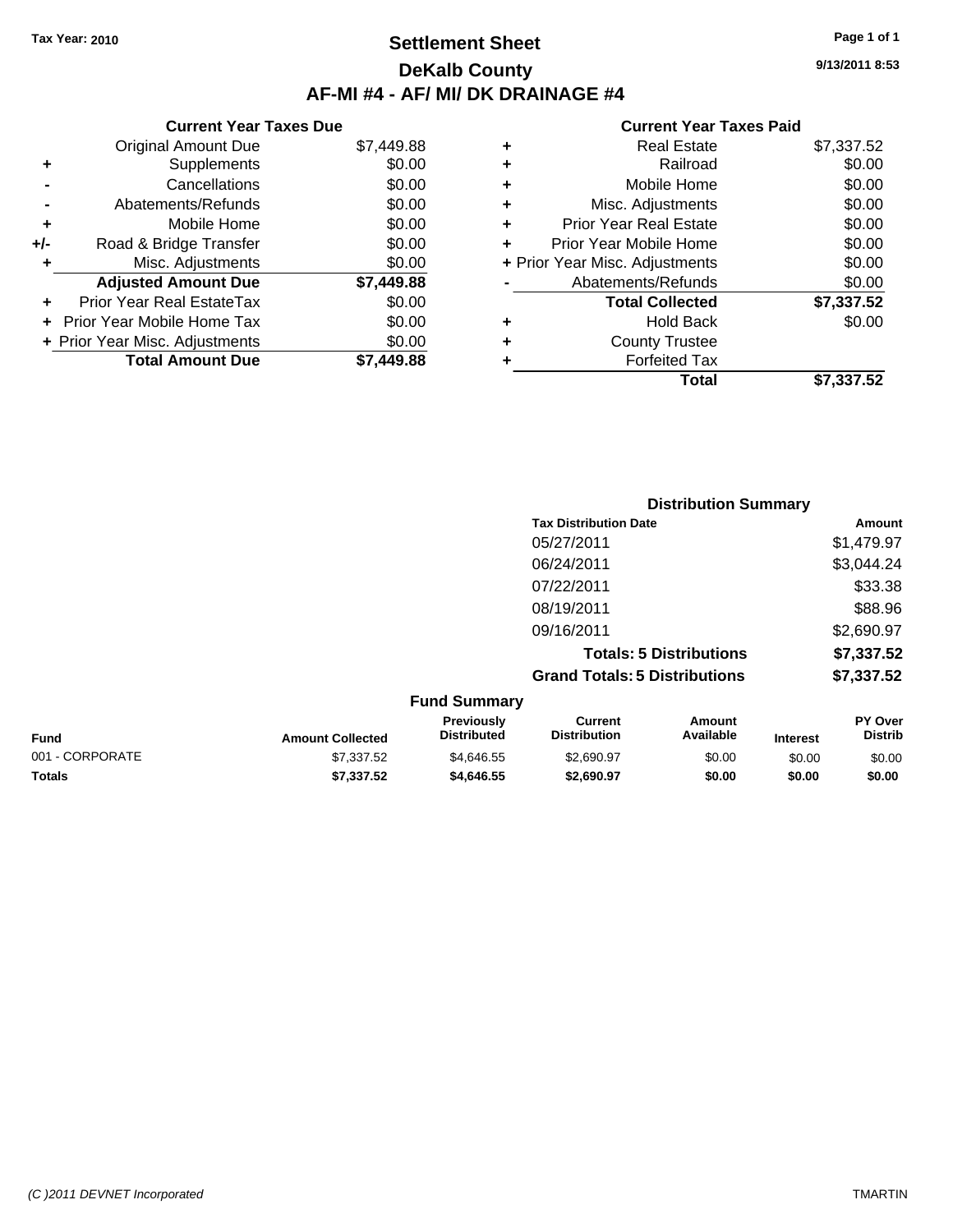Tax Year: 2010

# Settlement Sheet

## DeKalb County

## AF-MI #4 - AF/ MI/ DK DRAINAGE #4

9/13/2011 8:53

### Current Year Taxes Due

| | | |
|---|---|---|
| | Original Amount Due | $7,449.88 |
| + | Supplements | $0.00 |
| - | Cancellations | $0.00 |
| - | Abatements/Refunds | $0.00 |
| + | Mobile Home | $0.00 |
| +/- | Road & Bridge Transfer | $0.00 |
| + | Misc. Adjustments | $0.00 |
| | **Adjusted Amount Due** | **$7,449.88** |
| + | Prior Year Real EstateTax | $0.00 |
| + | Prior Year Mobile Home Tax | $0.00 |
| + | Prior Year Misc. Adjustments | $0.00 |
| | **Total Amount Due** | **$7,449.88** |

### Current Year Taxes Paid

| | | |
|---|---|---|
| + | Real Estate | $7,337.52 |
| + | Railroad | $0.00 |
| + | Mobile Home | $0.00 |
| + | Misc. Adjustments | $0.00 |
| + | Prior Year Real Estate | $0.00 |
| + | Prior Year Mobile Home | $0.00 |
| + | Prior Year Misc. Adjustments | $0.00 |
| - | Abatements/Refunds | $0.00 |
| | **Total Collected** | **$7,337.52** |
| + | Hold Back | $0.00 |
| + | County Trustee | |
| + | Forfeited Tax | |
| | **Total** | **$7,337.52** |

### Distribution Summary

| Tax Distribution Date | Amount |
|---|---|
| 05/27/2011 | $1,479.97 |
| 06/24/2011 | $3,044.24 |
| 07/22/2011 | $33.38 |
| 08/19/2011 | $88.96 |
| 09/16/2011 | $2,690.97 |
| **Totals: 5 Distributions** | **$7,337.52** |
| **Grand Totals: 5 Distributions** | **$7,337.52** |

### Fund Summary

| Fund | Amount Collected | Previously Distributed | Current Distribution | Amount Available | Interest | PY Over Distrib |
|---|---|---|---|---|---|---|
| 001 - CORPORATE | $7,337.52 | $4,646.55 | $2,690.97 | $0.00 | $0.00 | $0.00 |
| **Totals** | **$7,337.52** | **$4,646.55** | **$2,690.97** | **$0.00** | **$0.00** | **$0.00** |

(C )2011 DEVNET Incorporated    TMARTIN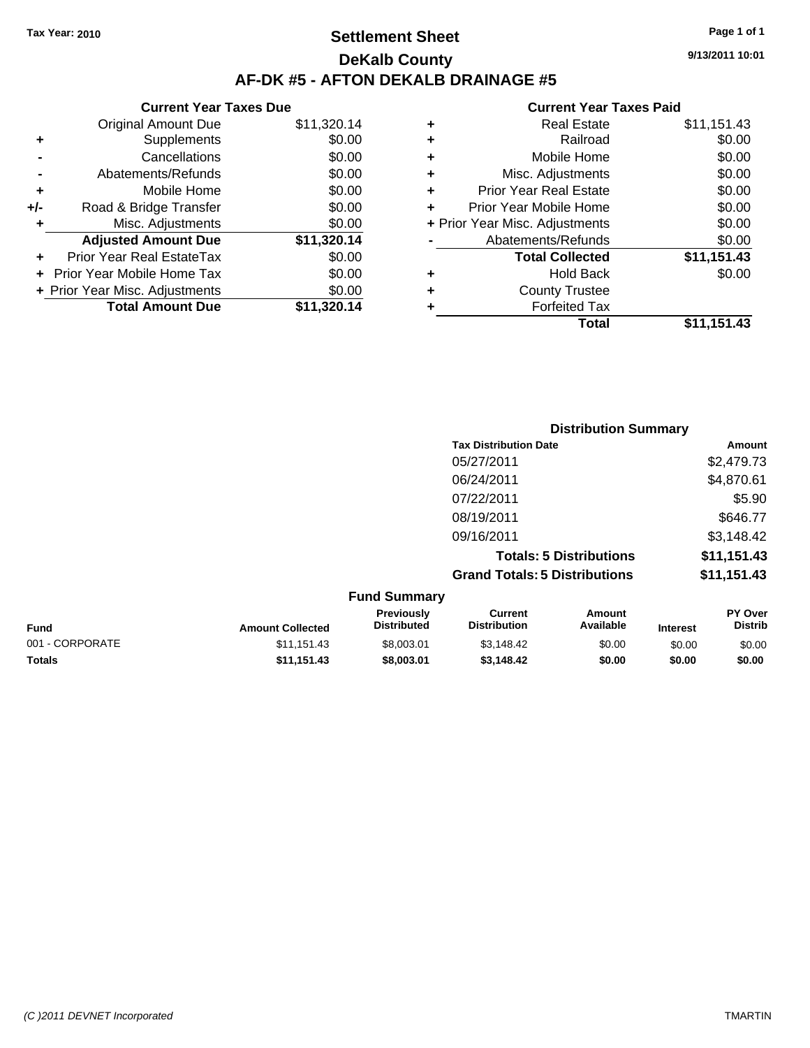Tax Year: 2010

# Settlement Sheet

## DeKalb County

## AF-DK #5 - AFTON DEKALB DRAINAGE #5

9/13/2011 10:01

### Current Year Taxes Due

| | | |
|---|---|---|
| | Original Amount Due | $11,320.14 |
| + | Supplements | $0.00 |
| - | Cancellations | $0.00 |
| - | Abatements/Refunds | $0.00 |
| + | Mobile Home | $0.00 |
| +/- | Road & Bridge Transfer | $0.00 |
| + | Misc. Adjustments | $0.00 |
| | **Adjusted Amount Due** | **$11,320.14** |
| + | Prior Year Real EstateTax | $0.00 |
| + | Prior Year Mobile Home Tax | $0.00 |
| + | Prior Year Misc. Adjustments | $0.00 |
| | **Total Amount Due** | **$11,320.14** |

### Current Year Taxes Paid

| | | |
|---|---|---|
| + | Real Estate | $11,151.43 |
| + | Railroad | $0.00 |
| + | Mobile Home | $0.00 |
| + | Misc. Adjustments | $0.00 |
| + | Prior Year Real Estate | $0.00 |
| + | Prior Year Mobile Home | $0.00 |
| + | Prior Year Misc. Adjustments | $0.00 |
| - | Abatements/Refunds | $0.00 |
| | **Total Collected** | **$11,151.43** |
| + | Hold Back | $0.00 |
| + | County Trustee | |
| + | Forfeited Tax | |
| | **Total** | **$11,151.43** |

### Distribution Summary

| Tax Distribution Date | Amount |
|---|---|
| 05/27/2011 | $2,479.73 |
| 06/24/2011 | $4,870.61 |
| 07/22/2011 | $5.90 |
| 08/19/2011 | $646.77 |
| 09/16/2011 | $3,148.42 |
| **Totals: 5 Distributions** | **$11,151.43** |
| **Grand Totals: 5 Distributions** | **$11,151.43** |

### Fund Summary

| Fund | Amount Collected | Previously Distributed | Current Distribution | Amount Available | Interest | PY Over Distrib |
|---|---|---|---|---|---|---|
| 001 - CORPORATE | $11,151.43 | $8,003.01 | $3,148.42 | $0.00 | $0.00 | $0.00 |
| **Totals** | **$11,151.43** | **$8,003.01** | **$3,148.42** | **$0.00** | **$0.00** | **$0.00** |

(C )2011 DEVNET Incorporated TMARTIN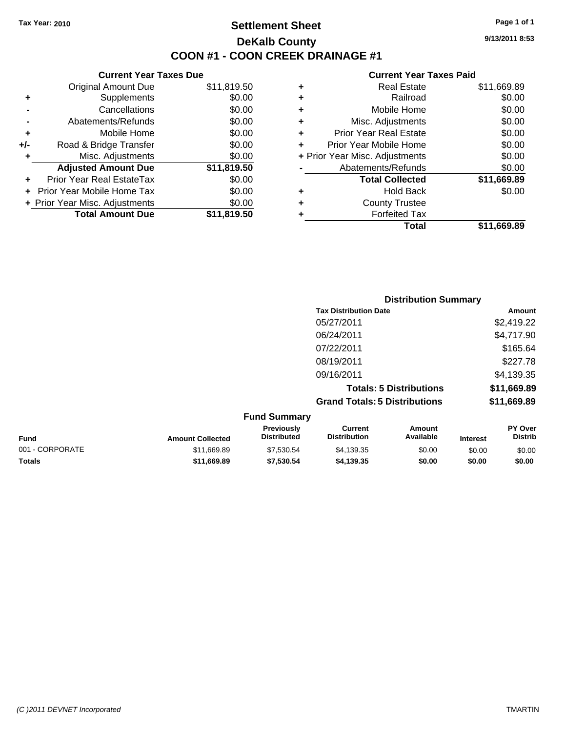**Tax Year: 2010**

# Settlement Sheet

## DeKalb County

## COON #1 - COON CREEK DRAINAGE #1

9/13/2011 8:53

### Current Year Taxes Due

| | | |
|---|---|---|
| | Original Amount Due | $11,819.50 |
| + | Supplements | $0.00 |
| - | Cancellations | $0.00 |
| - | Abatements/Refunds | $0.00 |
| + | Mobile Home | $0.00 |
| +/- | Road & Bridge Transfer | $0.00 |
| + | Misc. Adjustments | $0.00 |
| | **Adjusted Amount Due** | **$11,819.50** |
| + | Prior Year Real EstateTax | $0.00 |
| + | Prior Year Mobile Home Tax | $0.00 |
| + | Prior Year Misc. Adjustments | $0.00 |
| | **Total Amount Due** | **$11,819.50** |

### Current Year Taxes Paid

| | | |
|---|---|---|
| + | Real Estate | $11,669.89 |
| + | Railroad | $0.00 |
| + | Mobile Home | $0.00 |
| + | Misc. Adjustments | $0.00 |
| + | Prior Year Real Estate | $0.00 |
| + | Prior Year Mobile Home | $0.00 |
| + | Prior Year Misc. Adjustments | $0.00 |
| - | Abatements/Refunds | $0.00 |
| | **Total Collected** | **$11,669.89** |
| + | Hold Back | $0.00 |
| + | County Trustee | |
| + | Forfeited Tax | |
| | **Total** | **$11,669.89** |

### Distribution Summary

| Tax Distribution Date | Amount |
|---|---|
| 05/27/2011 | $2,419.22 |
| 06/24/2011 | $4,717.90 |
| 07/22/2011 | $165.64 |
| 08/19/2011 | $227.78 |
| 09/16/2011 | $4,139.35 |
| **Totals: 5 Distributions** | **$11,669.89** |
| **Grand Totals: 5 Distributions** | **$11,669.89** |

### Fund Summary

| Fund | Amount Collected | Previously Distributed | Current Distribution | Amount Available | Interest | PY Over Distrib |
|---|---|---|---|---|---|---|
| 001 - CORPORATE | $11,669.89 | $7,530.54 | $4,139.35 | $0.00 | $0.00 | $0.00 |
| **Totals** | **$11,669.89** | **$7,530.54** | **$4,139.35** | **$0.00** | **$0.00** | **$0.00** |

(C )2011 DEVNET Incorporated TMARTIN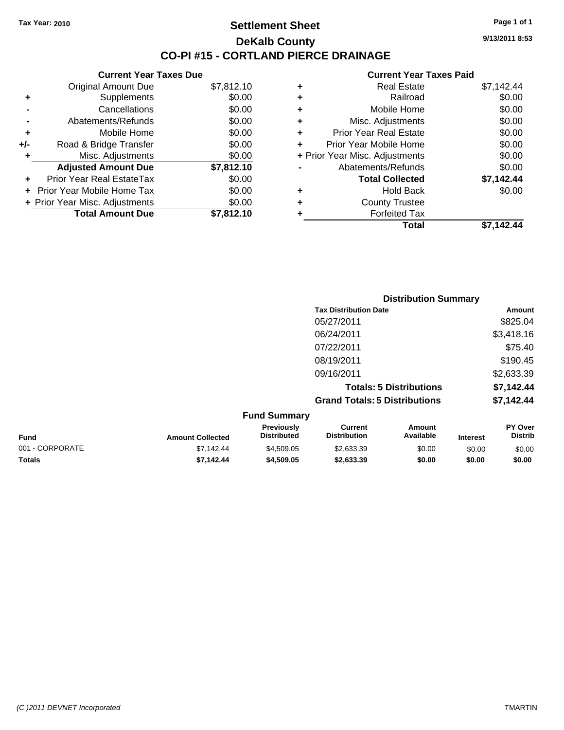Tax Year: 2010

# Settlement Sheet

## DeKalb County

## CO-PI #15 - CORTLAND PIERCE DRAINAGE

9/13/2011 8:53

### Current Year Taxes Due

| | | |
|---|---|---|
| | Original Amount Due | $7,812.10 |
| + | Supplements | $0.00 |
| - | Cancellations | $0.00 |
| - | Abatements/Refunds | $0.00 |
| + | Mobile Home | $0.00 |
| +/- | Road & Bridge Transfer | $0.00 |
| + | Misc. Adjustments | $0.00 |
| | **Adjusted Amount Due** | **$7,812.10** |
| + | Prior Year Real EstateTax | $0.00 |
| + | Prior Year Mobile Home Tax | $0.00 |
| + | Prior Year Misc. Adjustments | $0.00 |
| | **Total Amount Due** | **$7,812.10** |

### Current Year Taxes Paid

| | | |
|---|---|---|
| + | Real Estate | $7,142.44 |
| + | Railroad | $0.00 |
| + | Mobile Home | $0.00 |
| + | Misc. Adjustments | $0.00 |
| + | Prior Year Real Estate | $0.00 |
| + | Prior Year Mobile Home | $0.00 |
| + | Prior Year Misc. Adjustments | $0.00 |
| - | Abatements/Refunds | $0.00 |
| | **Total Collected** | **$7,142.44** |
| + | Hold Back | $0.00 |
| + | County Trustee | |
| + | Forfeited Tax | |
| | **Total** | **$7,142.44** |

### Distribution Summary

| Tax Distribution Date | Amount |
|---|---|
| 05/27/2011 | $825.04 |
| 06/24/2011 | $3,418.16 |
| 07/22/2011 | $75.40 |
| 08/19/2011 | $190.45 |
| 09/16/2011 | $2,633.39 |
| **Totals: 5 Distributions** | **$7,142.44** |
| **Grand Totals: 5 Distributions** | **$7,142.44** |

### Fund Summary

| Fund | Amount Collected | Previously Distributed | Current Distribution | Amount Available | Interest | PY Over Distrib |
|---|---|---|---|---|---|---|
| 001 - CORPORATE | $7,142.44 | $4,509.05 | $2,633.39 | $0.00 | $0.00 | $0.00 |
| **Totals** | **$7,142.44** | **$4,509.05** | **$2,633.39** | **$0.00** | **$0.00** | **$0.00** |

(C )2011 DEVNET Incorporated

TMARTIN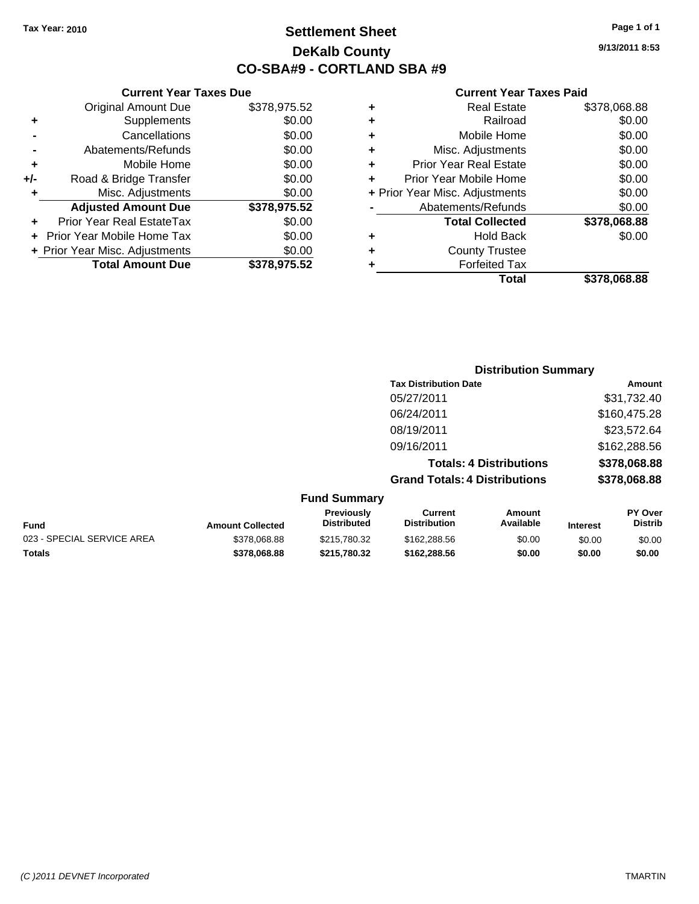**Tax Year: 2010**

# Settlement Sheet

## DeKalb County

## CO-SBA#9 - CORTLAND SBA #9

9/13/2011 8:53

### Current Year Taxes Due

| | | |
|---|---|---|
| | Original Amount Due | $378,975.52 |
| + | Supplements | $0.00 |
| - | Cancellations | $0.00 |
| - | Abatements/Refunds | $0.00 |
| + | Mobile Home | $0.00 |
| +/- | Road & Bridge Transfer | $0.00 |
| + | Misc. Adjustments | $0.00 |
| | **Adjusted Amount Due** | **$378,975.52** |
| + | Prior Year Real EstateTax | $0.00 |
| + | Prior Year Mobile Home Tax | $0.00 |
| + | Prior Year Misc. Adjustments | $0.00 |
| | **Total Amount Due** | **$378,975.52** |

### Current Year Taxes Paid

| | | |
|---|---|---|
| + | Real Estate | $378,068.88 |
| + | Railroad | $0.00 |
| + | Mobile Home | $0.00 |
| + | Misc. Adjustments | $0.00 |
| + | Prior Year Real Estate | $0.00 |
| + | Prior Year Mobile Home | $0.00 |
| + | Prior Year Misc. Adjustments | $0.00 |
| - | Abatements/Refunds | $0.00 |
| | **Total Collected** | **$378,068.88** |
| + | Hold Back | $0.00 |
| + | County Trustee | |
| + | Forfeited Tax | |
| | **Total** | **$378,068.88** |

### Distribution Summary

| Tax Distribution Date | Amount |
|---|---|
| 05/27/2011 | $31,732.40 |
| 06/24/2011 | $160,475.28 |
| 08/19/2011 | $23,572.64 |
| 09/16/2011 | $162,288.56 |
| **Totals: 4 Distributions** | **$378,068.88** |
| **Grand Totals: 4 Distributions** | **$378,068.88** |

### Fund Summary

| Fund | Amount Collected | Previously Distributed | Current Distribution | Amount Available | Interest | PY Over Distrib |
|---|---|---|---|---|---|---|
| 023 - SPECIAL SERVICE AREA | $378,068.88 | $215,780.32 | $162,288.56 | $0.00 | $0.00 | $0.00 |
| **Totals** | **$378,068.88** | **$215,780.32** | **$162,288.56** | **$0.00** | **$0.00** | **$0.00** |

(C )2011 DEVNET Incorporated TMARTIN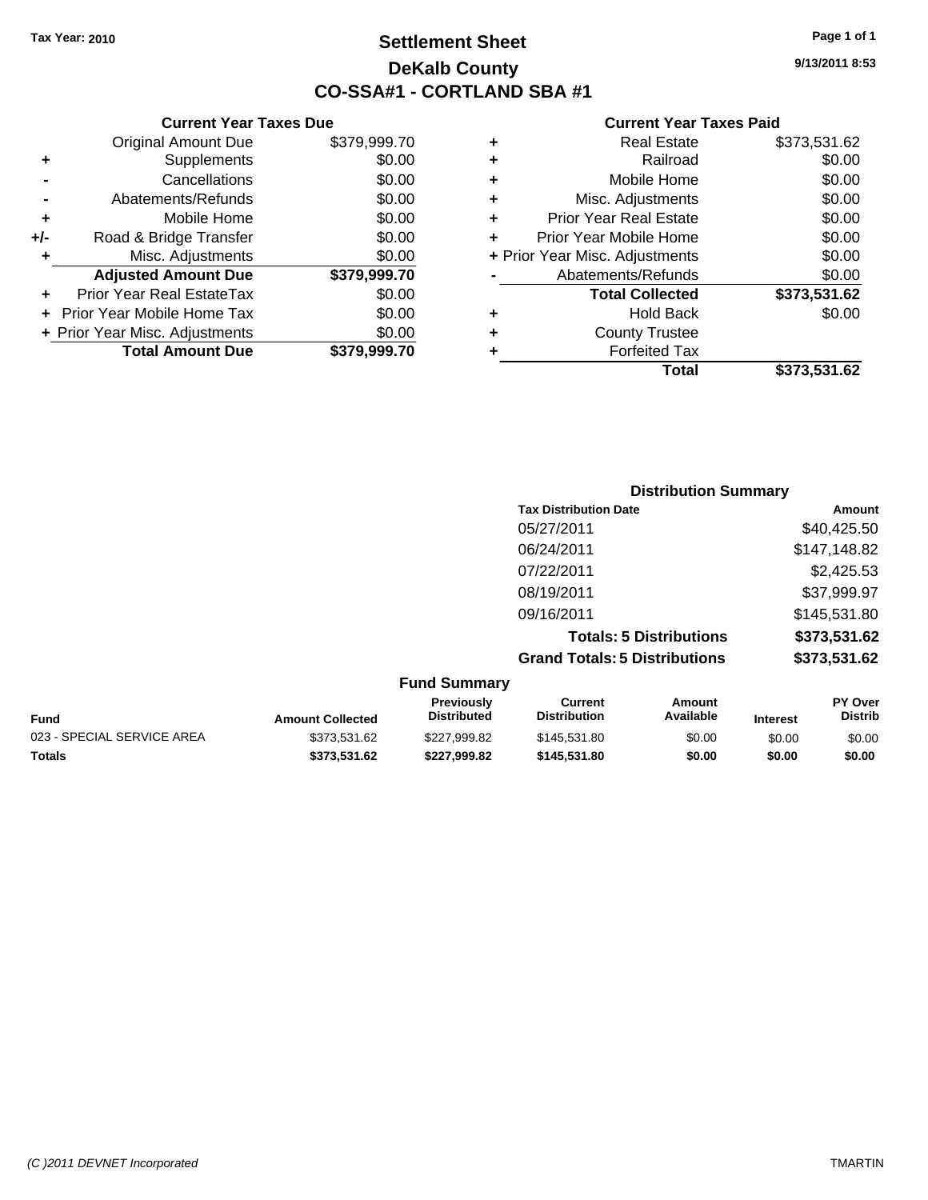Tax Year: 2010

# Settlement Sheet

## DeKalb County

## CO-SSA#1 - CORTLAND SBA #1

9/13/2011 8:53

### Current Year Taxes Due

| | | |
|---|---|---|
| | Original Amount Due | $379,999.70 |
| + | Supplements | $0.00 |
| - | Cancellations | $0.00 |
| - | Abatements/Refunds | $0.00 |
| + | Mobile Home | $0.00 |
| +/- | Road & Bridge Transfer | $0.00 |
| + | Misc. Adjustments | $0.00 |
| | **Adjusted Amount Due** | **$379,999.70** |
| + | Prior Year Real EstateTax | $0.00 |
| + | Prior Year Mobile Home Tax | $0.00 |
| + | Prior Year Misc. Adjustments | $0.00 |
| | **Total Amount Due** | **$379,999.70** |

### Current Year Taxes Paid

| | | |
|---|---|---|
| + | Real Estate | $373,531.62 |
| + | Railroad | $0.00 |
| + | Mobile Home | $0.00 |
| + | Misc. Adjustments | $0.00 |
| + | Prior Year Real Estate | $0.00 |
| + | Prior Year Mobile Home | $0.00 |
| + | Prior Year Misc. Adjustments | $0.00 |
| - | Abatements/Refunds | $0.00 |
| | **Total Collected** | **$373,531.62** |
| + | Hold Back | $0.00 |
| + | County Trustee | |
| + | Forfeited Tax | |
| | **Total** | **$373,531.62** |

### Distribution Summary

| Tax Distribution Date | Amount |
|---|---|
| 05/27/2011 | $40,425.50 |
| 06/24/2011 | $147,148.82 |
| 07/22/2011 | $2,425.53 |
| 08/19/2011 | $37,999.97 |
| 09/16/2011 | $145,531.80 |
| **Totals: 5 Distributions** | **$373,531.62** |
| **Grand Totals: 5 Distributions** | **$373,531.62** |

### Fund Summary

| Fund | Amount Collected | Previously Distributed | Current Distribution | Amount Available | Interest | PY Over Distrib |
|---|---|---|---|---|---|---|
| 023 - SPECIAL SERVICE AREA | $373,531.62 | $227,999.82 | $145,531.80 | $0.00 | $0.00 | $0.00 |
| **Totals** | **$373,531.62** | **$227,999.82** | **$145,531.80** | **$0.00** | **$0.00** | **$0.00** |

(C )2011 DEVNET Incorporated TMARTIN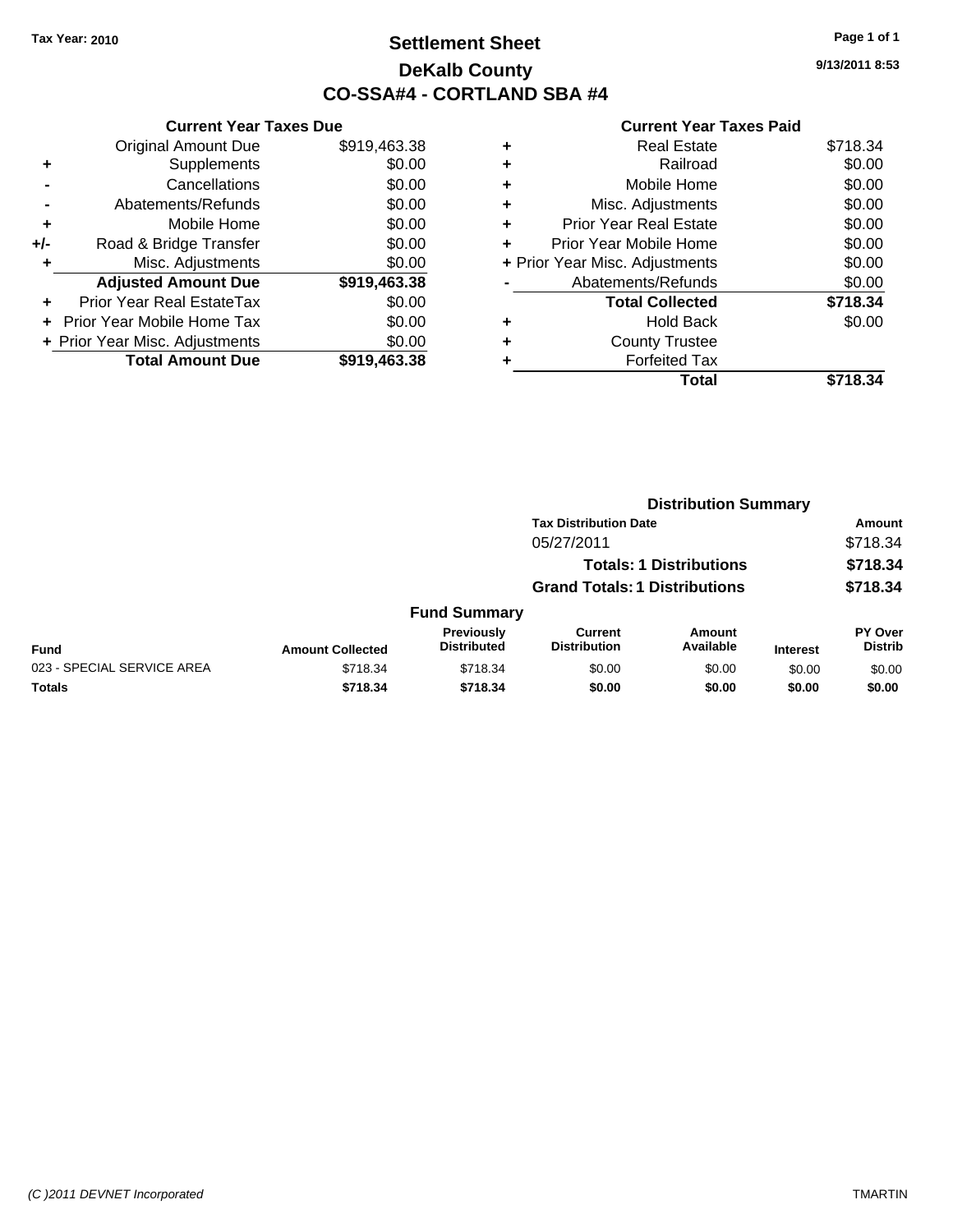Tax Year: 2010

# Settlement Sheet
## DeKalb County
## CO-SSA#4 - CORTLAND SBA #4

9/13/2011 8:53

### Current Year Taxes Due

| | | |
|---|---|---|
| | Original Amount Due | $919,463.38 |
| + | Supplements | $0.00 |
| - | Cancellations | $0.00 |
| - | Abatements/Refunds | $0.00 |
| + | Mobile Home | $0.00 |
| +/- | Road & Bridge Transfer | $0.00 |
| + | Misc. Adjustments | $0.00 |
| | **Adjusted Amount Due** | **$919,463.38** |
| + | Prior Year Real EstateTax | $0.00 |
| + | Prior Year Mobile Home Tax | $0.00 |
| + | Prior Year Misc. Adjustments | $0.00 |
| | **Total Amount Due** | **$919,463.38** |

### Current Year Taxes Paid

| | | |
|---|---|---|
| + | Real Estate | $718.34 |
| + | Railroad | $0.00 |
| + | Mobile Home | $0.00 |
| + | Misc. Adjustments | $0.00 |
| + | Prior Year Real Estate | $0.00 |
| + | Prior Year Mobile Home | $0.00 |
| + | Prior Year Misc. Adjustments | $0.00 |
| - | Abatements/Refunds | $0.00 |
| | **Total Collected** | **$718.34** |
| + | Hold Back | $0.00 |
| + | County Trustee | |
| + | Forfeited Tax | |
| | **Total** | **$718.34** |

### Distribution Summary

| Tax Distribution Date | Amount |
|---|---|
| 05/27/2011 | $718.34 |
| **Totals: 1 Distributions** | **$718.34** |
| **Grand Totals: 1 Distributions** | **$718.34** |

### Fund Summary

| Fund | Amount Collected | Previously Distributed | Current Distribution | Amount Available | Interest | PY Over Distrib |
|---|---|---|---|---|---|---|
| 023 - SPECIAL SERVICE AREA | $718.34 | $718.34 | $0.00 | $0.00 | $0.00 | $0.00 |
| **Totals** | **$718.34** | **$718.34** | **$0.00** | **$0.00** | **$0.00** | **$0.00** |

(C )2011 DEVNET Incorporated

TMARTIN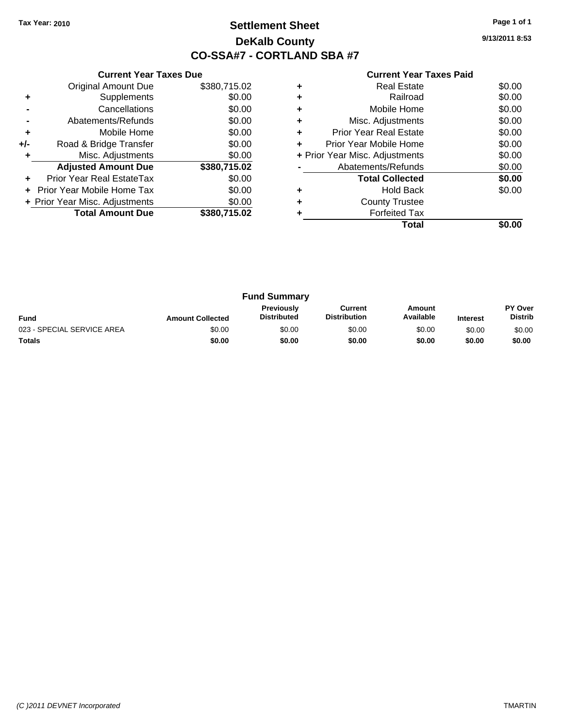Tax Year: 2010

# Settlement Sheet

## DeKalb County

## CO-SSA#7 - CORTLAND SBA #7

9/13/2011 8:53

### Current Year Taxes Due

| | | |
|---|---|---|
| | Original Amount Due | $380,715.02 |
| + | Supplements | $0.00 |
| - | Cancellations | $0.00 |
| - | Abatements/Refunds | $0.00 |
| + | Mobile Home | $0.00 |
| +/- | Road & Bridge Transfer | $0.00 |
| + | Misc. Adjustments | $0.00 |
| | **Adjusted Amount Due** | **$380,715.02** |
| + | Prior Year Real EstateTax | $0.00 |
| + | Prior Year Mobile Home Tax | $0.00 |
| + | Prior Year Misc. Adjustments | $0.00 |
| | **Total Amount Due** | **$380,715.02** |

### Current Year Taxes Paid

| | | |
|---|---|---|
| + | Real Estate | $0.00 |
| + | Railroad | $0.00 |
| + | Mobile Home | $0.00 |
| + | Misc. Adjustments | $0.00 |
| + | Prior Year Real Estate | $0.00 |
| + | Prior Year Mobile Home | $0.00 |
| + | Prior Year Misc. Adjustments | $0.00 |
| - | Abatements/Refunds | $0.00 |
| | **Total Collected** | **$0.00** |
| + | Hold Back | $0.00 |
| + | County Trustee | |
| + | Forfeited Tax | |
| | **Total** | **$0.00** |

### Fund Summary

| Fund | Amount Collected | Previously Distributed | Current Distribution | Amount Available | Interest | PY Over Distrib |
|---|---|---|---|---|---|---|
| 023 - SPECIAL SERVICE AREA | $0.00 | $0.00 | $0.00 | $0.00 | $0.00 | $0.00 |
| **Totals** | **$0.00** | **$0.00** | **$0.00** | **$0.00** | **$0.00** | **$0.00** |

(C )2011 DEVNET Incorporated TMARTIN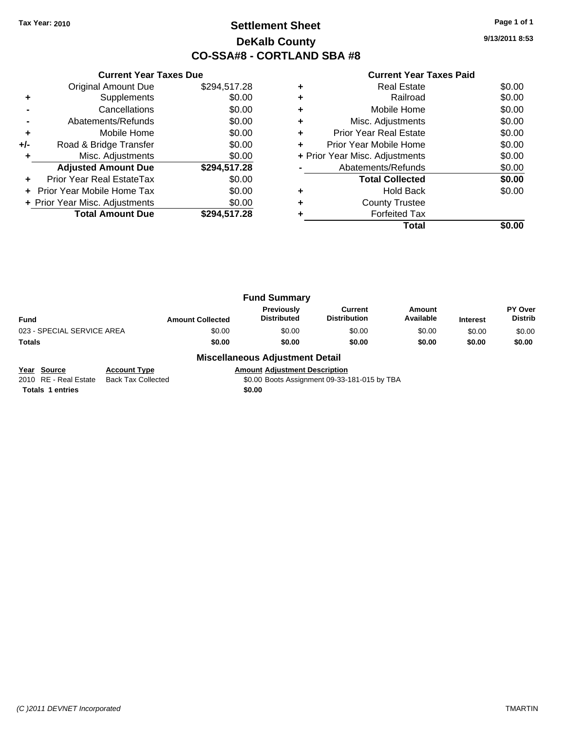Tax Year: 2010

# Settlement Sheet
## DeKalb County
## CO-SSA#8 - CORTLAND SBA #8

9/13/2011 8:53

### Current Year Taxes Due

| | | |
|---|---|---|
| | Original Amount Due | $294,517.28 |
| + | Supplements | $0.00 |
| - | Cancellations | $0.00 |
| - | Abatements/Refunds | $0.00 |
| + | Mobile Home | $0.00 |
| +/- | Road & Bridge Transfer | $0.00 |
| + | Misc. Adjustments | $0.00 |
| | **Adjusted Amount Due** | **$294,517.28** |
| + | Prior Year Real EstateTax | $0.00 |
| + | Prior Year Mobile Home Tax | $0.00 |
| + | Prior Year Misc. Adjustments | $0.00 |
| | **Total Amount Due** | **$294,517.28** |

### Current Year Taxes Paid

| | | |
|---|---|---|
| + | Real Estate | $0.00 |
| + | Railroad | $0.00 |
| + | Mobile Home | $0.00 |
| + | Misc. Adjustments | $0.00 |
| + | Prior Year Real Estate | $0.00 |
| + | Prior Year Mobile Home | $0.00 |
| + | Prior Year Misc. Adjustments | $0.00 |
| - | Abatements/Refunds | $0.00 |
| | **Total Collected** | **$0.00** |
| + | Hold Back | $0.00 |
| + | County Trustee | |
| + | Forfeited Tax | |
| | **Total** | **$0.00** |

### Fund Summary

| Fund | Amount Collected | Previously Distributed | Current Distribution | Amount Available | Interest | PY Over Distrib |
|---|---|---|---|---|---|---|
| 023 - SPECIAL SERVICE AREA | $0.00 | $0.00 | $0.00 | $0.00 | $0.00 | $0.00 |
| **Totals** | **$0.00** | **$0.00** | **$0.00** | **$0.00** | **$0.00** | **$0.00** |

### Miscellaneous Adjustment Detail

| Year | Source | Account Type | Amount | Adjustment Description |
|---|---|---|---|---|
| 2010 | RE - Real Estate | Back Tax Collected | $0.00 | Boots Assignment 09-33-181-015 by TBA |
| **Totals** | **1 entries** | | **$0.00** | |

(C )2011 DEVNET Incorporated TMARTIN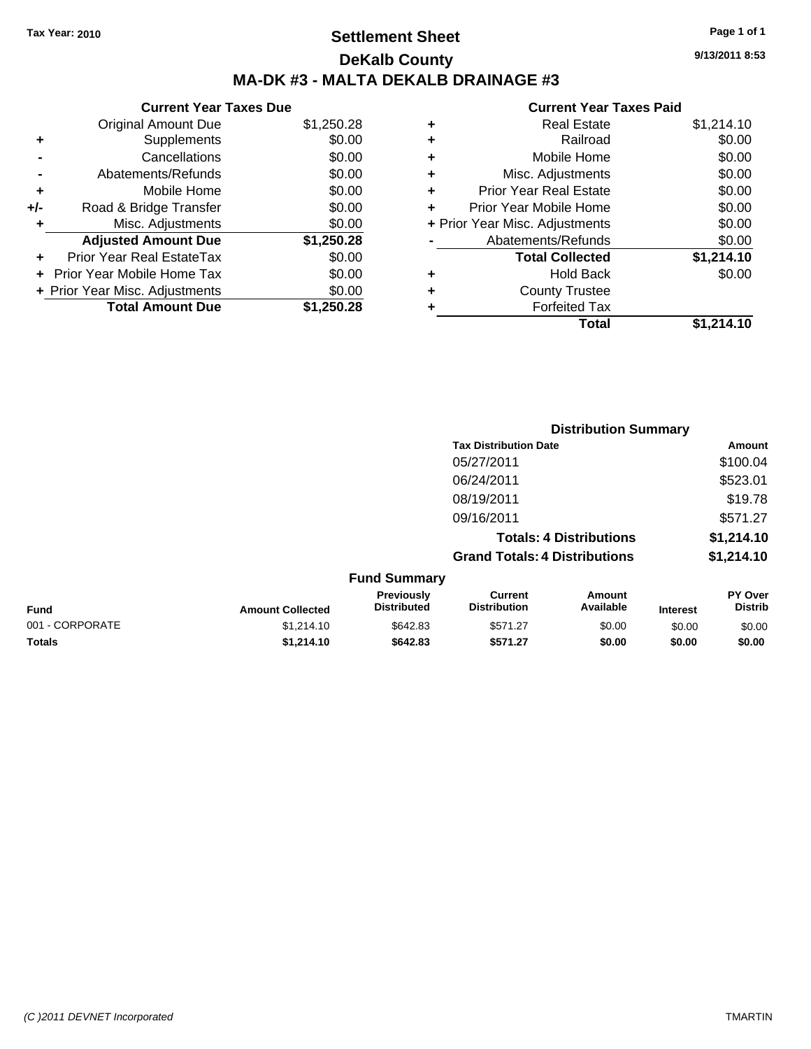**Tax Year: 2010**

# Settlement Sheet

## DeKalb County

## MA-DK #3 - MALTA DEKALB DRAINAGE #3

9/13/2011 8:53

### Current Year Taxes Due

| | | |
|---|---|---|
| | Original Amount Due | $1,250.28 |
| + | Supplements | $0.00 |
| - | Cancellations | $0.00 |
| - | Abatements/Refunds | $0.00 |
| + | Mobile Home | $0.00 |
| +/- | Road & Bridge Transfer | $0.00 |
| + | Misc. Adjustments | $0.00 |
| | **Adjusted Amount Due** | **$1,250.28** |
| + | Prior Year Real EstateTax | $0.00 |
| + | Prior Year Mobile Home Tax | $0.00 |
| + | Prior Year Misc. Adjustments | $0.00 |
| | **Total Amount Due** | **$1,250.28** |

### Current Year Taxes Paid

| | | |
|---|---|---|
| + | Real Estate | $1,214.10 |
| + | Railroad | $0.00 |
| + | Mobile Home | $0.00 |
| + | Misc. Adjustments | $0.00 |
| + | Prior Year Real Estate | $0.00 |
| + | Prior Year Mobile Home | $0.00 |
| + | Prior Year Misc. Adjustments | $0.00 |
| - | Abatements/Refunds | $0.00 |
| | **Total Collected** | **$1,214.10** |
| + | Hold Back | $0.00 |
| + | County Trustee | |
| + | Forfeited Tax | |
| | **Total** | **$1,214.10** |

### Distribution Summary

| Tax Distribution Date | Amount |
|---|---|
| 05/27/2011 | $100.04 |
| 06/24/2011 | $523.01 |
| 08/19/2011 | $19.78 |
| 09/16/2011 | $571.27 |
| **Totals: 4 Distributions** | **$1,214.10** |
| **Grand Totals: 4 Distributions** | **$1,214.10** |

### Fund Summary

| Fund | Amount Collected | Previously Distributed | Current Distribution | Amount Available | Interest | PY Over Distrib |
|---|---|---|---|---|---|---|
| 001 - CORPORATE | $1,214.10 | $642.83 | $571.27 | $0.00 | $0.00 | $0.00 |
| **Totals** | **$1,214.10** | **$642.83** | **$571.27** | **$0.00** | **$0.00** | **$0.00** |

(C )2011 DEVNET Incorporated — TMARTIN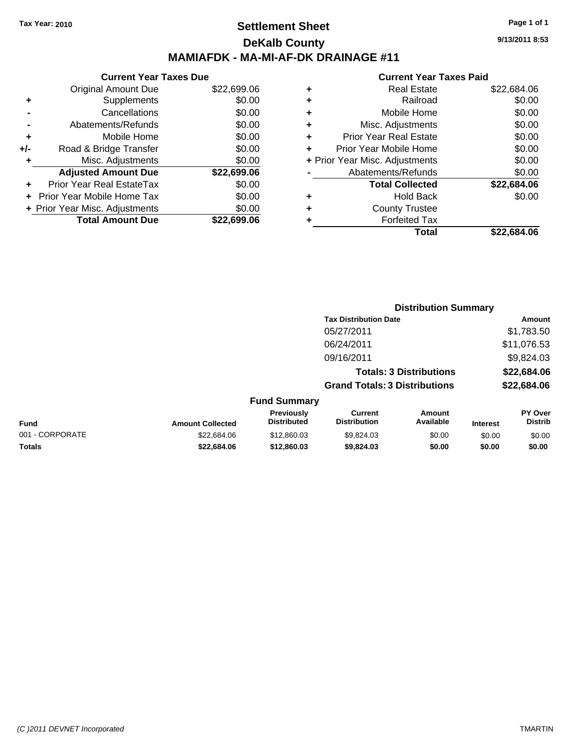Tax Year: 2010

# Settlement Sheet

## DeKalb County

## MAMIAFDK - MA-MI-AF-DK DRAINAGE #11

9/13/2011 8:53

### Current Year Taxes Due

| | | |
|---|---|---|
| | Original Amount Due | $22,699.06 |
| + | Supplements | $0.00 |
| - | Cancellations | $0.00 |
| - | Abatements/Refunds | $0.00 |
| + | Mobile Home | $0.00 |
| +/- | Road & Bridge Transfer | $0.00 |
| + | Misc. Adjustments | $0.00 |
| | **Adjusted Amount Due** | **$22,699.06** |
| + | Prior Year Real EstateTax | $0.00 |
| + | Prior Year Mobile Home Tax | $0.00 |
| + | Prior Year Misc. Adjustments | $0.00 |
| | **Total Amount Due** | **$22,699.06** |

### Current Year Taxes Paid

| | | |
|---|---|---|
| + | Real Estate | $22,684.06 |
| + | Railroad | $0.00 |
| + | Mobile Home | $0.00 |
| + | Misc. Adjustments | $0.00 |
| + | Prior Year Real Estate | $0.00 |
| + | Prior Year Mobile Home | $0.00 |
| + | Prior Year Misc. Adjustments | $0.00 |
| - | Abatements/Refunds | $0.00 |
| | **Total Collected** | **$22,684.06** |
| + | Hold Back | $0.00 |
| + | County Trustee | |
| + | Forfeited Tax | |
| | **Total** | **$22,684.06** |

### Distribution Summary

| Tax Distribution Date | Amount |
|---|---|
| 05/27/2011 | $1,783.50 |
| 06/24/2011 | $11,076.53 |
| 09/16/2011 | $9,824.03 |
| **Totals: 3 Distributions** | **$22,684.06** |
| **Grand Totals: 3 Distributions** | **$22,684.06** |

### Fund Summary

| Fund | Amount Collected | Previously Distributed | Current Distribution | Amount Available | Interest | PY Over Distrib |
|---|---|---|---|---|---|---|
| 001 - CORPORATE | $22,684.06 | $12,860.03 | $9,824.03 | $0.00 | $0.00 | $0.00 |
| **Totals** | **$22,684.06** | **$12,860.03** | **$9,824.03** | **$0.00** | **$0.00** | **$0.00** |

(C )2011 DEVNET Incorporated — TMARTIN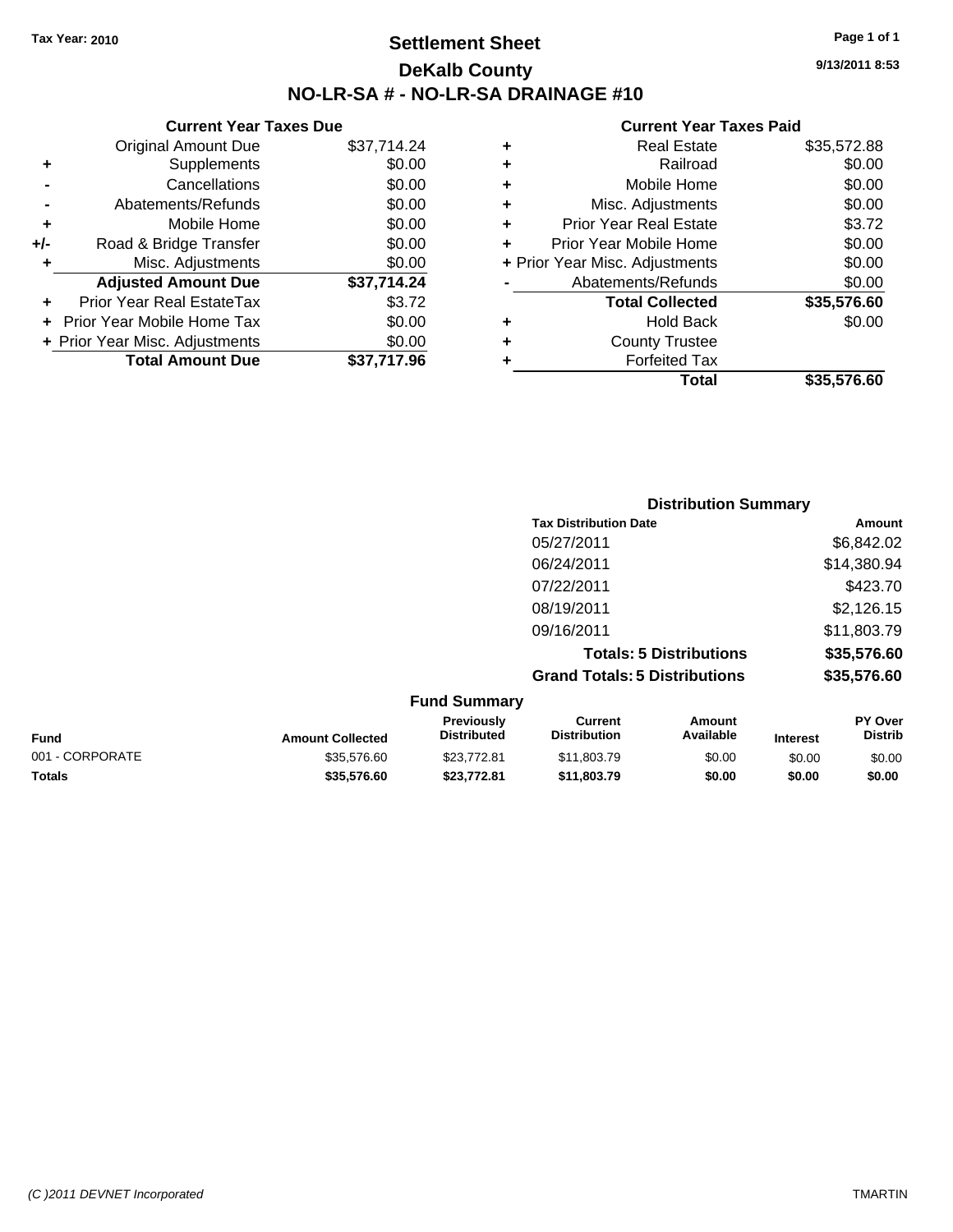Tax Year: 2010

# Settlement Sheet

## DeKalb County

## NO-LR-SA # - NO-LR-SA DRAINAGE #10

9/13/2011 8:53

### Current Year Taxes Due

| | | |
|---|---|---|
| | Original Amount Due | $37,714.24 |
| + | Supplements | $0.00 |
| - | Cancellations | $0.00 |
| - | Abatements/Refunds | $0.00 |
| + | Mobile Home | $0.00 |
| +/- | Road & Bridge Transfer | $0.00 |
| + | Misc. Adjustments | $0.00 |
| | **Adjusted Amount Due** | **$37,714.24** |
| + | Prior Year Real EstateTax | $3.72 |
| + | Prior Year Mobile Home Tax | $0.00 |
| + | Prior Year Misc. Adjustments | $0.00 |
| | **Total Amount Due** | **$37,717.96** |

### Current Year Taxes Paid

| | | |
|---|---|---|
| + | Real Estate | $35,572.88 |
| + | Railroad | $0.00 |
| + | Mobile Home | $0.00 |
| + | Misc. Adjustments | $0.00 |
| + | Prior Year Real Estate | $3.72 |
| + | Prior Year Mobile Home | $0.00 |
| + | Prior Year Misc. Adjustments | $0.00 |
| - | Abatements/Refunds | $0.00 |
| | **Total Collected** | **$35,576.60** |
| + | Hold Back | $0.00 |
| + | County Trustee | |
| + | Forfeited Tax | |
| | **Total** | **$35,576.60** |

### Distribution Summary

| Tax Distribution Date | Amount |
|---|---|
| 05/27/2011 | $6,842.02 |
| 06/24/2011 | $14,380.94 |
| 07/22/2011 | $423.70 |
| 08/19/2011 | $2,126.15 |
| 09/16/2011 | $11,803.79 |
| **Totals: 5 Distributions** | **$35,576.60** |
| **Grand Totals: 5 Distributions** | **$35,576.60** |

### Fund Summary

| Fund | Amount Collected | Previously Distributed | Current Distribution | Amount Available | Interest | PY Over Distrib |
|---|---|---|---|---|---|---|
| 001 - CORPORATE | $35,576.60 | $23,772.81 | $11,803.79 | $0.00 | $0.00 | $0.00 |
| **Totals** | **$35,576.60** | **$23,772.81** | **$11,803.79** | **$0.00** | **$0.00** | **$0.00** |

(C )2011 DEVNET Incorporated — TMARTIN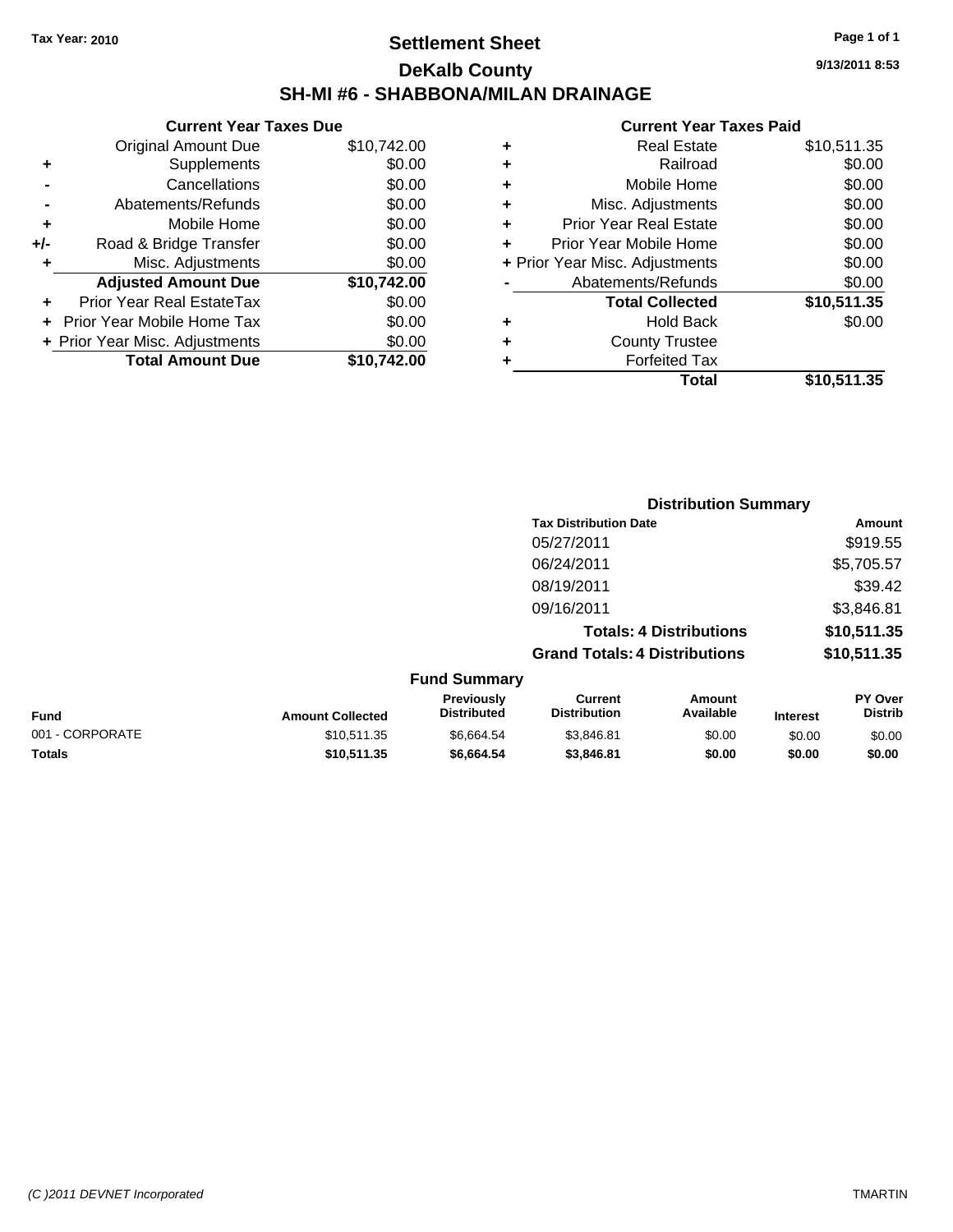Tax Year: 2010

# Settlement Sheet
## DeKalb County
## SH-MI #6 - SHABBONA/MILAN DRAINAGE

9/13/2011 8:53

### Current Year Taxes Due

| | | |
|---|---|---|
| | Original Amount Due | $10,742.00 |
| + | Supplements | $0.00 |
| - | Cancellations | $0.00 |
| - | Abatements/Refunds | $0.00 |
| + | Mobile Home | $0.00 |
| +/- | Road & Bridge Transfer | $0.00 |
| + | Misc. Adjustments | $0.00 |
| | **Adjusted Amount Due** | **$10,742.00** |
| + | Prior Year Real EstateTax | $0.00 |
| + | Prior Year Mobile Home Tax | $0.00 |
| + | Prior Year Misc. Adjustments | $0.00 |
| | **Total Amount Due** | **$10,742.00** |

### Current Year Taxes Paid

| | | |
|---|---|---|
| + | Real Estate | $10,511.35 |
| + | Railroad | $0.00 |
| + | Mobile Home | $0.00 |
| + | Misc. Adjustments | $0.00 |
| + | Prior Year Real Estate | $0.00 |
| + | Prior Year Mobile Home | $0.00 |
| + | Prior Year Misc. Adjustments | $0.00 |
| - | Abatements/Refunds | $0.00 |
| | **Total Collected** | **$10,511.35** |
| + | Hold Back | $0.00 |
| + | County Trustee | |
| + | Forfeited Tax | |
| | **Total** | **$10,511.35** |

### Distribution Summary

| Tax Distribution Date | Amount |
|---|---|
| 05/27/2011 | $919.55 |
| 06/24/2011 | $5,705.57 |
| 08/19/2011 | $39.42 |
| 09/16/2011 | $3,846.81 |
| **Totals: 4 Distributions** | **$10,511.35** |
| **Grand Totals: 4 Distributions** | **$10,511.35** |

### Fund Summary

| Fund | Amount Collected | Previously Distributed | Current Distribution | Amount Available | Interest | PY Over Distrib |
|---|---|---|---|---|---|---|
| 001 - CORPORATE | $10,511.35 | $6,664.54 | $3,846.81 | $0.00 | $0.00 | $0.00 |
| **Totals** | **$10,511.35** | **$6,664.54** | **$3,846.81** | **$0.00** | **$0.00** | **$0.00** |

(C )2011 DEVNET Incorporated — TMARTIN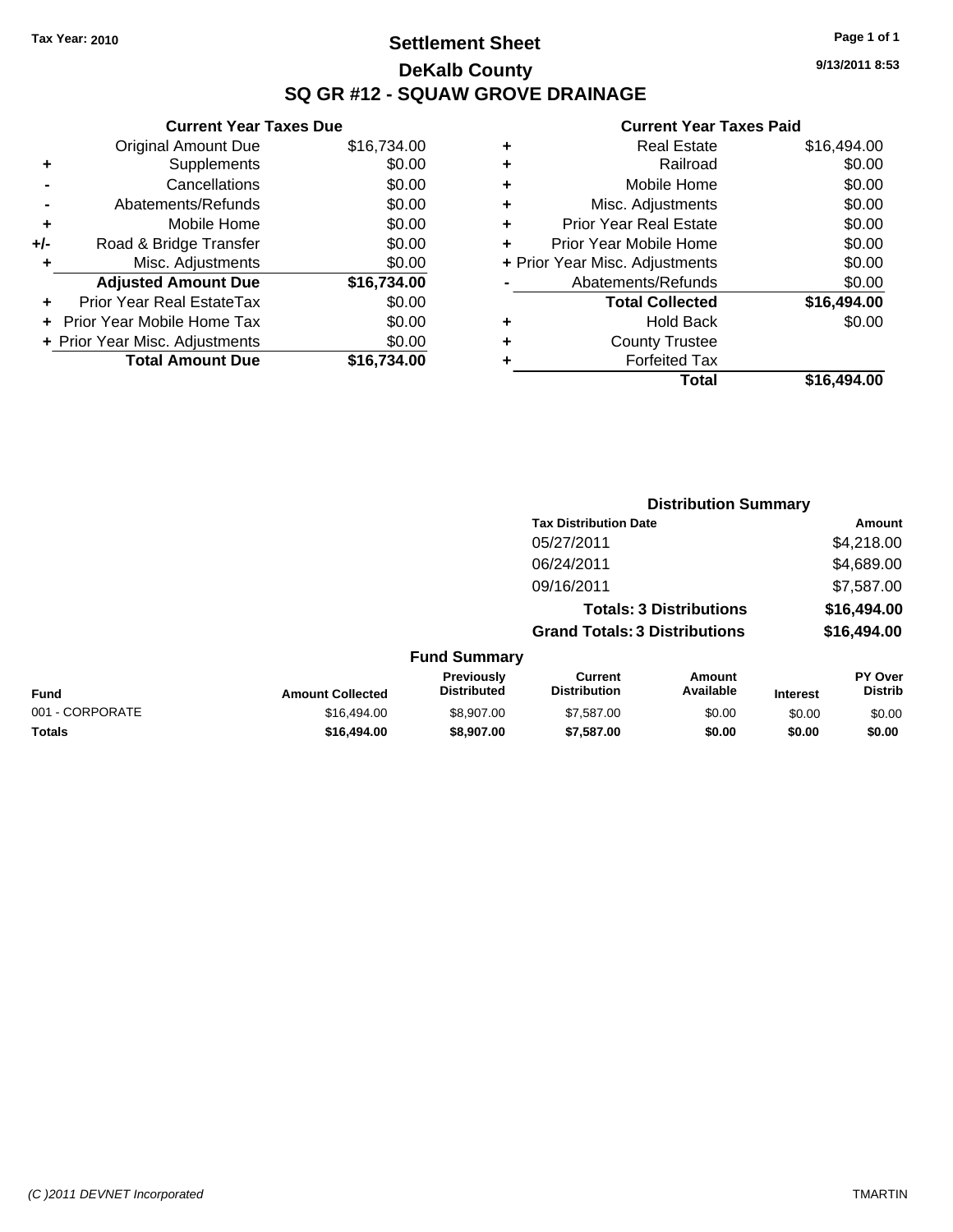**Tax Year: 2010**

# Settlement Sheet
## DeKalb County
## SQ GR #12 - SQUAW GROVE DRAINAGE

9/13/2011 8:53

### Current Year Taxes Due

| | | |
|---|---|---|
| | Original Amount Due | $16,734.00 |
| + | Supplements | $0.00 |
| - | Cancellations | $0.00 |
| - | Abatements/Refunds | $0.00 |
| + | Mobile Home | $0.00 |
| +/- | Road & Bridge Transfer | $0.00 |
| + | Misc. Adjustments | $0.00 |
| | **Adjusted Amount Due** | **$16,734.00** |
| + | Prior Year Real EstateTax | $0.00 |
| + | Prior Year Mobile Home Tax | $0.00 |
| + | Prior Year Misc. Adjustments | $0.00 |
| | **Total Amount Due** | **$16,734.00** |

### Current Year Taxes Paid

| | | |
|---|---|---|
| + | Real Estate | $16,494.00 |
| + | Railroad | $0.00 |
| + | Mobile Home | $0.00 |
| + | Misc. Adjustments | $0.00 |
| + | Prior Year Real Estate | $0.00 |
| + | Prior Year Mobile Home | $0.00 |
| + | Prior Year Misc. Adjustments | $0.00 |
| - | Abatements/Refunds | $0.00 |
| | **Total Collected** | **$16,494.00** |
| + | Hold Back | $0.00 |
| + | County Trustee | |
| + | Forfeited Tax | |
| | **Total** | **$16,494.00** |

### Distribution Summary

| Tax Distribution Date | Amount |
|---|---|
| 05/27/2011 | $4,218.00 |
| 06/24/2011 | $4,689.00 |
| 09/16/2011 | $7,587.00 |
| **Totals: 3 Distributions** | **$16,494.00** |
| **Grand Totals: 3 Distributions** | **$16,494.00** |

### Fund Summary

| Fund | Amount Collected | Previously Distributed | Current Distribution | Amount Available | Interest | PY Over Distrib |
|---|---|---|---|---|---|---|
| 001 - CORPORATE | $16,494.00 | $8,907.00 | $7,587.00 | $0.00 | $0.00 | $0.00 |
| **Totals** | **$16,494.00** | **$8,907.00** | **$7,587.00** | **$0.00** | **$0.00** | **$0.00** |

(C )2011 DEVNET Incorporated TMARTIN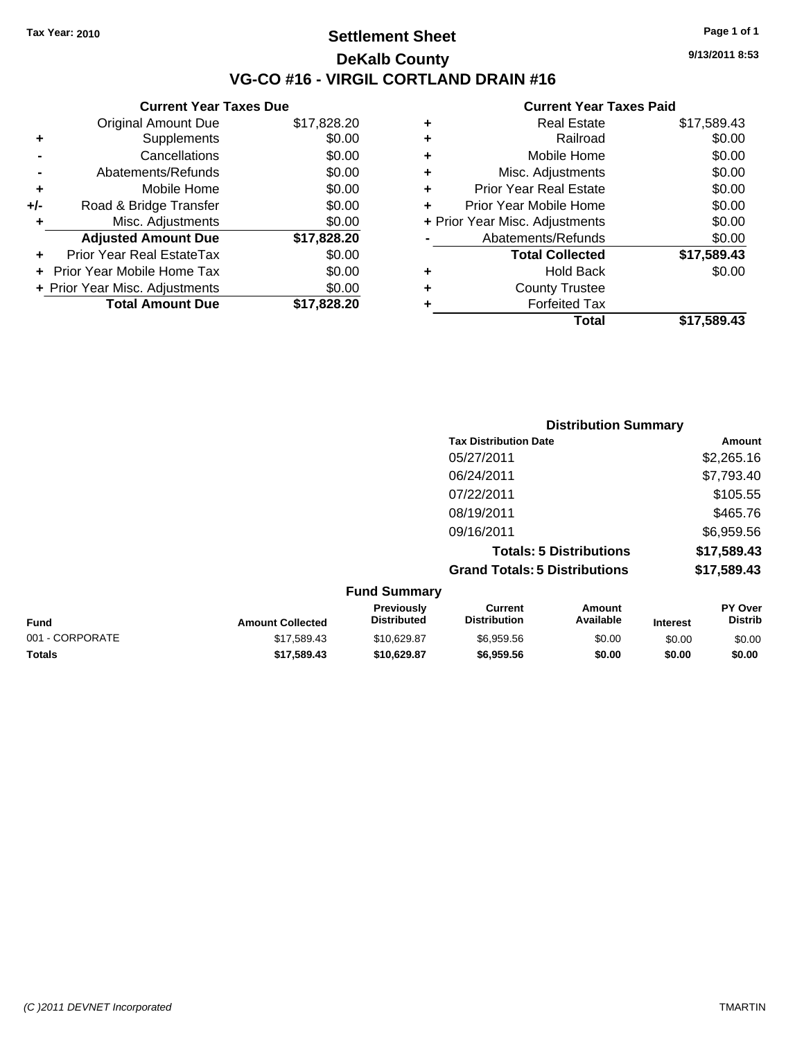**Tax Year: 2010**

# Settlement Sheet
## DeKalb County
## VG-CO #16 - VIRGIL CORTLAND DRAIN #16

9/13/2011 8:53

### Current Year Taxes Due

| | | |
|---|---|---|
| | Original Amount Due | $17,828.20 |
| + | Supplements | $0.00 |
| - | Cancellations | $0.00 |
| - | Abatements/Refunds | $0.00 |
| + | Mobile Home | $0.00 |
| +/- | Road & Bridge Transfer | $0.00 |
| + | Misc. Adjustments | $0.00 |
| | **Adjusted Amount Due** | **$17,828.20** |
| + | Prior Year Real EstateTax | $0.00 |
| + | Prior Year Mobile Home Tax | $0.00 |
| + | Prior Year Misc. Adjustments | $0.00 |
| | **Total Amount Due** | **$17,828.20** |

### Current Year Taxes Paid

| | | |
|---|---|---|
| + | Real Estate | $17,589.43 |
| + | Railroad | $0.00 |
| + | Mobile Home | $0.00 |
| + | Misc. Adjustments | $0.00 |
| + | Prior Year Real Estate | $0.00 |
| + | Prior Year Mobile Home | $0.00 |
| + | Prior Year Misc. Adjustments | $0.00 |
| - | Abatements/Refunds | $0.00 |
| | **Total Collected** | **$17,589.43** |
| + | Hold Back | $0.00 |
| + | County Trustee | |
| + | Forfeited Tax | |
| | **Total** | **$17,589.43** |

### Distribution Summary

| Tax Distribution Date | Amount |
|---|---|
| 05/27/2011 | $2,265.16 |
| 06/24/2011 | $7,793.40 |
| 07/22/2011 | $105.55 |
| 08/19/2011 | $465.76 |
| 09/16/2011 | $6,959.56 |
| **Totals: 5 Distributions** | **$17,589.43** |
| **Grand Totals: 5 Distributions** | **$17,589.43** |

### Fund Summary

| Fund | Amount Collected | Previously Distributed | Current Distribution | Amount Available | Interest | PY Over Distrib |
|---|---|---|---|---|---|---|
| 001 - CORPORATE | $17,589.43 | $10,629.87 | $6,959.56 | $0.00 | $0.00 | $0.00 |
| **Totals** | **$17,589.43** | **$10,629.87** | **$6,959.56** | **$0.00** | **$0.00** | **$0.00** |

(C )2011 DEVNET Incorporated TMARTIN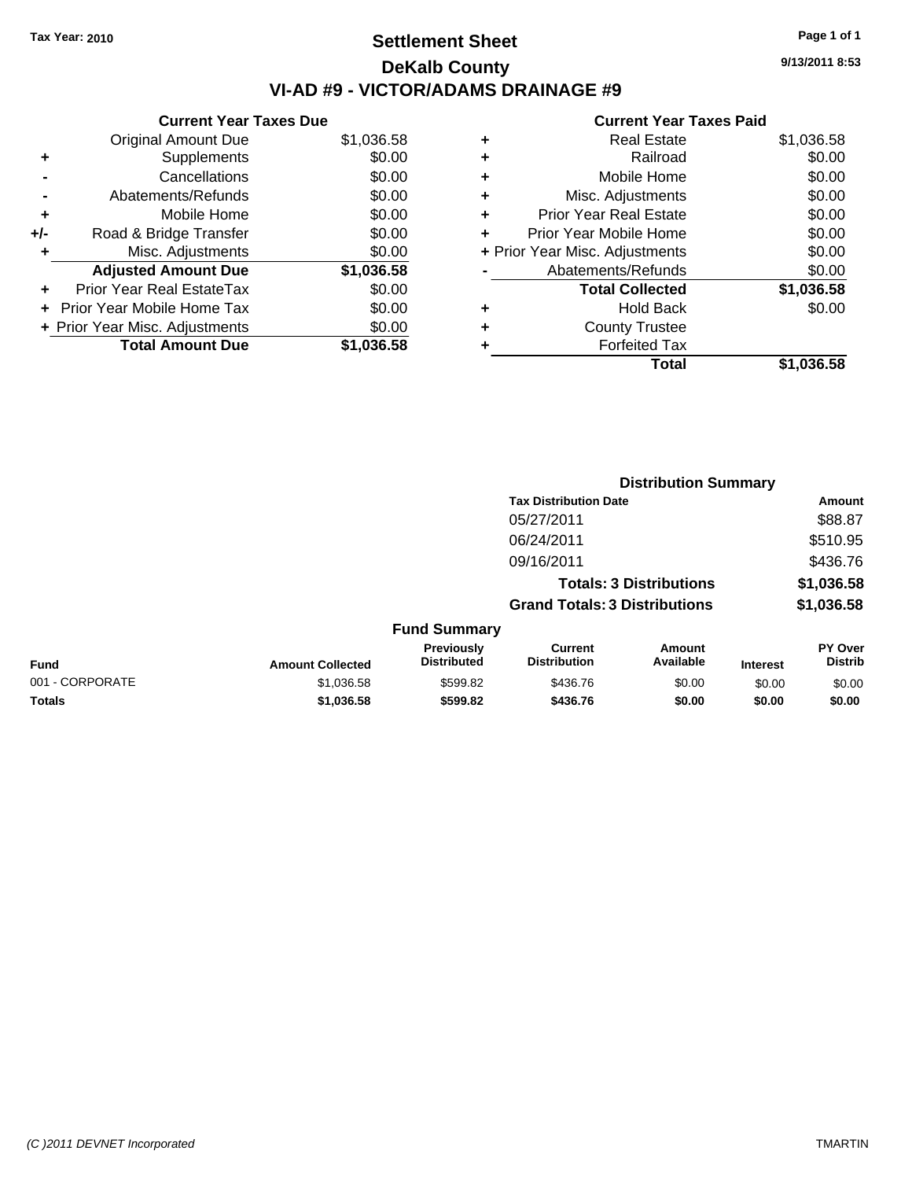Tax Year: 2010

# Settlement Sheet

## DeKalb County

## VI-AD #9 - VICTOR/ADAMS DRAINAGE #9

9/13/2011 8:53

### Current Year Taxes Due

| | | |
|---|---|---|
| | Original Amount Due | $1,036.58 |
| + | Supplements | $0.00 |
| - | Cancellations | $0.00 |
| - | Abatements/Refunds | $0.00 |
| + | Mobile Home | $0.00 |
| +/- | Road & Bridge Transfer | $0.00 |
| + | Misc. Adjustments | $0.00 |
| | **Adjusted Amount Due** | **$1,036.58** |
| + | Prior Year Real EstateTax | $0.00 |
| + | Prior Year Mobile Home Tax | $0.00 |
| + | Prior Year Misc. Adjustments | $0.00 |
| | **Total Amount Due** | **$1,036.58** |

### Current Year Taxes Paid

| | | |
|---|---|---|
| + | Real Estate | $1,036.58 |
| + | Railroad | $0.00 |
| + | Mobile Home | $0.00 |
| + | Misc. Adjustments | $0.00 |
| + | Prior Year Real Estate | $0.00 |
| + | Prior Year Mobile Home | $0.00 |
| + | Prior Year Misc. Adjustments | $0.00 |
| - | Abatements/Refunds | $0.00 |
| | **Total Collected** | **$1,036.58** |
| + | Hold Back | $0.00 |
| + | County Trustee | |
| + | Forfeited Tax | |
| | **Total** | **$1,036.58** |

### Distribution Summary

| Tax Distribution Date | Amount |
|---|---|
| 05/27/2011 | $88.87 |
| 06/24/2011 | $510.95 |
| 09/16/2011 | $436.76 |
| **Totals: 3 Distributions** | **$1,036.58** |
| **Grand Totals: 3 Distributions** | **$1,036.58** |

### Fund Summary

| Fund | Amount Collected | Previously Distributed | Current Distribution | Amount Available | Interest | PY Over Distrib |
|---|---|---|---|---|---|---|
| 001 - CORPORATE | $1,036.58 | $599.82 | $436.76 | $0.00 | $0.00 | $0.00 |
| **Totals** | **$1,036.58** | **$599.82** | **$436.76** | **$0.00** | **$0.00** | **$0.00** |

(C )2011 DEVNET Incorporated — TMARTIN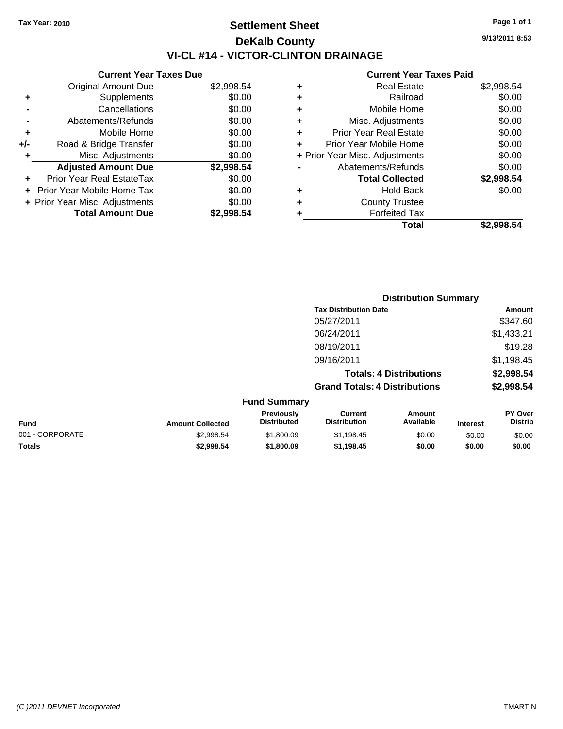Tax Year: 2010

# Settlement Sheet
## DeKalb County
## VI-CL #14 - VICTOR-CLINTON DRAINAGE

9/13/2011 8:53

### Current Year Taxes Due

| | | |
|---|---|---|
| | Original Amount Due | $2,998.54 |
| + | Supplements | $0.00 |
| - | Cancellations | $0.00 |
| - | Abatements/Refunds | $0.00 |
| + | Mobile Home | $0.00 |
| +/- | Road & Bridge Transfer | $0.00 |
| + | Misc. Adjustments | $0.00 |
| | **Adjusted Amount Due** | **$2,998.54** |
| + | Prior Year Real EstateTax | $0.00 |
| + | Prior Year Mobile Home Tax | $0.00 |
| + | Prior Year Misc. Adjustments | $0.00 |
| | **Total Amount Due** | **$2,998.54** |

### Current Year Taxes Paid

| | | |
|---|---|---|
| + | Real Estate | $2,998.54 |
| + | Railroad | $0.00 |
| + | Mobile Home | $0.00 |
| + | Misc. Adjustments | $0.00 |
| + | Prior Year Real Estate | $0.00 |
| + | Prior Year Mobile Home | $0.00 |
| + | Prior Year Misc. Adjustments | $0.00 |
| - | Abatements/Refunds | $0.00 |
| | **Total Collected** | **$2,998.54** |
| + | Hold Back | $0.00 |
| + | County Trustee | |
| + | Forfeited Tax | |
| | **Total** | **$2,998.54** |

### Distribution Summary

| Tax Distribution Date | Amount |
|---|---|
| 05/27/2011 | $347.60 |
| 06/24/2011 | $1,433.21 |
| 08/19/2011 | $19.28 |
| 09/16/2011 | $1,198.45 |
| **Totals: 4 Distributions** | **$2,998.54** |
| **Grand Totals: 4 Distributions** | **$2,998.54** |

### Fund Summary

| Fund | Amount Collected | Previously Distributed | Current Distribution | Amount Available | Interest | PY Over Distrib |
|---|---|---|---|---|---|---|
| 001 - CORPORATE | $2,998.54 | $1,800.09 | $1,198.45 | $0.00 | $0.00 | $0.00 |
| **Totals** | **$2,998.54** | **$1,800.09** | **$1,198.45** | **$0.00** | **$0.00** | **$0.00** |

(C )2011 DEVNET Incorporated TMARTIN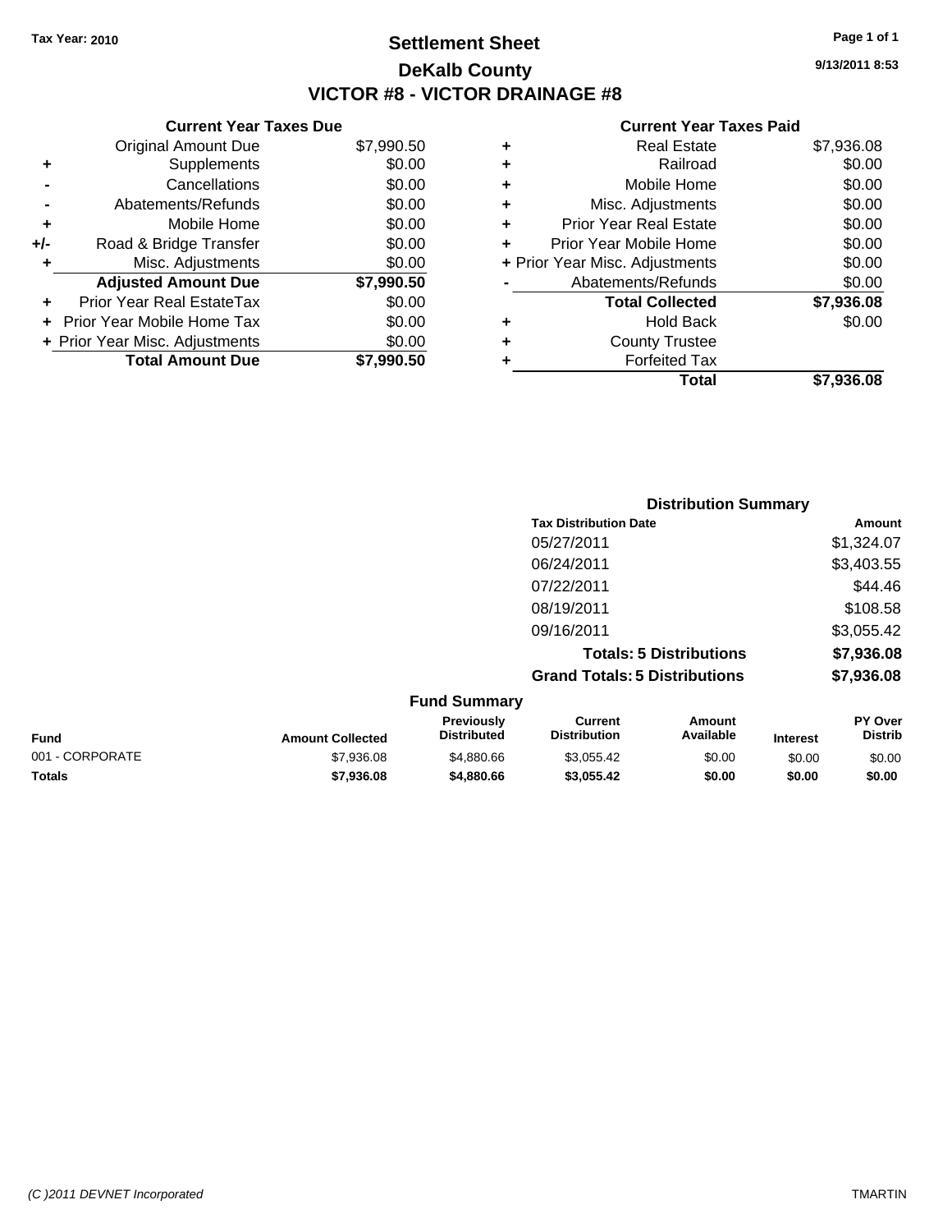Tax Year: 2010

# Settlement Sheet

## DeKalb County

## VICTOR #8 - VICTOR DRAINAGE #8

9/13/2011 8:53

### Current Year Taxes Due

| | | |
|---|---|---|
| | Original Amount Due | $7,990.50 |
| + | Supplements | $0.00 |
| - | Cancellations | $0.00 |
| - | Abatements/Refunds | $0.00 |
| + | Mobile Home | $0.00 |
| +/- | Road & Bridge Transfer | $0.00 |
| + | Misc. Adjustments | $0.00 |
| | **Adjusted Amount Due** | **$7,990.50** |
| + | Prior Year Real EstateTax | $0.00 |
| + | Prior Year Mobile Home Tax | $0.00 |
| + | Prior Year Misc. Adjustments | $0.00 |
| | **Total Amount Due** | **$7,990.50** |

### Current Year Taxes Paid

| | | |
|---|---|---|
| + | Real Estate | $7,936.08 |
| + | Railroad | $0.00 |
| + | Mobile Home | $0.00 |
| + | Misc. Adjustments | $0.00 |
| + | Prior Year Real Estate | $0.00 |
| + | Prior Year Mobile Home | $0.00 |
| + | Prior Year Misc. Adjustments | $0.00 |
| - | Abatements/Refunds | $0.00 |
| | **Total Collected** | **$7,936.08** |
| + | Hold Back | $0.00 |
| + | County Trustee | |
| + | Forfeited Tax | |
| | **Total** | **$7,936.08** |

### Distribution Summary

| Tax Distribution Date | Amount |
|---|---|
| 05/27/2011 | $1,324.07 |
| 06/24/2011 | $3,403.55 |
| 07/22/2011 | $44.46 |
| 08/19/2011 | $108.58 |
| 09/16/2011 | $3,055.42 |
| **Totals: 5 Distributions** | **$7,936.08** |
| **Grand Totals: 5 Distributions** | **$7,936.08** |

### Fund Summary

| Fund | Amount Collected | Previously Distributed | Current Distribution | Amount Available | Interest | PY Over Distrib |
|---|---|---|---|---|---|---|
| 001 - CORPORATE | $7,936.08 | $4,880.66 | $3,055.42 | $0.00 | $0.00 | $0.00 |
| **Totals** | **$7,936.08** | **$4,880.66** | **$3,055.42** | **$0.00** | **$0.00** | **$0.00** |

(C )2011 DEVNET Incorporated

TMARTIN